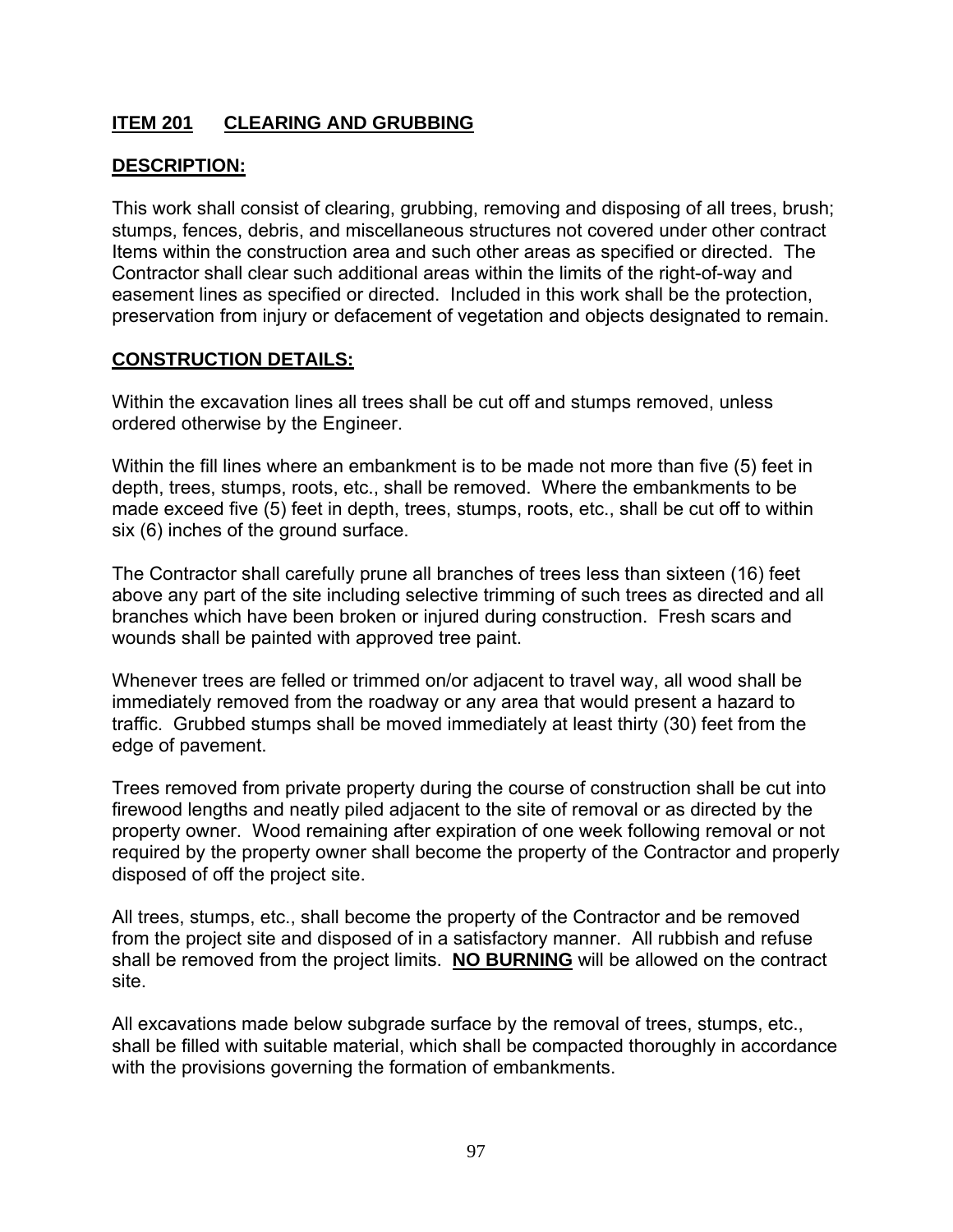## ITEM 201 CLEARING AND GRUBBING

### DESCRIPTION:

This work shall consist of clearing, grubbing, removing and disposing of all trees, brush; stumps, fences, debris, and miscellaneous structures not covered under other contract Items within the construction area and such other areas as specified or directed. The Contractor shall clear such additional areas within the limits of the right-of-way and easement lines as specified or directed. Included in this work shall be the protection, preservation from injury or defacement of vegetation and objects designated to remain.

### CONSTRUCTION DETAILS:

Within the excavation lines all trees shall be cut off and stumps removed, unless ordered otherwise by the Engineer.

Within the fill lines where an embankment is to be made not more than five (5) feet in depth, trees, stumps, roots, etc., shall be removed. Where the embankments to be made exceed five (5) feet in depth, trees, stumps, roots, etc., shall be cut off to within six (6) inches of the ground surface.

The Contractor shall carefully prune all branches of trees less than sixteen (16) feet above any part of the site including selective trimming of such trees as directed and all branches which have been broken or injured during construction. Fresh scars and wounds shall be painted with approved tree paint.

Whenever trees are felled or trimmed on/or adjacent to travel way, all wood shall be immediately removed from the roadway or any area that would present a hazard to traffic. Grubbed stumps shall be moved immediately at least thirty (30) feet from the edge of pavement.

Trees removed from private property during the course of construction shall be cut into firewood lengths and neatly piled adjacent to the site of removal or as directed by the property owner. Wood remaining after expiration of one week following removal or not required by the property owner shall become the property of the Contractor and properly disposed of off the project site.

All trees, stumps, etc., shall become the property of the Contractor and be removed from the project site and disposed of in a satisfactory manner. All rubbish and refuse shall be removed from the project limits. **NO BURNING** will be allowed on the contract site.

All excavations made below subgrade surface by the removal of trees, stumps, etc., shall be filled with suitable material, which shall be compacted thoroughly in accordance with the provisions governing the formation of embankments.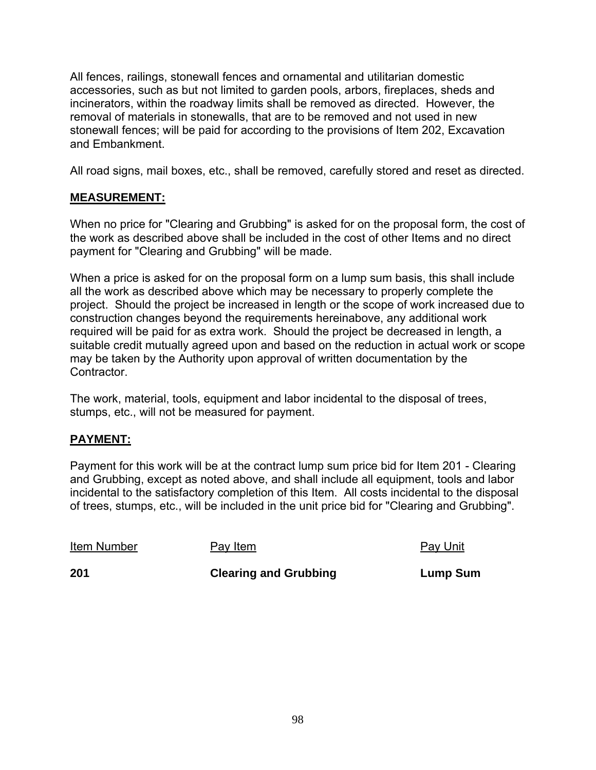All fences, railings, stonewall fences and ornamental and utilitarian domestic accessories, such as but not limited to garden pools, arbors, fireplaces, sheds and incinerators, within the roadway limits shall be removed as directed. However, the removal of materials in stonewalls, that are to be removed and not used in new stonewall fences; will be paid for according to the provisions of Item 202, Excavation and Embankment.

All road signs, mail boxes, etc., shall be removed, carefully stored and reset as directed.

## MEASUREMENT:

When no price for "Clearing and Grubbing" is asked for on the proposal form, the cost of the work as described above shall be included in the cost of other Items and no direct payment for "Clearing and Grubbing" will be made.

When a price is asked for on the proposal form on a lump sum basis, this shall include all the work as described above which may be necessary to properly complete the project. Should the project be increased in length or the scope of work increased due to construction changes beyond the requirements hereinabove, any additional work required will be paid for as extra work. Should the project be decreased in length, a suitable credit mutually agreed upon and based on the reduction in actual work or scope may be taken by the Authority upon approval of written documentation by the Contractor.

The work, material, tools, equipment and labor incidental to the disposal of trees, stumps, etc., will not be measured for payment.

## PAYMENT:

Payment for this work will be at the contract lump sum price bid for Item 201 - Clearing and Grubbing, except as noted above, and shall include all equipment, tools and labor incidental to the satisfactory completion of this Item. All costs incidental to the disposal of trees, stumps, etc., will be included in the unit price bid for "Clearing and Grubbing".

| Item Number | Pay Item | Pay Unit |
| --- | --- | --- |
| **201** | **Clearing and Grubbing** | **Lump Sum** |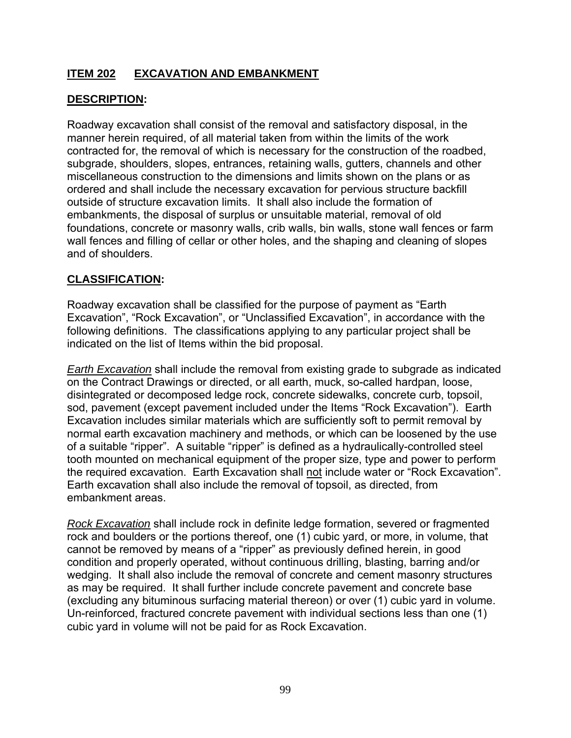## ITEM 202 EXCAVATION AND EMBANKMENT

### DESCRIPTION:

Roadway excavation shall consist of the removal and satisfactory disposal, in the manner herein required, of all material taken from within the limits of the work contracted for, the removal of which is necessary for the construction of the roadbed, subgrade, shoulders, slopes, entrances, retaining walls, gutters, channels and other miscellaneous construction to the dimensions and limits shown on the plans or as ordered and shall include the necessary excavation for pervious structure backfill outside of structure excavation limits. It shall also include the formation of embankments, the disposal of surplus or unsuitable material, removal of old foundations, concrete or masonry walls, crib walls, bin walls, stone wall fences or farm wall fences and filling of cellar or other holes, and the shaping and cleaning of slopes and of shoulders.

### CLASSIFICATION:

Roadway excavation shall be classified for the purpose of payment as "Earth Excavation", "Rock Excavation", or "Unclassified Excavation", in accordance with the following definitions. The classifications applying to any particular project shall be indicated on the list of Items within the bid proposal.

*Earth Excavation* shall include the removal from existing grade to subgrade as indicated on the Contract Drawings or directed, or all earth, muck, so-called hardpan, loose, disintegrated or decomposed ledge rock, concrete sidewalks, concrete curb, topsoil, sod, pavement (except pavement included under the Items "Rock Excavation"). Earth Excavation includes similar materials which are sufficiently soft to permit removal by normal earth excavation machinery and methods, or which can be loosened by the use of a suitable "ripper". A suitable "ripper" is defined as a hydraulically-controlled steel tooth mounted on mechanical equipment of the proper size, type and power to perform the required excavation. Earth Excavation shall not include water or "Rock Excavation". Earth excavation shall also include the removal of topsoil, as directed, from embankment areas.

*Rock Excavation* shall include rock in definite ledge formation, severed or fragmented rock and boulders or the portions thereof, one (1) cubic yard, or more, in volume, that cannot be removed by means of a "ripper" as previously defined herein, in good condition and properly operated, without continuous drilling, blasting, barring and/or wedging. It shall also include the removal of concrete and cement masonry structures as may be required. It shall further include concrete pavement and concrete base (excluding any bituminous surfacing material thereon) or over (1) cubic yard in volume. Un-reinforced, fractured concrete pavement with individual sections less than one (1) cubic yard in volume will not be paid for as Rock Excavation.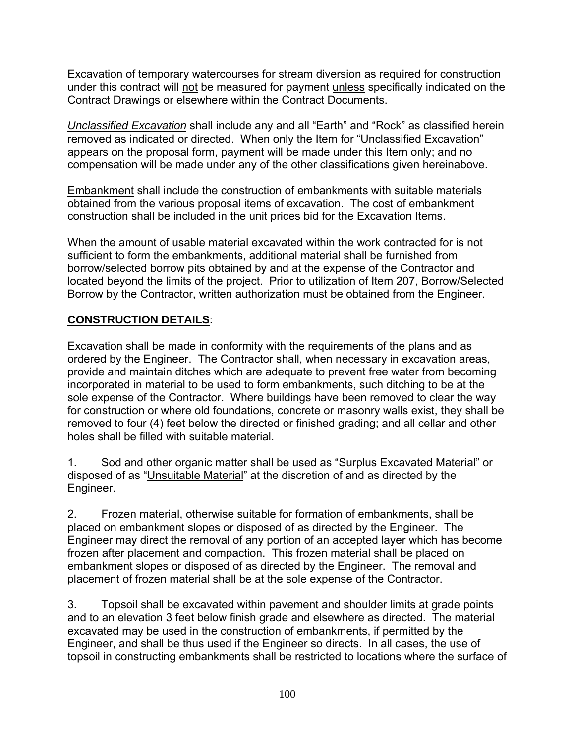Excavation of temporary watercourses for stream diversion as required for construction under this contract will not be measured for payment unless specifically indicated on the Contract Drawings or elsewhere within the Contract Documents.

*Unclassified Excavation* shall include any and all "Earth" and "Rock" as classified herein removed as indicated or directed. When only the Item for "Unclassified Excavation" appears on the proposal form, payment will be made under this Item only; and no compensation will be made under any of the other classifications given hereinabove.

Embankment shall include the construction of embankments with suitable materials obtained from the various proposal items of excavation. The cost of embankment construction shall be included in the unit prices bid for the Excavation Items.

When the amount of usable material excavated within the work contracted for is not sufficient to form the embankments, additional material shall be furnished from borrow/selected borrow pits obtained by and at the expense of the Contractor and located beyond the limits of the project. Prior to utilization of Item 207, Borrow/Selected Borrow by the Contractor, written authorization must be obtained from the Engineer.

**CONSTRUCTION DETAILS**:

Excavation shall be made in conformity with the requirements of the plans and as ordered by the Engineer. The Contractor shall, when necessary in excavation areas, provide and maintain ditches which are adequate to prevent free water from becoming incorporated in material to be used to form embankments, such ditching to be at the sole expense of the Contractor. Where buildings have been removed to clear the way for construction or where old foundations, concrete or masonry walls exist, they shall be removed to four (4) feet below the directed or finished grading; and all cellar and other holes shall be filled with suitable material.

1. Sod and other organic matter shall be used as "Surplus Excavated Material" or disposed of as "Unsuitable Material" at the discretion of and as directed by the Engineer.

2. Frozen material, otherwise suitable for formation of embankments, shall be placed on embankment slopes or disposed of as directed by the Engineer. The Engineer may direct the removal of any portion of an accepted layer which has become frozen after placement and compaction. This frozen material shall be placed on embankment slopes or disposed of as directed by the Engineer. The removal and placement of frozen material shall be at the sole expense of the Contractor.

3. Topsoil shall be excavated within pavement and shoulder limits at grade points and to an elevation 3 feet below finish grade and elsewhere as directed. The material excavated may be used in the construction of embankments, if permitted by the Engineer, and shall be thus used if the Engineer so directs. In all cases, the use of topsoil in constructing embankments shall be restricted to locations where the surface of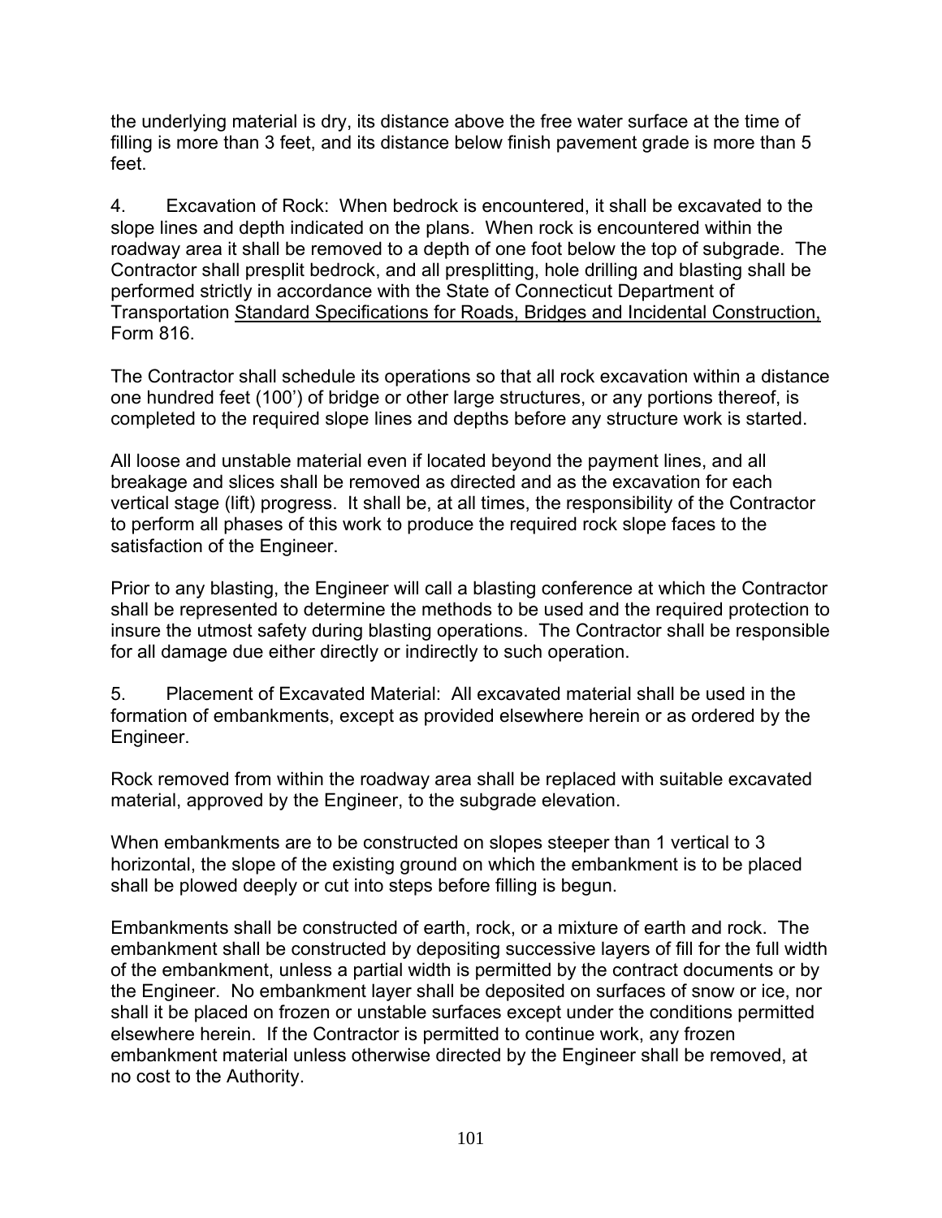the underlying material is dry, its distance above the free water surface at the time of filling is more than 3 feet, and its distance below finish pavement grade is more than 5 feet.

4. Excavation of Rock: When bedrock is encountered, it shall be excavated to the slope lines and depth indicated on the plans. When rock is encountered within the roadway area it shall be removed to a depth of one foot below the top of subgrade. The Contractor shall presplit bedrock, and all presplitting, hole drilling and blasting shall be performed strictly in accordance with the State of Connecticut Department of Transportation Standard Specifications for Roads, Bridges and Incidental Construction, Form 816.

The Contractor shall schedule its operations so that all rock excavation within a distance one hundred feet (100') of bridge or other large structures, or any portions thereof, is completed to the required slope lines and depths before any structure work is started.

All loose and unstable material even if located beyond the payment lines, and all breakage and slices shall be removed as directed and as the excavation for each vertical stage (lift) progress. It shall be, at all times, the responsibility of the Contractor to perform all phases of this work to produce the required rock slope faces to the satisfaction of the Engineer.

Prior to any blasting, the Engineer will call a blasting conference at which the Contractor shall be represented to determine the methods to be used and the required protection to insure the utmost safety during blasting operations. The Contractor shall be responsible for all damage due either directly or indirectly to such operation.

5. Placement of Excavated Material: All excavated material shall be used in the formation of embankments, except as provided elsewhere herein or as ordered by the Engineer.

Rock removed from within the roadway area shall be replaced with suitable excavated material, approved by the Engineer, to the subgrade elevation.

When embankments are to be constructed on slopes steeper than 1 vertical to 3 horizontal, the slope of the existing ground on which the embankment is to be placed shall be plowed deeply or cut into steps before filling is begun.

Embankments shall be constructed of earth, rock, or a mixture of earth and rock. The embankment shall be constructed by depositing successive layers of fill for the full width of the embankment, unless a partial width is permitted by the contract documents or by the Engineer. No embankment layer shall be deposited on surfaces of snow or ice, nor shall it be placed on frozen or unstable surfaces except under the conditions permitted elsewhere herein. If the Contractor is permitted to continue work, any frozen embankment material unless otherwise directed by the Engineer shall be removed, at no cost to the Authority.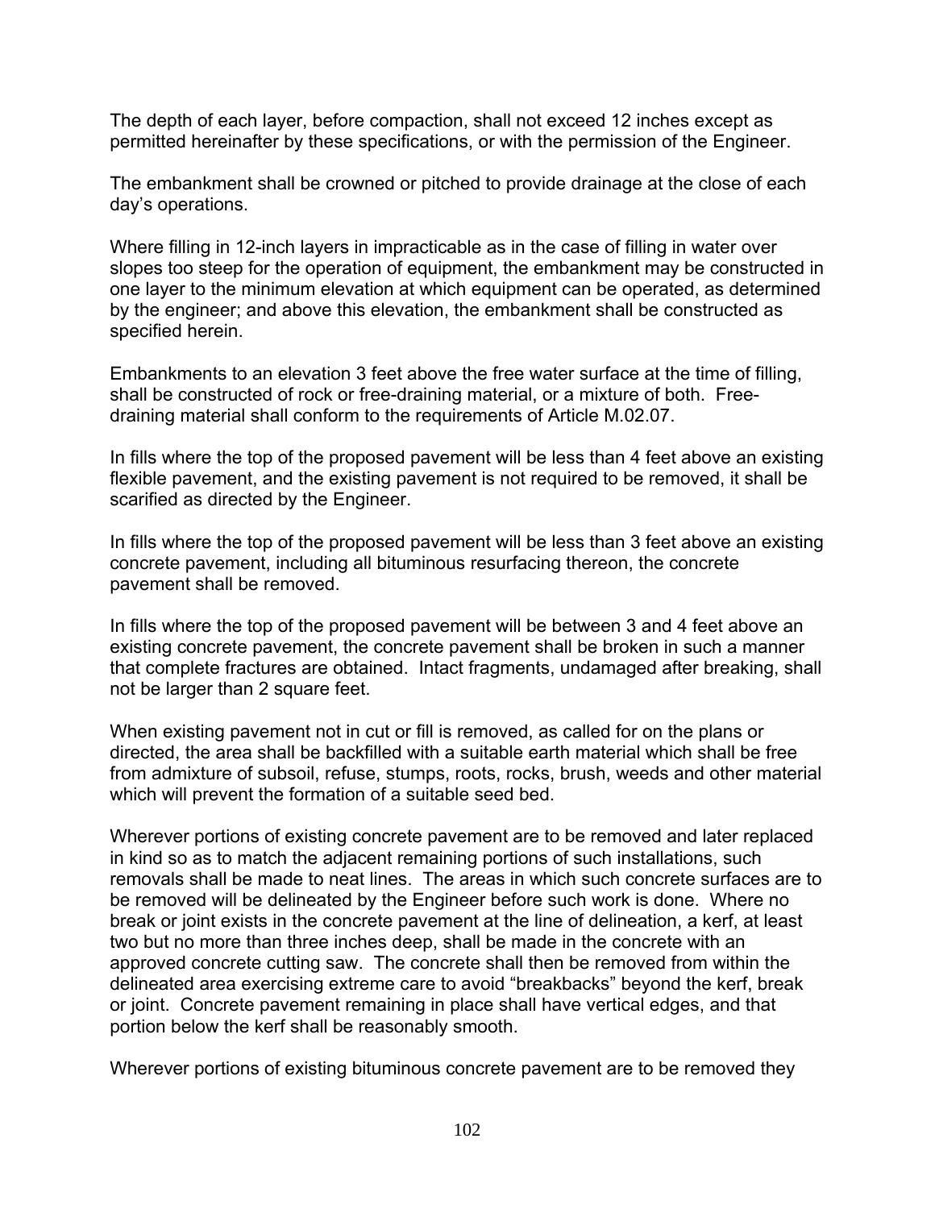The depth of each layer, before compaction, shall not exceed 12 inches except as permitted hereinafter by these specifications, or with the permission of the Engineer.

The embankment shall be crowned or pitched to provide drainage at the close of each day's operations.

Where filling in 12-inch layers in impracticable as in the case of filling in water over slopes too steep for the operation of equipment, the embankment may be constructed in one layer to the minimum elevation at which equipment can be operated, as determined by the engineer; and above this elevation, the embankment shall be constructed as specified herein.

Embankments to an elevation 3 feet above the free water surface at the time of filling, shall be constructed of rock or free-draining material, or a mixture of both. Free-draining material shall conform to the requirements of Article M.02.07.

In fills where the top of the proposed pavement will be less than 4 feet above an existing flexible pavement, and the existing pavement is not required to be removed, it shall be scarified as directed by the Engineer.

In fills where the top of the proposed pavement will be less than 3 feet above an existing concrete pavement, including all bituminous resurfacing thereon, the concrete pavement shall be removed.

In fills where the top of the proposed pavement will be between 3 and 4 feet above an existing concrete pavement, the concrete pavement shall be broken in such a manner that complete fractures are obtained. Intact fragments, undamaged after breaking, shall not be larger than 2 square feet.

When existing pavement not in cut or fill is removed, as called for on the plans or directed, the area shall be backfilled with a suitable earth material which shall be free from admixture of subsoil, refuse, stumps, roots, rocks, brush, weeds and other material which will prevent the formation of a suitable seed bed.

Wherever portions of existing concrete pavement are to be removed and later replaced in kind so as to match the adjacent remaining portions of such installations, such removals shall be made to neat lines. The areas in which such concrete surfaces are to be removed will be delineated by the Engineer before such work is done. Where no break or joint exists in the concrete pavement at the line of delineation, a kerf, at least two but no more than three inches deep, shall be made in the concrete with an approved concrete cutting saw. The concrete shall then be removed from within the delineated area exercising extreme care to avoid "breakbacks" beyond the kerf, break or joint. Concrete pavement remaining in place shall have vertical edges, and that portion below the kerf shall be reasonably smooth.

Wherever portions of existing bituminous concrete pavement are to be removed they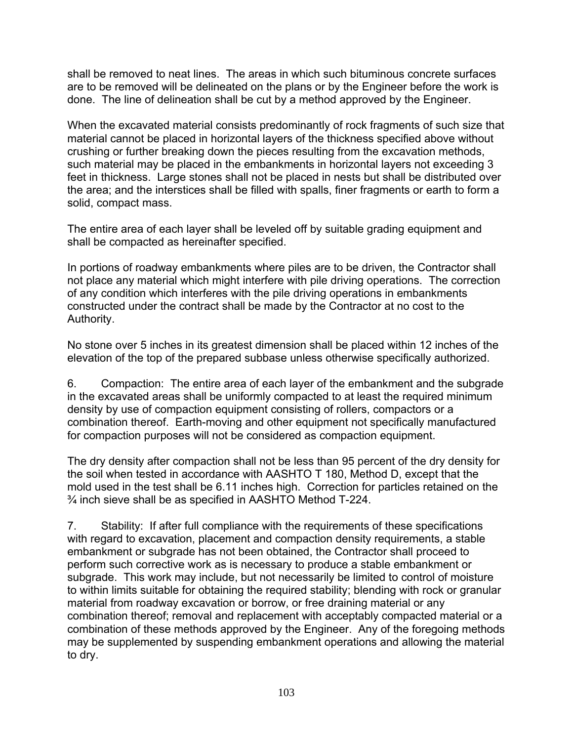shall be removed to neat lines. The areas in which such bituminous concrete surfaces are to be removed will be delineated on the plans or by the Engineer before the work is done. The line of delineation shall be cut by a method approved by the Engineer.

When the excavated material consists predominantly of rock fragments of such size that material cannot be placed in horizontal layers of the thickness specified above without crushing or further breaking down the pieces resulting from the excavation methods, such material may be placed in the embankments in horizontal layers not exceeding 3 feet in thickness. Large stones shall not be placed in nests but shall be distributed over the area; and the interstices shall be filled with spalls, finer fragments or earth to form a solid, compact mass.

The entire area of each layer shall be leveled off by suitable grading equipment and shall be compacted as hereinafter specified.

In portions of roadway embankments where piles are to be driven, the Contractor shall not place any material which might interfere with pile driving operations. The correction of any condition which interferes with the pile driving operations in embankments constructed under the contract shall be made by the Contractor at no cost to the Authority.

No stone over 5 inches in its greatest dimension shall be placed within 12 inches of the elevation of the top of the prepared subbase unless otherwise specifically authorized.

6. Compaction: The entire area of each layer of the embankment and the subgrade in the excavated areas shall be uniformly compacted to at least the required minimum density by use of compaction equipment consisting of rollers, compactors or a combination thereof. Earth-moving and other equipment not specifically manufactured for compaction purposes will not be considered as compaction equipment.

The dry density after compaction shall not be less than 95 percent of the dry density for the soil when tested in accordance with AASHTO T 180, Method D, except that the mold used in the test shall be 6.11 inches high. Correction for particles retained on the ¾ inch sieve shall be as specified in AASHTO Method T-224.

7. Stability: If after full compliance with the requirements of these specifications with regard to excavation, placement and compaction density requirements, a stable embankment or subgrade has not been obtained, the Contractor shall proceed to perform such corrective work as is necessary to produce a stable embankment or subgrade. This work may include, but not necessarily be limited to control of moisture to within limits suitable for obtaining the required stability; blending with rock or granular material from roadway excavation or borrow, or free draining material or any combination thereof; removal and replacement with acceptably compacted material or a combination of these methods approved by the Engineer. Any of the foregoing methods may be supplemented by suspending embankment operations and allowing the material to dry.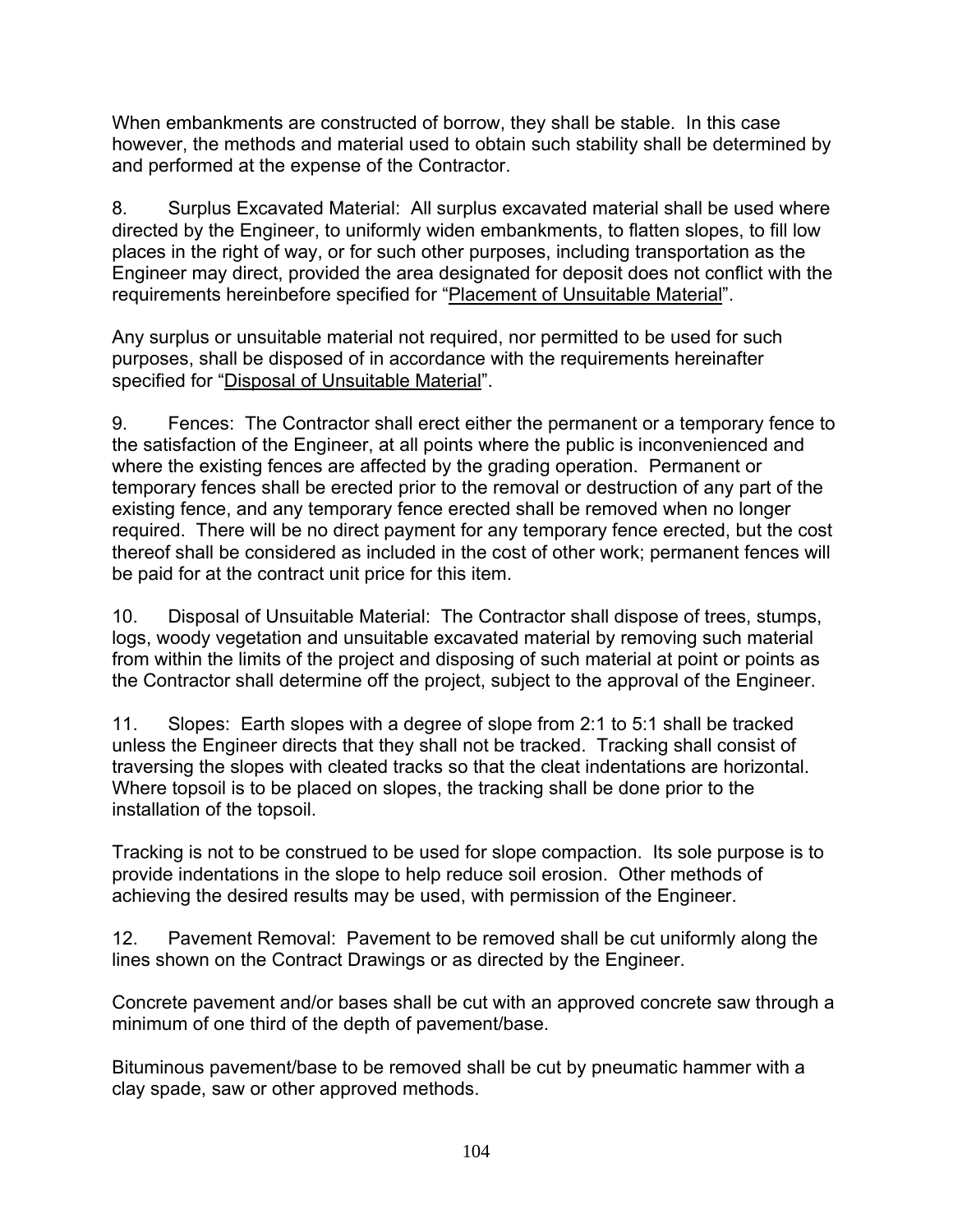When embankments are constructed of borrow, they shall be stable. In this case however, the methods and material used to obtain such stability shall be determined by and performed at the expense of the Contractor.

8. Surplus Excavated Material: All surplus excavated material shall be used where directed by the Engineer, to uniformly widen embankments, to flatten slopes, to fill low places in the right of way, or for such other purposes, including transportation as the Engineer may direct, provided the area designated for deposit does not conflict with the requirements hereinbefore specified for "<u>Placement of Unsuitable Material</u>".

Any surplus or unsuitable material not required, nor permitted to be used for such purposes, shall be disposed of in accordance with the requirements hereinafter specified for "<u>Disposal of Unsuitable Material</u>".

9. Fences: The Contractor shall erect either the permanent or a temporary fence to the satisfaction of the Engineer, at all points where the public is inconvenienced and where the existing fences are affected by the grading operation. Permanent or temporary fences shall be erected prior to the removal or destruction of any part of the existing fence, and any temporary fence erected shall be removed when no longer required. There will be no direct payment for any temporary fence erected, but the cost thereof shall be considered as included in the cost of other work; permanent fences will be paid for at the contract unit price for this item.

10. Disposal of Unsuitable Material: The Contractor shall dispose of trees, stumps, logs, woody vegetation and unsuitable excavated material by removing such material from within the limits of the project and disposing of such material at point or points as the Contractor shall determine off the project, subject to the approval of the Engineer.

11. Slopes: Earth slopes with a degree of slope from 2:1 to 5:1 shall be tracked unless the Engineer directs that they shall not be tracked. Tracking shall consist of traversing the slopes with cleated tracks so that the cleat indentations are horizontal. Where topsoil is to be placed on slopes, the tracking shall be done prior to the installation of the topsoil.

Tracking is not to be construed to be used for slope compaction. Its sole purpose is to provide indentations in the slope to help reduce soil erosion. Other methods of achieving the desired results may be used, with permission of the Engineer.

12. Pavement Removal: Pavement to be removed shall be cut uniformly along the lines shown on the Contract Drawings or as directed by the Engineer.

Concrete pavement and/or bases shall be cut with an approved concrete saw through a minimum of one third of the depth of pavement/base.

Bituminous pavement/base to be removed shall be cut by pneumatic hammer with a clay spade, saw or other approved methods.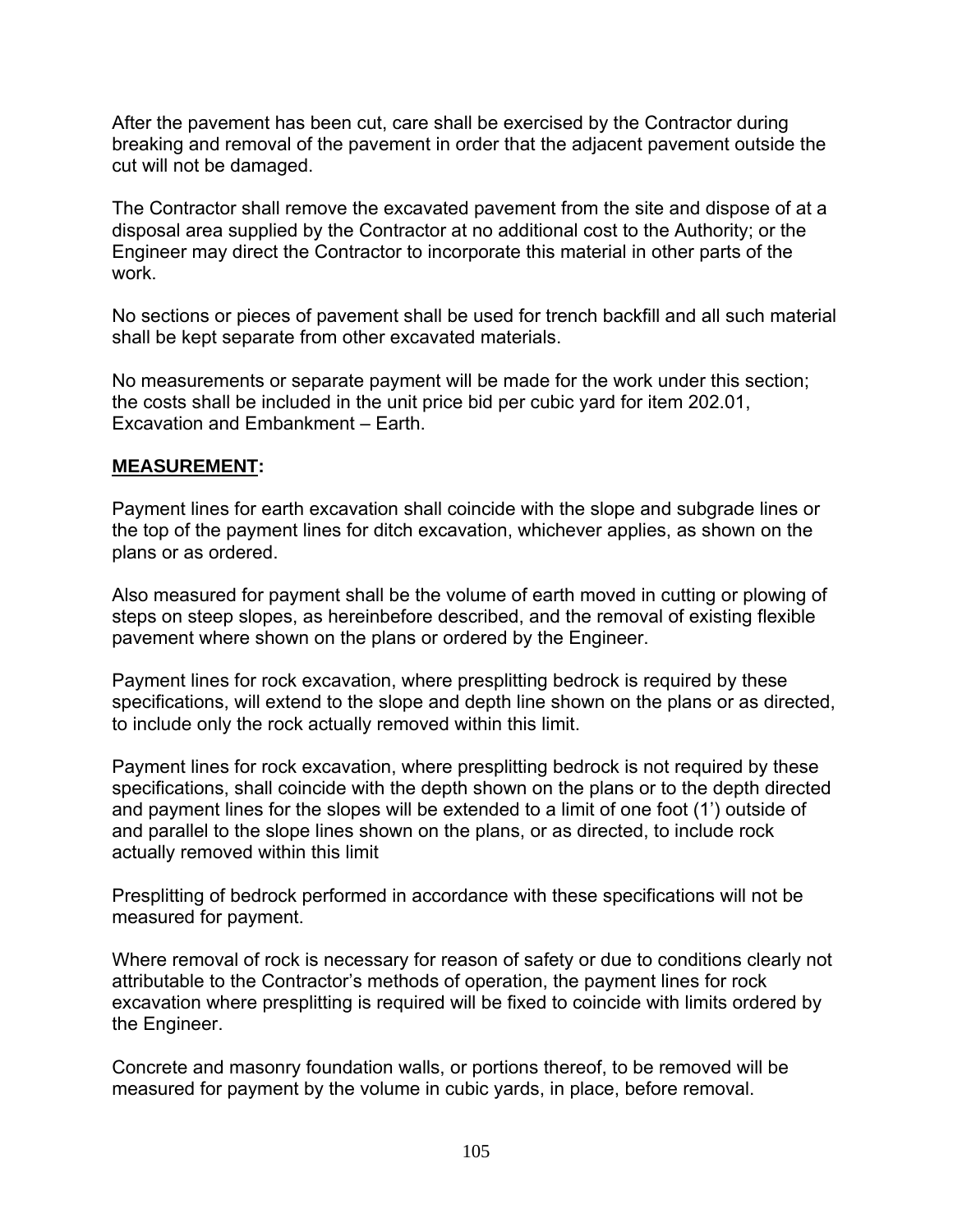After the pavement has been cut, care shall be exercised by the Contractor during breaking and removal of the pavement in order that the adjacent pavement outside the cut will not be damaged.

The Contractor shall remove the excavated pavement from the site and dispose of at a disposal area supplied by the Contractor at no additional cost to the Authority; or the Engineer may direct the Contractor to incorporate this material in other parts of the work.

No sections or pieces of pavement shall be used for trench backfill and all such material shall be kept separate from other excavated materials.

No measurements or separate payment will be made for the work under this section; the costs shall be included in the unit price bid per cubic yard for item 202.01, Excavation and Embankment – Earth.

**MEASUREMENT:**

Payment lines for earth excavation shall coincide with the slope and subgrade lines or the top of the payment lines for ditch excavation, whichever applies, as shown on the plans or as ordered.

Also measured for payment shall be the volume of earth moved in cutting or plowing of steps on steep slopes, as hereinbefore described, and the removal of existing flexible pavement where shown on the plans or ordered by the Engineer.

Payment lines for rock excavation, where presplitting bedrock is required by these specifications, will extend to the slope and depth line shown on the plans or as directed, to include only the rock actually removed within this limit.

Payment lines for rock excavation, where presplitting bedrock is not required by these specifications, shall coincide with the depth shown on the plans or to the depth directed and payment lines for the slopes will be extended to a limit of one foot (1') outside of and parallel to the slope lines shown on the plans, or as directed, to include rock actually removed within this limit

Presplitting of bedrock performed in accordance with these specifications will not be measured for payment.

Where removal of rock is necessary for reason of safety or due to conditions clearly not attributable to the Contractor's methods of operation, the payment lines for rock excavation where presplitting is required will be fixed to coincide with limits ordered by the Engineer.

Concrete and masonry foundation walls, or portions thereof, to be removed will be measured for payment by the volume in cubic yards, in place, before removal.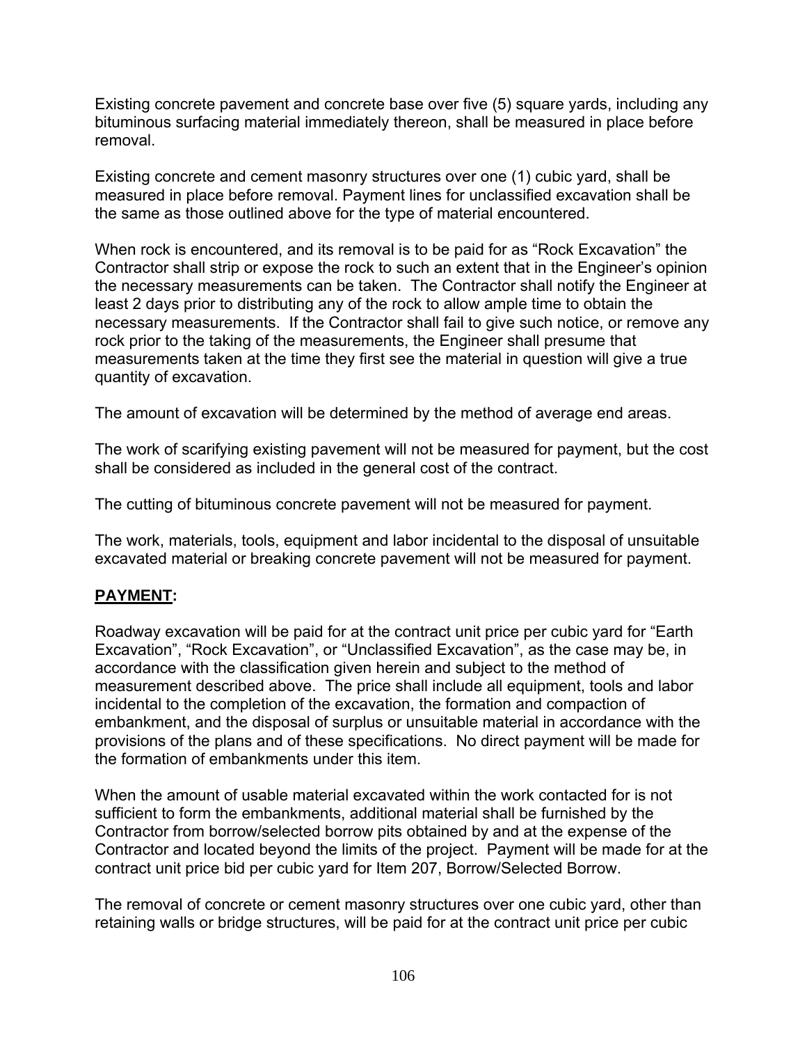Existing concrete pavement and concrete base over five (5) square yards, including any bituminous surfacing material immediately thereon, shall be measured in place before removal.

Existing concrete and cement masonry structures over one (1) cubic yard, shall be measured in place before removal. Payment lines for unclassified excavation shall be the same as those outlined above for the type of material encountered.

When rock is encountered, and its removal is to be paid for as "Rock Excavation" the Contractor shall strip or expose the rock to such an extent that in the Engineer's opinion the necessary measurements can be taken. The Contractor shall notify the Engineer at least 2 days prior to distributing any of the rock to allow ample time to obtain the necessary measurements. If the Contractor shall fail to give such notice, or remove any rock prior to the taking of the measurements, the Engineer shall presume that measurements taken at the time they first see the material in question will give a true quantity of excavation.

The amount of excavation will be determined by the method of average end areas.

The work of scarifying existing pavement will not be measured for payment, but the cost shall be considered as included in the general cost of the contract.

The cutting of bituminous concrete pavement will not be measured for payment.

The work, materials, tools, equipment and labor incidental to the disposal of unsuitable excavated material or breaking concrete pavement will not be measured for payment.

**PAYMENT:**

Roadway excavation will be paid for at the contract unit price per cubic yard for "Earth Excavation", "Rock Excavation", or "Unclassified Excavation", as the case may be, in accordance with the classification given herein and subject to the method of measurement described above. The price shall include all equipment, tools and labor incidental to the completion of the excavation, the formation and compaction of embankment, and the disposal of surplus or unsuitable material in accordance with the provisions of the plans and of these specifications. No direct payment will be made for the formation of embankments under this item.

When the amount of usable material excavated within the work contacted for is not sufficient to form the embankments, additional material shall be furnished by the Contractor from borrow/selected borrow pits obtained by and at the expense of the Contractor and located beyond the limits of the project. Payment will be made for at the contract unit price bid per cubic yard for Item 207, Borrow/Selected Borrow.

The removal of concrete or cement masonry structures over one cubic yard, other than retaining walls or bridge structures, will be paid for at the contract unit price per cubic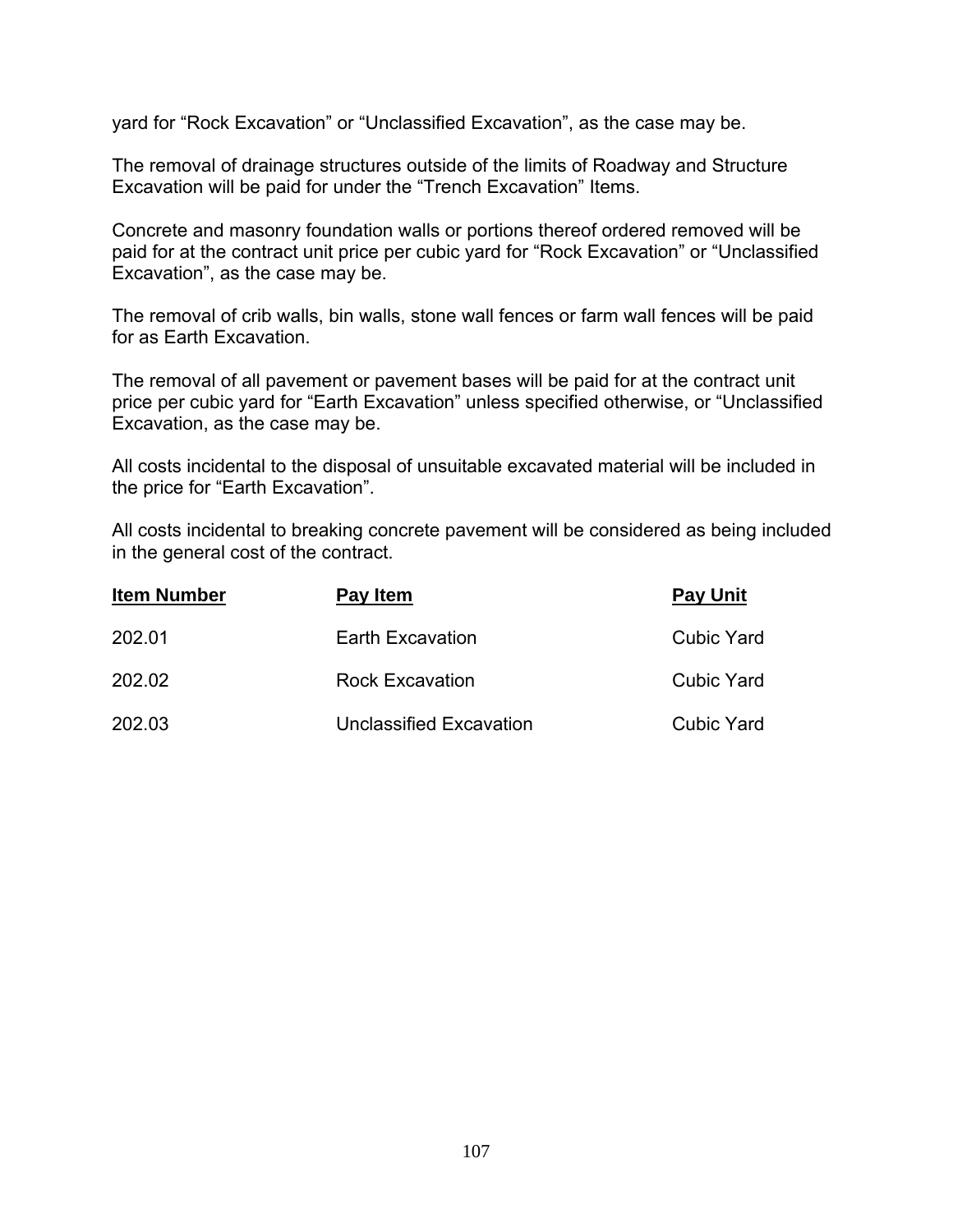yard for “Rock Excavation” or “Unclassified Excavation”, as the case may be.

The removal of drainage structures outside of the limits of Roadway and Structure Excavation will be paid for under the “Trench Excavation” Items.

Concrete and masonry foundation walls or portions thereof ordered removed will be paid for at the contract unit price per cubic yard for “Rock Excavation” or “Unclassified Excavation”, as the case may be.

The removal of crib walls, bin walls, stone wall fences or farm wall fences will be paid for as Earth Excavation.

The removal of all pavement or pavement bases will be paid for at the contract unit price per cubic yard for “Earth Excavation” unless specified otherwise, or “Unclassified Excavation, as the case may be.

All costs incidental to the disposal of unsuitable excavated material will be included in the price for “Earth Excavation”.

All costs incidental to breaking concrete pavement will be considered as being included in the general cost of the contract.

| Item Number | Pay Item | Pay Unit |
|---|---|---|
| 202.01 | Earth Excavation | Cubic Yard |
| 202.02 | Rock Excavation | Cubic Yard |
| 202.03 | Unclassified Excavation | Cubic Yard |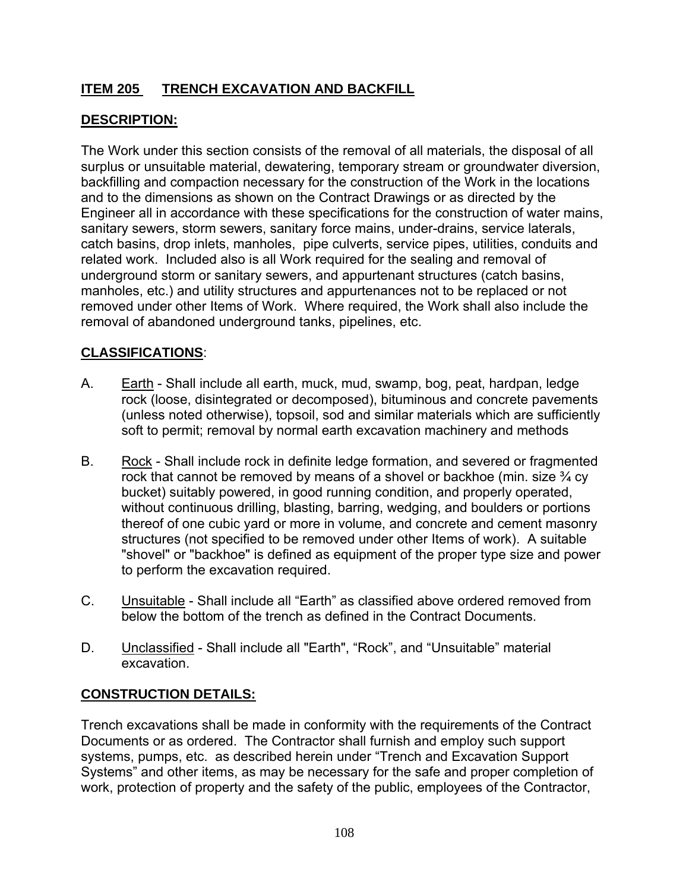## ITEM 205 TRENCH EXCAVATION AND BACKFILL

### DESCRIPTION:

The Work under this section consists of the removal of all materials, the disposal of all surplus or unsuitable material, dewatering, temporary stream or groundwater diversion, backfilling and compaction necessary for the construction of the Work in the locations and to the dimensions as shown on the Contract Drawings or as directed by the Engineer all in accordance with these specifications for the construction of water mains, sanitary sewers, storm sewers, sanitary force mains, under-drains, service laterals, catch basins, drop inlets, manholes, pipe culverts, service pipes, utilities, conduits and related work. Included also is all Work required for the sealing and removal of underground storm or sanitary sewers, and appurtenant structures (catch basins, manholes, etc.) and utility structures and appurtenances not to be replaced or not removed under other Items of Work. Where required, the Work shall also include the removal of abandoned underground tanks, pipelines, etc.

### CLASSIFICATIONS:

A. Earth - Shall include all earth, muck, mud, swamp, bog, peat, hardpan, ledge rock (loose, disintegrated or decomposed), bituminous and concrete pavements (unless noted otherwise), topsoil, sod and similar materials which are sufficiently soft to permit; removal by normal earth excavation machinery and methods

B. Rock - Shall include rock in definite ledge formation, and severed or fragmented rock that cannot be removed by means of a shovel or backhoe (min. size ¾ cy bucket) suitably powered, in good running condition, and properly operated, without continuous drilling, blasting, barring, wedging, and boulders or portions thereof of one cubic yard or more in volume, and concrete and cement masonry structures (not specified to be removed under other Items of work). A suitable "shovel" or "backhoe" is defined as equipment of the proper type size and power to perform the excavation required.

C. Unsuitable - Shall include all "Earth" as classified above ordered removed from below the bottom of the trench as defined in the Contract Documents.

D. Unclassified - Shall include all "Earth", "Rock", and "Unsuitable" material excavation.

### CONSTRUCTION DETAILS:

Trench excavations shall be made in conformity with the requirements of the Contract Documents or as ordered. The Contractor shall furnish and employ such support systems, pumps, etc. as described herein under "Trench and Excavation Support Systems" and other items, as may be necessary for the safe and proper completion of work, protection of property and the safety of the public, employees of the Contractor,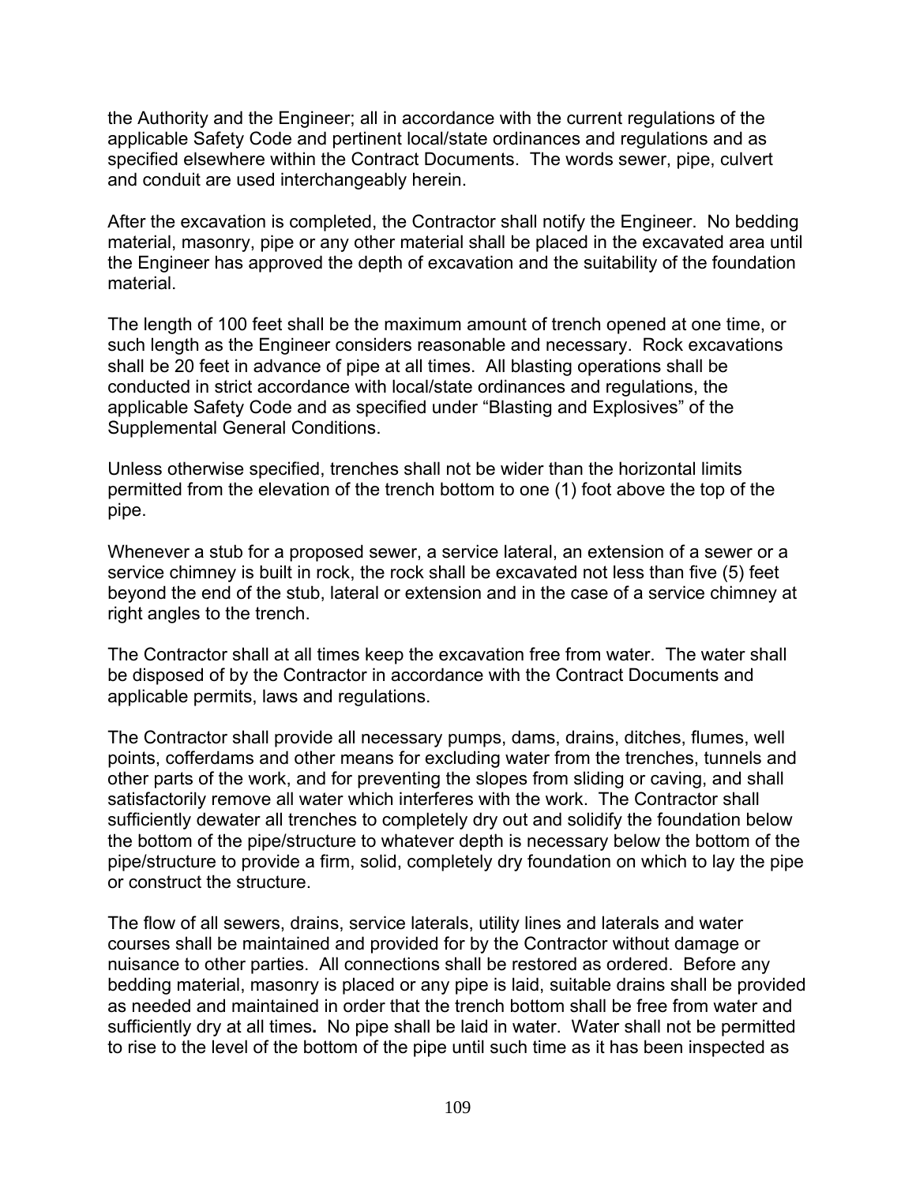the Authority and the Engineer; all in accordance with the current regulations of the applicable Safety Code and pertinent local/state ordinances and regulations and as specified elsewhere within the Contract Documents. The words sewer, pipe, culvert and conduit are used interchangeably herein.

After the excavation is completed, the Contractor shall notify the Engineer. No bedding material, masonry, pipe or any other material shall be placed in the excavated area until the Engineer has approved the depth of excavation and the suitability of the foundation material.

The length of 100 feet shall be the maximum amount of trench opened at one time, or such length as the Engineer considers reasonable and necessary. Rock excavations shall be 20 feet in advance of pipe at all times. All blasting operations shall be conducted in strict accordance with local/state ordinances and regulations, the applicable Safety Code and as specified under "Blasting and Explosives" of the Supplemental General Conditions.

Unless otherwise specified, trenches shall not be wider than the horizontal limits permitted from the elevation of the trench bottom to one (1) foot above the top of the pipe.

Whenever a stub for a proposed sewer, a service lateral, an extension of a sewer or a service chimney is built in rock, the rock shall be excavated not less than five (5) feet beyond the end of the stub, lateral or extension and in the case of a service chimney at right angles to the trench.

The Contractor shall at all times keep the excavation free from water. The water shall be disposed of by the Contractor in accordance with the Contract Documents and applicable permits, laws and regulations.

The Contractor shall provide all necessary pumps, dams, drains, ditches, flumes, well points, cofferdams and other means for excluding water from the trenches, tunnels and other parts of the work, and for preventing the slopes from sliding or caving, and shall satisfactorily remove all water which interferes with the work. The Contractor shall sufficiently dewater all trenches to completely dry out and solidify the foundation below the bottom of the pipe/structure to whatever depth is necessary below the bottom of the pipe/structure to provide a firm, solid, completely dry foundation on which to lay the pipe or construct the structure.

The flow of all sewers, drains, service laterals, utility lines and laterals and water courses shall be maintained and provided for by the Contractor without damage or nuisance to other parties. All connections shall be restored as ordered. Before any bedding material, masonry is placed or any pipe is laid, suitable drains shall be provided as needed and maintained in order that the trench bottom shall be free from water and sufficiently dry at all times**.** No pipe shall be laid in water. Water shall not be permitted to rise to the level of the bottom of the pipe until such time as it has been inspected as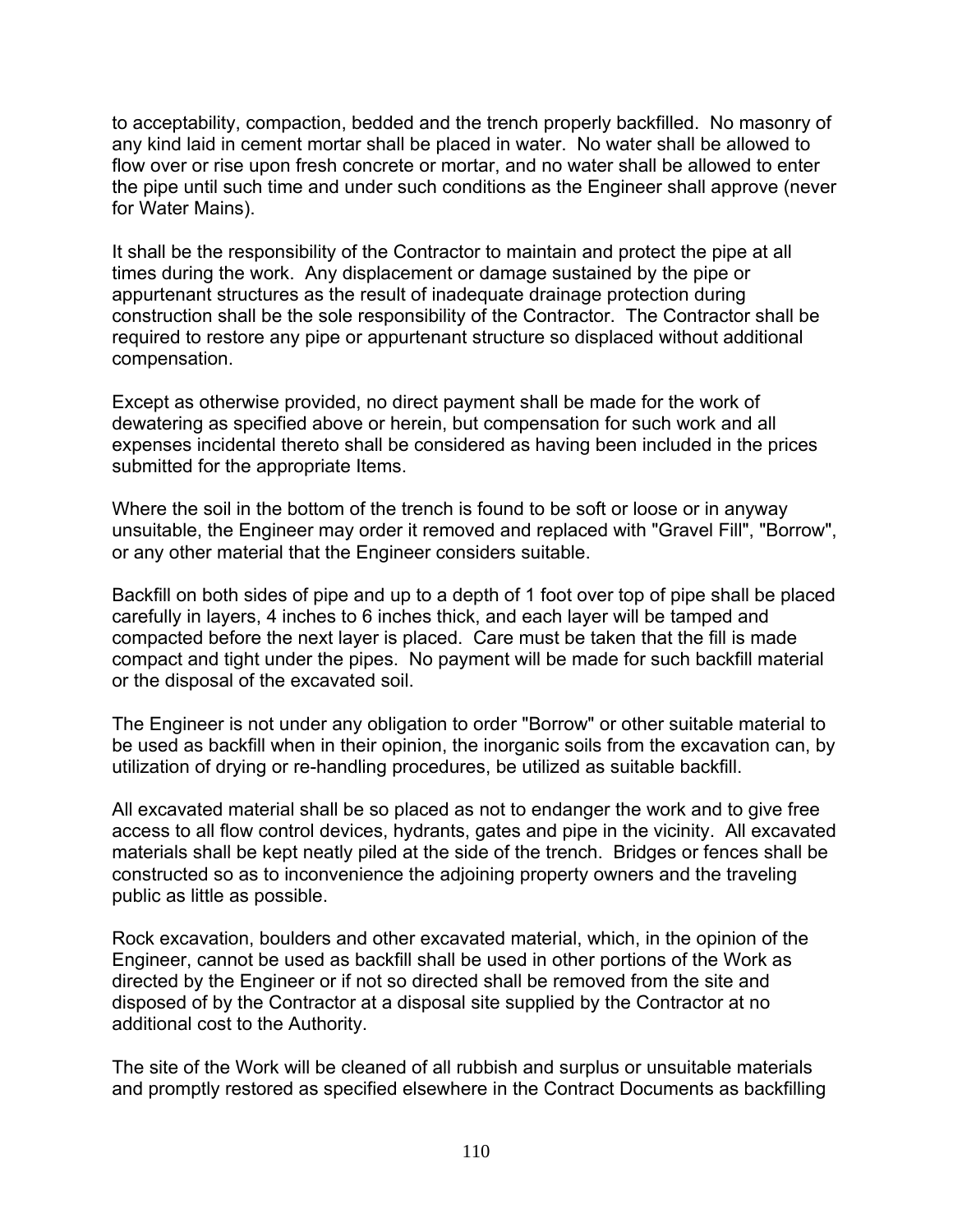to acceptability, compaction, bedded and the trench properly backfilled. No masonry of any kind laid in cement mortar shall be placed in water. No water shall be allowed to flow over or rise upon fresh concrete or mortar, and no water shall be allowed to enter the pipe until such time and under such conditions as the Engineer shall approve (never for Water Mains).

It shall be the responsibility of the Contractor to maintain and protect the pipe at all times during the work. Any displacement or damage sustained by the pipe or appurtenant structures as the result of inadequate drainage protection during construction shall be the sole responsibility of the Contractor. The Contractor shall be required to restore any pipe or appurtenant structure so displaced without additional compensation.

Except as otherwise provided, no direct payment shall be made for the work of dewatering as specified above or herein, but compensation for such work and all expenses incidental thereto shall be considered as having been included in the prices submitted for the appropriate Items.

Where the soil in the bottom of the trench is found to be soft or loose or in anyway unsuitable, the Engineer may order it removed and replaced with "Gravel Fill", "Borrow", or any other material that the Engineer considers suitable.

Backfill on both sides of pipe and up to a depth of 1 foot over top of pipe shall be placed carefully in layers, 4 inches to 6 inches thick, and each layer will be tamped and compacted before the next layer is placed. Care must be taken that the fill is made compact and tight under the pipes. No payment will be made for such backfill material or the disposal of the excavated soil.

The Engineer is not under any obligation to order "Borrow" or other suitable material to be used as backfill when in their opinion, the inorganic soils from the excavation can, by utilization of drying or re-handling procedures, be utilized as suitable backfill.

All excavated material shall be so placed as not to endanger the work and to give free access to all flow control devices, hydrants, gates and pipe in the vicinity. All excavated materials shall be kept neatly piled at the side of the trench. Bridges or fences shall be constructed so as to inconvenience the adjoining property owners and the traveling public as little as possible.

Rock excavation, boulders and other excavated material, which, in the opinion of the Engineer, cannot be used as backfill shall be used in other portions of the Work as directed by the Engineer or if not so directed shall be removed from the site and disposed of by the Contractor at a disposal site supplied by the Contractor at no additional cost to the Authority.

The site of the Work will be cleaned of all rubbish and surplus or unsuitable materials and promptly restored as specified elsewhere in the Contract Documents as backfilling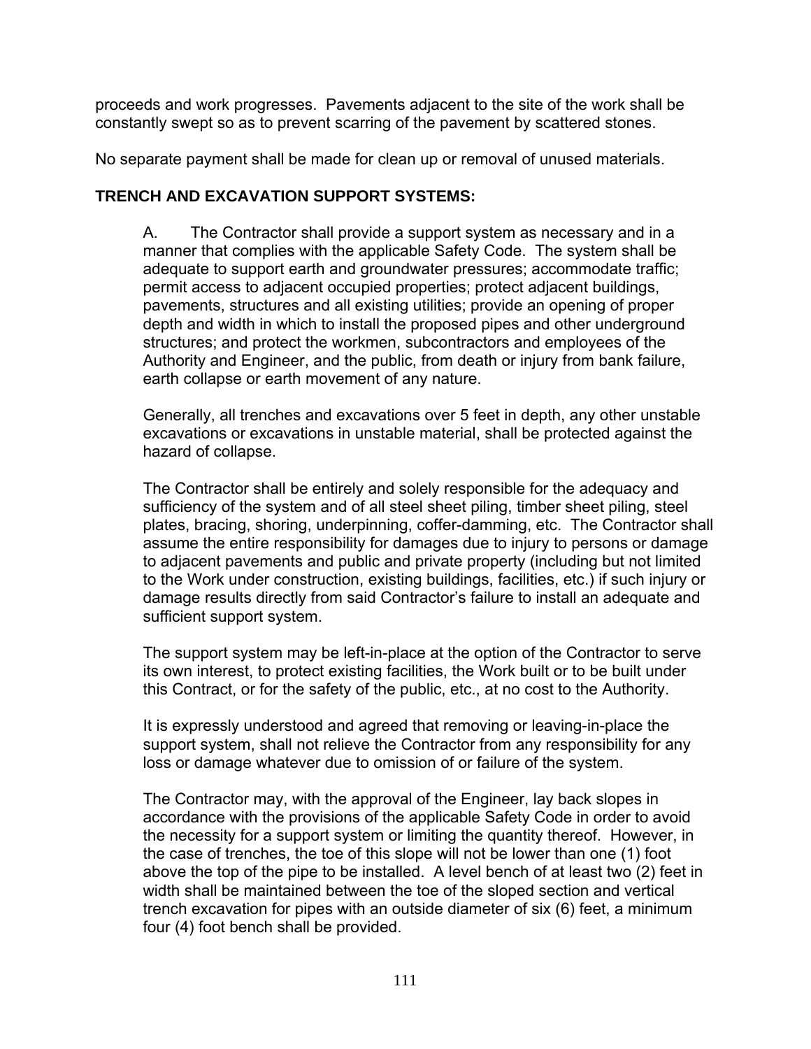proceeds and work progresses. Pavements adjacent to the site of the work shall be constantly swept so as to prevent scarring of the pavement by scattered stones.

No separate payment shall be made for clean up or removal of unused materials.

**TRENCH AND EXCAVATION SUPPORT SYSTEMS:**

A. The Contractor shall provide a support system as necessary and in a manner that complies with the applicable Safety Code. The system shall be adequate to support earth and groundwater pressures; accommodate traffic; permit access to adjacent occupied properties; protect adjacent buildings, pavements, structures and all existing utilities; provide an opening of proper depth and width in which to install the proposed pipes and other underground structures; and protect the workmen, subcontractors and employees of the Authority and Engineer, and the public, from death or injury from bank failure, earth collapse or earth movement of any nature.

Generally, all trenches and excavations over 5 feet in depth, any other unstable excavations or excavations in unstable material, shall be protected against the hazard of collapse.

The Contractor shall be entirely and solely responsible for the adequacy and sufficiency of the system and of all steel sheet piling, timber sheet piling, steel plates, bracing, shoring, underpinning, coffer-damming, etc. The Contractor shall assume the entire responsibility for damages due to injury to persons or damage to adjacent pavements and public and private property (including but not limited to the Work under construction, existing buildings, facilities, etc.) if such injury or damage results directly from said Contractor's failure to install an adequate and sufficient support system.

The support system may be left-in-place at the option of the Contractor to serve its own interest, to protect existing facilities, the Work built or to be built under this Contract, or for the safety of the public, etc., at no cost to the Authority.

It is expressly understood and agreed that removing or leaving-in-place the support system, shall not relieve the Contractor from any responsibility for any loss or damage whatever due to omission of or failure of the system.

The Contractor may, with the approval of the Engineer, lay back slopes in accordance with the provisions of the applicable Safety Code in order to avoid the necessity for a support system or limiting the quantity thereof. However, in the case of trenches, the toe of this slope will not be lower than one (1) foot above the top of the pipe to be installed. A level bench of at least two (2) feet in width shall be maintained between the toe of the sloped section and vertical trench excavation for pipes with an outside diameter of six (6) feet, a minimum four (4) foot bench shall be provided.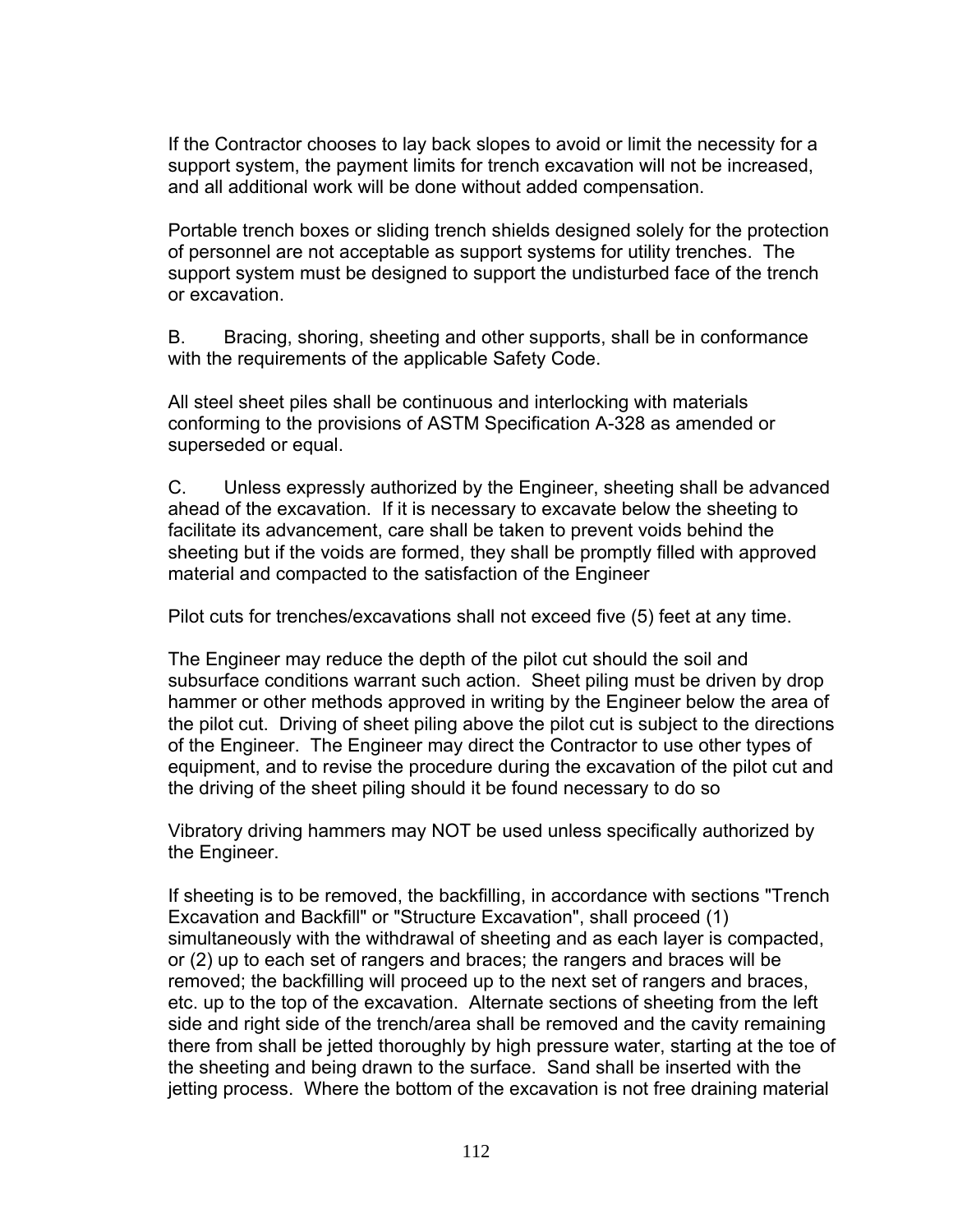If the Contractor chooses to lay back slopes to avoid or limit the necessity for a support system, the payment limits for trench excavation will not be increased, and all additional work will be done without added compensation.

Portable trench boxes or sliding trench shields designed solely for the protection of personnel are not acceptable as support systems for utility trenches. The support system must be designed to support the undisturbed face of the trench or excavation.

B. Bracing, shoring, sheeting and other supports, shall be in conformance with the requirements of the applicable Safety Code.

All steel sheet piles shall be continuous and interlocking with materials conforming to the provisions of ASTM Specification A-328 as amended or superseded or equal.

C. Unless expressly authorized by the Engineer, sheeting shall be advanced ahead of the excavation. If it is necessary to excavate below the sheeting to facilitate its advancement, care shall be taken to prevent voids behind the sheeting but if the voids are formed, they shall be promptly filled with approved material and compacted to the satisfaction of the Engineer

Pilot cuts for trenches/excavations shall not exceed five (5) feet at any time.

The Engineer may reduce the depth of the pilot cut should the soil and subsurface conditions warrant such action. Sheet piling must be driven by drop hammer or other methods approved in writing by the Engineer below the area of the pilot cut. Driving of sheet piling above the pilot cut is subject to the directions of the Engineer. The Engineer may direct the Contractor to use other types of equipment, and to revise the procedure during the excavation of the pilot cut and the driving of the sheet piling should it be found necessary to do so

Vibratory driving hammers may NOT be used unless specifically authorized by the Engineer.

If sheeting is to be removed, the backfilling, in accordance with sections "Trench Excavation and Backfill" or "Structure Excavation", shall proceed (1) simultaneously with the withdrawal of sheeting and as each layer is compacted, or (2) up to each set of rangers and braces; the rangers and braces will be removed; the backfilling will proceed up to the next set of rangers and braces, etc. up to the top of the excavation. Alternate sections of sheeting from the left side and right side of the trench/area shall be removed and the cavity remaining there from shall be jetted thoroughly by high pressure water, starting at the toe of the sheeting and being drawn to the surface. Sand shall be inserted with the jetting process. Where the bottom of the excavation is not free draining material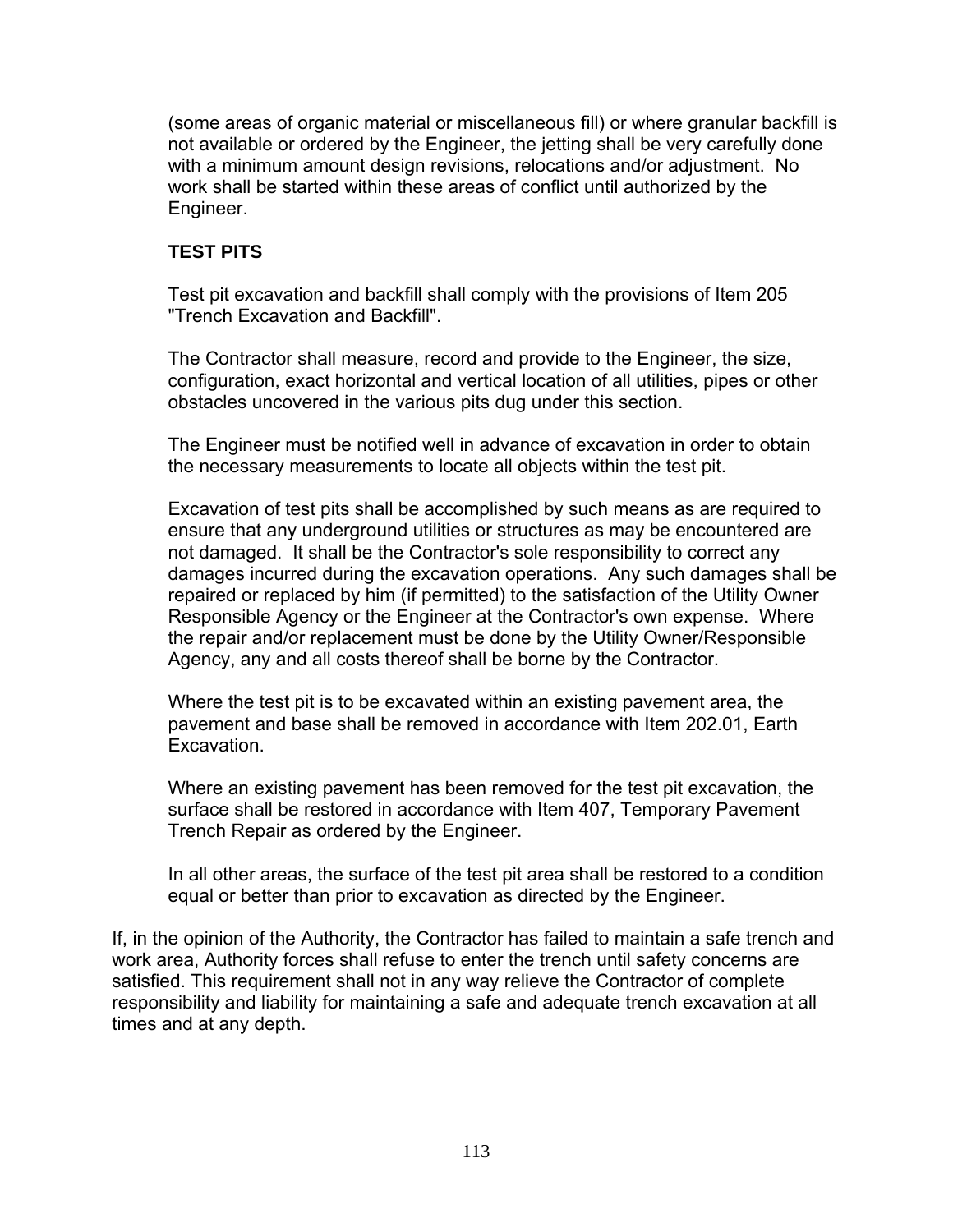(some areas of organic material or miscellaneous fill) or where granular backfill is not available or ordered by the Engineer, the jetting shall be very carefully done with a minimum amount design revisions, relocations and/or adjustment. No work shall be started within these areas of conflict until authorized by the Engineer.

**TEST PITS**

Test pit excavation and backfill shall comply with the provisions of Item 205 "Trench Excavation and Backfill".

The Contractor shall measure, record and provide to the Engineer, the size, configuration, exact horizontal and vertical location of all utilities, pipes or other obstacles uncovered in the various pits dug under this section.

The Engineer must be notified well in advance of excavation in order to obtain the necessary measurements to locate all objects within the test pit.

Excavation of test pits shall be accomplished by such means as are required to ensure that any underground utilities or structures as may be encountered are not damaged. It shall be the Contractor's sole responsibility to correct any damages incurred during the excavation operations. Any such damages shall be repaired or replaced by him (if permitted) to the satisfaction of the Utility Owner Responsible Agency or the Engineer at the Contractor's own expense. Where the repair and/or replacement must be done by the Utility Owner/Responsible Agency, any and all costs thereof shall be borne by the Contractor.

Where the test pit is to be excavated within an existing pavement area, the pavement and base shall be removed in accordance with Item 202.01, Earth Excavation.

Where an existing pavement has been removed for the test pit excavation, the surface shall be restored in accordance with Item 407, Temporary Pavement Trench Repair as ordered by the Engineer.

In all other areas, the surface of the test pit area shall be restored to a condition equal or better than prior to excavation as directed by the Engineer.

If, in the opinion of the Authority, the Contractor has failed to maintain a safe trench and work area, Authority forces shall refuse to enter the trench until safety concerns are satisfied. This requirement shall not in any way relieve the Contractor of complete responsibility and liability for maintaining a safe and adequate trench excavation at all times and at any depth.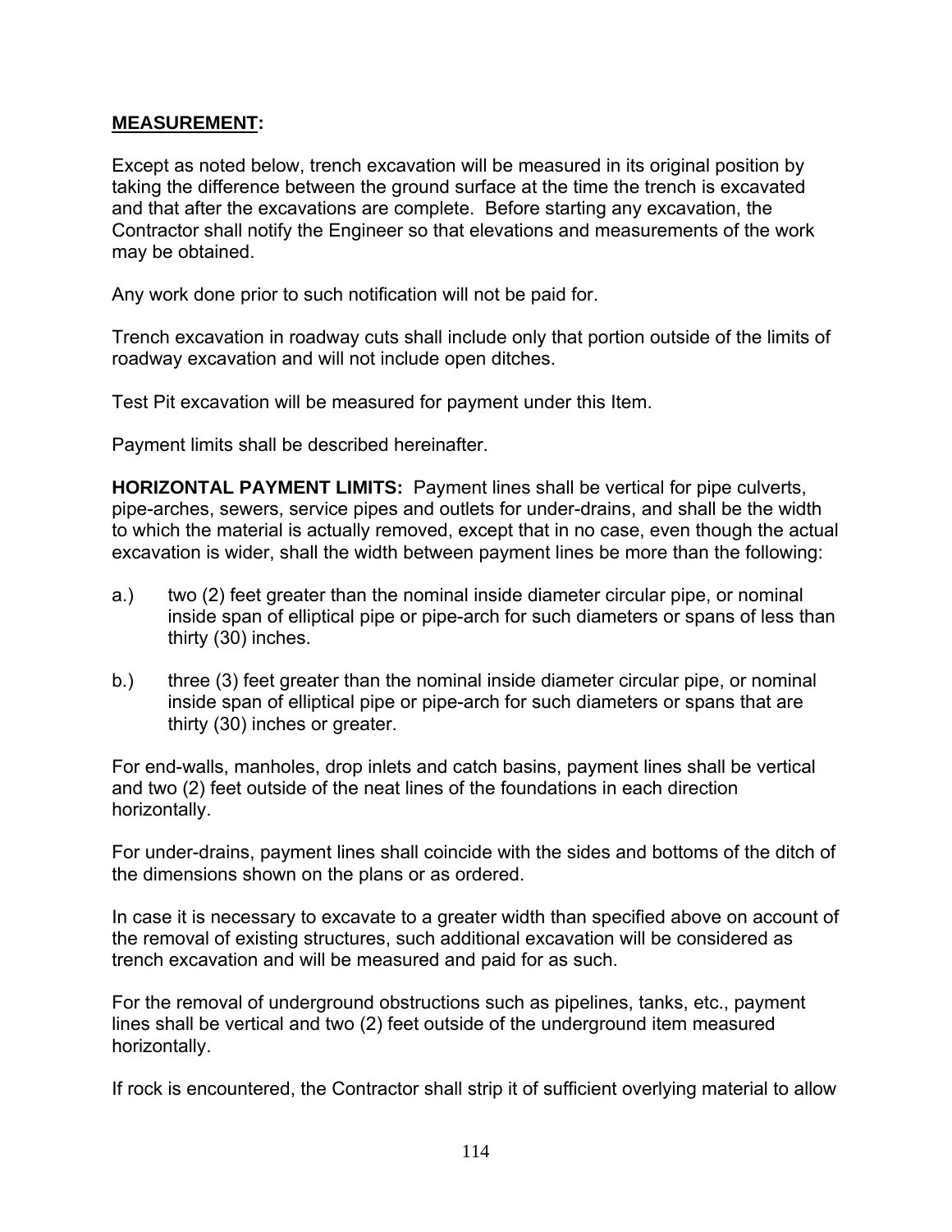**MEASUREMENT:**

Except as noted below, trench excavation will be measured in its original position by taking the difference between the ground surface at the time the trench is excavated and that after the excavations are complete. Before starting any excavation, the Contractor shall notify the Engineer so that elevations and measurements of the work may be obtained.

Any work done prior to such notification will not be paid for.

Trench excavation in roadway cuts shall include only that portion outside of the limits of roadway excavation and will not include open ditches.

Test Pit excavation will be measured for payment under this Item.

Payment limits shall be described hereinafter.

**HORIZONTAL PAYMENT LIMITS:** Payment lines shall be vertical for pipe culverts, pipe-arches, sewers, service pipes and outlets for under-drains, and shall be the width to which the material is actually removed, except that in no case, even though the actual excavation is wider, shall the width between payment lines be more than the following:

a.) two (2) feet greater than the nominal inside diameter circular pipe, or nominal inside span of elliptical pipe or pipe-arch for such diameters or spans of less than thirty (30) inches.

b.) three (3) feet greater than the nominal inside diameter circular pipe, or nominal inside span of elliptical pipe or pipe-arch for such diameters or spans that are thirty (30) inches or greater.

For end-walls, manholes, drop inlets and catch basins, payment lines shall be vertical and two (2) feet outside of the neat lines of the foundations in each direction horizontally.

For under-drains, payment lines shall coincide with the sides and bottoms of the ditch of the dimensions shown on the plans or as ordered.

In case it is necessary to excavate to a greater width than specified above on account of the removal of existing structures, such additional excavation will be considered as trench excavation and will be measured and paid for as such.

For the removal of underground obstructions such as pipelines, tanks, etc., payment lines shall be vertical and two (2) feet outside of the underground item measured horizontally.

If rock is encountered, the Contractor shall strip it of sufficient overlying material to allow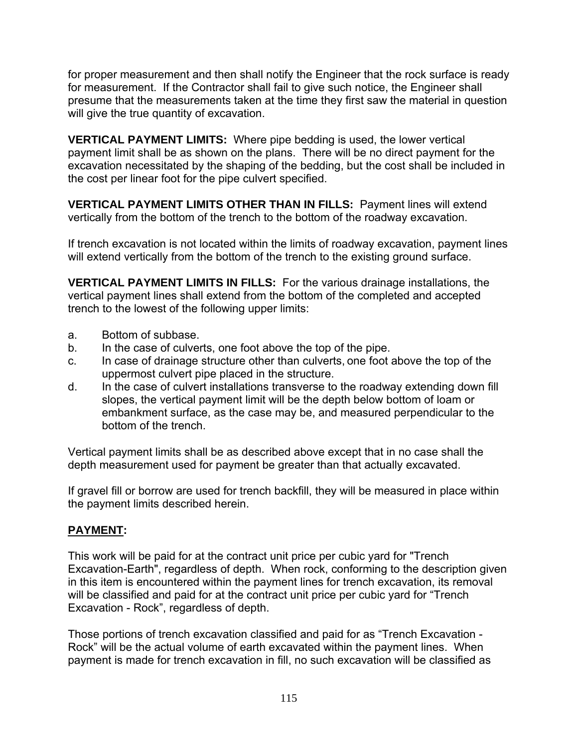for proper measurement and then shall notify the Engineer that the rock surface is ready for measurement. If the Contractor shall fail to give such notice, the Engineer shall presume that the measurements taken at the time they first saw the material in question will give the true quantity of excavation.

**VERTICAL PAYMENT LIMITS:** Where pipe bedding is used, the lower vertical payment limit shall be as shown on the plans. There will be no direct payment for the excavation necessitated by the shaping of the bedding, but the cost shall be included in the cost per linear foot for the pipe culvert specified.

**VERTICAL PAYMENT LIMITS OTHER THAN IN FILLS:** Payment lines will extend vertically from the bottom of the trench to the bottom of the roadway excavation.

If trench excavation is not located within the limits of roadway excavation, payment lines will extend vertically from the bottom of the trench to the existing ground surface.

**VERTICAL PAYMENT LIMITS IN FILLS:** For the various drainage installations, the vertical payment lines shall extend from the bottom of the completed and accepted trench to the lowest of the following upper limits:

a. Bottom of subbase.
b. In the case of culverts, one foot above the top of the pipe.
c. In case of drainage structure other than culverts, one foot above the top of the uppermost culvert pipe placed in the structure.
d. In the case of culvert installations transverse to the roadway extending down fill slopes, the vertical payment limit will be the depth below bottom of loam or embankment surface, as the case may be, and measured perpendicular to the bottom of the trench.

Vertical payment limits shall be as described above except that in no case shall the depth measurement used for payment be greater than that actually excavated.

If gravel fill or borrow are used for trench backfill, they will be measured in place within the payment limits described herein.

## PAYMENT:

This work will be paid for at the contract unit price per cubic yard for "Trench Excavation-Earth", regardless of depth. When rock, conforming to the description given in this item is encountered within the payment lines for trench excavation, its removal will be classified and paid for at the contract unit price per cubic yard for “Trench Excavation - Rock”, regardless of depth.

Those portions of trench excavation classified and paid for as “Trench Excavation - Rock” will be the actual volume of earth excavated within the payment lines. When payment is made for trench excavation in fill, no such excavation will be classified as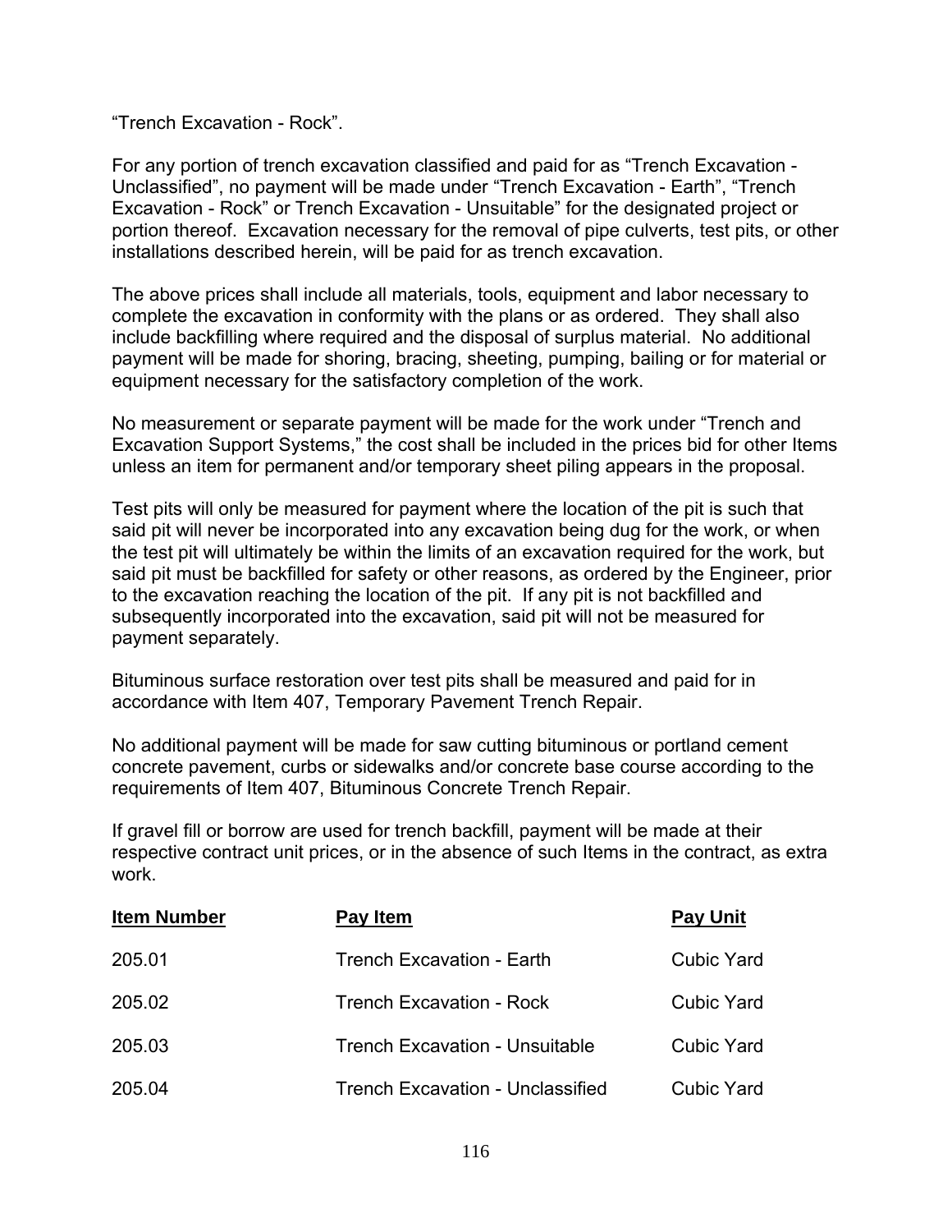"Trench Excavation - Rock".

For any portion of trench excavation classified and paid for as "Trench Excavation - Unclassified", no payment will be made under "Trench Excavation - Earth", "Trench Excavation - Rock" or Trench Excavation - Unsuitable" for the designated project or portion thereof. Excavation necessary for the removal of pipe culverts, test pits, or other installations described herein, will be paid for as trench excavation.

The above prices shall include all materials, tools, equipment and labor necessary to complete the excavation in conformity with the plans or as ordered. They shall also include backfilling where required and the disposal of surplus material. No additional payment will be made for shoring, bracing, sheeting, pumping, bailing or for material or equipment necessary for the satisfactory completion of the work.

No measurement or separate payment will be made for the work under "Trench and Excavation Support Systems," the cost shall be included in the prices bid for other Items unless an item for permanent and/or temporary sheet piling appears in the proposal.

Test pits will only be measured for payment where the location of the pit is such that said pit will never be incorporated into any excavation being dug for the work, or when the test pit will ultimately be within the limits of an excavation required for the work, but said pit must be backfilled for safety or other reasons, as ordered by the Engineer, prior to the excavation reaching the location of the pit. If any pit is not backfilled and subsequently incorporated into the excavation, said pit will not be measured for payment separately.

Bituminous surface restoration over test pits shall be measured and paid for in accordance with Item 407, Temporary Pavement Trench Repair.

No additional payment will be made for saw cutting bituminous or portland cement concrete pavement, curbs or sidewalks and/or concrete base course according to the requirements of Item 407, Bituminous Concrete Trench Repair.

If gravel fill or borrow are used for trench backfill, payment will be made at their respective contract unit prices, or in the absence of such Items in the contract, as extra work.

| **Item Number** | **Pay Item** | **Pay Unit** |
|---|---|---|
| 205.01 | Trench Excavation - Earth | Cubic Yard |
| 205.02 | Trench Excavation - Rock | Cubic Yard |
| 205.03 | Trench Excavation - Unsuitable | Cubic Yard |
| 205.04 | Trench Excavation - Unclassified | Cubic Yard |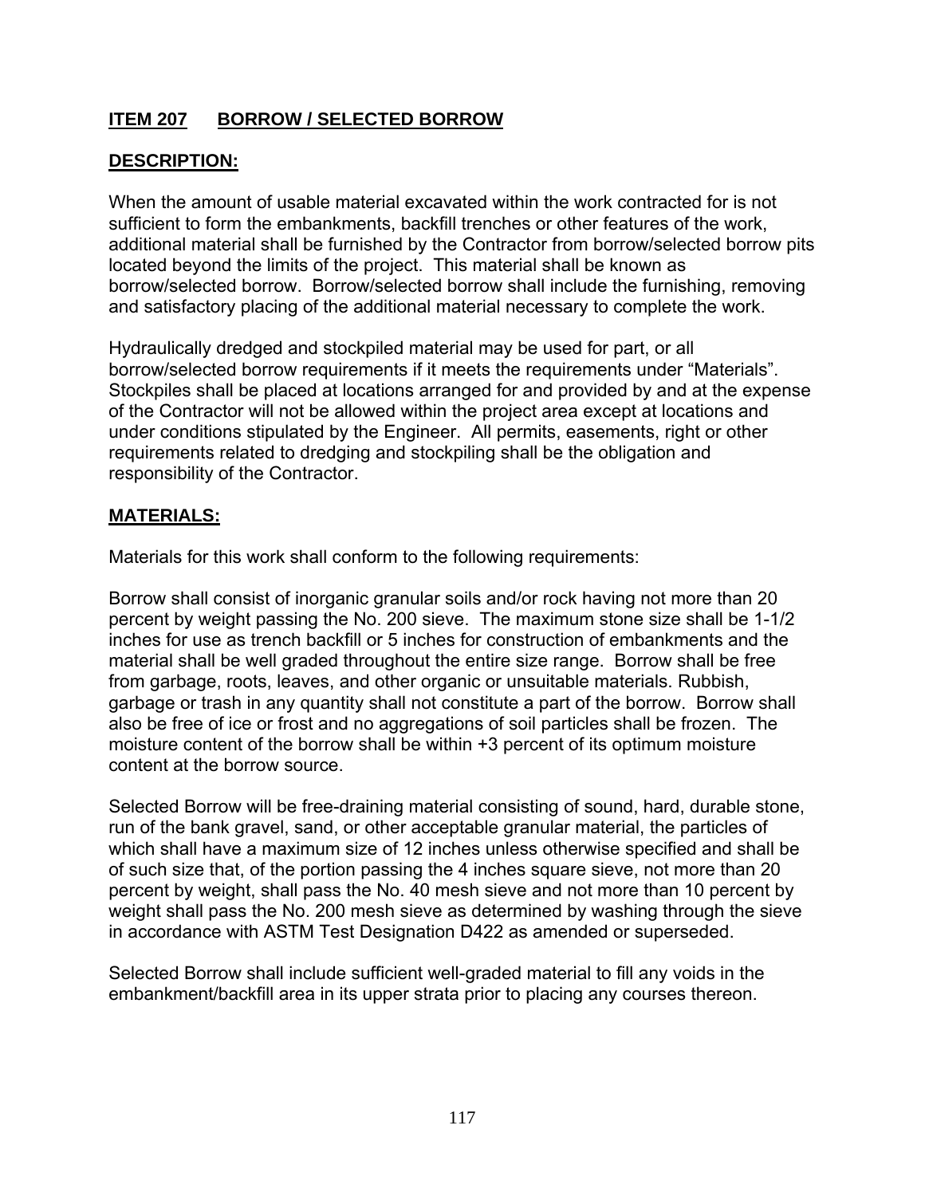## ITEM 207 BORROW / SELECTED BORROW

### DESCRIPTION:

When the amount of usable material excavated within the work contracted for is not sufficient to form the embankments, backfill trenches or other features of the work, additional material shall be furnished by the Contractor from borrow/selected borrow pits located beyond the limits of the project. This material shall be known as borrow/selected borrow. Borrow/selected borrow shall include the furnishing, removing and satisfactory placing of the additional material necessary to complete the work.

Hydraulically dredged and stockpiled material may be used for part, or all borrow/selected borrow requirements if it meets the requirements under "Materials". Stockpiles shall be placed at locations arranged for and provided by and at the expense of the Contractor will not be allowed within the project area except at locations and under conditions stipulated by the Engineer. All permits, easements, right or other requirements related to dredging and stockpiling shall be the obligation and responsibility of the Contractor.

### MATERIALS:

Materials for this work shall conform to the following requirements:

Borrow shall consist of inorganic granular soils and/or rock having not more than 20 percent by weight passing the No. 200 sieve. The maximum stone size shall be 1-1/2 inches for use as trench backfill or 5 inches for construction of embankments and the material shall be well graded throughout the entire size range. Borrow shall be free from garbage, roots, leaves, and other organic or unsuitable materials. Rubbish, garbage or trash in any quantity shall not constitute a part of the borrow. Borrow shall also be free of ice or frost and no aggregations of soil particles shall be frozen. The moisture content of the borrow shall be within +3 percent of its optimum moisture content at the borrow source.

Selected Borrow will be free-draining material consisting of sound, hard, durable stone, run of the bank gravel, sand, or other acceptable granular material, the particles of which shall have a maximum size of 12 inches unless otherwise specified and shall be of such size that, of the portion passing the 4 inches square sieve, not more than 20 percent by weight, shall pass the No. 40 mesh sieve and not more than 10 percent by weight shall pass the No. 200 mesh sieve as determined by washing through the sieve in accordance with ASTM Test Designation D422 as amended or superseded.

Selected Borrow shall include sufficient well-graded material to fill any voids in the embankment/backfill area in its upper strata prior to placing any courses thereon.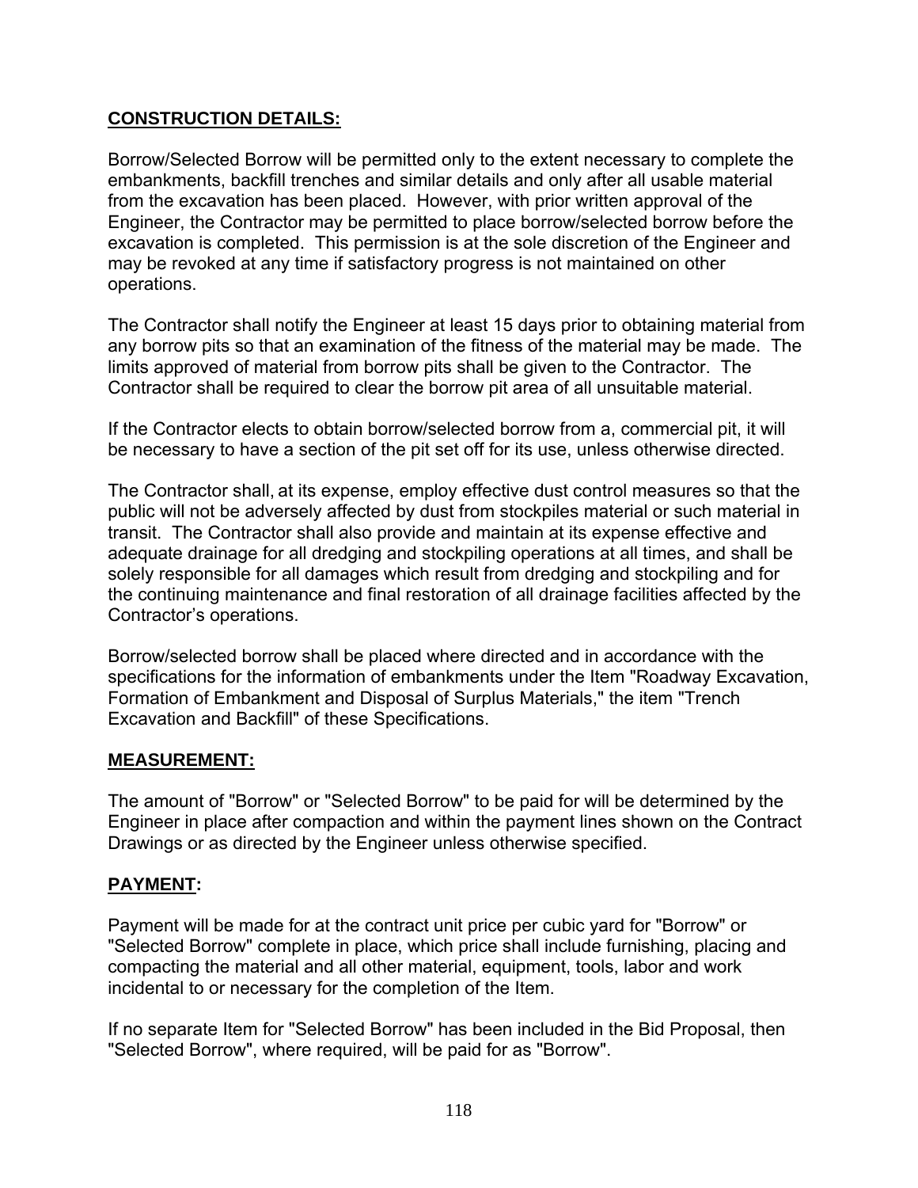## **CONSTRUCTION DETAILS:**

Borrow/Selected Borrow will be permitted only to the extent necessary to complete the embankments, backfill trenches and similar details and only after all usable material from the excavation has been placed. However, with prior written approval of the Engineer, the Contractor may be permitted to place borrow/selected borrow before the excavation is completed. This permission is at the sole discretion of the Engineer and may be revoked at any time if satisfactory progress is not maintained on other operations.

The Contractor shall notify the Engineer at least 15 days prior to obtaining material from any borrow pits so that an examination of the fitness of the material may be made. The limits approved of material from borrow pits shall be given to the Contractor. The Contractor shall be required to clear the borrow pit area of all unsuitable material.

If the Contractor elects to obtain borrow/selected borrow from a, commercial pit, it will be necessary to have a section of the pit set off for its use, unless otherwise directed.

The Contractor shall, at its expense, employ effective dust control measures so that the public will not be adversely affected by dust from stockpiles material or such material in transit. The Contractor shall also provide and maintain at its expense effective and adequate drainage for all dredging and stockpiling operations at all times, and shall be solely responsible for all damages which result from dredging and stockpiling and for the continuing maintenance and final restoration of all drainage facilities affected by the Contractor's operations.

Borrow/selected borrow shall be placed where directed and in accordance with the specifications for the information of embankments under the Item "Roadway Excavation, Formation of Embankment and Disposal of Surplus Materials," the item "Trench Excavation and Backfill" of these Specifications.

## **MEASUREMENT:**

The amount of "Borrow" or "Selected Borrow" to be paid for will be determined by the Engineer in place after compaction and within the payment lines shown on the Contract Drawings or as directed by the Engineer unless otherwise specified.

## **PAYMENT:**

Payment will be made for at the contract unit price per cubic yard for "Borrow" or "Selected Borrow" complete in place, which price shall include furnishing, placing and compacting the material and all other material, equipment, tools, labor and work incidental to or necessary for the completion of the Item.

If no separate Item for "Selected Borrow" has been included in the Bid Proposal, then "Selected Borrow", where required, will be paid for as "Borrow".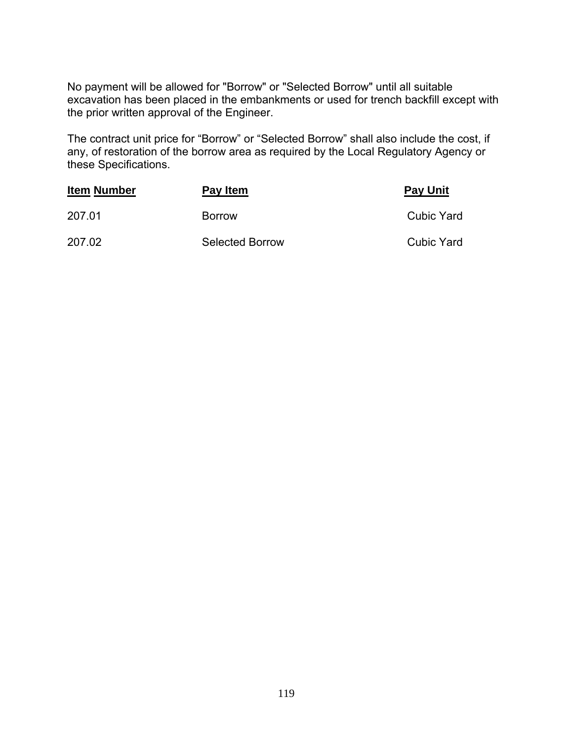No payment will be allowed for "Borrow" or "Selected Borrow" until all suitable excavation has been placed in the embankments or used for trench backfill except with the prior written approval of the Engineer.

The contract unit price for “Borrow” or “Selected Borrow” shall also include the cost, if any, of restoration of the borrow area as required by the Local Regulatory Agency or these Specifications.

| Item Number | Pay Item | Pay Unit |
|---|---|---|
| 207.01 | Borrow | Cubic Yard |
| 207.02 | Selected Borrow | Cubic Yard |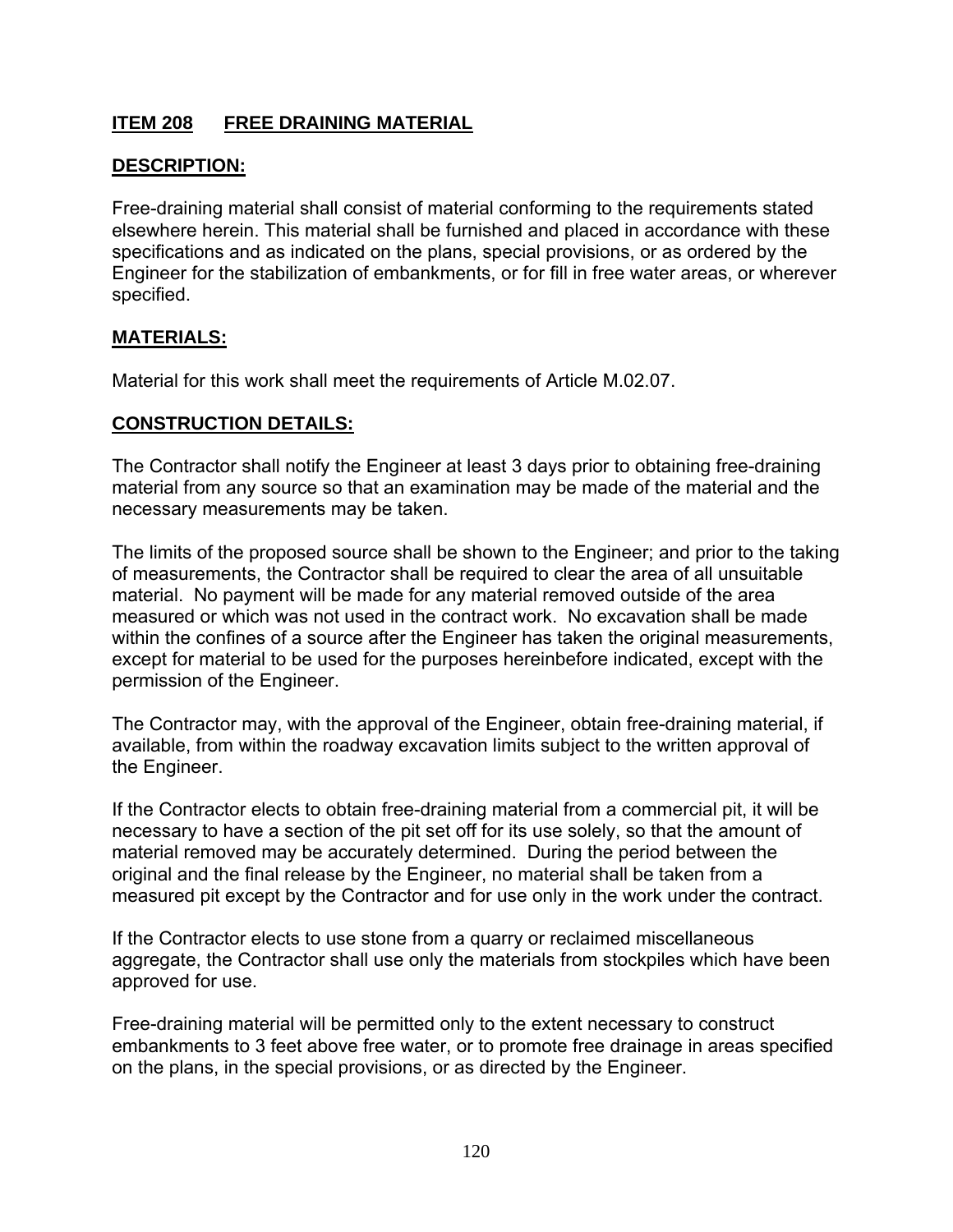## ITEM 208 FREE DRAINING MATERIAL

### DESCRIPTION:

Free-draining material shall consist of material conforming to the requirements stated elsewhere herein. This material shall be furnished and placed in accordance with these specifications and as indicated on the plans, special provisions, or as ordered by the Engineer for the stabilization of embankments, or for fill in free water areas, or wherever specified.

### MATERIALS:

Material for this work shall meet the requirements of Article M.02.07.

### CONSTRUCTION DETAILS:

The Contractor shall notify the Engineer at least 3 days prior to obtaining free-draining material from any source so that an examination may be made of the material and the necessary measurements may be taken.

The limits of the proposed source shall be shown to the Engineer; and prior to the taking of measurements, the Contractor shall be required to clear the area of all unsuitable material. No payment will be made for any material removed outside of the area measured or which was not used in the contract work. No excavation shall be made within the confines of a source after the Engineer has taken the original measurements, except for material to be used for the purposes hereinbefore indicated, except with the permission of the Engineer.

The Contractor may, with the approval of the Engineer, obtain free-draining material, if available, from within the roadway excavation limits subject to the written approval of the Engineer.

If the Contractor elects to obtain free-draining material from a commercial pit, it will be necessary to have a section of the pit set off for its use solely, so that the amount of material removed may be accurately determined. During the period between the original and the final release by the Engineer, no material shall be taken from a measured pit except by the Contractor and for use only in the work under the contract.

If the Contractor elects to use stone from a quarry or reclaimed miscellaneous aggregate, the Contractor shall use only the materials from stockpiles which have been approved for use.

Free-draining material will be permitted only to the extent necessary to construct embankments to 3 feet above free water, or to promote free drainage in areas specified on the plans, in the special provisions, or as directed by the Engineer.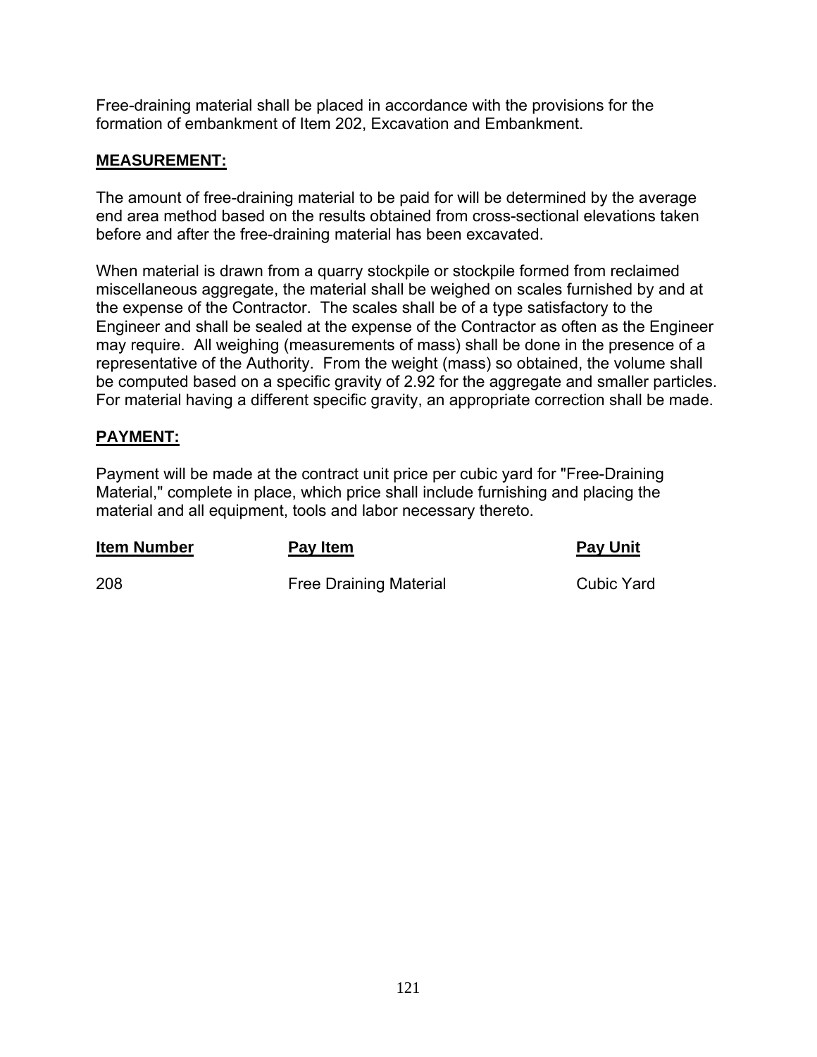Free-draining material shall be placed in accordance with the provisions for the formation of embankment of Item 202, Excavation and Embankment.

**MEASUREMENT:**

The amount of free-draining material to be paid for will be determined by the average end area method based on the results obtained from cross-sectional elevations taken before and after the free-draining material has been excavated.

When material is drawn from a quarry stockpile or stockpile formed from reclaimed miscellaneous aggregate, the material shall be weighed on scales furnished by and at the expense of the Contractor. The scales shall be of a type satisfactory to the Engineer and shall be sealed at the expense of the Contractor as often as the Engineer may require. All weighing (measurements of mass) shall be done in the presence of a representative of the Authority. From the weight (mass) so obtained, the volume shall be computed based on a specific gravity of 2.92 for the aggregate and smaller particles. For material having a different specific gravity, an appropriate correction shall be made.

**PAYMENT:**

Payment will be made at the contract unit price per cubic yard for "Free-Draining Material," complete in place, which price shall include furnishing and placing the material and all equipment, tools and labor necessary thereto.

| Item Number | Pay Item | Pay Unit |
|---|---|---|
| 208 | Free Draining Material | Cubic Yard |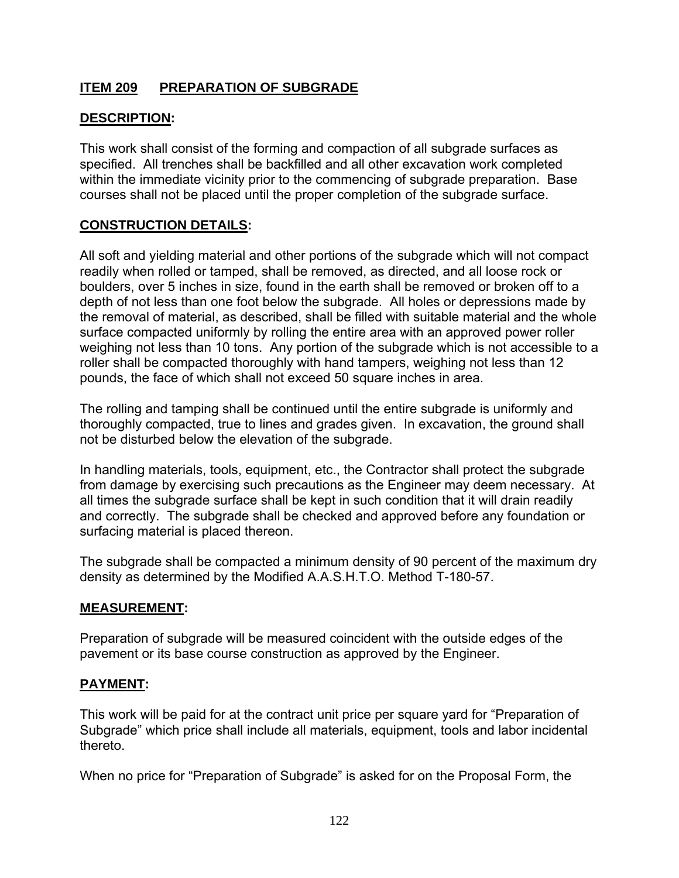## ITEM 209 PREPARATION OF SUBGRADE

### DESCRIPTION:

This work shall consist of the forming and compaction of all subgrade surfaces as specified. All trenches shall be backfilled and all other excavation work completed within the immediate vicinity prior to the commencing of subgrade preparation. Base courses shall not be placed until the proper completion of the subgrade surface.

### CONSTRUCTION DETAILS:

All soft and yielding material and other portions of the subgrade which will not compact readily when rolled or tamped, shall be removed, as directed, and all loose rock or boulders, over 5 inches in size, found in the earth shall be removed or broken off to a depth of not less than one foot below the subgrade. All holes or depressions made by the removal of material, as described, shall be filled with suitable material and the whole surface compacted uniformly by rolling the entire area with an approved power roller weighing not less than 10 tons. Any portion of the subgrade which is not accessible to a roller shall be compacted thoroughly with hand tampers, weighing not less than 12 pounds, the face of which shall not exceed 50 square inches in area.

The rolling and tamping shall be continued until the entire subgrade is uniformly and thoroughly compacted, true to lines and grades given. In excavation, the ground shall not be disturbed below the elevation of the subgrade.

In handling materials, tools, equipment, etc., the Contractor shall protect the subgrade from damage by exercising such precautions as the Engineer may deem necessary. At all times the subgrade surface shall be kept in such condition that it will drain readily and correctly. The subgrade shall be checked and approved before any foundation or surfacing material is placed thereon.

The subgrade shall be compacted a minimum density of 90 percent of the maximum dry density as determined by the Modified A.A.S.H.T.O. Method T-180-57.

### MEASUREMENT:

Preparation of subgrade will be measured coincident with the outside edges of the pavement or its base course construction as approved by the Engineer.

### PAYMENT:

This work will be paid for at the contract unit price per square yard for “Preparation of Subgrade” which price shall include all materials, equipment, tools and labor incidental thereto.

When no price for “Preparation of Subgrade” is asked for on the Proposal Form, the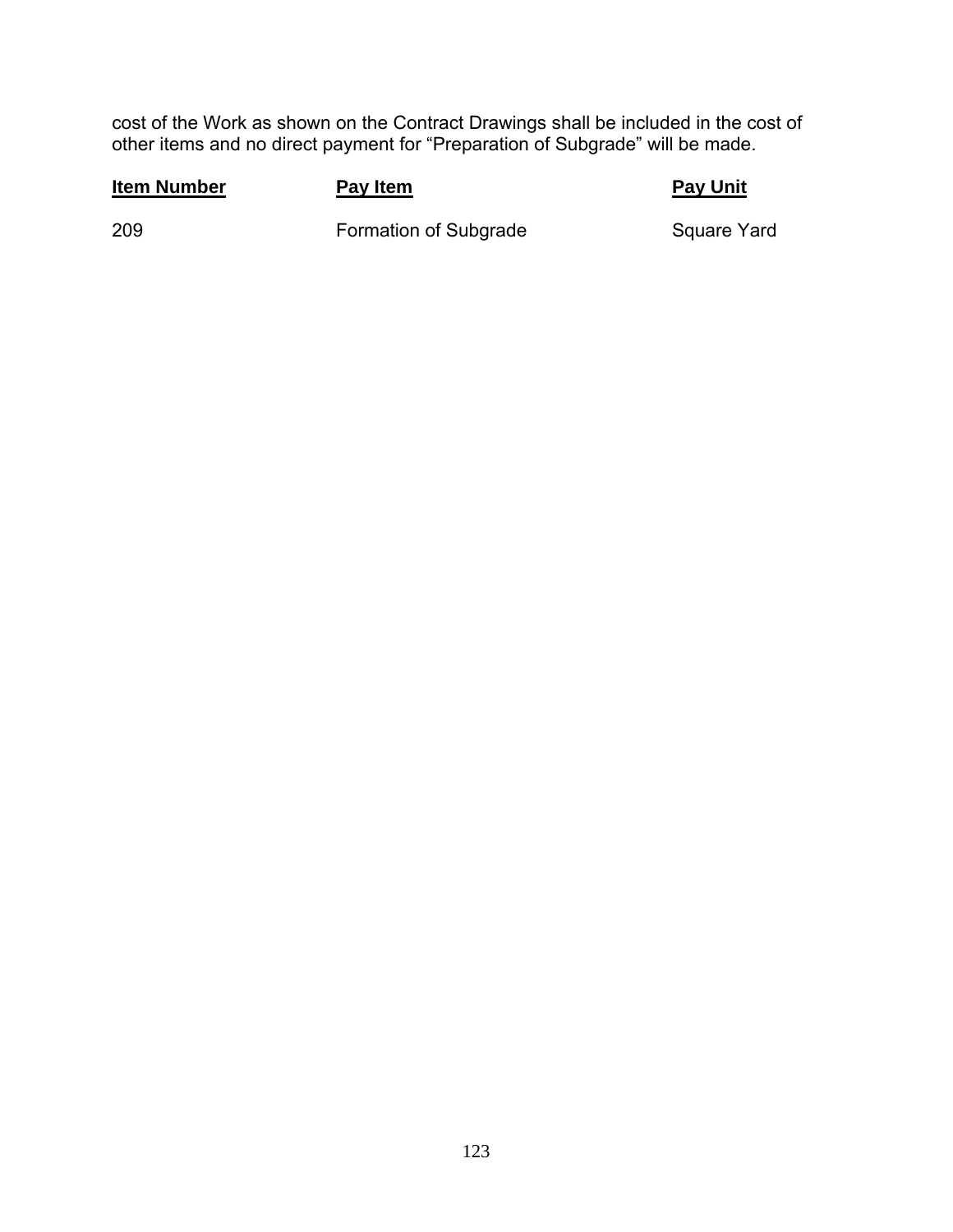cost of the Work as shown on the Contract Drawings shall be included in the cost of other items and no direct payment for "Preparation of Subgrade" will be made.

| Item Number | Pay Item | Pay Unit |
|---|---|---|
| 209 | Formation of Subgrade | Square Yard |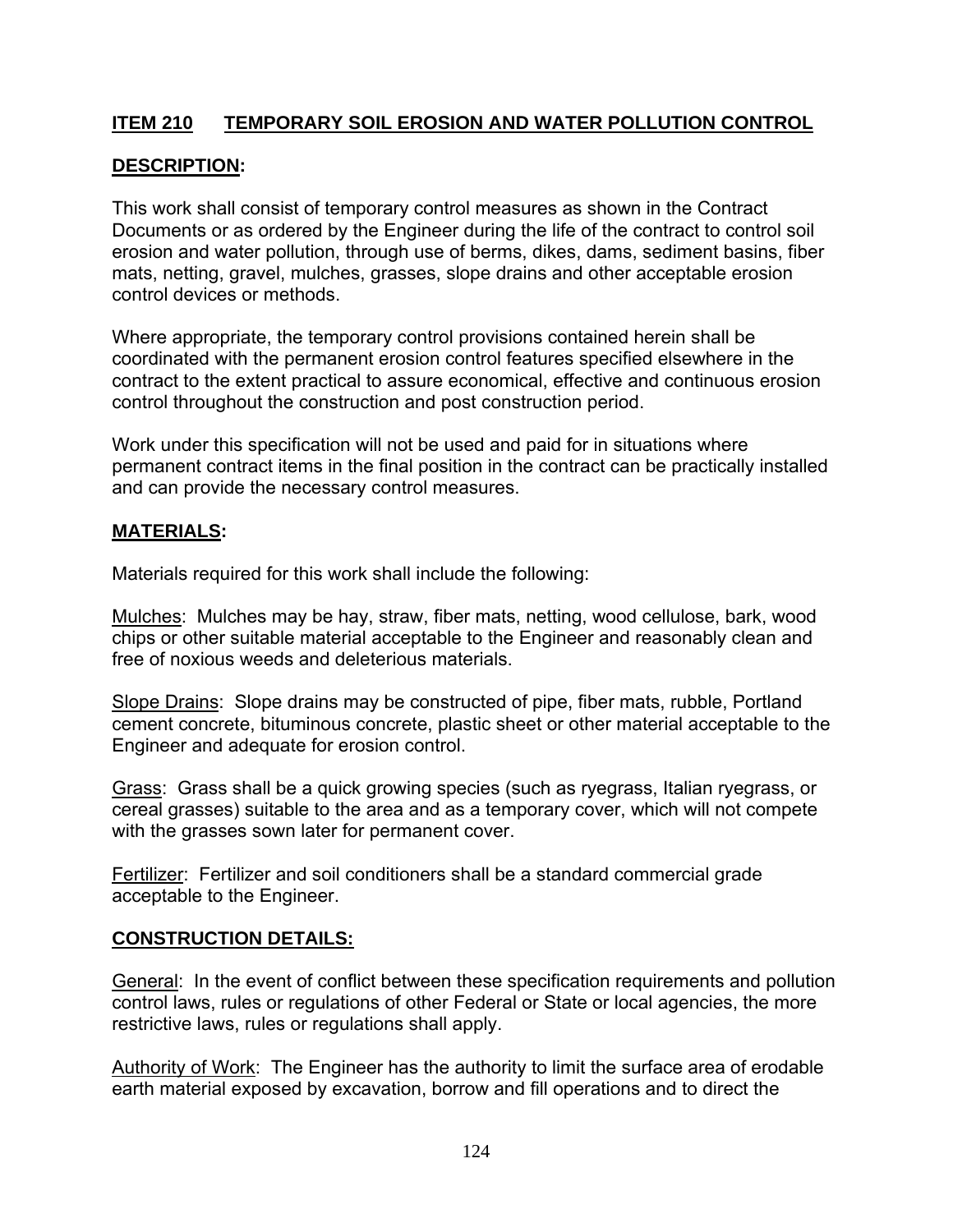## ITEM 210 TEMPORARY SOIL EROSION AND WATER POLLUTION CONTROL

### DESCRIPTION:

This work shall consist of temporary control measures as shown in the Contract Documents or as ordered by the Engineer during the life of the contract to control soil erosion and water pollution, through use of berms, dikes, dams, sediment basins, fiber mats, netting, gravel, mulches, grasses, slope drains and other acceptable erosion control devices or methods.

Where appropriate, the temporary control provisions contained herein shall be coordinated with the permanent erosion control features specified elsewhere in the contract to the extent practical to assure economical, effective and continuous erosion control throughout the construction and post construction period.

Work under this specification will not be used and paid for in situations where permanent contract items in the final position in the contract can be practically installed and can provide the necessary control measures.

### MATERIALS:

Materials required for this work shall include the following:

Mulches: Mulches may be hay, straw, fiber mats, netting, wood cellulose, bark, wood chips or other suitable material acceptable to the Engineer and reasonably clean and free of noxious weeds and deleterious materials.

Slope Drains: Slope drains may be constructed of pipe, fiber mats, rubble, Portland cement concrete, bituminous concrete, plastic sheet or other material acceptable to the Engineer and adequate for erosion control.

Grass: Grass shall be a quick growing species (such as ryegrass, Italian ryegrass, or cereal grasses) suitable to the area and as a temporary cover, which will not compete with the grasses sown later for permanent cover.

Fertilizer: Fertilizer and soil conditioners shall be a standard commercial grade acceptable to the Engineer.

### CONSTRUCTION DETAILS:

General: In the event of conflict between these specification requirements and pollution control laws, rules or regulations of other Federal or State or local agencies, the more restrictive laws, rules or regulations shall apply.

Authority of Work: The Engineer has the authority to limit the surface area of erodable earth material exposed by excavation, borrow and fill operations and to direct the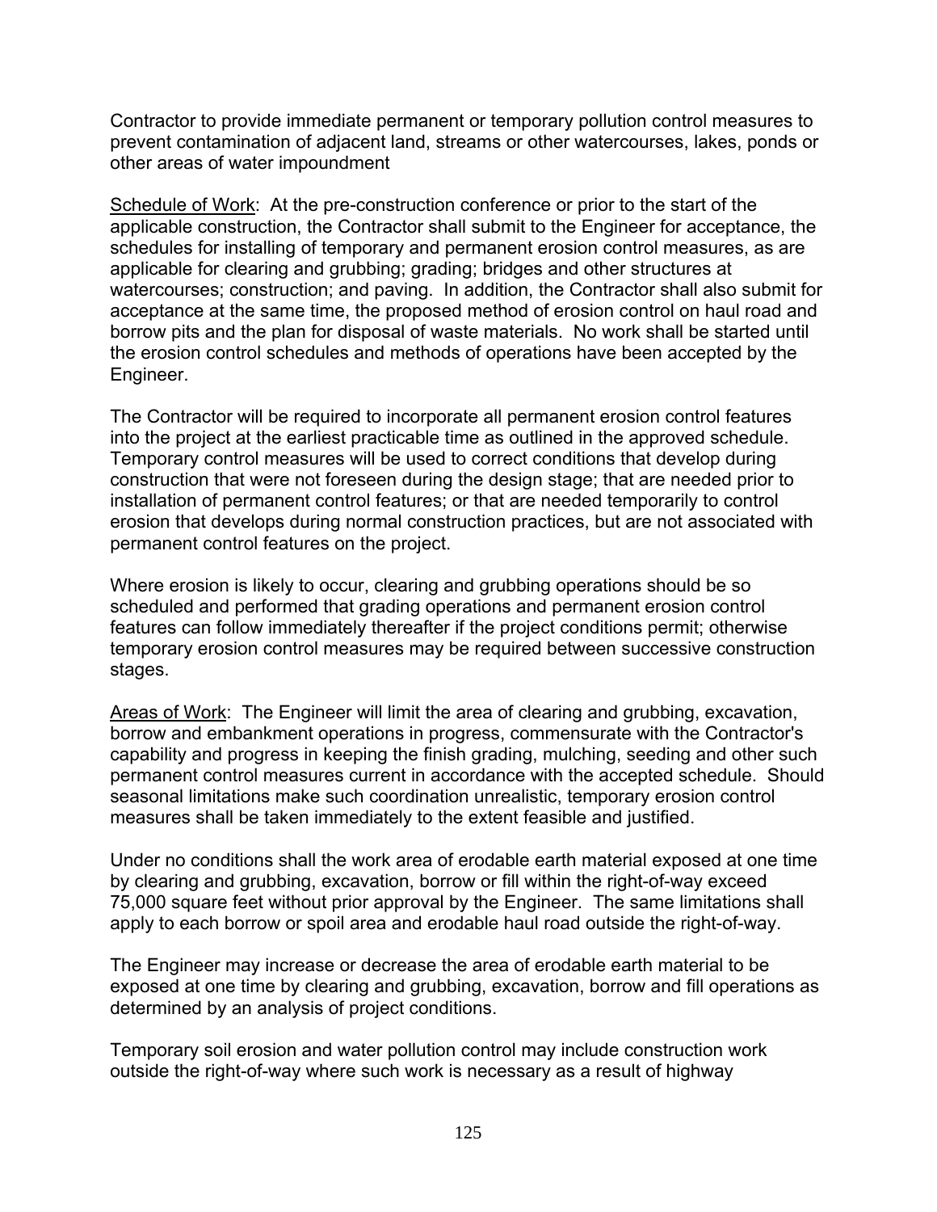Contractor to provide immediate permanent or temporary pollution control measures to prevent contamination of adjacent land, streams or other watercourses, lakes, ponds or other areas of water impoundment

<u>Schedule of Work</u>: At the pre-construction conference or prior to the start of the applicable construction, the Contractor shall submit to the Engineer for acceptance, the schedules for installing of temporary and permanent erosion control measures, as are applicable for clearing and grubbing; grading; bridges and other structures at watercourses; construction; and paving. In addition, the Contractor shall also submit for acceptance at the same time, the proposed method of erosion control on haul road and borrow pits and the plan for disposal of waste materials. No work shall be started until the erosion control schedules and methods of operations have been accepted by the Engineer.

The Contractor will be required to incorporate all permanent erosion control features into the project at the earliest practicable time as outlined in the approved schedule. Temporary control measures will be used to correct conditions that develop during construction that were not foreseen during the design stage; that are needed prior to installation of permanent control features; or that are needed temporarily to control erosion that develops during normal construction practices, but are not associated with permanent control features on the project.

Where erosion is likely to occur, clearing and grubbing operations should be so scheduled and performed that grading operations and permanent erosion control features can follow immediately thereafter if the project conditions permit; otherwise temporary erosion control measures may be required between successive construction stages.

<u>Areas of Work</u>: The Engineer will limit the area of clearing and grubbing, excavation, borrow and embankment operations in progress, commensurate with the Contractor's capability and progress in keeping the finish grading, mulching, seeding and other such permanent control measures current in accordance with the accepted schedule. Should seasonal limitations make such coordination unrealistic, temporary erosion control measures shall be taken immediately to the extent feasible and justified.

Under no conditions shall the work area of erodable earth material exposed at one time by clearing and grubbing, excavation, borrow or fill within the right-of-way exceed 75,000 square feet without prior approval by the Engineer. The same limitations shall apply to each borrow or spoil area and erodable haul road outside the right-of-way.

The Engineer may increase or decrease the area of erodable earth material to be exposed at one time by clearing and grubbing, excavation, borrow and fill operations as determined by an analysis of project conditions.

Temporary soil erosion and water pollution control may include construction work outside the right-of-way where such work is necessary as a result of highway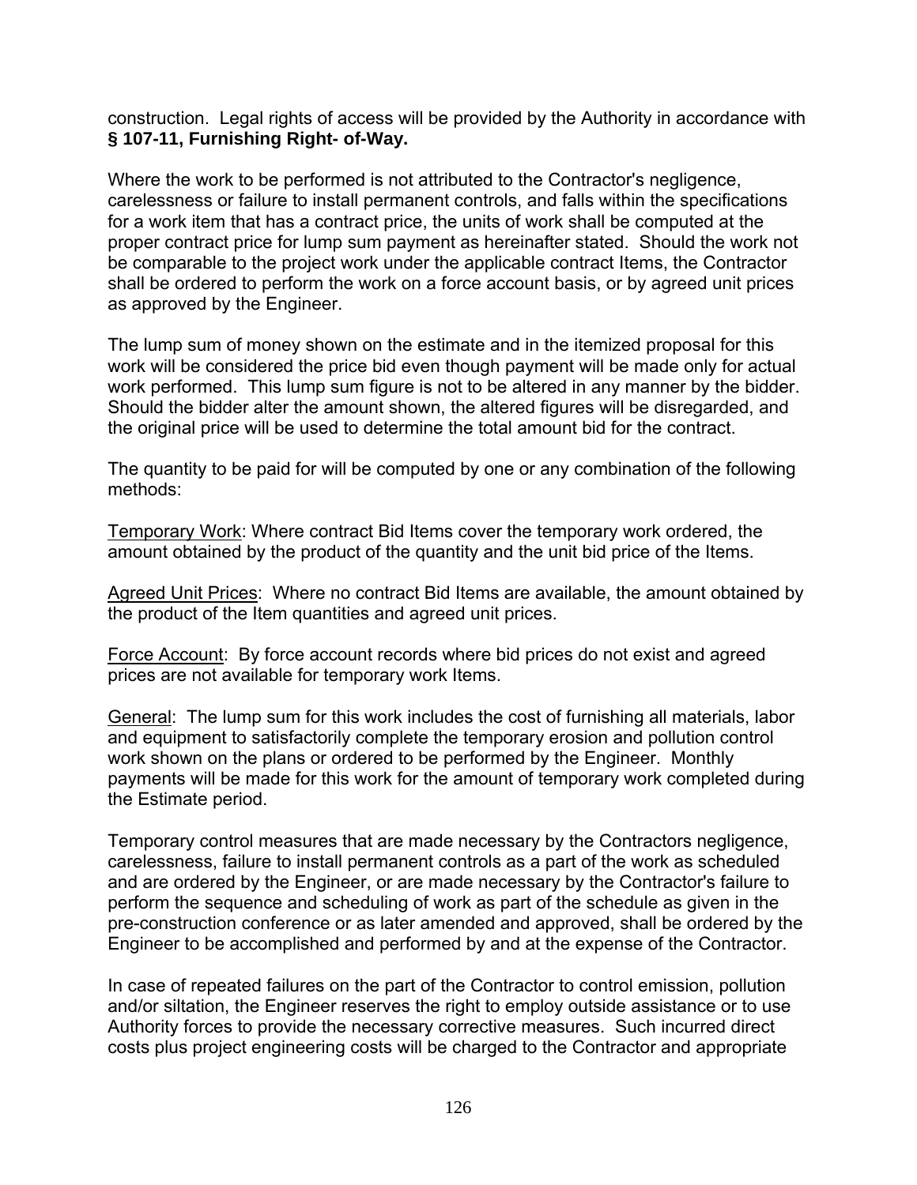construction. Legal rights of access will be provided by the Authority in accordance with **§ 107-11, Furnishing Right- of-Way.**

Where the work to be performed is not attributed to the Contractor's negligence, carelessness or failure to install permanent controls, and falls within the specifications for a work item that has a contract price, the units of work shall be computed at the proper contract price for lump sum payment as hereinafter stated. Should the work not be comparable to the project work under the applicable contract Items, the Contractor shall be ordered to perform the work on a force account basis, or by agreed unit prices as approved by the Engineer.

The lump sum of money shown on the estimate and in the itemized proposal for this work will be considered the price bid even though payment will be made only for actual work performed. This lump sum figure is not to be altered in any manner by the bidder. Should the bidder alter the amount shown, the altered figures will be disregarded, and the original price will be used to determine the total amount bid for the contract.

The quantity to be paid for will be computed by one or any combination of the following methods:

<u>Temporary Work</u>: Where contract Bid Items cover the temporary work ordered, the amount obtained by the product of the quantity and the unit bid price of the Items.

<u>Agreed Unit Prices</u>: Where no contract Bid Items are available, the amount obtained by the product of the Item quantities and agreed unit prices.

<u>Force Account</u>: By force account records where bid prices do not exist and agreed prices are not available for temporary work Items.

<u>General</u>: The lump sum for this work includes the cost of furnishing all materials, labor and equipment to satisfactorily complete the temporary erosion and pollution control work shown on the plans or ordered to be performed by the Engineer. Monthly payments will be made for this work for the amount of temporary work completed during the Estimate period.

Temporary control measures that are made necessary by the Contractors negligence, carelessness, failure to install permanent controls as a part of the work as scheduled and are ordered by the Engineer, or are made necessary by the Contractor's failure to perform the sequence and scheduling of work as part of the schedule as given in the pre-construction conference or as later amended and approved, shall be ordered by the Engineer to be accomplished and performed by and at the expense of the Contractor.

In case of repeated failures on the part of the Contractor to control emission, pollution and/or siltation, the Engineer reserves the right to employ outside assistance or to use Authority forces to provide the necessary corrective measures. Such incurred direct costs plus project engineering costs will be charged to the Contractor and appropriate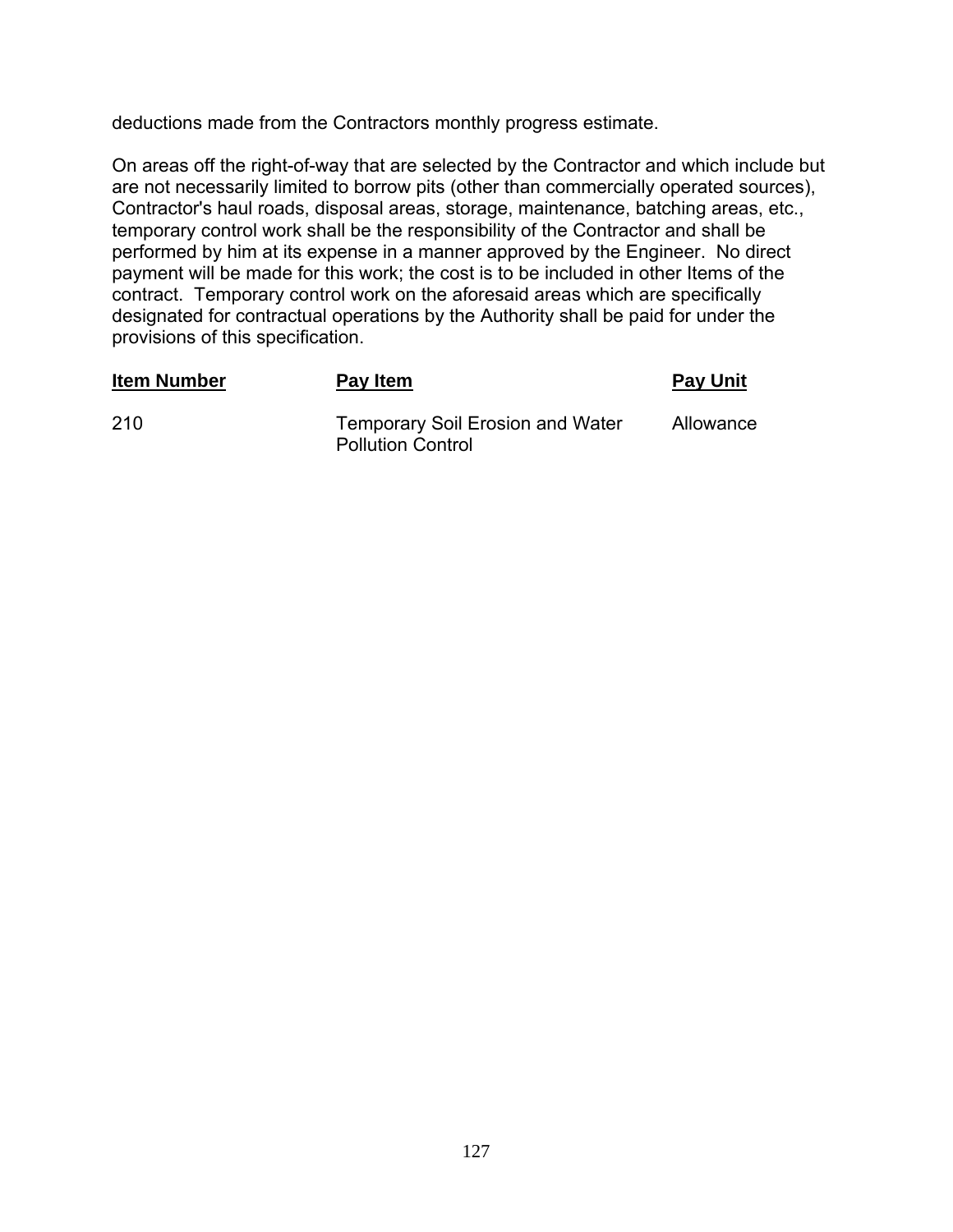deductions made from the Contractors monthly progress estimate.

On areas off the right-of-way that are selected by the Contractor and which include but are not necessarily limited to borrow pits (other than commercially operated sources), Contractor's haul roads, disposal areas, storage, maintenance, batching areas, etc., temporary control work shall be the responsibility of the Contractor and shall be performed by him at its expense in a manner approved by the Engineer. No direct payment will be made for this work; the cost is to be included in other Items of the contract. Temporary control work on the aforesaid areas which are specifically designated for contractual operations by the Authority shall be paid for under the provisions of this specification.

| Item Number | Pay Item | Pay Unit |
|---|---|---|
| 210 | Temporary Soil Erosion and Water Pollution Control | Allowance |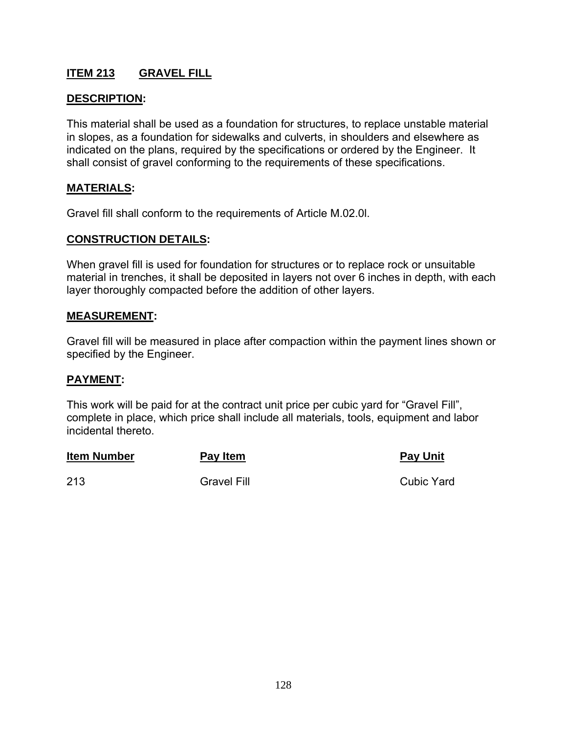## ITEM 213 GRAVEL FILL

**DESCRIPTION:**

This material shall be used as a foundation for structures, to replace unstable material in slopes, as a foundation for sidewalks and culverts, in shoulders and elsewhere as indicated on the plans, required by the specifications or ordered by the Engineer. It shall consist of gravel conforming to the requirements of these specifications.

**MATERIALS:**

Gravel fill shall conform to the requirements of Article M.02.0l.

**CONSTRUCTION DETAILS:**

When gravel fill is used for foundation for structures or to replace rock or unsuitable material in trenches, it shall be deposited in layers not over 6 inches in depth, with each layer thoroughly compacted before the addition of other layers.

**MEASUREMENT:**

Gravel fill will be measured in place after compaction within the payment lines shown or specified by the Engineer.

**PAYMENT:**

This work will be paid for at the contract unit price per cubic yard for "Gravel Fill", complete in place, which price shall include all materials, tools, equipment and labor incidental thereto.

| Item Number | Pay Item | Pay Unit |
|---|---|---|
| 213 | Gravel Fill | Cubic Yard |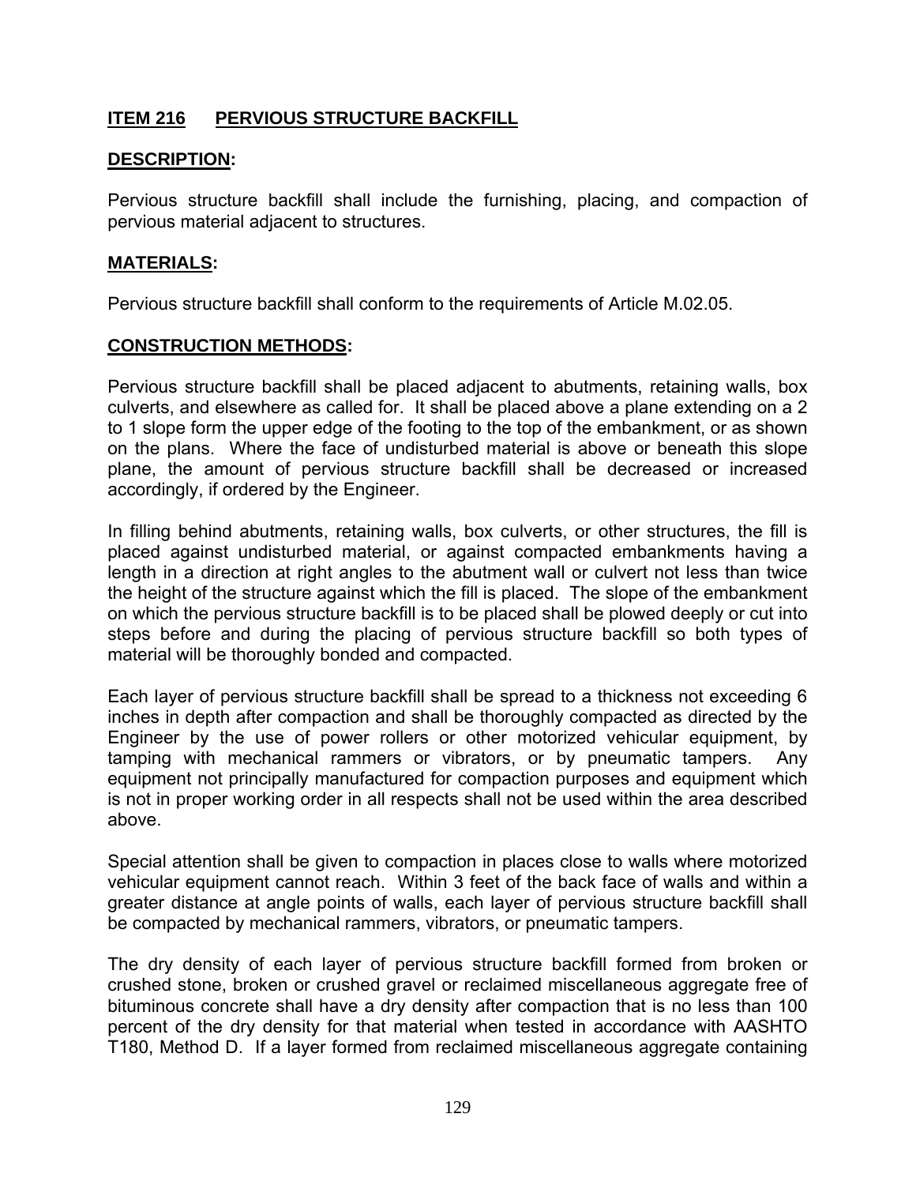## ITEM 216 PERVIOUS STRUCTURE BACKFILL

### DESCRIPTION:

Pervious structure backfill shall include the furnishing, placing, and compaction of pervious material adjacent to structures.

### MATERIALS:

Pervious structure backfill shall conform to the requirements of Article M.02.05.

### CONSTRUCTION METHODS:

Pervious structure backfill shall be placed adjacent to abutments, retaining walls, box culverts, and elsewhere as called for. It shall be placed above a plane extending on a 2 to 1 slope form the upper edge of the footing to the top of the embankment, or as shown on the plans. Where the face of undisturbed material is above or beneath this slope plane, the amount of pervious structure backfill shall be decreased or increased accordingly, if ordered by the Engineer.

In filling behind abutments, retaining walls, box culverts, or other structures, the fill is placed against undisturbed material, or against compacted embankments having a length in a direction at right angles to the abutment wall or culvert not less than twice the height of the structure against which the fill is placed. The slope of the embankment on which the pervious structure backfill is to be placed shall be plowed deeply or cut into steps before and during the placing of pervious structure backfill so both types of material will be thoroughly bonded and compacted.

Each layer of pervious structure backfill shall be spread to a thickness not exceeding 6 inches in depth after compaction and shall be thoroughly compacted as directed by the Engineer by the use of power rollers or other motorized vehicular equipment, by tamping with mechanical rammers or vibrators, or by pneumatic tampers. Any equipment not principally manufactured for compaction purposes and equipment which is not in proper working order in all respects shall not be used within the area described above.

Special attention shall be given to compaction in places close to walls where motorized vehicular equipment cannot reach. Within 3 feet of the back face of walls and within a greater distance at angle points of walls, each layer of pervious structure backfill shall be compacted by mechanical rammers, vibrators, or pneumatic tampers.

The dry density of each layer of pervious structure backfill formed from broken or crushed stone, broken or crushed gravel or reclaimed miscellaneous aggregate free of bituminous concrete shall have a dry density after compaction that is no less than 100 percent of the dry density for that material when tested in accordance with AASHTO T180, Method D. If a layer formed from reclaimed miscellaneous aggregate containing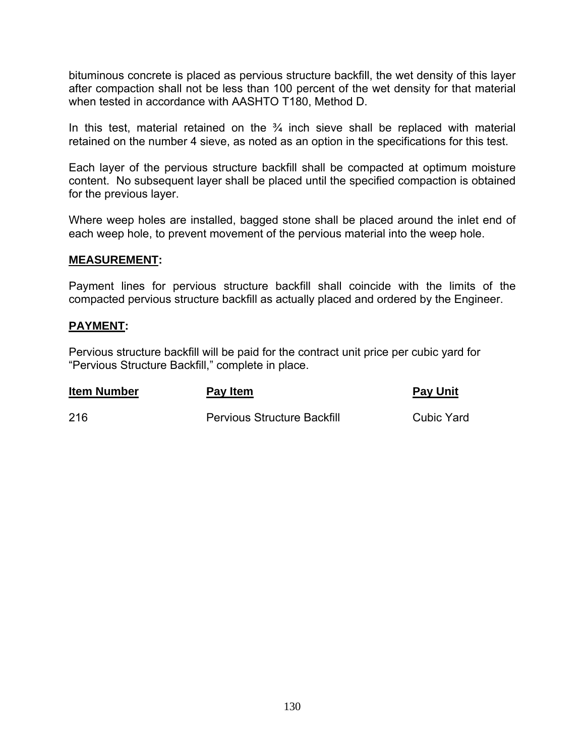bituminous concrete is placed as pervious structure backfill, the wet density of this layer after compaction shall not be less than 100 percent of the wet density for that material when tested in accordance with AASHTO T180, Method D.

In this test, material retained on the ¾ inch sieve shall be replaced with material retained on the number 4 sieve, as noted as an option in the specifications for this test.

Each layer of the pervious structure backfill shall be compacted at optimum moisture content. No subsequent layer shall be placed until the specified compaction is obtained for the previous layer.

Where weep holes are installed, bagged stone shall be placed around the inlet end of each weep hole, to prevent movement of the pervious material into the weep hole.

**MEASUREMENT:**

Payment lines for pervious structure backfill shall coincide with the limits of the compacted pervious structure backfill as actually placed and ordered by the Engineer.

**PAYMENT:**

Pervious structure backfill will be paid for the contract unit price per cubic yard for "Pervious Structure Backfill," complete in place.

| Item Number | Pay Item | Pay Unit |
|---|---|---|
| 216 | Pervious Structure Backfill | Cubic Yard |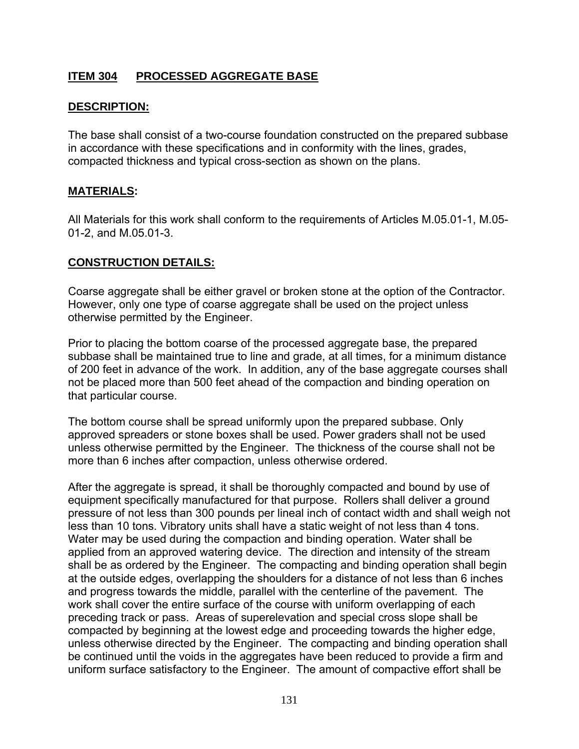## ITEM 304 PROCESSED AGGREGATE BASE

### DESCRIPTION:

The base shall consist of a two-course foundation constructed on the prepared subbase in accordance with these specifications and in conformity with the lines, grades, compacted thickness and typical cross-section as shown on the plans.

### MATERIALS:

All Materials for this work shall conform to the requirements of Articles M.05.01-1, M.05-01-2, and M.05.01-3.

### CONSTRUCTION DETAILS:

Coarse aggregate shall be either gravel or broken stone at the option of the Contractor. However, only one type of coarse aggregate shall be used on the project unless otherwise permitted by the Engineer.

Prior to placing the bottom coarse of the processed aggregate base, the prepared subbase shall be maintained true to line and grade, at all times, for a minimum distance of 200 feet in advance of the work. In addition, any of the base aggregate courses shall not be placed more than 500 feet ahead of the compaction and binding operation on that particular course.

The bottom course shall be spread uniformly upon the prepared subbase. Only approved spreaders or stone boxes shall be used. Power graders shall not be used unless otherwise permitted by the Engineer. The thickness of the course shall not be more than 6 inches after compaction, unless otherwise ordered.

After the aggregate is spread, it shall be thoroughly compacted and bound by use of equipment specifically manufactured for that purpose. Rollers shall deliver a ground pressure of not less than 300 pounds per lineal inch of contact width and shall weigh not less than 10 tons. Vibratory units shall have a static weight of not less than 4 tons. Water may be used during the compaction and binding operation. Water shall be applied from an approved watering device. The direction and intensity of the stream shall be as ordered by the Engineer. The compacting and binding operation shall begin at the outside edges, overlapping the shoulders for a distance of not less than 6 inches and progress towards the middle, parallel with the centerline of the pavement. The work shall cover the entire surface of the course with uniform overlapping of each preceding track or pass. Areas of superelevation and special cross slope shall be compacted by beginning at the lowest edge and proceeding towards the higher edge, unless otherwise directed by the Engineer. The compacting and binding operation shall be continued until the voids in the aggregates have been reduced to provide a firm and uniform surface satisfactory to the Engineer. The amount of compactive effort shall be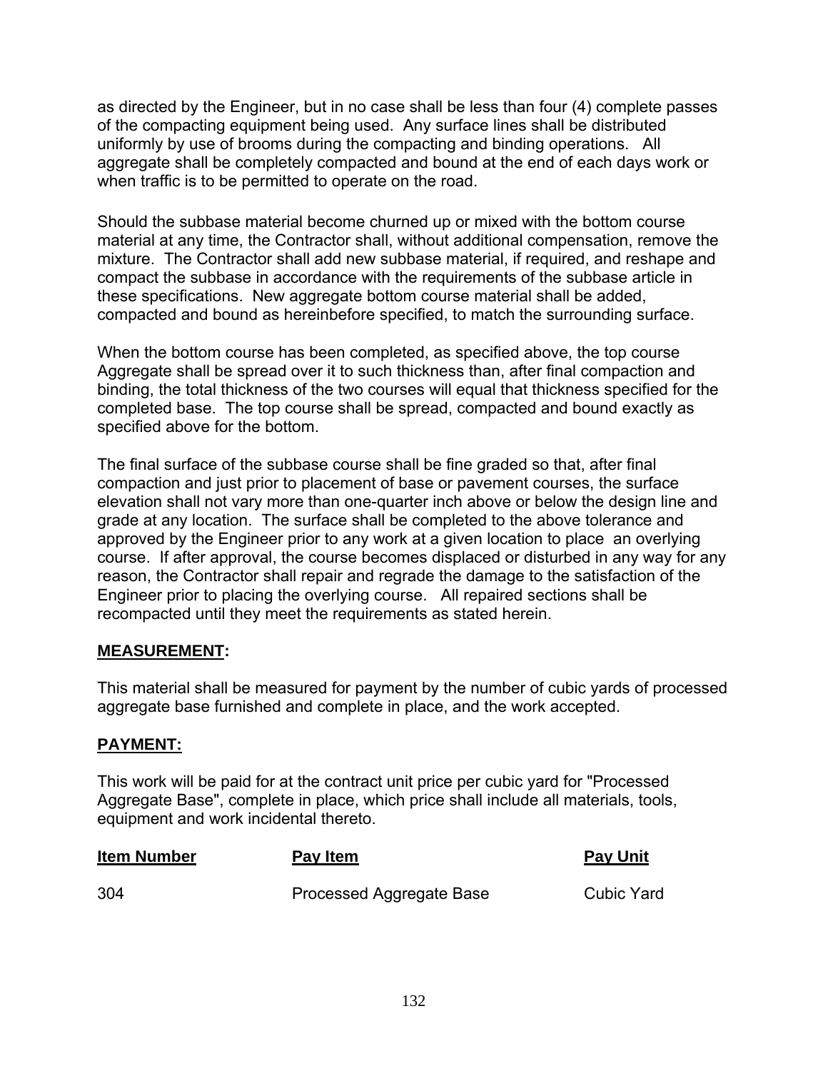as directed by the Engineer, but in no case shall be less than four (4) complete passes of the compacting equipment being used. Any surface lines shall be distributed uniformly by use of brooms during the compacting and binding operations. All aggregate shall be completely compacted and bound at the end of each days work or when traffic is to be permitted to operate on the road.

Should the subbase material become churned up or mixed with the bottom course material at any time, the Contractor shall, without additional compensation, remove the mixture. The Contractor shall add new subbase material, if required, and reshape and compact the subbase in accordance with the requirements of the subbase article in these specifications. New aggregate bottom course material shall be added, compacted and bound as hereinbefore specified, to match the surrounding surface.

When the bottom course has been completed, as specified above, the top course Aggregate shall be spread over it to such thickness than, after final compaction and binding, the total thickness of the two courses will equal that thickness specified for the completed base. The top course shall be spread, compacted and bound exactly as specified above for the bottom.

The final surface of the subbase course shall be fine graded so that, after final compaction and just prior to placement of base or pavement courses, the surface elevation shall not vary more than one-quarter inch above or below the design line and grade at any location. The surface shall be completed to the above tolerance and approved by the Engineer prior to any work at a given location to place an overlying course. If after approval, the course becomes displaced or disturbed in any way for any reason, the Contractor shall repair and regrade the damage to the satisfaction of the Engineer prior to placing the overlying course. All repaired sections shall be recompacted until they meet the requirements as stated herein.

**MEASUREMENT:**

This material shall be measured for payment by the number of cubic yards of processed aggregate base furnished and complete in place, and the work accepted.

**PAYMENT:**

This work will be paid for at the contract unit price per cubic yard for "Processed Aggregate Base", complete in place, which price shall include all materials, tools, equipment and work incidental thereto.

| Item Number | Pay Item | Pay Unit |
|---|---|---|
| 304 | Processed Aggregate Base | Cubic Yard |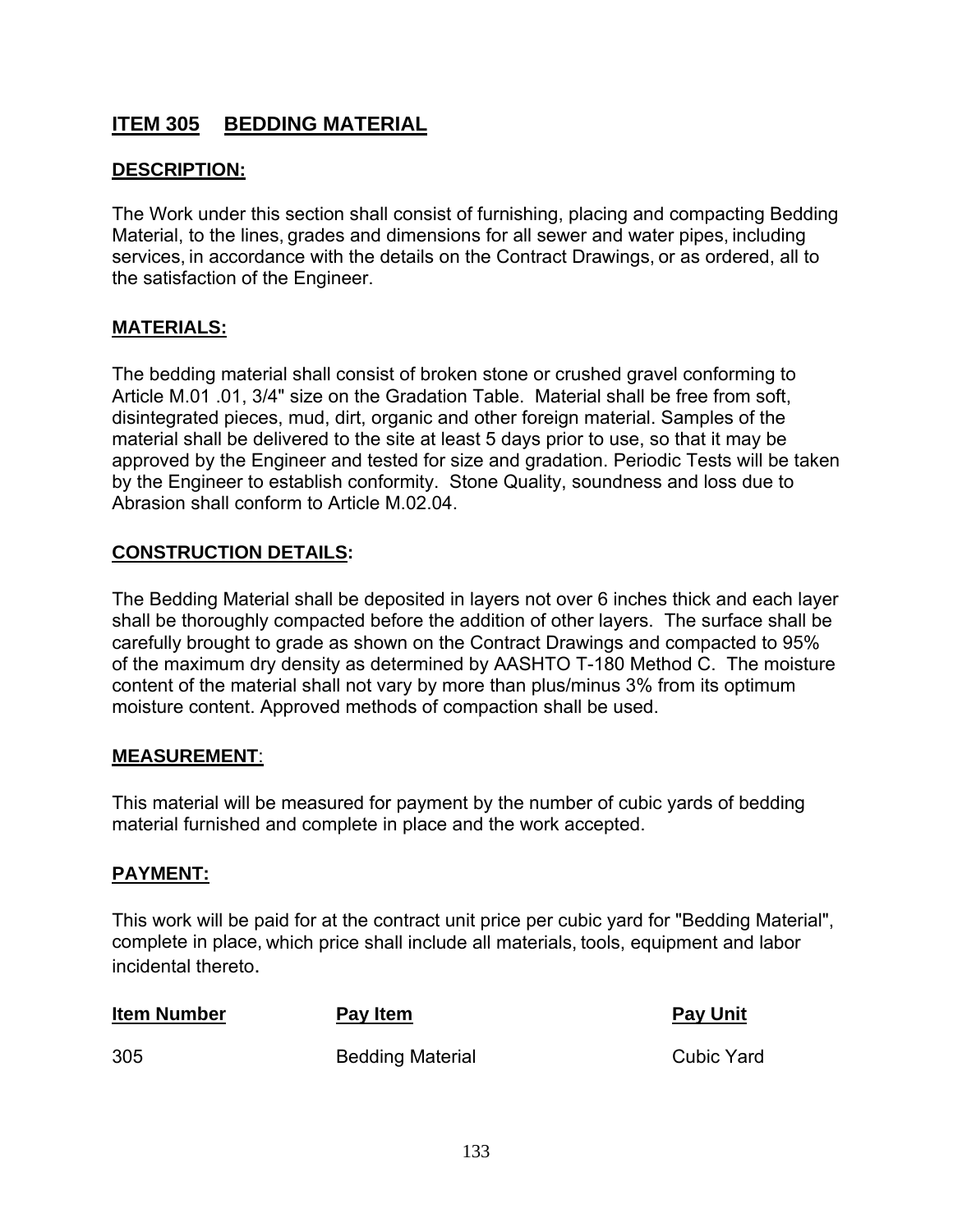## ITEM 305 BEDDING MATERIAL

### DESCRIPTION:

The Work under this section shall consist of furnishing, placing and compacting Bedding Material, to the lines, grades and dimensions for all sewer and water pipes, including services, in accordance with the details on the Contract Drawings, or as ordered, all to the satisfaction of the Engineer.

### MATERIALS:

The bedding material shall consist of broken stone or crushed gravel conforming to Article M.01 .01, 3/4" size on the Gradation Table. Material shall be free from soft, disintegrated pieces, mud, dirt, organic and other foreign material. Samples of the material shall be delivered to the site at least 5 days prior to use, so that it may be approved by the Engineer and tested for size and gradation. Periodic Tests will be taken by the Engineer to establish conformity. Stone Quality, soundness and loss due to Abrasion shall conform to Article M.02.04.

### CONSTRUCTION DETAILS:

The Bedding Material shall be deposited in layers not over 6 inches thick and each layer shall be thoroughly compacted before the addition of other layers. The surface shall be carefully brought to grade as shown on the Contract Drawings and compacted to 95% of the maximum dry density as determined by AASHTO T-180 Method C. The moisture content of the material shall not vary by more than plus/minus 3% from its optimum moisture content. Approved methods of compaction shall be used.

### MEASUREMENT:

This material will be measured for payment by the number of cubic yards of bedding material furnished and complete in place and the work accepted.

### PAYMENT:

This work will be paid for at the contract unit price per cubic yard for "Bedding Material", complete in place, which price shall include all materials, tools, equipment and labor incidental thereto.

| Item Number | Pay Item | Pay Unit |
|---|---|---|
| 305 | Bedding Material | Cubic Yard |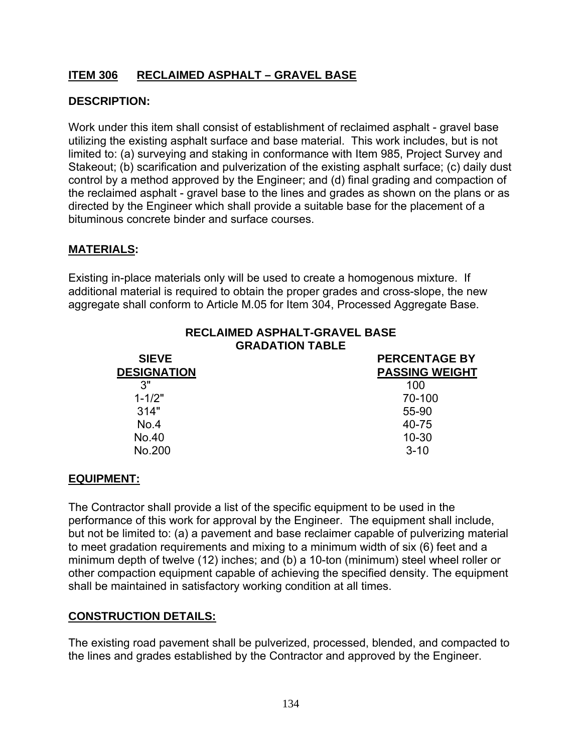## ITEM 306 RECLAIMED ASPHALT – GRAVEL BASE

**DESCRIPTION:**

Work under this item shall consist of establishment of reclaimed asphalt - gravel base utilizing the existing asphalt surface and base material. This work includes, but is not limited to: (a) surveying and staking in conformance with Item 985, Project Survey and Stakeout; (b) scarification and pulverization of the existing asphalt surface; (c) daily dust control by a method approved by the Engineer; and (d) final grading and compaction of the reclaimed asphalt - gravel base to the lines and grades as shown on the plans or as directed by the Engineer which shall provide a suitable base for the placement of a bituminous concrete binder and surface courses.

**MATERIALS:**

Existing in-place materials only will be used to create a homogenous mixture. If additional material is required to obtain the proper grades and cross-slope, the new aggregate shall conform to Article M.05 for Item 304, Processed Aggregate Base.

**RECLAIMED ASPHALT-GRAVEL BASE GRADATION TABLE**

| SIEVE DESIGNATION | PERCENTAGE BY PASSING WEIGHT |
|---|---|
| 3" | 100 |
| 1-1/2" | 70-100 |
| 314" | 55-90 |
| No.4 | 40-75 |
| No.40 | 10-30 |
| No.200 | 3-10 |

**EQUIPMENT:**

The Contractor shall provide a list of the specific equipment to be used in the performance of this work for approval by the Engineer. The equipment shall include, but not be limited to: (a) a pavement and base reclaimer capable of pulverizing material to meet gradation requirements and mixing to a minimum width of six (6) feet and a minimum depth of twelve (12) inches; and (b) a 10-ton (minimum) steel wheel roller or other compaction equipment capable of achieving the specified density. The equipment shall be maintained in satisfactory working condition at all times.

**CONSTRUCTION DETAILS:**

The existing road pavement shall be pulverized, processed, blended, and compacted to the lines and grades established by the Contractor and approved by the Engineer.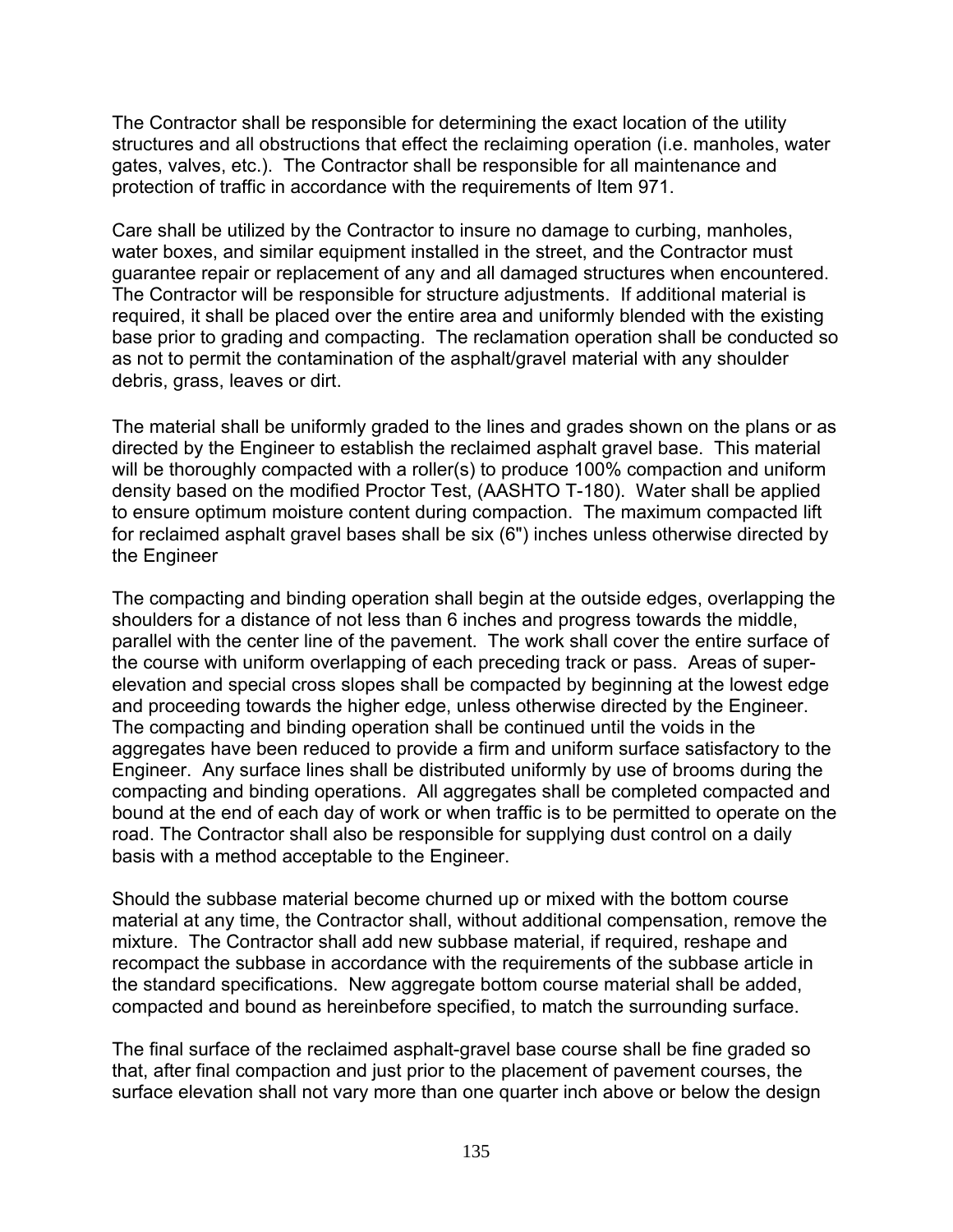The Contractor shall be responsible for determining the exact location of the utility structures and all obstructions that effect the reclaiming operation (i.e. manholes, water gates, valves, etc.). The Contractor shall be responsible for all maintenance and protection of traffic in accordance with the requirements of Item 971.

Care shall be utilized by the Contractor to insure no damage to curbing, manholes, water boxes, and similar equipment installed in the street, and the Contractor must guarantee repair or replacement of any and all damaged structures when encountered. The Contractor will be responsible for structure adjustments. If additional material is required, it shall be placed over the entire area and uniformly blended with the existing base prior to grading and compacting. The reclamation operation shall be conducted so as not to permit the contamination of the asphalt/gravel material with any shoulder debris, grass, leaves or dirt.

The material shall be uniformly graded to the lines and grades shown on the plans or as directed by the Engineer to establish the reclaimed asphalt gravel base. This material will be thoroughly compacted with a roller(s) to produce 100% compaction and uniform density based on the modified Proctor Test, (AASHTO T-180). Water shall be applied to ensure optimum moisture content during compaction. The maximum compacted lift for reclaimed asphalt gravel bases shall be six (6") inches unless otherwise directed by the Engineer

The compacting and binding operation shall begin at the outside edges, overlapping the shoulders for a distance of not less than 6 inches and progress towards the middle, parallel with the center line of the pavement. The work shall cover the entire surface of the course with uniform overlapping of each preceding track or pass. Areas of super-elevation and special cross slopes shall be compacted by beginning at the lowest edge and proceeding towards the higher edge, unless otherwise directed by the Engineer. The compacting and binding operation shall be continued until the voids in the aggregates have been reduced to provide a firm and uniform surface satisfactory to the Engineer. Any surface lines shall be distributed uniformly by use of brooms during the compacting and binding operations. All aggregates shall be completed compacted and bound at the end of each day of work or when traffic is to be permitted to operate on the road. The Contractor shall also be responsible for supplying dust control on a daily basis with a method acceptable to the Engineer.

Should the subbase material become churned up or mixed with the bottom course material at any time, the Contractor shall, without additional compensation, remove the mixture. The Contractor shall add new subbase material, if required, reshape and recompact the subbase in accordance with the requirements of the subbase article in the standard specifications. New aggregate bottom course material shall be added, compacted and bound as hereinbefore specified, to match the surrounding surface.

The final surface of the reclaimed asphalt-gravel base course shall be fine graded so that, after final compaction and just prior to the placement of pavement courses, the surface elevation shall not vary more than one quarter inch above or below the design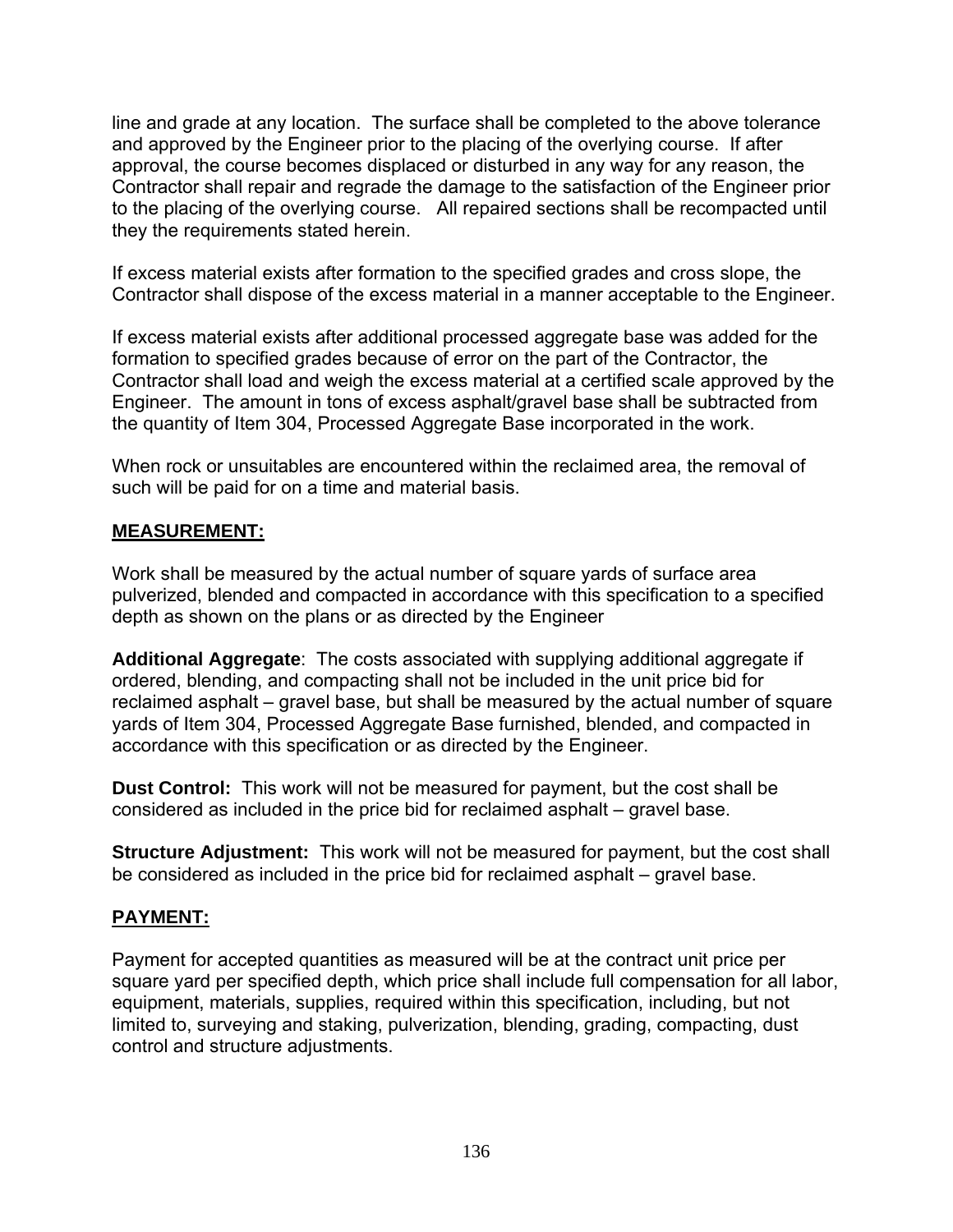line and grade at any location. The surface shall be completed to the above tolerance and approved by the Engineer prior to the placing of the overlying course. If after approval, the course becomes displaced or disturbed in any way for any reason, the Contractor shall repair and regrade the damage to the satisfaction of the Engineer prior to the placing of the overlying course. All repaired sections shall be recompacted until they the requirements stated herein.

If excess material exists after formation to the specified grades and cross slope, the Contractor shall dispose of the excess material in a manner acceptable to the Engineer.

If excess material exists after additional processed aggregate base was added for the formation to specified grades because of error on the part of the Contractor, the Contractor shall load and weigh the excess material at a certified scale approved by the Engineer. The amount in tons of excess asphalt/gravel base shall be subtracted from the quantity of Item 304, Processed Aggregate Base incorporated in the work.

When rock or unsuitables are encountered within the reclaimed area, the removal of such will be paid for on a time and material basis.

## MEASUREMENT:

Work shall be measured by the actual number of square yards of surface area pulverized, blended and compacted in accordance with this specification to a specified depth as shown on the plans or as directed by the Engineer

**Additional Aggregate**: The costs associated with supplying additional aggregate if ordered, blending, and compacting shall not be included in the unit price bid for reclaimed asphalt – gravel base, but shall be measured by the actual number of square yards of Item 304, Processed Aggregate Base furnished, blended, and compacted in accordance with this specification or as directed by the Engineer.

**Dust Control:** This work will not be measured for payment, but the cost shall be considered as included in the price bid for reclaimed asphalt – gravel base.

**Structure Adjustment:** This work will not be measured for payment, but the cost shall be considered as included in the price bid for reclaimed asphalt – gravel base.

## PAYMENT:

Payment for accepted quantities as measured will be at the contract unit price per square yard per specified depth, which price shall include full compensation for all labor, equipment, materials, supplies, required within this specification, including, but not limited to, surveying and staking, pulverization, blending, grading, compacting, dust control and structure adjustments.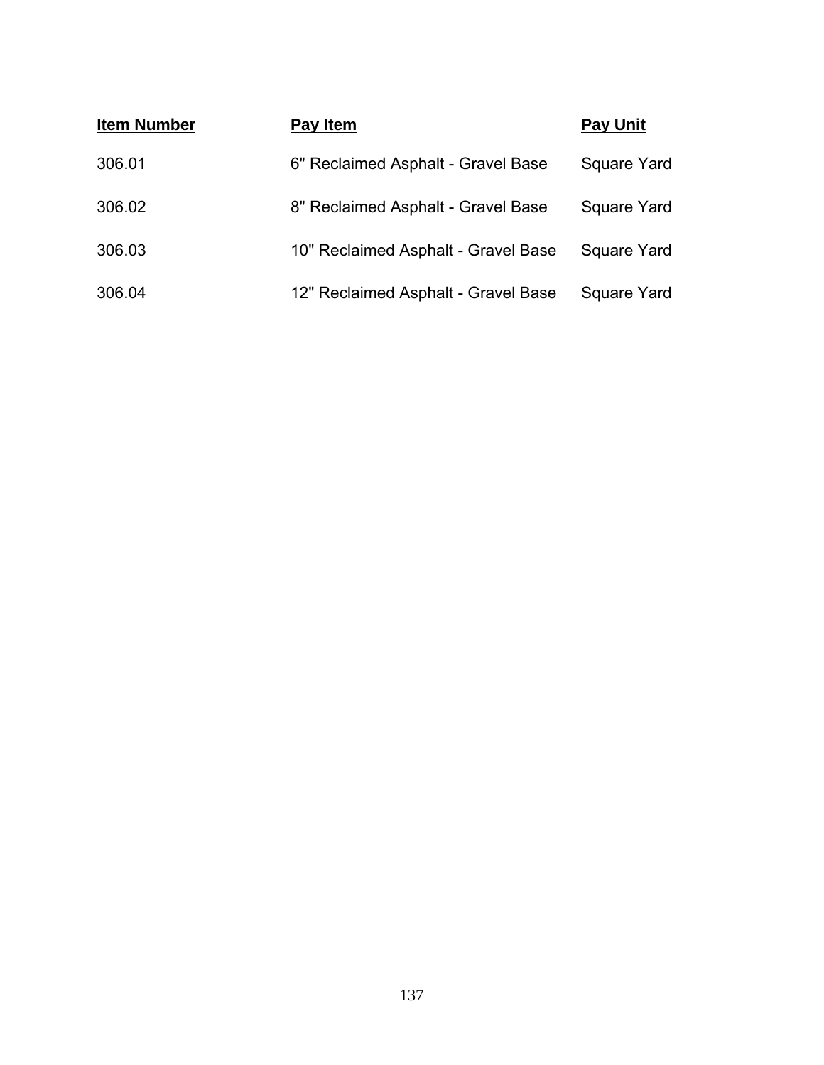| Item Number | Pay Item | Pay Unit |
| --- | --- | --- |
| 306.01 | 6" Reclaimed Asphalt - Gravel Base | Square Yard |
| 306.02 | 8" Reclaimed Asphalt - Gravel Base | Square Yard |
| 306.03 | 10" Reclaimed Asphalt - Gravel Base | Square Yard |
| 306.04 | 12" Reclaimed Asphalt - Gravel Base | Square Yard |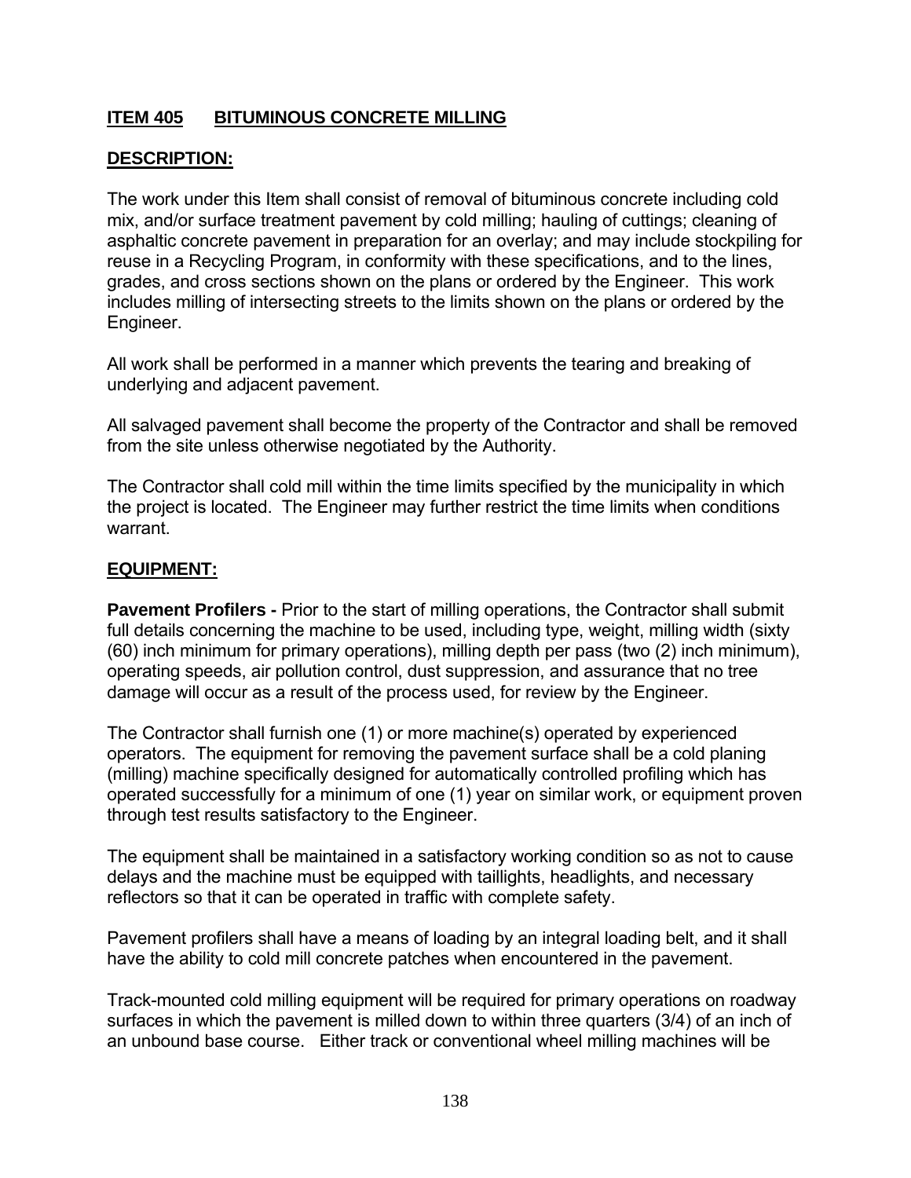## ITEM 405 BITUMINOUS CONCRETE MILLING

### DESCRIPTION:

The work under this Item shall consist of removal of bituminous concrete including cold mix, and/or surface treatment pavement by cold milling; hauling of cuttings; cleaning of asphaltic concrete pavement in preparation for an overlay; and may include stockpiling for reuse in a Recycling Program, in conformity with these specifications, and to the lines, grades, and cross sections shown on the plans or ordered by the Engineer. This work includes milling of intersecting streets to the limits shown on the plans or ordered by the Engineer.

All work shall be performed in a manner which prevents the tearing and breaking of underlying and adjacent pavement.

All salvaged pavement shall become the property of the Contractor and shall be removed from the site unless otherwise negotiated by the Authority.

The Contractor shall cold mill within the time limits specified by the municipality in which the project is located. The Engineer may further restrict the time limits when conditions warrant.

### EQUIPMENT:

**Pavement Profilers -** Prior to the start of milling operations, the Contractor shall submit full details concerning the machine to be used, including type, weight, milling width (sixty (60) inch minimum for primary operations), milling depth per pass (two (2) inch minimum), operating speeds, air pollution control, dust suppression, and assurance that no tree damage will occur as a result of the process used, for review by the Engineer.

The Contractor shall furnish one (1) or more machine(s) operated by experienced operators. The equipment for removing the pavement surface shall be a cold planing (milling) machine specifically designed for automatically controlled profiling which has operated successfully for a minimum of one (1) year on similar work, or equipment proven through test results satisfactory to the Engineer.

The equipment shall be maintained in a satisfactory working condition so as not to cause delays and the machine must be equipped with taillights, headlights, and necessary reflectors so that it can be operated in traffic with complete safety.

Pavement profilers shall have a means of loading by an integral loading belt, and it shall have the ability to cold mill concrete patches when encountered in the pavement.

Track-mounted cold milling equipment will be required for primary operations on roadway surfaces in which the pavement is milled down to within three quarters (3/4) of an inch of an unbound base course. Either track or conventional wheel milling machines will be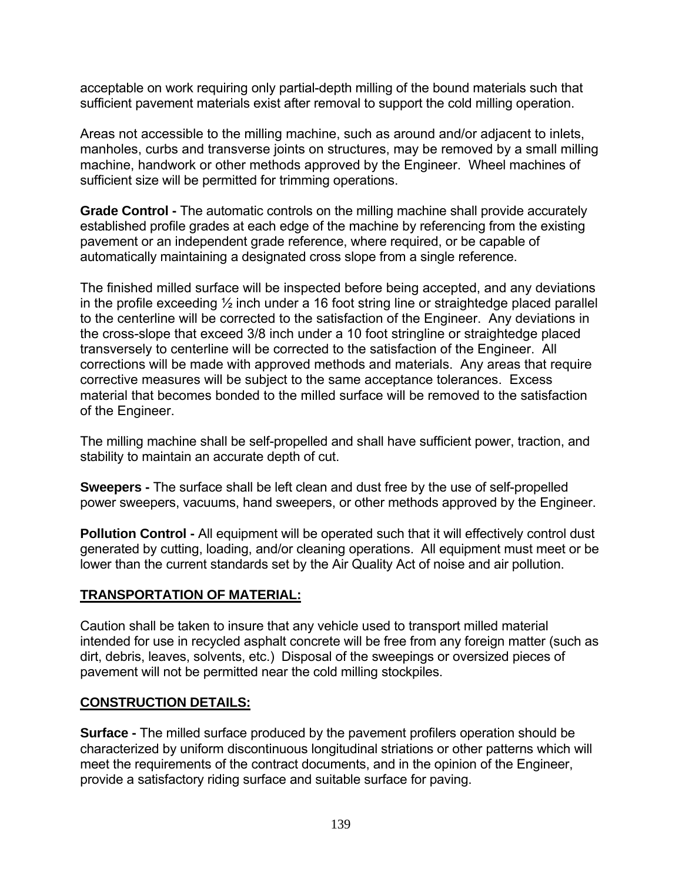acceptable on work requiring only partial-depth milling of the bound materials such that sufficient pavement materials exist after removal to support the cold milling operation.

Areas not accessible to the milling machine, such as around and/or adjacent to inlets, manholes, curbs and transverse joints on structures, may be removed by a small milling machine, handwork or other methods approved by the Engineer. Wheel machines of sufficient size will be permitted for trimming operations.

**Grade Control -** The automatic controls on the milling machine shall provide accurately established profile grades at each edge of the machine by referencing from the existing pavement or an independent grade reference, where required, or be capable of automatically maintaining a designated cross slope from a single reference.

The finished milled surface will be inspected before being accepted, and any deviations in the profile exceeding ½ inch under a 16 foot string line or straightedge placed parallel to the centerline will be corrected to the satisfaction of the Engineer. Any deviations in the cross-slope that exceed 3/8 inch under a 10 foot stringline or straightedge placed transversely to centerline will be corrected to the satisfaction of the Engineer. All corrections will be made with approved methods and materials. Any areas that require corrective measures will be subject to the same acceptance tolerances. Excess material that becomes bonded to the milled surface will be removed to the satisfaction of the Engineer.

The milling machine shall be self-propelled and shall have sufficient power, traction, and stability to maintain an accurate depth of cut.

**Sweepers -** The surface shall be left clean and dust free by the use of self-propelled power sweepers, vacuums, hand sweepers, or other methods approved by the Engineer.

**Pollution Control -** All equipment will be operated such that it will effectively control dust generated by cutting, loading, and/or cleaning operations. All equipment must meet or be lower than the current standards set by the Air Quality Act of noise and air pollution.

## TRANSPORTATION OF MATERIAL:

Caution shall be taken to insure that any vehicle used to transport milled material intended for use in recycled asphalt concrete will be free from any foreign matter (such as dirt, debris, leaves, solvents, etc.) Disposal of the sweepings or oversized pieces of pavement will not be permitted near the cold milling stockpiles.

## CONSTRUCTION DETAILS:

**Surface -** The milled surface produced by the pavement profilers operation should be characterized by uniform discontinuous longitudinal striations or other patterns which will meet the requirements of the contract documents, and in the opinion of the Engineer, provide a satisfactory riding surface and suitable surface for paving.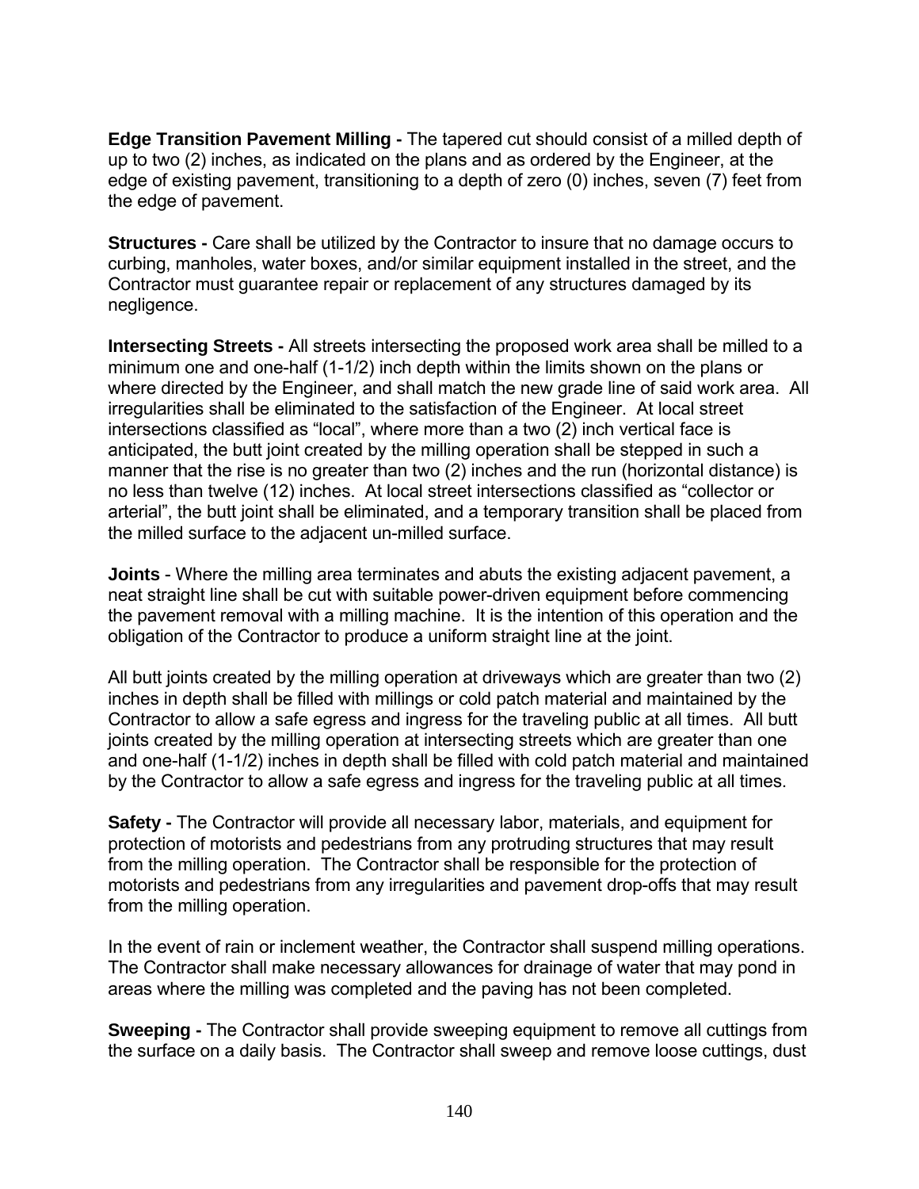**Edge Transition Pavement Milling -** The tapered cut should consist of a milled depth of up to two (2) inches, as indicated on the plans and as ordered by the Engineer, at the edge of existing pavement, transitioning to a depth of zero (0) inches, seven (7) feet from the edge of pavement.

**Structures -** Care shall be utilized by the Contractor to insure that no damage occurs to curbing, manholes, water boxes, and/or similar equipment installed in the street, and the Contractor must guarantee repair or replacement of any structures damaged by its negligence.

**Intersecting Streets -** All streets intersecting the proposed work area shall be milled to a minimum one and one-half (1-1/2) inch depth within the limits shown on the plans or where directed by the Engineer, and shall match the new grade line of said work area. All irregularities shall be eliminated to the satisfaction of the Engineer. At local street intersections classified as "local", where more than a two (2) inch vertical face is anticipated, the butt joint created by the milling operation shall be stepped in such a manner that the rise is no greater than two (2) inches and the run (horizontal distance) is no less than twelve (12) inches. At local street intersections classified as "collector or arterial", the butt joint shall be eliminated, and a temporary transition shall be placed from the milled surface to the adjacent un-milled surface.

**Joints** - Where the milling area terminates and abuts the existing adjacent pavement, a neat straight line shall be cut with suitable power-driven equipment before commencing the pavement removal with a milling machine. It is the intention of this operation and the obligation of the Contractor to produce a uniform straight line at the joint.

All butt joints created by the milling operation at driveways which are greater than two (2) inches in depth shall be filled with millings or cold patch material and maintained by the Contractor to allow a safe egress and ingress for the traveling public at all times. All butt joints created by the milling operation at intersecting streets which are greater than one and one-half (1-1/2) inches in depth shall be filled with cold patch material and maintained by the Contractor to allow a safe egress and ingress for the traveling public at all times.

**Safety -** The Contractor will provide all necessary labor, materials, and equipment for protection of motorists and pedestrians from any protruding structures that may result from the milling operation. The Contractor shall be responsible for the protection of motorists and pedestrians from any irregularities and pavement drop-offs that may result from the milling operation.

In the event of rain or inclement weather, the Contractor shall suspend milling operations. The Contractor shall make necessary allowances for drainage of water that may pond in areas where the milling was completed and the paving has not been completed.

**Sweeping -** The Contractor shall provide sweeping equipment to remove all cuttings from the surface on a daily basis. The Contractor shall sweep and remove loose cuttings, dust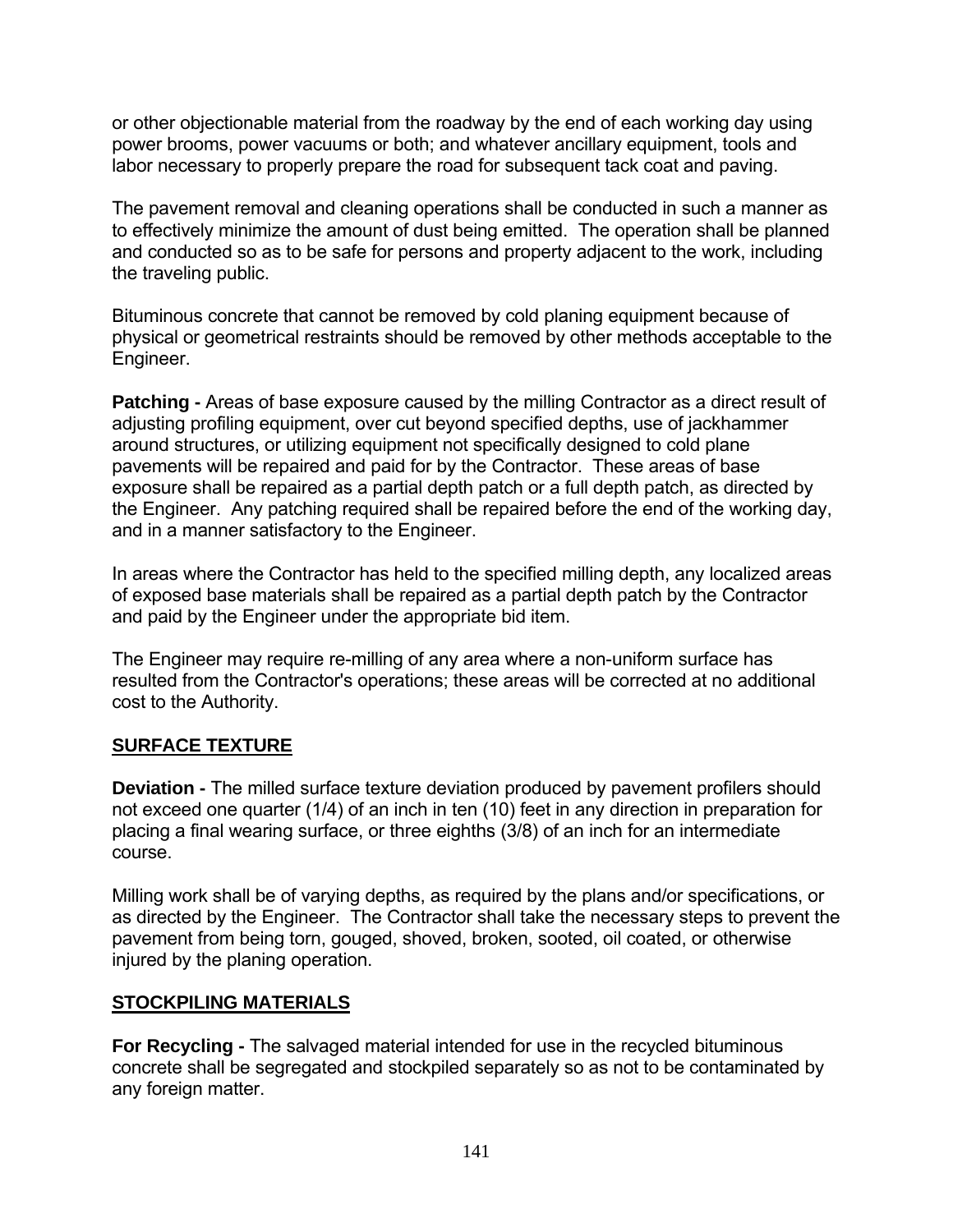or other objectionable material from the roadway by the end of each working day using power brooms, power vacuums or both; and whatever ancillary equipment, tools and labor necessary to properly prepare the road for subsequent tack coat and paving.

The pavement removal and cleaning operations shall be conducted in such a manner as to effectively minimize the amount of dust being emitted. The operation shall be planned and conducted so as to be safe for persons and property adjacent to the work, including the traveling public.

Bituminous concrete that cannot be removed by cold planing equipment because of physical or geometrical restraints should be removed by other methods acceptable to the Engineer.

**Patching -** Areas of base exposure caused by the milling Contractor as a direct result of adjusting profiling equipment, over cut beyond specified depths, use of jackhammer around structures, or utilizing equipment not specifically designed to cold plane pavements will be repaired and paid for by the Contractor. These areas of base exposure shall be repaired as a partial depth patch or a full depth patch, as directed by the Engineer. Any patching required shall be repaired before the end of the working day, and in a manner satisfactory to the Engineer.

In areas where the Contractor has held to the specified milling depth, any localized areas of exposed base materials shall be repaired as a partial depth patch by the Contractor and paid by the Engineer under the appropriate bid item.

The Engineer may require re-milling of any area where a non-uniform surface has resulted from the Contractor's operations; these areas will be corrected at no additional cost to the Authority.

## SURFACE TEXTURE

**Deviation -** The milled surface texture deviation produced by pavement profilers should not exceed one quarter (1/4) of an inch in ten (10) feet in any direction in preparation for placing a final wearing surface, or three eighths (3/8) of an inch for an intermediate course.

Milling work shall be of varying depths, as required by the plans and/or specifications, or as directed by the Engineer. The Contractor shall take the necessary steps to prevent the pavement from being torn, gouged, shoved, broken, sooted, oil coated, or otherwise injured by the planing operation.

## STOCKPILING MATERIALS

**For Recycling -** The salvaged material intended for use in the recycled bituminous concrete shall be segregated and stockpiled separately so as not to be contaminated by any foreign matter.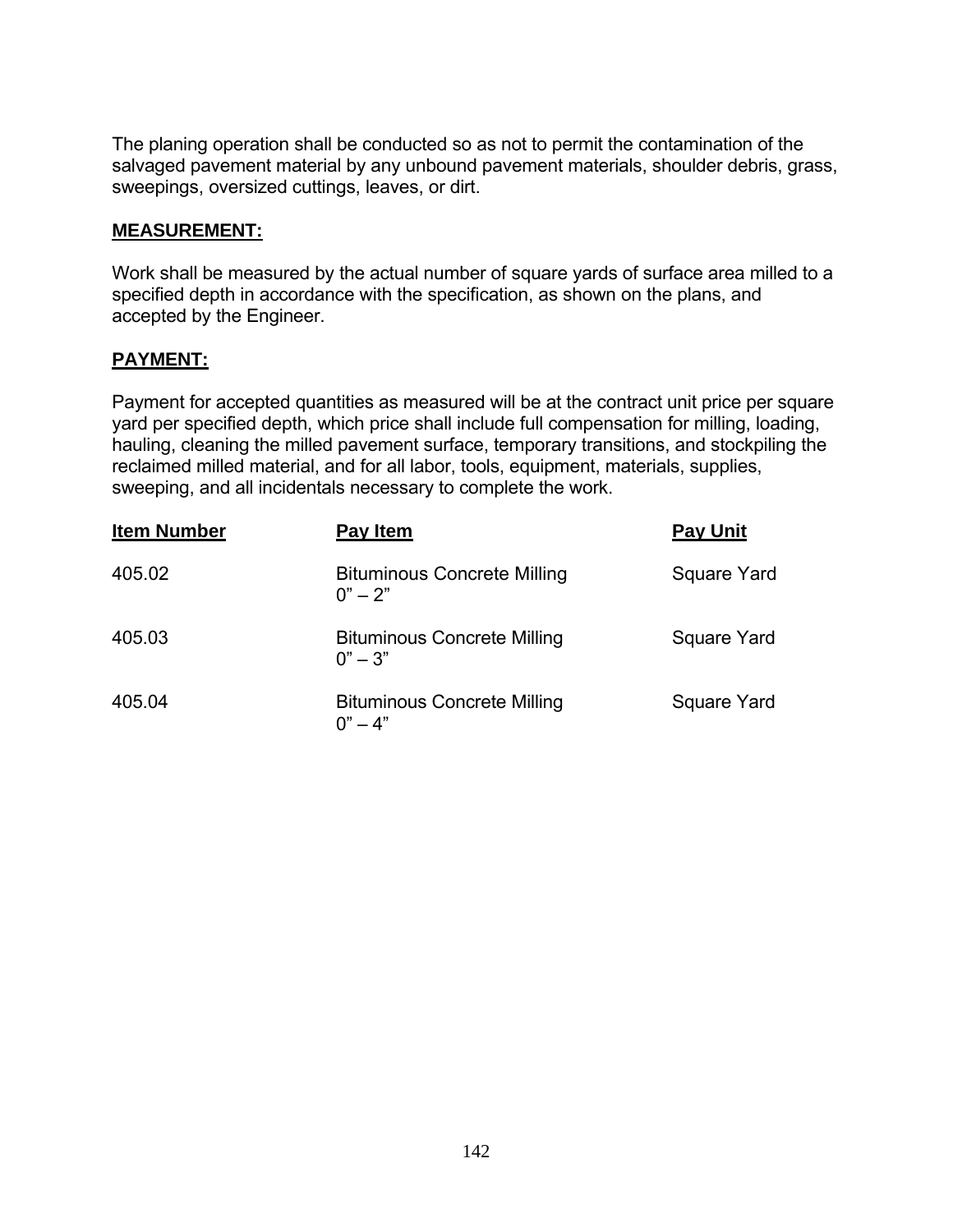The planing operation shall be conducted so as not to permit the contamination of the salvaged pavement material by any unbound pavement materials, shoulder debris, grass, sweepings, oversized cuttings, leaves, or dirt.

**MEASUREMENT:**

Work shall be measured by the actual number of square yards of surface area milled to a specified depth in accordance with the specification, as shown on the plans, and accepted by the Engineer.

**PAYMENT:**

Payment for accepted quantities as measured will be at the contract unit price per square yard per specified depth, which price shall include full compensation for milling, loading, hauling, cleaning the milled pavement surface, temporary transitions, and stockpiling the reclaimed milled material, and for all labor, tools, equipment, materials, supplies, sweeping, and all incidentals necessary to complete the work.

| Item Number | Pay Item | Pay Unit |
|---|---|---|
| 405.02 | Bituminous Concrete Milling 0" – 2" | Square Yard |
| 405.03 | Bituminous Concrete Milling 0" – 3" | Square Yard |
| 405.04 | Bituminous Concrete Milling 0" – 4" | Square Yard |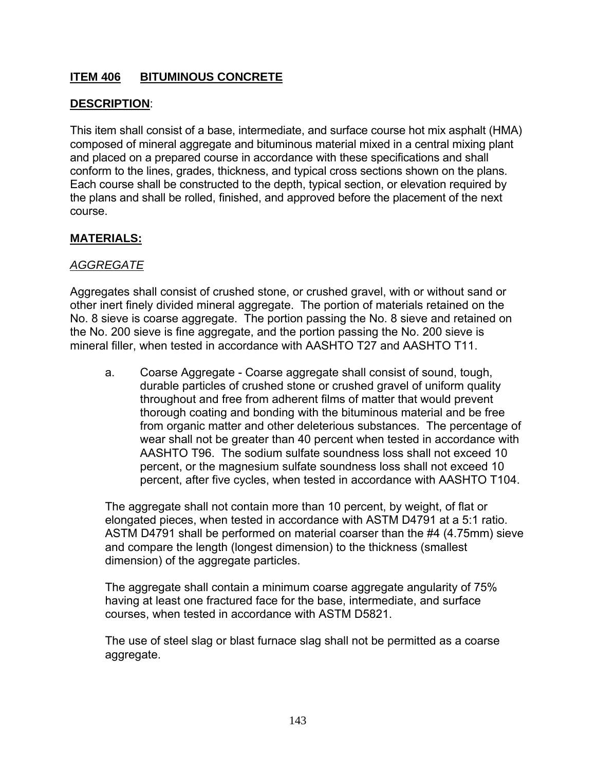## ITEM 406 BITUMINOUS CONCRETE

### DESCRIPTION:

This item shall consist of a base, intermediate, and surface course hot mix asphalt (HMA) composed of mineral aggregate and bituminous material mixed in a central mixing plant and placed on a prepared course in accordance with these specifications and shall conform to the lines, grades, thickness, and typical cross sections shown on the plans. Each course shall be constructed to the depth, typical section, or elevation required by the plans and shall be rolled, finished, and approved before the placement of the next course.

### MATERIALS:

#### *AGGREGATE*

Aggregates shall consist of crushed stone, or crushed gravel, with or without sand or other inert finely divided mineral aggregate. The portion of materials retained on the No. 8 sieve is coarse aggregate. The portion passing the No. 8 sieve and retained on the No. 200 sieve is fine aggregate, and the portion passing the No. 200 sieve is mineral filler, when tested in accordance with AASHTO T27 and AASHTO T11.

a. Coarse Aggregate - Coarse aggregate shall consist of sound, tough, durable particles of crushed stone or crushed gravel of uniform quality throughout and free from adherent films of matter that would prevent thorough coating and bonding with the bituminous material and be free from organic matter and other deleterious substances. The percentage of wear shall not be greater than 40 percent when tested in accordance with AASHTO T96. The sodium sulfate soundness loss shall not exceed 10 percent, or the magnesium sulfate soundness loss shall not exceed 10 percent, after five cycles, when tested in accordance with AASHTO T104.

The aggregate shall not contain more than 10 percent, by weight, of flat or elongated pieces, when tested in accordance with ASTM D4791 at a 5:1 ratio. ASTM D4791 shall be performed on material coarser than the #4 (4.75mm) sieve and compare the length (longest dimension) to the thickness (smallest dimension) of the aggregate particles.

The aggregate shall contain a minimum coarse aggregate angularity of 75% having at least one fractured face for the base, intermediate, and surface courses, when tested in accordance with ASTM D5821.

The use of steel slag or blast furnace slag shall not be permitted as a coarse aggregate.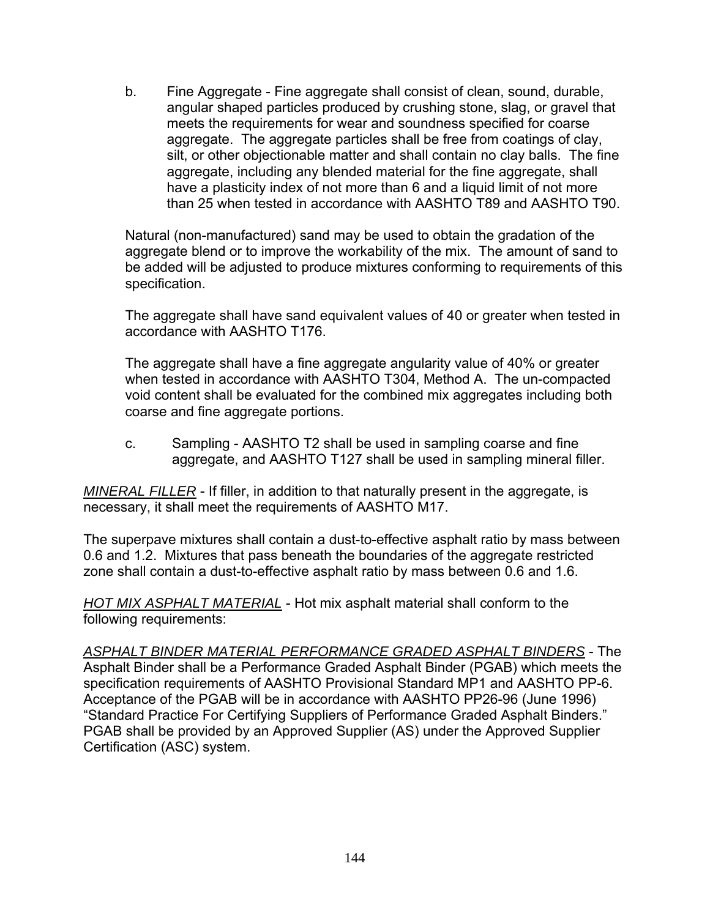b. Fine Aggregate - Fine aggregate shall consist of clean, sound, durable, angular shaped particles produced by crushing stone, slag, or gravel that meets the requirements for wear and soundness specified for coarse aggregate. The aggregate particles shall be free from coatings of clay, silt, or other objectionable matter and shall contain no clay balls. The fine aggregate, including any blended material for the fine aggregate, shall have a plasticity index of not more than 6 and a liquid limit of not more than 25 when tested in accordance with AASHTO T89 and AASHTO T90.

Natural (non-manufactured) sand may be used to obtain the gradation of the aggregate blend or to improve the workability of the mix. The amount of sand to be added will be adjusted to produce mixtures conforming to requirements of this specification.

The aggregate shall have sand equivalent values of 40 or greater when tested in accordance with AASHTO T176.

The aggregate shall have a fine aggregate angularity value of 40% or greater when tested in accordance with AASHTO T304, Method A. The un-compacted void content shall be evaluated for the combined mix aggregates including both coarse and fine aggregate portions.

c. Sampling - AASHTO T2 shall be used in sampling coarse and fine aggregate, and AASHTO T127 shall be used in sampling mineral filler.

*MINERAL FILLER* - If filler, in addition to that naturally present in the aggregate, is necessary, it shall meet the requirements of AASHTO M17.

The superpave mixtures shall contain a dust-to-effective asphalt ratio by mass between 0.6 and 1.2. Mixtures that pass beneath the boundaries of the aggregate restricted zone shall contain a dust-to-effective asphalt ratio by mass between 0.6 and 1.6.

*HOT MIX ASPHALT MATERIAL* - Hot mix asphalt material shall conform to the following requirements:

*ASPHALT BINDER MATERIAL PERFORMANCE GRADED ASPHALT BINDERS* - The Asphalt Binder shall be a Performance Graded Asphalt Binder (PGAB) which meets the specification requirements of AASHTO Provisional Standard MP1 and AASHTO PP-6. Acceptance of the PGAB will be in accordance with AASHTO PP26-96 (June 1996) "Standard Practice For Certifying Suppliers of Performance Graded Asphalt Binders." PGAB shall be provided by an Approved Supplier (AS) under the Approved Supplier Certification (ASC) system.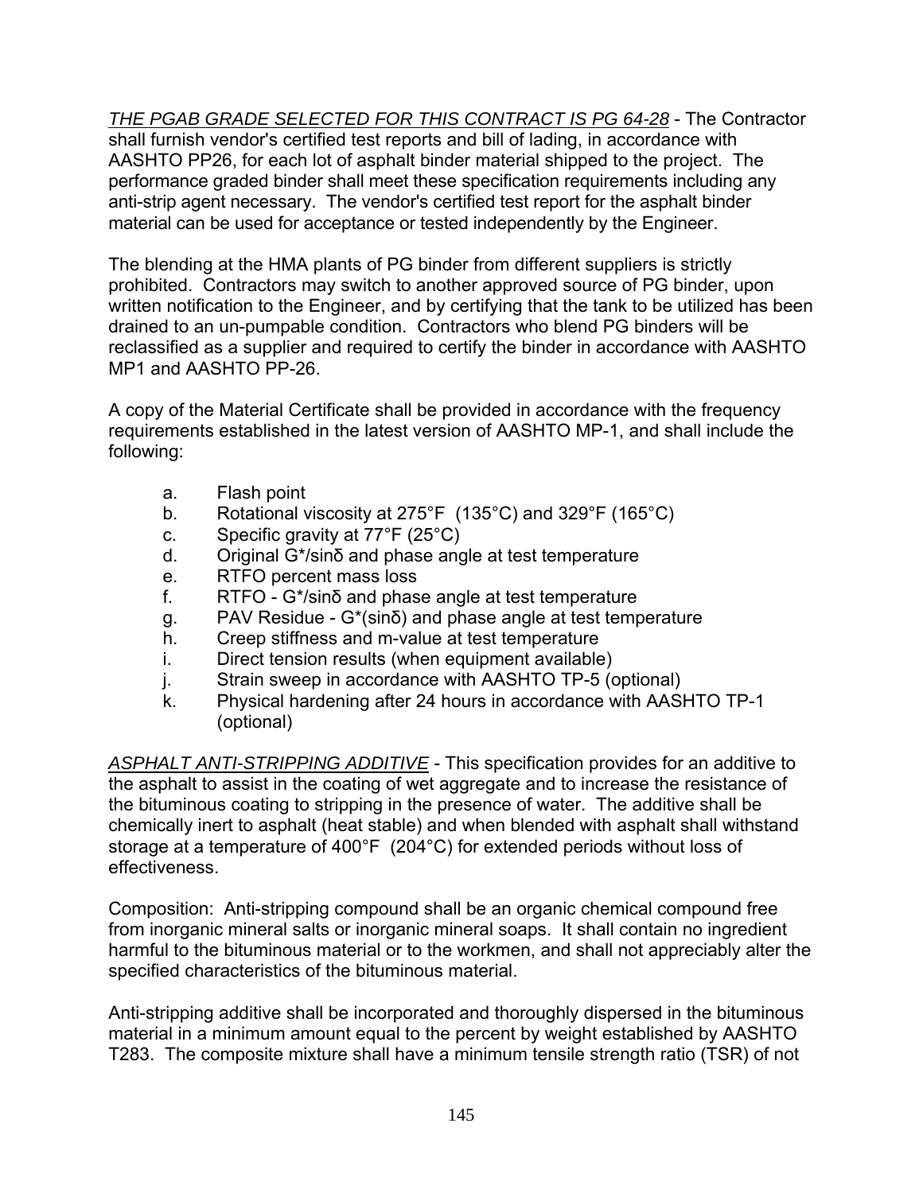*THE PGAB GRADE SELECTED FOR THIS CONTRACT IS PG 64-28* - The Contractor shall furnish vendor's certified test reports and bill of lading, in accordance with AASHTO PP26, for each lot of asphalt binder material shipped to the project. The performance graded binder shall meet these specification requirements including any anti-strip agent necessary. The vendor's certified test report for the asphalt binder material can be used for acceptance or tested independently by the Engineer.

The blending at the HMA plants of PG binder from different suppliers is strictly prohibited. Contractors may switch to another approved source of PG binder, upon written notification to the Engineer, and by certifying that the tank to be utilized has been drained to an un-pumpable condition. Contractors who blend PG binders will be reclassified as a supplier and required to certify the binder in accordance with AASHTO MP1 and AASHTO PP-26.

A copy of the Material Certificate shall be provided in accordance with the frequency requirements established in the latest version of AASHTO MP-1, and shall include the following:

a. Flash point
b. Rotational viscosity at 275°F (135°C) and 329°F (165°C)
c. Specific gravity at 77°F (25°C)
d. Original G*/sinδ and phase angle at test temperature
e. RTFO percent mass loss
f. RTFO - G*/sinδ and phase angle at test temperature
g. PAV Residue - G*(sinδ) and phase angle at test temperature
h. Creep stiffness and m-value at test temperature
i. Direct tension results (when equipment available)
j. Strain sweep in accordance with AASHTO TP-5 (optional)
k. Physical hardening after 24 hours in accordance with AASHTO TP-1 (optional)

*ASPHALT ANTI-STRIPPING ADDITIVE* - This specification provides for an additive to the asphalt to assist in the coating of wet aggregate and to increase the resistance of the bituminous coating to stripping in the presence of water. The additive shall be chemically inert to asphalt (heat stable) and when blended with asphalt shall withstand storage at a temperature of 400°F (204°C) for extended periods without loss of effectiveness.

Composition: Anti-stripping compound shall be an organic chemical compound free from inorganic mineral salts or inorganic mineral soaps. It shall contain no ingredient harmful to the bituminous material or to the workmen, and shall not appreciably alter the specified characteristics of the bituminous material.

Anti-stripping additive shall be incorporated and thoroughly dispersed in the bituminous material in a minimum amount equal to the percent by weight established by AASHTO T283. The composite mixture shall have a minimum tensile strength ratio (TSR) of not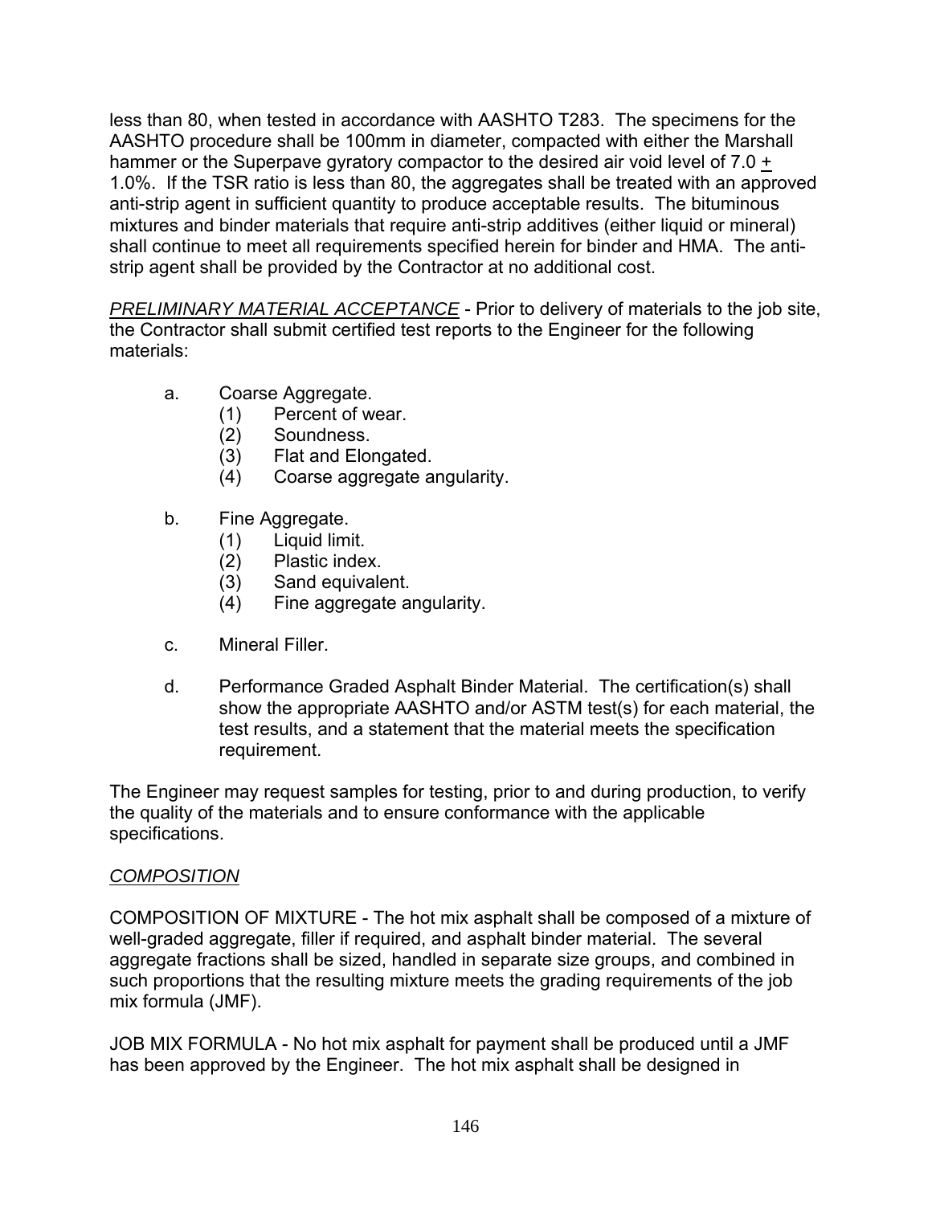less than 80, when tested in accordance with AASHTO T283. The specimens for the AASHTO procedure shall be 100mm in diameter, compacted with either the Marshall hammer or the Superpave gyratory compactor to the desired air void level of 7.0 ± 1.0%. If the TSR ratio is less than 80, the aggregates shall be treated with an approved anti-strip agent in sufficient quantity to produce acceptable results. The bituminous mixtures and binder materials that require anti-strip additives (either liquid or mineral) shall continue to meet all requirements specified herein for binder and HMA. The anti-strip agent shall be provided by the Contractor at no additional cost.

*PRELIMINARY MATERIAL ACCEPTANCE* - Prior to delivery of materials to the job site, the Contractor shall submit certified test reports to the Engineer for the following materials:

a. Coarse Aggregate.
   (1) Percent of wear.
   (2) Soundness.
   (3) Flat and Elongated.
   (4) Coarse aggregate angularity.

b. Fine Aggregate.
   (1) Liquid limit.
   (2) Plastic index.
   (3) Sand equivalent.
   (4) Fine aggregate angularity.

c. Mineral Filler.

d. Performance Graded Asphalt Binder Material. The certification(s) shall show the appropriate AASHTO and/or ASTM test(s) for each material, the test results, and a statement that the material meets the specification requirement.

The Engineer may request samples for testing, prior to and during production, to verify the quality of the materials and to ensure conformance with the applicable specifications.

*COMPOSITION*

COMPOSITION OF MIXTURE - The hot mix asphalt shall be composed of a mixture of well-graded aggregate, filler if required, and asphalt binder material. The several aggregate fractions shall be sized, handled in separate size groups, and combined in such proportions that the resulting mixture meets the grading requirements of the job mix formula (JMF).

JOB MIX FORMULA - No hot mix asphalt for payment shall be produced until a JMF has been approved by the Engineer. The hot mix asphalt shall be designed in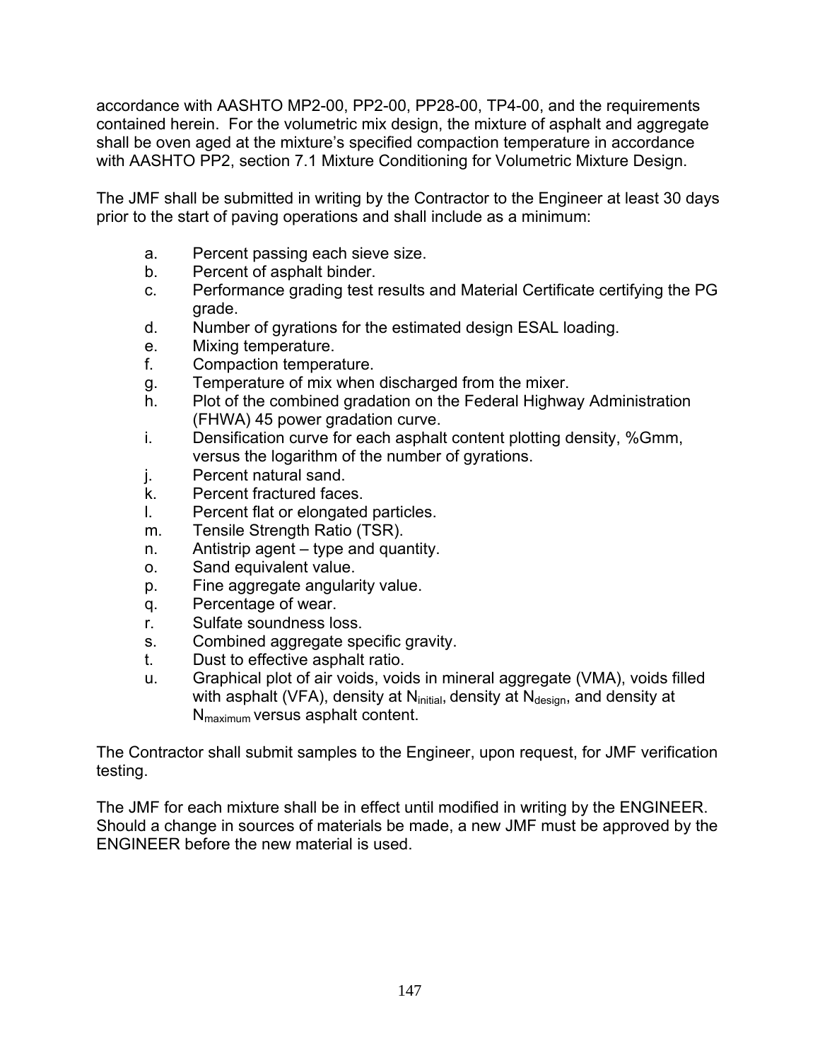accordance with AASHTO MP2-00, PP2-00, PP28-00, TP4-00, and the requirements contained herein. For the volumetric mix design, the mixture of asphalt and aggregate shall be oven aged at the mixture's specified compaction temperature in accordance with AASHTO PP2, section 7.1 Mixture Conditioning for Volumetric Mixture Design.

The JMF shall be submitted in writing by the Contractor to the Engineer at least 30 days prior to the start of paving operations and shall include as a minimum:

a. Percent passing each sieve size.
b. Percent of asphalt binder.
c. Performance grading test results and Material Certificate certifying the PG grade.
d. Number of gyrations for the estimated design ESAL loading.
e. Mixing temperature.
f. Compaction temperature.
g. Temperature of mix when discharged from the mixer.
h. Plot of the combined gradation on the Federal Highway Administration (FHWA) 45 power gradation curve.
i. Densification curve for each asphalt content plotting density, %Gmm, versus the logarithm of the number of gyrations.
j. Percent natural sand.
k. Percent fractured faces.
l. Percent flat or elongated particles.
m. Tensile Strength Ratio (TSR).
n. Antistrip agent – type and quantity.
o. Sand equivalent value.
p. Fine aggregate angularity value.
q. Percentage of wear.
r. Sulfate soundness loss.
s. Combined aggregate specific gravity.
t. Dust to effective asphalt ratio.
u. Graphical plot of air voids, voids in mineral aggregate (VMA), voids filled with asphalt (VFA), density at $N_{initial}$, density at $N_{design}$, and density at $N_{maximum}$ versus asphalt content.

The Contractor shall submit samples to the Engineer, upon request, for JMF verification testing.

The JMF for each mixture shall be in effect until modified in writing by the ENGINEER. Should a change in sources of materials be made, a new JMF must be approved by the ENGINEER before the new material is used.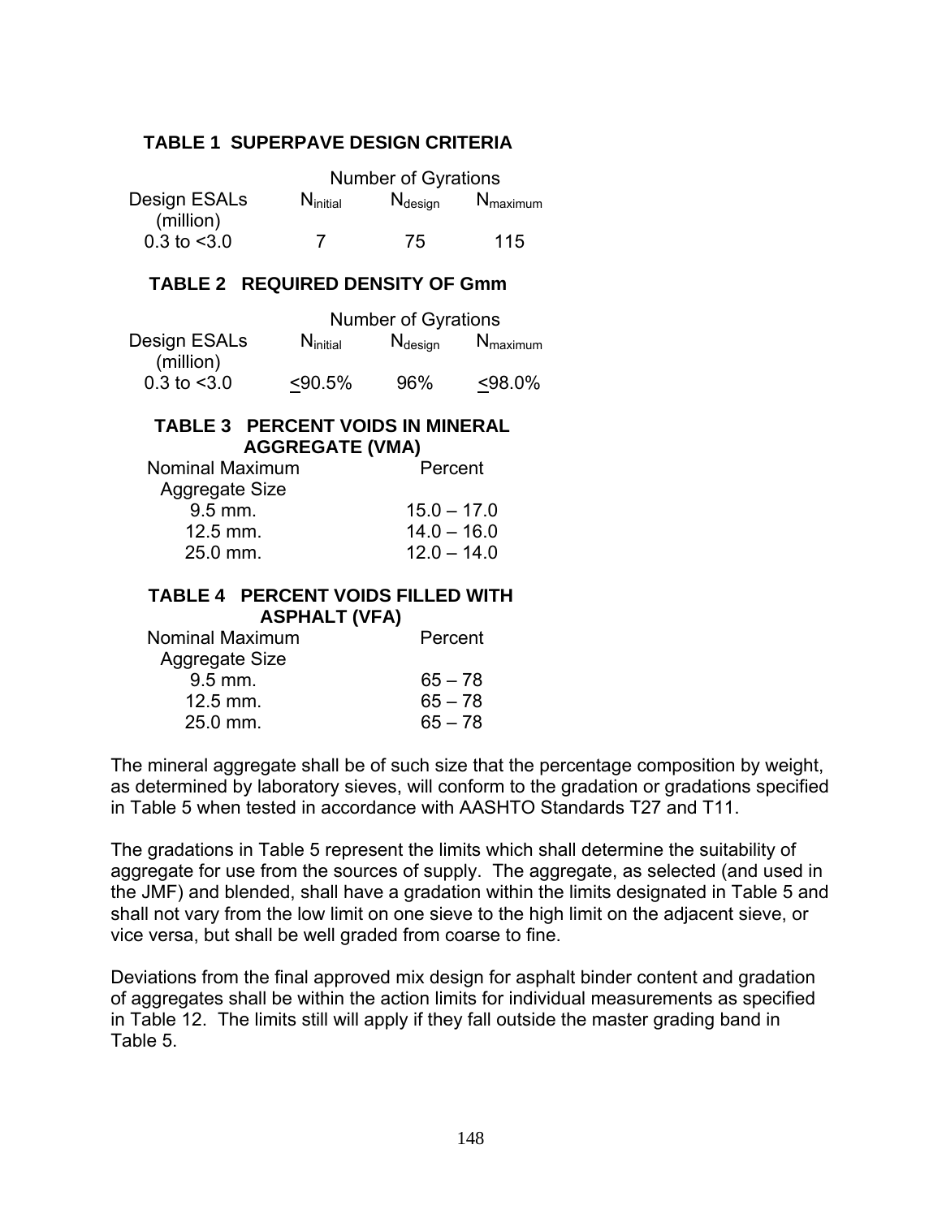### TABLE 1 SUPERPAVE DESIGN CRITERIA

| Design ESALs (million) | Number of Gyrations | | |
|---|---|---|---|
| | $N_{initial}$ | $N_{design}$ | $N_{maximum}$ |
| 0.3 to <3.0 | 7 | 75 | 115 |

### TABLE 2 REQUIRED DENSITY OF Gmm

| Design ESALs (million) | Number of Gyrations | | |
|---|---|---|---|
| | $N_{initial}$ | $N_{design}$ | $N_{maximum}$ |
| 0.3 to <3.0 | ≤90.5% | 96% | ≤98.0% |

### TABLE 3 PERCENT VOIDS IN MINERAL AGGREGATE (VMA)

| Nominal Maximum Aggregate Size | Percent |
|---|---|
| 9.5 mm. | 15.0 – 17.0 |
| 12.5 mm. | 14.0 – 16.0 |
| 25.0 mm. | 12.0 – 14.0 |

### TABLE 4 PERCENT VOIDS FILLED WITH ASPHALT (VFA)

| Nominal Maximum Aggregate Size | Percent |
|---|---|
| 9.5 mm. | 65 – 78 |
| 12.5 mm. | 65 – 78 |
| 25.0 mm. | 65 – 78 |

The mineral aggregate shall be of such size that the percentage composition by weight, as determined by laboratory sieves, will conform to the gradation or gradations specified in Table 5 when tested in accordance with AASHTO Standards T27 and T11.

The gradations in Table 5 represent the limits which shall determine the suitability of aggregate for use from the sources of supply. The aggregate, as selected (and used in the JMF) and blended, shall have a gradation within the limits designated in Table 5 and shall not vary from the low limit on one sieve to the high limit on the adjacent sieve, or vice versa, but shall be well graded from coarse to fine.

Deviations from the final approved mix design for asphalt binder content and gradation of aggregates shall be within the action limits for individual measurements as specified in Table 12. The limits still will apply if they fall outside the master grading band in Table 5.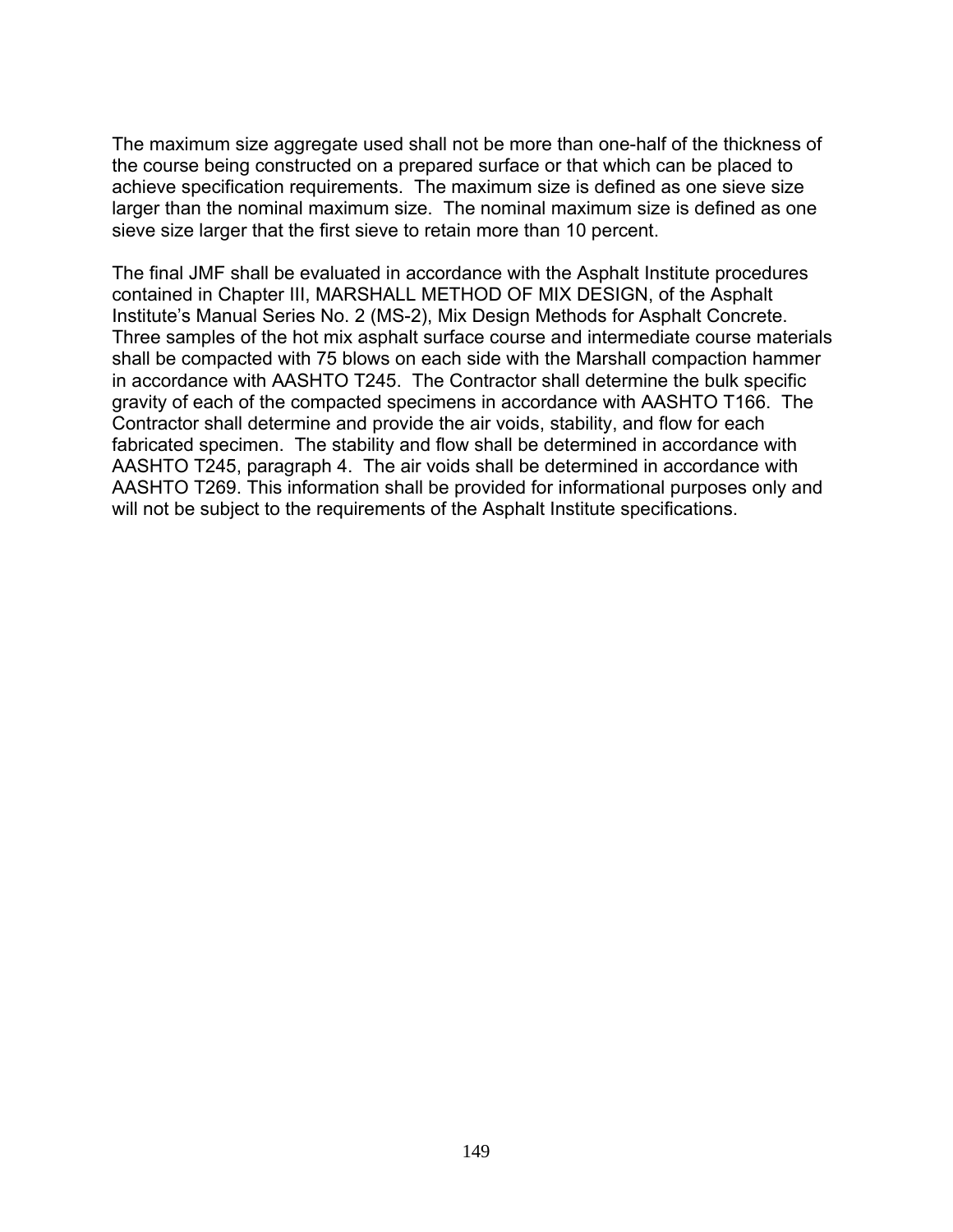The maximum size aggregate used shall not be more than one-half of the thickness of the course being constructed on a prepared surface or that which can be placed to achieve specification requirements. The maximum size is defined as one sieve size larger than the nominal maximum size. The nominal maximum size is defined as one sieve size larger that the first sieve to retain more than 10 percent.

The final JMF shall be evaluated in accordance with the Asphalt Institute procedures contained in Chapter III, MARSHALL METHOD OF MIX DESIGN, of the Asphalt Institute's Manual Series No. 2 (MS-2), Mix Design Methods for Asphalt Concrete. Three samples of the hot mix asphalt surface course and intermediate course materials shall be compacted with 75 blows on each side with the Marshall compaction hammer in accordance with AASHTO T245. The Contractor shall determine the bulk specific gravity of each of the compacted specimens in accordance with AASHTO T166. The Contractor shall determine and provide the air voids, stability, and flow for each fabricated specimen. The stability and flow shall be determined in accordance with AASHTO T245, paragraph 4. The air voids shall be determined in accordance with AASHTO T269. This information shall be provided for informational purposes only and will not be subject to the requirements of the Asphalt Institute specifications.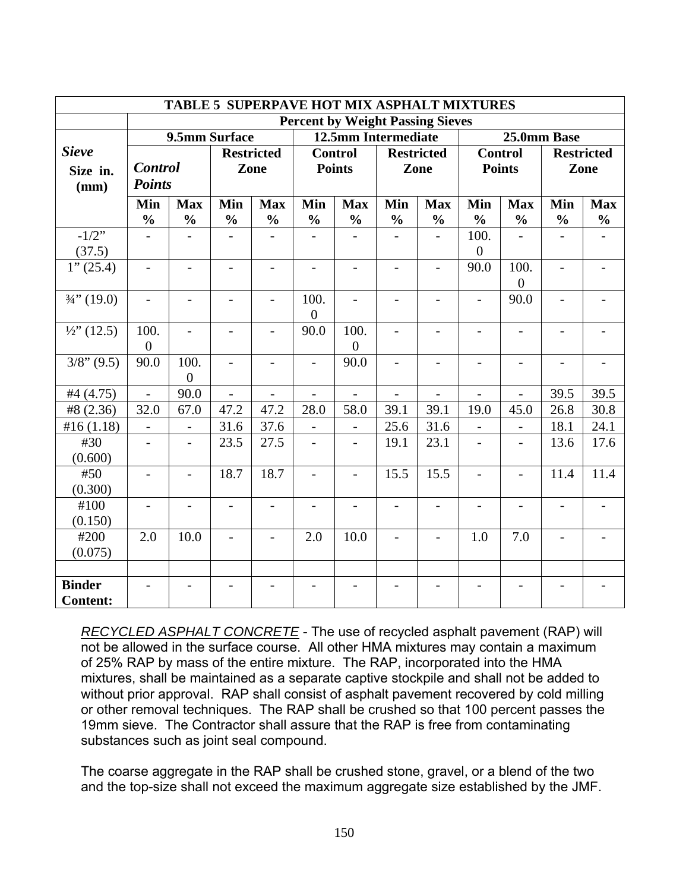| TABLE 5 SUPERPAVE HOT MIX ASPHALT MIXTURES | | | | | | | | | | | | |
|---|---|---|---|---|---|---|---|---|---|---|---|---|
| | Percent by Weight Passing Sieves | | | | | | | | | | | |
| | 9.5mm Surface | | | | 12.5mm Intermediate | | | | 25.0mm Base | | | |
| ***Sieve*** **Size in. (mm)** | ***Control Points*** | | **Restricted Zone** | | **Control Points** | | **Restricted Zone** | | **Control Points** | | **Restricted Zone** | |
| | **Min %** | **Max %** | **Min %** | **Max %** | **Min %** | **Max %** | **Min %** | **Max %** | **Min %** | **Max %** | **Min %** | **Max %** |
| -1/2" (37.5) | - | - | - | - | - | - | - | - | 100.0 | - | - | - |
| 1" (25.4) | - | - | - | - | - | - | - | - | 90.0 | 100.0 | - | - |
| ¾" (19.0) | - | - | - | - | 100.0 | - | - | - | - | 90.0 | - | - |
| ½" (12.5) | 100.0 | - | - | - | 90.0 | 100.0 | - | - | - | - | - | - |
| 3/8" (9.5) | 90.0 | 100.0 | - | - | - | 90.0 | - | - | - | - | - | - |
| #4 (4.75) | - | 90.0 | - | - | - | - | - | - | - | - | 39.5 | 39.5 |
| #8 (2.36) | 32.0 | 67.0 | 47.2 | 47.2 | 28.0 | 58.0 | 39.1 | 39.1 | 19.0 | 45.0 | 26.8 | 30.8 |
| #16 (1.18) | - | - | 31.6 | 37.6 | - | - | 25.6 | 31.6 | - | - | 18.1 | 24.1 |
| #30 (0.600) | - | - | 23.5 | 27.5 | - | - | 19.1 | 23.1 | - | - | 13.6 | 17.6 |
| #50 (0.300) | - | - | 18.7 | 18.7 | - | - | 15.5 | 15.5 | - | - | 11.4 | 11.4 |
| #100 (0.150) | - | - | - | - | - | - | - | - | - | - | - | - |
| #200 (0.075) | 2.0 | 10.0 | - | - | 2.0 | 10.0 | - | - | 1.0 | 7.0 | - | - |
| | | | | | | | | | | | | |
| **Binder Content:** | - | - | - | - | - | - | - | - | - | - | - | - |

*RECYCLED ASPHALT CONCRETE* - The use of recycled asphalt pavement (RAP) will not be allowed in the surface course. All other HMA mixtures may contain a maximum of 25% RAP by mass of the entire mixture. The RAP, incorporated into the HMA mixtures, shall be maintained as a separate captive stockpile and shall not be added to without prior approval. RAP shall consist of asphalt pavement recovered by cold milling or other removal techniques. The RAP shall be crushed so that 100 percent passes the 19mm sieve. The Contractor shall assure that the RAP is free from contaminating substances such as joint seal compound.

The coarse aggregate in the RAP shall be crushed stone, gravel, or a blend of the two and the top-size shall not exceed the maximum aggregate size established by the JMF.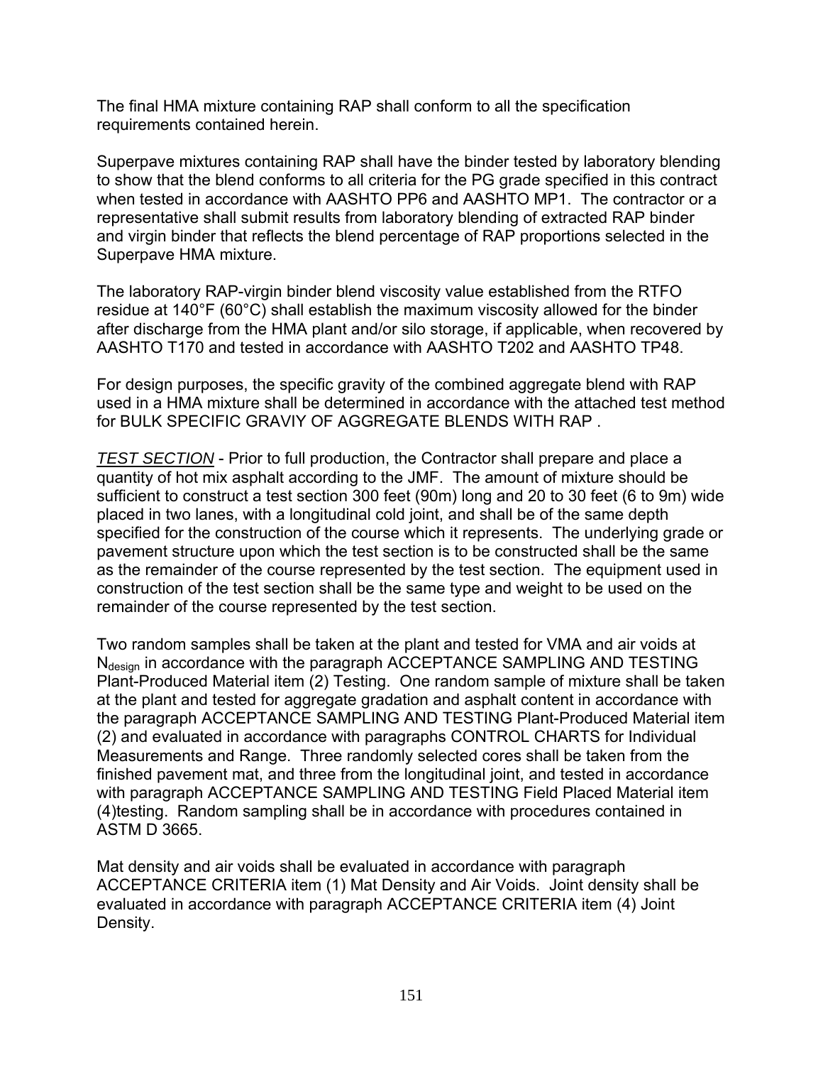The final HMA mixture containing RAP shall conform to all the specification requirements contained herein.

Superpave mixtures containing RAP shall have the binder tested by laboratory blending to show that the blend conforms to all criteria for the PG grade specified in this contract when tested in accordance with AASHTO PP6 and AASHTO MP1. The contractor or a representative shall submit results from laboratory blending of extracted RAP binder and virgin binder that reflects the blend percentage of RAP proportions selected in the Superpave HMA mixture.

The laboratory RAP-virgin binder blend viscosity value established from the RTFO residue at 140°F (60°C) shall establish the maximum viscosity allowed for the binder after discharge from the HMA plant and/or silo storage, if applicable, when recovered by AASHTO T170 and tested in accordance with AASHTO T202 and AASHTO TP48.

For design purposes, the specific gravity of the combined aggregate blend with RAP used in a HMA mixture shall be determined in accordance with the attached test method for BULK SPECIFIC GRAVIY OF AGGREGATE BLENDS WITH RAP .

*TEST SECTION* - Prior to full production, the Contractor shall prepare and place a quantity of hot mix asphalt according to the JMF. The amount of mixture should be sufficient to construct a test section 300 feet (90m) long and 20 to 30 feet (6 to 9m) wide placed in two lanes, with a longitudinal cold joint, and shall be of the same depth specified for the construction of the course which it represents. The underlying grade or pavement structure upon which the test section is to be constructed shall be the same as the remainder of the course represented by the test section. The equipment used in construction of the test section shall be the same type and weight to be used on the remainder of the course represented by the test section.

Two random samples shall be taken at the plant and tested for VMA and air voids at $N_{design}$ in accordance with the paragraph ACCEPTANCE SAMPLING AND TESTING Plant-Produced Material item (2) Testing. One random sample of mixture shall be taken at the plant and tested for aggregate gradation and asphalt content in accordance with the paragraph ACCEPTANCE SAMPLING AND TESTING Plant-Produced Material item (2) and evaluated in accordance with paragraphs CONTROL CHARTS for Individual Measurements and Range. Three randomly selected cores shall be taken from the finished pavement mat, and three from the longitudinal joint, and tested in accordance with paragraph ACCEPTANCE SAMPLING AND TESTING Field Placed Material item (4)testing. Random sampling shall be in accordance with procedures contained in ASTM D 3665.

Mat density and air voids shall be evaluated in accordance with paragraph ACCEPTANCE CRITERIA item (1) Mat Density and Air Voids. Joint density shall be evaluated in accordance with paragraph ACCEPTANCE CRITERIA item (4) Joint Density.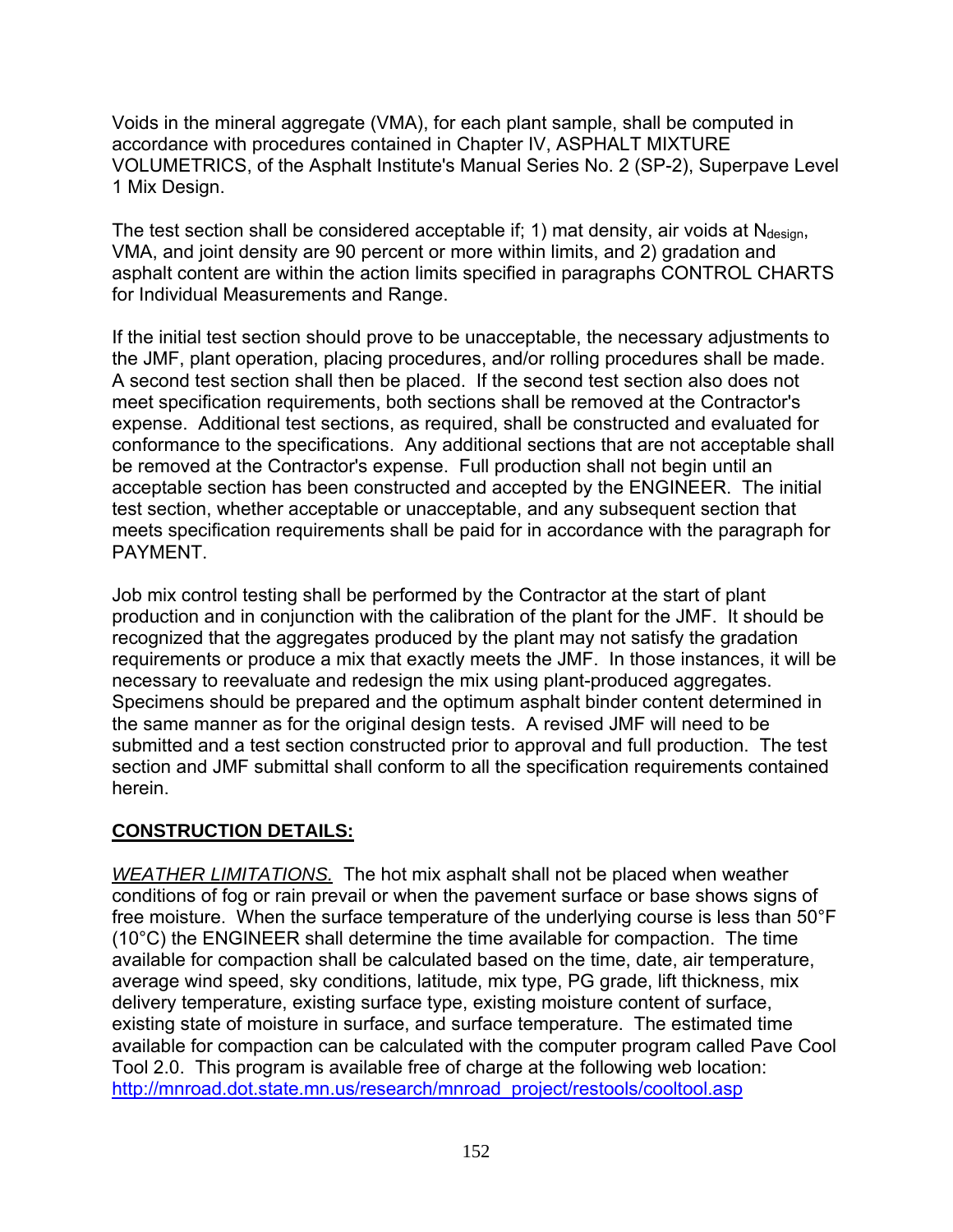Voids in the mineral aggregate (VMA), for each plant sample, shall be computed in accordance with procedures contained in Chapter IV, ASPHALT MIXTURE VOLUMETRICS, of the Asphalt Institute's Manual Series No. 2 (SP-2), Superpave Level 1 Mix Design.

The test section shall be considered acceptable if; 1) mat density, air voids at $N_{design}$, VMA, and joint density are 90 percent or more within limits, and 2) gradation and asphalt content are within the action limits specified in paragraphs CONTROL CHARTS for Individual Measurements and Range.

If the initial test section should prove to be unacceptable, the necessary adjustments to the JMF, plant operation, placing procedures, and/or rolling procedures shall be made. A second test section shall then be placed. If the second test section also does not meet specification requirements, both sections shall be removed at the Contractor's expense. Additional test sections, as required, shall be constructed and evaluated for conformance to the specifications. Any additional sections that are not acceptable shall be removed at the Contractor's expense. Full production shall not begin until an acceptable section has been constructed and accepted by the ENGINEER. The initial test section, whether acceptable or unacceptable, and any subsequent section that meets specification requirements shall be paid for in accordance with the paragraph for PAYMENT.

Job mix control testing shall be performed by the Contractor at the start of plant production and in conjunction with the calibration of the plant for the JMF. It should be recognized that the aggregates produced by the plant may not satisfy the gradation requirements or produce a mix that exactly meets the JMF. In those instances, it will be necessary to reevaluate and redesign the mix using plant-produced aggregates. Specimens should be prepared and the optimum asphalt binder content determined in the same manner as for the original design tests. A revised JMF will need to be submitted and a test section constructed prior to approval and full production. The test section and JMF submittal shall conform to all the specification requirements contained herein.

## CONSTRUCTION DETAILS:

*WEATHER LIMITATIONS.* The hot mix asphalt shall not be placed when weather conditions of fog or rain prevail or when the pavement surface or base shows signs of free moisture. When the surface temperature of the underlying course is less than 50°F (10°C) the ENGINEER shall determine the time available for compaction. The time available for compaction shall be calculated based on the time, date, air temperature, average wind speed, sky conditions, latitude, mix type, PG grade, lift thickness, mix delivery temperature, existing surface type, existing moisture content of surface, existing state of moisture in surface, and surface temperature. The estimated time available for compaction can be calculated with the computer program called Pave Cool Tool 2.0. This program is available free of charge at the following web location: http://mnroad.dot.state.mn.us/research/mnroad_project/restools/cooltool.asp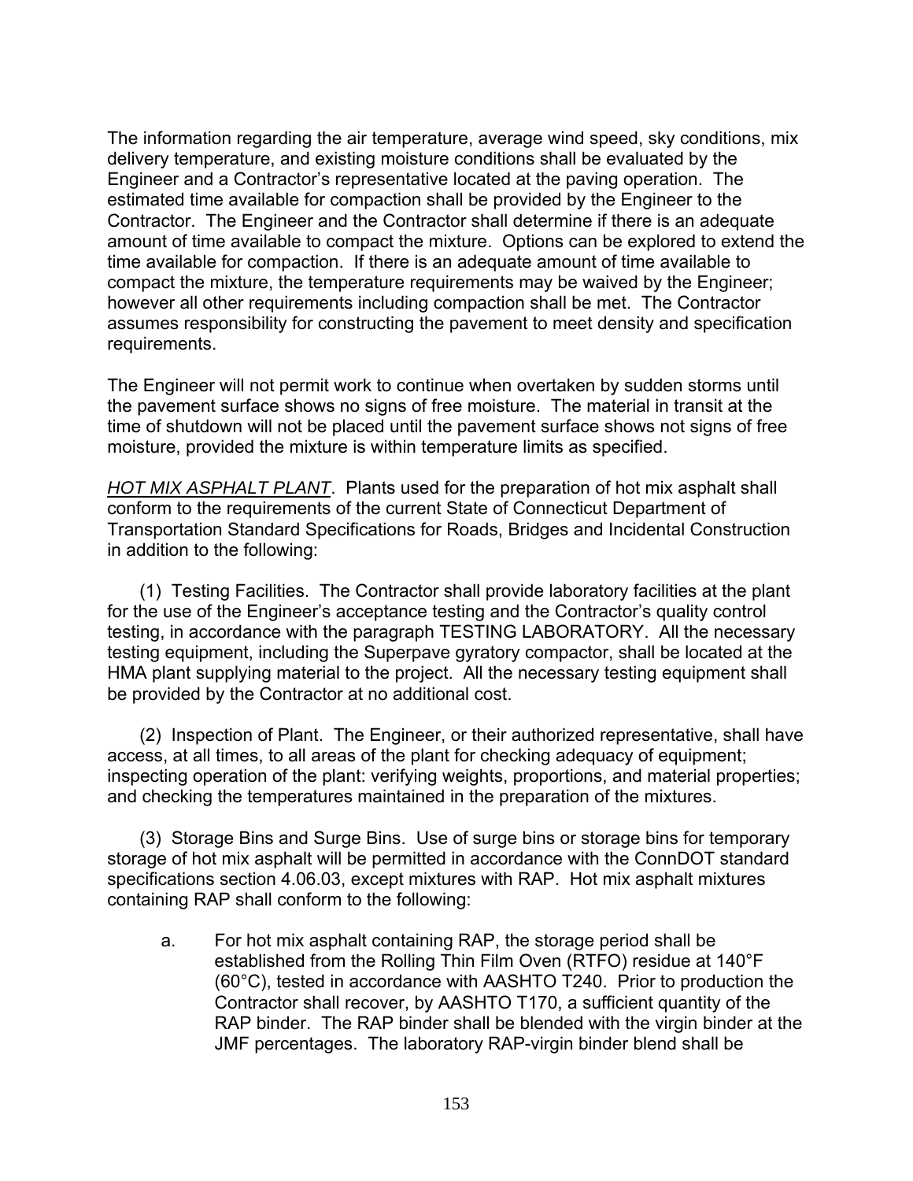The information regarding the air temperature, average wind speed, sky conditions, mix delivery temperature, and existing moisture conditions shall be evaluated by the Engineer and a Contractor's representative located at the paving operation. The estimated time available for compaction shall be provided by the Engineer to the Contractor. The Engineer and the Contractor shall determine if there is an adequate amount of time available to compact the mixture. Options can be explored to extend the time available for compaction. If there is an adequate amount of time available to compact the mixture, the temperature requirements may be waived by the Engineer; however all other requirements including compaction shall be met. The Contractor assumes responsibility for constructing the pavement to meet density and specification requirements.

The Engineer will not permit work to continue when overtaken by sudden storms until the pavement surface shows no signs of free moisture. The material in transit at the time of shutdown will not be placed until the pavement surface shows not signs of free moisture, provided the mixture is within temperature limits as specified.

*<u>HOT MIX ASPHALT PLANT</u>*. Plants used for the preparation of hot mix asphalt shall conform to the requirements of the current State of Connecticut Department of Transportation Standard Specifications for Roads, Bridges and Incidental Construction in addition to the following:

(1) Testing Facilities. The Contractor shall provide laboratory facilities at the plant for the use of the Engineer's acceptance testing and the Contractor's quality control testing, in accordance with the paragraph TESTING LABORATORY. All the necessary testing equipment, including the Superpave gyratory compactor, shall be located at the HMA plant supplying material to the project. All the necessary testing equipment shall be provided by the Contractor at no additional cost.

(2) Inspection of Plant. The Engineer, or their authorized representative, shall have access, at all times, to all areas of the plant for checking adequacy of equipment; inspecting operation of the plant: verifying weights, proportions, and material properties; and checking the temperatures maintained in the preparation of the mixtures.

(3) Storage Bins and Surge Bins. Use of surge bins or storage bins for temporary storage of hot mix asphalt will be permitted in accordance with the ConnDOT standard specifications section 4.06.03, except mixtures with RAP. Hot mix asphalt mixtures containing RAP shall conform to the following:

a. For hot mix asphalt containing RAP, the storage period shall be established from the Rolling Thin Film Oven (RTFO) residue at 140°F (60°C), tested in accordance with AASHTO T240. Prior to production the Contractor shall recover, by AASHTO T170, a sufficient quantity of the RAP binder. The RAP binder shall be blended with the virgin binder at the JMF percentages. The laboratory RAP-virgin binder blend shall be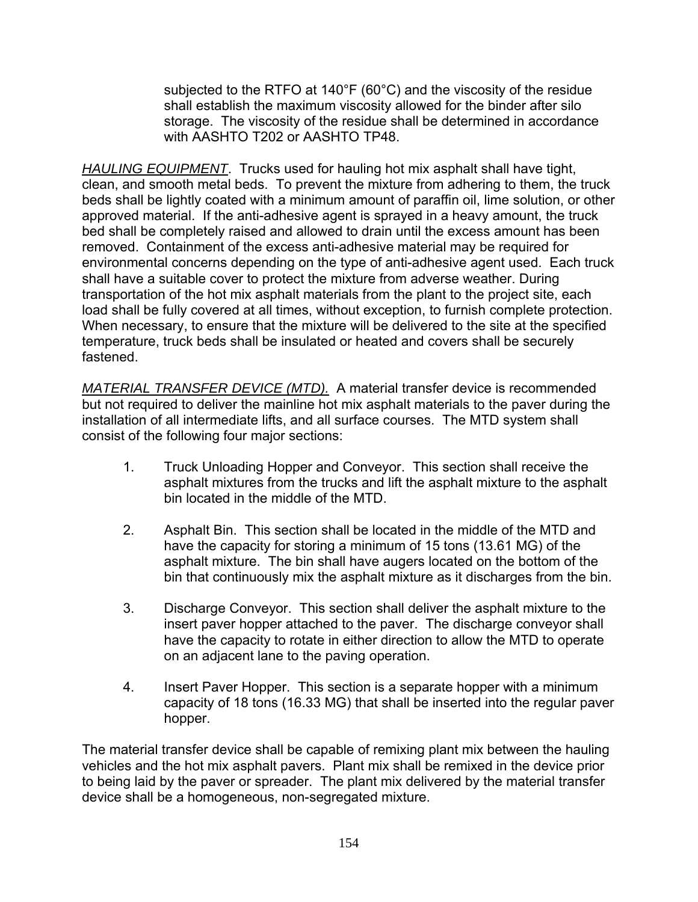subjected to the RTFO at 140°F (60°C) and the viscosity of the residue shall establish the maximum viscosity allowed for the binder after silo storage. The viscosity of the residue shall be determined in accordance with AASHTO T202 or AASHTO TP48.

*HAULING EQUIPMENT*. Trucks used for hauling hot mix asphalt shall have tight, clean, and smooth metal beds. To prevent the mixture from adhering to them, the truck beds shall be lightly coated with a minimum amount of paraffin oil, lime solution, or other approved material. If the anti-adhesive agent is sprayed in a heavy amount, the truck bed shall be completely raised and allowed to drain until the excess amount has been removed. Containment of the excess anti-adhesive material may be required for environmental concerns depending on the type of anti-adhesive agent used. Each truck shall have a suitable cover to protect the mixture from adverse weather. During transportation of the hot mix asphalt materials from the plant to the project site, each load shall be fully covered at all times, without exception, to furnish complete protection. When necessary, to ensure that the mixture will be delivered to the site at the specified temperature, truck beds shall be insulated or heated and covers shall be securely fastened.

*MATERIAL TRANSFER DEVICE (MTD).* A material transfer device is recommended but not required to deliver the mainline hot mix asphalt materials to the paver during the installation of all intermediate lifts, and all surface courses. The MTD system shall consist of the following four major sections:

1. Truck Unloading Hopper and Conveyor. This section shall receive the asphalt mixtures from the trucks and lift the asphalt mixture to the asphalt bin located in the middle of the MTD.

2. Asphalt Bin. This section shall be located in the middle of the MTD and have the capacity for storing a minimum of 15 tons (13.61 MG) of the asphalt mixture. The bin shall have augers located on the bottom of the bin that continuously mix the asphalt mixture as it discharges from the bin.

3. Discharge Conveyor. This section shall deliver the asphalt mixture to the insert paver hopper attached to the paver. The discharge conveyor shall have the capacity to rotate in either direction to allow the MTD to operate on an adjacent lane to the paving operation.

4. Insert Paver Hopper. This section is a separate hopper with a minimum capacity of 18 tons (16.33 MG) that shall be inserted into the regular paver hopper.

The material transfer device shall be capable of remixing plant mix between the hauling vehicles and the hot mix asphalt pavers. Plant mix shall be remixed in the device prior to being laid by the paver or spreader. The plant mix delivered by the material transfer device shall be a homogeneous, non-segregated mixture.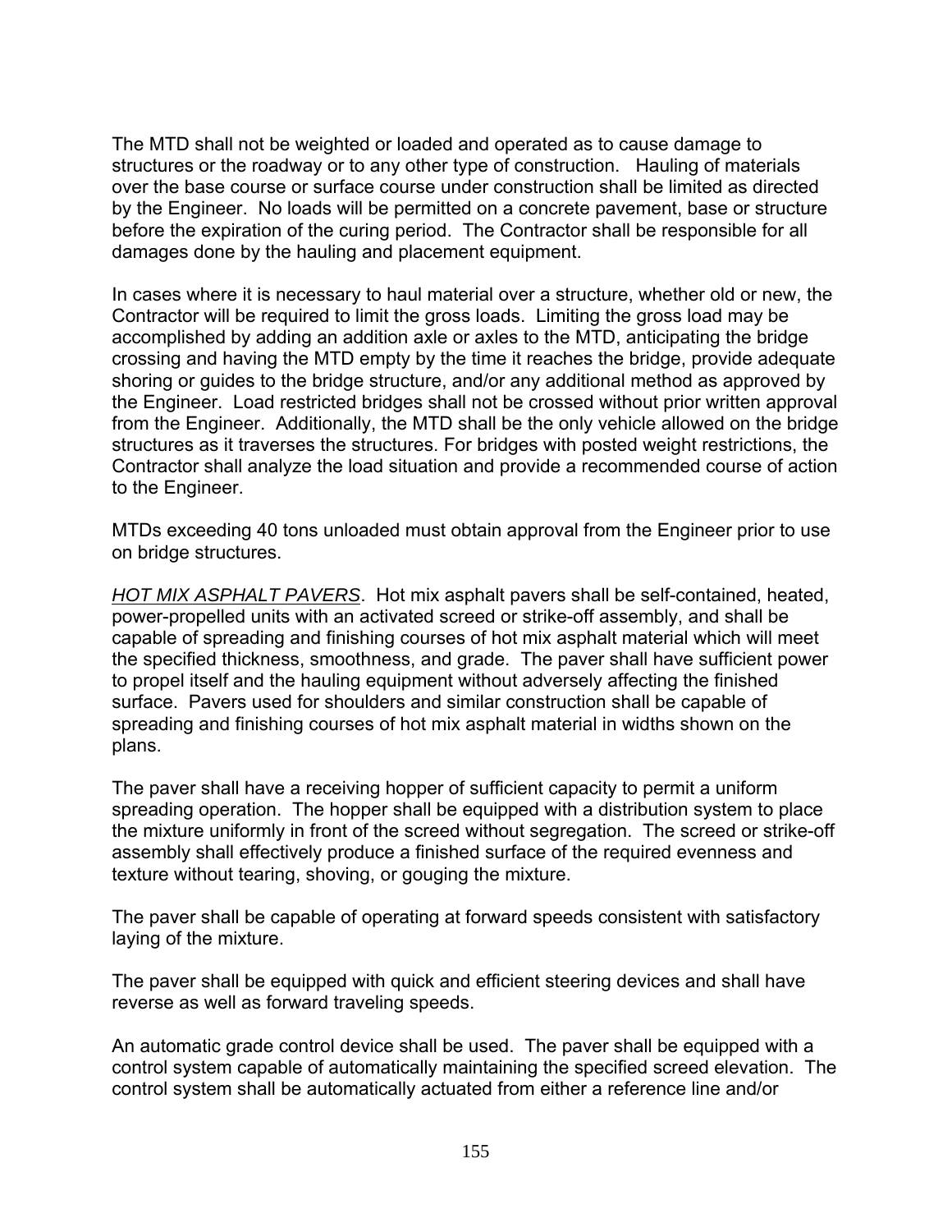The MTD shall not be weighted or loaded and operated as to cause damage to structures or the roadway or to any other type of construction. Hauling of materials over the base course or surface course under construction shall be limited as directed by the Engineer. No loads will be permitted on a concrete pavement, base or structure before the expiration of the curing period. The Contractor shall be responsible for all damages done by the hauling and placement equipment.

In cases where it is necessary to haul material over a structure, whether old or new, the Contractor will be required to limit the gross loads. Limiting the gross load may be accomplished by adding an addition axle or axles to the MTD, anticipating the bridge crossing and having the MTD empty by the time it reaches the bridge, provide adequate shoring or guides to the bridge structure, and/or any additional method as approved by the Engineer. Load restricted bridges shall not be crossed without prior written approval from the Engineer. Additionally, the MTD shall be the only vehicle allowed on the bridge structures as it traverses the structures. For bridges with posted weight restrictions, the Contractor shall analyze the load situation and provide a recommended course of action to the Engineer.

MTDs exceeding 40 tons unloaded must obtain approval from the Engineer prior to use on bridge structures.

*HOT MIX ASPHALT PAVERS*. Hot mix asphalt pavers shall be self-contained, heated, power-propelled units with an activated screed or strike-off assembly, and shall be capable of spreading and finishing courses of hot mix asphalt material which will meet the specified thickness, smoothness, and grade. The paver shall have sufficient power to propel itself and the hauling equipment without adversely affecting the finished surface. Pavers used for shoulders and similar construction shall be capable of spreading and finishing courses of hot mix asphalt material in widths shown on the plans.

The paver shall have a receiving hopper of sufficient capacity to permit a uniform spreading operation. The hopper shall be equipped with a distribution system to place the mixture uniformly in front of the screed without segregation. The screed or strike-off assembly shall effectively produce a finished surface of the required evenness and texture without tearing, shoving, or gouging the mixture.

The paver shall be capable of operating at forward speeds consistent with satisfactory laying of the mixture.

The paver shall be equipped with quick and efficient steering devices and shall have reverse as well as forward traveling speeds.

An automatic grade control device shall be used. The paver shall be equipped with a control system capable of automatically maintaining the specified screed elevation. The control system shall be automatically actuated from either a reference line and/or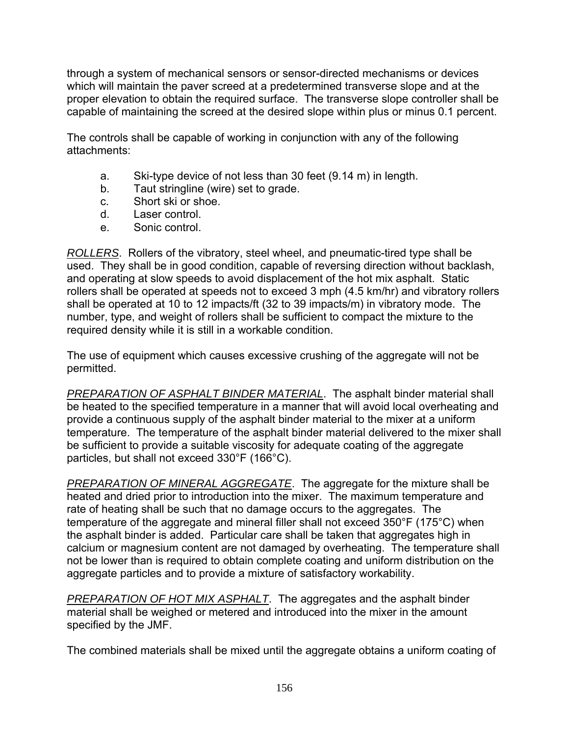through a system of mechanical sensors or sensor-directed mechanisms or devices which will maintain the paver screed at a predetermined transverse slope and at the proper elevation to obtain the required surface. The transverse slope controller shall be capable of maintaining the screed at the desired slope within plus or minus 0.1 percent.

The controls shall be capable of working in conjunction with any of the following attachments:

a. Ski-type device of not less than 30 feet (9.14 m) in length.
b. Taut stringline (wire) set to grade.
c. Short ski or shoe.
d. Laser control.
e. Sonic control.

*ROLLERS*. Rollers of the vibratory, steel wheel, and pneumatic-tired type shall be used. They shall be in good condition, capable of reversing direction without backlash, and operating at slow speeds to avoid displacement of the hot mix asphalt. Static rollers shall be operated at speeds not to exceed 3 mph (4.5 km/hr) and vibratory rollers shall be operated at 10 to 12 impacts/ft (32 to 39 impacts/m) in vibratory mode. The number, type, and weight of rollers shall be sufficient to compact the mixture to the required density while it is still in a workable condition.

The use of equipment which causes excessive crushing of the aggregate will not be permitted.

*PREPARATION OF ASPHALT BINDER MATERIAL*. The asphalt binder material shall be heated to the specified temperature in a manner that will avoid local overheating and provide a continuous supply of the asphalt binder material to the mixer at a uniform temperature. The temperature of the asphalt binder material delivered to the mixer shall be sufficient to provide a suitable viscosity for adequate coating of the aggregate particles, but shall not exceed 330°F (166°C).

*PREPARATION OF MINERAL AGGREGATE*. The aggregate for the mixture shall be heated and dried prior to introduction into the mixer. The maximum temperature and rate of heating shall be such that no damage occurs to the aggregates. The temperature of the aggregate and mineral filler shall not exceed 350°F (175°C) when the asphalt binder is added. Particular care shall be taken that aggregates high in calcium or magnesium content are not damaged by overheating. The temperature shall not be lower than is required to obtain complete coating and uniform distribution on the aggregate particles and to provide a mixture of satisfactory workability.

*PREPARATION OF HOT MIX ASPHALT*. The aggregates and the asphalt binder material shall be weighed or metered and introduced into the mixer in the amount specified by the JMF.

The combined materials shall be mixed until the aggregate obtains a uniform coating of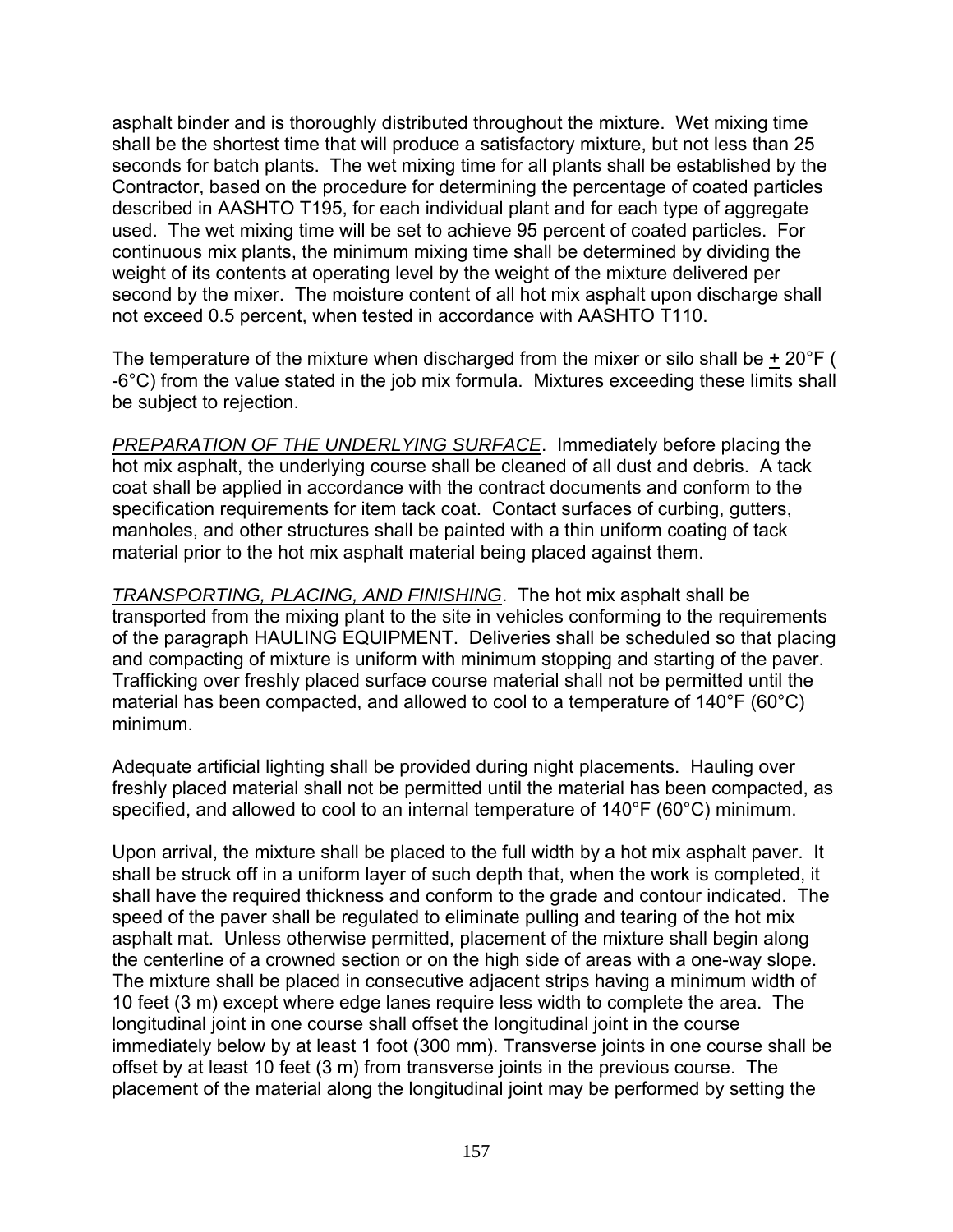asphalt binder and is thoroughly distributed throughout the mixture. Wet mixing time shall be the shortest time that will produce a satisfactory mixture, but not less than 25 seconds for batch plants. The wet mixing time for all plants shall be established by the Contractor, based on the procedure for determining the percentage of coated particles described in AASHTO T195, for each individual plant and for each type of aggregate used. The wet mixing time will be set to achieve 95 percent of coated particles. For continuous mix plants, the minimum mixing time shall be determined by dividing the weight of its contents at operating level by the weight of the mixture delivered per second by the mixer. The moisture content of all hot mix asphalt upon discharge shall not exceed 0.5 percent, when tested in accordance with AASHTO T110.

The temperature of the mixture when discharged from the mixer or silo shall be ± 20°F ( -6°C) from the value stated in the job mix formula. Mixtures exceeding these limits shall be subject to rejection.

*PREPARATION OF THE UNDERLYING SURFACE*. Immediately before placing the hot mix asphalt, the underlying course shall be cleaned of all dust and debris. A tack coat shall be applied in accordance with the contract documents and conform to the specification requirements for item tack coat. Contact surfaces of curbing, gutters, manholes, and other structures shall be painted with a thin uniform coating of tack material prior to the hot mix asphalt material being placed against them.

*TRANSPORTING, PLACING, AND FINISHING*. The hot mix asphalt shall be transported from the mixing plant to the site in vehicles conforming to the requirements of the paragraph HAULING EQUIPMENT. Deliveries shall be scheduled so that placing and compacting of mixture is uniform with minimum stopping and starting of the paver. Trafficking over freshly placed surface course material shall not be permitted until the material has been compacted, and allowed to cool to a temperature of 140°F (60°C) minimum.

Adequate artificial lighting shall be provided during night placements. Hauling over freshly placed material shall not be permitted until the material has been compacted, as specified, and allowed to cool to an internal temperature of 140°F (60°C) minimum.

Upon arrival, the mixture shall be placed to the full width by a hot mix asphalt paver. It shall be struck off in a uniform layer of such depth that, when the work is completed, it shall have the required thickness and conform to the grade and contour indicated. The speed of the paver shall be regulated to eliminate pulling and tearing of the hot mix asphalt mat. Unless otherwise permitted, placement of the mixture shall begin along the centerline of a crowned section or on the high side of areas with a one-way slope. The mixture shall be placed in consecutive adjacent strips having a minimum width of 10 feet (3 m) except where edge lanes require less width to complete the area. The longitudinal joint in one course shall offset the longitudinal joint in the course immediately below by at least 1 foot (300 mm). Transverse joints in one course shall be offset by at least 10 feet (3 m) from transverse joints in the previous course. The placement of the material along the longitudinal joint may be performed by setting the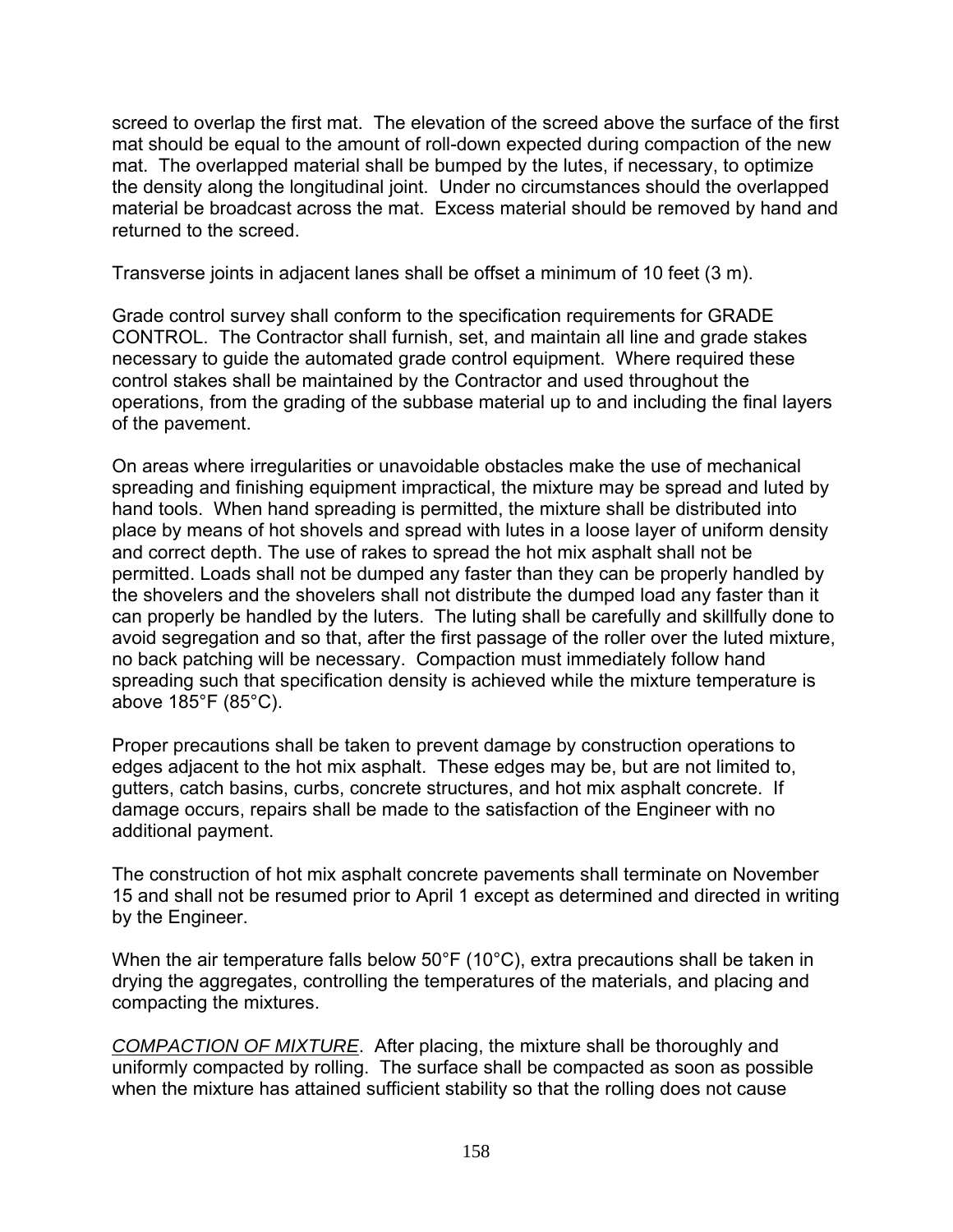screed to overlap the first mat. The elevation of the screed above the surface of the first mat should be equal to the amount of roll-down expected during compaction of the new mat. The overlapped material shall be bumped by the lutes, if necessary, to optimize the density along the longitudinal joint. Under no circumstances should the overlapped material be broadcast across the mat. Excess material should be removed by hand and returned to the screed.

Transverse joints in adjacent lanes shall be offset a minimum of 10 feet (3 m).

Grade control survey shall conform to the specification requirements for GRADE CONTROL. The Contractor shall furnish, set, and maintain all line and grade stakes necessary to guide the automated grade control equipment. Where required these control stakes shall be maintained by the Contractor and used throughout the operations, from the grading of the subbase material up to and including the final layers of the pavement.

On areas where irregularities or unavoidable obstacles make the use of mechanical spreading and finishing equipment impractical, the mixture may be spread and luted by hand tools. When hand spreading is permitted, the mixture shall be distributed into place by means of hot shovels and spread with lutes in a loose layer of uniform density and correct depth. The use of rakes to spread the hot mix asphalt shall not be permitted. Loads shall not be dumped any faster than they can be properly handled by the shovelers and the shovelers shall not distribute the dumped load any faster than it can properly be handled by the luters. The luting shall be carefully and skillfully done to avoid segregation and so that, after the first passage of the roller over the luted mixture, no back patching will be necessary. Compaction must immediately follow hand spreading such that specification density is achieved while the mixture temperature is above 185°F (85°C).

Proper precautions shall be taken to prevent damage by construction operations to edges adjacent to the hot mix asphalt. These edges may be, but are not limited to, gutters, catch basins, curbs, concrete structures, and hot mix asphalt concrete. If damage occurs, repairs shall be made to the satisfaction of the Engineer with no additional payment.

The construction of hot mix asphalt concrete pavements shall terminate on November 15 and shall not be resumed prior to April 1 except as determined and directed in writing by the Engineer.

When the air temperature falls below 50°F (10°C), extra precautions shall be taken in drying the aggregates, controlling the temperatures of the materials, and placing and compacting the mixtures.

*COMPACTION OF MIXTURE*. After placing, the mixture shall be thoroughly and uniformly compacted by rolling. The surface shall be compacted as soon as possible when the mixture has attained sufficient stability so that the rolling does not cause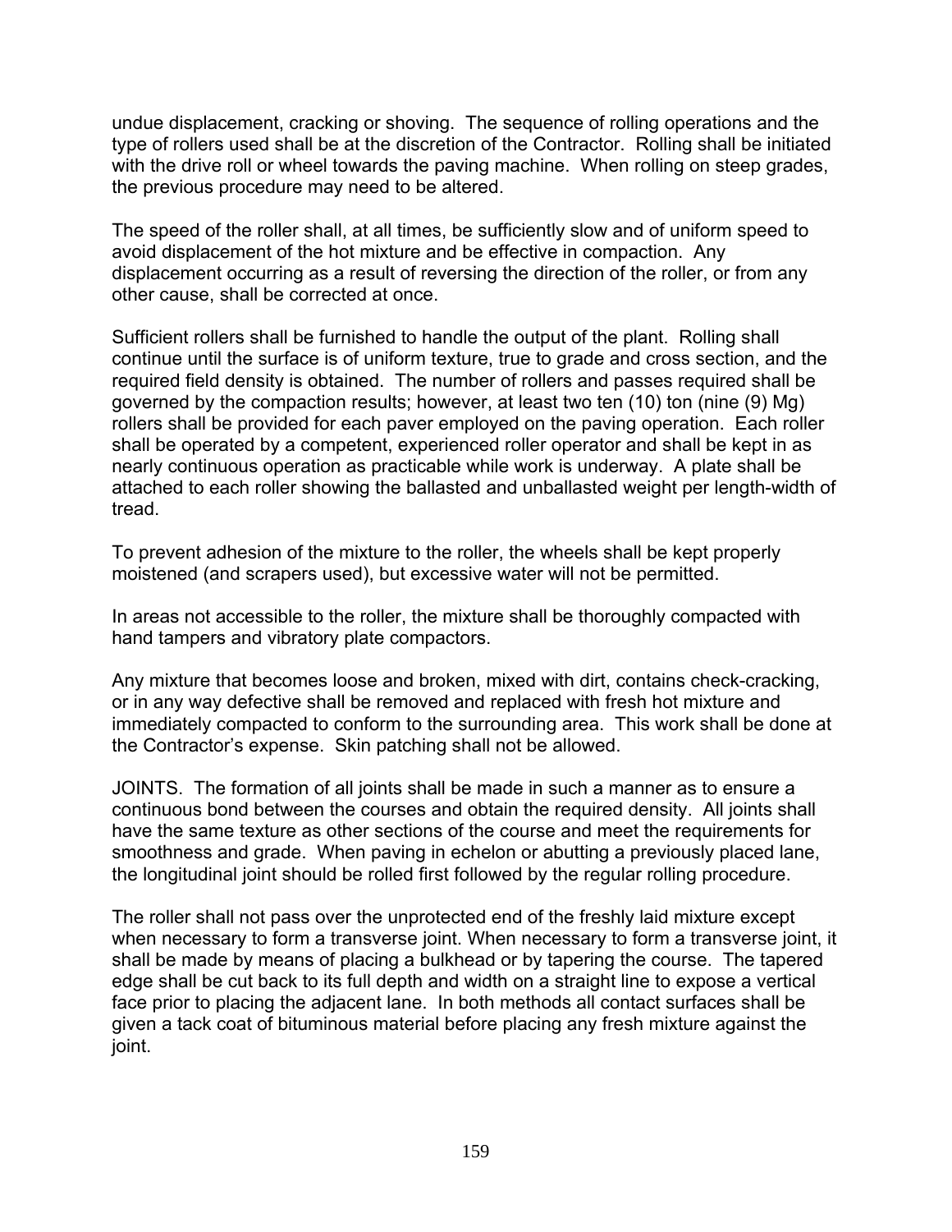undue displacement, cracking or shoving. The sequence of rolling operations and the type of rollers used shall be at the discretion of the Contractor. Rolling shall be initiated with the drive roll or wheel towards the paving machine. When rolling on steep grades, the previous procedure may need to be altered.

The speed of the roller shall, at all times, be sufficiently slow and of uniform speed to avoid displacement of the hot mixture and be effective in compaction. Any displacement occurring as a result of reversing the direction of the roller, or from any other cause, shall be corrected at once.

Sufficient rollers shall be furnished to handle the output of the plant. Rolling shall continue until the surface is of uniform texture, true to grade and cross section, and the required field density is obtained. The number of rollers and passes required shall be governed by the compaction results; however, at least two ten (10) ton (nine (9) Mg) rollers shall be provided for each paver employed on the paving operation. Each roller shall be operated by a competent, experienced roller operator and shall be kept in as nearly continuous operation as practicable while work is underway. A plate shall be attached to each roller showing the ballasted and unballasted weight per length-width of tread.

To prevent adhesion of the mixture to the roller, the wheels shall be kept properly moistened (and scrapers used), but excessive water will not be permitted.

In areas not accessible to the roller, the mixture shall be thoroughly compacted with hand tampers and vibratory plate compactors.

Any mixture that becomes loose and broken, mixed with dirt, contains check-cracking, or in any way defective shall be removed and replaced with fresh hot mixture and immediately compacted to conform to the surrounding area. This work shall be done at the Contractor's expense. Skin patching shall not be allowed.

JOINTS. The formation of all joints shall be made in such a manner as to ensure a continuous bond between the courses and obtain the required density. All joints shall have the same texture as other sections of the course and meet the requirements for smoothness and grade. When paving in echelon or abutting a previously placed lane, the longitudinal joint should be rolled first followed by the regular rolling procedure.

The roller shall not pass over the unprotected end of the freshly laid mixture except when necessary to form a transverse joint. When necessary to form a transverse joint, it shall be made by means of placing a bulkhead or by tapering the course. The tapered edge shall be cut back to its full depth and width on a straight line to expose a vertical face prior to placing the adjacent lane. In both methods all contact surfaces shall be given a tack coat of bituminous material before placing any fresh mixture against the joint.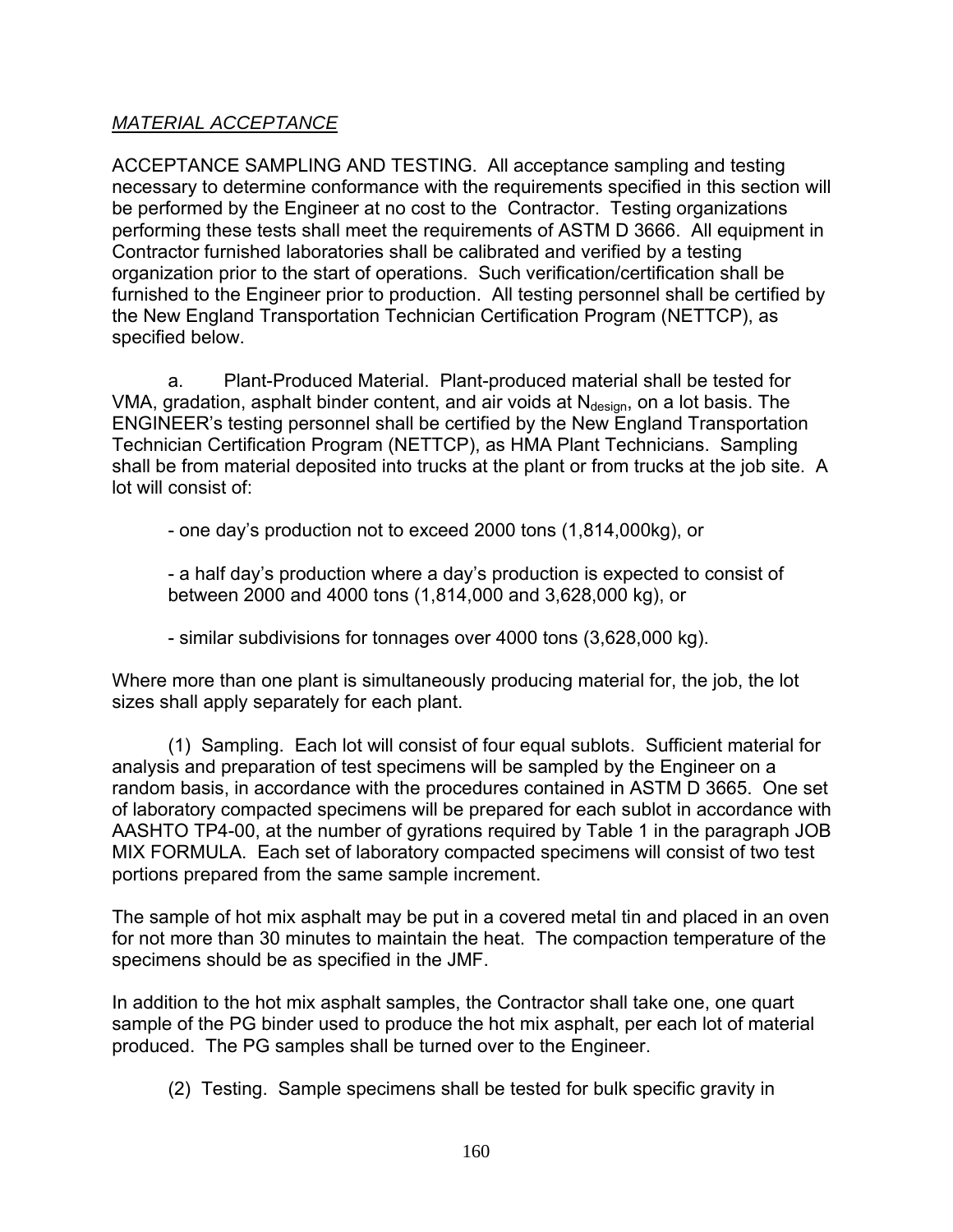*MATERIAL ACCEPTANCE*

ACCEPTANCE SAMPLING AND TESTING. All acceptance sampling and testing necessary to determine conformance with the requirements specified in this section will be performed by the Engineer at no cost to the Contractor. Testing organizations performing these tests shall meet the requirements of ASTM D 3666. All equipment in Contractor furnished laboratories shall be calibrated and verified by a testing organization prior to the start of operations. Such verification/certification shall be furnished to the Engineer prior to production. All testing personnel shall be certified by the New England Transportation Technician Certification Program (NETTCP), as specified below.

a. Plant-Produced Material. Plant-produced material shall be tested for VMA, gradation, asphalt binder content, and air voids at $N_{design}$, on a lot basis. The ENGINEER's testing personnel shall be certified by the New England Transportation Technician Certification Program (NETTCP), as HMA Plant Technicians. Sampling shall be from material deposited into trucks at the plant or from trucks at the job site. A lot will consist of:

- one day's production not to exceed 2000 tons (1,814,000kg), or

- a half day's production where a day's production is expected to consist of between 2000 and 4000 tons (1,814,000 and 3,628,000 kg), or

- similar subdivisions for tonnages over 4000 tons (3,628,000 kg).

Where more than one plant is simultaneously producing material for, the job, the lot sizes shall apply separately for each plant.

(1) Sampling. Each lot will consist of four equal sublots. Sufficient material for analysis and preparation of test specimens will be sampled by the Engineer on a random basis, in accordance with the procedures contained in ASTM D 3665. One set of laboratory compacted specimens will be prepared for each sublot in accordance with AASHTO TP4-00, at the number of gyrations required by Table 1 in the paragraph JOB MIX FORMULA. Each set of laboratory compacted specimens will consist of two test portions prepared from the same sample increment.

The sample of hot mix asphalt may be put in a covered metal tin and placed in an oven for not more than 30 minutes to maintain the heat. The compaction temperature of the specimens should be as specified in the JMF.

In addition to the hot mix asphalt samples, the Contractor shall take one, one quart sample of the PG binder used to produce the hot mix asphalt, per each lot of material produced. The PG samples shall be turned over to the Engineer.

(2) Testing. Sample specimens shall be tested for bulk specific gravity in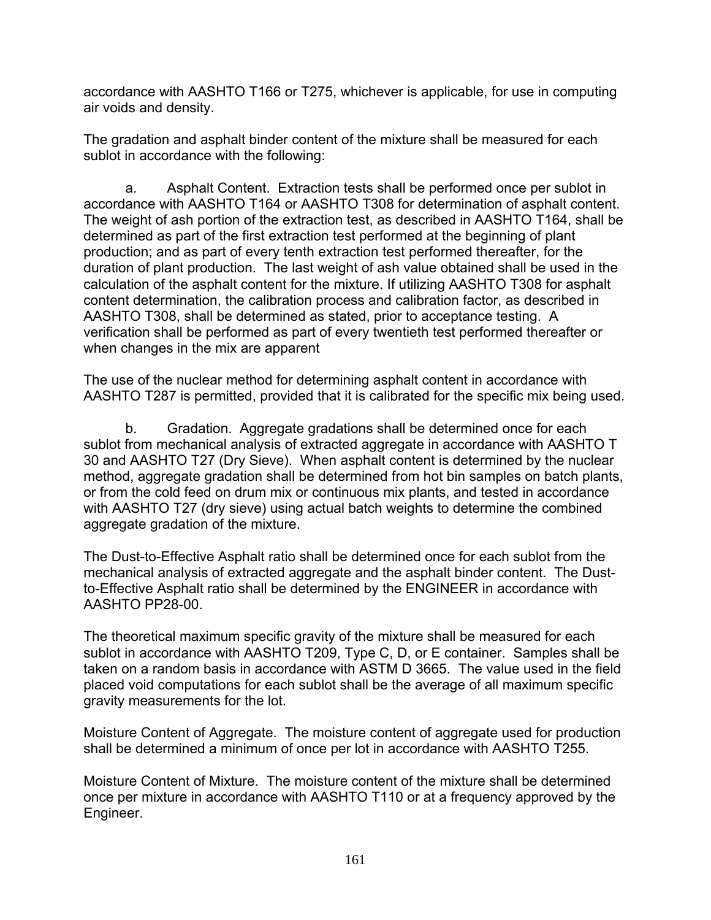accordance with AASHTO T166 or T275, whichever is applicable, for use in computing air voids and density.

The gradation and asphalt binder content of the mixture shall be measured for each sublot in accordance with the following:

a. Asphalt Content. Extraction tests shall be performed once per sublot in accordance with AASHTO T164 or AASHTO T308 for determination of asphalt content. The weight of ash portion of the extraction test, as described in AASHTO T164, shall be determined as part of the first extraction test performed at the beginning of plant production; and as part of every tenth extraction test performed thereafter, for the duration of plant production. The last weight of ash value obtained shall be used in the calculation of the asphalt content for the mixture. If utilizing AASHTO T308 for asphalt content determination, the calibration process and calibration factor, as described in AASHTO T308, shall be determined as stated, prior to acceptance testing. A verification shall be performed as part of every twentieth test performed thereafter or when changes in the mix are apparent

The use of the nuclear method for determining asphalt content in accordance with AASHTO T287 is permitted, provided that it is calibrated for the specific mix being used.

b. Gradation. Aggregate gradations shall be determined once for each sublot from mechanical analysis of extracted aggregate in accordance with AASHTO T 30 and AASHTO T27 (Dry Sieve). When asphalt content is determined by the nuclear method, aggregate gradation shall be determined from hot bin samples on batch plants, or from the cold feed on drum mix or continuous mix plants, and tested in accordance with AASHTO T27 (dry sieve) using actual batch weights to determine the combined aggregate gradation of the mixture.

The Dust-to-Effective Asphalt ratio shall be determined once for each sublot from the mechanical analysis of extracted aggregate and the asphalt binder content. The Dust-to-Effective Asphalt ratio shall be determined by the ENGINEER in accordance with AASHTO PP28-00.

The theoretical maximum specific gravity of the mixture shall be measured for each sublot in accordance with AASHTO T209, Type C, D, or E container. Samples shall be taken on a random basis in accordance with ASTM D 3665. The value used in the field placed void computations for each sublot shall be the average of all maximum specific gravity measurements for the lot.

Moisture Content of Aggregate. The moisture content of aggregate used for production shall be determined a minimum of once per lot in accordance with AASHTO T255.

Moisture Content of Mixture. The moisture content of the mixture shall be determined once per mixture in accordance with AASHTO T110 or at a frequency approved by the Engineer.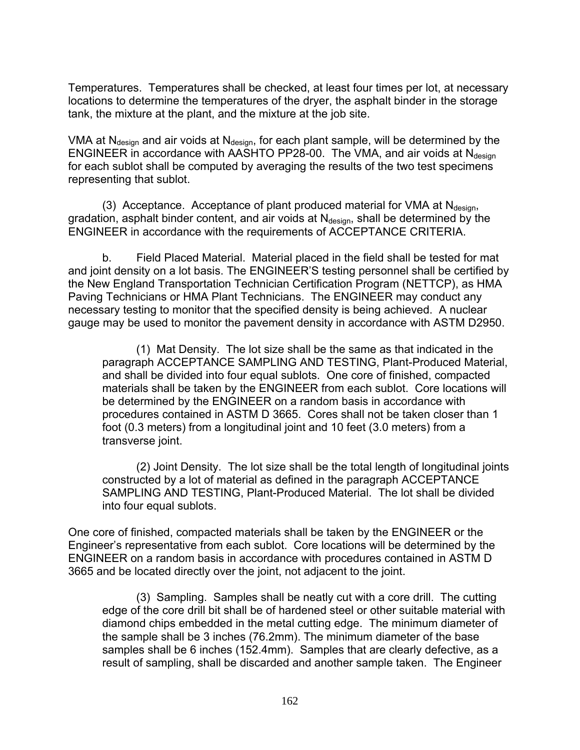Temperatures. Temperatures shall be checked, at least four times per lot, at necessary locations to determine the temperatures of the dryer, the asphalt binder in the storage tank, the mixture at the plant, and the mixture at the job site.

VMA at $N_{design}$ and air voids at $N_{design}$, for each plant sample, will be determined by the ENGINEER in accordance with AASHTO PP28-00. The VMA, and air voids at $N_{design}$ for each sublot shall be computed by averaging the results of the two test specimens representing that sublot.

(3) Acceptance. Acceptance of plant produced material for VMA at $N_{design}$, gradation, asphalt binder content, and air voids at $N_{design}$, shall be determined by the ENGINEER in accordance with the requirements of ACCEPTANCE CRITERIA.

b. Field Placed Material. Material placed in the field shall be tested for mat and joint density on a lot basis. The ENGINEER'S testing personnel shall be certified by the New England Transportation Technician Certification Program (NETTCP), as HMA Paving Technicians or HMA Plant Technicians. The ENGINEER may conduct any necessary testing to monitor that the specified density is being achieved. A nuclear gauge may be used to monitor the pavement density in accordance with ASTM D2950.

(1) Mat Density. The lot size shall be the same as that indicated in the paragraph ACCEPTANCE SAMPLING AND TESTING, Plant-Produced Material, and shall be divided into four equal sublots. One core of finished, compacted materials shall be taken by the ENGINEER from each sublot. Core locations will be determined by the ENGINEER on a random basis in accordance with procedures contained in ASTM D 3665. Cores shall not be taken closer than 1 foot (0.3 meters) from a longitudinal joint and 10 feet (3.0 meters) from a transverse joint.

(2) Joint Density. The lot size shall be the total length of longitudinal joints constructed by a lot of material as defined in the paragraph ACCEPTANCE SAMPLING AND TESTING, Plant-Produced Material. The lot shall be divided into four equal sublots.

One core of finished, compacted materials shall be taken by the ENGINEER or the Engineer's representative from each sublot. Core locations will be determined by the ENGINEER on a random basis in accordance with procedures contained in ASTM D 3665 and be located directly over the joint, not adjacent to the joint.

(3) Sampling. Samples shall be neatly cut with a core drill. The cutting edge of the core drill bit shall be of hardened steel or other suitable material with diamond chips embedded in the metal cutting edge. The minimum diameter of the sample shall be 3 inches (76.2mm). The minimum diameter of the base samples shall be 6 inches (152.4mm). Samples that are clearly defective, as a result of sampling, shall be discarded and another sample taken. The Engineer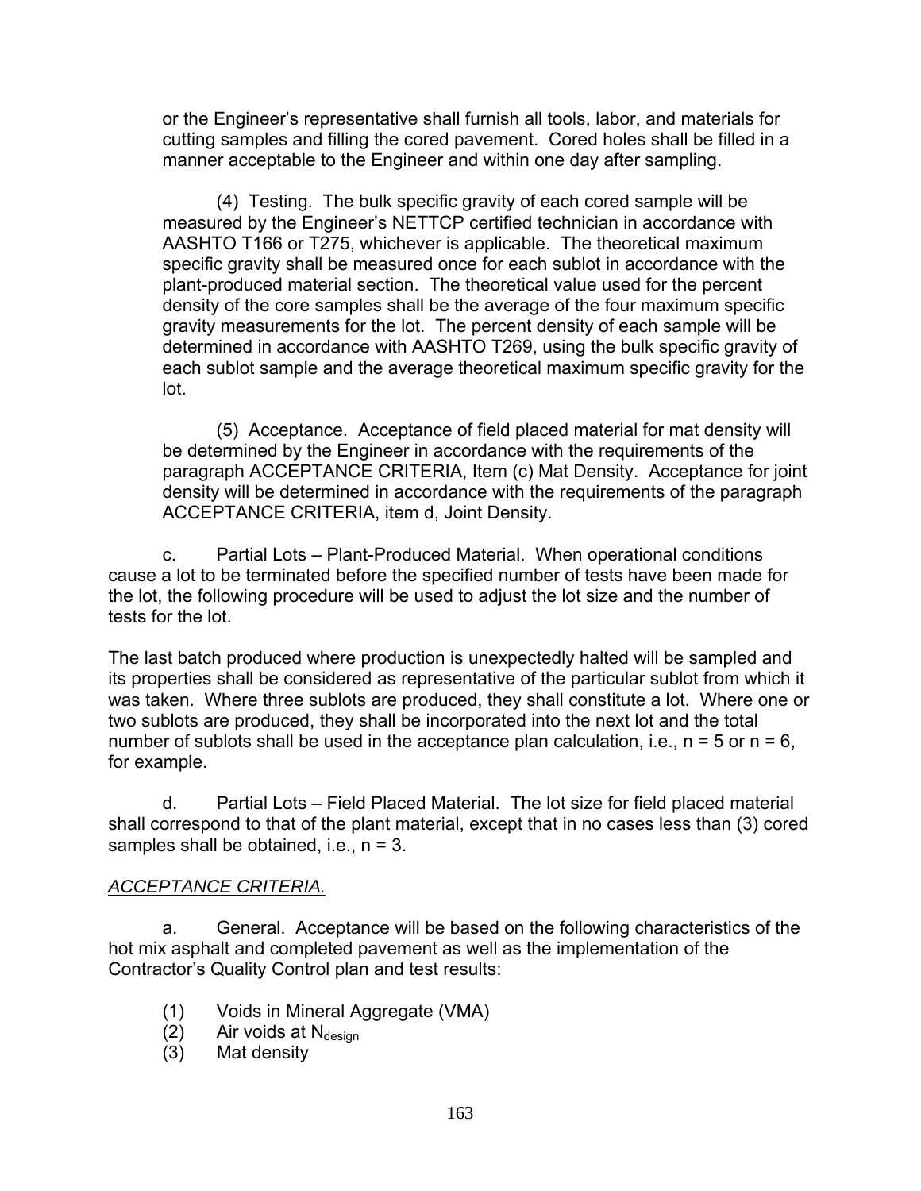or the Engineer's representative shall furnish all tools, labor, and materials for cutting samples and filling the cored pavement. Cored holes shall be filled in a manner acceptable to the Engineer and within one day after sampling.

(4) Testing. The bulk specific gravity of each cored sample will be measured by the Engineer's NETTCP certified technician in accordance with AASHTO T166 or T275, whichever is applicable. The theoretical maximum specific gravity shall be measured once for each sublot in accordance with the plant-produced material section. The theoretical value used for the percent density of the core samples shall be the average of the four maximum specific gravity measurements for the lot. The percent density of each sample will be determined in accordance with AASHTO T269, using the bulk specific gravity of each sublot sample and the average theoretical maximum specific gravity for the lot.

(5) Acceptance. Acceptance of field placed material for mat density will be determined by the Engineer in accordance with the requirements of the paragraph ACCEPTANCE CRITERIA, Item (c) Mat Density. Acceptance for joint density will be determined in accordance with the requirements of the paragraph ACCEPTANCE CRITERIA, item d, Joint Density.

c. Partial Lots – Plant-Produced Material. When operational conditions cause a lot to be terminated before the specified number of tests have been made for the lot, the following procedure will be used to adjust the lot size and the number of tests for the lot.

The last batch produced where production is unexpectedly halted will be sampled and its properties shall be considered as representative of the particular sublot from which it was taken. Where three sublots are produced, they shall constitute a lot. Where one or two sublots are produced, they shall be incorporated into the next lot and the total number of sublots shall be used in the acceptance plan calculation, i.e., $n = 5$ or $n = 6$, for example.

d. Partial Lots – Field Placed Material. The lot size for field placed material shall correspond to that of the plant material, except that in no cases less than (3) cored samples shall be obtained, i.e., $n = 3$.

*ACCEPTANCE CRITERIA.*

a. General. Acceptance will be based on the following characteristics of the hot mix asphalt and completed pavement as well as the implementation of the Contractor's Quality Control plan and test results:

(1) Voids in Mineral Aggregate (VMA)
(2) Air voids at $N_{design}$
(3) Mat density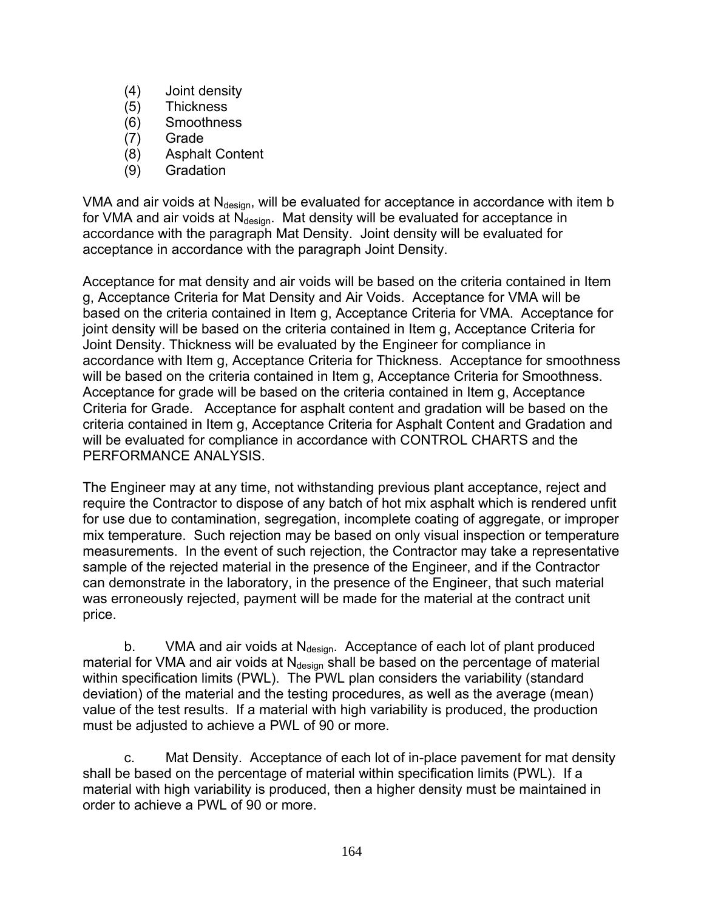(4) Joint density
(5) Thickness
(6) Smoothness
(7) Grade
(8) Asphalt Content
(9) Gradation

VMA and air voids at $N_{design}$, will be evaluated for acceptance in accordance with item b for VMA and air voids at $N_{design}$. Mat density will be evaluated for acceptance in accordance with the paragraph Mat Density. Joint density will be evaluated for acceptance in accordance with the paragraph Joint Density.

Acceptance for mat density and air voids will be based on the criteria contained in Item g, Acceptance Criteria for Mat Density and Air Voids. Acceptance for VMA will be based on the criteria contained in Item g, Acceptance Criteria for VMA. Acceptance for joint density will be based on the criteria contained in Item g, Acceptance Criteria for Joint Density. Thickness will be evaluated by the Engineer for compliance in accordance with Item g, Acceptance Criteria for Thickness. Acceptance for smoothness will be based on the criteria contained in Item g, Acceptance Criteria for Smoothness. Acceptance for grade will be based on the criteria contained in Item g, Acceptance Criteria for Grade. Acceptance for asphalt content and gradation will be based on the criteria contained in Item g, Acceptance Criteria for Asphalt Content and Gradation and will be evaluated for compliance in accordance with CONTROL CHARTS and the PERFORMANCE ANALYSIS.

The Engineer may at any time, not withstanding previous plant acceptance, reject and require the Contractor to dispose of any batch of hot mix asphalt which is rendered unfit for use due to contamination, segregation, incomplete coating of aggregate, or improper mix temperature. Such rejection may be based on only visual inspection or temperature measurements. In the event of such rejection, the Contractor may take a representative sample of the rejected material in the presence of the Engineer, and if the Contractor can demonstrate in the laboratory, in the presence of the Engineer, that such material was erroneously rejected, payment will be made for the material at the contract unit price.

b. VMA and air voids at $N_{design}$. Acceptance of each lot of plant produced material for VMA and air voids at $N_{design}$ shall be based on the percentage of material within specification limits (PWL). The PWL plan considers the variability (standard deviation) of the material and the testing procedures, as well as the average (mean) value of the test results. If a material with high variability is produced, the production must be adjusted to achieve a PWL of 90 or more.

c. Mat Density. Acceptance of each lot of in-place pavement for mat density shall be based on the percentage of material within specification limits (PWL). If a material with high variability is produced, then a higher density must be maintained in order to achieve a PWL of 90 or more.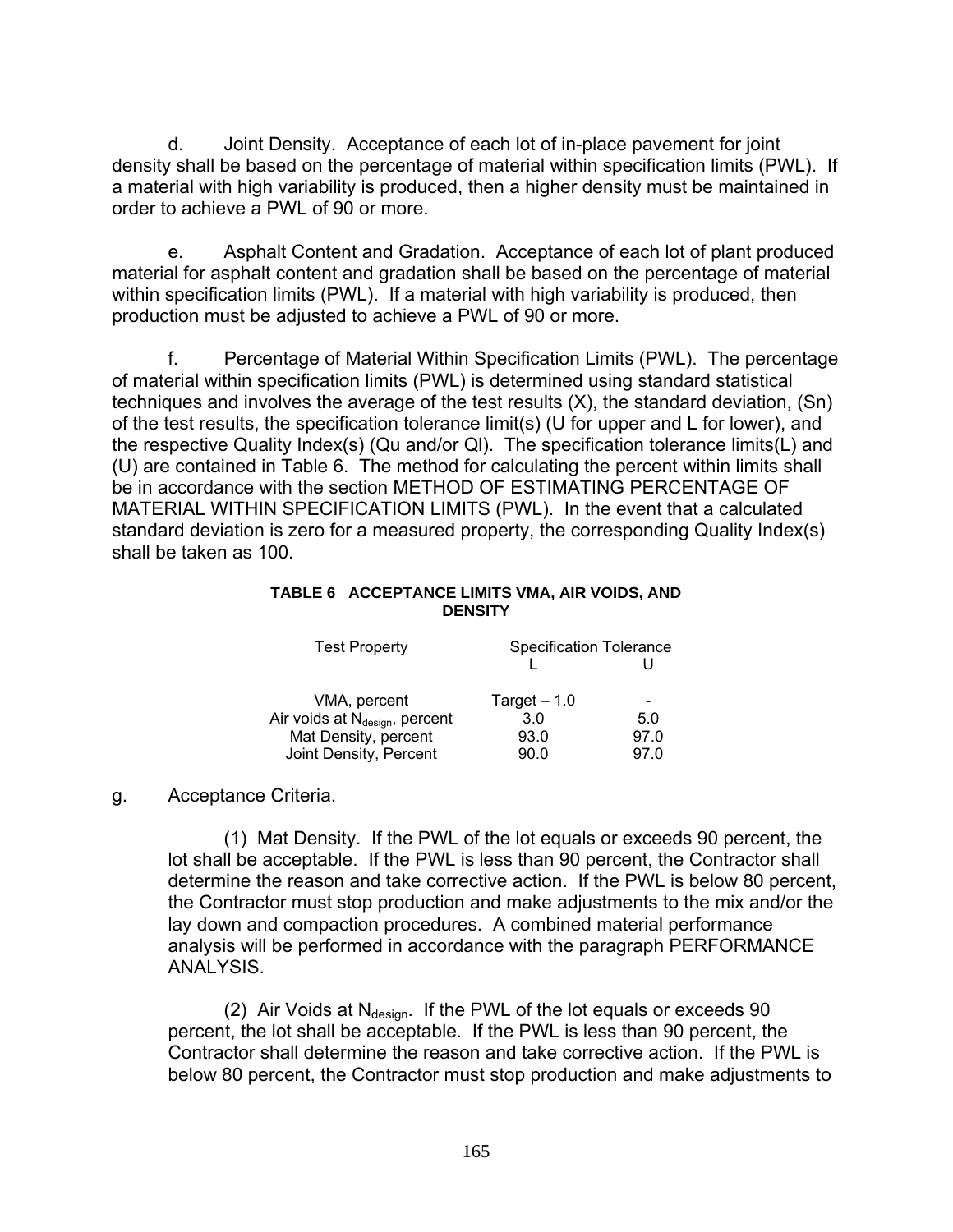d. Joint Density. Acceptance of each lot of in-place pavement for joint density shall be based on the percentage of material within specification limits (PWL). If a material with high variability is produced, then a higher density must be maintained in order to achieve a PWL of 90 or more.

e. Asphalt Content and Gradation. Acceptance of each lot of plant produced material for asphalt content and gradation shall be based on the percentage of material within specification limits (PWL). If a material with high variability is produced, then production must be adjusted to achieve a PWL of 90 or more.

f. Percentage of Material Within Specification Limits (PWL). The percentage of material within specification limits (PWL) is determined using standard statistical techniques and involves the average of the test results (X), the standard deviation, (Sn) of the test results, the specification tolerance limit(s) (U for upper and L for lower), and the respective Quality Index(s) (Qu and/or Ql). The specification tolerance limits(L) and (U) are contained in Table 6. The method for calculating the percent within limits shall be in accordance with the section METHOD OF ESTIMATING PERCENTAGE OF MATERIAL WITHIN SPECIFICATION LIMITS (PWL). In the event that a calculated standard deviation is zero for a measured property, the corresponding Quality Index(s) shall be taken as 100.

**TABLE 6 ACCEPTANCE LIMITS VMA, AIR VOIDS, AND DENSITY**

| Test Property | Specification Tolerance | |
|---|---|---|
| | L | U |
| VMA, percent | Target – 1.0 | - |
| Air voids at $N_{design}$, percent | 3.0 | 5.0 |
| Mat Density, percent | 93.0 | 97.0 |
| Joint Density, Percent | 90.0 | 97.0 |

g. Acceptance Criteria.

(1) Mat Density. If the PWL of the lot equals or exceeds 90 percent, the lot shall be acceptable. If the PWL is less than 90 percent, the Contractor shall determine the reason and take corrective action. If the PWL is below 80 percent, the Contractor must stop production and make adjustments to the mix and/or the lay down and compaction procedures. A combined material performance analysis will be performed in accordance with the paragraph PERFORMANCE ANALYSIS.

(2) Air Voids at $N_{design}$. If the PWL of the lot equals or exceeds 90 percent, the lot shall be acceptable. If the PWL is less than 90 percent, the Contractor shall determine the reason and take corrective action. If the PWL is below 80 percent, the Contractor must stop production and make adjustments to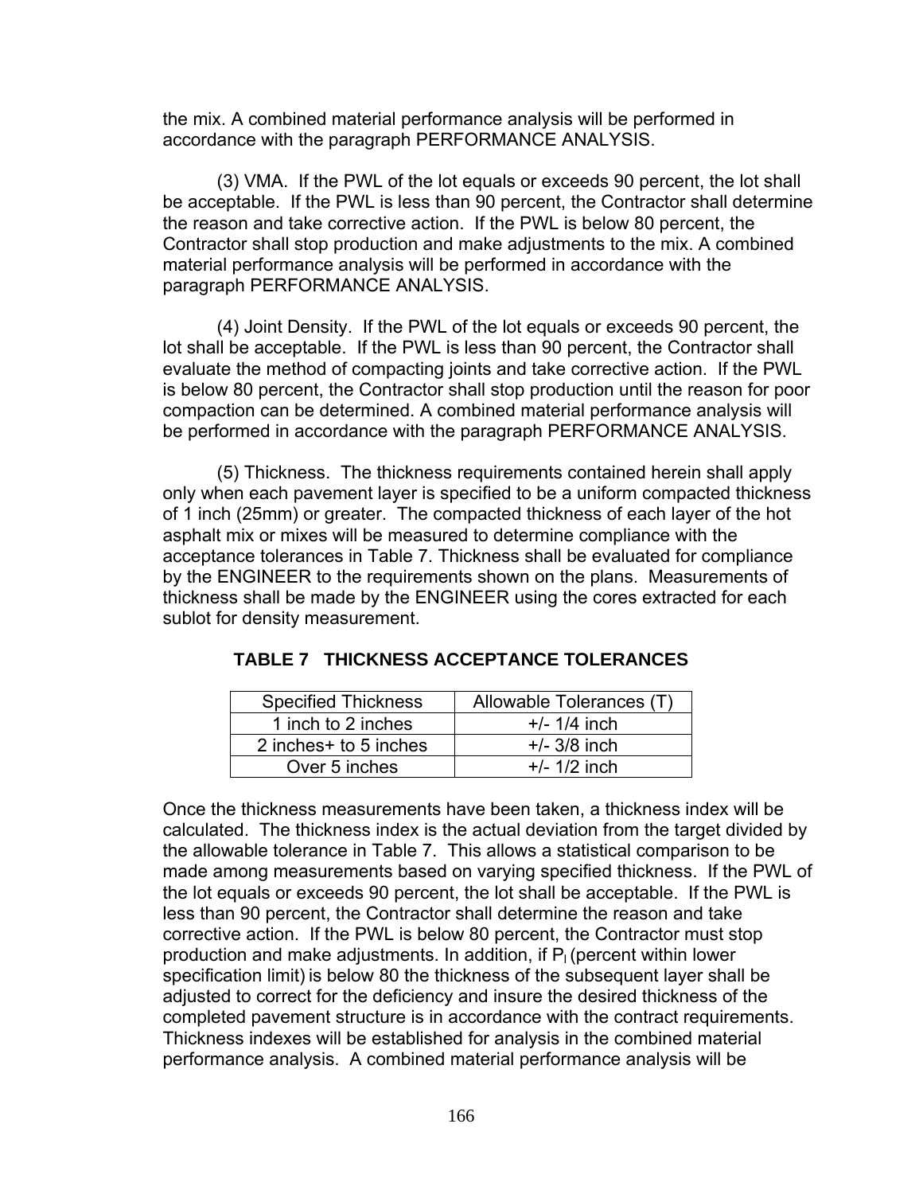the mix. A combined material performance analysis will be performed in accordance with the paragraph PERFORMANCE ANALYSIS.

(3) VMA. If the PWL of the lot equals or exceeds 90 percent, the lot shall be acceptable. If the PWL is less than 90 percent, the Contractor shall determine the reason and take corrective action. If the PWL is below 80 percent, the Contractor shall stop production and make adjustments to the mix. A combined material performance analysis will be performed in accordance with the paragraph PERFORMANCE ANALYSIS.

(4) Joint Density. If the PWL of the lot equals or exceeds 90 percent, the lot shall be acceptable. If the PWL is less than 90 percent, the Contractor shall evaluate the method of compacting joints and take corrective action. If the PWL is below 80 percent, the Contractor shall stop production until the reason for poor compaction can be determined. A combined material performance analysis will be performed in accordance with the paragraph PERFORMANCE ANALYSIS.

(5) Thickness. The thickness requirements contained herein shall apply only when each pavement layer is specified to be a uniform compacted thickness of 1 inch (25mm) or greater. The compacted thickness of each layer of the hot asphalt mix or mixes will be measured to determine compliance with the acceptance tolerances in Table 7. Thickness shall be evaluated for compliance by the ENGINEER to the requirements shown on the plans. Measurements of thickness shall be made by the ENGINEER using the cores extracted for each sublot for density measurement.

**TABLE 7 THICKNESS ACCEPTANCE TOLERANCES**

| Specified Thickness | Allowable Tolerances (T) |
|---|---|
| 1 inch to 2 inches | +/- 1/4 inch |
| 2 inches+ to 5 inches | +/- 3/8 inch |
| Over 5 inches | +/- 1/2 inch |

Once the thickness measurements have been taken, a thickness index will be calculated. The thickness index is the actual deviation from the target divided by the allowable tolerance in Table 7. This allows a statistical comparison to be made among measurements based on varying specified thickness. If the PWL of the lot equals or exceeds 90 percent, the lot shall be acceptable. If the PWL is less than 90 percent, the Contractor shall determine the reason and take corrective action. If the PWL is below 80 percent, the Contractor must stop production and make adjustments. In addition, if $P_l$ (percent within lower specification limit) is below 80 the thickness of the subsequent layer shall be adjusted to correct for the deficiency and insure the desired thickness of the completed pavement structure is in accordance with the contract requirements. Thickness indexes will be established for analysis in the combined material performance analysis. A combined material performance analysis will be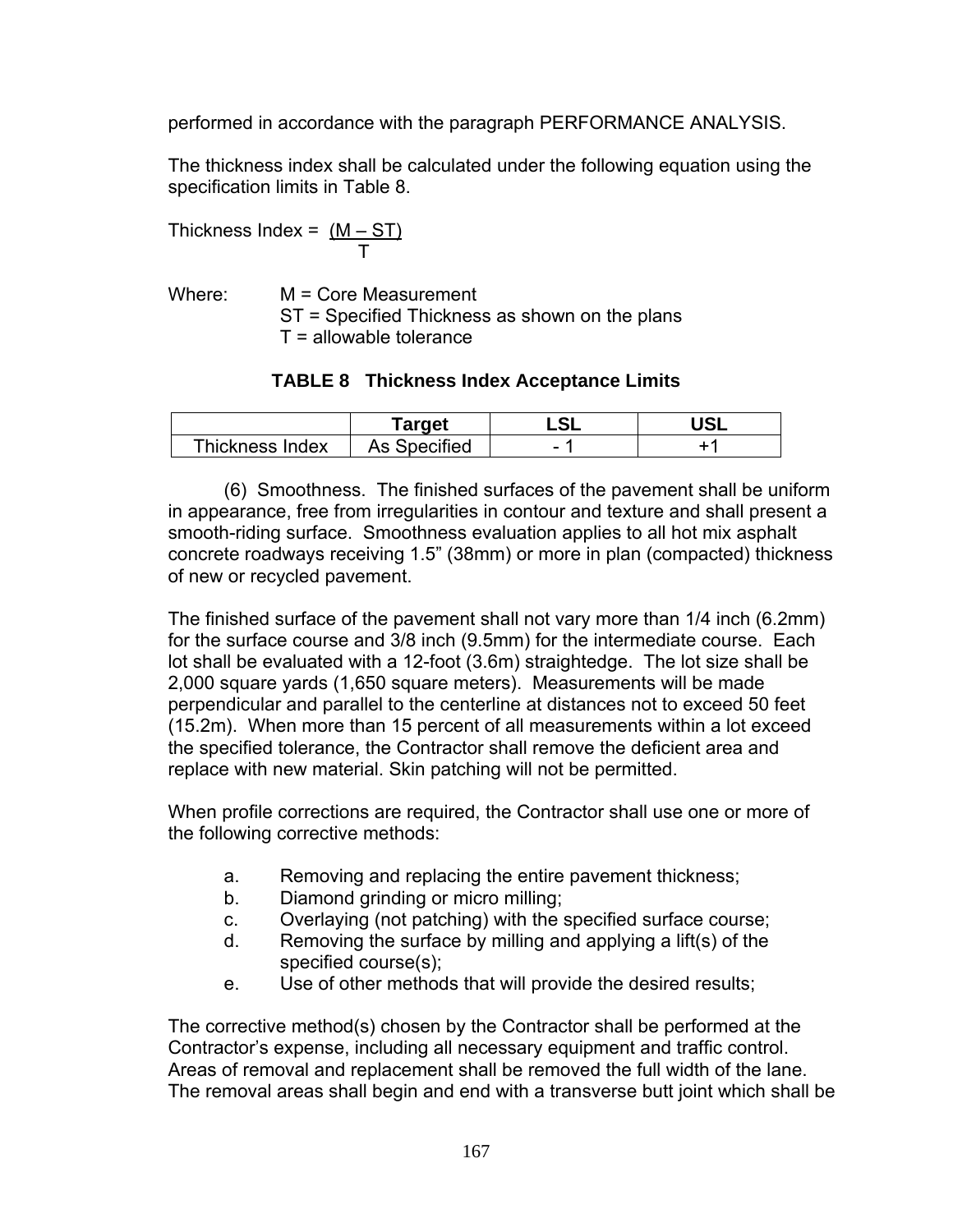performed in accordance with the paragraph PERFORMANCE ANALYSIS.

The thickness index shall be calculated under the following equation using the specification limits in Table 8.

$$\text{Thickness Index} = \frac{(M - ST)}{T}$$

Where: M = Core Measurement
ST = Specified Thickness as shown on the plans
T = allowable tolerance

**TABLE 8 Thickness Index Acceptance Limits**

| | Target | LSL | USL |
|---|---|---|---|
| Thickness Index | As Specified | - 1 | +1 |

(6) Smoothness. The finished surfaces of the pavement shall be uniform in appearance, free from irregularities in contour and texture and shall present a smooth-riding surface. Smoothness evaluation applies to all hot mix asphalt concrete roadways receiving 1.5" (38mm) or more in plan (compacted) thickness of new or recycled pavement.

The finished surface of the pavement shall not vary more than 1/4 inch (6.2mm) for the surface course and 3/8 inch (9.5mm) for the intermediate course. Each lot shall be evaluated with a 12-foot (3.6m) straightedge. The lot size shall be 2,000 square yards (1,650 square meters). Measurements will be made perpendicular and parallel to the centerline at distances not to exceed 50 feet (15.2m). When more than 15 percent of all measurements within a lot exceed the specified tolerance, the Contractor shall remove the deficient area and replace with new material. Skin patching will not be permitted.

When profile corrections are required, the Contractor shall use one or more of the following corrective methods:

a. Removing and replacing the entire pavement thickness;
b. Diamond grinding or micro milling;
c. Overlaying (not patching) with the specified surface course;
d. Removing the surface by milling and applying a lift(s) of the specified course(s);
e. Use of other methods that will provide the desired results;

The corrective method(s) chosen by the Contractor shall be performed at the Contractor's expense, including all necessary equipment and traffic control. Areas of removal and replacement shall be removed the full width of the lane. The removal areas shall begin and end with a transverse butt joint which shall be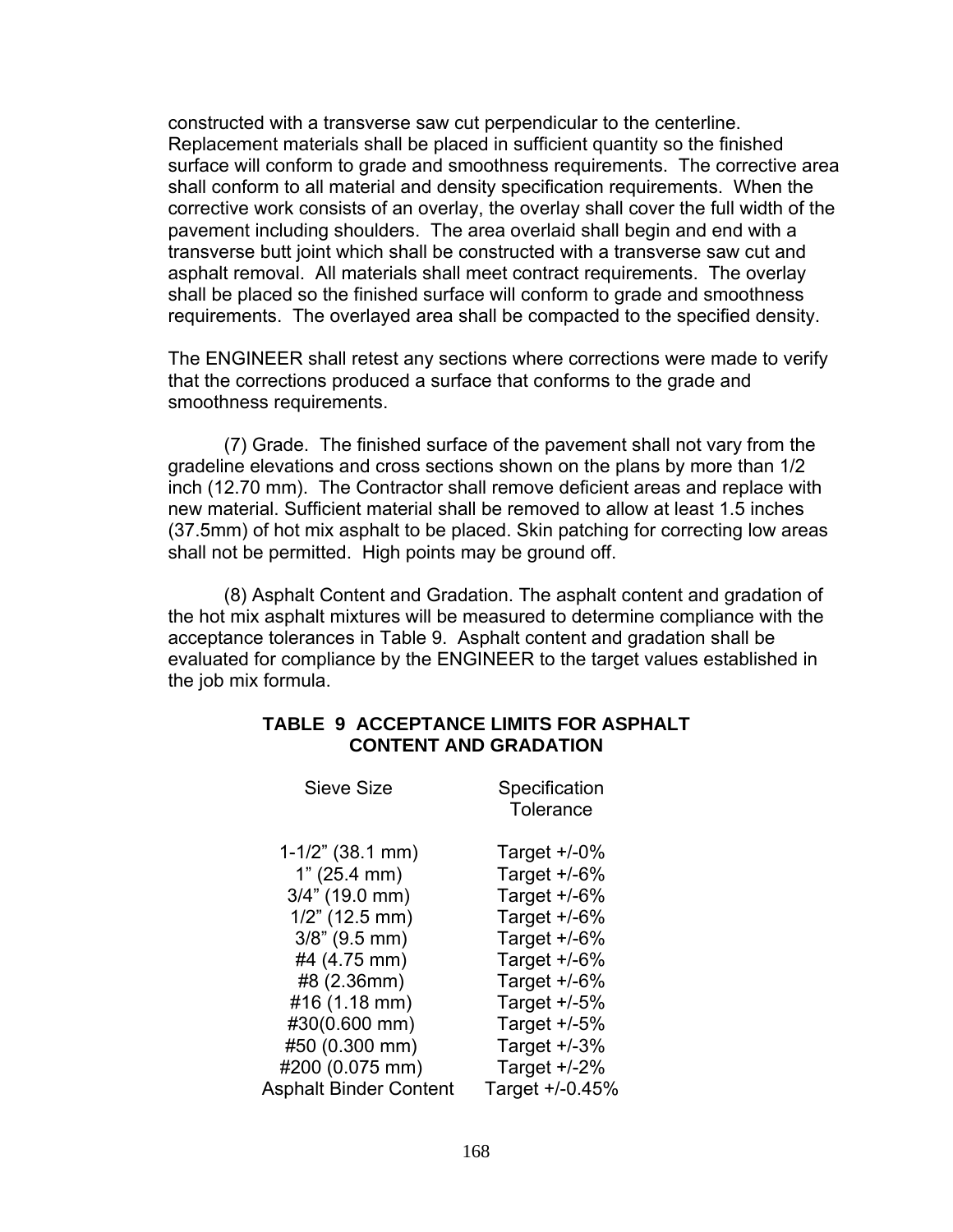constructed with a transverse saw cut perpendicular to the centerline. Replacement materials shall be placed in sufficient quantity so the finished surface will conform to grade and smoothness requirements. The corrective area shall conform to all material and density specification requirements. When the corrective work consists of an overlay, the overlay shall cover the full width of the pavement including shoulders. The area overlaid shall begin and end with a transverse butt joint which shall be constructed with a transverse saw cut and asphalt removal. All materials shall meet contract requirements. The overlay shall be placed so the finished surface will conform to grade and smoothness requirements. The overlayed area shall be compacted to the specified density.

The ENGINEER shall retest any sections where corrections were made to verify that the corrections produced a surface that conforms to the grade and smoothness requirements.

(7) Grade. The finished surface of the pavement shall not vary from the gradeline elevations and cross sections shown on the plans by more than 1/2 inch (12.70 mm). The Contractor shall remove deficient areas and replace with new material. Sufficient material shall be removed to allow at least 1.5 inches (37.5mm) of hot mix asphalt to be placed. Skin patching for correcting low areas shall not be permitted. High points may be ground off.

(8) Asphalt Content and Gradation. The asphalt content and gradation of the hot mix asphalt mixtures will be measured to determine compliance with the acceptance tolerances in Table 9. Asphalt content and gradation shall be evaluated for compliance by the ENGINEER to the target values established in the job mix formula.

**TABLE 9 ACCEPTANCE LIMITS FOR ASPHALT CONTENT AND GRADATION**

| Sieve Size | Specification Tolerance |
|---|---|
| 1-1/2" (38.1 mm) | Target +/-0% |
| 1" (25.4 mm) | Target +/-6% |
| 3/4" (19.0 mm) | Target +/-6% |
| 1/2" (12.5 mm) | Target +/-6% |
| 3/8" (9.5 mm) | Target +/-6% |
| #4 (4.75 mm) | Target +/-6% |
| #8 (2.36mm) | Target +/-6% |
| #16 (1.18 mm) | Target +/-5% |
| #30(0.600 mm) | Target +/-5% |
| #50 (0.300 mm) | Target +/-3% |
| #200 (0.075 mm) | Target +/-2% |
| Asphalt Binder Content | Target +/-0.45% |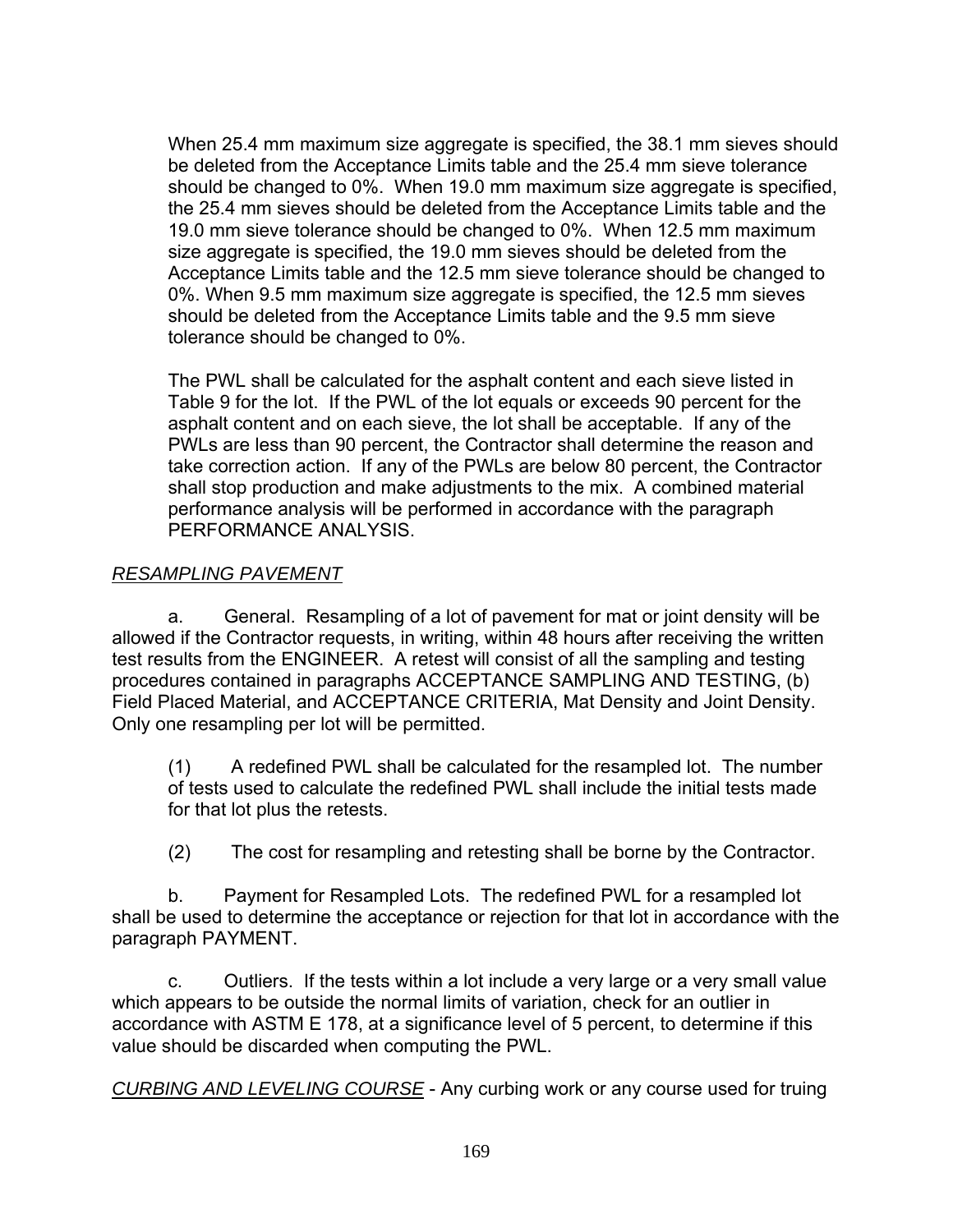When 25.4 mm maximum size aggregate is specified, the 38.1 mm sieves should be deleted from the Acceptance Limits table and the 25.4 mm sieve tolerance should be changed to 0%. When 19.0 mm maximum size aggregate is specified, the 25.4 mm sieves should be deleted from the Acceptance Limits table and the 19.0 mm sieve tolerance should be changed to 0%. When 12.5 mm maximum size aggregate is specified, the 19.0 mm sieves should be deleted from the Acceptance Limits table and the 12.5 mm sieve tolerance should be changed to 0%. When 9.5 mm maximum size aggregate is specified, the 12.5 mm sieves should be deleted from the Acceptance Limits table and the 9.5 mm sieve tolerance should be changed to 0%.

The PWL shall be calculated for the asphalt content and each sieve listed in Table 9 for the lot. If the PWL of the lot equals or exceeds 90 percent for the asphalt content and on each sieve, the lot shall be acceptable. If any of the PWLs are less than 90 percent, the Contractor shall determine the reason and take correction action. If any of the PWLs are below 80 percent, the Contractor shall stop production and make adjustments to the mix. A combined material performance analysis will be performed in accordance with the paragraph PERFORMANCE ANALYSIS.

*RESAMPLING PAVEMENT*

a. General. Resampling of a lot of pavement for mat or joint density will be allowed if the Contractor requests, in writing, within 48 hours after receiving the written test results from the ENGINEER. A retest will consist of all the sampling and testing procedures contained in paragraphs ACCEPTANCE SAMPLING AND TESTING, (b) Field Placed Material, and ACCEPTANCE CRITERIA, Mat Density and Joint Density. Only one resampling per lot will be permitted.

(1) A redefined PWL shall be calculated for the resampled lot. The number of tests used to calculate the redefined PWL shall include the initial tests made for that lot plus the retests.

(2) The cost for resampling and retesting shall be borne by the Contractor.

b. Payment for Resampled Lots. The redefined PWL for a resampled lot shall be used to determine the acceptance or rejection for that lot in accordance with the paragraph PAYMENT.

c. Outliers. If the tests within a lot include a very large or a very small value which appears to be outside the normal limits of variation, check for an outlier in accordance with ASTM E 178, at a significance level of 5 percent, to determine if this value should be discarded when computing the PWL.

*CURBING AND LEVELING COURSE* - Any curbing work or any course used for truing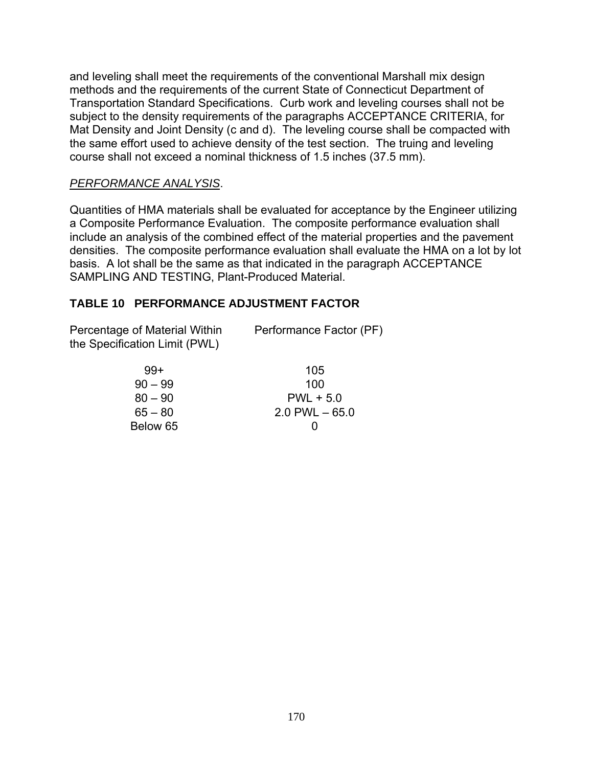and leveling shall meet the requirements of the conventional Marshall mix design methods and the requirements of the current State of Connecticut Department of Transportation Standard Specifications. Curb work and leveling courses shall not be subject to the density requirements of the paragraphs ACCEPTANCE CRITERIA, for Mat Density and Joint Density (c and d). The leveling course shall be compacted with the same effort used to achieve density of the test section. The truing and leveling course shall not exceed a nominal thickness of 1.5 inches (37.5 mm).

*PERFORMANCE ANALYSIS*.

Quantities of HMA materials shall be evaluated for acceptance by the Engineer utilizing a Composite Performance Evaluation. The composite performance evaluation shall include an analysis of the combined effect of the material properties and the pavement densities. The composite performance evaluation shall evaluate the HMA on a lot by lot basis. A lot shall be the same as that indicated in the paragraph ACCEPTANCE SAMPLING AND TESTING, Plant-Produced Material.

**TABLE 10 PERFORMANCE ADJUSTMENT FACTOR**

| Percentage of Material Within the Specification Limit (PWL) | Performance Factor (PF) |
|---|---|
| 99+ | 105 |
| 90 – 99 | 100 |
| 80 – 90 | PWL + 5.0 |
| 65 – 80 | 2.0 PWL – 65.0 |
| Below 65 | 0 |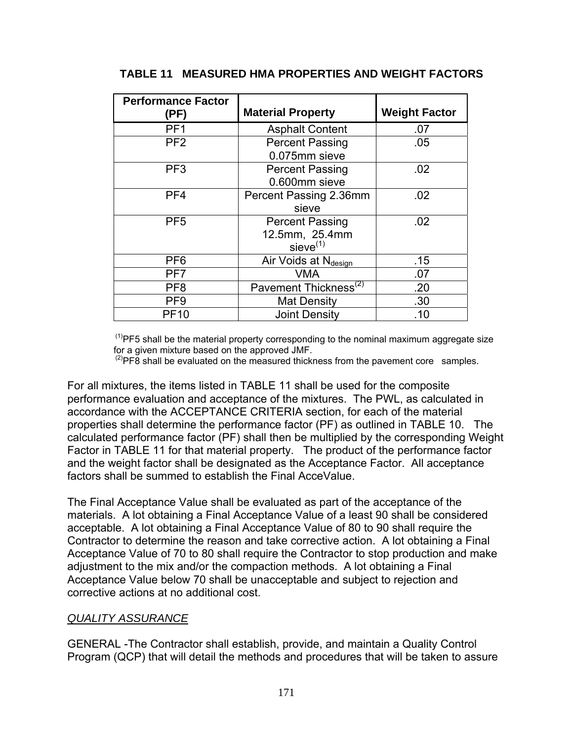### TABLE 11 MEASURED HMA PROPERTIES AND WEIGHT FACTORS

| Performance Factor (PF) | Material Property | Weight Factor |
|---|---|---|
| PF1 | Asphalt Content | .07 |
| PF2 | Percent Passing 0.075mm sieve | .05 |
| PF3 | Percent Passing 0.600mm sieve | .02 |
| PF4 | Percent Passing 2.36mm sieve | .02 |
| PF5 | Percent Passing 12.5mm, 25.4mm sieve[(1)] | .02 |
| PF6 | Air Voids at $N_{design}$ | .15 |
| PF7 | VMA | .07 |
| PF8 | Pavement Thickness[(2)] | .20 |
| PF9 | Mat Density | .30 |
| PF10 | Joint Density | .10 |

[(1)]PF5 shall be the material property corresponding to the nominal maximum aggregate size for a given mixture based on the approved JMF.
[(2)]PF8 shall be evaluated on the measured thickness from the pavement core samples.

For all mixtures, the items listed in TABLE 11 shall be used for the composite performance evaluation and acceptance of the mixtures. The PWL, as calculated in accordance with the ACCEPTANCE CRITERIA section, for each of the material properties shall determine the performance factor (PF) as outlined in TABLE 10. The calculated performance factor (PF) shall then be multiplied by the corresponding Weight Factor in TABLE 11 for that material property. The product of the performance factor and the weight factor shall be designated as the Acceptance Factor. All acceptance factors shall be summed to establish the Final AcceValue.

The Final Acceptance Value shall be evaluated as part of the acceptance of the materials. A lot obtaining a Final Acceptance Value of a least 90 shall be considered acceptable. A lot obtaining a Final Acceptance Value of 80 to 90 shall require the Contractor to determine the reason and take corrective action. A lot obtaining a Final Acceptance Value of 70 to 80 shall require the Contractor to stop production and make adjustment to the mix and/or the compaction methods. A lot obtaining a Final Acceptance Value below 70 shall be unacceptable and subject to rejection and corrective actions at no additional cost.

*QUALITY ASSURANCE*

GENERAL -The Contractor shall establish, provide, and maintain a Quality Control Program (QCP) that will detail the methods and procedures that will be taken to assure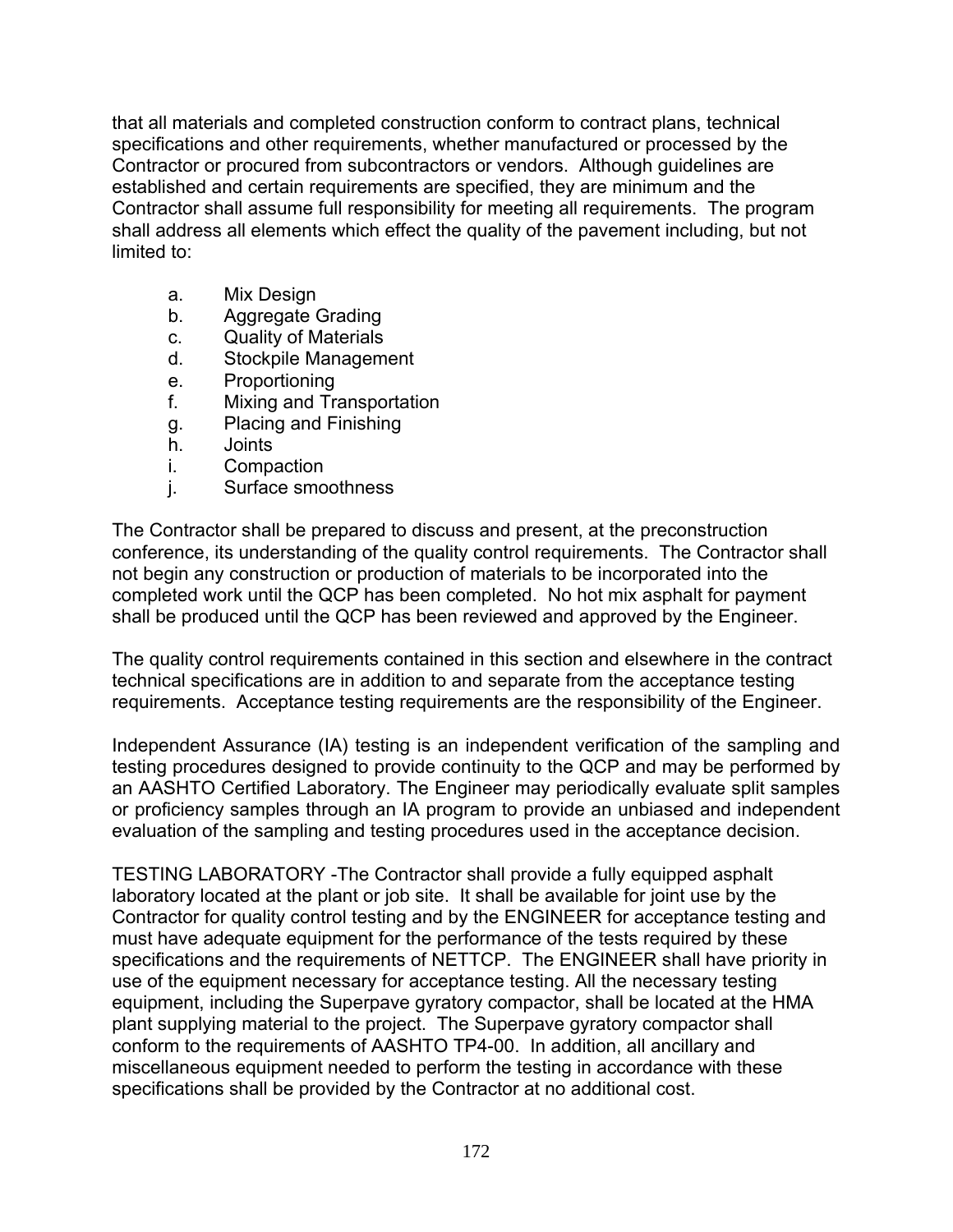that all materials and completed construction conform to contract plans, technical specifications and other requirements, whether manufactured or processed by the Contractor or procured from subcontractors or vendors. Although guidelines are established and certain requirements are specified, they are minimum and the Contractor shall assume full responsibility for meeting all requirements. The program shall address all elements which effect the quality of the pavement including, but not limited to:

a. Mix Design
b. Aggregate Grading
c. Quality of Materials
d. Stockpile Management
e. Proportioning
f. Mixing and Transportation
g. Placing and Finishing
h. Joints
i. Compaction
j. Surface smoothness

The Contractor shall be prepared to discuss and present, at the preconstruction conference, its understanding of the quality control requirements. The Contractor shall not begin any construction or production of materials to be incorporated into the completed work until the QCP has been completed. No hot mix asphalt for payment shall be produced until the QCP has been reviewed and approved by the Engineer.

The quality control requirements contained in this section and elsewhere in the contract technical specifications are in addition to and separate from the acceptance testing requirements. Acceptance testing requirements are the responsibility of the Engineer.

Independent Assurance (IA) testing is an independent verification of the sampling and testing procedures designed to provide continuity to the QCP and may be performed by an AASHTO Certified Laboratory. The Engineer may periodically evaluate split samples or proficiency samples through an IA program to provide an unbiased and independent evaluation of the sampling and testing procedures used in the acceptance decision.

TESTING LABORATORY -The Contractor shall provide a fully equipped asphalt laboratory located at the plant or job site. It shall be available for joint use by the Contractor for quality control testing and by the ENGINEER for acceptance testing and must have adequate equipment for the performance of the tests required by these specifications and the requirements of NETTCP. The ENGINEER shall have priority in use of the equipment necessary for acceptance testing. All the necessary testing equipment, including the Superpave gyratory compactor, shall be located at the HMA plant supplying material to the project. The Superpave gyratory compactor shall conform to the requirements of AASHTO TP4-00. In addition, all ancillary and miscellaneous equipment needed to perform the testing in accordance with these specifications shall be provided by the Contractor at no additional cost.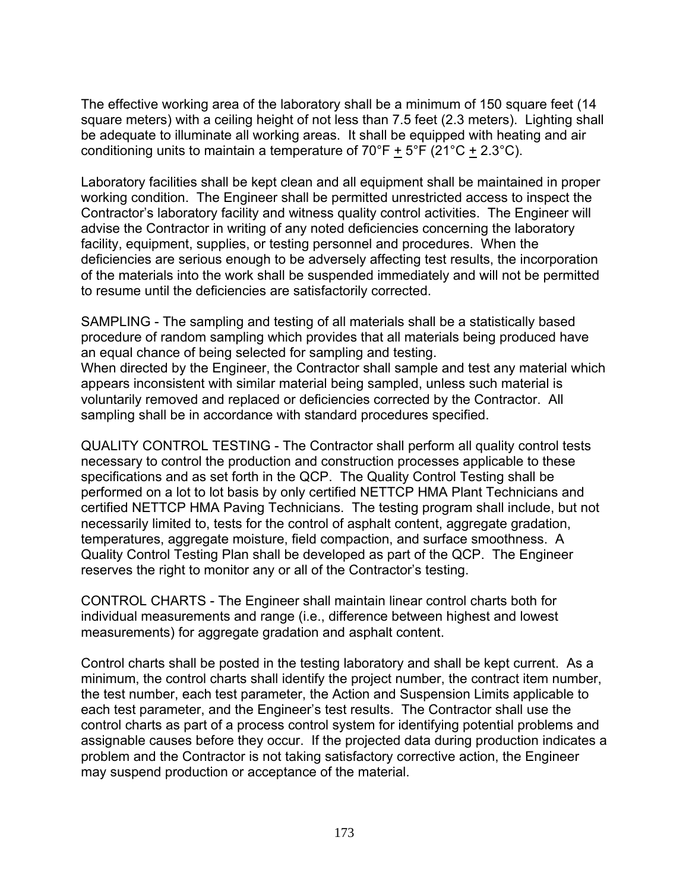The effective working area of the laboratory shall be a minimum of 150 square feet (14 square meters) with a ceiling height of not less than 7.5 feet (2.3 meters). Lighting shall be adequate to illuminate all working areas. It shall be equipped with heating and air conditioning units to maintain a temperature of 70°F ± 5°F (21°C ± 2.3°C).

Laboratory facilities shall be kept clean and all equipment shall be maintained in proper working condition. The Engineer shall be permitted unrestricted access to inspect the Contractor's laboratory facility and witness quality control activities. The Engineer will advise the Contractor in writing of any noted deficiencies concerning the laboratory facility, equipment, supplies, or testing personnel and procedures. When the deficiencies are serious enough to be adversely affecting test results, the incorporation of the materials into the work shall be suspended immediately and will not be permitted to resume until the deficiencies are satisfactorily corrected.

SAMPLING - The sampling and testing of all materials shall be a statistically based procedure of random sampling which provides that all materials being produced have an equal chance of being selected for sampling and testing.
When directed by the Engineer, the Contractor shall sample and test any material which appears inconsistent with similar material being sampled, unless such material is voluntarily removed and replaced or deficiencies corrected by the Contractor. All sampling shall be in accordance with standard procedures specified.

QUALITY CONTROL TESTING - The Contractor shall perform all quality control tests necessary to control the production and construction processes applicable to these specifications and as set forth in the QCP. The Quality Control Testing shall be performed on a lot to lot basis by only certified NETTCP HMA Plant Technicians and certified NETTCP HMA Paving Technicians. The testing program shall include, but not necessarily limited to, tests for the control of asphalt content, aggregate gradation, temperatures, aggregate moisture, field compaction, and surface smoothness. A Quality Control Testing Plan shall be developed as part of the QCP. The Engineer reserves the right to monitor any or all of the Contractor's testing.

CONTROL CHARTS - The Engineer shall maintain linear control charts both for individual measurements and range (i.e., difference between highest and lowest measurements) for aggregate gradation and asphalt content.

Control charts shall be posted in the testing laboratory and shall be kept current. As a minimum, the control charts shall identify the project number, the contract item number, the test number, each test parameter, the Action and Suspension Limits applicable to each test parameter, and the Engineer's test results. The Contractor shall use the control charts as part of a process control system for identifying potential problems and assignable causes before they occur. If the projected data during production indicates a problem and the Contractor is not taking satisfactory corrective action, the Engineer may suspend production or acceptance of the material.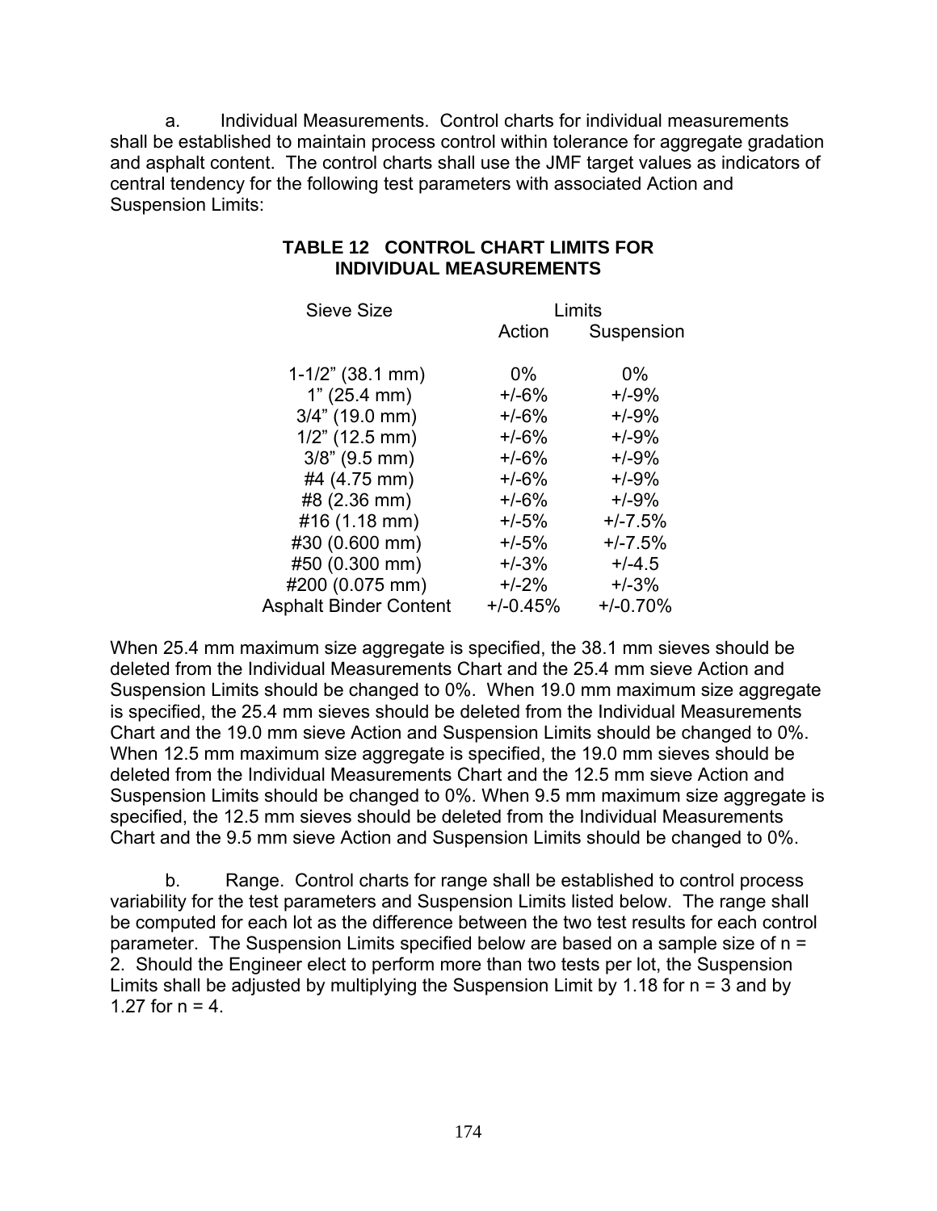a. Individual Measurements. Control charts for individual measurements shall be established to maintain process control within tolerance for aggregate gradation and asphalt content. The control charts shall use the JMF target values as indicators of central tendency for the following test parameters with associated Action and Suspension Limits:

**TABLE 12 CONTROL CHART LIMITS FOR INDIVIDUAL MEASUREMENTS**

| Sieve Size | Limits | |
|---|---|---|
| | Action | Suspension |
| 1-1/2" (38.1 mm) | 0% | 0% |
| 1" (25.4 mm) | +/-6% | +/-9% |
| 3/4" (19.0 mm) | +/-6% | +/-9% |
| 1/2" (12.5 mm) | +/-6% | +/-9% |
| 3/8" (9.5 mm) | +/-6% | +/-9% |
| #4 (4.75 mm) | +/-6% | +/-9% |
| #8 (2.36 mm) | +/-6% | +/-9% |
| #16 (1.18 mm) | +/-5% | +/-7.5% |
| #30 (0.600 mm) | +/-5% | +/-7.5% |
| #50 (0.300 mm) | +/-3% | +/-4.5 |
| #200 (0.075 mm) | +/-2% | +/-3% |
| Asphalt Binder Content | +/-0.45% | +/-0.70% |

When 25.4 mm maximum size aggregate is specified, the 38.1 mm sieves should be deleted from the Individual Measurements Chart and the 25.4 mm sieve Action and Suspension Limits should be changed to 0%. When 19.0 mm maximum size aggregate is specified, the 25.4 mm sieves should be deleted from the Individual Measurements Chart and the 19.0 mm sieve Action and Suspension Limits should be changed to 0%. When 12.5 mm maximum size aggregate is specified, the 19.0 mm sieves should be deleted from the Individual Measurements Chart and the 12.5 mm sieve Action and Suspension Limits should be changed to 0%. When 9.5 mm maximum size aggregate is specified, the 12.5 mm sieves should be deleted from the Individual Measurements Chart and the 9.5 mm sieve Action and Suspension Limits should be changed to 0%.

b. Range. Control charts for range shall be established to control process variability for the test parameters and Suspension Limits listed below. The range shall be computed for each lot as the difference between the two test results for each control parameter. The Suspension Limits specified below are based on a sample size of $n = 2$. Should the Engineer elect to perform more than two tests per lot, the Suspension Limits shall be adjusted by multiplying the Suspension Limit by 1.18 for $n = 3$ and by 1.27 for $n = 4$.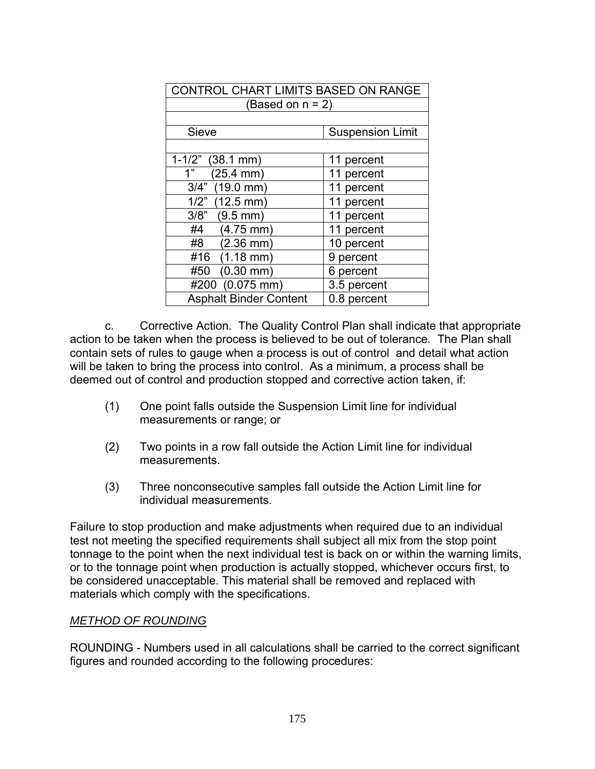| CONTROL CHART LIMITS BASED ON RANGE | |
|---|---|
| (Based on n = 2) | |
| | |
| Sieve | Suspension Limit |
| | |
| 1-1/2" (38.1 mm) | 11 percent |
| 1" (25.4 mm) | 11 percent |
| 3/4" (19.0 mm) | 11 percent |
| 1/2" (12.5 mm) | 11 percent |
| 3/8" (9.5 mm) | 11 percent |
| #4 (4.75 mm) | 11 percent |
| #8 (2.36 mm) | 10 percent |
| #16 (1.18 mm) | 9 percent |
| #50 (0.30 mm) | 6 percent |
| #200 (0.075 mm) | 3.5 percent |
| Asphalt Binder Content | 0.8 percent |

c. Corrective Action. The Quality Control Plan shall indicate that appropriate action to be taken when the process is believed to be out of tolerance. The Plan shall contain sets of rules to gauge when a process is out of control and detail what action will be taken to bring the process into control. As a minimum, a process shall be deemed out of control and production stopped and corrective action taken, if:

(1) One point falls outside the Suspension Limit line for individual measurements or range; or

(2) Two points in a row fall outside the Action Limit line for individual measurements.

(3) Three nonconsecutive samples fall outside the Action Limit line for individual measurements.

Failure to stop production and make adjustments when required due to an individual test not meeting the specified requirements shall subject all mix from the stop point tonnage to the point when the next individual test is back on or within the warning limits, or to the tonnage point when production is actually stopped, whichever occurs first, to be considered unacceptable. This material shall be removed and replaced with materials which comply with the specifications.

*METHOD OF ROUNDING*

ROUNDING - Numbers used in all calculations shall be carried to the correct significant figures and rounded according to the following procedures: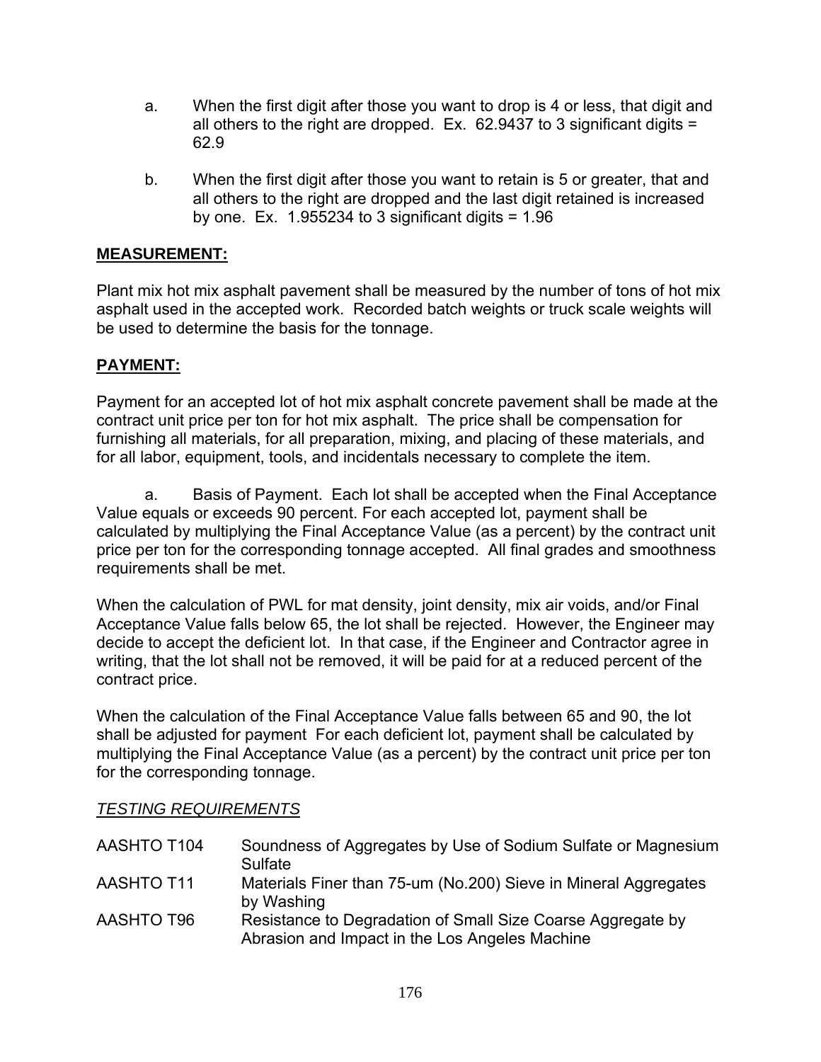a. When the first digit after those you want to drop is 4 or less, that digit and all others to the right are dropped. Ex. 62.9437 to 3 significant digits = 62.9

b. When the first digit after those you want to retain is 5 or greater, that and all others to the right are dropped and the last digit retained is increased by one. Ex. 1.955234 to 3 significant digits = 1.96

**MEASUREMENT:**

Plant mix hot mix asphalt pavement shall be measured by the number of tons of hot mix asphalt used in the accepted work. Recorded batch weights or truck scale weights will be used to determine the basis for the tonnage.

**PAYMENT:**

Payment for an accepted lot of hot mix asphalt concrete pavement shall be made at the contract unit price per ton for hot mix asphalt. The price shall be compensation for furnishing all materials, for all preparation, mixing, and placing of these materials, and for all labor, equipment, tools, and incidentals necessary to complete the item.

a. Basis of Payment. Each lot shall be accepted when the Final Acceptance Value equals or exceeds 90 percent. For each accepted lot, payment shall be calculated by multiplying the Final Acceptance Value (as a percent) by the contract unit price per ton for the corresponding tonnage accepted. All final grades and smoothness requirements shall be met.

When the calculation of PWL for mat density, joint density, mix air voids, and/or Final Acceptance Value falls below 65, the lot shall be rejected. However, the Engineer may decide to accept the deficient lot. In that case, if the Engineer and Contractor agree in writing, that the lot shall not be removed, it will be paid for at a reduced percent of the contract price.

When the calculation of the Final Acceptance Value falls between 65 and 90, the lot shall be adjusted for payment For each deficient lot, payment shall be calculated by multiplying the Final Acceptance Value (as a percent) by the contract unit price per ton for the corresponding tonnage.

*TESTING REQUIREMENTS*

| | |
|---|---|
| AASHTO T104 | Soundness of Aggregates by Use of Sodium Sulfate or Magnesium Sulfate |
| AASHTO T11 | Materials Finer than 75-um (No.200) Sieve in Mineral Aggregates by Washing |
| AASHTO T96 | Resistance to Degradation of Small Size Coarse Aggregate by Abrasion and Impact in the Los Angeles Machine |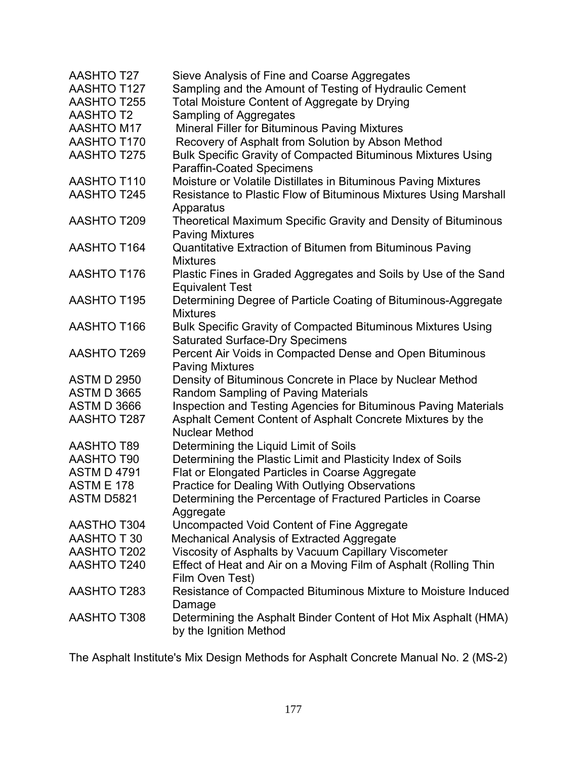| | |
|---|---|
| AASHTO T27 | Sieve Analysis of Fine and Coarse Aggregates |
| AASHTO T127 | Sampling and the Amount of Testing of Hydraulic Cement |
| AASHTO T255 | Total Moisture Content of Aggregate by Drying |
| AASHTO T2 | Sampling of Aggregates |
| AASHTO M17 | Mineral Filler for Bituminous Paving Mixtures |
| AASHTO T170 | Recovery of Asphalt from Solution by Abson Method |
| AASHTO T275 | Bulk Specific Gravity of Compacted Bituminous Mixtures Using Paraffin-Coated Specimens |
| AASHTO T110 | Moisture or Volatile Distillates in Bituminous Paving Mixtures |
| AASHTO T245 | Resistance to Plastic Flow of Bituminous Mixtures Using Marshall Apparatus |
| AASHTO T209 | Theoretical Maximum Specific Gravity and Density of Bituminous Paving Mixtures |
| AASHTO T164 | Quantitative Extraction of Bitumen from Bituminous Paving Mixtures |
| AASHTO T176 | Plastic Fines in Graded Aggregates and Soils by Use of the Sand Equivalent Test |
| AASHTO T195 | Determining Degree of Particle Coating of Bituminous-Aggregate Mixtures |
| AASHTO T166 | Bulk Specific Gravity of Compacted Bituminous Mixtures Using Saturated Surface-Dry Specimens |
| AASHTO T269 | Percent Air Voids in Compacted Dense and Open Bituminous Paving Mixtures |
| ASTM D 2950 | Density of Bituminous Concrete in Place by Nuclear Method |
| ASTM D 3665 | Random Sampling of Paving Materials |
| ASTM D 3666 | Inspection and Testing Agencies for Bituminous Paving Materials |
| AASHTO T287 | Asphalt Cement Content of Asphalt Concrete Mixtures by the Nuclear Method |
| AASHTO T89 | Determining the Liquid Limit of Soils |
| AASHTO T90 | Determining the Plastic Limit and Plasticity Index of Soils |
| ASTM D 4791 | Flat or Elongated Particles in Coarse Aggregate |
| ASTM E 178 | Practice for Dealing With Outlying Observations |
| ASTM D5821 | Determining the Percentage of Fractured Particles in Coarse Aggregate |
| AASTHO T304 | Uncompacted Void Content of Fine Aggregate |
| AASHTO T 30 | Mechanical Analysis of Extracted Aggregate |
| AASHTO T202 | Viscosity of Asphalts by Vacuum Capillary Viscometer |
| AASHTO T240 | Effect of Heat and Air on a Moving Film of Asphalt (Rolling Thin Film Oven Test) |
| AASHTO T283 | Resistance of Compacted Bituminous Mixture to Moisture Induced Damage |
| AASHTO T308 | Determining the Asphalt Binder Content of Hot Mix Asphalt (HMA) by the Ignition Method |

The Asphalt Institute's Mix Design Methods for Asphalt Concrete Manual No. 2 (MS-2)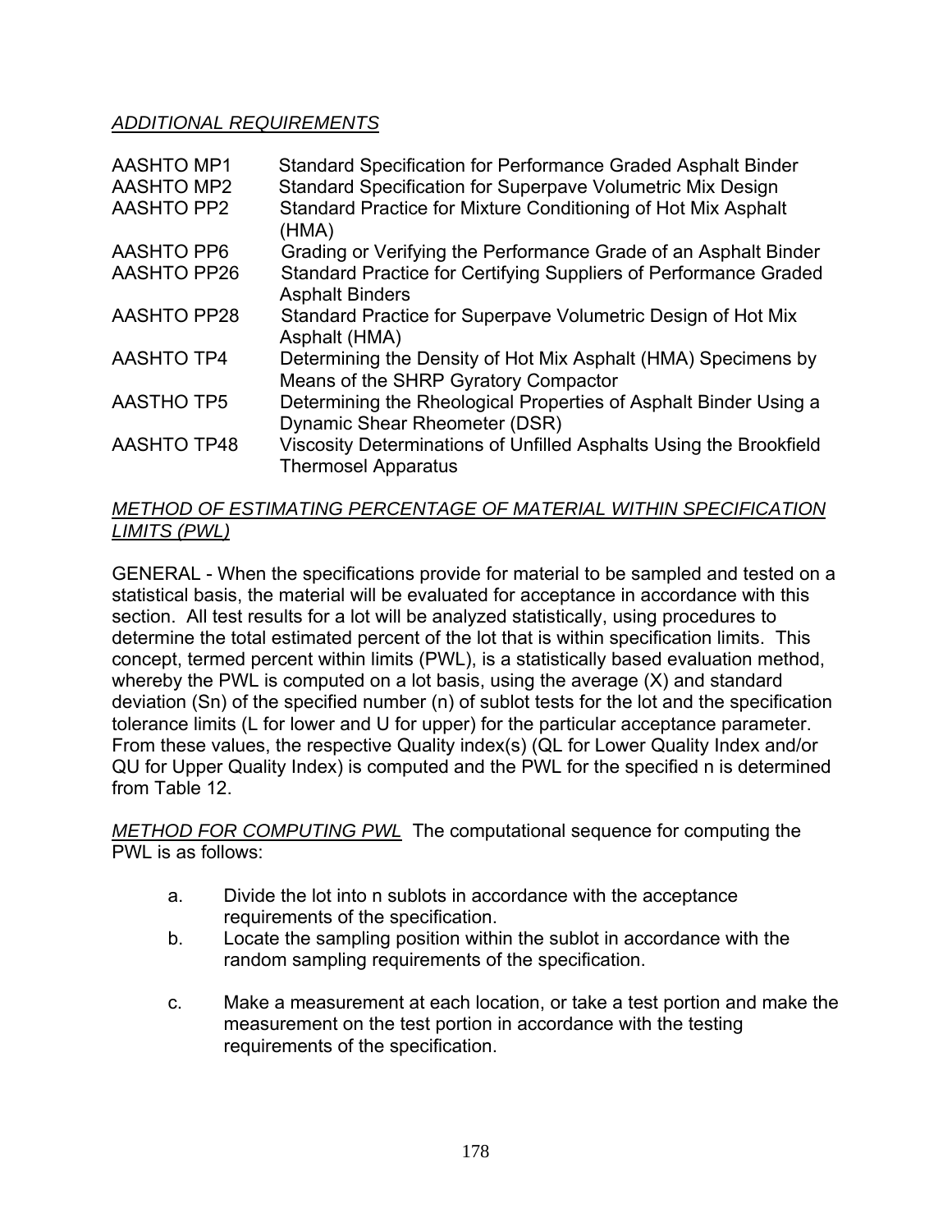*ADDITIONAL REQUIREMENTS*

| | |
|---|---|
| AASHTO MP1 | Standard Specification for Performance Graded Asphalt Binder |
| AASHTO MP2 | Standard Specification for Superpave Volumetric Mix Design |
| AASHTO PP2 | Standard Practice for Mixture Conditioning of Hot Mix Asphalt (HMA) |
| AASHTO PP6 | Grading or Verifying the Performance Grade of an Asphalt Binder |
| AASHTO PP26 | Standard Practice for Certifying Suppliers of Performance Graded Asphalt Binders |
| AASHTO PP28 | Standard Practice for Superpave Volumetric Design of Hot Mix Asphalt (HMA) |
| AASHTO TP4 | Determining the Density of Hot Mix Asphalt (HMA) Specimens by Means of the SHRP Gyratory Compactor |
| AASTHO TP5 | Determining the Rheological Properties of Asphalt Binder Using a Dynamic Shear Rheometer (DSR) |
| AASHTO TP48 | Viscosity Determinations of Unfilled Asphalts Using the Brookfield Thermosel Apparatus |

*METHOD OF ESTIMATING PERCENTAGE OF MATERIAL WITHIN SPECIFICATION LIMITS (PWL)*

GENERAL - When the specifications provide for material to be sampled and tested on a statistical basis, the material will be evaluated for acceptance in accordance with this section. All test results for a lot will be analyzed statistically, using procedures to determine the total estimated percent of the lot that is within specification limits. This concept, termed percent within limits (PWL), is a statistically based evaluation method, whereby the PWL is computed on a lot basis, using the average (X) and standard deviation ($S_n$) of the specified number (n) of sublot tests for the lot and the specification tolerance limits (L for lower and U for upper) for the particular acceptance parameter. From these values, the respective Quality index(s) ($Q_L$ for Lower Quality Index and/or $Q_U$ for Upper Quality Index) is computed and the PWL for the specified n is determined from Table 12.

*METHOD FOR COMPUTING PWL* The computational sequence for computing the PWL is as follows:

a. Divide the lot into n sublots in accordance with the acceptance requirements of the specification.
b. Locate the sampling position within the sublot in accordance with the random sampling requirements of the specification.
c. Make a measurement at each location, or take a test portion and make the measurement on the test portion in accordance with the testing requirements of the specification.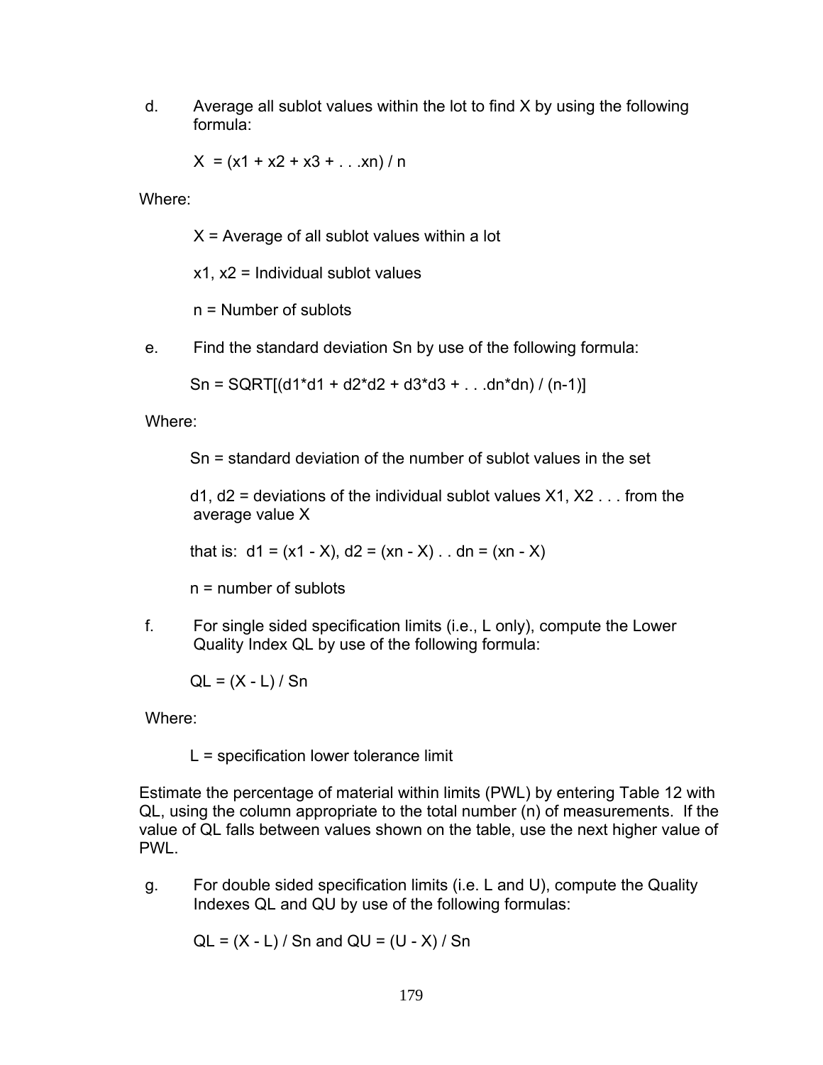d. Average all sublot values within the lot to find X by using the following formula:

$$X = (x1 + x2 + x3 + . . .xn) / n$$

Where:

X = Average of all sublot values within a lot

x1, x2 = Individual sublot values

n = Number of sublots

e. Find the standard deviation Sn by use of the following formula:

$$Sn = SQRT[(d1*d1 + d2*d2 + d3*d3 + . . .dn*dn) / (n-1)]$$

Where:

Sn = standard deviation of the number of sublot values in the set

d1, d2 = deviations of the individual sublot values X1, X2 . . . from the average value X

that is: d1 = (x1 - X), d2 = (xn - X) . . dn = (xn - X)

n = number of sublots

f. For single sided specification limits (i.e., L only), compute the Lower Quality Index QL by use of the following formula:

$$QL = (X - L) / Sn$$

Where:

L = specification lower tolerance limit

Estimate the percentage of material within limits (PWL) by entering Table 12 with QL, using the column appropriate to the total number (n) of measurements. If the value of QL falls between values shown on the table, use the next higher value of PWL.

g. For double sided specification limits (i.e. L and U), compute the Quality Indexes QL and QU by use of the following formulas:

$$QL = (X - L) / Sn \text{ and } QU = (U - X) / Sn$$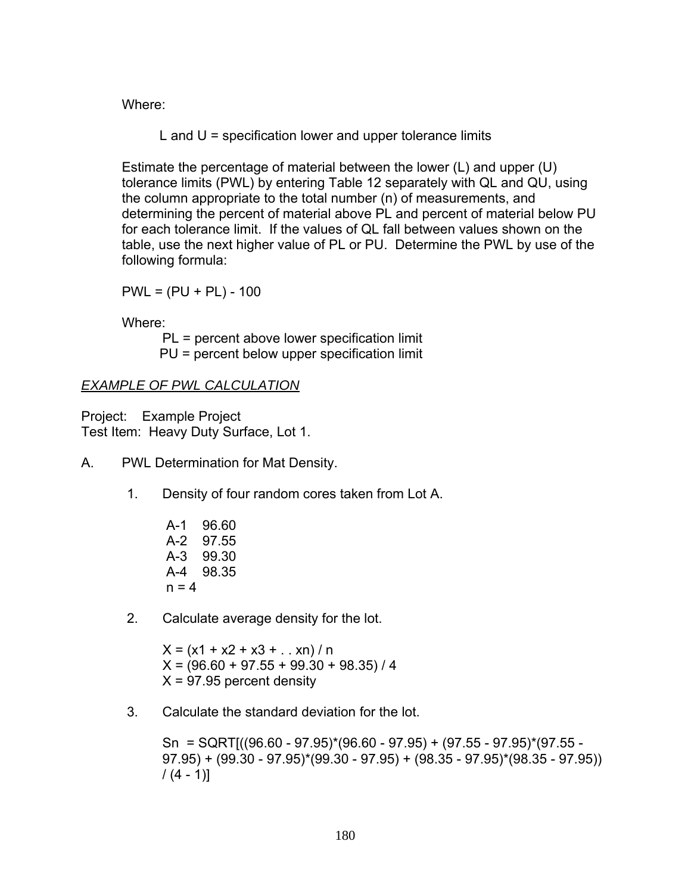Where:

L and U = specification lower and upper tolerance limits

Estimate the percentage of material between the lower (L) and upper (U) tolerance limits (PWL) by entering Table 12 separately with QL and QU, using the column appropriate to the total number (n) of measurements, and determining the percent of material above PL and percent of material below PU for each tolerance limit. If the values of QL fall between values shown on the table, use the next higher value of PL or PU. Determine the PWL by use of the following formula:

PWL = (PU + PL) - 100

Where:

PL = percent above lower specification limit
PU = percent below upper specification limit

*EXAMPLE OF PWL CALCULATION*

Project: Example Project
Test Item: Heavy Duty Surface, Lot 1.

A. PWL Determination for Mat Density.

1. Density of four random cores taken from Lot A.

   A-1 96.60
   A-2 97.55
   A-3 99.30
   A-4 98.35
   n = 4

2. Calculate average density for the lot.

   X = (x1 + x2 + x3 + . . xn) / n
   X = (96.60 + 97.55 + 99.30 + 98.35) / 4
   X = 97.95 percent density

3. Calculate the standard deviation for the lot.

   Sn = SQRT[((96.60 - 97.95)*(96.60 - 97.95) + (97.55 - 97.95)*(97.55 - 97.95) + (99.30 - 97.95)*(99.30 - 97.95) + (98.35 - 97.95)*(98.35 - 97.95)) / (4 - 1)]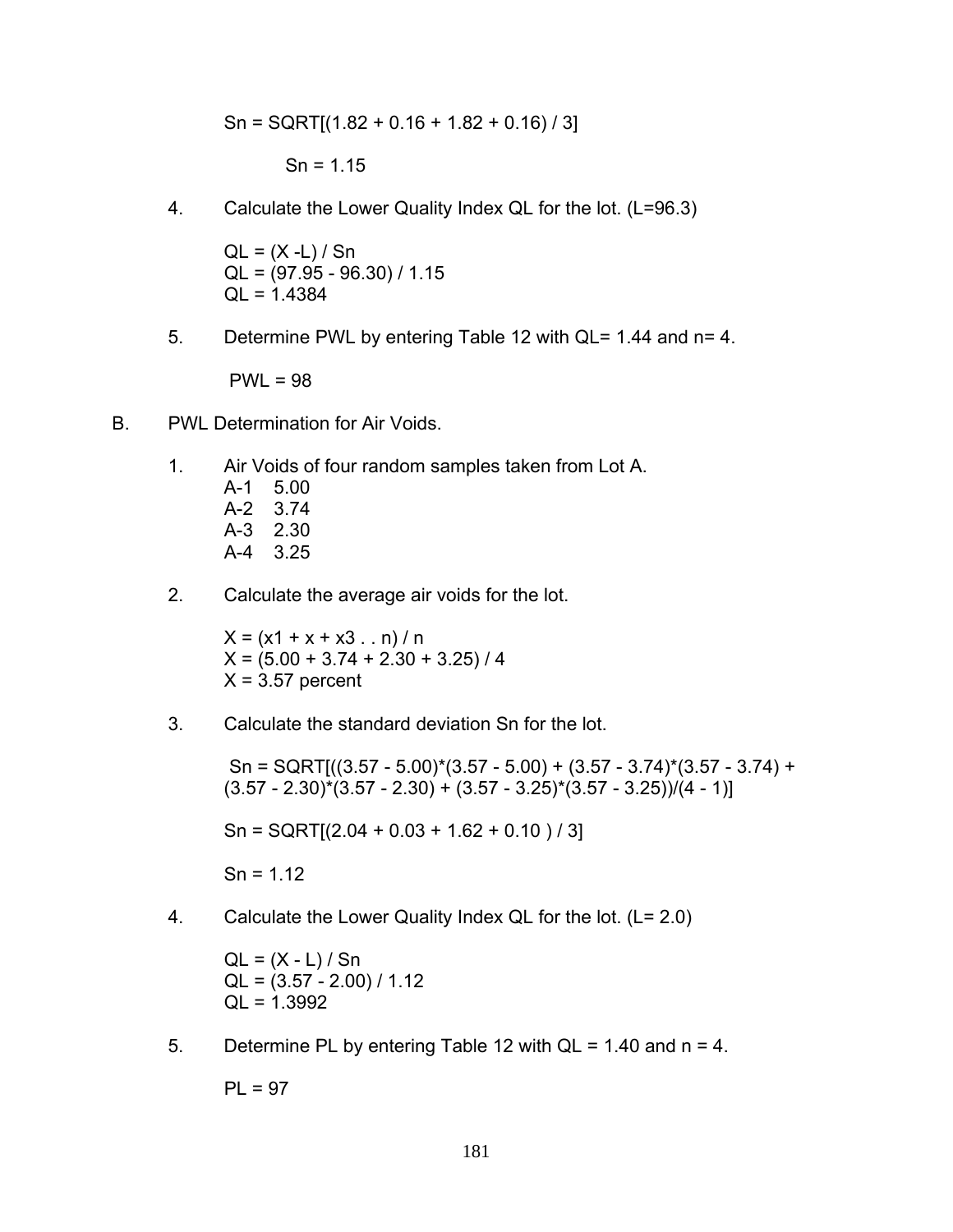$Sn = SQRT[(1.82 + 0.16 + 1.82 + 0.16) / 3]$

$Sn = 1.15$

4. Calculate the Lower Quality Index QL for the lot. (L=96.3)

   $QL = (X - L) / Sn$
   $QL = (97.95 - 96.30) / 1.15$
   $QL = 1.4384$

5. Determine PWL by entering Table 12 with QL= 1.44 and n= 4.

   PWL = 98

B. PWL Determination for Air Voids.

1. Air Voids of four random samples taken from Lot A.
   A-1 5.00
   A-2 3.74
   A-3 2.30
   A-4 3.25

2. Calculate the average air voids for the lot.

   $X = (x1 + x + x3 . . n) / n$
   $X = (5.00 + 3.74 + 2.30 + 3.25) / 4$
   X = 3.57 percent

3. Calculate the standard deviation Sn for the lot.

   $Sn = SQRT[((3.57 - 5.00)*(3.57 - 5.00) + (3.57 - 3.74)*(3.57 - 3.74) + (3.57 - 2.30)*(3.57 - 2.30) + (3.57 - 3.25)*(3.57 - 3.25))/(4 - 1)]$

   $Sn = SQRT[(2.04 + 0.03 + 1.62 + 0.10) / 3]$

   $Sn = 1.12$

4. Calculate the Lower Quality Index QL for the lot. (L= 2.0)

   $QL = (X - L) / Sn$
   $QL = (3.57 - 2.00) / 1.12$
   $QL = 1.3992$

5. Determine PL by entering Table 12 with QL = 1.40 and n = 4.

   PL = 97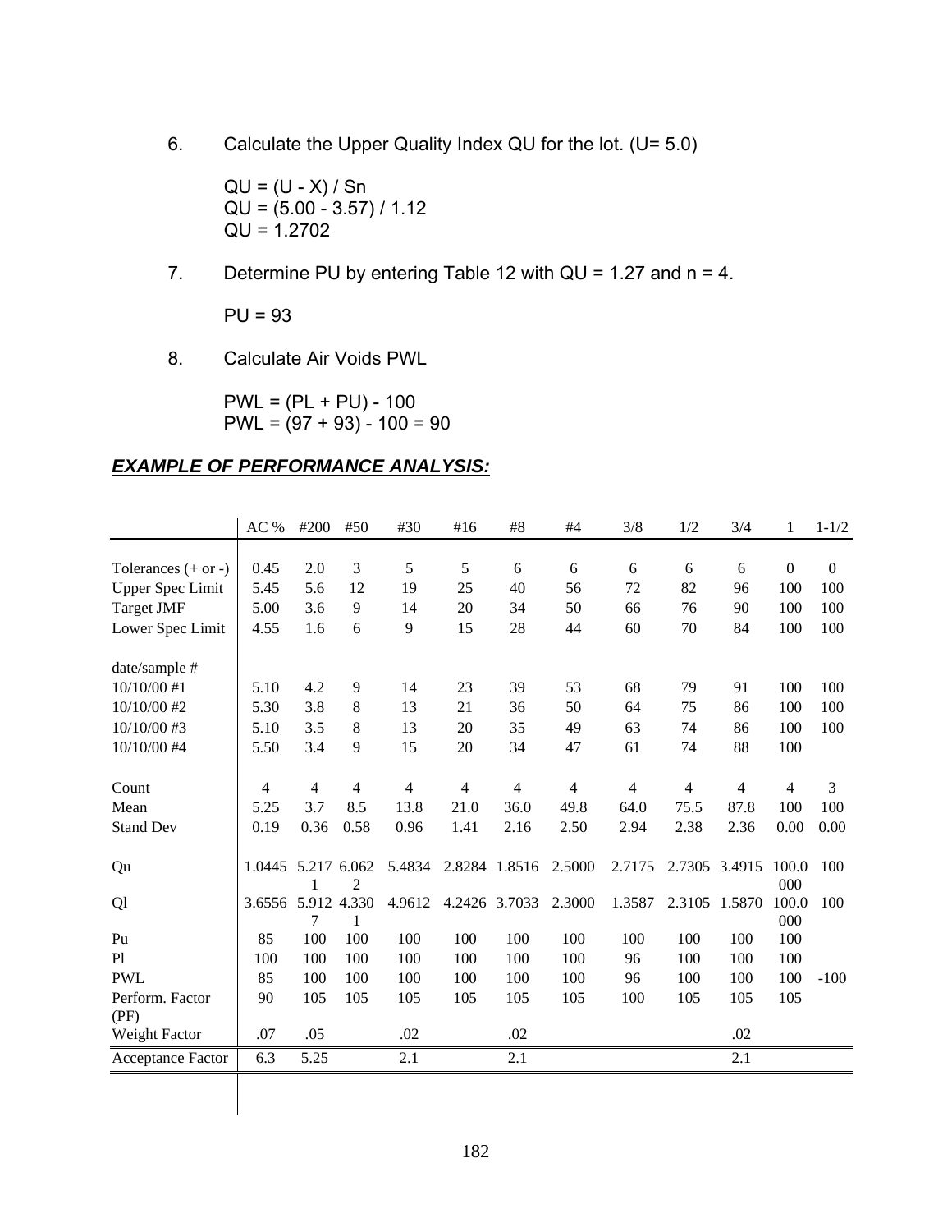6. Calculate the Upper Quality Index QU for the lot. (U= 5.0)

   QU = (U - X) / Sn
   QU = (5.00 - 3.57) / 1.12
   QU = 1.2702

7. Determine PU by entering Table 12 with QU = 1.27 and n = 4.

   PU = 93

8. Calculate Air Voids PWL

   PWL = (PL + PU) - 100
   PWL = (97 + 93) - 100 = 90

## ***EXAMPLE OF PERFORMANCE ANALYSIS:***

| | AC % | #200 | #50 | #30 | #16 | #8 | #4 | 3/8 | 1/2 | 3/4 | 1 | 1-1/2 |
|---|---|---|---|---|---|---|---|---|---|---|---|---|
| Tolerances (+ or -) | 0.45 | 2.0 | 3 | 5 | 5 | 6 | 6 | 6 | 6 | 6 | 0 | 0 |
| Upper Spec Limit | 5.45 | 5.6 | 12 | 19 | 25 | 40 | 56 | 72 | 82 | 96 | 100 | 100 |
| Target JMF | 5.00 | 3.6 | 9 | 14 | 20 | 34 | 50 | 66 | 76 | 90 | 100 | 100 |
| Lower Spec Limit | 4.55 | 1.6 | 6 | 9 | 15 | 28 | 44 | 60 | 70 | 84 | 100 | 100 |
| date/sample # | | | | | | | | | | | | |
| 10/10/00 #1 | 5.10 | 4.2 | 9 | 14 | 23 | 39 | 53 | 68 | 79 | 91 | 100 | 100 |
| 10/10/00 #2 | 5.30 | 3.8 | 8 | 13 | 21 | 36 | 50 | 64 | 75 | 86 | 100 | 100 |
| 10/10/00 #3 | 5.10 | 3.5 | 8 | 13 | 20 | 35 | 49 | 63 | 74 | 86 | 100 | 100 |
| 10/10/00 #4 | 5.50 | 3.4 | 9 | 15 | 20 | 34 | 47 | 61 | 74 | 88 | 100 | |
| Count | 4 | 4 | 4 | 4 | 4 | 4 | 4 | 4 | 4 | 4 | 4 | 3 |
| Mean | 5.25 | 3.7 | 8.5 | 13.8 | 21.0 | 36.0 | 49.8 | 64.0 | 75.5 | 87.8 | 100 | 100 |
| Stand Dev | 0.19 | 0.36 | 0.58 | 0.96 | 1.41 | 2.16 | 2.50 | 2.94 | 2.38 | 2.36 | 0.00 | 0.00 |
| Qu | 1.0445 | 5.2171 | 6.0622 | 5.4834 | 2.8284 | 1.8516 | 2.5000 | 2.7175 | 2.7305 | 3.4915 | 100.0000 | 100 |
| Ql | 3.6556 | 5.9127 | 4.3301 | 4.9612 | 4.2426 | 3.7033 | 2.3000 | 1.3587 | 2.3105 | 1.5870 | 100.0000 | 100 |
| Pu | 85 | 100 | 100 | 100 | 100 | 100 | 100 | 100 | 100 | 100 | 100 | |
| Pl | 100 | 100 | 100 | 100 | 100 | 100 | 100 | 96 | 100 | 100 | 100 | |
| PWL | 85 | 100 | 100 | 100 | 100 | 100 | 100 | 96 | 100 | 100 | 100 | -100 |
| Perform. Factor (PF) | 90 | 105 | 105 | 105 | 105 | 105 | 105 | 100 | 105 | 105 | 105 | |
| Weight Factor | .07 | .05 | | .02 | | .02 | | | | .02 | | |
| Acceptance Factor | 6.3 | 5.25 | | 2.1 | | 2.1 | | | | 2.1 | | |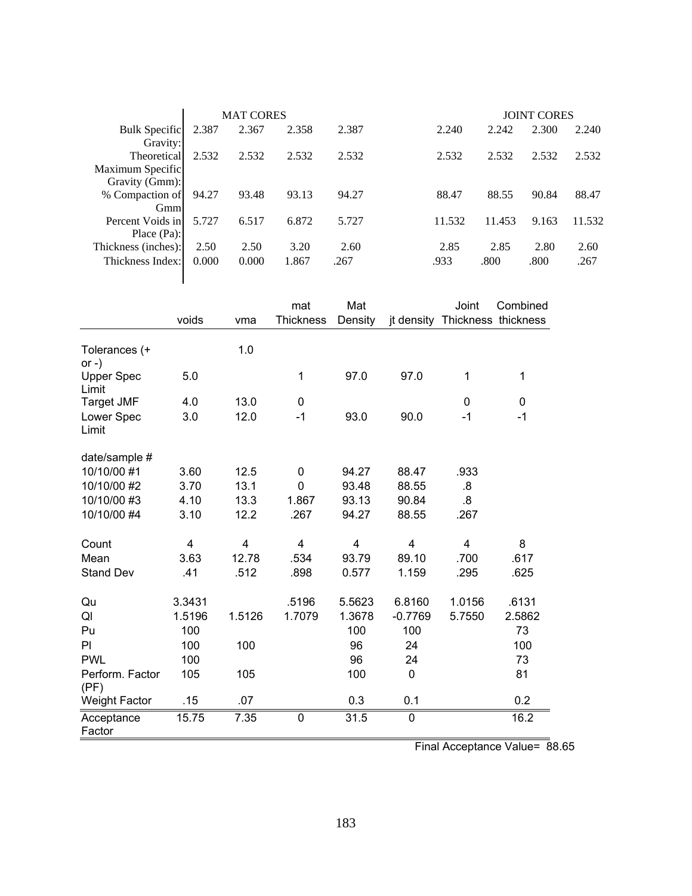| | MAT CORES | | | | JOINT CORES | | | |
|---|---|---|---|---|---|---|---|---|
| Bulk Specific Gravity: | 2.387 | 2.367 | 2.358 | 2.387 | 2.240 | 2.242 | 2.300 | 2.240 |
| Theoretical Maximum Specific Gravity (Gmm): | 2.532 | 2.532 | 2.532 | 2.532 | 2.532 | 2.532 | 2.532 | 2.532 |
| % Compaction of Gmm | 94.27 | 93.48 | 93.13 | 94.27 | 88.47 | 88.55 | 90.84 | 88.47 |
| Percent Voids in Place (Pa): | 5.727 | 6.517 | 6.872 | 5.727 | 11.532 | 11.453 | 9.163 | 11.532 |
| Thickness (inches): | 2.50 | 2.50 | 3.20 | 2.60 | 2.85 | 2.85 | 2.80 | 2.60 |
| Thickness Index: | 0.000 | 0.000 | 1.867 | .267 | .933 | .800 | .800 | .267 |

| | voids | vma | mat Thickness | Mat Density | jt density | Joint Thickness | Combined thickness |
|---|---|---|---|---|---|---|---|
| Tolerances (+ or -) | | 1.0 | | | | | |
| Upper Spec Limit | 5.0 | | 1 | 97.0 | 97.0 | 1 | 1 |
| Target JMF | 4.0 | 13.0 | 0 | | | 0 | 0 |
| Lower Spec Limit | 3.0 | 12.0 | -1 | 93.0 | 90.0 | -1 | -1 |
| date/sample # | | | | | | | |
| 10/10/00 #1 | 3.60 | 12.5 | 0 | 94.27 | 88.47 | .933 | |
| 10/10/00 #2 | 3.70 | 13.1 | 0 | 93.48 | 88.55 | .8 | |
| 10/10/00 #3 | 4.10 | 13.3 | 1.867 | 93.13 | 90.84 | .8 | |
| 10/10/00 #4 | 3.10 | 12.2 | .267 | 94.27 | 88.55 | .267 | |
| Count | 4 | 4 | 4 | 4 | 4 | 4 | 8 |
| Mean | 3.63 | 12.78 | .534 | 93.79 | 89.10 | .700 | .617 |
| Stand Dev | .41 | .512 | .898 | 0.577 | 1.159 | .295 | .625 |
| Qu | 3.3431 | | .5196 | 5.5623 | 6.8160 | 1.0156 | .6131 |
| Ql | 1.5196 | 1.5126 | 1.7079 | 1.3678 | -0.7769 | 5.7550 | 2.5862 |
| Pu | 100 | | | 100 | 100 | | 73 |
| Pl | 100 | 100 | | 96 | 24 | | 100 |
| PWL | 100 | | | 96 | 24 | | 73 |
| Perform. Factor (PF) | 105 | 105 | | 100 | 0 | | 81 |
| Weight Factor | .15 | .07 | | 0.3 | 0.1 | | 0.2 |
| Acceptance Factor | 15.75 | 7.35 | 0 | 31.5 | 0 | | 16.2 |

Final Acceptance Value= 88.65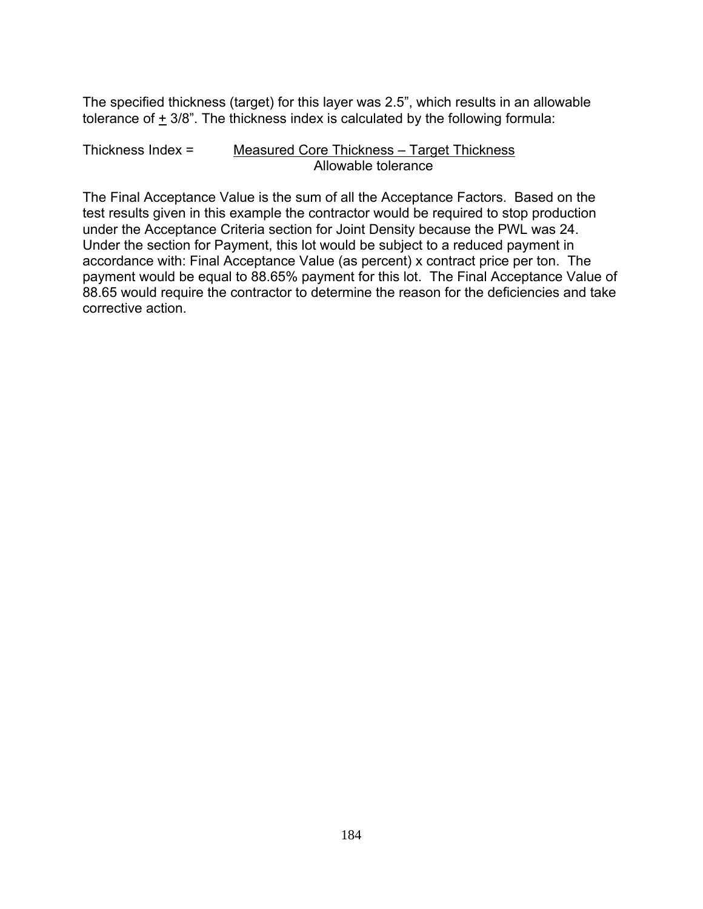The specified thickness (target) for this layer was 2.5", which results in an allowable tolerance of $\pm$ 3/8". The thickness index is calculated by the following formula:

$$\text{Thickness Index} = \frac{\text{Measured Core Thickness} - \text{Target Thickness}}{\text{Allowable tolerance}}$$

The Final Acceptance Value is the sum of all the Acceptance Factors. Based on the test results given in this example the contractor would be required to stop production under the Acceptance Criteria section for Joint Density because the PWL was 24. Under the section for Payment, this lot would be subject to a reduced payment in accordance with: Final Acceptance Value (as percent) x contract price per ton. The payment would be equal to 88.65% payment for this lot. The Final Acceptance Value of 88.65 would require the contractor to determine the reason for the deficiencies and take corrective action.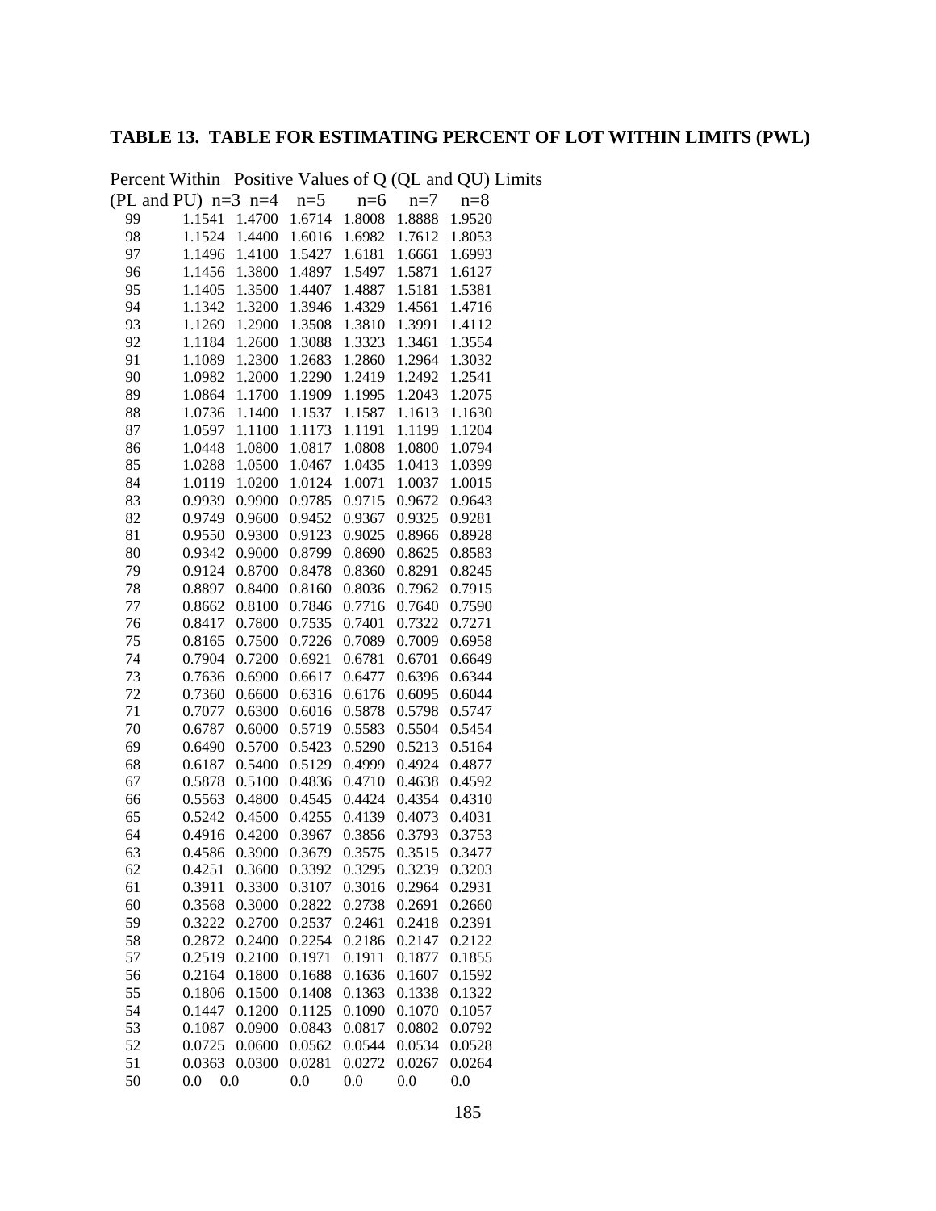**TABLE 13. TABLE FOR ESTIMATING PERCENT OF LOT WITHIN LIMITS (PWL)**

| Percent Within (PL and PU) | Positive Values of Q (QL and QU) Limits n=3 | n=4 | n=5 | n=6 | n=7 | n=8 |
|---|---|---|---|---|---|---|
| 99 | 1.1541 | 1.4700 | 1.6714 | 1.8008 | 1.8888 | 1.9520 |
| 98 | 1.1524 | 1.4400 | 1.6016 | 1.6982 | 1.7612 | 1.8053 |
| 97 | 1.1496 | 1.4100 | 1.5427 | 1.6181 | 1.6661 | 1.6993 |
| 96 | 1.1456 | 1.3800 | 1.4897 | 1.5497 | 1.5871 | 1.6127 |
| 95 | 1.1405 | 1.3500 | 1.4407 | 1.4887 | 1.5181 | 1.5381 |
| 94 | 1.1342 | 1.3200 | 1.3946 | 1.4329 | 1.4561 | 1.4716 |
| 93 | 1.1269 | 1.2900 | 1.3508 | 1.3810 | 1.3991 | 1.4112 |
| 92 | 1.1184 | 1.2600 | 1.3088 | 1.3323 | 1.3461 | 1.3554 |
| 91 | 1.1089 | 1.2300 | 1.2683 | 1.2860 | 1.2964 | 1.3032 |
| 90 | 1.0982 | 1.2000 | 1.2290 | 1.2419 | 1.2492 | 1.2541 |
| 89 | 1.0864 | 1.1700 | 1.1909 | 1.1995 | 1.2043 | 1.2075 |
| 88 | 1.0736 | 1.1400 | 1.1537 | 1.1587 | 1.1613 | 1.1630 |
| 87 | 1.0597 | 1.1100 | 1.1173 | 1.1191 | 1.1199 | 1.1204 |
| 86 | 1.0448 | 1.0800 | 1.0817 | 1.0808 | 1.0800 | 1.0794 |
| 85 | 1.0288 | 1.0500 | 1.0467 | 1.0435 | 1.0413 | 1.0399 |
| 84 | 1.0119 | 1.0200 | 1.0124 | 1.0071 | 1.0037 | 1.0015 |
| 83 | 0.9939 | 0.9900 | 0.9785 | 0.9715 | 0.9672 | 0.9643 |
| 82 | 0.9749 | 0.9600 | 0.9452 | 0.9367 | 0.9325 | 0.9281 |
| 81 | 0.9550 | 0.9300 | 0.9123 | 0.9025 | 0.8966 | 0.8928 |
| 80 | 0.9342 | 0.9000 | 0.8799 | 0.8690 | 0.8625 | 0.8583 |
| 79 | 0.9124 | 0.8700 | 0.8478 | 0.8360 | 0.8291 | 0.8245 |
| 78 | 0.8897 | 0.8400 | 0.8160 | 0.8036 | 0.7962 | 0.7915 |
| 77 | 0.8662 | 0.8100 | 0.7846 | 0.7716 | 0.7640 | 0.7590 |
| 76 | 0.8417 | 0.7800 | 0.7535 | 0.7401 | 0.7322 | 0.7271 |
| 75 | 0.8165 | 0.7500 | 0.7226 | 0.7089 | 0.7009 | 0.6958 |
| 74 | 0.7904 | 0.7200 | 0.6921 | 0.6781 | 0.6701 | 0.6649 |
| 73 | 0.7636 | 0.6900 | 0.6617 | 0.6477 | 0.6396 | 0.6344 |
| 72 | 0.7360 | 0.6600 | 0.6316 | 0.6176 | 0.6095 | 0.6044 |
| 71 | 0.7077 | 0.6300 | 0.6016 | 0.5878 | 0.5798 | 0.5747 |
| 70 | 0.6787 | 0.6000 | 0.5719 | 0.5583 | 0.5504 | 0.5454 |
| 69 | 0.6490 | 0.5700 | 0.5423 | 0.5290 | 0.5213 | 0.5164 |
| 68 | 0.6187 | 0.5400 | 0.5129 | 0.4999 | 0.4924 | 0.4877 |
| 67 | 0.5878 | 0.5100 | 0.4836 | 0.4710 | 0.4638 | 0.4592 |
| 66 | 0.5563 | 0.4800 | 0.4545 | 0.4424 | 0.4354 | 0.4310 |
| 65 | 0.5242 | 0.4500 | 0.4255 | 0.4139 | 0.4073 | 0.4031 |
| 64 | 0.4916 | 0.4200 | 0.3967 | 0.3856 | 0.3793 | 0.3753 |
| 63 | 0.4586 | 0.3900 | 0.3679 | 0.3575 | 0.3515 | 0.3477 |
| 62 | 0.4251 | 0.3600 | 0.3392 | 0.3295 | 0.3239 | 0.3203 |
| 61 | 0.3911 | 0.3300 | 0.3107 | 0.3016 | 0.2964 | 0.2931 |
| 60 | 0.3568 | 0.3000 | 0.2822 | 0.2738 | 0.2691 | 0.2660 |
| 59 | 0.3222 | 0.2700 | 0.2537 | 0.2461 | 0.2418 | 0.2391 |
| 58 | 0.2872 | 0.2400 | 0.2254 | 0.2186 | 0.2147 | 0.2122 |
| 57 | 0.2519 | 0.2100 | 0.1971 | 0.1911 | 0.1877 | 0.1855 |
| 56 | 0.2164 | 0.1800 | 0.1688 | 0.1636 | 0.1607 | 0.1592 |
| 55 | 0.1806 | 0.1500 | 0.1408 | 0.1363 | 0.1338 | 0.1322 |
| 54 | 0.1447 | 0.1200 | 0.1125 | 0.1090 | 0.1070 | 0.1057 |
| 53 | 0.1087 | 0.0900 | 0.0843 | 0.0817 | 0.0802 | 0.0792 |
| 52 | 0.0725 | 0.0600 | 0.0562 | 0.0544 | 0.0534 | 0.0528 |
| 51 | 0.0363 | 0.0300 | 0.0281 | 0.0272 | 0.0267 | 0.0264 |
| 50 | 0.0 | 0.0 | 0.0 | 0.0 | 0.0 | 0.0 |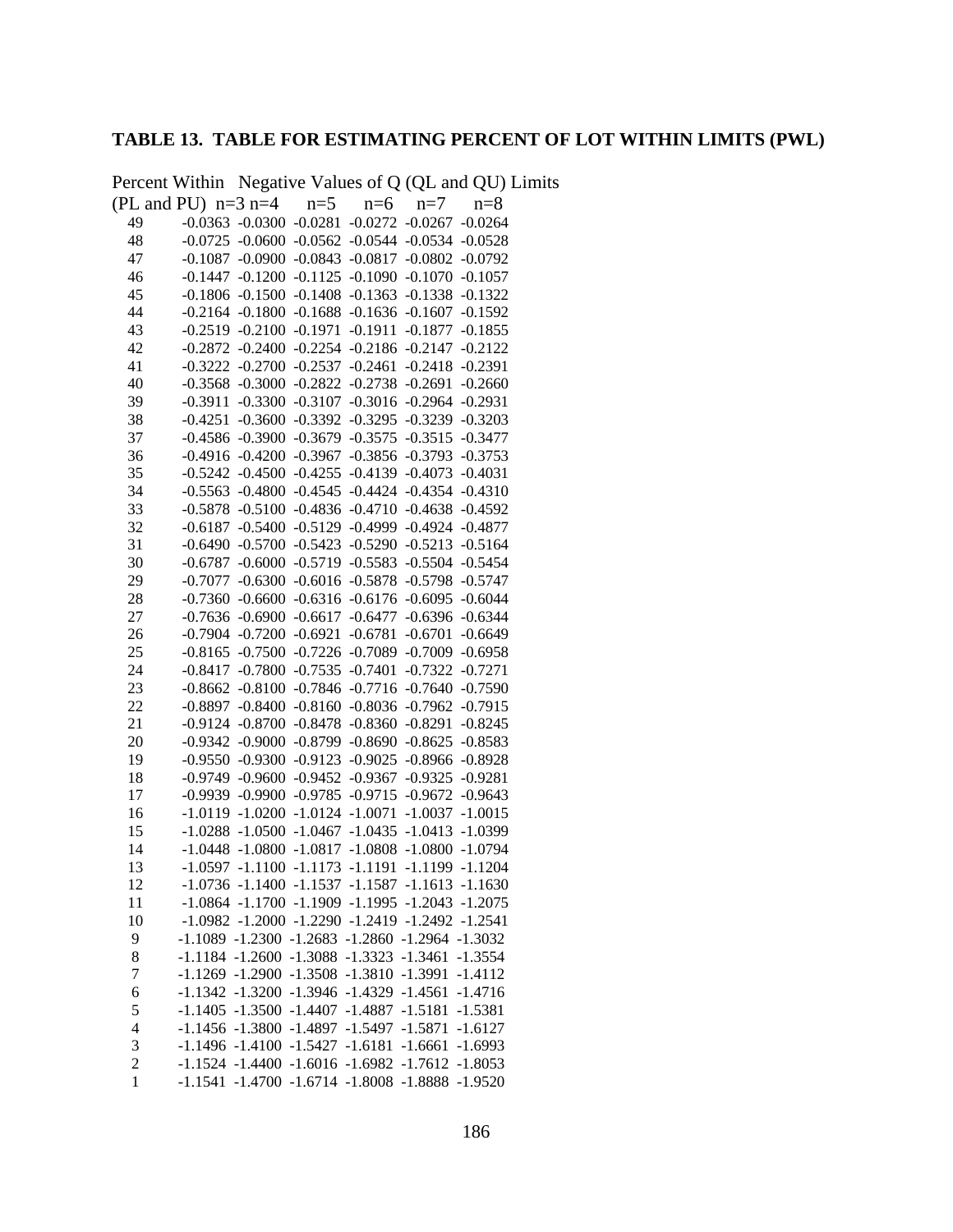## TABLE 13. TABLE FOR ESTIMATING PERCENT OF LOT WITHIN LIMITS (PWL)

| Percent Within (PL and PU) | Negative Values of Q (QL and QU) Limits n=3 | n=4 | n=5 | n=6 | n=7 | n=8 |
|---|---|---|---|---|---|---|
| 49 | -0.0363 | -0.0300 | -0.0281 | -0.0272 | -0.0267 | -0.0264 |
| 48 | -0.0725 | -0.0600 | -0.0562 | -0.0544 | -0.0534 | -0.0528 |
| 47 | -0.1087 | -0.0900 | -0.0843 | -0.0817 | -0.0802 | -0.0792 |
| 46 | -0.1447 | -0.1200 | -0.1125 | -0.1090 | -0.1070 | -0.1057 |
| 45 | -0.1806 | -0.1500 | -0.1408 | -0.1363 | -0.1338 | -0.1322 |
| 44 | -0.2164 | -0.1800 | -0.1688 | -0.1636 | -0.1607 | -0.1592 |
| 43 | -0.2519 | -0.2100 | -0.1971 | -0.1911 | -0.1877 | -0.1855 |
| 42 | -0.2872 | -0.2400 | -0.2254 | -0.2186 | -0.2147 | -0.2122 |
| 41 | -0.3222 | -0.2700 | -0.2537 | -0.2461 | -0.2418 | -0.2391 |
| 40 | -0.3568 | -0.3000 | -0.2822 | -0.2738 | -0.2691 | -0.2660 |
| 39 | -0.3911 | -0.3300 | -0.3107 | -0.3016 | -0.2964 | -0.2931 |
| 38 | -0.4251 | -0.3600 | -0.3392 | -0.3295 | -0.3239 | -0.3203 |
| 37 | -0.4586 | -0.3900 | -0.3679 | -0.3575 | -0.3515 | -0.3477 |
| 36 | -0.4916 | -0.4200 | -0.3967 | -0.3856 | -0.3793 | -0.3753 |
| 35 | -0.5242 | -0.4500 | -0.4255 | -0.4139 | -0.4073 | -0.4031 |
| 34 | -0.5563 | -0.4800 | -0.4545 | -0.4424 | -0.4354 | -0.4310 |
| 33 | -0.5878 | -0.5100 | -0.4836 | -0.4710 | -0.4638 | -0.4592 |
| 32 | -0.6187 | -0.5400 | -0.5129 | -0.4999 | -0.4924 | -0.4877 |
| 31 | -0.6490 | -0.5700 | -0.5423 | -0.5290 | -0.5213 | -0.5164 |
| 30 | -0.6787 | -0.6000 | -0.5719 | -0.5583 | -0.5504 | -0.5454 |
| 29 | -0.7077 | -0.6300 | -0.6016 | -0.5878 | -0.5798 | -0.5747 |
| 28 | -0.7360 | -0.6600 | -0.6316 | -0.6176 | -0.6095 | -0.6044 |
| 27 | -0.7636 | -0.6900 | -0.6617 | -0.6477 | -0.6396 | -0.6344 |
| 26 | -0.7904 | -0.7200 | -0.6921 | -0.6781 | -0.6701 | -0.6649 |
| 25 | -0.8165 | -0.7500 | -0.7226 | -0.7089 | -0.7009 | -0.6958 |
| 24 | -0.8417 | -0.7800 | -0.7535 | -0.7401 | -0.7322 | -0.7271 |
| 23 | -0.8662 | -0.8100 | -0.7846 | -0.7716 | -0.7640 | -0.7590 |
| 22 | -0.8897 | -0.8400 | -0.8160 | -0.8036 | -0.7962 | -0.7915 |
| 21 | -0.9124 | -0.8700 | -0.8478 | -0.8360 | -0.8291 | -0.8245 |
| 20 | -0.9342 | -0.9000 | -0.8799 | -0.8690 | -0.8625 | -0.8583 |
| 19 | -0.9550 | -0.9300 | -0.9123 | -0.9025 | -0.8966 | -0.8928 |
| 18 | -0.9749 | -0.9600 | -0.9452 | -0.9367 | -0.9325 | -0.9281 |
| 17 | -0.9939 | -0.9900 | -0.9785 | -0.9715 | -0.9672 | -0.9643 |
| 16 | -1.0119 | -1.0200 | -1.0124 | -1.0071 | -1.0037 | -1.0015 |
| 15 | -1.0288 | -1.0500 | -1.0467 | -1.0435 | -1.0413 | -1.0399 |
| 14 | -1.0448 | -1.0800 | -1.0817 | -1.0808 | -1.0800 | -1.0794 |
| 13 | -1.0597 | -1.1100 | -1.1173 | -1.1191 | -1.1199 | -1.1204 |
| 12 | -1.0736 | -1.1400 | -1.1537 | -1.1587 | -1.1613 | -1.1630 |
| 11 | -1.0864 | -1.1700 | -1.1909 | -1.1995 | -1.2043 | -1.2075 |
| 10 | -1.0982 | -1.2000 | -1.2290 | -1.2419 | -1.2492 | -1.2541 |
| 9 | -1.1089 | -1.2300 | -1.2683 | -1.2860 | -1.2964 | -1.3032 |
| 8 | -1.1184 | -1.2600 | -1.3088 | -1.3323 | -1.3461 | -1.3554 |
| 7 | -1.1269 | -1.2900 | -1.3508 | -1.3810 | -1.3991 | -1.4112 |
| 6 | -1.1342 | -1.3200 | -1.3946 | -1.4329 | -1.4561 | -1.4716 |
| 5 | -1.1405 | -1.3500 | -1.4407 | -1.4887 | -1.5181 | -1.5381 |
| 4 | -1.1456 | -1.3800 | -1.4897 | -1.5497 | -1.5871 | -1.6127 |
| 3 | -1.1496 | -1.4100 | -1.5427 | -1.6181 | -1.6661 | -1.6993 |
| 2 | -1.1524 | -1.4400 | -1.6016 | -1.6982 | -1.7612 | -1.8053 |
| 1 | -1.1541 | -1.4700 | -1.6714 | -1.8008 | -1.8888 | -1.9520 |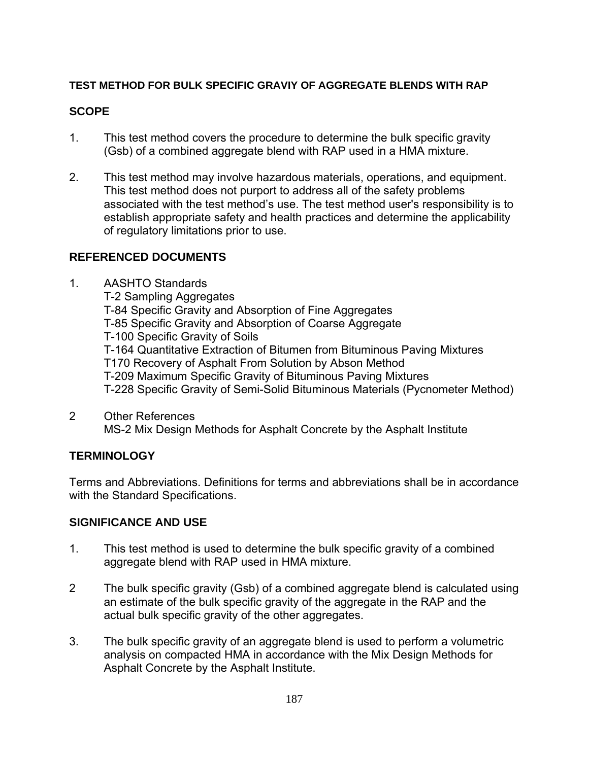**TEST METHOD FOR BULK SPECIFIC GRAVIY OF AGGREGATE BLENDS WITH RAP**

## SCOPE

1. This test method covers the procedure to determine the bulk specific gravity (Gsb) of a combined aggregate blend with RAP used in a HMA mixture.

2. This test method may involve hazardous materials, operations, and equipment. This test method does not purport to address all of the safety problems associated with the test method's use. The test method user's responsibility is to establish appropriate safety and health practices and determine the applicability of regulatory limitations prior to use.

## REFERENCED DOCUMENTS

1. AASHTO Standards
   T-2 Sampling Aggregates
   T-84 Specific Gravity and Absorption of Fine Aggregates
   T-85 Specific Gravity and Absorption of Coarse Aggregate
   T-100 Specific Gravity of Soils
   T-164 Quantitative Extraction of Bitumen from Bituminous Paving Mixtures
   T170 Recovery of Asphalt From Solution by Abson Method
   T-209 Maximum Specific Gravity of Bituminous Paving Mixtures
   T-228 Specific Gravity of Semi-Solid Bituminous Materials (Pycnometer Method)

2 Other References
   MS-2 Mix Design Methods for Asphalt Concrete by the Asphalt Institute

## TERMINOLOGY

Terms and Abbreviations. Definitions for terms and abbreviations shall be in accordance with the Standard Specifications.

## SIGNIFICANCE AND USE

1. This test method is used to determine the bulk specific gravity of a combined aggregate blend with RAP used in HMA mixture.

2 The bulk specific gravity (Gsb) of a combined aggregate blend is calculated using an estimate of the bulk specific gravity of the aggregate in the RAP and the actual bulk specific gravity of the other aggregates.

3. The bulk specific gravity of an aggregate blend is used to perform a volumetric analysis on compacted HMA in accordance with the Mix Design Methods for Asphalt Concrete by the Asphalt Institute.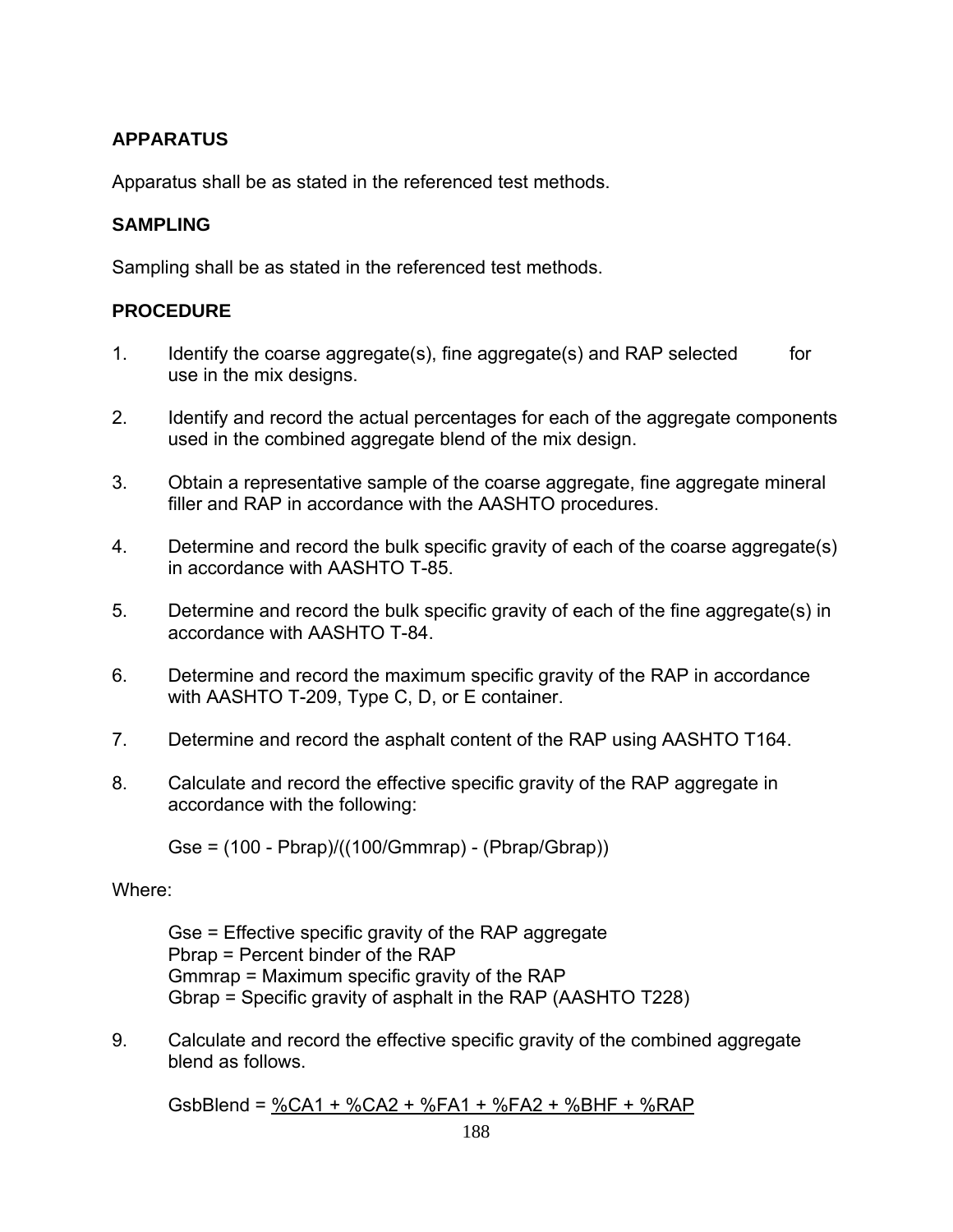## APPARATUS

Apparatus shall be as stated in the referenced test methods.

## SAMPLING

Sampling shall be as stated in the referenced test methods.

## PROCEDURE

1. Identify the coarse aggregate(s), fine aggregate(s) and RAP selected for use in the mix designs.

2. Identify and record the actual percentages for each of the aggregate components used in the combined aggregate blend of the mix design.

3. Obtain a representative sample of the coarse aggregate, fine aggregate mineral filler and RAP in accordance with the AASHTO procedures.

4. Determine and record the bulk specific gravity of each of the coarse aggregate(s) in accordance with AASHTO T-85.

5. Determine and record the bulk specific gravity of each of the fine aggregate(s) in accordance with AASHTO T-84.

6. Determine and record the maximum specific gravity of the RAP in accordance with AASHTO T-209, Type C, D, or E container.

7. Determine and record the asphalt content of the RAP using AASHTO T164.

8. Calculate and record the effective specific gravity of the RAP aggregate in accordance with the following:

   $$Gse = (100 - Pbrap)/((100/Gmmrap) - (Pbrap/Gbrap))$$

Where:

   Gse = Effective specific gravity of the RAP aggregate
   Pbrap = Percent binder of the RAP
   Gmmrap = Maximum specific gravity of the RAP
   Gbrap = Specific gravity of asphalt in the RAP (AASHTO T228)

9. Calculate and record the effective specific gravity of the combined aggregate blend as follows.

   GsbBlend = <u>%CA1 + %CA2 + %FA1 + %FA2 + %BHF + %RAP</u>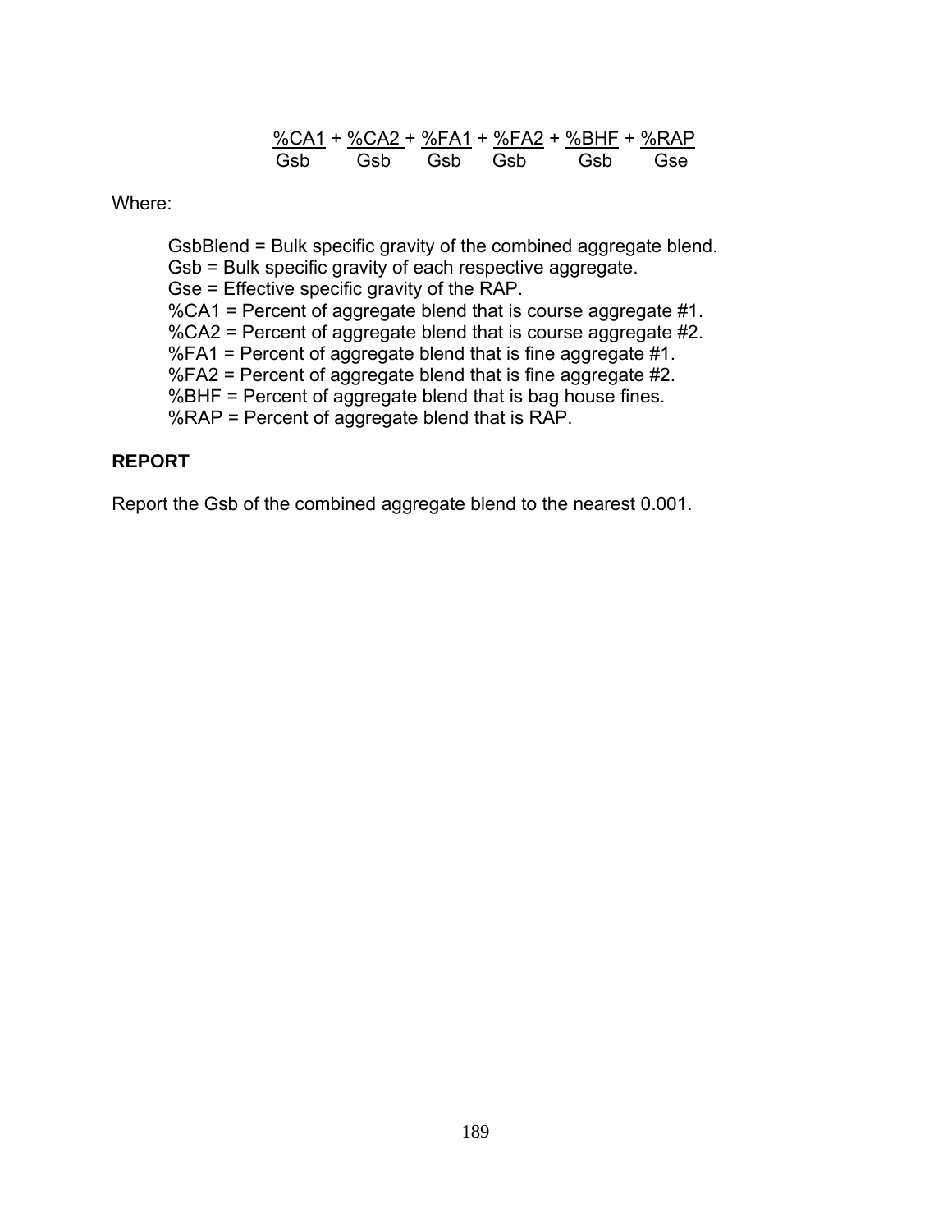$$\frac{\%CA1}{Gsb} + \frac{\%CA2}{Gsb} + \frac{\%FA1}{Gsb} + \frac{\%FA2}{Gsb} + \frac{\%BHF}{Gsb} + \frac{\%RAP}{Gse}$$

Where:

GsbBlend = Bulk specific gravity of the combined aggregate blend.
Gsb = Bulk specific gravity of each respective aggregate.
Gse = Effective specific gravity of the RAP.
%CA1 = Percent of aggregate blend that is course aggregate #1.
%CA2 = Percent of aggregate blend that is course aggregate #2.
%FA1 = Percent of aggregate blend that is fine aggregate #1.
%FA2 = Percent of aggregate blend that is fine aggregate #2.
%BHF = Percent of aggregate blend that is bag house fines.
%RAP = Percent of aggregate blend that is RAP.

**REPORT**

Report the Gsb of the combined aggregate blend to the nearest 0.001.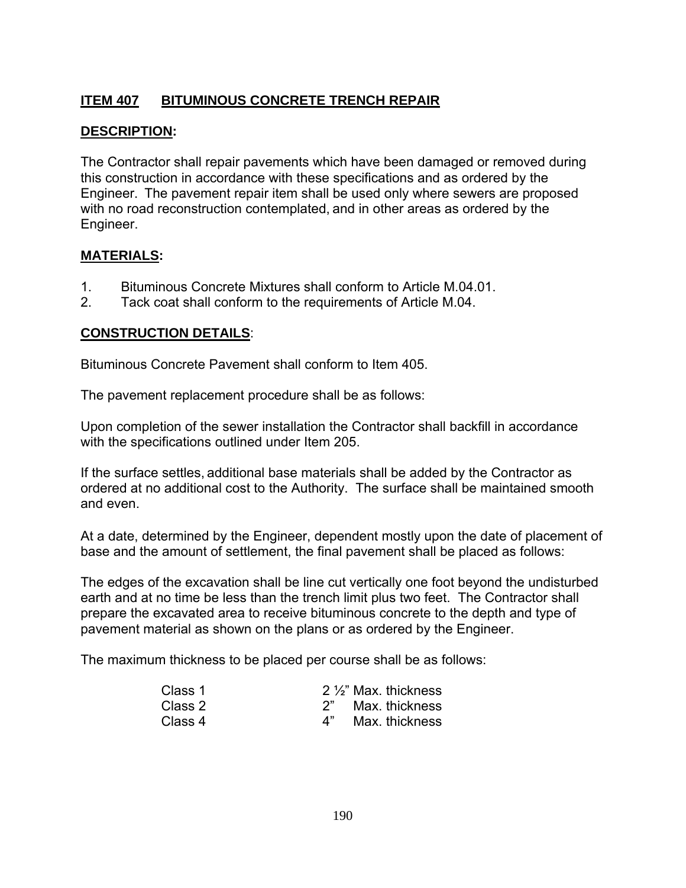## ITEM 407 BITUMINOUS CONCRETE TRENCH REPAIR

### DESCRIPTION:

The Contractor shall repair pavements which have been damaged or removed during this construction in accordance with these specifications and as ordered by the Engineer. The pavement repair item shall be used only where sewers are proposed with no road reconstruction contemplated, and in other areas as ordered by the Engineer.

### MATERIALS:

1. Bituminous Concrete Mixtures shall conform to Article M.04.01.
2. Tack coat shall conform to the requirements of Article M.04.

### CONSTRUCTION DETAILS:

Bituminous Concrete Pavement shall conform to Item 405.

The pavement replacement procedure shall be as follows:

Upon completion of the sewer installation the Contractor shall backfill in accordance with the specifications outlined under Item 205.

If the surface settles, additional base materials shall be added by the Contractor as ordered at no additional cost to the Authority. The surface shall be maintained smooth and even.

At a date, determined by the Engineer, dependent mostly upon the date of placement of base and the amount of settlement, the final pavement shall be placed as follows:

The edges of the excavation shall be line cut vertically one foot beyond the undisturbed earth and at no time be less than the trench limit plus two feet. The Contractor shall prepare the excavated area to receive bituminous concrete to the depth and type of pavement material as shown on the plans or as ordered by the Engineer.

The maximum thickness to be placed per course shall be as follows:

| | |
|---|---|
| Class 1 | 2 ½" Max. thickness |
| Class 2 | 2" Max. thickness |
| Class 4 | 4" Max. thickness |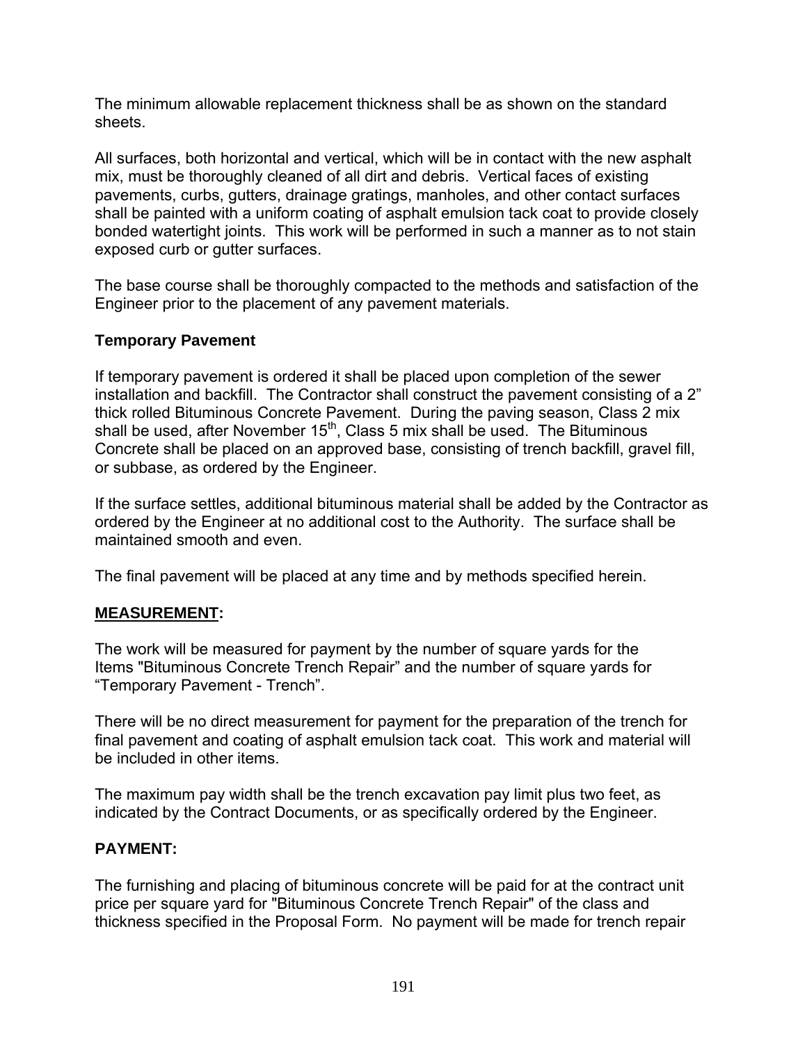The minimum allowable replacement thickness shall be as shown on the standard sheets.

All surfaces, both horizontal and vertical, which will be in contact with the new asphalt mix, must be thoroughly cleaned of all dirt and debris. Vertical faces of existing pavements, curbs, gutters, drainage gratings, manholes, and other contact surfaces shall be painted with a uniform coating of asphalt emulsion tack coat to provide closely bonded watertight joints. This work will be performed in such a manner as to not stain exposed curb or gutter surfaces.

The base course shall be thoroughly compacted to the methods and satisfaction of the Engineer prior to the placement of any pavement materials.

**Temporary Pavement**

If temporary pavement is ordered it shall be placed upon completion of the sewer installation and backfill. The Contractor shall construct the pavement consisting of a 2" thick rolled Bituminous Concrete Pavement. During the paving season, Class 2 mix shall be used, after November 15th, Class 5 mix shall be used. The Bituminous Concrete shall be placed on an approved base, consisting of trench backfill, gravel fill, or subbase, as ordered by the Engineer.

If the surface settles, additional bituminous material shall be added by the Contractor as ordered by the Engineer at no additional cost to the Authority. The surface shall be maintained smooth and even.

The final pavement will be placed at any time and by methods specified herein.

**MEASUREMENT:**

The work will be measured for payment by the number of square yards for the Items "Bituminous Concrete Trench Repair" and the number of square yards for "Temporary Pavement - Trench".

There will be no direct measurement for payment for the preparation of the trench for final pavement and coating of asphalt emulsion tack coat. This work and material will be included in other items.

The maximum pay width shall be the trench excavation pay limit plus two feet, as indicated by the Contract Documents, or as specifically ordered by the Engineer.

**PAYMENT:**

The furnishing and placing of bituminous concrete will be paid for at the contract unit price per square yard for "Bituminous Concrete Trench Repair" of the class and thickness specified in the Proposal Form. No payment will be made for trench repair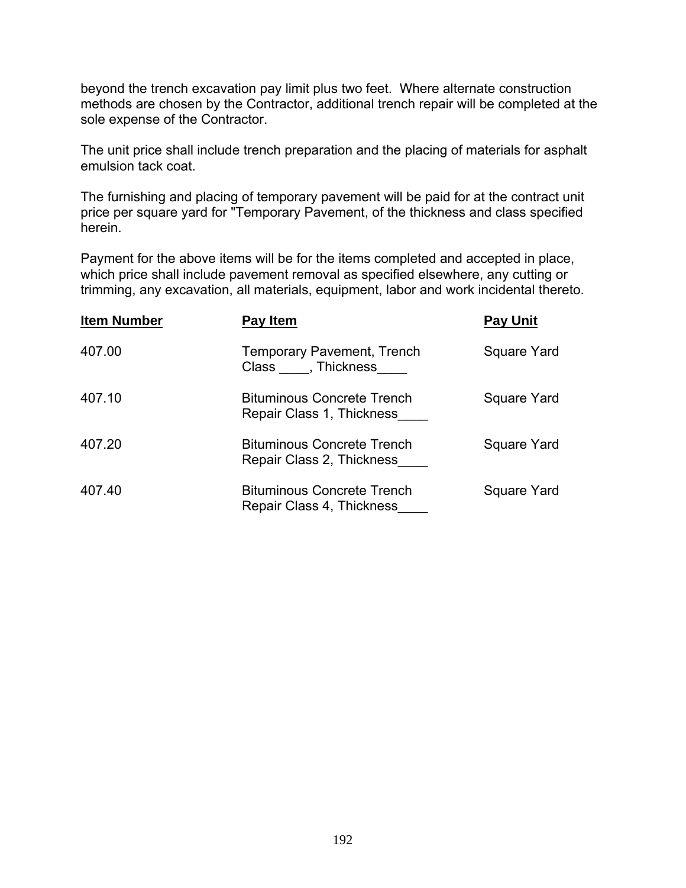beyond the trench excavation pay limit plus two feet. Where alternate construction methods are chosen by the Contractor, additional trench repair will be completed at the sole expense of the Contractor.

The unit price shall include trench preparation and the placing of materials for asphalt emulsion tack coat.

The furnishing and placing of temporary pavement will be paid for at the contract unit price per square yard for "Temporary Pavement, of the thickness and class specified herein.

Payment for the above items will be for the items completed and accepted in place, which price shall include pavement removal as specified elsewhere, any cutting or trimming, any excavation, all materials, equipment, labor and work incidental thereto.

| Item Number | Pay Item | Pay Unit |
| --- | --- | --- |
| 407.00 | Temporary Pavement, Trench Class ____, Thickness____ | Square Yard |
| 407.10 | Bituminous Concrete Trench Repair Class 1, Thickness____ | Square Yard |
| 407.20 | Bituminous Concrete Trench Repair Class 2, Thickness____ | Square Yard |
| 407.40 | Bituminous Concrete Trench Repair Class 4, Thickness____ | Square Yard |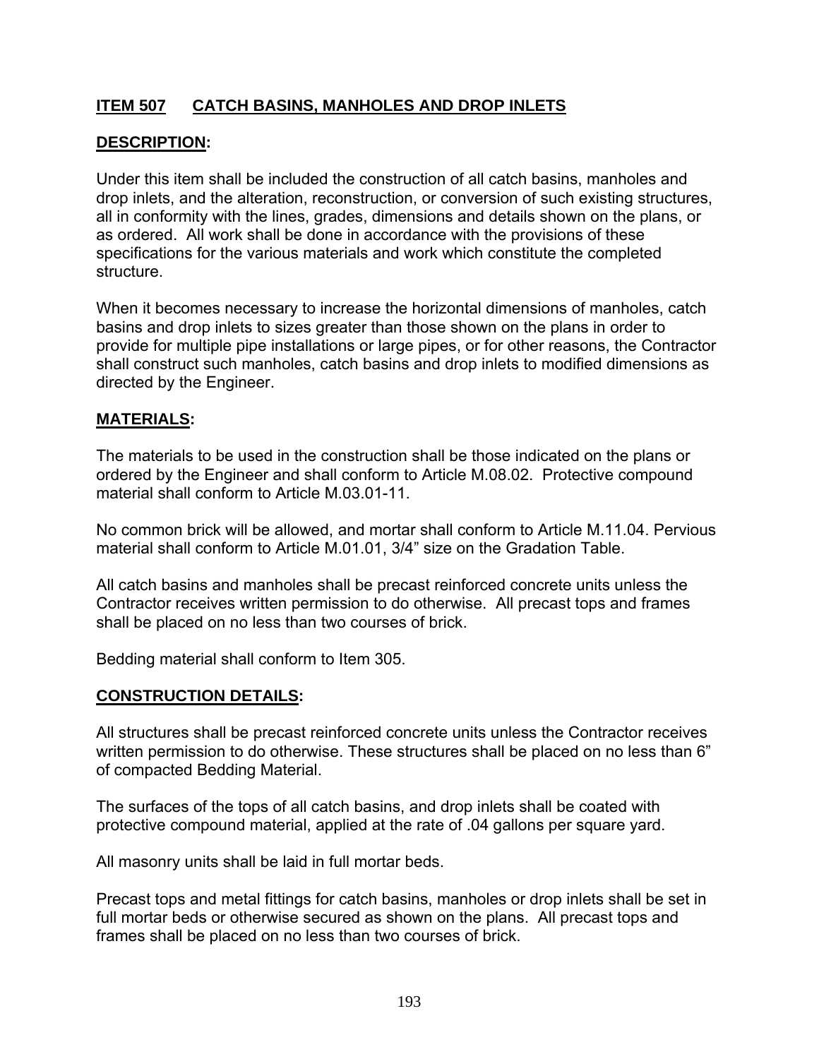## ITEM 507 CATCH BASINS, MANHOLES AND DROP INLETS

### DESCRIPTION:

Under this item shall be included the construction of all catch basins, manholes and drop inlets, and the alteration, reconstruction, or conversion of such existing structures, all in conformity with the lines, grades, dimensions and details shown on the plans, or as ordered. All work shall be done in accordance with the provisions of these specifications for the various materials and work which constitute the completed structure.

When it becomes necessary to increase the horizontal dimensions of manholes, catch basins and drop inlets to sizes greater than those shown on the plans in order to provide for multiple pipe installations or large pipes, or for other reasons, the Contractor shall construct such manholes, catch basins and drop inlets to modified dimensions as directed by the Engineer.

### MATERIALS:

The materials to be used in the construction shall be those indicated on the plans or ordered by the Engineer and shall conform to Article M.08.02. Protective compound material shall conform to Article M.03.01-11.

No common brick will be allowed, and mortar shall conform to Article M.11.04. Pervious material shall conform to Article M.01.01, 3/4" size on the Gradation Table.

All catch basins and manholes shall be precast reinforced concrete units unless the Contractor receives written permission to do otherwise. All precast tops and frames shall be placed on no less than two courses of brick.

Bedding material shall conform to Item 305.

### CONSTRUCTION DETAILS:

All structures shall be precast reinforced concrete units unless the Contractor receives written permission to do otherwise. These structures shall be placed on no less than 6" of compacted Bedding Material.

The surfaces of the tops of all catch basins, and drop inlets shall be coated with protective compound material, applied at the rate of .04 gallons per square yard.

All masonry units shall be laid in full mortar beds.

Precast tops and metal fittings for catch basins, manholes or drop inlets shall be set in full mortar beds or otherwise secured as shown on the plans. All precast tops and frames shall be placed on no less than two courses of brick.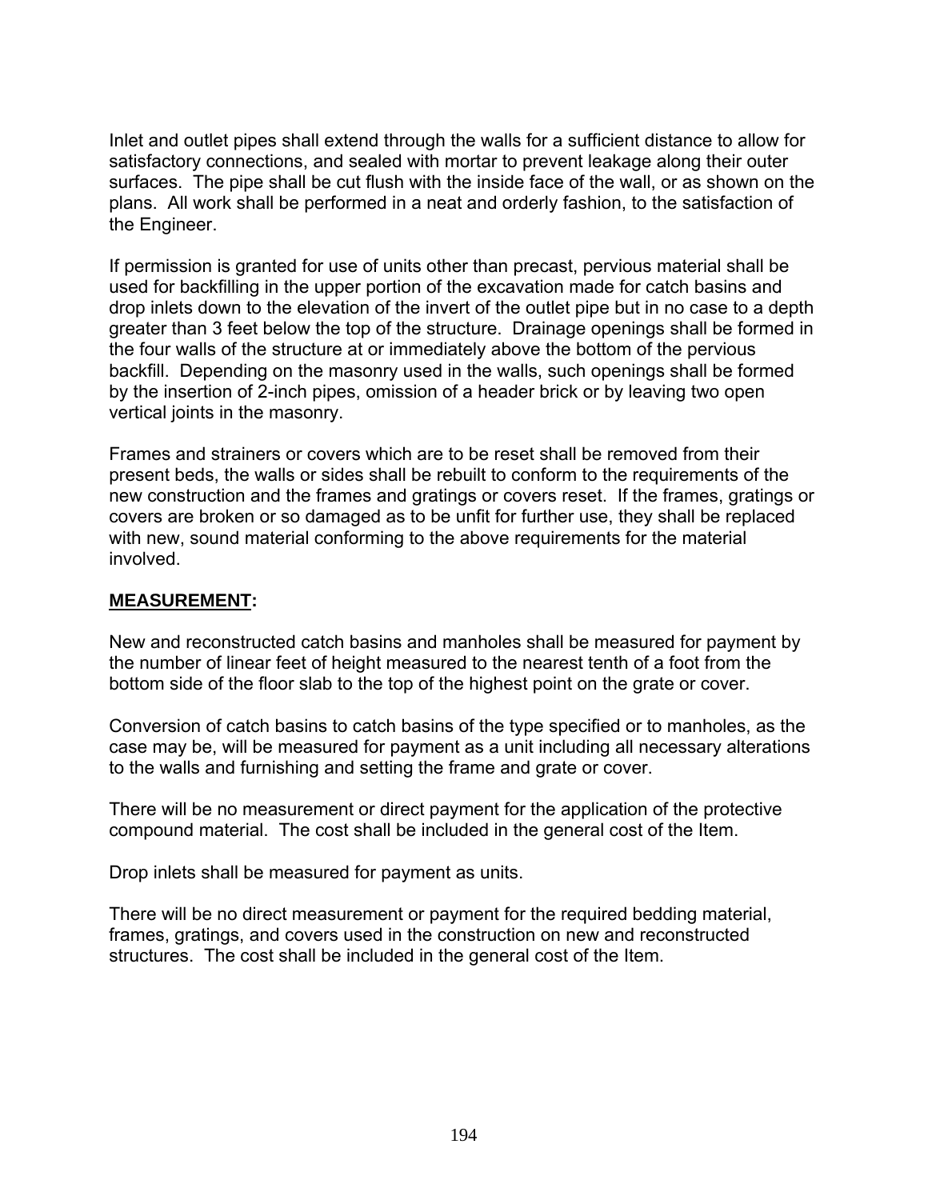Inlet and outlet pipes shall extend through the walls for a sufficient distance to allow for satisfactory connections, and sealed with mortar to prevent leakage along their outer surfaces. The pipe shall be cut flush with the inside face of the wall, or as shown on the plans. All work shall be performed in a neat and orderly fashion, to the satisfaction of the Engineer.

If permission is granted for use of units other than precast, pervious material shall be used for backfilling in the upper portion of the excavation made for catch basins and drop inlets down to the elevation of the invert of the outlet pipe but in no case to a depth greater than 3 feet below the top of the structure. Drainage openings shall be formed in the four walls of the structure at or immediately above the bottom of the pervious backfill. Depending on the masonry used in the walls, such openings shall be formed by the insertion of 2-inch pipes, omission of a header brick or by leaving two open vertical joints in the masonry.

Frames and strainers or covers which are to be reset shall be removed from their present beds, the walls or sides shall be rebuilt to conform to the requirements of the new construction and the frames and gratings or covers reset. If the frames, gratings or covers are broken or so damaged as to be unfit for further use, they shall be replaced with new, sound material conforming to the above requirements for the material involved.

## MEASUREMENT:

New and reconstructed catch basins and manholes shall be measured for payment by the number of linear feet of height measured to the nearest tenth of a foot from the bottom side of the floor slab to the top of the highest point on the grate or cover.

Conversion of catch basins to catch basins of the type specified or to manholes, as the case may be, will be measured for payment as a unit including all necessary alterations to the walls and furnishing and setting the frame and grate or cover.

There will be no measurement or direct payment for the application of the protective compound material. The cost shall be included in the general cost of the Item.

Drop inlets shall be measured for payment as units.

There will be no direct measurement or payment for the required bedding material, frames, gratings, and covers used in the construction on new and reconstructed structures. The cost shall be included in the general cost of the Item.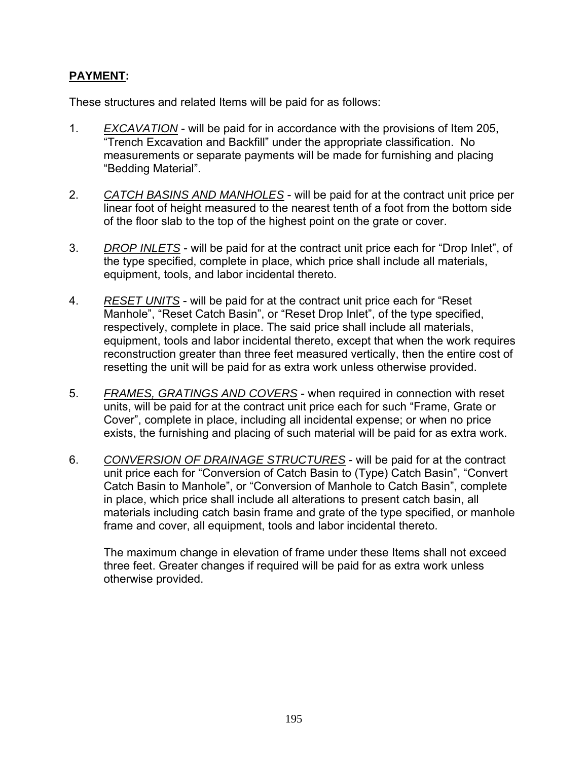**PAYMENT:**

These structures and related Items will be paid for as follows:

1. *EXCAVATION* - will be paid for in accordance with the provisions of Item 205, "Trench Excavation and Backfill" under the appropriate classification. No measurements or separate payments will be made for furnishing and placing "Bedding Material".

2. *CATCH BASINS AND MANHOLES* - will be paid for at the contract unit price per linear foot of height measured to the nearest tenth of a foot from the bottom side of the floor slab to the top of the highest point on the grate or cover.

3. *DROP INLETS* - will be paid for at the contract unit price each for "Drop Inlet", of the type specified, complete in place, which price shall include all materials, equipment, tools, and labor incidental thereto.

4. *RESET UNITS* - will be paid for at the contract unit price each for "Reset Manhole", "Reset Catch Basin", or "Reset Drop Inlet", of the type specified, respectively, complete in place. The said price shall include all materials, equipment, tools and labor incidental thereto, except that when the work requires reconstruction greater than three feet measured vertically, then the entire cost of resetting the unit will be paid for as extra work unless otherwise provided.

5. *FRAMES, GRATINGS AND COVERS* - when required in connection with reset units, will be paid for at the contract unit price each for such "Frame, Grate or Cover", complete in place, including all incidental expense; or when no price exists, the furnishing and placing of such material will be paid for as extra work.

6. *CONVERSION OF DRAINAGE STRUCTURES* - will be paid for at the contract unit price each for "Conversion of Catch Basin to (Type) Catch Basin", "Convert Catch Basin to Manhole", or "Conversion of Manhole to Catch Basin", complete in place, which price shall include all alterations to present catch basin, all materials including catch basin frame and grate of the type specified, or manhole frame and cover, all equipment, tools and labor incidental thereto.

   The maximum change in elevation of frame under these Items shall not exceed three feet. Greater changes if required will be paid for as extra work unless otherwise provided.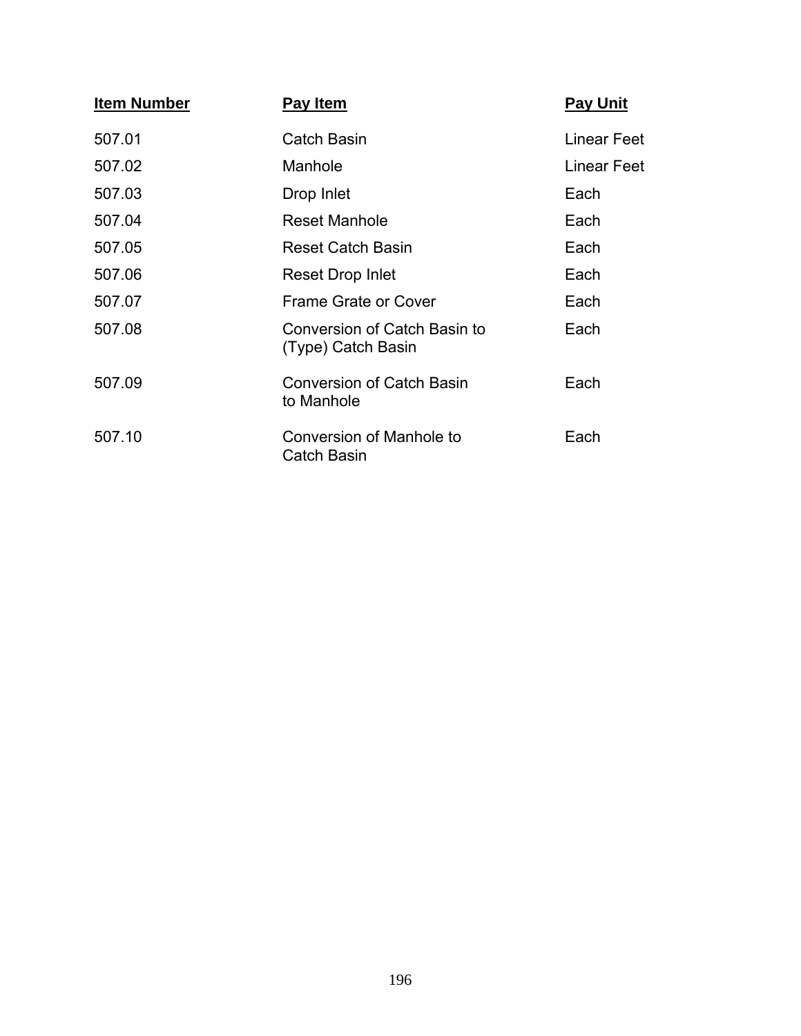| Item Number | Pay Item | Pay Unit |
|---|---|---|
| 507.01 | Catch Basin | Linear Feet |
| 507.02 | Manhole | Linear Feet |
| 507.03 | Drop Inlet | Each |
| 507.04 | Reset Manhole | Each |
| 507.05 | Reset Catch Basin | Each |
| 507.06 | Reset Drop Inlet | Each |
| 507.07 | Frame Grate or Cover | Each |
| 507.08 | Conversion of Catch Basin to (Type) Catch Basin | Each |
| 507.09 | Conversion of Catch Basin to Manhole | Each |
| 507.10 | Conversion of Manhole to Catch Basin | Each |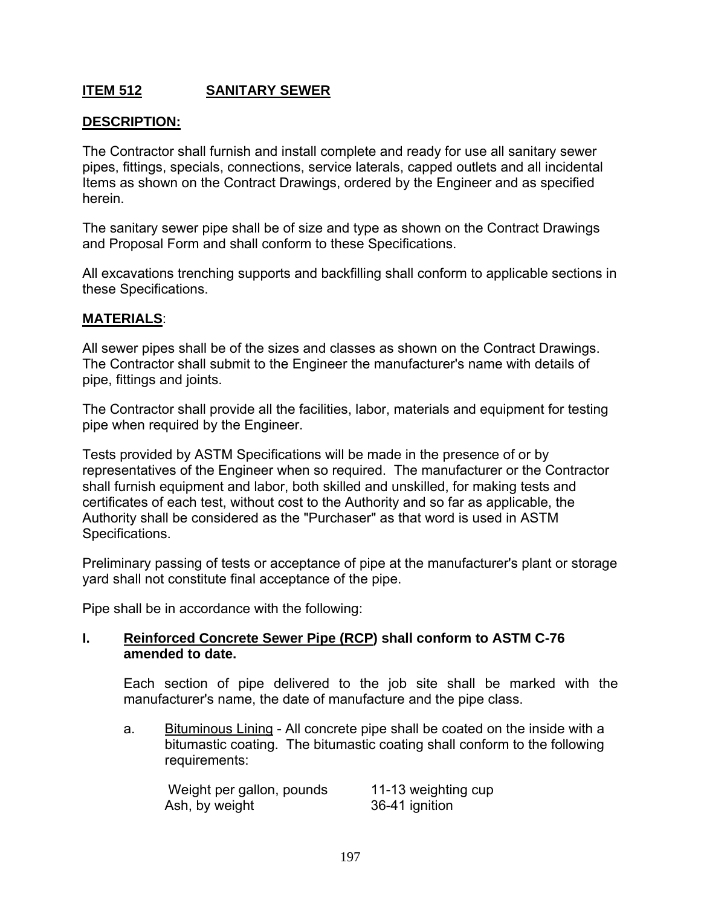## ITEM 512 SANITARY SEWER

### DESCRIPTION:

The Contractor shall furnish and install complete and ready for use all sanitary sewer pipes, fittings, specials, connections, service laterals, capped outlets and all incidental Items as shown on the Contract Drawings, ordered by the Engineer and as specified herein.

The sanitary sewer pipe shall be of size and type as shown on the Contract Drawings and Proposal Form and shall conform to these Specifications.

All excavations trenching supports and backfilling shall conform to applicable sections in these Specifications.

### MATERIALS:

All sewer pipes shall be of the sizes and classes as shown on the Contract Drawings. The Contractor shall submit to the Engineer the manufacturer's name with details of pipe, fittings and joints.

The Contractor shall provide all the facilities, labor, materials and equipment for testing pipe when required by the Engineer.

Tests provided by ASTM Specifications will be made in the presence of or by representatives of the Engineer when so required. The manufacturer or the Contractor shall furnish equipment and labor, both skilled and unskilled, for making tests and certificates of each test, without cost to the Authority and so far as applicable, the Authority shall be considered as the "Purchaser" as that word is used in ASTM Specifications.

Preliminary passing of tests or acceptance of pipe at the manufacturer's plant or storage yard shall not constitute final acceptance of the pipe.

Pipe shall be in accordance with the following:

**I. Reinforced Concrete Sewer Pipe (RCP) shall conform to ASTM C-76 amended to date.**

Each section of pipe delivered to the job site shall be marked with the manufacturer's name, the date of manufacture and the pipe class.

a. Bituminous Lining - All concrete pipe shall be coated on the inside with a bitumastic coating. The bitumastic coating shall conform to the following requirements:

| | |
|---|---|
| Weight per gallon, pounds | 11-13 weighting cup |
| Ash, by weight | 36-41 ignition |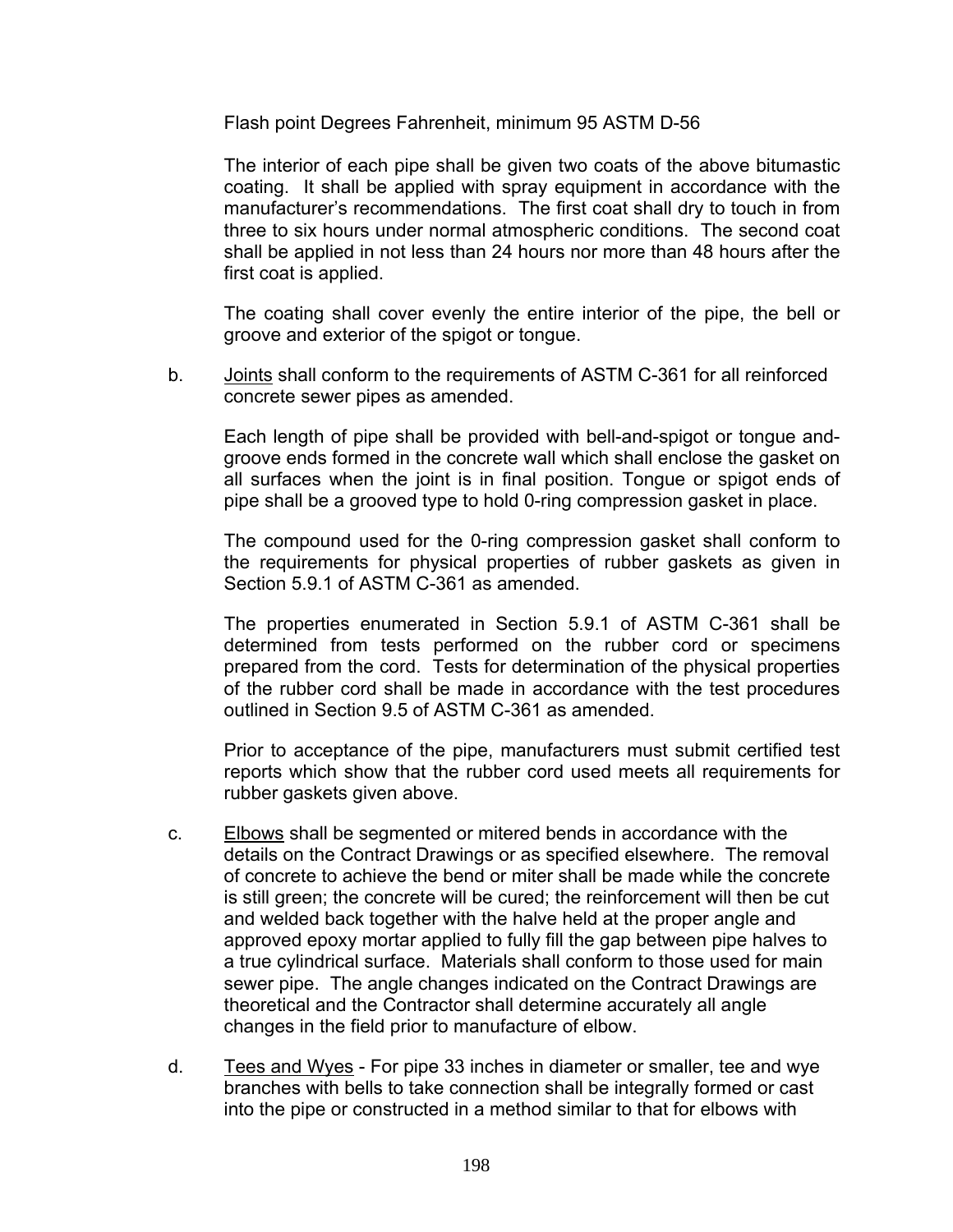Flash point Degrees Fahrenheit, minimum 95 ASTM D-56

The interior of each pipe shall be given two coats of the above bitumastic coating. It shall be applied with spray equipment in accordance with the manufacturer's recommendations. The first coat shall dry to touch in from three to six hours under normal atmospheric conditions. The second coat shall be applied in not less than 24 hours nor more than 48 hours after the first coat is applied.

The coating shall cover evenly the entire interior of the pipe, the bell or groove and exterior of the spigot or tongue.

b. Joints shall conform to the requirements of ASTM C-361 for all reinforced concrete sewer pipes as amended.

Each length of pipe shall be provided with bell-and-spigot or tongue and-groove ends formed in the concrete wall which shall enclose the gasket on all surfaces when the joint is in final position. Tongue or spigot ends of pipe shall be a grooved type to hold 0-ring compression gasket in place.

The compound used for the 0-ring compression gasket shall conform to the requirements for physical properties of rubber gaskets as given in Section 5.9.1 of ASTM C-361 as amended.

The properties enumerated in Section 5.9.1 of ASTM C-361 shall be determined from tests performed on the rubber cord or specimens prepared from the cord. Tests for determination of the physical properties of the rubber cord shall be made in accordance with the test procedures outlined in Section 9.5 of ASTM C-361 as amended.

Prior to acceptance of the pipe, manufacturers must submit certified test reports which show that the rubber cord used meets all requirements for rubber gaskets given above.

c. Elbows shall be segmented or mitered bends in accordance with the details on the Contract Drawings or as specified elsewhere. The removal of concrete to achieve the bend or miter shall be made while the concrete is still green; the concrete will be cured; the reinforcement will then be cut and welded back together with the halve held at the proper angle and approved epoxy mortar applied to fully fill the gap between pipe halves to a true cylindrical surface. Materials shall conform to those used for main sewer pipe. The angle changes indicated on the Contract Drawings are theoretical and the Contractor shall determine accurately all angle changes in the field prior to manufacture of elbow.

d. Tees and Wyes - For pipe 33 inches in diameter or smaller, tee and wye branches with bells to take connection shall be integrally formed or cast into the pipe or constructed in a method similar to that for elbows with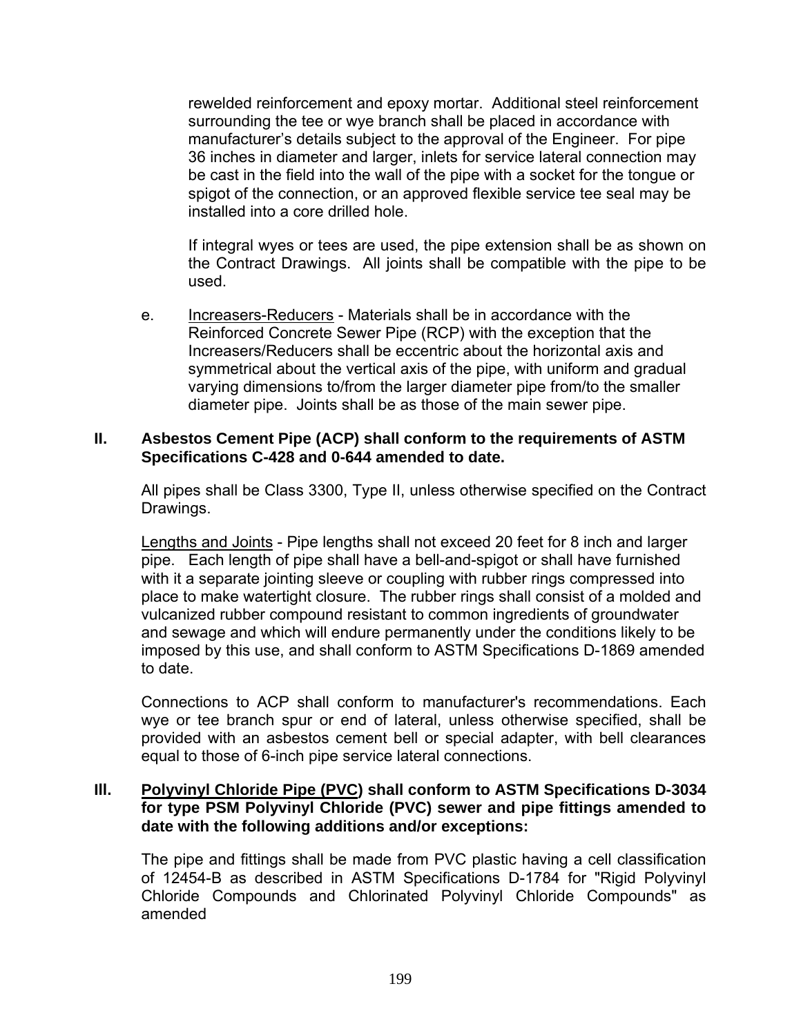rewelded reinforcement and epoxy mortar. Additional steel reinforcement surrounding the tee or wye branch shall be placed in accordance with manufacturer's details subject to the approval of the Engineer. For pipe 36 inches in diameter and larger, inlets for service lateral connection may be cast in the field into the wall of the pipe with a socket for the tongue or spigot of the connection, or an approved flexible service tee seal may be installed into a core drilled hole.

If integral wyes or tees are used, the pipe extension shall be as shown on the Contract Drawings. All joints shall be compatible with the pipe to be used.

e. Increasers-Reducers - Materials shall be in accordance with the Reinforced Concrete Sewer Pipe (RCP) with the exception that the Increasers/Reducers shall be eccentric about the horizontal axis and symmetrical about the vertical axis of the pipe, with uniform and gradual varying dimensions to/from the larger diameter pipe from/to the smaller diameter pipe. Joints shall be as those of the main sewer pipe.

**II. Asbestos Cement Pipe (ACP) shall conform to the requirements of ASTM Specifications C-428 and 0-644 amended to date.**

All pipes shall be Class 3300, Type II, unless otherwise specified on the Contract Drawings.

Lengths and Joints - Pipe lengths shall not exceed 20 feet for 8 inch and larger pipe. Each length of pipe shall have a bell-and-spigot or shall have furnished with it a separate jointing sleeve or coupling with rubber rings compressed into place to make watertight closure. The rubber rings shall consist of a molded and vulcanized rubber compound resistant to common ingredients of groundwater and sewage and which will endure permanently under the conditions likely to be imposed by this use, and shall conform to ASTM Specifications D-1869 amended to date.

Connections to ACP shall conform to manufacturer's recommendations. Each wye or tee branch spur or end of lateral, unless otherwise specified, shall be provided with an asbestos cement bell or special adapter, with bell clearances equal to those of 6-inch pipe service lateral connections.

**III. Polyvinyl Chloride Pipe (PVC) shall conform to ASTM Specifications D-3034 for type PSM Polyvinyl Chloride (PVC) sewer and pipe fittings amended to date with the following additions and/or exceptions:**

The pipe and fittings shall be made from PVC plastic having a cell classification of 12454-B as described in ASTM Specifications D-1784 for "Rigid Polyvinyl Chloride Compounds and Chlorinated Polyvinyl Chloride Compounds" as amended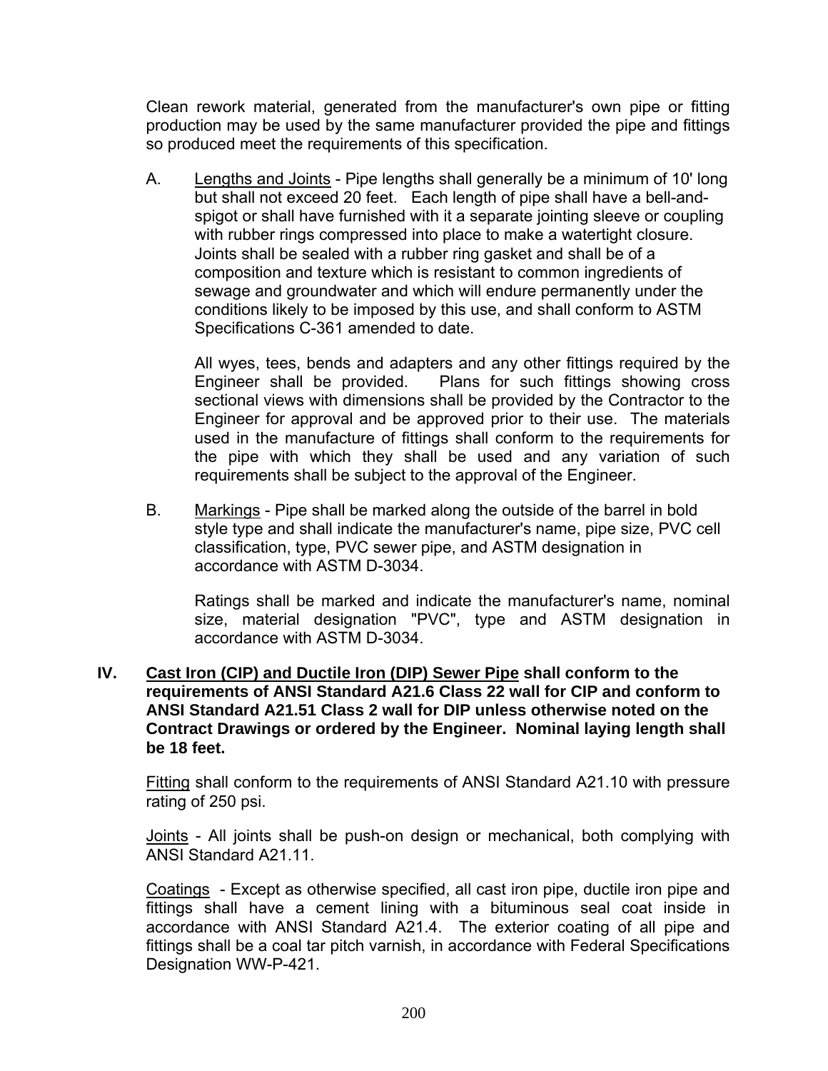Clean rework material, generated from the manufacturer's own pipe or fitting production may be used by the same manufacturer provided the pipe and fittings so produced meet the requirements of this specification.

A. Lengths and Joints - Pipe lengths shall generally be a minimum of 10' long but shall not exceed 20 feet. Each length of pipe shall have a bell-and-spigot or shall have furnished with it a separate jointing sleeve or coupling with rubber rings compressed into place to make a watertight closure. Joints shall be sealed with a rubber ring gasket and shall be of a composition and texture which is resistant to common ingredients of sewage and groundwater and which will endure permanently under the conditions likely to be imposed by this use, and shall conform to ASTM Specifications C-361 amended to date.

   All wyes, tees, bends and adapters and any other fittings required by the Engineer shall be provided. Plans for such fittings showing cross sectional views with dimensions shall be provided by the Contractor to the Engineer for approval and be approved prior to their use. The materials used in the manufacture of fittings shall conform to the requirements for the pipe with which they shall be used and any variation of such requirements shall be subject to the approval of the Engineer.

B. Markings - Pipe shall be marked along the outside of the barrel in bold style type and shall indicate the manufacturer's name, pipe size, PVC cell classification, type, PVC sewer pipe, and ASTM designation in accordance with ASTM D-3034.

   Ratings shall be marked and indicate the manufacturer's name, nominal size, material designation "PVC", type and ASTM designation in accordance with ASTM D-3034.

**IV. Cast Iron (CIP) and Ductile Iron (DIP) Sewer Pipe shall conform to the requirements of ANSI Standard A21.6 Class 22 wall for CIP and conform to ANSI Standard A21.51 Class 2 wall for DIP unless otherwise noted on the Contract Drawings or ordered by the Engineer. Nominal laying length shall be 18 feet.**

Fitting shall conform to the requirements of ANSI Standard A21.10 with pressure rating of 250 psi.

Joints - All joints shall be push-on design or mechanical, both complying with ANSI Standard A21.11.

Coatings - Except as otherwise specified, all cast iron pipe, ductile iron pipe and fittings shall have a cement lining with a bituminous seal coat inside in accordance with ANSI Standard A21.4. The exterior coating of all pipe and fittings shall be a coal tar pitch varnish, in accordance with Federal Specifications Designation WW-P-421.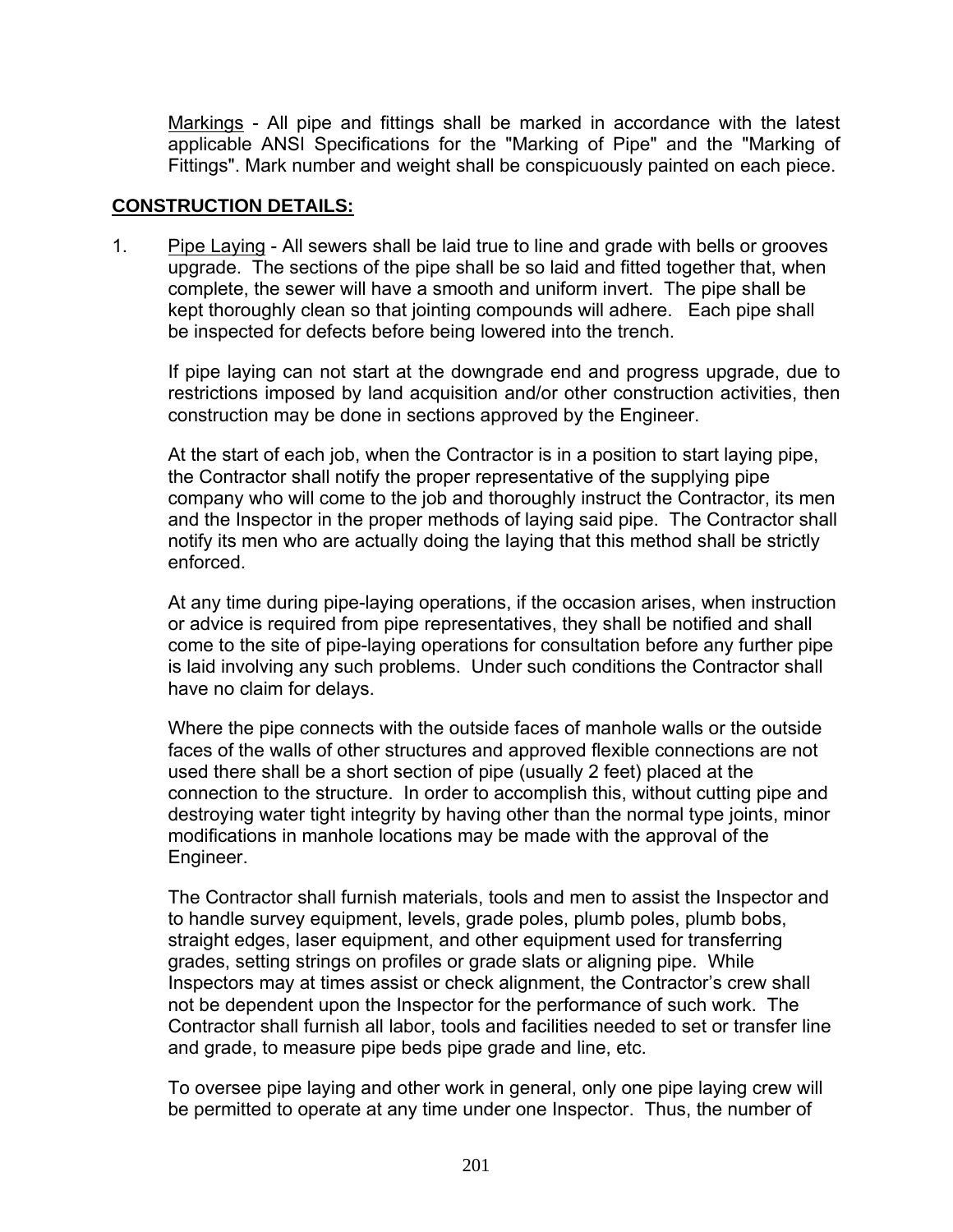Markings - All pipe and fittings shall be marked in accordance with the latest applicable ANSI Specifications for the "Marking of Pipe" and the "Marking of Fittings". Mark number and weight shall be conspicuously painted on each piece.

## CONSTRUCTION DETAILS:

1. Pipe Laying - All sewers shall be laid true to line and grade with bells or grooves upgrade. The sections of the pipe shall be so laid and fitted together that, when complete, the sewer will have a smooth and uniform invert. The pipe shall be kept thoroughly clean so that jointing compounds will adhere. Each pipe shall be inspected for defects before being lowered into the trench.

   If pipe laying can not start at the downgrade end and progress upgrade, due to restrictions imposed by land acquisition and/or other construction activities, then construction may be done in sections approved by the Engineer.

   At the start of each job, when the Contractor is in a position to start laying pipe, the Contractor shall notify the proper representative of the supplying pipe company who will come to the job and thoroughly instruct the Contractor, its men and the Inspector in the proper methods of laying said pipe. The Contractor shall notify its men who are actually doing the laying that this method shall be strictly enforced.

   At any time during pipe-laying operations, if the occasion arises, when instruction or advice is required from pipe representatives, they shall be notified and shall come to the site of pipe-laying operations for consultation before any further pipe is laid involving any such problems. Under such conditions the Contractor shall have no claim for delays.

   Where the pipe connects with the outside faces of manhole walls or the outside faces of the walls of other structures and approved flexible connections are not used there shall be a short section of pipe (usually 2 feet) placed at the connection to the structure. In order to accomplish this, without cutting pipe and destroying water tight integrity by having other than the normal type joints, minor modifications in manhole locations may be made with the approval of the Engineer.

   The Contractor shall furnish materials, tools and men to assist the Inspector and to handle survey equipment, levels, grade poles, plumb poles, plumb bobs, straight edges, laser equipment, and other equipment used for transferring grades, setting strings on profiles or grade slats or aligning pipe. While Inspectors may at times assist or check alignment, the Contractor's crew shall not be dependent upon the Inspector for the performance of such work. The Contractor shall furnish all labor, tools and facilities needed to set or transfer line and grade, to measure pipe beds pipe grade and line, etc.

   To oversee pipe laying and other work in general, only one pipe laying crew will be permitted to operate at any time under one Inspector. Thus, the number of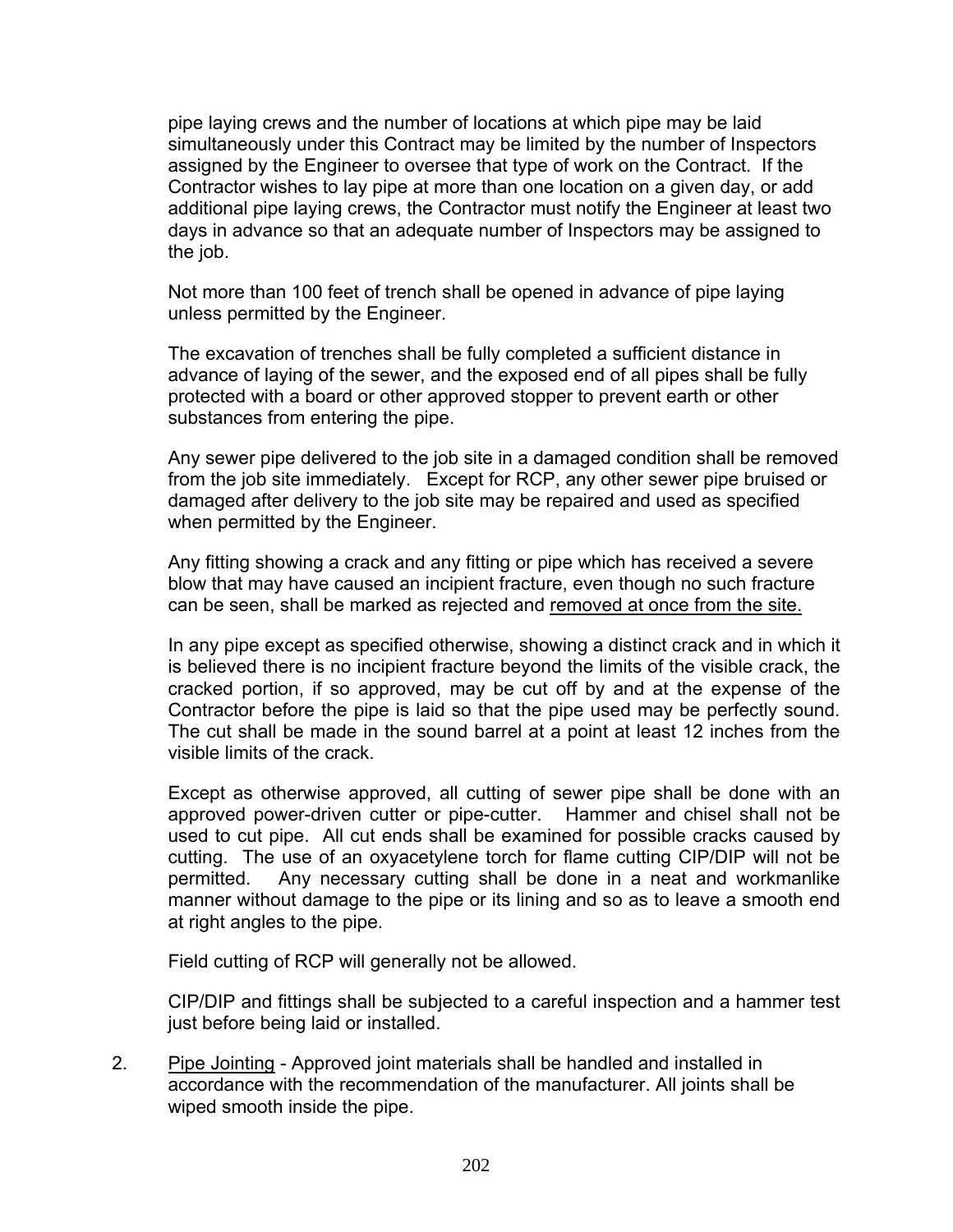pipe laying crews and the number of locations at which pipe may be laid simultaneously under this Contract may be limited by the number of Inspectors assigned by the Engineer to oversee that type of work on the Contract. If the Contractor wishes to lay pipe at more than one location on a given day, or add additional pipe laying crews, the Contractor must notify the Engineer at least two days in advance so that an adequate number of Inspectors may be assigned to the job.

Not more than 100 feet of trench shall be opened in advance of pipe laying unless permitted by the Engineer.

The excavation of trenches shall be fully completed a sufficient distance in advance of laying of the sewer, and the exposed end of all pipes shall be fully protected with a board or other approved stopper to prevent earth or other substances from entering the pipe.

Any sewer pipe delivered to the job site in a damaged condition shall be removed from the job site immediately. Except for RCP, any other sewer pipe bruised or damaged after delivery to the job site may be repaired and used as specified when permitted by the Engineer.

Any fitting showing a crack and any fitting or pipe which has received a severe blow that may have caused an incipient fracture, even though no such fracture can be seen, shall be marked as rejected and <u>removed at once from the site.</u>

In any pipe except as specified otherwise, showing a distinct crack and in which it is believed there is no incipient fracture beyond the limits of the visible crack, the cracked portion, if so approved, may be cut off by and at the expense of the Contractor before the pipe is laid so that the pipe used may be perfectly sound. The cut shall be made in the sound barrel at a point at least 12 inches from the visible limits of the crack.

Except as otherwise approved, all cutting of sewer pipe shall be done with an approved power-driven cutter or pipe-cutter. Hammer and chisel shall not be used to cut pipe. All cut ends shall be examined for possible cracks caused by cutting. The use of an oxyacetylene torch for flame cutting CIP/DIP will not be permitted. Any necessary cutting shall be done in a neat and workmanlike manner without damage to the pipe or its lining and so as to leave a smooth end at right angles to the pipe.

Field cutting of RCP will generally not be allowed.

CIP/DIP and fittings shall be subjected to a careful inspection and a hammer test just before being laid or installed.

2. <u>Pipe Jointing</u> - Approved joint materials shall be handled and installed in accordance with the recommendation of the manufacturer. All joints shall be wiped smooth inside the pipe.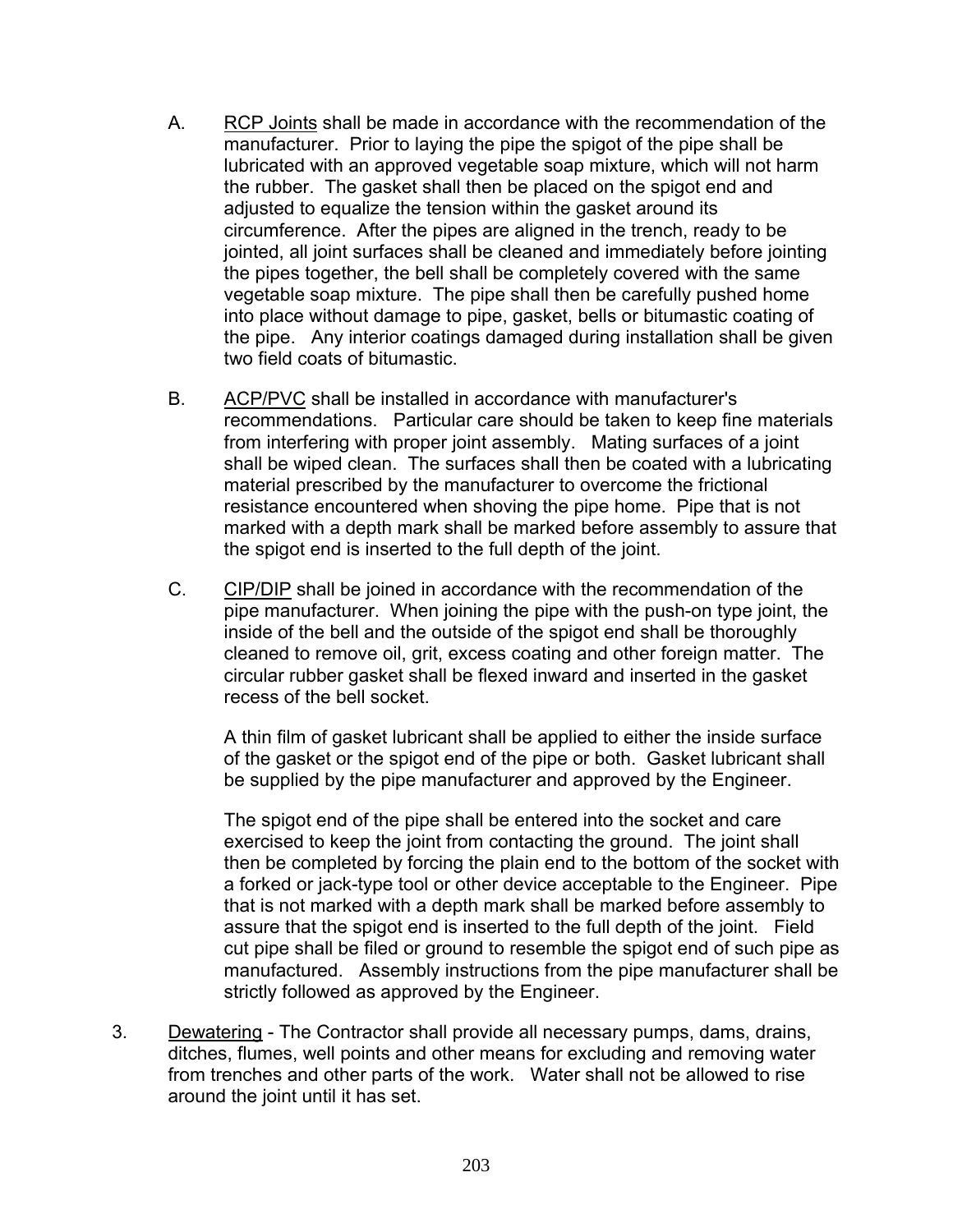A. <u>RCP Joints</u> shall be made in accordance with the recommendation of the manufacturer. Prior to laying the pipe the spigot of the pipe shall be lubricated with an approved vegetable soap mixture, which will not harm the rubber. The gasket shall then be placed on the spigot end and adjusted to equalize the tension within the gasket around its circumference. After the pipes are aligned in the trench, ready to be jointed, all joint surfaces shall be cleaned and immediately before jointing the pipes together, the bell shall be completely covered with the same vegetable soap mixture. The pipe shall then be carefully pushed home into place without damage to pipe, gasket, bells or bitumastic coating of the pipe. Any interior coatings damaged during installation shall be given two field coats of bitumastic.

B. <u>ACP/PVC</u> shall be installed in accordance with manufacturer's recommendations. Particular care should be taken to keep fine materials from interfering with proper joint assembly. Mating surfaces of a joint shall be wiped clean. The surfaces shall then be coated with a lubricating material prescribed by the manufacturer to overcome the frictional resistance encountered when shoving the pipe home. Pipe that is not marked with a depth mark shall be marked before assembly to assure that the spigot end is inserted to the full depth of the joint.

C. <u>CIP/DIP</u> shall be joined in accordance with the recommendation of the pipe manufacturer. When joining the pipe with the push-on type joint, the inside of the bell and the outside of the spigot end shall be thoroughly cleaned to remove oil, grit, excess coating and other foreign matter. The circular rubber gasket shall be flexed inward and inserted in the gasket recess of the bell socket.

   A thin film of gasket lubricant shall be applied to either the inside surface of the gasket or the spigot end of the pipe or both. Gasket lubricant shall be supplied by the pipe manufacturer and approved by the Engineer.

   The spigot end of the pipe shall be entered into the socket and care exercised to keep the joint from contacting the ground. The joint shall then be completed by forcing the plain end to the bottom of the socket with a forked or jack-type tool or other device acceptable to the Engineer. Pipe that is not marked with a depth mark shall be marked before assembly to assure that the spigot end is inserted to the full depth of the joint. Field cut pipe shall be filed or ground to resemble the spigot end of such pipe as manufactured. Assembly instructions from the pipe manufacturer shall be strictly followed as approved by the Engineer.

3. <u>Dewatering</u> - The Contractor shall provide all necessary pumps, dams, drains, ditches, flumes, well points and other means for excluding and removing water from trenches and other parts of the work. Water shall not be allowed to rise around the joint until it has set.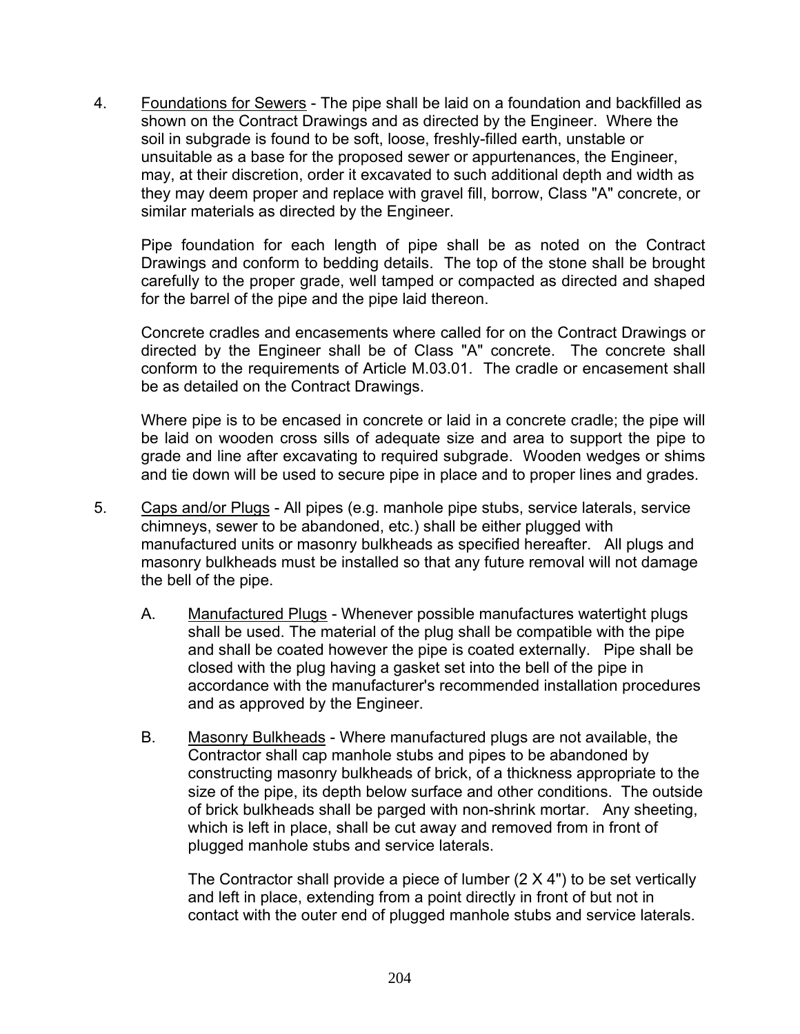4. <u>Foundations for Sewers</u> - The pipe shall be laid on a foundation and backfilled as shown on the Contract Drawings and as directed by the Engineer. Where the soil in subgrade is found to be soft, loose, freshly-filled earth, unstable or unsuitable as a base for the proposed sewer or appurtenances, the Engineer, may, at their discretion, order it excavated to such additional depth and width as they may deem proper and replace with gravel fill, borrow, Class "A" concrete, or similar materials as directed by the Engineer.

   Pipe foundation for each length of pipe shall be as noted on the Contract Drawings and conform to bedding details. The top of the stone shall be brought carefully to the proper grade, well tamped or compacted as directed and shaped for the barrel of the pipe and the pipe laid thereon.

   Concrete cradles and encasements where called for on the Contract Drawings or directed by the Engineer shall be of Class "A" concrete. The concrete shall conform to the requirements of Article M.03.01. The cradle or encasement shall be as detailed on the Contract Drawings.

   Where pipe is to be encased in concrete or laid in a concrete cradle; the pipe will be laid on wooden cross sills of adequate size and area to support the pipe to grade and line after excavating to required subgrade. Wooden wedges or shims and tie down will be used to secure pipe in place and to proper lines and grades.

5. <u>Caps and/or Plugs</u> - All pipes (e.g. manhole pipe stubs, service laterals, service chimneys, sewer to be abandoned, etc.) shall be either plugged with manufactured units or masonry bulkheads as specified hereafter. All plugs and masonry bulkheads must be installed so that any future removal will not damage the bell of the pipe.

   A. <u>Manufactured Plugs</u> - Whenever possible manufactures watertight plugs shall be used. The material of the plug shall be compatible with the pipe and shall be coated however the pipe is coated externally. Pipe shall be closed with the plug having a gasket set into the bell of the pipe in accordance with the manufacturer's recommended installation procedures and as approved by the Engineer.

   B. <u>Masonry Bulkheads</u> - Where manufactured plugs are not available, the Contractor shall cap manhole stubs and pipes to be abandoned by constructing masonry bulkheads of brick, of a thickness appropriate to the size of the pipe, its depth below surface and other conditions. The outside of brick bulkheads shall be parged with non-shrink mortar. Any sheeting, which is left in place, shall be cut away and removed from in front of plugged manhole stubs and service laterals.

      The Contractor shall provide a piece of lumber (2 X 4") to be set vertically and left in place, extending from a point directly in front of but not in contact with the outer end of plugged manhole stubs and service laterals.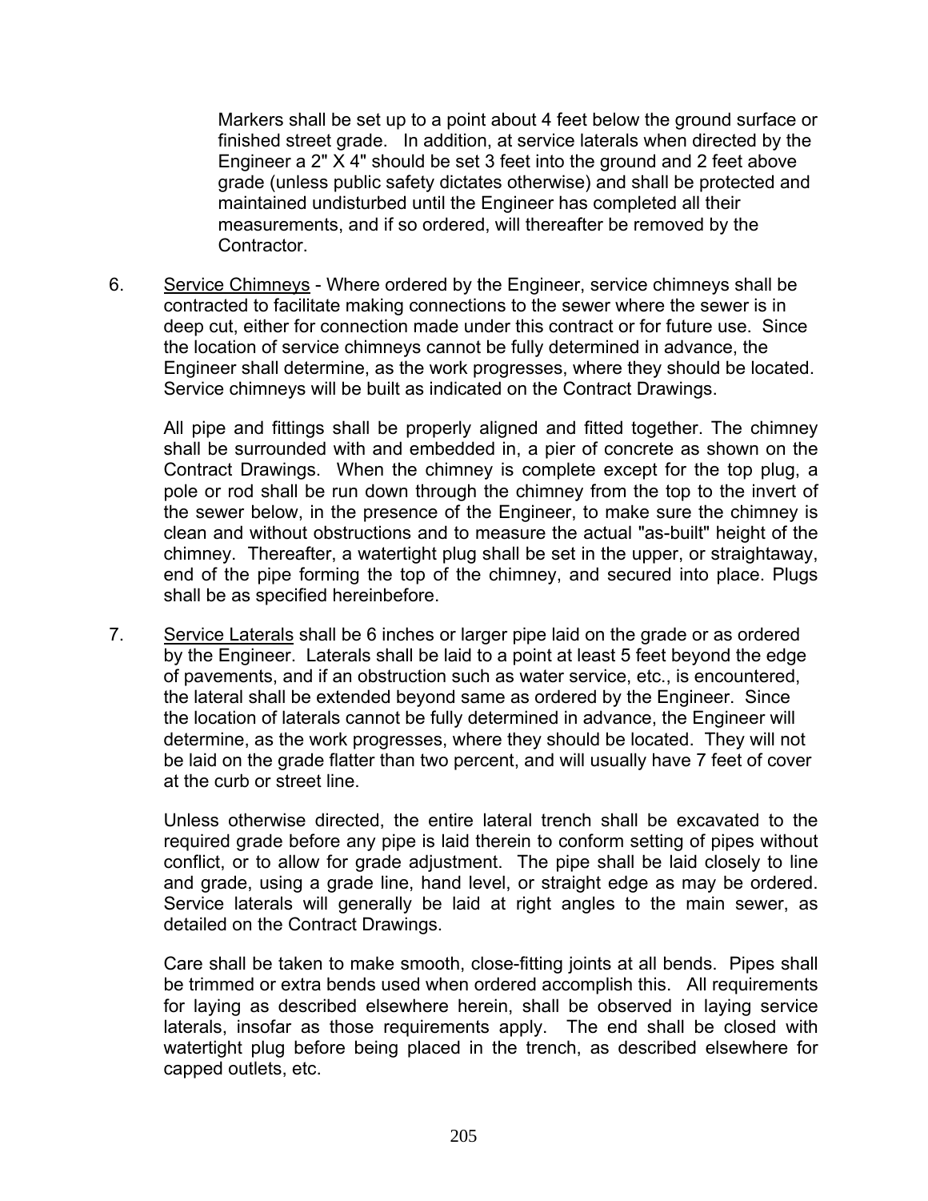Markers shall be set up to a point about 4 feet below the ground surface or finished street grade. In addition, at service laterals when directed by the Engineer a 2" X 4" should be set 3 feet into the ground and 2 feet above grade (unless public safety dictates otherwise) and shall be protected and maintained undisturbed until the Engineer has completed all their measurements, and if so ordered, will thereafter be removed by the Contractor.

6. Service Chimneys - Where ordered by the Engineer, service chimneys shall be contracted to facilitate making connections to the sewer where the sewer is in deep cut, either for connection made under this contract or for future use. Since the location of service chimneys cannot be fully determined in advance, the Engineer shall determine, as the work progresses, where they should be located. Service chimneys will be built as indicated on the Contract Drawings.

   All pipe and fittings shall be properly aligned and fitted together. The chimney shall be surrounded with and embedded in, a pier of concrete as shown on the Contract Drawings. When the chimney is complete except for the top plug, a pole or rod shall be run down through the chimney from the top to the invert of the sewer below, in the presence of the Engineer, to make sure the chimney is clean and without obstructions and to measure the actual "as-built" height of the chimney. Thereafter, a watertight plug shall be set in the upper, or straightaway, end of the pipe forming the top of the chimney, and secured into place. Plugs shall be as specified hereinbefore.

7. Service Laterals shall be 6 inches or larger pipe laid on the grade or as ordered by the Engineer. Laterals shall be laid to a point at least 5 feet beyond the edge of pavements, and if an obstruction such as water service, etc., is encountered, the lateral shall be extended beyond same as ordered by the Engineer. Since the location of laterals cannot be fully determined in advance, the Engineer will determine, as the work progresses, where they should be located. They will not be laid on the grade flatter than two percent, and will usually have 7 feet of cover at the curb or street line.

   Unless otherwise directed, the entire lateral trench shall be excavated to the required grade before any pipe is laid therein to conform setting of pipes without conflict, or to allow for grade adjustment. The pipe shall be laid closely to line and grade, using a grade line, hand level, or straight edge as may be ordered. Service laterals will generally be laid at right angles to the main sewer, as detailed on the Contract Drawings.

   Care shall be taken to make smooth, close-fitting joints at all bends. Pipes shall be trimmed or extra bends used when ordered accomplish this. All requirements for laying as described elsewhere herein, shall be observed in laying service laterals, insofar as those requirements apply. The end shall be closed with watertight plug before being placed in the trench, as described elsewhere for capped outlets, etc.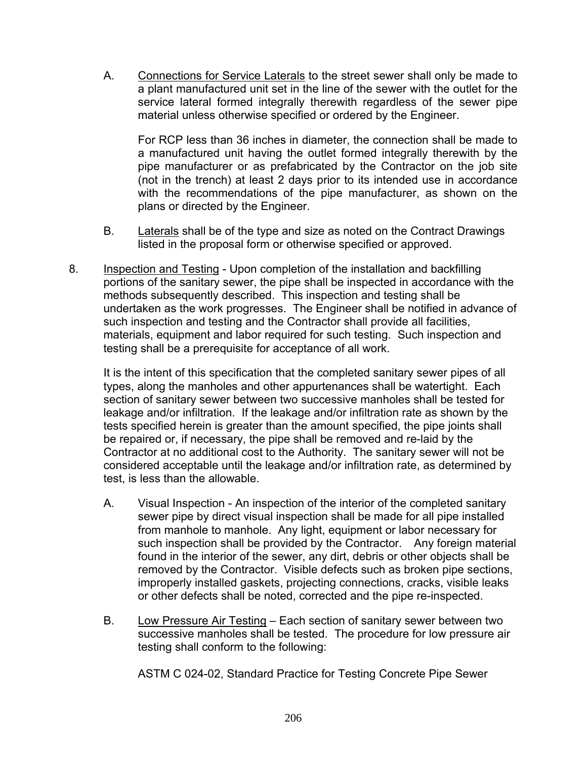A. Connections for Service Laterals to the street sewer shall only be made to a plant manufactured unit set in the line of the sewer with the outlet for the service lateral formed integrally therewith regardless of the sewer pipe material unless otherwise specified or ordered by the Engineer.

   For RCP less than 36 inches in diameter, the connection shall be made to a manufactured unit having the outlet formed integrally therewith by the pipe manufacturer or as prefabricated by the Contractor on the job site (not in the trench) at least 2 days prior to its intended use in accordance with the recommendations of the pipe manufacturer, as shown on the plans or directed by the Engineer.

B. Laterals shall be of the type and size as noted on the Contract Drawings listed in the proposal form or otherwise specified or approved.

8. Inspection and Testing - Upon completion of the installation and backfilling portions of the sanitary sewer, the pipe shall be inspected in accordance with the methods subsequently described. This inspection and testing shall be undertaken as the work progresses. The Engineer shall be notified in advance of such inspection and testing and the Contractor shall provide all facilities, materials, equipment and labor required for such testing. Such inspection and testing shall be a prerequisite for acceptance of all work.

   It is the intent of this specification that the completed sanitary sewer pipes of all types, along the manholes and other appurtenances shall be watertight. Each section of sanitary sewer between two successive manholes shall be tested for leakage and/or infiltration. If the leakage and/or infiltration rate as shown by the tests specified herein is greater than the amount specified, the pipe joints shall be repaired or, if necessary, the pipe shall be removed and re-laid by the Contractor at no additional cost to the Authority. The sanitary sewer will not be considered acceptable until the leakage and/or infiltration rate, as determined by test, is less than the allowable.

   A. Visual Inspection - An inspection of the interior of the completed sanitary sewer pipe by direct visual inspection shall be made for all pipe installed from manhole to manhole. Any light, equipment or labor necessary for such inspection shall be provided by the Contractor. Any foreign material found in the interior of the sewer, any dirt, debris or other objects shall be removed by the Contractor. Visible defects such as broken pipe sections, improperly installed gaskets, projecting connections, cracks, visible leaks or other defects shall be noted, corrected and the pipe re-inspected.

   B. Low Pressure Air Testing – Each section of sanitary sewer between two successive manholes shall be tested. The procedure for low pressure air testing shall conform to the following:

      ASTM C 024-02, Standard Practice for Testing Concrete Pipe Sewer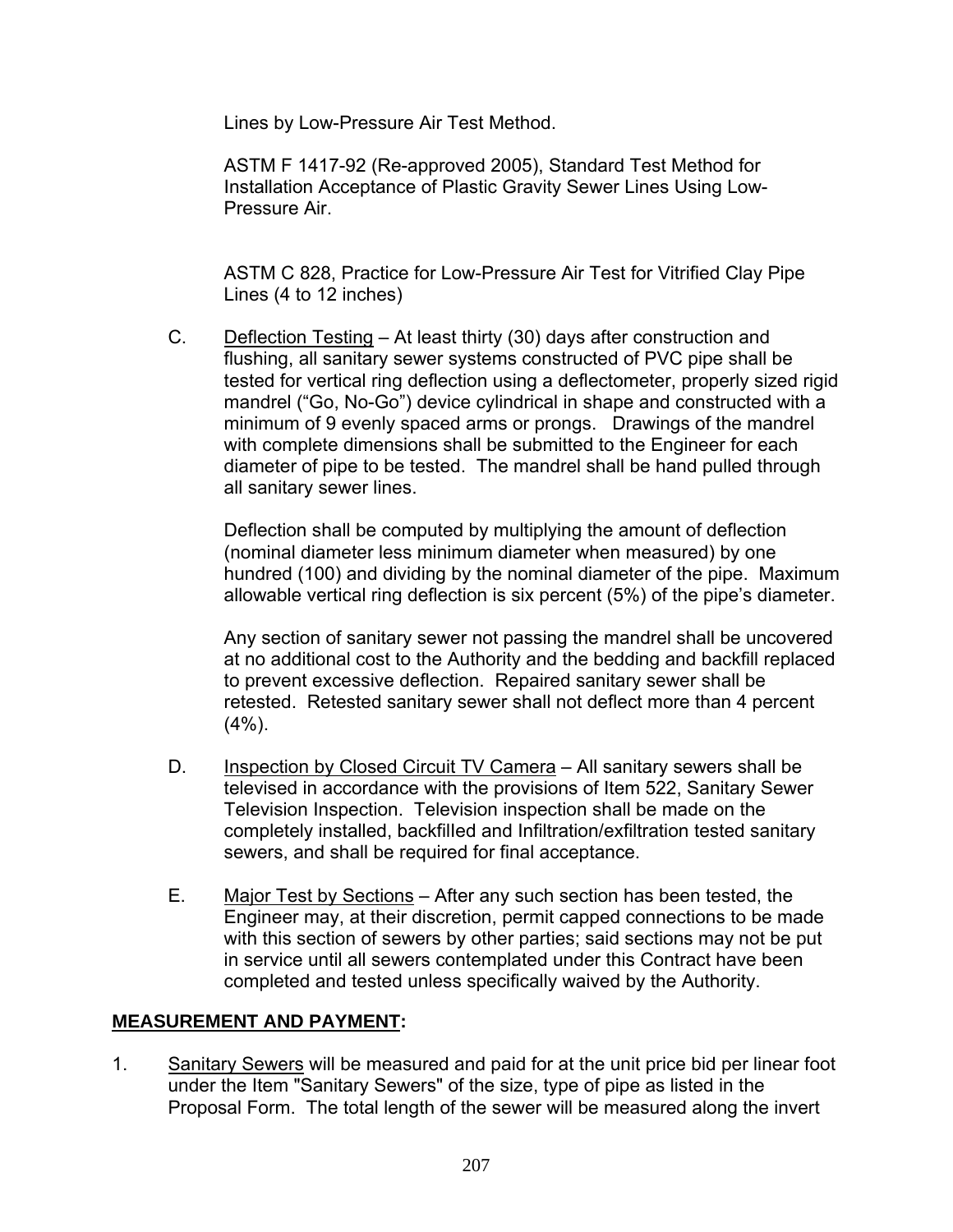Lines by Low-Pressure Air Test Method.

ASTM F 1417-92 (Re-approved 2005), Standard Test Method for Installation Acceptance of Plastic Gravity Sewer Lines Using Low-Pressure Air.

ASTM C 828, Practice for Low-Pressure Air Test for Vitrified Clay Pipe Lines (4 to 12 inches)

C. Deflection Testing – At least thirty (30) days after construction and flushing, all sanitary sewer systems constructed of PVC pipe shall be tested for vertical ring deflection using a deflectometer, properly sized rigid mandrel ("Go, No-Go") device cylindrical in shape and constructed with a minimum of 9 evenly spaced arms or prongs. Drawings of the mandrel with complete dimensions shall be submitted to the Engineer for each diameter of pipe to be tested. The mandrel shall be hand pulled through all sanitary sewer lines.

Deflection shall be computed by multiplying the amount of deflection (nominal diameter less minimum diameter when measured) by one hundred (100) and dividing by the nominal diameter of the pipe. Maximum allowable vertical ring deflection is six percent (5%) of the pipe's diameter.

Any section of sanitary sewer not passing the mandrel shall be uncovered at no additional cost to the Authority and the bedding and backfill replaced to prevent excessive deflection. Repaired sanitary sewer shall be retested. Retested sanitary sewer shall not deflect more than 4 percent (4%).

D. Inspection by Closed Circuit TV Camera – All sanitary sewers shall be televised in accordance with the provisions of Item 522, Sanitary Sewer Television Inspection. Television inspection shall be made on the completely installed, backfilled and Infiltration/exfiltration tested sanitary sewers, and shall be required for final acceptance.

E. Major Test by Sections – After any such section has been tested, the Engineer may, at their discretion, permit capped connections to be made with this section of sewers by other parties; said sections may not be put in service until all sewers contemplated under this Contract have been completed and tested unless specifically waived by the Authority.

## MEASUREMENT AND PAYMENT:

1. Sanitary Sewers will be measured and paid for at the unit price bid per linear foot under the Item "Sanitary Sewers" of the size, type of pipe as listed in the Proposal Form. The total length of the sewer will be measured along the invert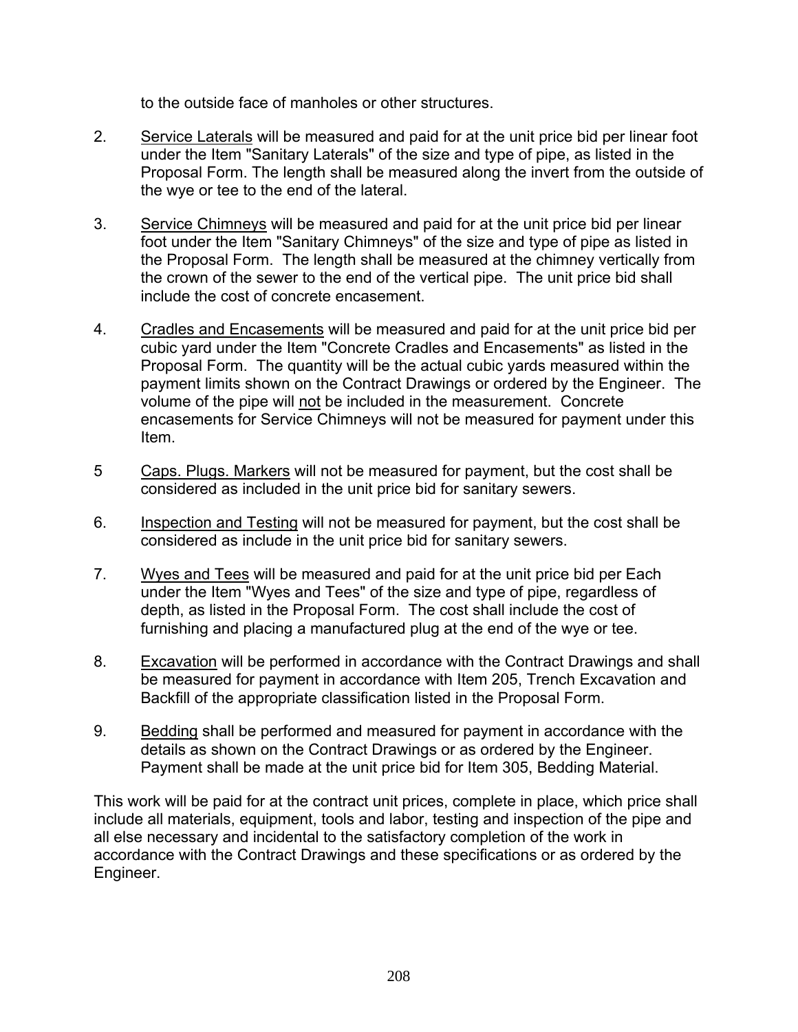to the outside face of manholes or other structures.

2. Service Laterals will be measured and paid for at the unit price bid per linear foot under the Item "Sanitary Laterals" of the size and type of pipe, as listed in the Proposal Form. The length shall be measured along the invert from the outside of the wye or tee to the end of the lateral.

3. Service Chimneys will be measured and paid for at the unit price bid per linear foot under the Item "Sanitary Chimneys" of the size and type of pipe as listed in the Proposal Form. The length shall be measured at the chimney vertically from the crown of the sewer to the end of the vertical pipe. The unit price bid shall include the cost of concrete encasement.

4. Cradles and Encasements will be measured and paid for at the unit price bid per cubic yard under the Item "Concrete Cradles and Encasements" as listed in the Proposal Form. The quantity will be the actual cubic yards measured within the payment limits shown on the Contract Drawings or ordered by the Engineer. The volume of the pipe will not be included in the measurement. Concrete encasements for Service Chimneys will not be measured for payment under this Item.

5 Caps. Plugs. Markers will not be measured for payment, but the cost shall be considered as included in the unit price bid for sanitary sewers.

6. Inspection and Testing will not be measured for payment, but the cost shall be considered as include in the unit price bid for sanitary sewers.

7. Wyes and Tees will be measured and paid for at the unit price bid per Each under the Item "Wyes and Tees" of the size and type of pipe, regardless of depth, as listed in the Proposal Form. The cost shall include the cost of furnishing and placing a manufactured plug at the end of the wye or tee.

8. Excavation will be performed in accordance with the Contract Drawings and shall be measured for payment in accordance with Item 205, Trench Excavation and Backfill of the appropriate classification listed in the Proposal Form.

9. Bedding shall be performed and measured for payment in accordance with the details as shown on the Contract Drawings or as ordered by the Engineer. Payment shall be made at the unit price bid for Item 305, Bedding Material.

This work will be paid for at the contract unit prices, complete in place, which price shall include all materials, equipment, tools and labor, testing and inspection of the pipe and all else necessary and incidental to the satisfactory completion of the work in accordance with the Contract Drawings and these specifications or as ordered by the Engineer.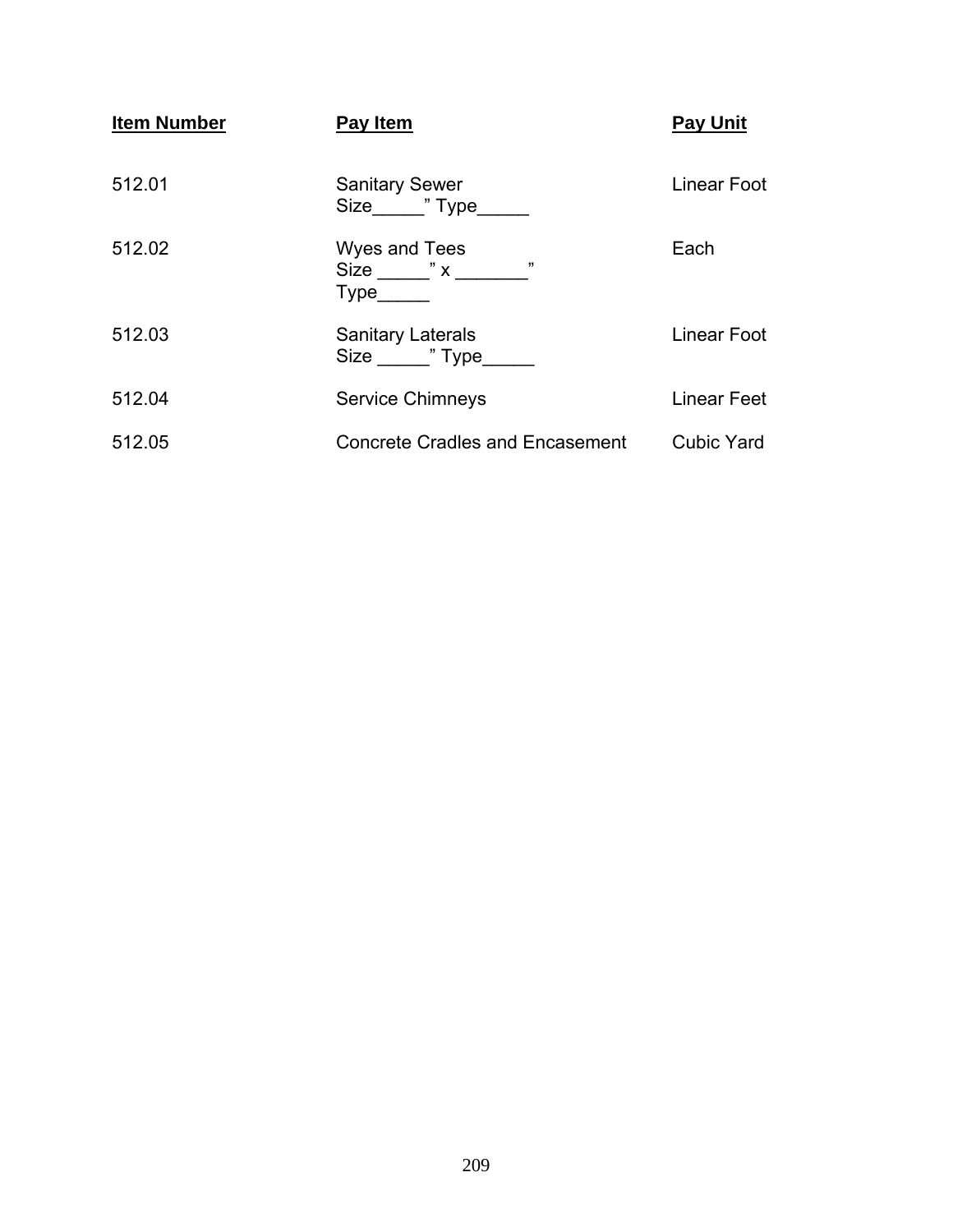| Item Number | Pay Item | Pay Unit |
|---|---|---|
| 512.01 | Sanitary Sewer<br>Size_____" Type_____ | Linear Foot |
| 512.02 | Wyes and Tees<br>Size _____" x _______"<br>Type_____ | Each |
| 512.03 | Sanitary Laterals<br>Size _____" Type_____ | Linear Foot |
| 512.04 | Service Chimneys | Linear Feet |
| 512.05 | Concrete Cradles and Encasement | Cubic Yard |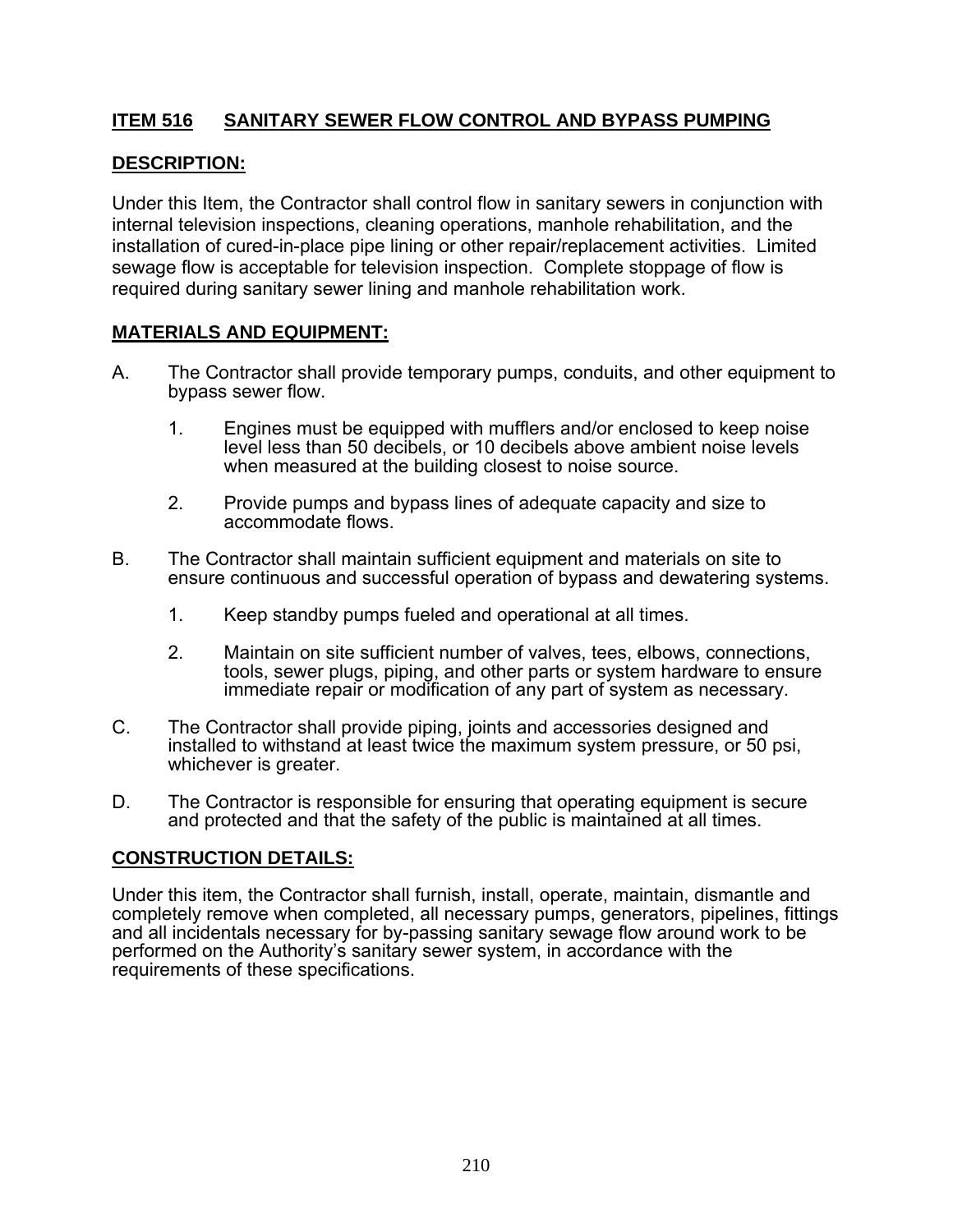## ITEM 516 SANITARY SEWER FLOW CONTROL AND BYPASS PUMPING

### DESCRIPTION:

Under this Item, the Contractor shall control flow in sanitary sewers in conjunction with internal television inspections, cleaning operations, manhole rehabilitation, and the installation of cured-in-place pipe lining or other repair/replacement activities. Limited sewage flow is acceptable for television inspection. Complete stoppage of flow is required during sanitary sewer lining and manhole rehabilitation work.

### MATERIALS AND EQUIPMENT:

A. The Contractor shall provide temporary pumps, conduits, and other equipment to bypass sewer flow.

   1. Engines must be equipped with mufflers and/or enclosed to keep noise level less than 50 decibels, or 10 decibels above ambient noise levels when measured at the building closest to noise source.

   2. Provide pumps and bypass lines of adequate capacity and size to accommodate flows.

B. The Contractor shall maintain sufficient equipment and materials on site to ensure continuous and successful operation of bypass and dewatering systems.

   1. Keep standby pumps fueled and operational at all times.

   2. Maintain on site sufficient number of valves, tees, elbows, connections, tools, sewer plugs, piping, and other parts or system hardware to ensure immediate repair or modification of any part of system as necessary.

C. The Contractor shall provide piping, joints and accessories designed and installed to withstand at least twice the maximum system pressure, or 50 psi, whichever is greater.

D. The Contractor is responsible for ensuring that operating equipment is secure and protected and that the safety of the public is maintained at all times.

### CONSTRUCTION DETAILS:

Under this item, the Contractor shall furnish, install, operate, maintain, dismantle and completely remove when completed, all necessary pumps, generators, pipelines, fittings and all incidentals necessary for by-passing sanitary sewage flow around work to be performed on the Authority's sanitary sewer system, in accordance with the requirements of these specifications.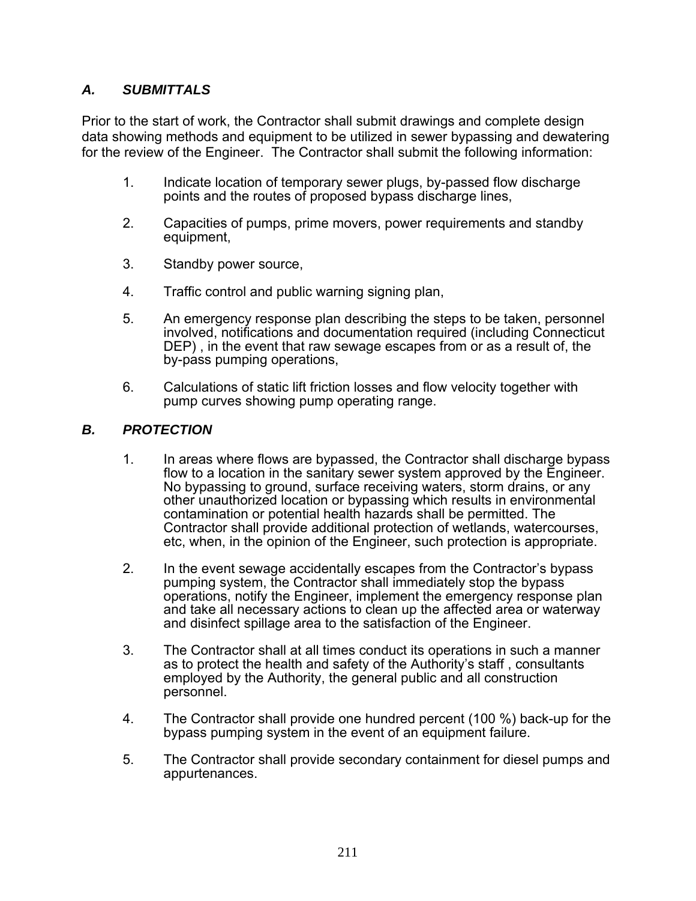### *A. SUBMITTALS*

Prior to the start of work, the Contractor shall submit drawings and complete design data showing methods and equipment to be utilized in sewer bypassing and dewatering for the review of the Engineer. The Contractor shall submit the following information:

1. Indicate location of temporary sewer plugs, by-passed flow discharge points and the routes of proposed bypass discharge lines,

2. Capacities of pumps, prime movers, power requirements and standby equipment,

3. Standby power source,

4. Traffic control and public warning signing plan,

5. An emergency response plan describing the steps to be taken, personnel involved, notifications and documentation required (including Connecticut DEP) , in the event that raw sewage escapes from or as a result of, the by-pass pumping operations,

6. Calculations of static lift friction losses and flow velocity together with pump curves showing pump operating range.

### *B. PROTECTION*

1. In areas where flows are bypassed, the Contractor shall discharge bypass flow to a location in the sanitary sewer system approved by the Engineer. No bypassing to ground, surface receiving waters, storm drains, or any other unauthorized location or bypassing which results in environmental contamination or potential health hazards shall be permitted. The Contractor shall provide additional protection of wetlands, watercourses, etc, when, in the opinion of the Engineer, such protection is appropriate.

2. In the event sewage accidentally escapes from the Contractor's bypass pumping system, the Contractor shall immediately stop the bypass operations, notify the Engineer, implement the emergency response plan and take all necessary actions to clean up the affected area or waterway and disinfect spillage area to the satisfaction of the Engineer.

3. The Contractor shall at all times conduct its operations in such a manner as to protect the health and safety of the Authority's staff , consultants employed by the Authority, the general public and all construction personnel.

4. The Contractor shall provide one hundred percent (100 %) back-up for the bypass pumping system in the event of an equipment failure.

5. The Contractor shall provide secondary containment for diesel pumps and appurtenances.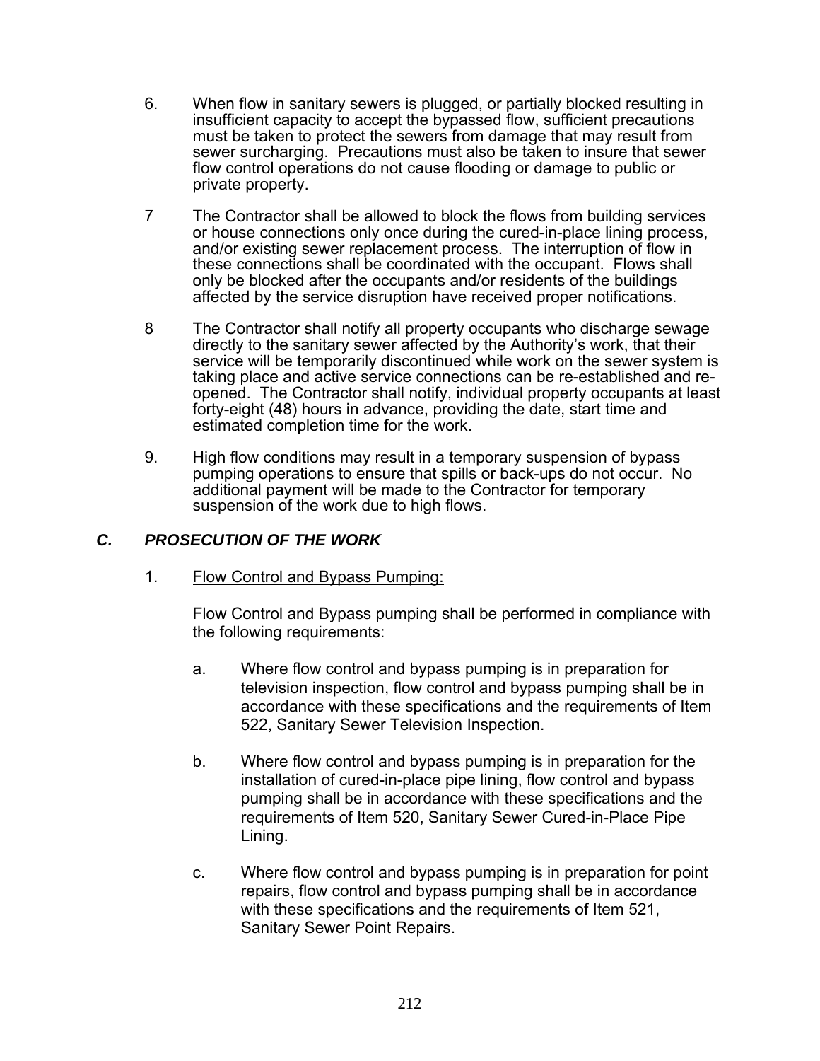6. When flow in sanitary sewers is plugged, or partially blocked resulting in insufficient capacity to accept the bypassed flow, sufficient precautions must be taken to protect the sewers from damage that may result from sewer surcharging. Precautions must also be taken to insure that sewer flow control operations do not cause flooding or damage to public or private property.

7 The Contractor shall be allowed to block the flows from building services or house connections only once during the cured-in-place lining process, and/or existing sewer replacement process. The interruption of flow in these connections shall be coordinated with the occupant. Flows shall only be blocked after the occupants and/or residents of the buildings affected by the service disruption have received proper notifications.

8 The Contractor shall notify all property occupants who discharge sewage directly to the sanitary sewer affected by the Authority's work, that their service will be temporarily discontinued while work on the sewer system is taking place and active service connections can be re-established and re-opened. The Contractor shall notify, individual property occupants at least forty-eight (48) hours in advance, providing the date, start time and estimated completion time for the work.

9. High flow conditions may result in a temporary suspension of bypass pumping operations to ensure that spills or back-ups do not occur. No additional payment will be made to the Contractor for temporary suspension of the work due to high flows.

### *C. PROSECUTION OF THE WORK*

1. Flow Control and Bypass Pumping:

   Flow Control and Bypass pumping shall be performed in compliance with the following requirements:

   a. Where flow control and bypass pumping is in preparation for television inspection, flow control and bypass pumping shall be in accordance with these specifications and the requirements of Item 522, Sanitary Sewer Television Inspection.

   b. Where flow control and bypass pumping is in preparation for the installation of cured-in-place pipe lining, flow control and bypass pumping shall be in accordance with these specifications and the requirements of Item 520, Sanitary Sewer Cured-in-Place Pipe Lining.

   c. Where flow control and bypass pumping is in preparation for point repairs, flow control and bypass pumping shall be in accordance with these specifications and the requirements of Item 521, Sanitary Sewer Point Repairs.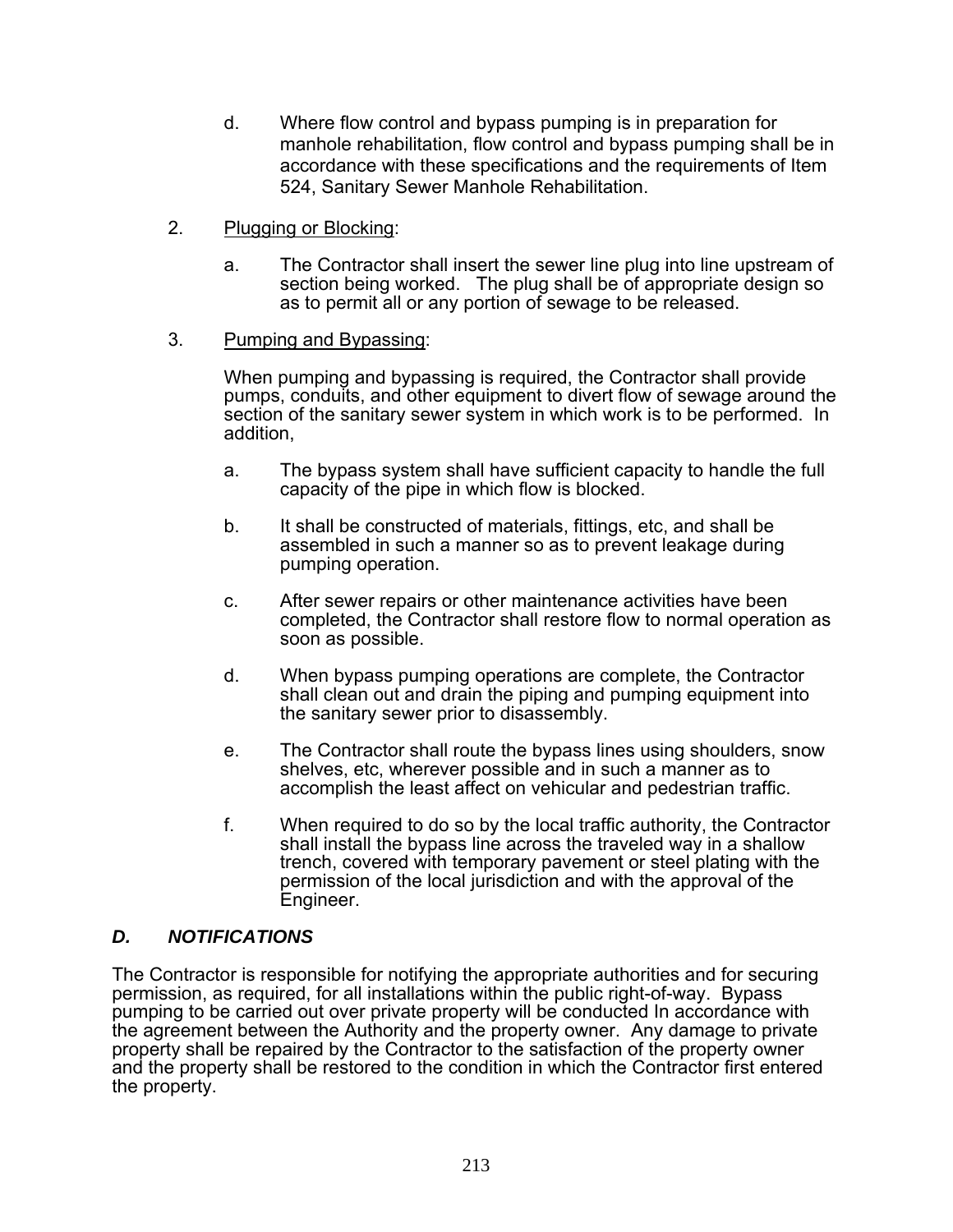d. Where flow control and bypass pumping is in preparation for manhole rehabilitation, flow control and bypass pumping shall be in accordance with these specifications and the requirements of Item 524, Sanitary Sewer Manhole Rehabilitation.

2. <u>Plugging or Blocking</u>:

   a. The Contractor shall insert the sewer line plug into line upstream of section being worked. The plug shall be of appropriate design so as to permit all or any portion of sewage to be released.

3. <u>Pumping and Bypassing</u>:

   When pumping and bypassing is required, the Contractor shall provide pumps, conduits, and other equipment to divert flow of sewage around the section of the sanitary sewer system in which work is to be performed. In addition,

   a. The bypass system shall have sufficient capacity to handle the full capacity of the pipe in which flow is blocked.

   b. It shall be constructed of materials, fittings, etc, and shall be assembled in such a manner so as to prevent leakage during pumping operation.

   c. After sewer repairs or other maintenance activities have been completed, the Contractor shall restore flow to normal operation as soon as possible.

   d. When bypass pumping operations are complete, the Contractor shall clean out and drain the piping and pumping equipment into the sanitary sewer prior to disassembly.

   e. The Contractor shall route the bypass lines using shoulders, snow shelves, etc, wherever possible and in such a manner as to accomplish the least affect on vehicular and pedestrian traffic.

   f. When required to do so by the local traffic authority, the Contractor shall install the bypass line across the traveled way in a shallow trench, covered with temporary pavement or steel plating with the permission of the local jurisdiction and with the approval of the Engineer.

### *D. NOTIFICATIONS*

The Contractor is responsible for notifying the appropriate authorities and for securing permission, as required, for all installations within the public right-of-way. Bypass pumping to be carried out over private property will be conducted In accordance with the agreement between the Authority and the property owner. Any damage to private property shall be repaired by the Contractor to the satisfaction of the property owner and the property shall be restored to the condition in which the Contractor first entered the property.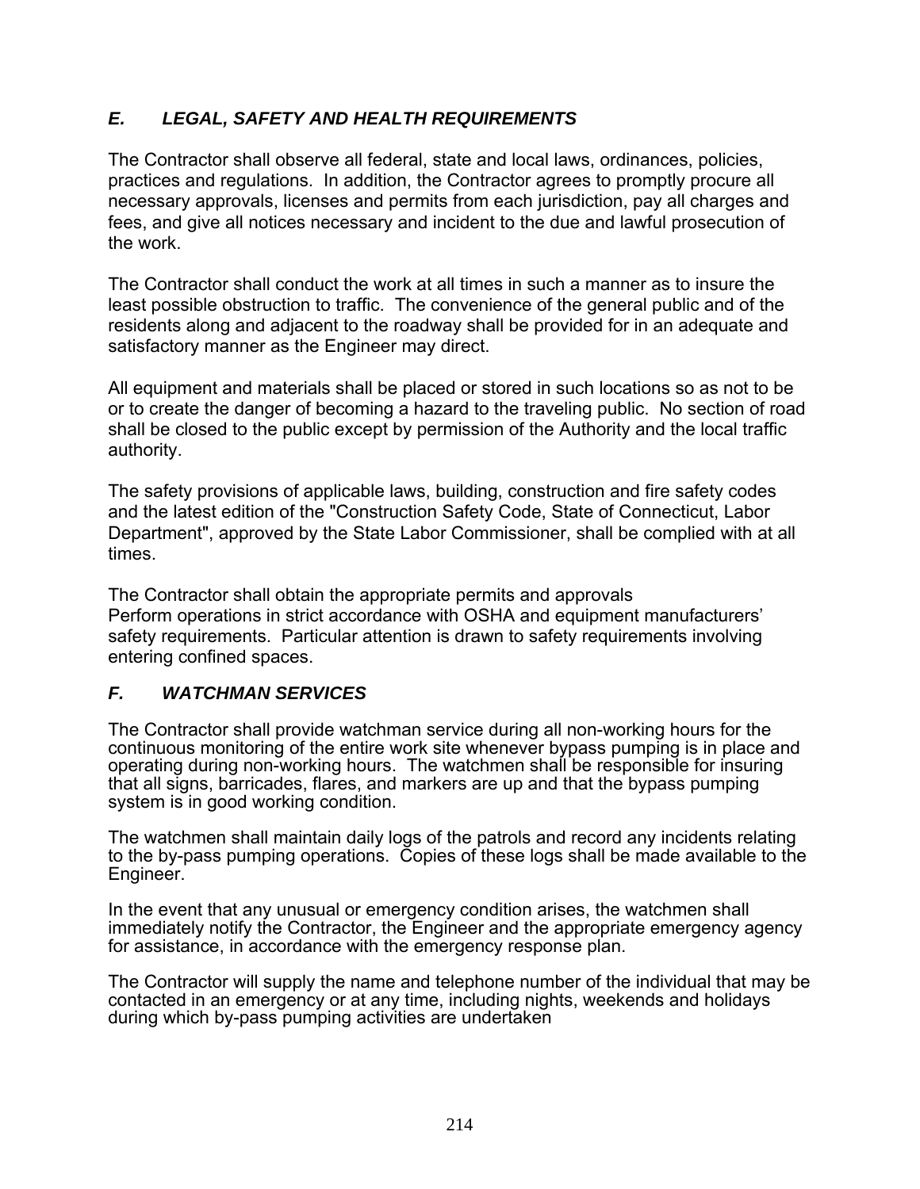## *E. LEGAL, SAFETY AND HEALTH REQUIREMENTS*

The Contractor shall observe all federal, state and local laws, ordinances, policies, practices and regulations. In addition, the Contractor agrees to promptly procure all necessary approvals, licenses and permits from each jurisdiction, pay all charges and fees, and give all notices necessary and incident to the due and lawful prosecution of the work.

The Contractor shall conduct the work at all times in such a manner as to insure the least possible obstruction to traffic. The convenience of the general public and of the residents along and adjacent to the roadway shall be provided for in an adequate and satisfactory manner as the Engineer may direct.

All equipment and materials shall be placed or stored in such locations so as not to be or to create the danger of becoming a hazard to the traveling public. No section of road shall be closed to the public except by permission of the Authority and the local traffic authority.

The safety provisions of applicable laws, building, construction and fire safety codes and the latest edition of the "Construction Safety Code, State of Connecticut, Labor Department", approved by the State Labor Commissioner, shall be complied with at all times.

The Contractor shall obtain the appropriate permits and approvals
Perform operations in strict accordance with OSHA and equipment manufacturers' safety requirements. Particular attention is drawn to safety requirements involving entering confined spaces.

## *F. WATCHMAN SERVICES*

The Contractor shall provide watchman service during all non-working hours for the continuous monitoring of the entire work site whenever bypass pumping is in place and operating during non-working hours. The watchmen shall be responsible for insuring that all signs, barricades, flares, and markers are up and that the bypass pumping system is in good working condition.

The watchmen shall maintain daily logs of the patrols and record any incidents relating to the by-pass pumping operations. Copies of these logs shall be made available to the Engineer.

In the event that any unusual or emergency condition arises, the watchmen shall immediately notify the Contractor, the Engineer and the appropriate emergency agency for assistance, in accordance with the emergency response plan.

The Contractor will supply the name and telephone number of the individual that may be contacted in an emergency or at any time, including nights, weekends and holidays during which by-pass pumping activities are undertaken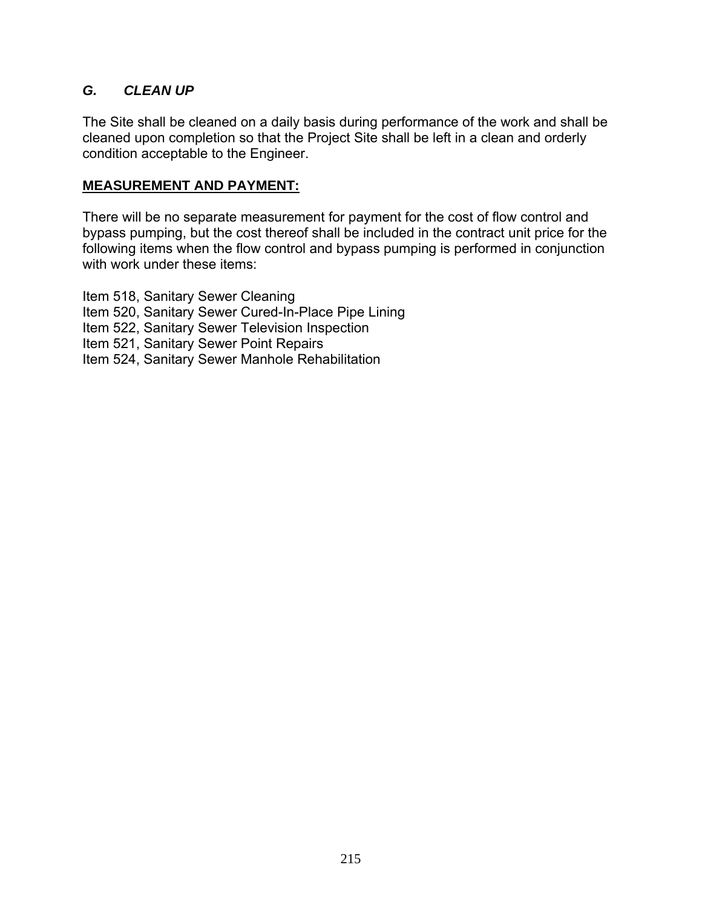### *G. CLEAN UP*

The Site shall be cleaned on a daily basis during performance of the work and shall be cleaned upon completion so that the Project Site shall be left in a clean and orderly condition acceptable to the Engineer.

**MEASUREMENT AND PAYMENT:**

There will be no separate measurement for payment for the cost of flow control and bypass pumping, but the cost thereof shall be included in the contract unit price for the following items when the flow control and bypass pumping is performed in conjunction with work under these items:

Item 518, Sanitary Sewer Cleaning
Item 520, Sanitary Sewer Cured-In-Place Pipe Lining
Item 522, Sanitary Sewer Television Inspection
Item 521, Sanitary Sewer Point Repairs
Item 524, Sanitary Sewer Manhole Rehabilitation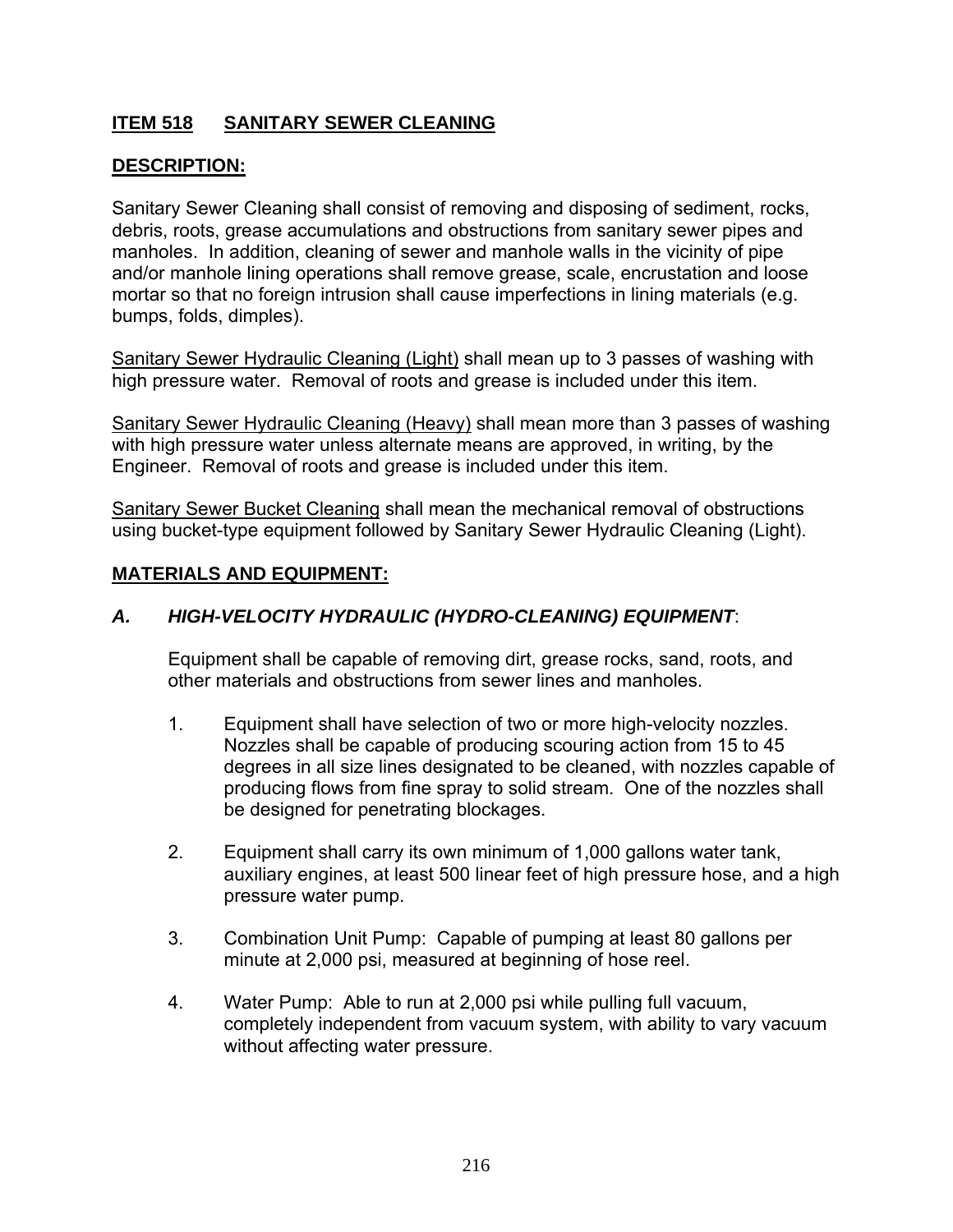## ITEM 518 SANITARY SEWER CLEANING

### DESCRIPTION:

Sanitary Sewer Cleaning shall consist of removing and disposing of sediment, rocks, debris, roots, grease accumulations and obstructions from sanitary sewer pipes and manholes. In addition, cleaning of sewer and manhole walls in the vicinity of pipe and/or manhole lining operations shall remove grease, scale, encrustation and loose mortar so that no foreign intrusion shall cause imperfections in lining materials (e.g. bumps, folds, dimples).

<u>Sanitary Sewer Hydraulic Cleaning (Light)</u> shall mean up to 3 passes of washing with high pressure water. Removal of roots and grease is included under this item.

<u>Sanitary Sewer Hydraulic Cleaning (Heavy)</u> shall mean more than 3 passes of washing with high pressure water unless alternate means are approved, in writing, by the Engineer. Removal of roots and grease is included under this item.

<u>Sanitary Sewer Bucket Cleaning</u> shall mean the mechanical removal of obstructions using bucket-type equipment followed by Sanitary Sewer Hydraulic Cleaning (Light).

### MATERIALS AND EQUIPMENT:

#### *A. HIGH-VELOCITY HYDRAULIC (HYDRO-CLEANING) EQUIPMENT*:

Equipment shall be capable of removing dirt, grease rocks, sand, roots, and other materials and obstructions from sewer lines and manholes.

1. Equipment shall have selection of two or more high-velocity nozzles. Nozzles shall be capable of producing scouring action from 15 to 45 degrees in all size lines designated to be cleaned, with nozzles capable of producing flows from fine spray to solid stream. One of the nozzles shall be designed for penetrating blockages.

2. Equipment shall carry its own minimum of 1,000 gallons water tank, auxiliary engines, at least 500 linear feet of high pressure hose, and a high pressure water pump.

3. Combination Unit Pump: Capable of pumping at least 80 gallons per minute at 2,000 psi, measured at beginning of hose reel.

4. Water Pump: Able to run at 2,000 psi while pulling full vacuum, completely independent from vacuum system, with ability to vary vacuum without affecting water pressure.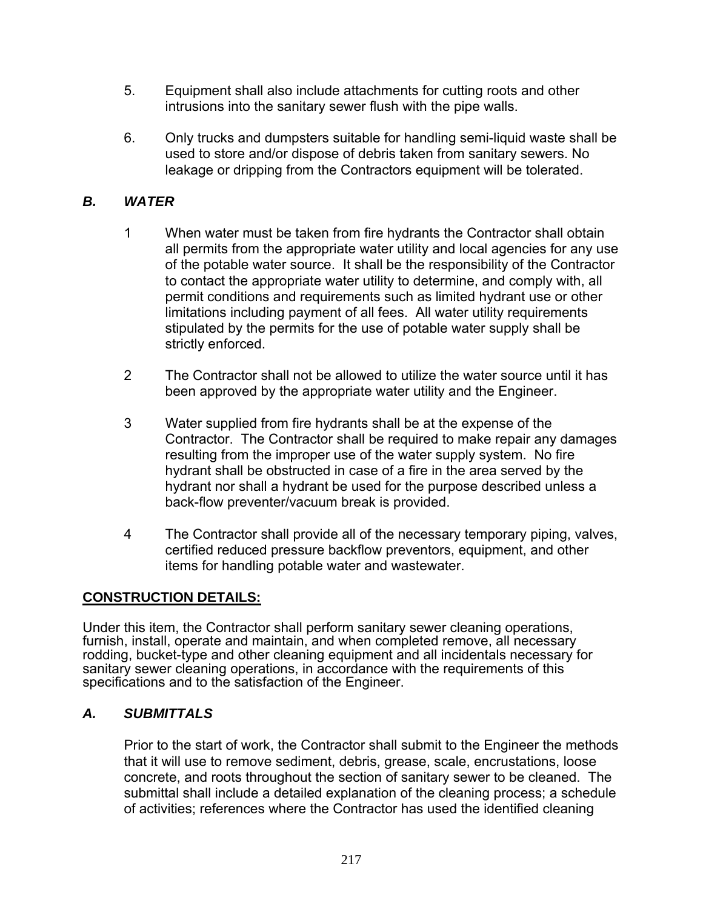5. Equipment shall also include attachments for cutting roots and other intrusions into the sanitary sewer flush with the pipe walls.

6. Only trucks and dumpsters suitable for handling semi-liquid waste shall be used to store and/or dispose of debris taken from sanitary sewers. No leakage or dripping from the Contractors equipment will be tolerated.

### *B. WATER*

1 When water must be taken from fire hydrants the Contractor shall obtain all permits from the appropriate water utility and local agencies for any use of the potable water source. It shall be the responsibility of the Contractor to contact the appropriate water utility to determine, and comply with, all permit conditions and requirements such as limited hydrant use or other limitations including payment of all fees. All water utility requirements stipulated by the permits for the use of potable water supply shall be strictly enforced.

2 The Contractor shall not be allowed to utilize the water source until it has been approved by the appropriate water utility and the Engineer.

3 Water supplied from fire hydrants shall be at the expense of the Contractor. The Contractor shall be required to make repair any damages resulting from the improper use of the water supply system. No fire hydrant shall be obstructed in case of a fire in the area served by the hydrant nor shall a hydrant be used for the purpose described unless a back-flow preventer/vacuum break is provided.

4 The Contractor shall provide all of the necessary temporary piping, valves, certified reduced pressure backflow preventors, equipment, and other items for handling potable water and wastewater.

## **CONSTRUCTION DETAILS:**

Under this item, the Contractor shall perform sanitary sewer cleaning operations, furnish, install, operate and maintain, and when completed remove, all necessary rodding, bucket-type and other cleaning equipment and all incidentals necessary for sanitary sewer cleaning operations, in accordance with the requirements of this specifications and to the satisfaction of the Engineer.

### *A. SUBMITTALS*

Prior to the start of work, the Contractor shall submit to the Engineer the methods that it will use to remove sediment, debris, grease, scale, encrustations, loose concrete, and roots throughout the section of sanitary sewer to be cleaned. The submittal shall include a detailed explanation of the cleaning process; a schedule of activities; references where the Contractor has used the identified cleaning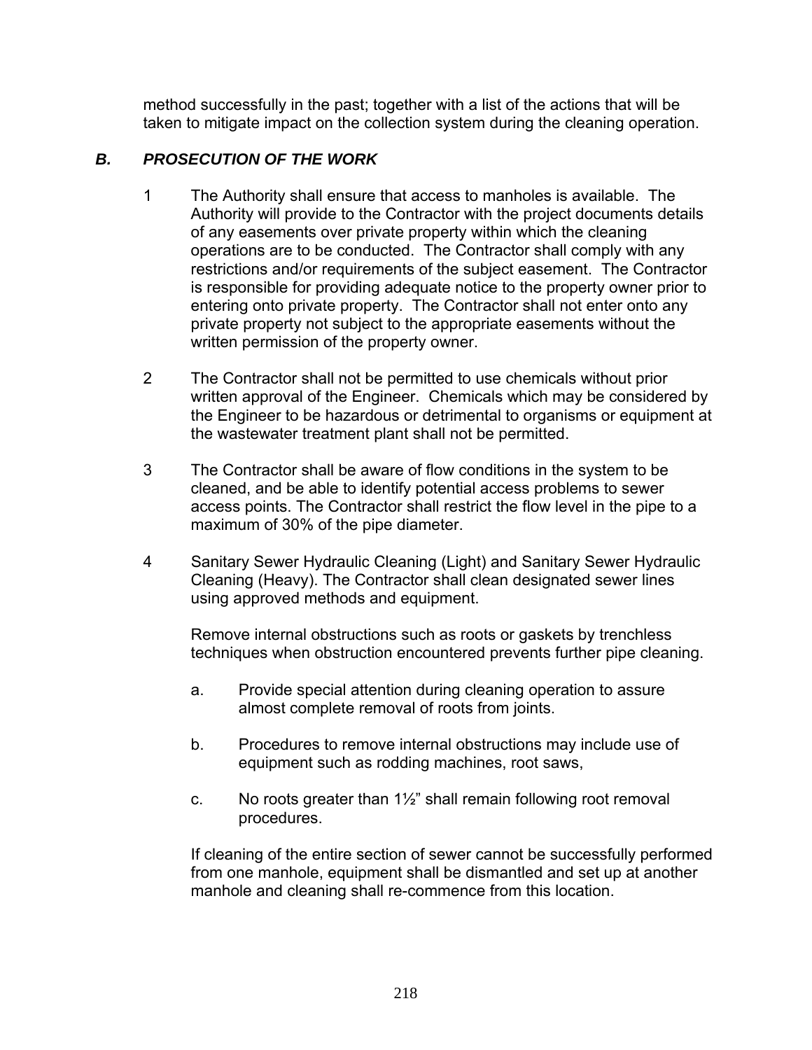method successfully in the past; together with a list of the actions that will be taken to mitigate impact on the collection system during the cleaning operation.

### *B. PROSECUTION OF THE WORK*

1 The Authority shall ensure that access to manholes is available. The Authority will provide to the Contractor with the project documents details of any easements over private property within which the cleaning operations are to be conducted. The Contractor shall comply with any restrictions and/or requirements of the subject easement. The Contractor is responsible for providing adequate notice to the property owner prior to entering onto private property. The Contractor shall not enter onto any private property not subject to the appropriate easements without the written permission of the property owner.

2 The Contractor shall not be permitted to use chemicals without prior written approval of the Engineer. Chemicals which may be considered by the Engineer to be hazardous or detrimental to organisms or equipment at the wastewater treatment plant shall not be permitted.

3 The Contractor shall be aware of flow conditions in the system to be cleaned, and be able to identify potential access problems to sewer access points. The Contractor shall restrict the flow level in the pipe to a maximum of 30% of the pipe diameter.

4 Sanitary Sewer Hydraulic Cleaning (Light) and Sanitary Sewer Hydraulic Cleaning (Heavy). The Contractor shall clean designated sewer lines using approved methods and equipment.

Remove internal obstructions such as roots or gaskets by trenchless techniques when obstruction encountered prevents further pipe cleaning.

a. Provide special attention during cleaning operation to assure almost complete removal of roots from joints.

b. Procedures to remove internal obstructions may include use of equipment such as rodding machines, root saws,

c. No roots greater than 1½" shall remain following root removal procedures.

If cleaning of the entire section of sewer cannot be successfully performed from one manhole, equipment shall be dismantled and set up at another manhole and cleaning shall re-commence from this location.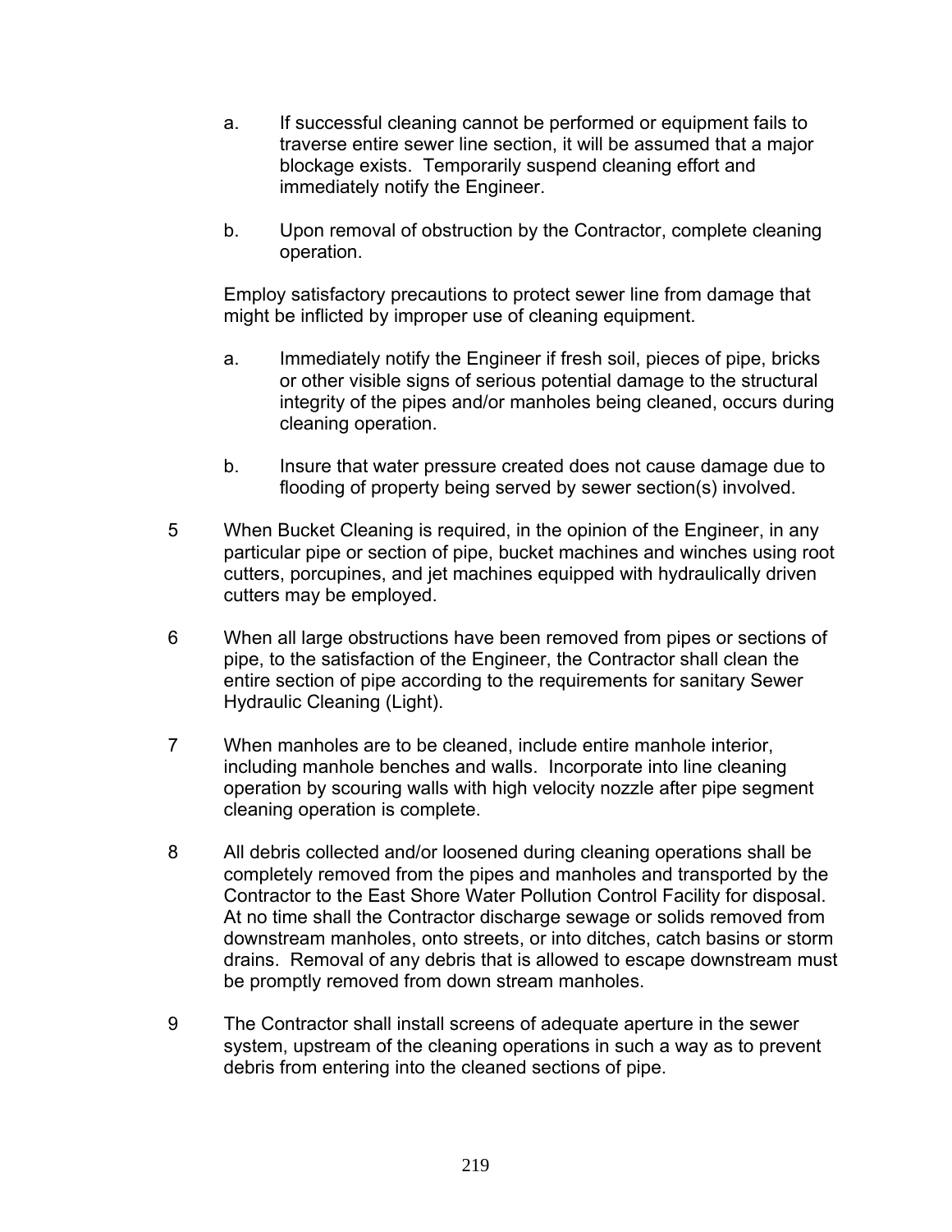a. If successful cleaning cannot be performed or equipment fails to traverse entire sewer line section, it will be assumed that a major blockage exists. Temporarily suspend cleaning effort and immediately notify the Engineer.

b. Upon removal of obstruction by the Contractor, complete cleaning operation.

Employ satisfactory precautions to protect sewer line from damage that might be inflicted by improper use of cleaning equipment.

a. Immediately notify the Engineer if fresh soil, pieces of pipe, bricks or other visible signs of serious potential damage to the structural integrity of the pipes and/or manholes being cleaned, occurs during cleaning operation.

b. Insure that water pressure created does not cause damage due to flooding of property being served by sewer section(s) involved.

5 When Bucket Cleaning is required, in the opinion of the Engineer, in any particular pipe or section of pipe, bucket machines and winches using root cutters, porcupines, and jet machines equipped with hydraulically driven cutters may be employed.

6 When all large obstructions have been removed from pipes or sections of pipe, to the satisfaction of the Engineer, the Contractor shall clean the entire section of pipe according to the requirements for sanitary Sewer Hydraulic Cleaning (Light).

7 When manholes are to be cleaned, include entire manhole interior, including manhole benches and walls. Incorporate into line cleaning operation by scouring walls with high velocity nozzle after pipe segment cleaning operation is complete.

8 All debris collected and/or loosened during cleaning operations shall be completely removed from the pipes and manholes and transported by the Contractor to the East Shore Water Pollution Control Facility for disposal. At no time shall the Contractor discharge sewage or solids removed from downstream manholes, onto streets, or into ditches, catch basins or storm drains. Removal of any debris that is allowed to escape downstream must be promptly removed from down stream manholes.

9 The Contractor shall install screens of adequate aperture in the sewer system, upstream of the cleaning operations in such a way as to prevent debris from entering into the cleaned sections of pipe.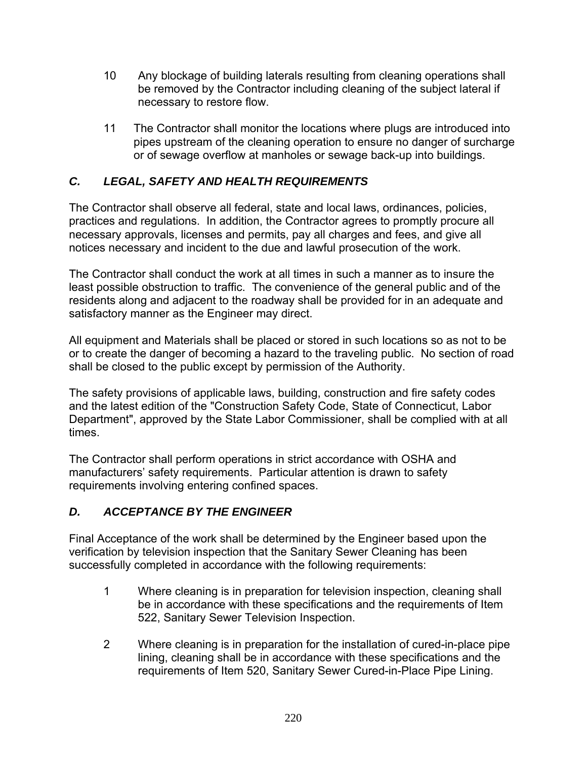10 Any blockage of building laterals resulting from cleaning operations shall be removed by the Contractor including cleaning of the subject lateral if necessary to restore flow.

11 The Contractor shall monitor the locations where plugs are introduced into pipes upstream of the cleaning operation to ensure no danger of surcharge or of sewage overflow at manholes or sewage back-up into buildings.

### *C. LEGAL, SAFETY AND HEALTH REQUIREMENTS*

The Contractor shall observe all federal, state and local laws, ordinances, policies, practices and regulations. In addition, the Contractor agrees to promptly procure all necessary approvals, licenses and permits, pay all charges and fees, and give all notices necessary and incident to the due and lawful prosecution of the work.

The Contractor shall conduct the work at all times in such a manner as to insure the least possible obstruction to traffic. The convenience of the general public and of the residents along and adjacent to the roadway shall be provided for in an adequate and satisfactory manner as the Engineer may direct.

All equipment and Materials shall be placed or stored in such locations so as not to be or to create the danger of becoming a hazard to the traveling public. No section of road shall be closed to the public except by permission of the Authority.

The safety provisions of applicable laws, building, construction and fire safety codes and the latest edition of the "Construction Safety Code, State of Connecticut, Labor Department", approved by the State Labor Commissioner, shall be complied with at all times.

The Contractor shall perform operations in strict accordance with OSHA and manufacturers' safety requirements. Particular attention is drawn to safety requirements involving entering confined spaces.

### *D. ACCEPTANCE BY THE ENGINEER*

Final Acceptance of the work shall be determined by the Engineer based upon the verification by television inspection that the Sanitary Sewer Cleaning has been successfully completed in accordance with the following requirements:

1 Where cleaning is in preparation for television inspection, cleaning shall be in accordance with these specifications and the requirements of Item 522, Sanitary Sewer Television Inspection.

2 Where cleaning is in preparation for the installation of cured-in-place pipe lining, cleaning shall be in accordance with these specifications and the requirements of Item 520, Sanitary Sewer Cured-in-Place Pipe Lining.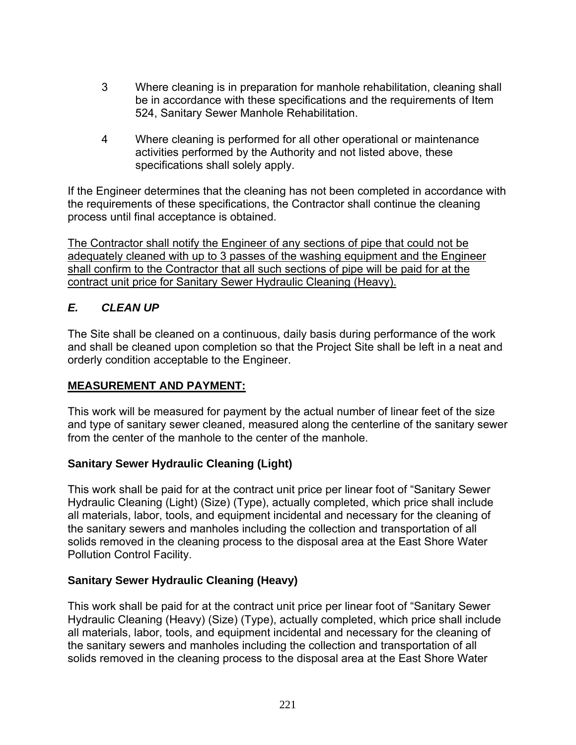3. Where cleaning is in preparation for manhole rehabilitation, cleaning shall be in accordance with these specifications and the requirements of Item 524, Sanitary Sewer Manhole Rehabilitation.

4. Where cleaning is performed for all other operational or maintenance activities performed by the Authority and not listed above, these specifications shall solely apply.

If the Engineer determines that the cleaning has not been completed in accordance with the requirements of these specifications, the Contractor shall continue the cleaning process until final acceptance is obtained.

<u>The Contractor shall notify the Engineer of any sections of pipe that could not be adequately cleaned with up to 3 passes of the washing equipment and the Engineer shall confirm to the Contractor that all such sections of pipe will be paid for at the contract unit price for Sanitary Sewer Hydraulic Cleaning (Heavy).</u>

### *E. CLEAN UP*

The Site shall be cleaned on a continuous, daily basis during performance of the work and shall be cleaned upon completion so that the Project Site shall be left in a neat and orderly condition acceptable to the Engineer.

## <u>MEASUREMENT AND PAYMENT:</u>

This work will be measured for payment by the actual number of linear feet of the size and type of sanitary sewer cleaned, measured along the centerline of the sanitary sewer from the center of the manhole to the center of the manhole.

### Sanitary Sewer Hydraulic Cleaning (Light)

This work shall be paid for at the contract unit price per linear foot of "Sanitary Sewer Hydraulic Cleaning (Light) (Size) (Type), actually completed, which price shall include all materials, labor, tools, and equipment incidental and necessary for the cleaning of the sanitary sewers and manholes including the collection and transportation of all solids removed in the cleaning process to the disposal area at the East Shore Water Pollution Control Facility.

### Sanitary Sewer Hydraulic Cleaning (Heavy)

This work shall be paid for at the contract unit price per linear foot of "Sanitary Sewer Hydraulic Cleaning (Heavy) (Size) (Type), actually completed, which price shall include all materials, labor, tools, and equipment incidental and necessary for the cleaning of the sanitary sewers and manholes including the collection and transportation of all solids removed in the cleaning process to the disposal area at the East Shore Water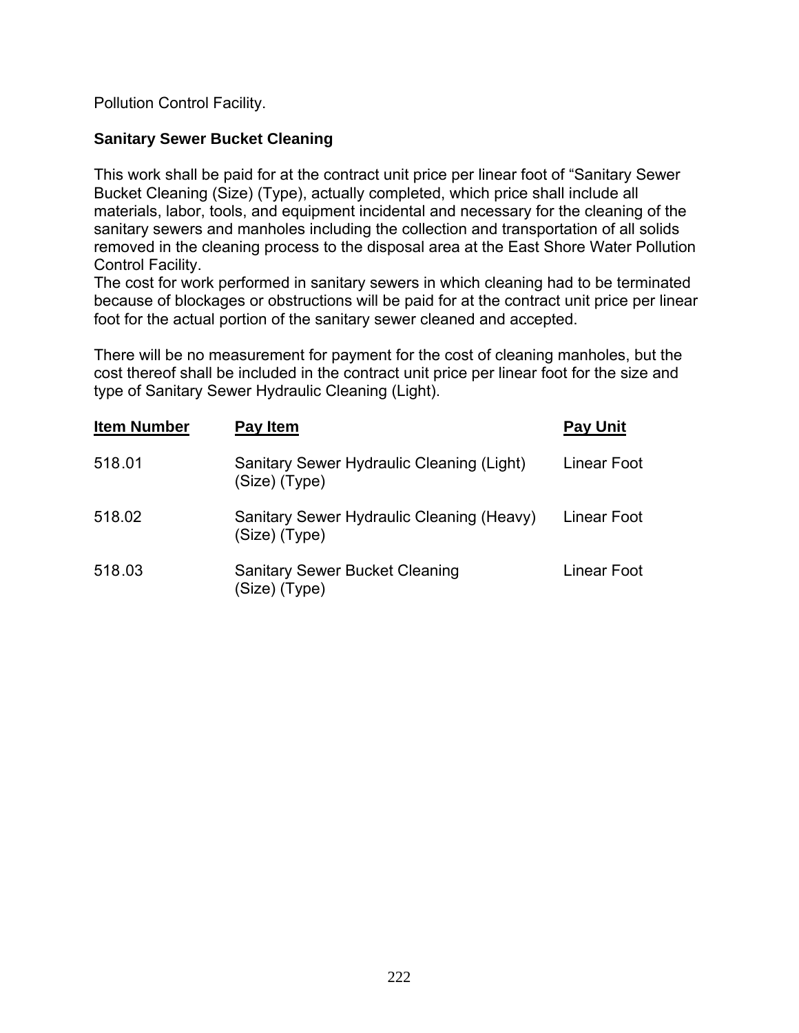Pollution Control Facility.

**Sanitary Sewer Bucket Cleaning**

This work shall be paid for at the contract unit price per linear foot of "Sanitary Sewer Bucket Cleaning (Size) (Type), actually completed, which price shall include all materials, labor, tools, and equipment incidental and necessary for the cleaning of the sanitary sewers and manholes including the collection and transportation of all solids removed in the cleaning process to the disposal area at the East Shore Water Pollution Control Facility.
The cost for work performed in sanitary sewers in which cleaning had to be terminated because of blockages or obstructions will be paid for at the contract unit price per linear foot for the actual portion of the sanitary sewer cleaned and accepted.

There will be no measurement for payment for the cost of cleaning manholes, but the cost thereof shall be included in the contract unit price per linear foot for the size and type of Sanitary Sewer Hydraulic Cleaning (Light).

| Item Number | Pay Item | Pay Unit |
| --- | --- | --- |
| 518.01 | Sanitary Sewer Hydraulic Cleaning (Light) (Size) (Type) | Linear Foot |
| 518.02 | Sanitary Sewer Hydraulic Cleaning (Heavy) (Size) (Type) | Linear Foot |
| 518.03 | Sanitary Sewer Bucket Cleaning (Size) (Type) | Linear Foot |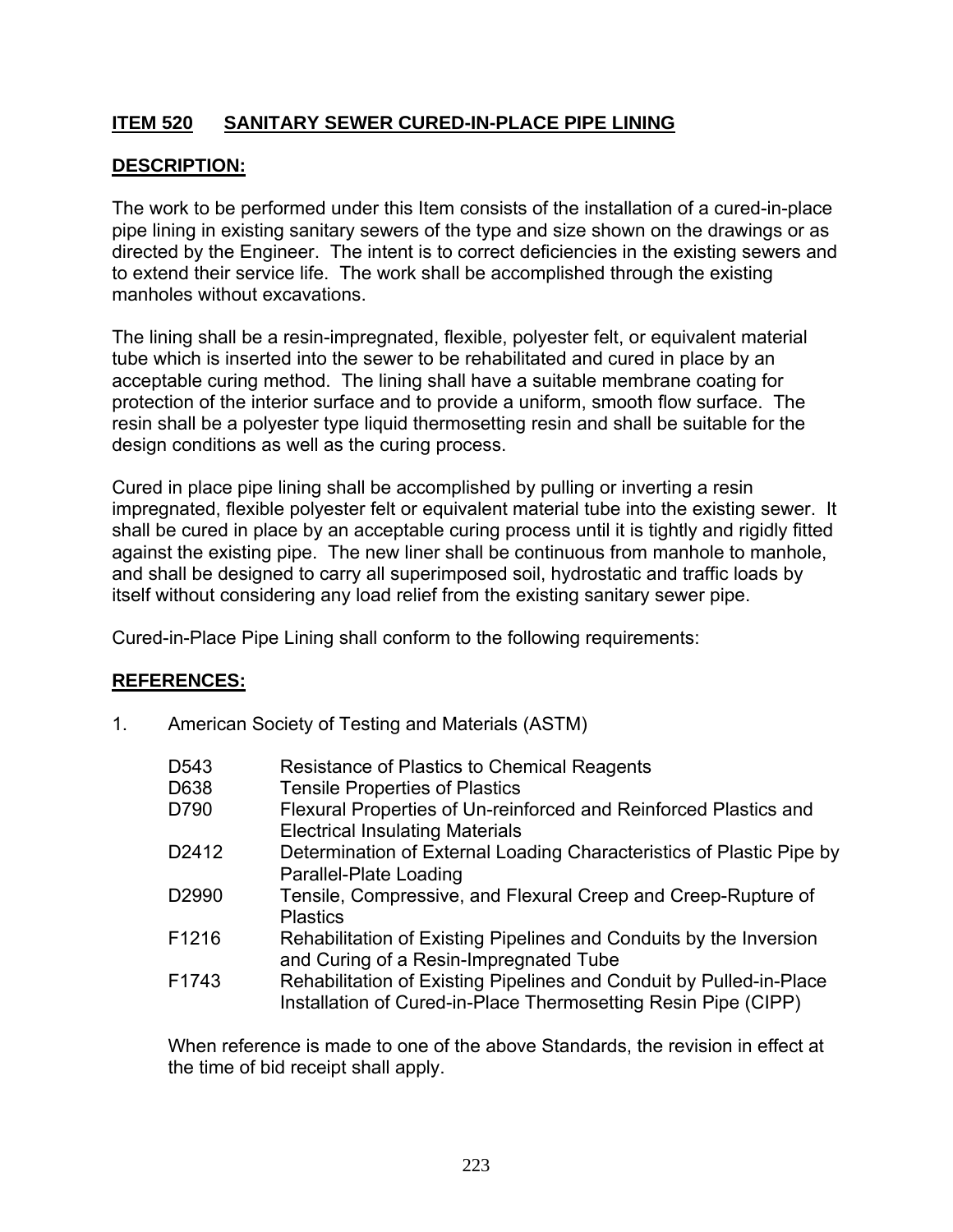## ITEM 520 SANITARY SEWER CURED-IN-PLACE PIPE LINING

### DESCRIPTION:

The work to be performed under this Item consists of the installation of a cured-in-place pipe lining in existing sanitary sewers of the type and size shown on the drawings or as directed by the Engineer. The intent is to correct deficiencies in the existing sewers and to extend their service life. The work shall be accomplished through the existing manholes without excavations.

The lining shall be a resin-impregnated, flexible, polyester felt, or equivalent material tube which is inserted into the sewer to be rehabilitated and cured in place by an acceptable curing method. The lining shall have a suitable membrane coating for protection of the interior surface and to provide a uniform, smooth flow surface. The resin shall be a polyester type liquid thermosetting resin and shall be suitable for the design conditions as well as the curing process.

Cured in place pipe lining shall be accomplished by pulling or inverting a resin impregnated, flexible polyester felt or equivalent material tube into the existing sewer. It shall be cured in place by an acceptable curing process until it is tightly and rigidly fitted against the existing pipe. The new liner shall be continuous from manhole to manhole, and shall be designed to carry all superimposed soil, hydrostatic and traffic loads by itself without considering any load relief from the existing sanitary sewer pipe.

Cured-in-Place Pipe Lining shall conform to the following requirements:

### REFERENCES:

1. American Society of Testing and Materials (ASTM)

| | |
|---|---|
| D543 | Resistance of Plastics to Chemical Reagents |
| D638 | Tensile Properties of Plastics |
| D790 | Flexural Properties of Un-reinforced and Reinforced Plastics and Electrical Insulating Materials |
| D2412 | Determination of External Loading Characteristics of Plastic Pipe by Parallel-Plate Loading |
| D2990 | Tensile, Compressive, and Flexural Creep and Creep-Rupture of Plastics |
| F1216 | Rehabilitation of Existing Pipelines and Conduits by the Inversion and Curing of a Resin-Impregnated Tube |
| F1743 | Rehabilitation of Existing Pipelines and Conduit by Pulled-in-Place Installation of Cured-in-Place Thermosetting Resin Pipe (CIPP) |

When reference is made to one of the above Standards, the revision in effect at the time of bid receipt shall apply.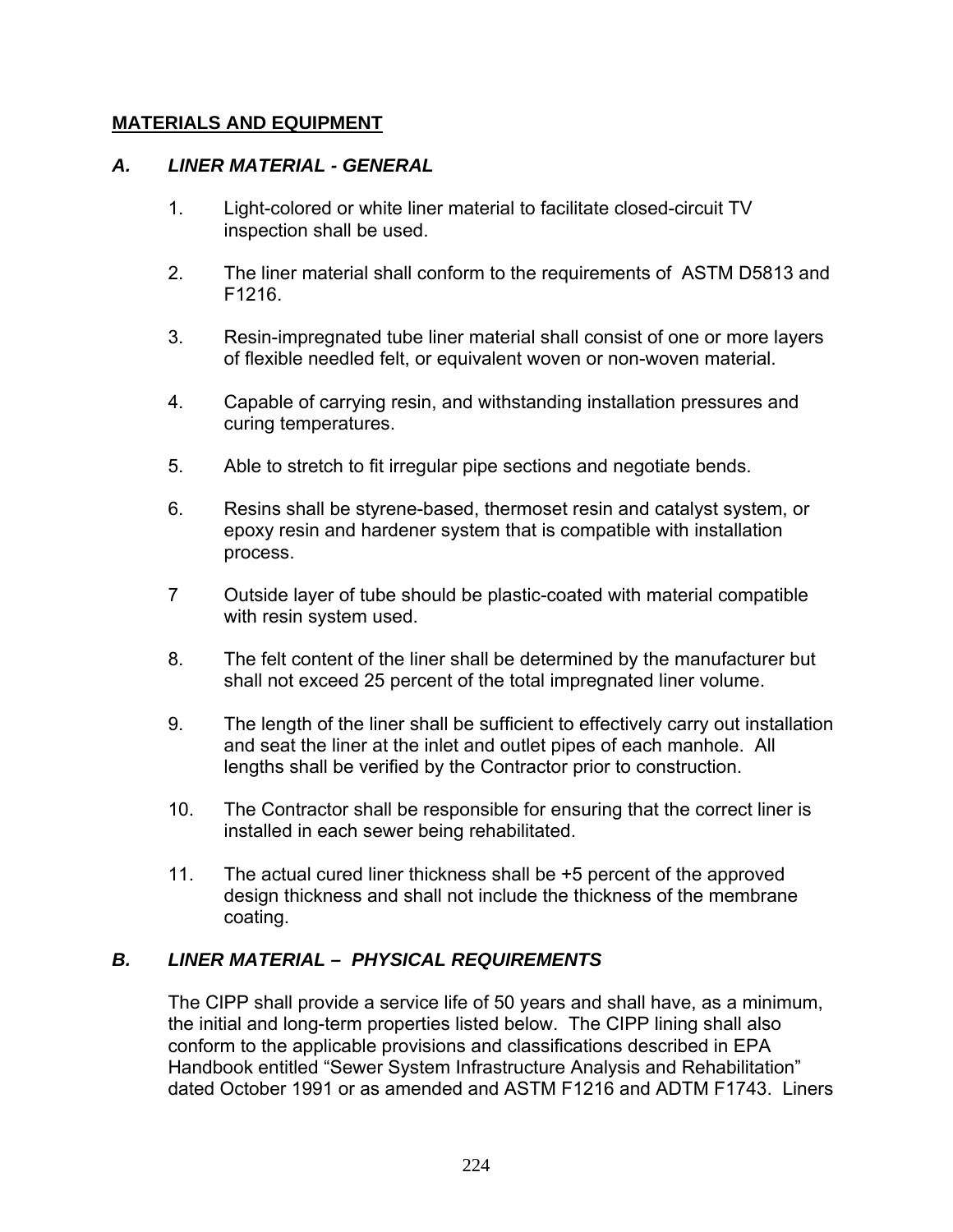## MATERIALS AND EQUIPMENT

### *A. LINER MATERIAL - GENERAL*

1. Light-colored or white liner material to facilitate closed-circuit TV inspection shall be used.

2. The liner material shall conform to the requirements of ASTM D5813 and F1216.

3. Resin-impregnated tube liner material shall consist of one or more layers of flexible needled felt, or equivalent woven or non-woven material.

4. Capable of carrying resin, and withstanding installation pressures and curing temperatures.

5. Able to stretch to fit irregular pipe sections and negotiate bends.

6. Resins shall be styrene-based, thermoset resin and catalyst system, or epoxy resin and hardener system that is compatible with installation process.

7 Outside layer of tube should be plastic-coated with material compatible with resin system used.

8. The felt content of the liner shall be determined by the manufacturer but shall not exceed 25 percent of the total impregnated liner volume.

9. The length of the liner shall be sufficient to effectively carry out installation and seat the liner at the inlet and outlet pipes of each manhole. All lengths shall be verified by the Contractor prior to construction.

10. The Contractor shall be responsible for ensuring that the correct liner is installed in each sewer being rehabilitated.

11. The actual cured liner thickness shall be +5 percent of the approved design thickness and shall not include the thickness of the membrane coating.

### *B. LINER MATERIAL – PHYSICAL REQUIREMENTS*

The CIPP shall provide a service life of 50 years and shall have, as a minimum, the initial and long-term properties listed below. The CIPP lining shall also conform to the applicable provisions and classifications described in EPA Handbook entitled "Sewer System Infrastructure Analysis and Rehabilitation" dated October 1991 or as amended and ASTM F1216 and ADTM F1743. Liners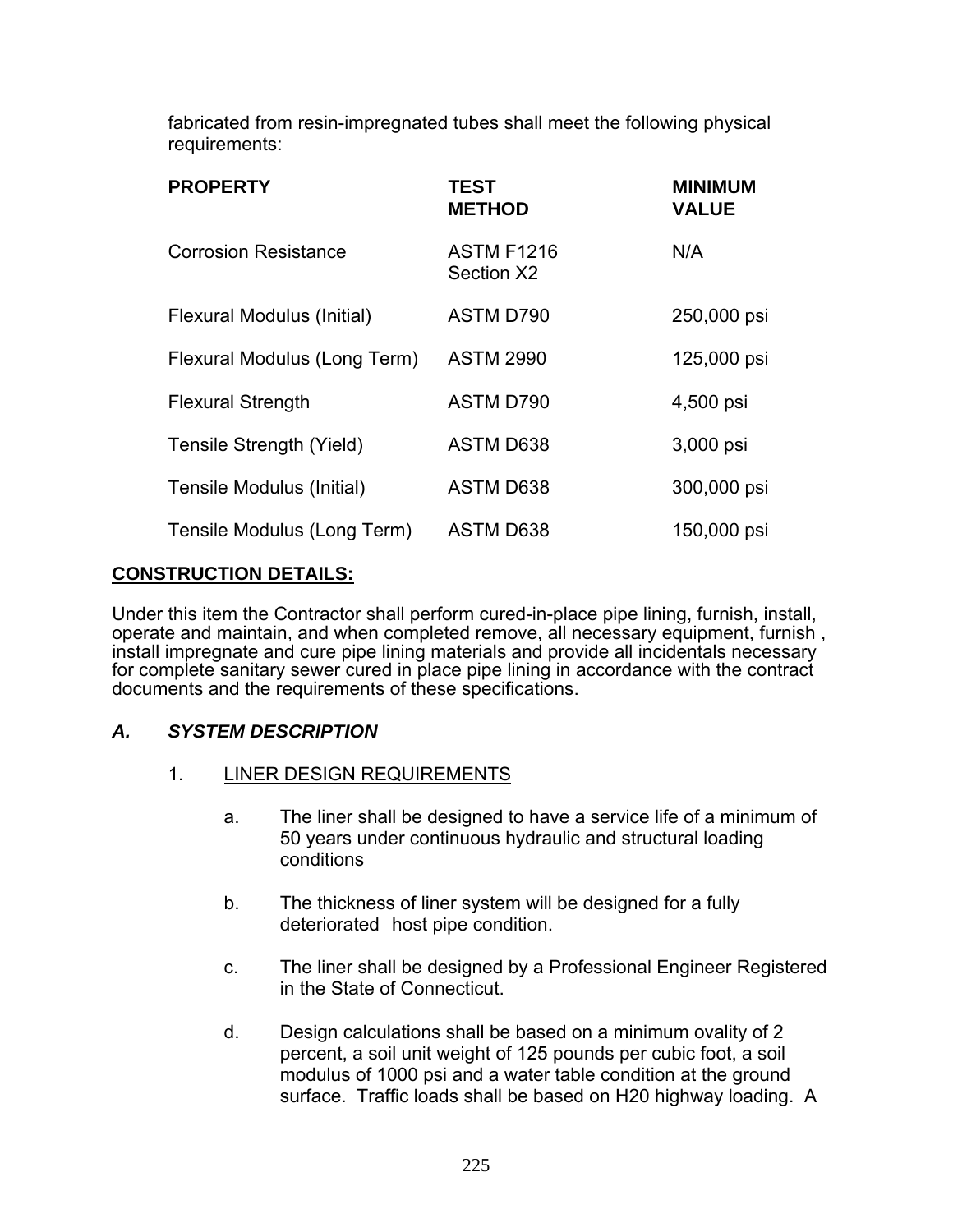fabricated from resin-impregnated tubes shall meet the following physical requirements:

| PROPERTY | TEST METHOD | MINIMUM VALUE |
|---|---|---|
| Corrosion Resistance | ASTM F1216 Section X2 | N/A |
| Flexural Modulus (Initial) | ASTM D790 | 250,000 psi |
| Flexural Modulus (Long Term) | ASTM 2990 | 125,000 psi |
| Flexural Strength | ASTM D790 | 4,500 psi |
| Tensile Strength (Yield) | ASTM D638 | 3,000 psi |
| Tensile Modulus (Initial) | ASTM D638 | 300,000 psi |
| Tensile Modulus (Long Term) | ASTM D638 | 150,000 psi |

## CONSTRUCTION DETAILS:

Under this item the Contractor shall perform cured-in-place pipe lining, furnish, install, operate and maintain, and when completed remove, all necessary equipment, furnish , install impregnate and cure pipe lining materials and provide all incidentals necessary for complete sanitary sewer cured in place pipe lining in accordance with the contract documents and the requirements of these specifications.

### *A. SYSTEM DESCRIPTION*

1. LINER DESIGN REQUIREMENTS

   a. The liner shall be designed to have a service life of a minimum of 50 years under continuous hydraulic and structural loading conditions

   b. The thickness of liner system will be designed for a fully deteriorated host pipe condition.

   c. The liner shall be designed by a Professional Engineer Registered in the State of Connecticut.

   d. Design calculations shall be based on a minimum ovality of 2 percent, a soil unit weight of 125 pounds per cubic foot, a soil modulus of 1000 psi and a water table condition at the ground surface. Traffic loads shall be based on H20 highway loading. A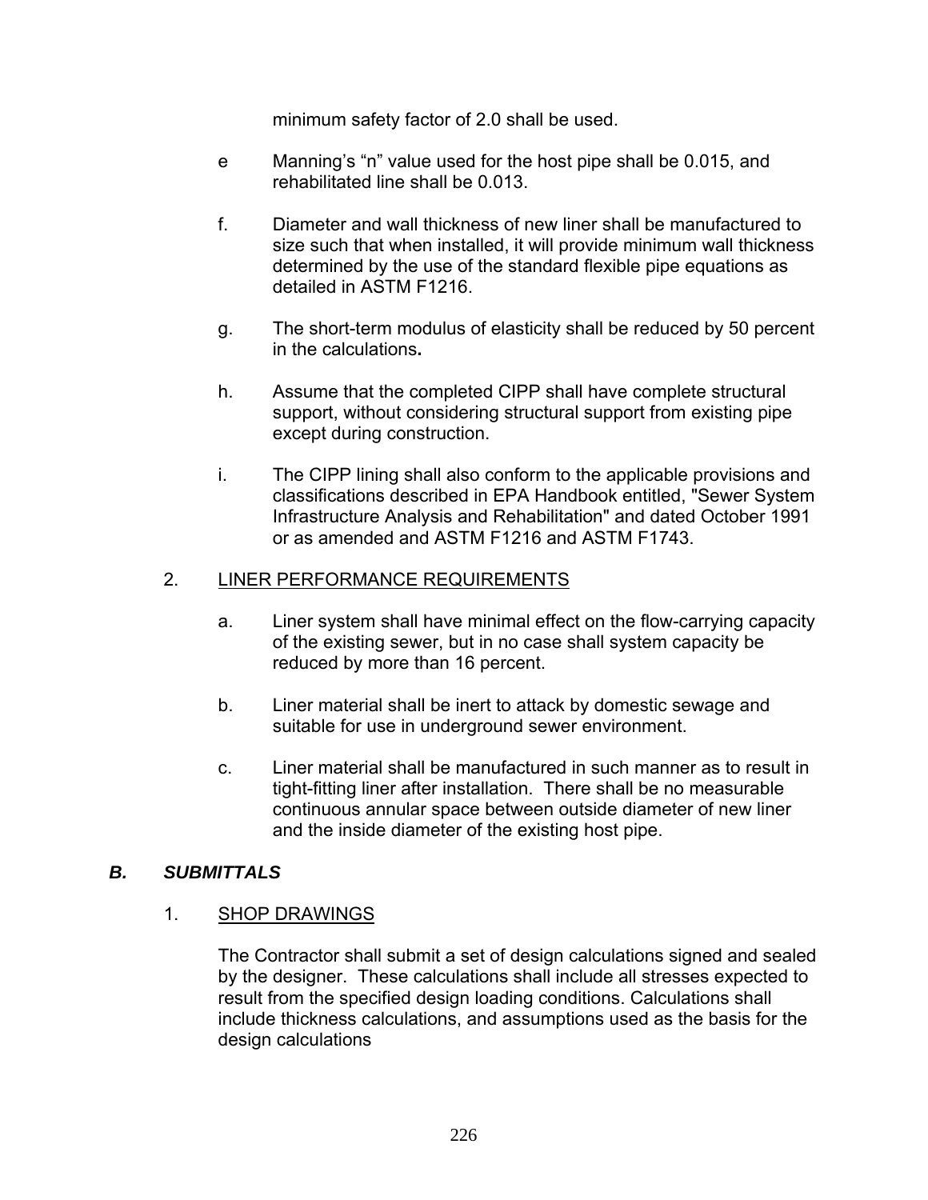minimum safety factor of 2.0 shall be used.

e Manning's "n" value used for the host pipe shall be 0.015, and rehabilitated line shall be 0.013.

f. Diameter and wall thickness of new liner shall be manufactured to size such that when installed, it will provide minimum wall thickness determined by the use of the standard flexible pipe equations as detailed in ASTM F1216.

g. The short-term modulus of elasticity shall be reduced by 50 percent in the calculations**.**

h. Assume that the completed CIPP shall have complete structural support, without considering structural support from existing pipe except during construction.

i. The CIPP lining shall also conform to the applicable provisions and classifications described in EPA Handbook entitled, "Sewer System Infrastructure Analysis and Rehabilitation" and dated October 1991 or as amended and ASTM F1216 and ASTM F1743.

2. <u>LINER PERFORMANCE REQUIREMENTS</u>

a. Liner system shall have minimal effect on the flow-carrying capacity of the existing sewer, but in no case shall system capacity be reduced by more than 16 percent.

b. Liner material shall be inert to attack by domestic sewage and suitable for use in underground sewer environment.

c. Liner material shall be manufactured in such manner as to result in tight-fitting liner after installation. There shall be no measurable continuous annular space between outside diameter of new liner and the inside diameter of the existing host pipe.

### *B. SUBMITTALS*

1. <u>SHOP DRAWINGS</u>

The Contractor shall submit a set of design calculations signed and sealed by the designer. These calculations shall include all stresses expected to result from the specified design loading conditions. Calculations shall include thickness calculations, and assumptions used as the basis for the design calculations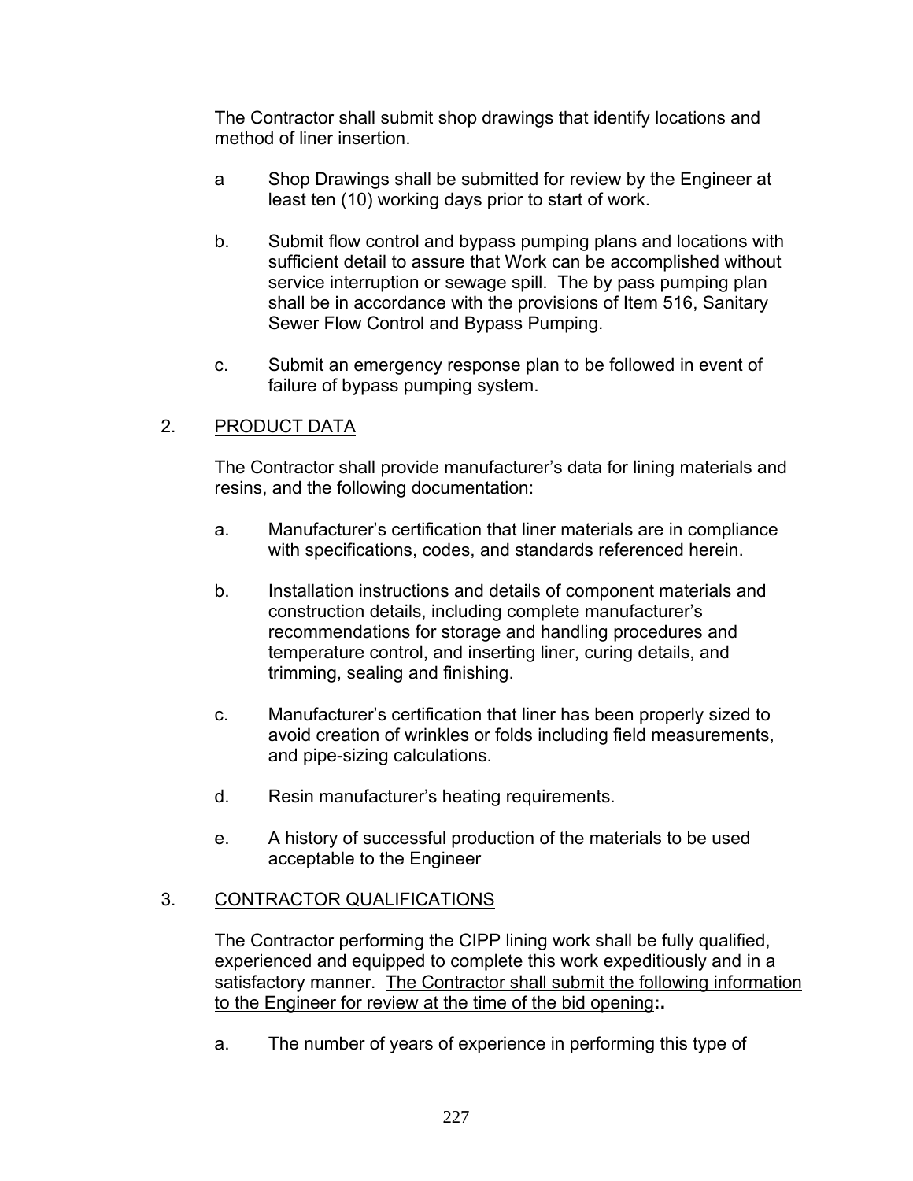The Contractor shall submit shop drawings that identify locations and method of liner insertion.

a Shop Drawings shall be submitted for review by the Engineer at least ten (10) working days prior to start of work.

b. Submit flow control and bypass pumping plans and locations with sufficient detail to assure that Work can be accomplished without service interruption or sewage spill. The by pass pumping plan shall be in accordance with the provisions of Item 516, Sanitary Sewer Flow Control and Bypass Pumping.

c. Submit an emergency response plan to be followed in event of failure of bypass pumping system.

2. <u>PRODUCT DATA</u>

The Contractor shall provide manufacturer's data for lining materials and resins, and the following documentation:

a. Manufacturer's certification that liner materials are in compliance with specifications, codes, and standards referenced herein.

b. Installation instructions and details of component materials and construction details, including complete manufacturer's recommendations for storage and handling procedures and temperature control, and inserting liner, curing details, and trimming, sealing and finishing.

c. Manufacturer's certification that liner has been properly sized to avoid creation of wrinkles or folds including field measurements, and pipe-sizing calculations.

d. Resin manufacturer's heating requirements.

e. A history of successful production of the materials to be used acceptable to the Engineer

3. <u>CONTRACTOR QUALIFICATIONS</u>

The Contractor performing the CIPP lining work shall be fully qualified, experienced and equipped to complete this work expeditiously and in a satisfactory manner. <u>The Contractor shall submit the following information to the Engineer for review at the time of the bid opening</u>**:.**

a. The number of years of experience in performing this type of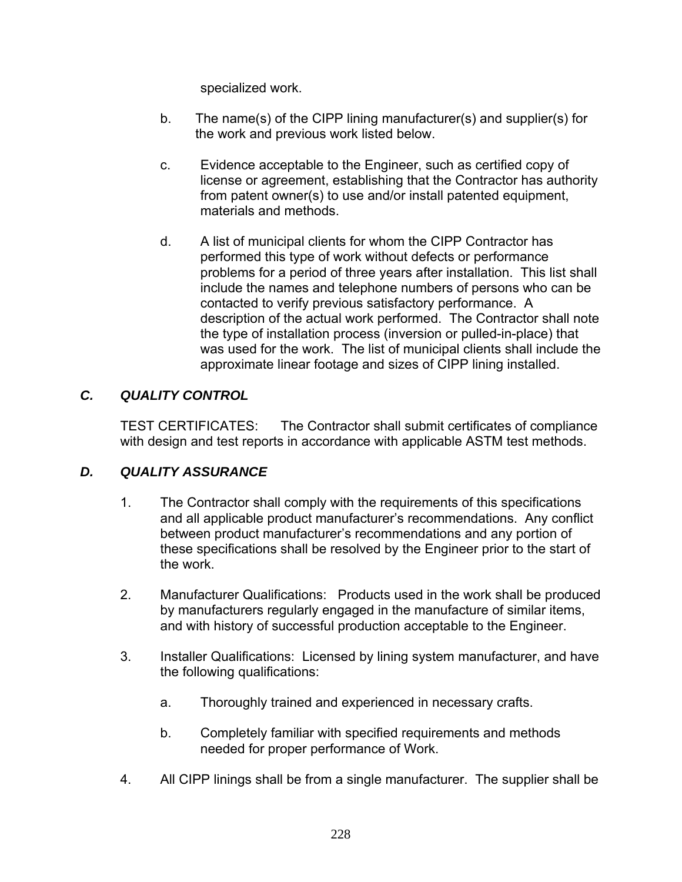specialized work.

b. The name(s) of the CIPP lining manufacturer(s) and supplier(s) for the work and previous work listed below.

c. Evidence acceptable to the Engineer, such as certified copy of license or agreement, establishing that the Contractor has authority from patent owner(s) to use and/or install patented equipment, materials and methods.

d. A list of municipal clients for whom the CIPP Contractor has performed this type of work without defects or performance problems for a period of three years after installation. This list shall include the names and telephone numbers of persons who can be contacted to verify previous satisfactory performance. A description of the actual work performed. The Contractor shall note the type of installation process (inversion or pulled-in-place) that was used for the work. The list of municipal clients shall include the approximate linear footage and sizes of CIPP lining installed.

### *C. QUALITY CONTROL*

TEST CERTIFICATES: The Contractor shall submit certificates of compliance with design and test reports in accordance with applicable ASTM test methods.

### *D. QUALITY ASSURANCE*

1. The Contractor shall comply with the requirements of this specifications and all applicable product manufacturer's recommendations. Any conflict between product manufacturer's recommendations and any portion of these specifications shall be resolved by the Engineer prior to the start of the work.

2. Manufacturer Qualifications: Products used in the work shall be produced by manufacturers regularly engaged in the manufacture of similar items, and with history of successful production acceptable to the Engineer.

3. Installer Qualifications: Licensed by lining system manufacturer, and have the following qualifications:

   a. Thoroughly trained and experienced in necessary crafts.

   b. Completely familiar with specified requirements and methods needed for proper performance of Work.

4. All CIPP linings shall be from a single manufacturer. The supplier shall be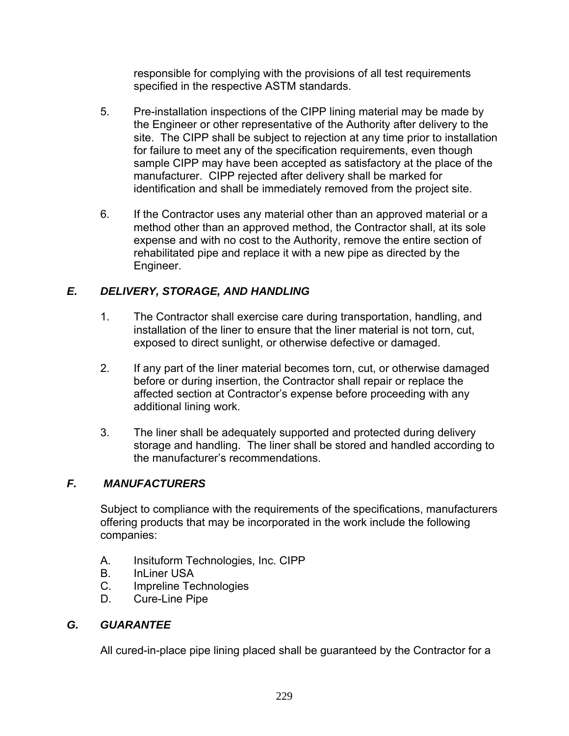responsible for complying with the provisions of all test requirements specified in the respective ASTM standards.

5. Pre-installation inspections of the CIPP lining material may be made by the Engineer or other representative of the Authority after delivery to the site. The CIPP shall be subject to rejection at any time prior to installation for failure to meet any of the specification requirements, even though sample CIPP may have been accepted as satisfactory at the place of the manufacturer. CIPP rejected after delivery shall be marked for identification and shall be immediately removed from the project site.

6. If the Contractor uses any material other than an approved material or a method other than an approved method, the Contractor shall, at its sole expense and with no cost to the Authority, remove the entire section of rehabilitated pipe and replace it with a new pipe as directed by the Engineer.

### *E. DELIVERY, STORAGE, AND HANDLING*

1. The Contractor shall exercise care during transportation, handling, and installation of the liner to ensure that the liner material is not torn, cut, exposed to direct sunlight, or otherwise defective or damaged.

2. If any part of the liner material becomes torn, cut, or otherwise damaged before or during insertion, the Contractor shall repair or replace the affected section at Contractor's expense before proceeding with any additional lining work.

3. The liner shall be adequately supported and protected during delivery storage and handling. The liner shall be stored and handled according to the manufacturer's recommendations.

### *F. MANUFACTURERS*

Subject to compliance with the requirements of the specifications, manufacturers offering products that may be incorporated in the work include the following companies:

A. Insituform Technologies, Inc. CIPP
B. InLiner USA
C. Impreline Technologies
D. Cure-Line Pipe

### *G. GUARANTEE*

All cured-in-place pipe lining placed shall be guaranteed by the Contractor for a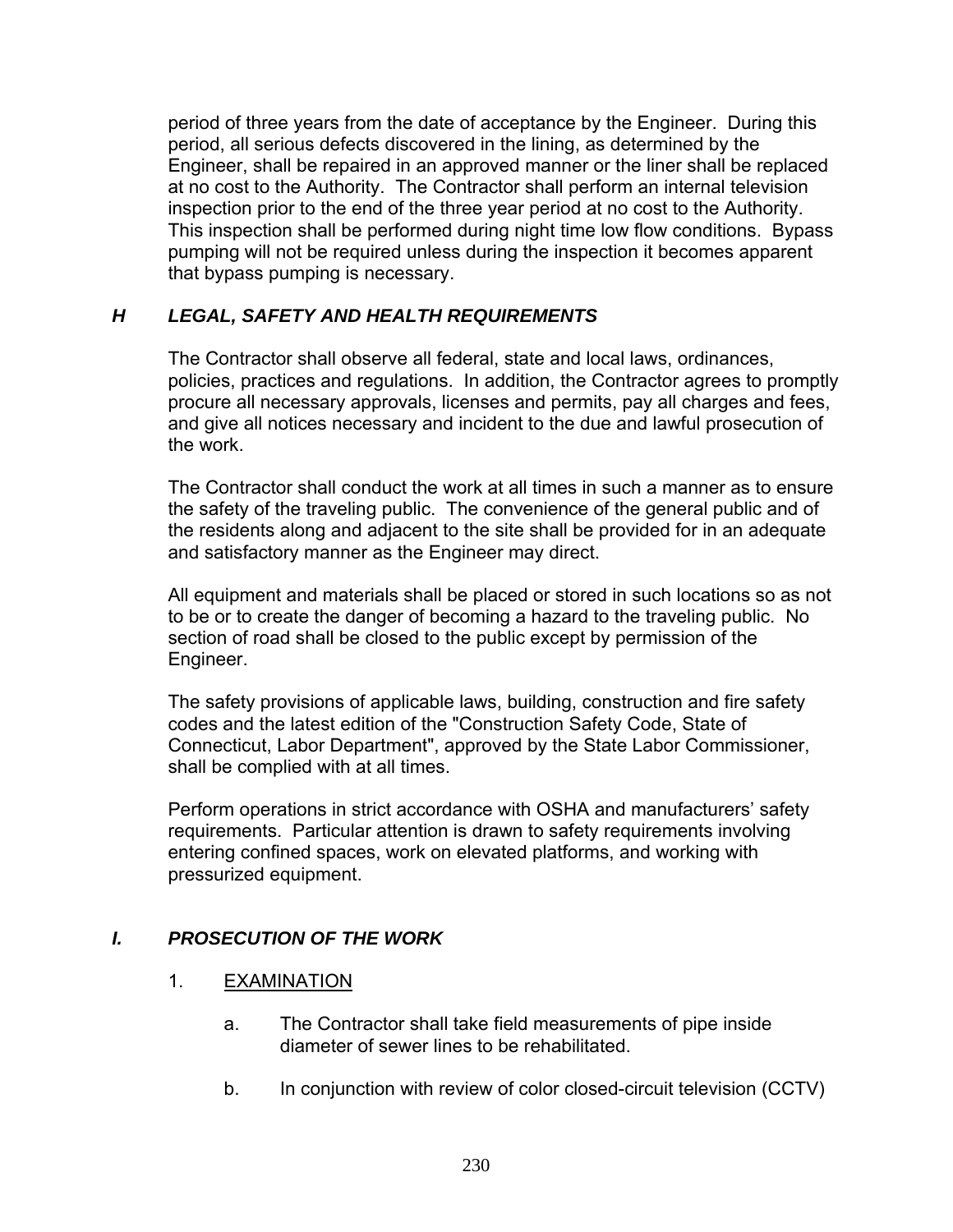period of three years from the date of acceptance by the Engineer. During this period, all serious defects discovered in the lining, as determined by the Engineer, shall be repaired in an approved manner or the liner shall be replaced at no cost to the Authority. The Contractor shall perform an internal television inspection prior to the end of the three year period at no cost to the Authority. This inspection shall be performed during night time low flow conditions. Bypass pumping will not be required unless during the inspection it becomes apparent that bypass pumping is necessary.

## *H LEGAL, SAFETY AND HEALTH REQUIREMENTS*

The Contractor shall observe all federal, state and local laws, ordinances, policies, practices and regulations. In addition, the Contractor agrees to promptly procure all necessary approvals, licenses and permits, pay all charges and fees, and give all notices necessary and incident to the due and lawful prosecution of the work.

The Contractor shall conduct the work at all times in such a manner as to ensure the safety of the traveling public. The convenience of the general public and of the residents along and adjacent to the site shall be provided for in an adequate and satisfactory manner as the Engineer may direct.

All equipment and materials shall be placed or stored in such locations so as not to be or to create the danger of becoming a hazard to the traveling public. No section of road shall be closed to the public except by permission of the Engineer.

The safety provisions of applicable laws, building, construction and fire safety codes and the latest edition of the "Construction Safety Code, State of Connecticut, Labor Department", approved by the State Labor Commissioner, shall be complied with at all times.

Perform operations in strict accordance with OSHA and manufacturers' safety requirements. Particular attention is drawn to safety requirements involving entering confined spaces, work on elevated platforms, and working with pressurized equipment.

## *I. PROSECUTION OF THE WORK*

1. EXAMINATION

   a. The Contractor shall take field measurements of pipe inside diameter of sewer lines to be rehabilitated.

   b. In conjunction with review of color closed-circuit television (CCTV)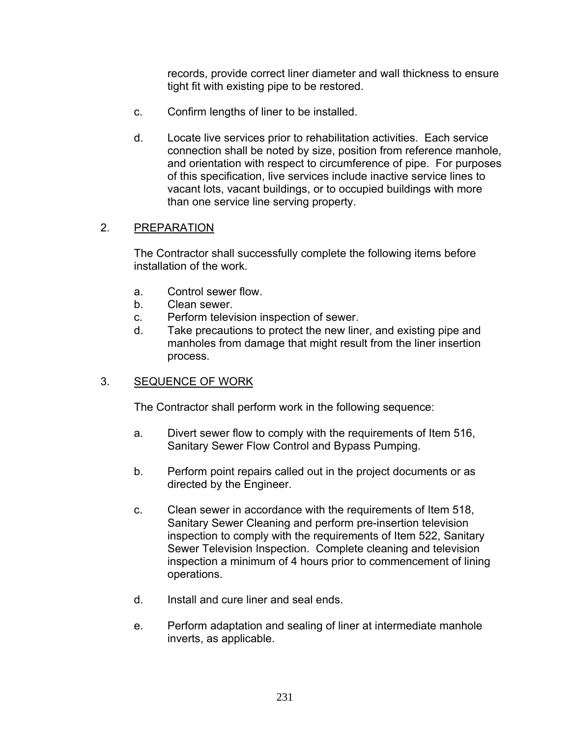records, provide correct liner diameter and wall thickness to ensure tight fit with existing pipe to be restored.

c. Confirm lengths of liner to be installed.

d. Locate live services prior to rehabilitation activities. Each service connection shall be noted by size, position from reference manhole, and orientation with respect to circumference of pipe. For purposes of this specification, live services include inactive service lines to vacant lots, vacant buildings, or to occupied buildings with more than one service line serving property.

## 2. PREPARATION

The Contractor shall successfully complete the following items before installation of the work.

a. Control sewer flow.
b. Clean sewer.
c. Perform television inspection of sewer.
d. Take precautions to protect the new liner, and existing pipe and manholes from damage that might result from the liner insertion process.

## 3. SEQUENCE OF WORK

The Contractor shall perform work in the following sequence:

a. Divert sewer flow to comply with the requirements of Item 516, Sanitary Sewer Flow Control and Bypass Pumping.

b. Perform point repairs called out in the project documents or as directed by the Engineer.

c. Clean sewer in accordance with the requirements of Item 518, Sanitary Sewer Cleaning and perform pre-insertion television inspection to comply with the requirements of Item 522, Sanitary Sewer Television Inspection. Complete cleaning and television inspection a minimum of 4 hours prior to commencement of lining operations.

d. Install and cure liner and seal ends.

e. Perform adaptation and sealing of liner at intermediate manhole inverts, as applicable.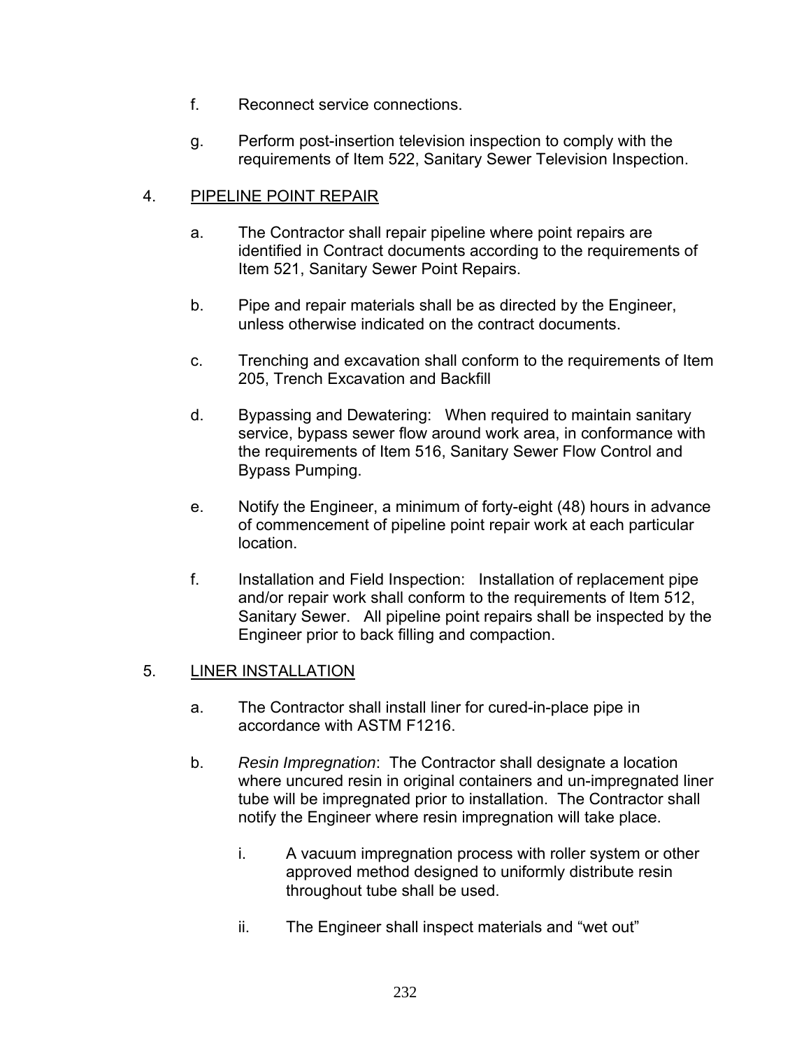f. Reconnect service connections.

g. Perform post-insertion television inspection to comply with the requirements of Item 522, Sanitary Sewer Television Inspection.

4. <u>PIPELINE POINT REPAIR</u>

a. The Contractor shall repair pipeline where point repairs are identified in Contract documents according to the requirements of Item 521, Sanitary Sewer Point Repairs.

b. Pipe and repair materials shall be as directed by the Engineer, unless otherwise indicated on the contract documents.

c. Trenching and excavation shall conform to the requirements of Item 205, Trench Excavation and Backfill

d. Bypassing and Dewatering: When required to maintain sanitary service, bypass sewer flow around work area, in conformance with the requirements of Item 516, Sanitary Sewer Flow Control and Bypass Pumping.

e. Notify the Engineer, a minimum of forty-eight (48) hours in advance of commencement of pipeline point repair work at each particular location.

f. Installation and Field Inspection: Installation of replacement pipe and/or repair work shall conform to the requirements of Item 512, Sanitary Sewer. All pipeline point repairs shall be inspected by the Engineer prior to back filling and compaction.

5. <u>LINER INSTALLATION</u>

a. The Contractor shall install liner for cured-in-place pipe in accordance with ASTM F1216.

b. *Resin Impregnation*: The Contractor shall designate a location where uncured resin in original containers and un-impregnated liner tube will be impregnated prior to installation. The Contractor shall notify the Engineer where resin impregnation will take place.

   i. A vacuum impregnation process with roller system or other approved method designed to uniformly distribute resin throughout tube shall be used.

   ii. The Engineer shall inspect materials and “wet out”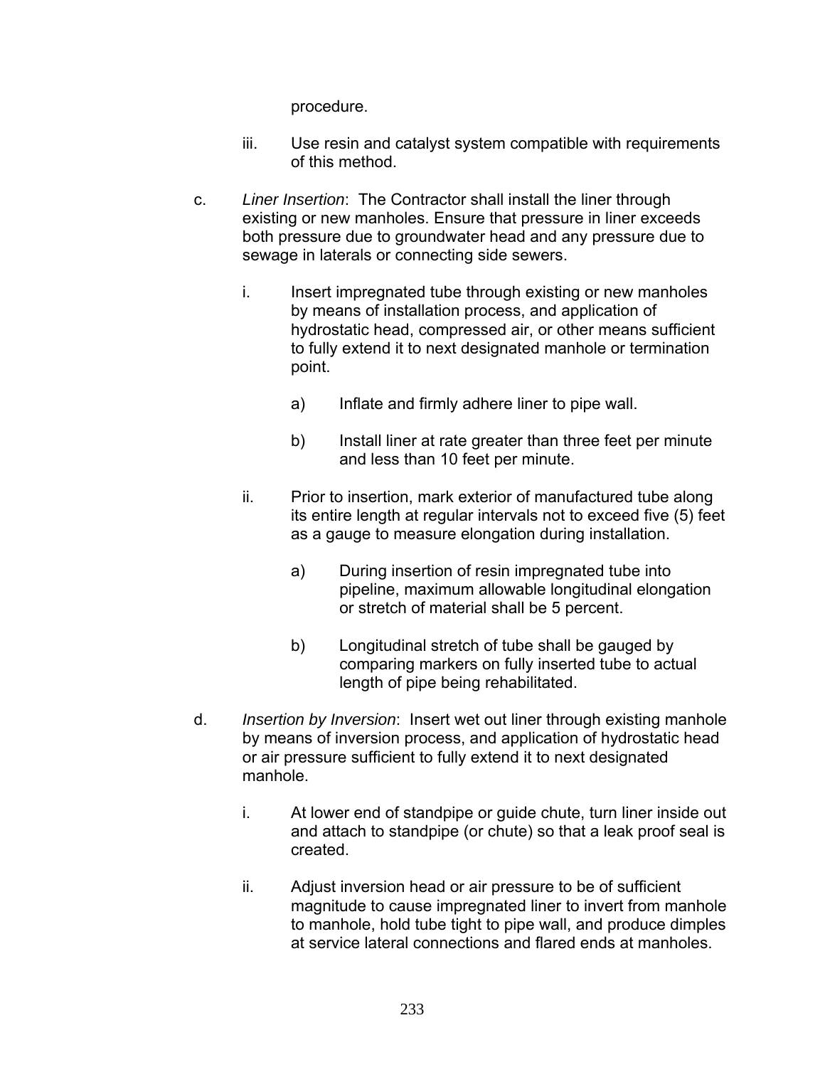procedure.

iii. Use resin and catalyst system compatible with requirements of this method.

c. *Liner Insertion*: The Contractor shall install the liner through existing or new manholes. Ensure that pressure in liner exceeds both pressure due to groundwater head and any pressure due to sewage in laterals or connecting side sewers.

   i. Insert impregnated tube through existing or new manholes by means of installation process, and application of hydrostatic head, compressed air, or other means sufficient to fully extend it to next designated manhole or termination point.

      a) Inflate and firmly adhere liner to pipe wall.

      b) Install liner at rate greater than three feet per minute and less than 10 feet per minute.

   ii. Prior to insertion, mark exterior of manufactured tube along its entire length at regular intervals not to exceed five (5) feet as a gauge to measure elongation during installation.

      a) During insertion of resin impregnated tube into pipeline, maximum allowable longitudinal elongation or stretch of material shall be 5 percent.

      b) Longitudinal stretch of tube shall be gauged by comparing markers on fully inserted tube to actual length of pipe being rehabilitated.

d. *Insertion by Inversion*: Insert wet out liner through existing manhole by means of inversion process, and application of hydrostatic head or air pressure sufficient to fully extend it to next designated manhole.

   i. At lower end of standpipe or guide chute, turn liner inside out and attach to standpipe (or chute) so that a leak proof seal is created.

   ii. Adjust inversion head or air pressure to be of sufficient magnitude to cause impregnated liner to invert from manhole to manhole, hold tube tight to pipe wall, and produce dimples at service lateral connections and flared ends at manholes.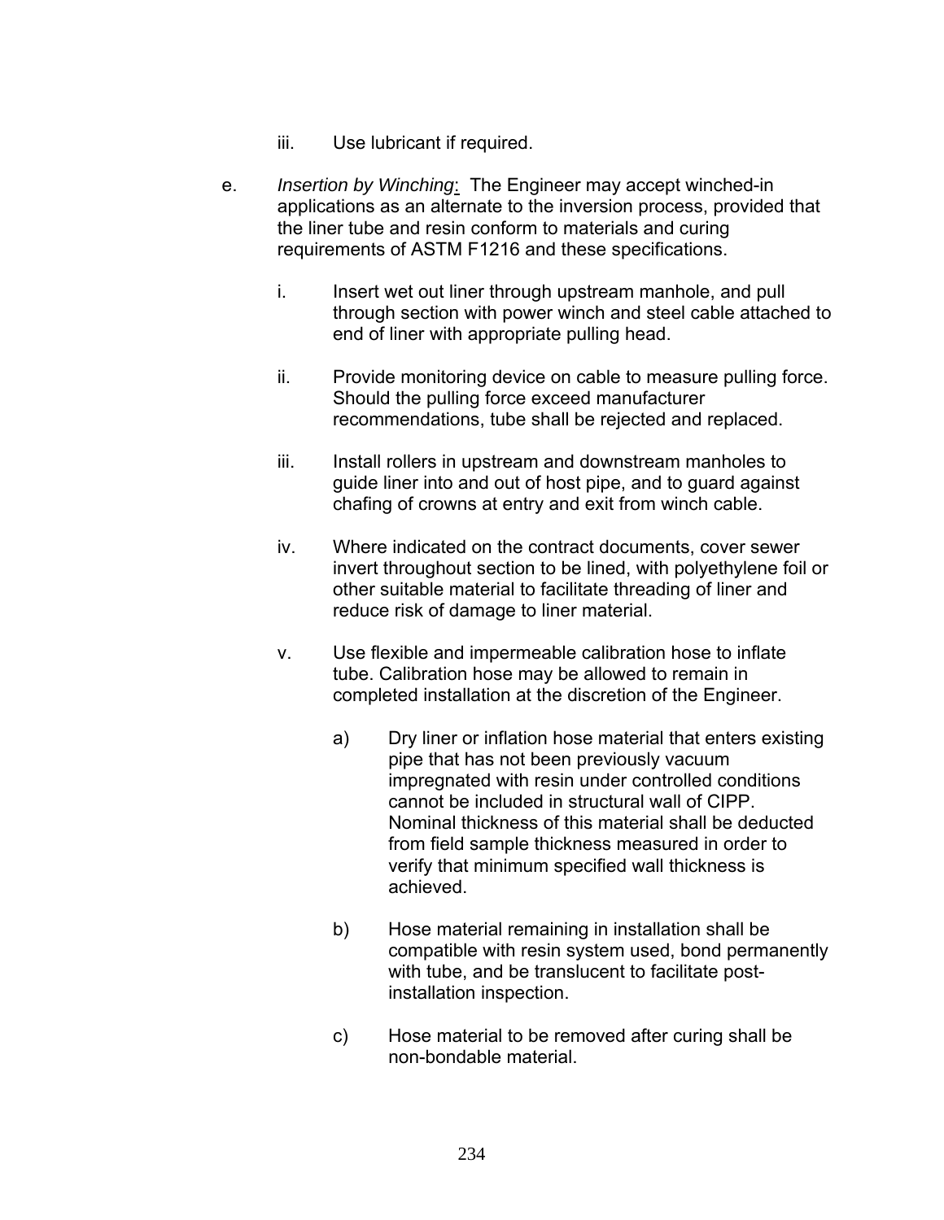iii. Use lubricant if required.

e. *Insertion by Winching*: The Engineer may accept winched-in applications as an alternate to the inversion process, provided that the liner tube and resin conform to materials and curing requirements of ASTM F1216 and these specifications.

   i. Insert wet out liner through upstream manhole, and pull through section with power winch and steel cable attached to end of liner with appropriate pulling head.

   ii. Provide monitoring device on cable to measure pulling force. Should the pulling force exceed manufacturer recommendations, tube shall be rejected and replaced.

   iii. Install rollers in upstream and downstream manholes to guide liner into and out of host pipe, and to guard against chafing of crowns at entry and exit from winch cable.

   iv. Where indicated on the contract documents, cover sewer invert throughout section to be lined, with polyethylene foil or other suitable material to facilitate threading of liner and reduce risk of damage to liner material.

   v. Use flexible and impermeable calibration hose to inflate tube. Calibration hose may be allowed to remain in completed installation at the discretion of the Engineer.

      a) Dry liner or inflation hose material that enters existing pipe that has not been previously vacuum impregnated with resin under controlled conditions cannot be included in structural wall of CIPP. Nominal thickness of this material shall be deducted from field sample thickness measured in order to verify that minimum specified wall thickness is achieved.

      b) Hose material remaining in installation shall be compatible with resin system used, bond permanently with tube, and be translucent to facilitate post-installation inspection.

      c) Hose material to be removed after curing shall be non-bondable material.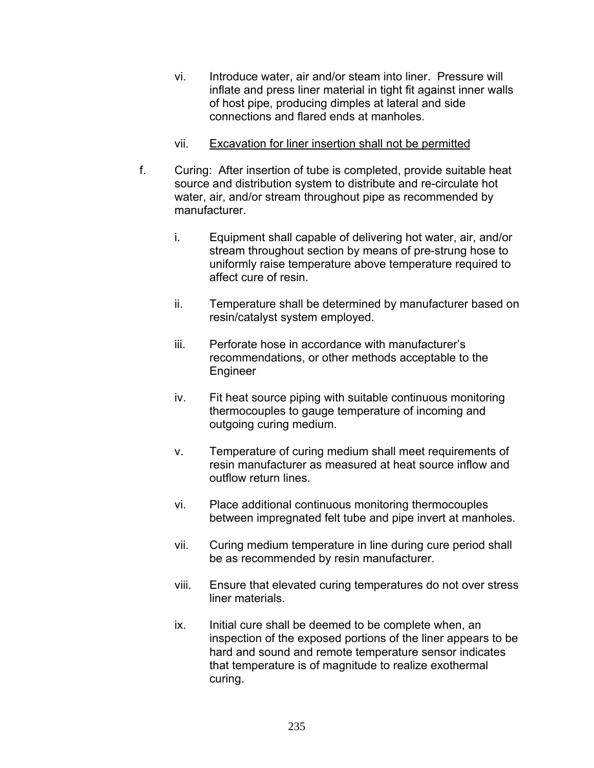vi. Introduce water, air and/or steam into liner. Pressure will inflate and press liner material in tight fit against inner walls of host pipe, producing dimples at lateral and side connections and flared ends at manholes.

vii. <u>Excavation for liner insertion shall not be permitted</u>

f. Curing: After insertion of tube is completed, provide suitable heat source and distribution system to distribute and re-circulate hot water, air, and/or stream throughout pipe as recommended by manufacturer.

  i. Equipment shall capable of delivering hot water, air, and/or stream throughout section by means of pre-strung hose to uniformly raise temperature above temperature required to affect cure of resin.

  ii. Temperature shall be determined by manufacturer based on resin/catalyst system employed.

  iii. Perforate hose in accordance with manufacturer's recommendations, or other methods acceptable to the Engineer

  iv. Fit heat source piping with suitable continuous monitoring thermocouples to gauge temperature of incoming and outgoing curing medium.

  v. Temperature of curing medium shall meet requirements of resin manufacturer as measured at heat source inflow and outflow return lines.

  vi. Place additional continuous monitoring thermocouples between impregnated felt tube and pipe invert at manholes.

  vii. Curing medium temperature in line during cure period shall be as recommended by resin manufacturer.

  viii. Ensure that elevated curing temperatures do not over stress liner materials.

  ix. Initial cure shall be deemed to be complete when, an inspection of the exposed portions of the liner appears to be hard and sound and remote temperature sensor indicates that temperature is of magnitude to realize exothermal curing.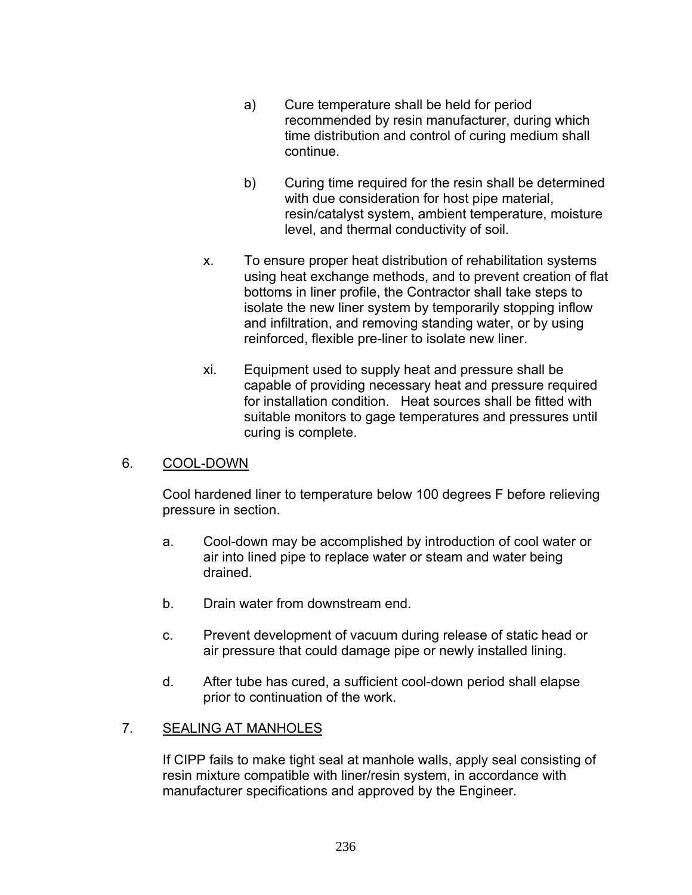a) Cure temperature shall be held for period recommended by resin manufacturer, during which time distribution and control of curing medium shall continue.

b) Curing time required for the resin shall be determined with due consideration for host pipe material, resin/catalyst system, ambient temperature, moisture level, and thermal conductivity of soil.

x. To ensure proper heat distribution of rehabilitation systems using heat exchange methods, and to prevent creation of flat bottoms in liner profile, the Contractor shall take steps to isolate the new liner system by temporarily stopping inflow and infiltration, and removing standing water, or by using reinforced, flexible pre-liner to isolate new liner.

xi. Equipment used to supply heat and pressure shall be capable of providing necessary heat and pressure required for installation condition. Heat sources shall be fitted with suitable monitors to gage temperatures and pressures until curing is complete.

6. <u>COOL-DOWN</u>

Cool hardened liner to temperature below 100 degrees F before relieving pressure in section.

a. Cool-down may be accomplished by introduction of cool water or air into lined pipe to replace water or steam and water being drained.

b. Drain water from downstream end.

c. Prevent development of vacuum during release of static head or air pressure that could damage pipe or newly installed lining.

d. After tube has cured, a sufficient cool-down period shall elapse prior to continuation of the work.

7. <u>SEALING AT MANHOLES</u>

If CIPP fails to make tight seal at manhole walls, apply seal consisting of resin mixture compatible with liner/resin system, in accordance with manufacturer specifications and approved by the Engineer.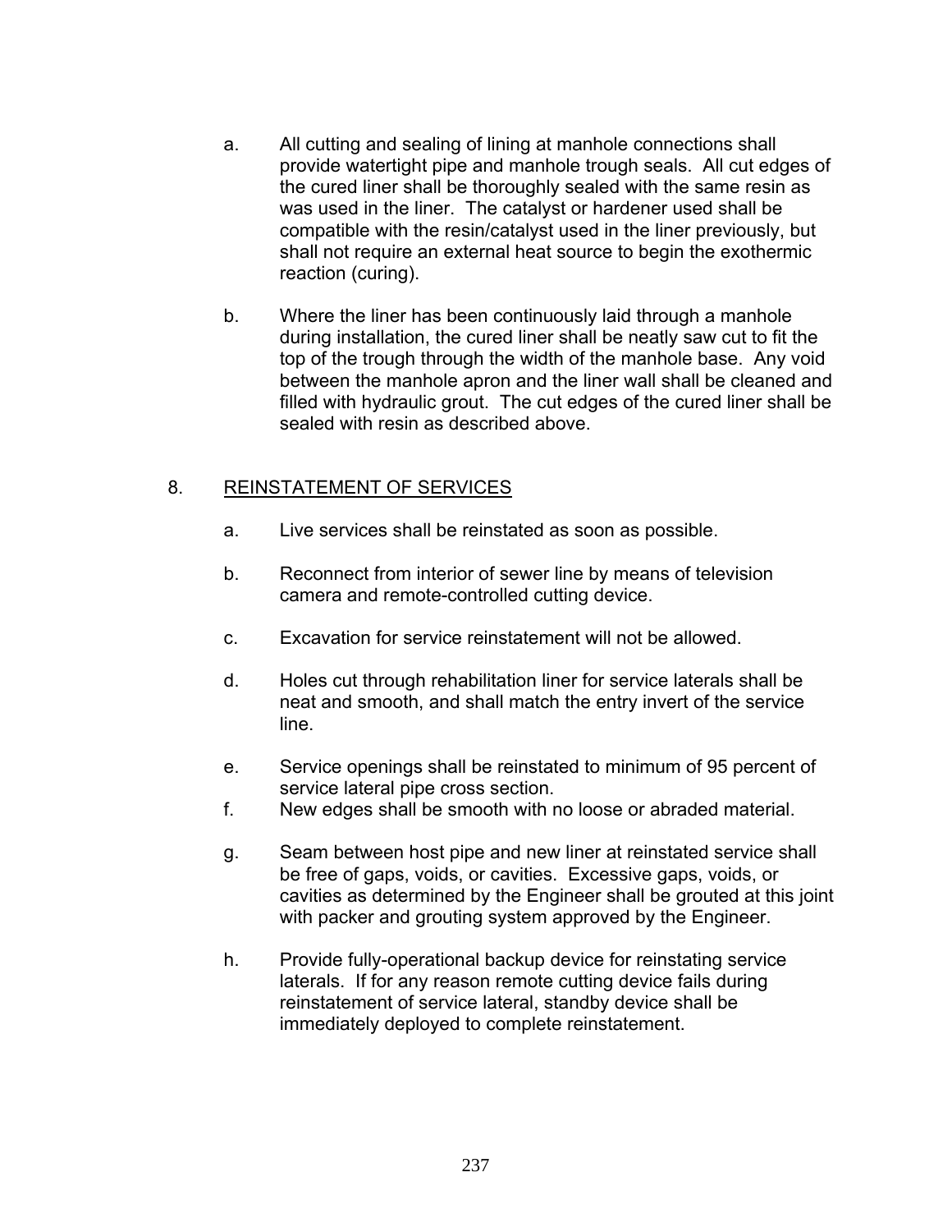a. All cutting and sealing of lining at manhole connections shall provide watertight pipe and manhole trough seals. All cut edges of the cured liner shall be thoroughly sealed with the same resin as was used in the liner. The catalyst or hardener used shall be compatible with the resin/catalyst used in the liner previously, but shall not require an external heat source to begin the exothermic reaction (curing).

b. Where the liner has been continuously laid through a manhole during installation, the cured liner shall be neatly saw cut to fit the top of the trough through the width of the manhole base. Any void between the manhole apron and the liner wall shall be cleaned and filled with hydraulic grout. The cut edges of the cured liner shall be sealed with resin as described above.

8. <u>REINSTATEMENT OF SERVICES</u>

a. Live services shall be reinstated as soon as possible.

b. Reconnect from interior of sewer line by means of television camera and remote-controlled cutting device.

c. Excavation for service reinstatement will not be allowed.

d. Holes cut through rehabilitation liner for service laterals shall be neat and smooth, and shall match the entry invert of the service line.

e. Service openings shall be reinstated to minimum of 95 percent of service lateral pipe cross section.

f. New edges shall be smooth with no loose or abraded material.

g. Seam between host pipe and new liner at reinstated service shall be free of gaps, voids, or cavities. Excessive gaps, voids, or cavities as determined by the Engineer shall be grouted at this joint with packer and grouting system approved by the Engineer.

h. Provide fully-operational backup device for reinstating service laterals. If for any reason remote cutting device fails during reinstatement of service lateral, standby device shall be immediately deployed to complete reinstatement.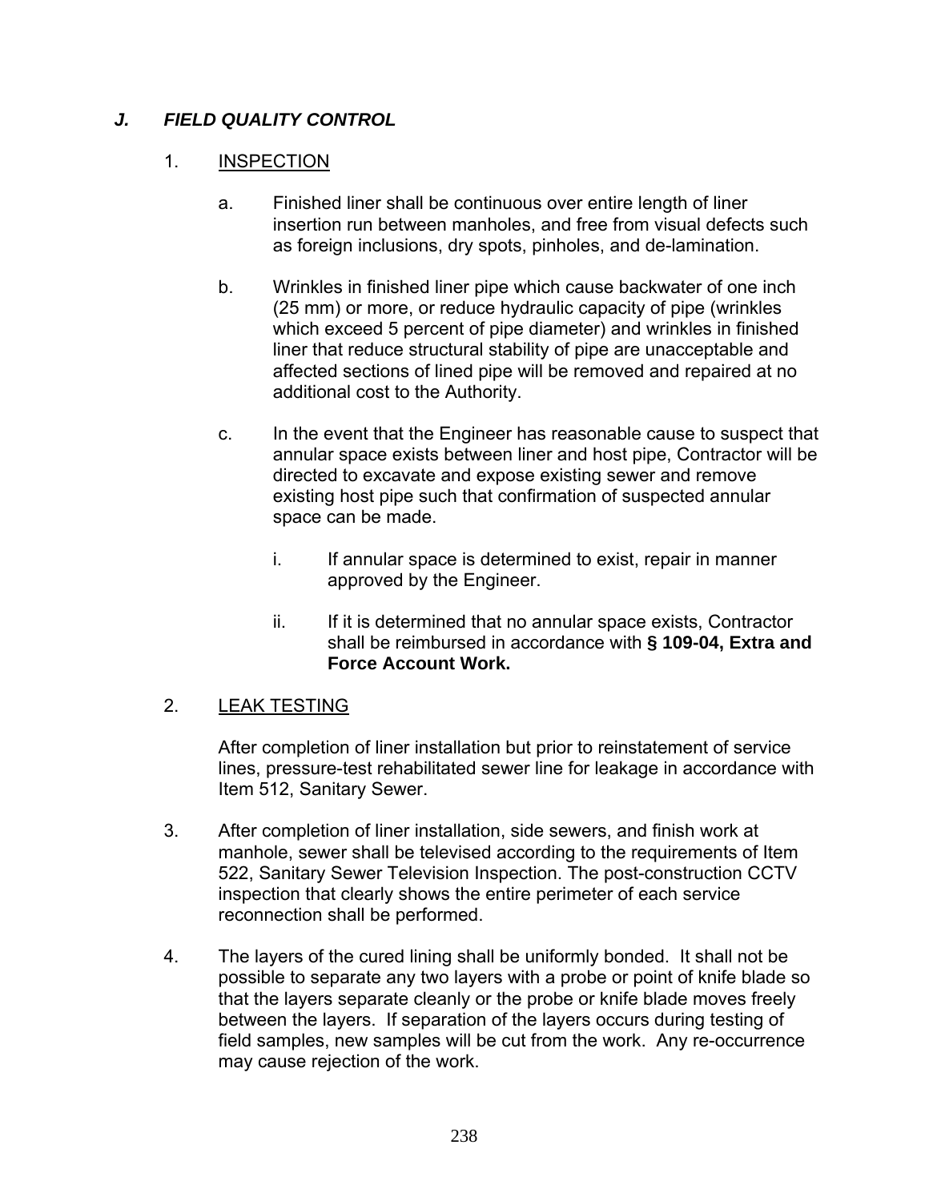### *J. FIELD QUALITY CONTROL*

1. INSPECTION

   a. Finished liner shall be continuous over entire length of liner insertion run between manholes, and free from visual defects such as foreign inclusions, dry spots, pinholes, and de-lamination.

   b. Wrinkles in finished liner pipe which cause backwater of one inch (25 mm) or more, or reduce hydraulic capacity of pipe (wrinkles which exceed 5 percent of pipe diameter) and wrinkles in finished liner that reduce structural stability of pipe are unacceptable and affected sections of lined pipe will be removed and repaired at no additional cost to the Authority.

   c. In the event that the Engineer has reasonable cause to suspect that annular space exists between liner and host pipe, Contractor will be directed to excavate and expose existing sewer and remove existing host pipe such that confirmation of suspected annular space can be made.

      i. If annular space is determined to exist, repair in manner approved by the Engineer.

      ii. If it is determined that no annular space exists, Contractor shall be reimbursed in accordance with **§ 109-04, Extra and Force Account Work.**

2. LEAK TESTING

   After completion of liner installation but prior to reinstatement of service lines, pressure-test rehabilitated sewer line for leakage in accordance with Item 512, Sanitary Sewer.

3. After completion of liner installation, side sewers, and finish work at manhole, sewer shall be televised according to the requirements of Item 522, Sanitary Sewer Television Inspection. The post-construction CCTV inspection that clearly shows the entire perimeter of each service reconnection shall be performed.

4. The layers of the cured lining shall be uniformly bonded. It shall not be possible to separate any two layers with a probe or point of knife blade so that the layers separate cleanly or the probe or knife blade moves freely between the layers. If separation of the layers occurs during testing of field samples, new samples will be cut from the work. Any re-occurrence may cause rejection of the work.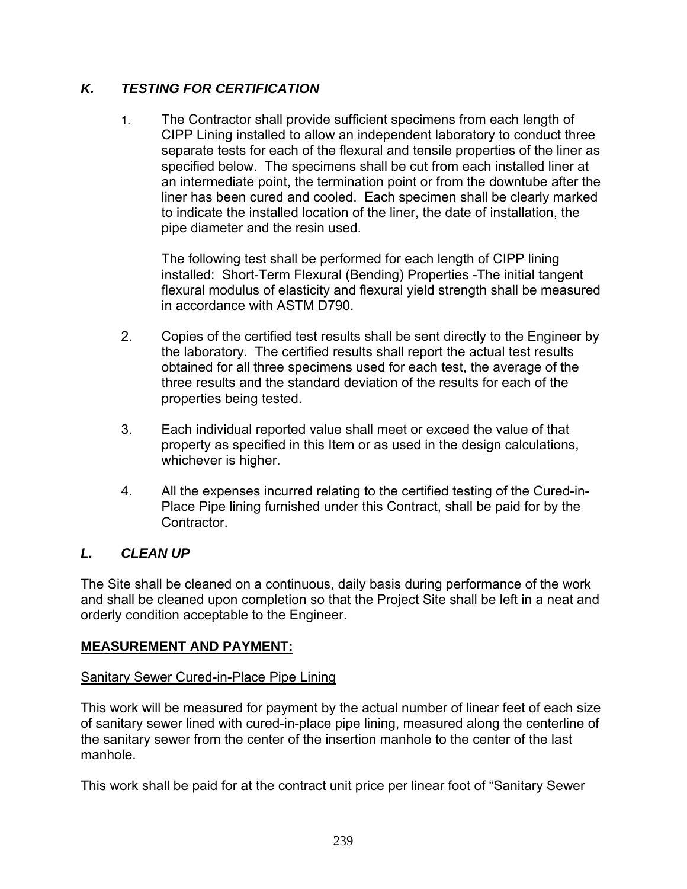### *K. TESTING FOR CERTIFICATION*

1. The Contractor shall provide sufficient specimens from each length of CIPP Lining installed to allow an independent laboratory to conduct three separate tests for each of the flexural and tensile properties of the liner as specified below. The specimens shall be cut from each installed liner at an intermediate point, the termination point or from the downtube after the liner has been cured and cooled. Each specimen shall be clearly marked to indicate the installed location of the liner, the date of installation, the pipe diameter and the resin used.

   The following test shall be performed for each length of CIPP lining installed: Short-Term Flexural (Bending) Properties -The initial tangent flexural modulus of elasticity and flexural yield strength shall be measured in accordance with ASTM D790.

2. Copies of the certified test results shall be sent directly to the Engineer by the laboratory. The certified results shall report the actual test results obtained for all three specimens used for each test, the average of the three results and the standard deviation of the results for each of the properties being tested.

3. Each individual reported value shall meet or exceed the value of that property as specified in this Item or as used in the design calculations, whichever is higher.

4. All the expenses incurred relating to the certified testing of the Cured-in-Place Pipe lining furnished under this Contract, shall be paid for by the Contractor.

### *L. CLEAN UP*

The Site shall be cleaned on a continuous, daily basis during performance of the work and shall be cleaned upon completion so that the Project Site shall be left in a neat and orderly condition acceptable to the Engineer.

## MEASUREMENT AND PAYMENT:

Sanitary Sewer Cured-in-Place Pipe Lining

This work will be measured for payment by the actual number of linear feet of each size of sanitary sewer lined with cured-in-place pipe lining, measured along the centerline of the sanitary sewer from the center of the insertion manhole to the center of the last manhole.

This work shall be paid for at the contract unit price per linear foot of "Sanitary Sewer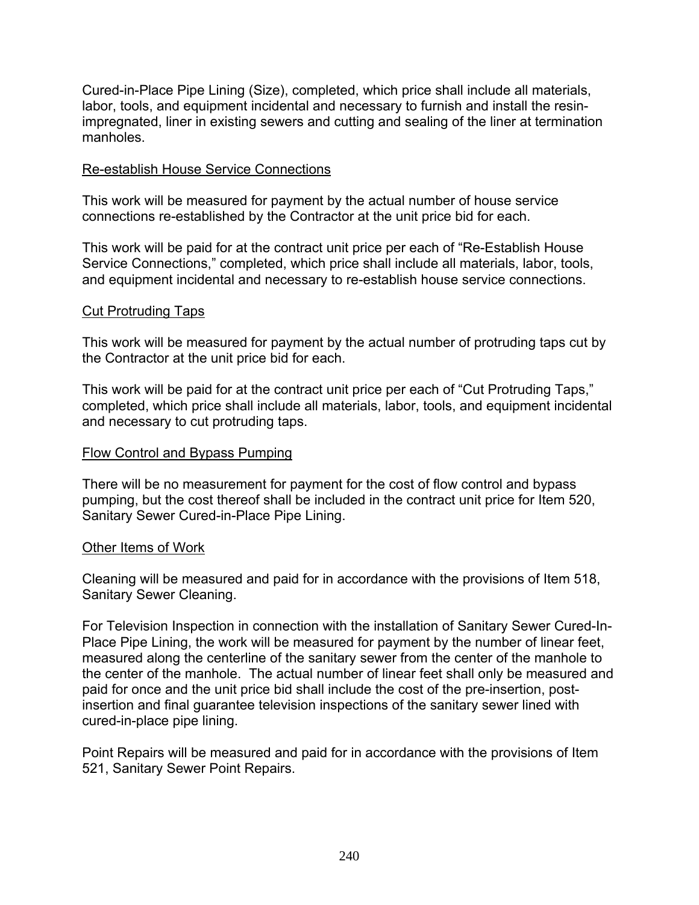Cured-in-Place Pipe Lining (Size), completed, which price shall include all materials, labor, tools, and equipment incidental and necessary to furnish and install the resin-impregnated, liner in existing sewers and cutting and sealing of the liner at termination manholes.

<u>Re-establish House Service Connections</u>

This work will be measured for payment by the actual number of house service connections re-established by the Contractor at the unit price bid for each.

This work will be paid for at the contract unit price per each of "Re-Establish House Service Connections," completed, which price shall include all materials, labor, tools, and equipment incidental and necessary to re-establish house service connections.

<u>Cut Protruding Taps</u>

This work will be measured for payment by the actual number of protruding taps cut by the Contractor at the unit price bid for each.

This work will be paid for at the contract unit price per each of "Cut Protruding Taps," completed, which price shall include all materials, labor, tools, and equipment incidental and necessary to cut protruding taps.

<u>Flow Control and Bypass Pumping</u>

There will be no measurement for payment for the cost of flow control and bypass pumping, but the cost thereof shall be included in the contract unit price for Item 520, Sanitary Sewer Cured-in-Place Pipe Lining.

<u>Other Items of Work</u>

Cleaning will be measured and paid for in accordance with the provisions of Item 518, Sanitary Sewer Cleaning.

For Television Inspection in connection with the installation of Sanitary Sewer Cured-In-Place Pipe Lining, the work will be measured for payment by the number of linear feet, measured along the centerline of the sanitary sewer from the center of the manhole to the center of the manhole. The actual number of linear feet shall only be measured and paid for once and the unit price bid shall include the cost of the pre-insertion, post-insertion and final guarantee television inspections of the sanitary sewer lined with cured-in-place pipe lining.

Point Repairs will be measured and paid for in accordance with the provisions of Item 521, Sanitary Sewer Point Repairs.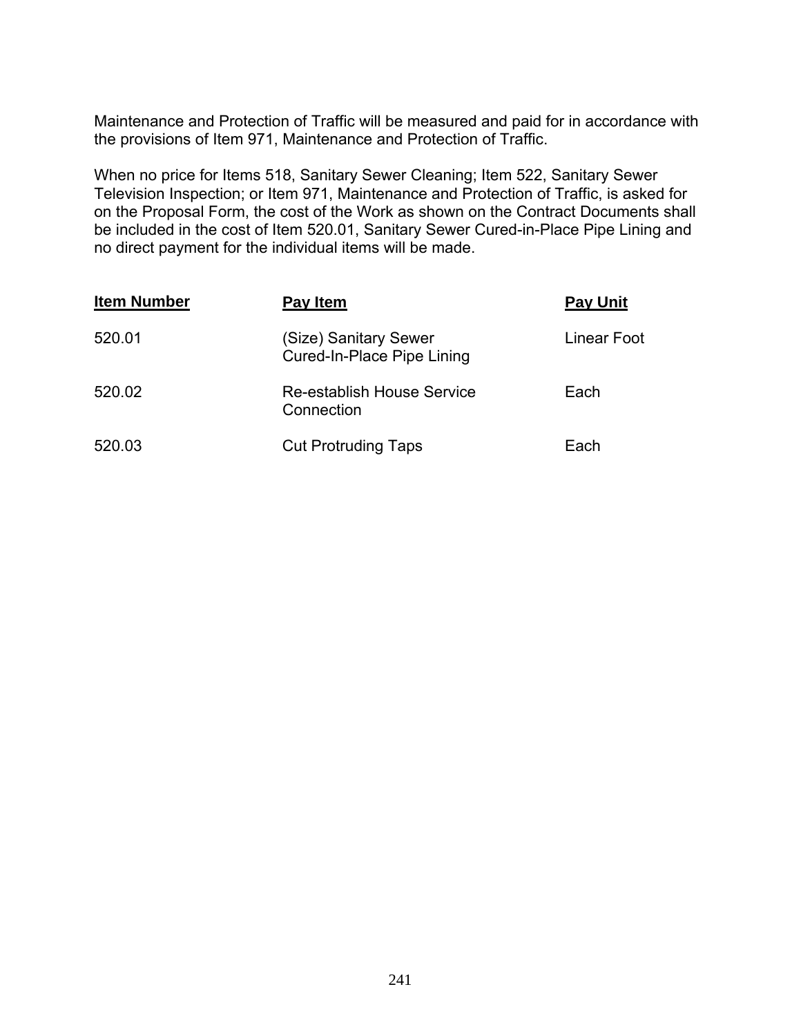Maintenance and Protection of Traffic will be measured and paid for in accordance with the provisions of Item 971, Maintenance and Protection of Traffic.

When no price for Items 518, Sanitary Sewer Cleaning; Item 522, Sanitary Sewer Television Inspection; or Item 971, Maintenance and Protection of Traffic, is asked for on the Proposal Form, the cost of the Work as shown on the Contract Documents shall be included in the cost of Item 520.01, Sanitary Sewer Cured-in-Place Pipe Lining and no direct payment for the individual items will be made.

| Item Number | Pay Item | Pay Unit |
|---|---|---|
| 520.01 | (Size) Sanitary Sewer Cured-In-Place Pipe Lining | Linear Foot |
| 520.02 | Re-establish House Service Connection | Each |
| 520.03 | Cut Protruding Taps | Each |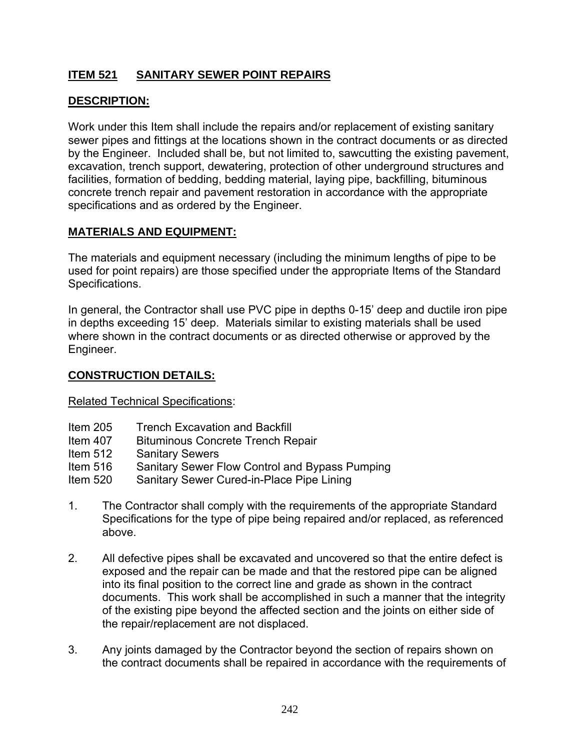## ITEM 521 SANITARY SEWER POINT REPAIRS

### DESCRIPTION:

Work under this Item shall include the repairs and/or replacement of existing sanitary sewer pipes and fittings at the locations shown in the contract documents or as directed by the Engineer. Included shall be, but not limited to, sawcutting the existing pavement, excavation, trench support, dewatering, protection of other underground structures and facilities, formation of bedding, bedding material, laying pipe, backfilling, bituminous concrete trench repair and pavement restoration in accordance with the appropriate specifications and as ordered by the Engineer.

### MATERIALS AND EQUIPMENT:

The materials and equipment necessary (including the minimum lengths of pipe to be used for point repairs) are those specified under the appropriate Items of the Standard Specifications.

In general, the Contractor shall use PVC pipe in depths 0-15' deep and ductile iron pipe in depths exceeding 15' deep. Materials similar to existing materials shall be used where shown in the contract documents or as directed otherwise or approved by the Engineer.

### CONSTRUCTION DETAILS:

Related Technical Specifications:

- Item 205 Trench Excavation and Backfill
- Item 407 Bituminous Concrete Trench Repair
- Item 512 Sanitary Sewers
- Item 516 Sanitary Sewer Flow Control and Bypass Pumping
- Item 520 Sanitary Sewer Cured-in-Place Pipe Lining

1. The Contractor shall comply with the requirements of the appropriate Standard Specifications for the type of pipe being repaired and/or replaced, as referenced above.

2. All defective pipes shall be excavated and uncovered so that the entire defect is exposed and the repair can be made and that the restored pipe can be aligned into its final position to the correct line and grade as shown in the contract documents. This work shall be accomplished in such a manner that the integrity of the existing pipe beyond the affected section and the joints on either side of the repair/replacement are not displaced.

3. Any joints damaged by the Contractor beyond the section of repairs shown on the contract documents shall be repaired in accordance with the requirements of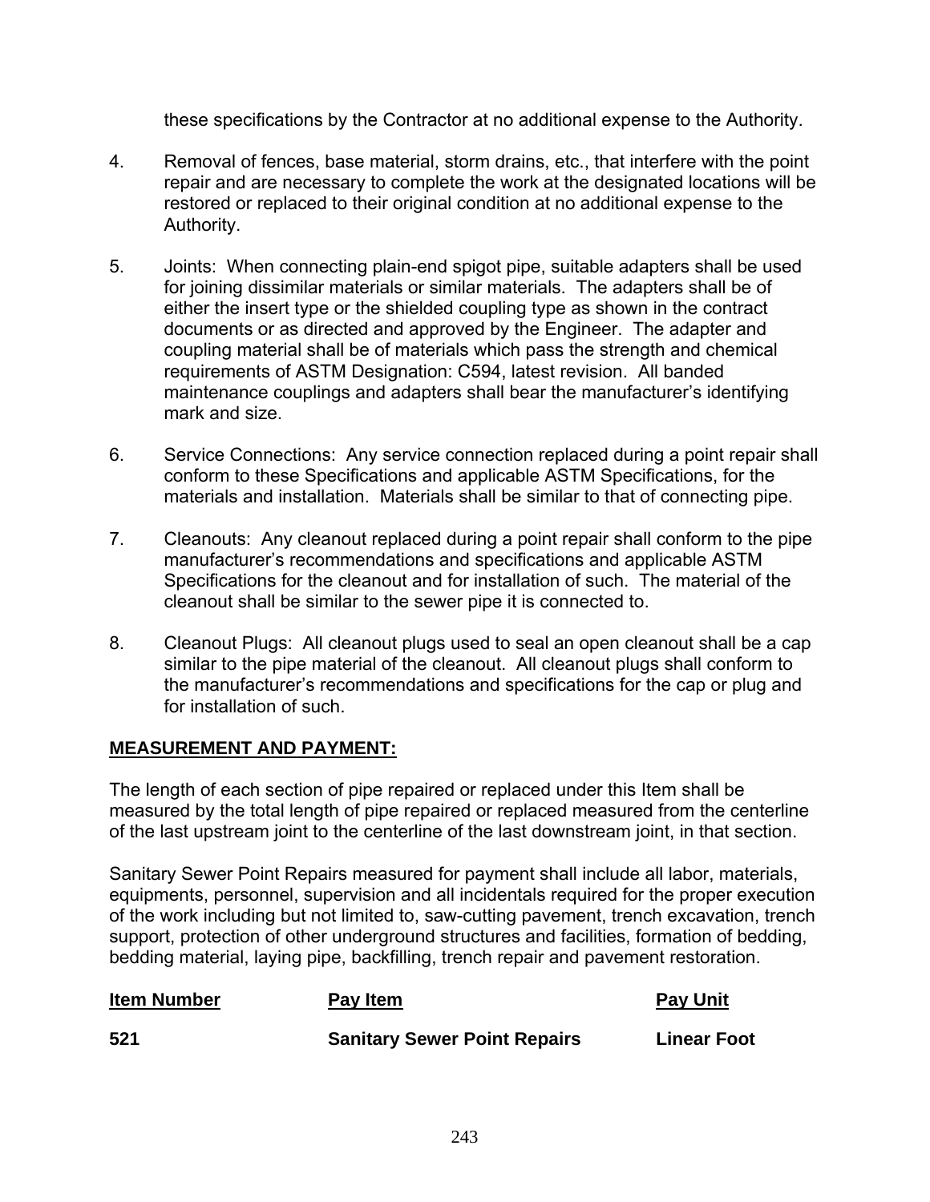these specifications by the Contractor at no additional expense to the Authority.

4. Removal of fences, base material, storm drains, etc., that interfere with the point repair and are necessary to complete the work at the designated locations will be restored or replaced to their original condition at no additional expense to the Authority.

5. Joints: When connecting plain-end spigot pipe, suitable adapters shall be used for joining dissimilar materials or similar materials. The adapters shall be of either the insert type or the shielded coupling type as shown in the contract documents or as directed and approved by the Engineer. The adapter and coupling material shall be of materials which pass the strength and chemical requirements of ASTM Designation: C594, latest revision. All banded maintenance couplings and adapters shall bear the manufacturer's identifying mark and size.

6. Service Connections: Any service connection replaced during a point repair shall conform to these Specifications and applicable ASTM Specifications, for the materials and installation. Materials shall be similar to that of connecting pipe.

7. Cleanouts: Any cleanout replaced during a point repair shall conform to the pipe manufacturer's recommendations and specifications and applicable ASTM Specifications for the cleanout and for installation of such. The material of the cleanout shall be similar to the sewer pipe it is connected to.

8. Cleanout Plugs: All cleanout plugs used to seal an open cleanout shall be a cap similar to the pipe material of the cleanout. All cleanout plugs shall conform to the manufacturer's recommendations and specifications for the cap or plug and for installation of such.

## MEASUREMENT AND PAYMENT:

The length of each section of pipe repaired or replaced under this Item shall be measured by the total length of pipe repaired or replaced measured from the centerline of the last upstream joint to the centerline of the last downstream joint, in that section.

Sanitary Sewer Point Repairs measured for payment shall include all labor, materials, equipments, personnel, supervision and all incidentals required for the proper execution of the work including but not limited to, saw-cutting pavement, trench excavation, trench support, protection of other underground structures and facilities, formation of bedding, bedding material, laying pipe, backfilling, trench repair and pavement restoration.

| Item Number | Pay Item | Pay Unit |
|---|---|---|
| **521** | **Sanitary Sewer Point Repairs** | **Linear Foot** |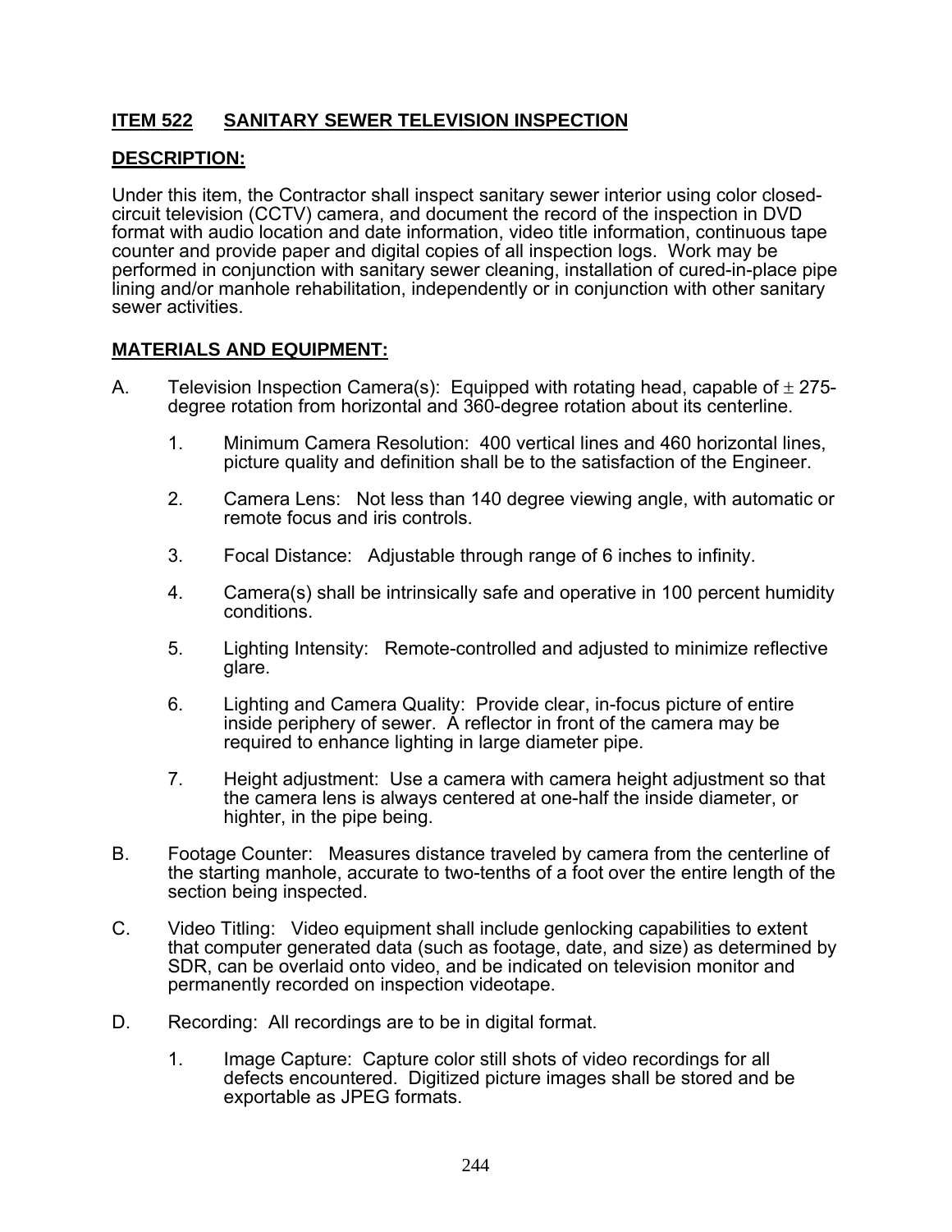**ITEM 522 SANITARY SEWER TELEVISION INSPECTION**

**DESCRIPTION:**

Under this item, the Contractor shall inspect sanitary sewer interior using color closed-circuit television (CCTV) camera, and document the record of the inspection in DVD format with audio location and date information, video title information, continuous tape counter and provide paper and digital copies of all inspection logs. Work may be performed in conjunction with sanitary sewer cleaning, installation of cured-in-place pipe lining and/or manhole rehabilitation, independently or in conjunction with other sanitary sewer activities.

**MATERIALS AND EQUIPMENT:**

A. Television Inspection Camera(s): Equipped with rotating head, capable of ± 275-degree rotation from horizontal and 360-degree rotation about its centerline.

   1. Minimum Camera Resolution: 400 vertical lines and 460 horizontal lines, picture quality and definition shall be to the satisfaction of the Engineer.

   2. Camera Lens: Not less than 140 degree viewing angle, with automatic or remote focus and iris controls.

   3. Focal Distance: Adjustable through range of 6 inches to infinity.

   4. Camera(s) shall be intrinsically safe and operative in 100 percent humidity conditions.

   5. Lighting Intensity: Remote-controlled and adjusted to minimize reflective glare.

   6. Lighting and Camera Quality: Provide clear, in-focus picture of entire inside periphery of sewer. A reflector in front of the camera may be required to enhance lighting in large diameter pipe.

   7. Height adjustment: Use a camera with camera height adjustment so that the camera lens is always centered at one-half the inside diameter, or highter, in the pipe being.

B. Footage Counter: Measures distance traveled by camera from the centerline of the starting manhole, accurate to two-tenths of a foot over the entire length of the section being inspected.

C. Video Titling: Video equipment shall include genlocking capabilities to extent that computer generated data (such as footage, date, and size) as determined by SDR, can be overlaid onto video, and be indicated on television monitor and permanently recorded on inspection videotape.

D. Recording: All recordings are to be in digital format.

   1. Image Capture: Capture color still shots of video recordings for all defects encountered. Digitized picture images shall be stored and be exportable as JPEG formats.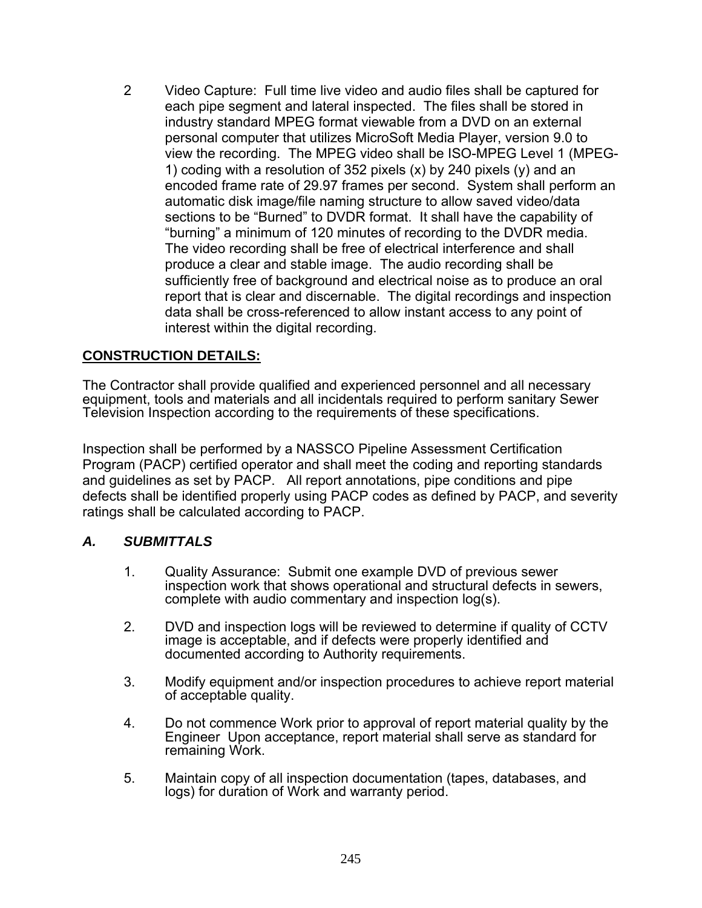2 Video Capture: Full time live video and audio files shall be captured for each pipe segment and lateral inspected. The files shall be stored in industry standard MPEG format viewable from a DVD on an external personal computer that utilizes MicroSoft Media Player, version 9.0 to view the recording. The MPEG video shall be ISO-MPEG Level 1 (MPEG-1) coding with a resolution of 352 pixels (x) by 240 pixels (y) and an encoded frame rate of 29.97 frames per second. System shall perform an automatic disk image/file naming structure to allow saved video/data sections to be "Burned" to DVDR format. It shall have the capability of "burning" a minimum of 120 minutes of recording to the DVDR media. The video recording shall be free of electrical interference and shall produce a clear and stable image. The audio recording shall be sufficiently free of background and electrical noise as to produce an oral report that is clear and discernable. The digital recordings and inspection data shall be cross-referenced to allow instant access to any point of interest within the digital recording.

**CONSTRUCTION DETAILS:**

The Contractor shall provide qualified and experienced personnel and all necessary equipment, tools and materials and all incidentals required to perform sanitary Sewer Television Inspection according to the requirements of these specifications.

Inspection shall be performed by a NASSCO Pipeline Assessment Certification Program (PACP) certified operator and shall meet the coding and reporting standards and guidelines as set by PACP. All report annotations, pipe conditions and pipe defects shall be identified properly using PACP codes as defined by PACP, and severity ratings shall be calculated according to PACP.

### *A. SUBMITTALS*

1. Quality Assurance: Submit one example DVD of previous sewer inspection work that shows operational and structural defects in sewers, complete with audio commentary and inspection log(s).

2. DVD and inspection logs will be reviewed to determine if quality of CCTV image is acceptable, and if defects were properly identified and documented according to Authority requirements.

3. Modify equipment and/or inspection procedures to achieve report material of acceptable quality.

4. Do not commence Work prior to approval of report material quality by the Engineer Upon acceptance, report material shall serve as standard for remaining Work.

5. Maintain copy of all inspection documentation (tapes, databases, and logs) for duration of Work and warranty period.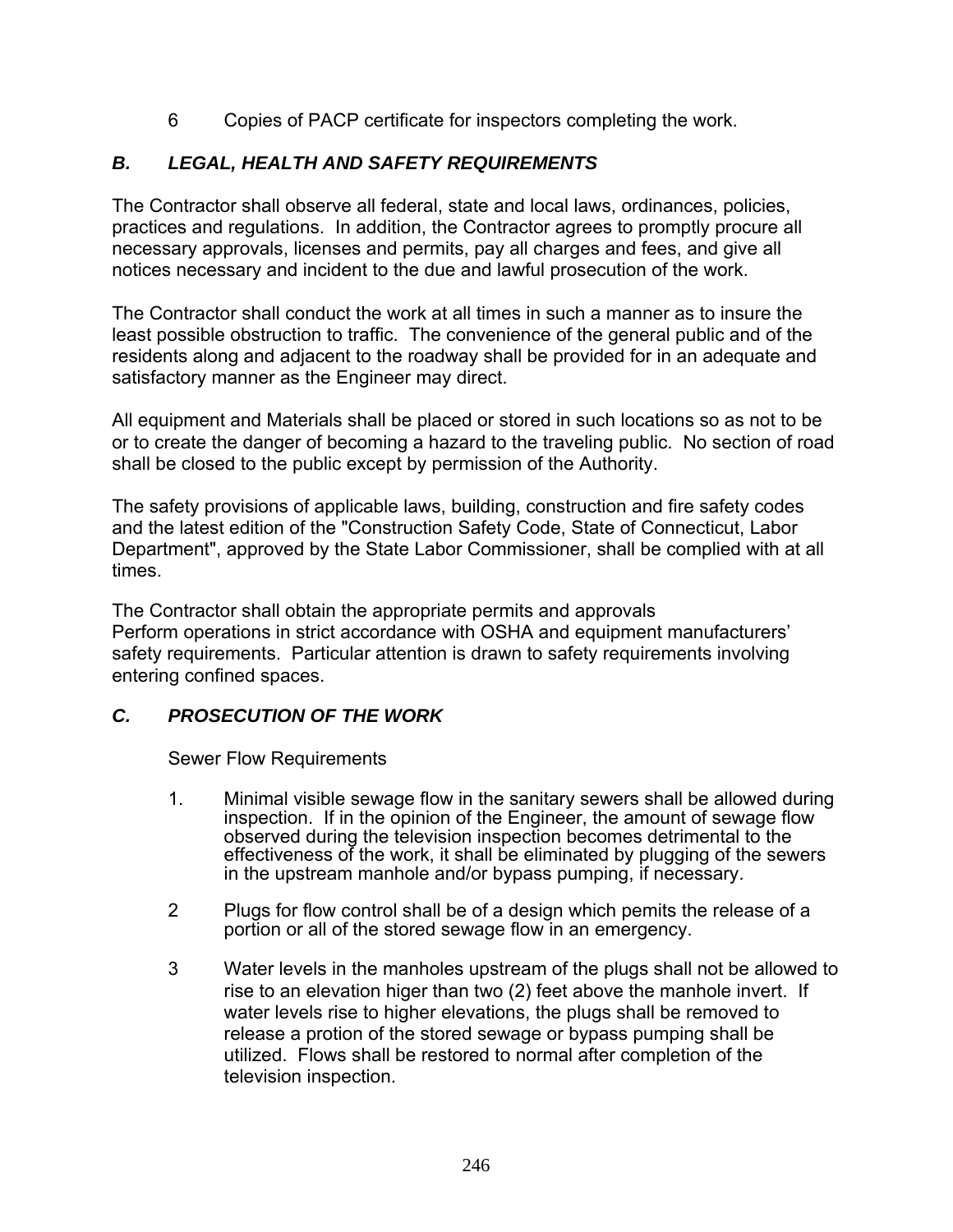6 Copies of PACP certificate for inspectors completing the work.

### *B. LEGAL, HEALTH AND SAFETY REQUIREMENTS*

The Contractor shall observe all federal, state and local laws, ordinances, policies, practices and regulations. In addition, the Contractor agrees to promptly procure all necessary approvals, licenses and permits, pay all charges and fees, and give all notices necessary and incident to the due and lawful prosecution of the work.

The Contractor shall conduct the work at all times in such a manner as to insure the least possible obstruction to traffic. The convenience of the general public and of the residents along and adjacent to the roadway shall be provided for in an adequate and satisfactory manner as the Engineer may direct.

All equipment and Materials shall be placed or stored in such locations so as not to be or to create the danger of becoming a hazard to the traveling public. No section of road shall be closed to the public except by permission of the Authority.

The safety provisions of applicable laws, building, construction and fire safety codes and the latest edition of the "Construction Safety Code, State of Connecticut, Labor Department", approved by the State Labor Commissioner, shall be complied with at all times.

The Contractor shall obtain the appropriate permits and approvals
Perform operations in strict accordance with OSHA and equipment manufacturers' safety requirements. Particular attention is drawn to safety requirements involving entering confined spaces.

### *C. PROSECUTION OF THE WORK*

Sewer Flow Requirements

1. Minimal visible sewage flow in the sanitary sewers shall be allowed during inspection. If in the opinion of the Engineer, the amount of sewage flow observed during the television inspection becomes detrimental to the effectiveness of the work, it shall be eliminated by plugging of the sewers in the upstream manhole and/or bypass pumping, if necessary.

2 Plugs for flow control shall be of a design which pemits the release of a portion or all of the stored sewage flow in an emergency.

3 Water levels in the manholes upstream of the plugs shall not be allowed to rise to an elevation higer than two (2) feet above the manhole invert. If water levels rise to higher elevations, the plugs shall be removed to release a protion of the stored sewage or bypass pumping shall be utilized. Flows shall be restored to normal after completion of the television inspection.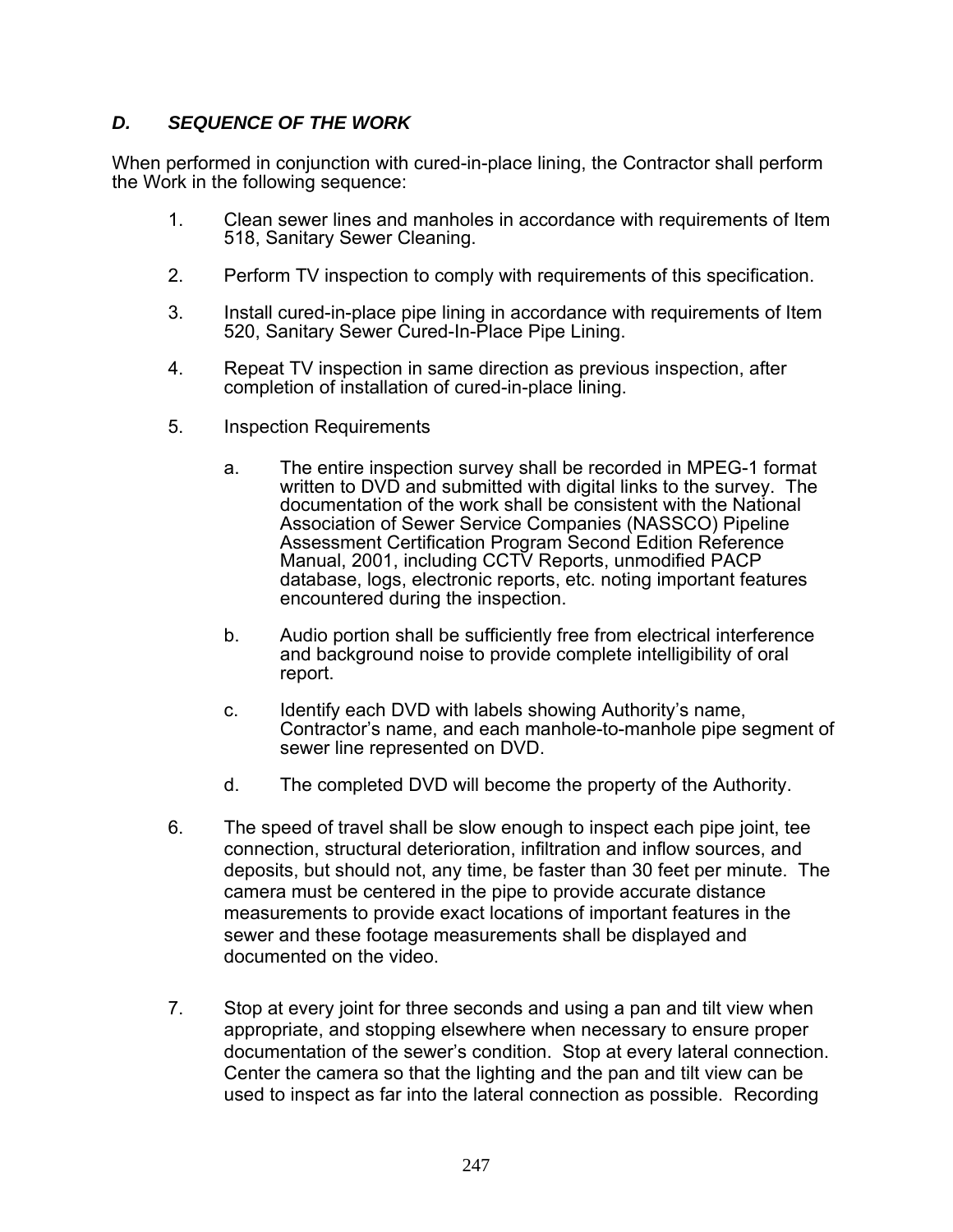### *D. SEQUENCE OF THE WORK*

When performed in conjunction with cured-in-place lining, the Contractor shall perform the Work in the following sequence:

1. Clean sewer lines and manholes in accordance with requirements of Item 518, Sanitary Sewer Cleaning.

2. Perform TV inspection to comply with requirements of this specification.

3. Install cured-in-place pipe lining in accordance with requirements of Item 520, Sanitary Sewer Cured-In-Place Pipe Lining.

4. Repeat TV inspection in same direction as previous inspection, after completion of installation of cured-in-place lining.

5. Inspection Requirements

    a. The entire inspection survey shall be recorded in MPEG-1 format written to DVD and submitted with digital links to the survey. The documentation of the work shall be consistent with the National Association of Sewer Service Companies (NASSCO) Pipeline Assessment Certification Program Second Edition Reference Manual, 2001, including CCTV Reports, unmodified PACP database, logs, electronic reports, etc. noting important features encountered during the inspection.

    b. Audio portion shall be sufficiently free from electrical interference and background noise to provide complete intelligibility of oral report.

    c. Identify each DVD with labels showing Authority's name, Contractor's name, and each manhole-to-manhole pipe segment of sewer line represented on DVD.

    d. The completed DVD will become the property of the Authority.

6. The speed of travel shall be slow enough to inspect each pipe joint, tee connection, structural deterioration, infiltration and inflow sources, and deposits, but should not, any time, be faster than 30 feet per minute. The camera must be centered in the pipe to provide accurate distance measurements to provide exact locations of important features in the sewer and these footage measurements shall be displayed and documented on the video.

7. Stop at every joint for three seconds and using a pan and tilt view when appropriate, and stopping elsewhere when necessary to ensure proper documentation of the sewer's condition. Stop at every lateral connection. Center the camera so that the lighting and the pan and tilt view can be used to inspect as far into the lateral connection as possible. Recording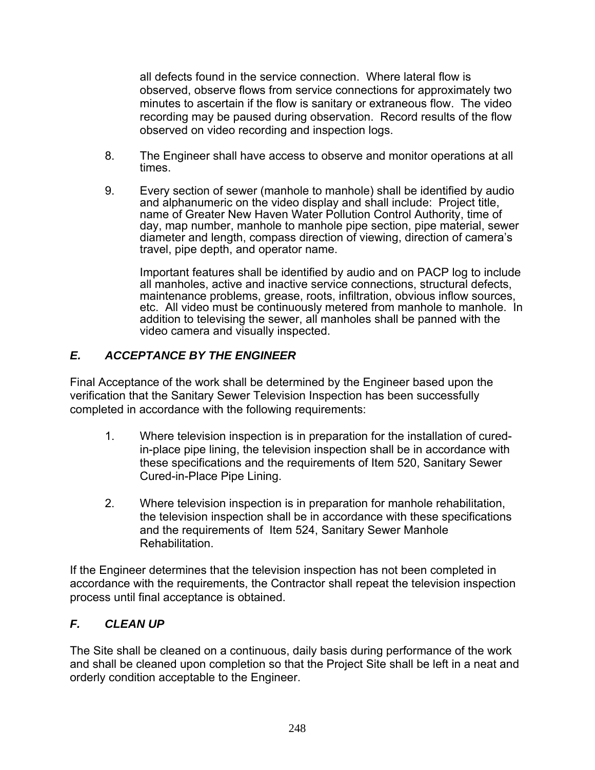all defects found in the service connection. Where lateral flow is observed, observe flows from service connections for approximately two minutes to ascertain if the flow is sanitary or extraneous flow. The video recording may be paused during observation. Record results of the flow observed on video recording and inspection logs.

8. The Engineer shall have access to observe and monitor operations at all times.

9. Every section of sewer (manhole to manhole) shall be identified by audio and alphanumeric on the video display and shall include: Project title, name of Greater New Haven Water Pollution Control Authority, time of day, map number, manhole to manhole pipe section, pipe material, sewer diameter and length, compass direction of viewing, direction of camera's travel, pipe depth, and operator name.

   Important features shall be identified by audio and on PACP log to include all manholes, active and inactive service connections, structural defects, maintenance problems, grease, roots, infiltration, obvious inflow sources, etc. All video must be continuously metered from manhole to manhole. In addition to televising the sewer, all manholes shall be panned with the video camera and visually inspected.

## *E. ACCEPTANCE BY THE ENGINEER*

Final Acceptance of the work shall be determined by the Engineer based upon the verification that the Sanitary Sewer Television Inspection has been successfully completed in accordance with the following requirements:

1. Where television inspection is in preparation for the installation of cured-in-place pipe lining, the television inspection shall be in accordance with these specifications and the requirements of Item 520, Sanitary Sewer Cured-in-Place Pipe Lining.

2. Where television inspection is in preparation for manhole rehabilitation, the television inspection shall be in accordance with these specifications and the requirements of Item 524, Sanitary Sewer Manhole Rehabilitation.

If the Engineer determines that the television inspection has not been completed in accordance with the requirements, the Contractor shall repeat the television inspection process until final acceptance is obtained.

## *F. CLEAN UP*

The Site shall be cleaned on a continuous, daily basis during performance of the work and shall be cleaned upon completion so that the Project Site shall be left in a neat and orderly condition acceptable to the Engineer.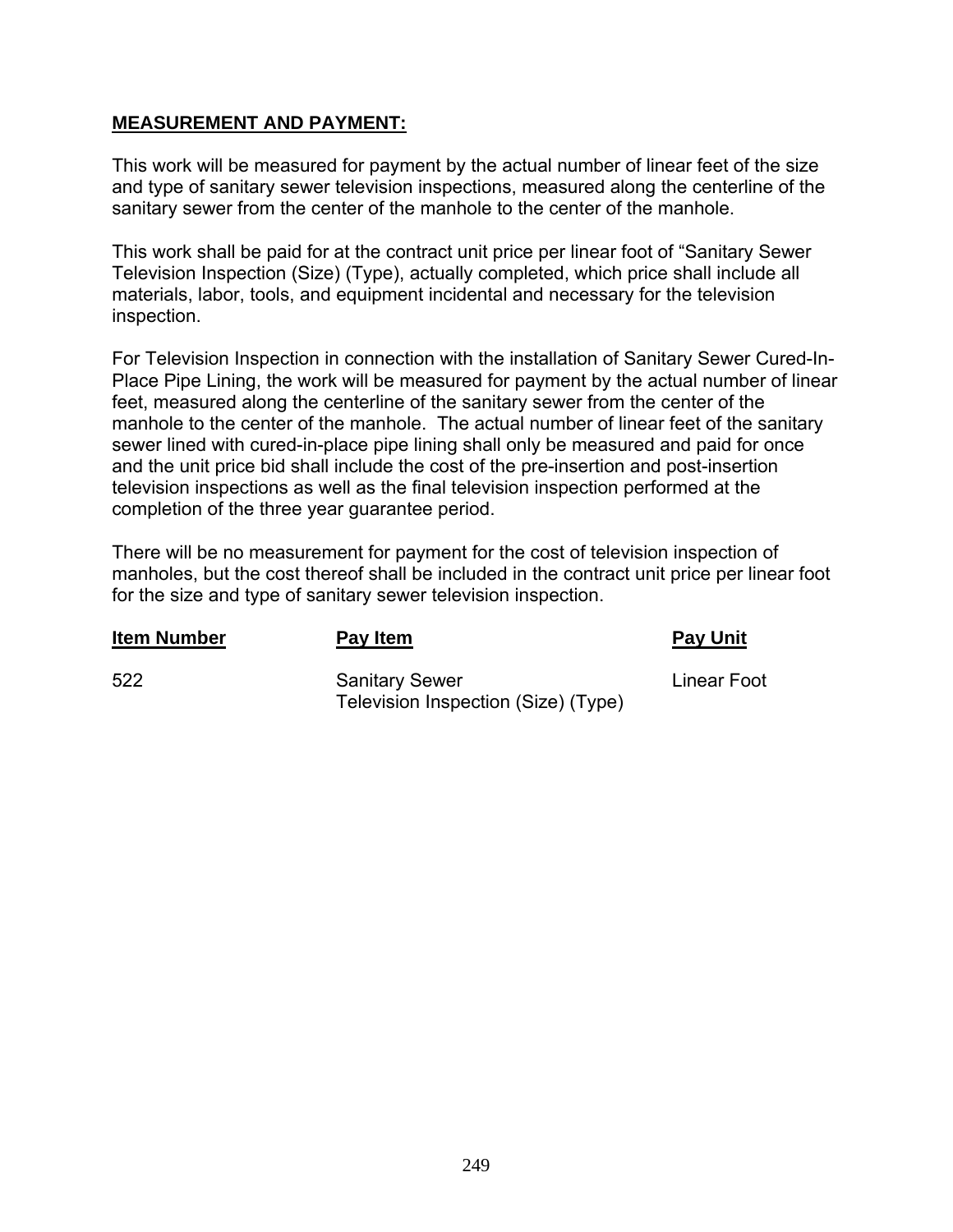**MEASUREMENT AND PAYMENT:**

This work will be measured for payment by the actual number of linear feet of the size and type of sanitary sewer television inspections, measured along the centerline of the sanitary sewer from the center of the manhole to the center of the manhole.

This work shall be paid for at the contract unit price per linear foot of "Sanitary Sewer Television Inspection (Size) (Type), actually completed, which price shall include all materials, labor, tools, and equipment incidental and necessary for the television inspection.

For Television Inspection in connection with the installation of Sanitary Sewer Cured-In-Place Pipe Lining, the work will be measured for payment by the actual number of linear feet, measured along the centerline of the sanitary sewer from the center of the manhole to the center of the manhole. The actual number of linear feet of the sanitary sewer lined with cured-in-place pipe lining shall only be measured and paid for once and the unit price bid shall include the cost of the pre-insertion and post-insertion television inspections as well as the final television inspection performed at the completion of the three year guarantee period.

There will be no measurement for payment for the cost of television inspection of manholes, but the cost thereof shall be included in the contract unit price per linear foot for the size and type of sanitary sewer television inspection.

| Item Number | Pay Item | Pay Unit |
|---|---|---|
| 522 | Sanitary Sewer Television Inspection (Size) (Type) | Linear Foot |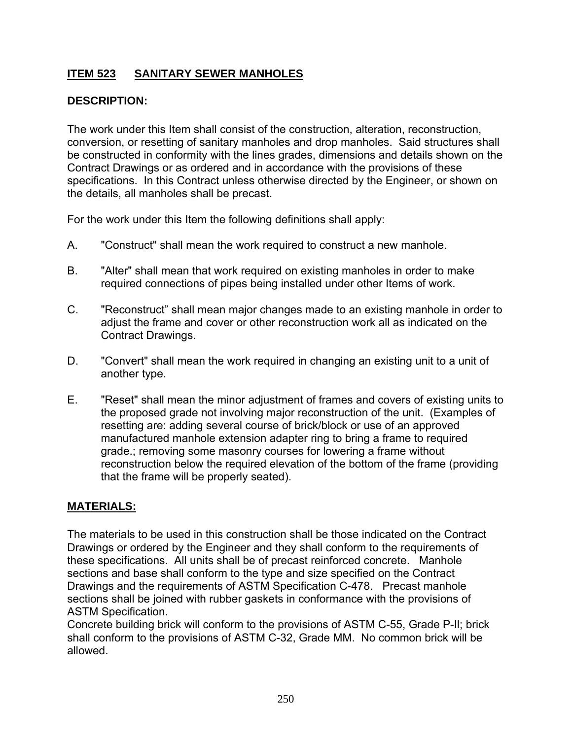## <u>ITEM 523 SANITARY SEWER MANHOLES</u>

### DESCRIPTION:

The work under this Item shall consist of the construction, alteration, reconstruction, conversion, or resetting of sanitary manholes and drop manholes. Said structures shall be constructed in conformity with the lines grades, dimensions and details shown on the Contract Drawings or as ordered and in accordance with the provisions of these specifications. In this Contract unless otherwise directed by the Engineer, or shown on the details, all manholes shall be precast.

For the work under this Item the following definitions shall apply:

A. "Construct" shall mean the work required to construct a new manhole.

B. "Alter" shall mean that work required on existing manholes in order to make required connections of pipes being installed under other Items of work.

C. "Reconstruct" shall mean major changes made to an existing manhole in order to adjust the frame and cover or other reconstruction work all as indicated on the Contract Drawings.

D. "Convert" shall mean the work required in changing an existing unit to a unit of another type.

E. "Reset" shall mean the minor adjustment of frames and covers of existing units to the proposed grade not involving major reconstruction of the unit. (Examples of resetting are: adding several course of brick/block or use of an approved manufactured manhole extension adapter ring to bring a frame to required grade.; removing some masonry courses for lowering a frame without reconstruction below the required elevation of the bottom of the frame (providing that the frame will be properly seated).

### <u>MATERIALS:</u>

The materials to be used in this construction shall be those indicated on the Contract Drawings or ordered by the Engineer and they shall conform to the requirements of these specifications. All units shall be of precast reinforced concrete. Manhole sections and base shall conform to the type and size specified on the Contract Drawings and the requirements of ASTM Specification C-478. Precast manhole sections shall be joined with rubber gaskets in conformance with the provisions of ASTM Specification.
Concrete building brick will conform to the provisions of ASTM C-55, Grade P-II; brick shall conform to the provisions of ASTM C-32, Grade MM. No common brick will be allowed.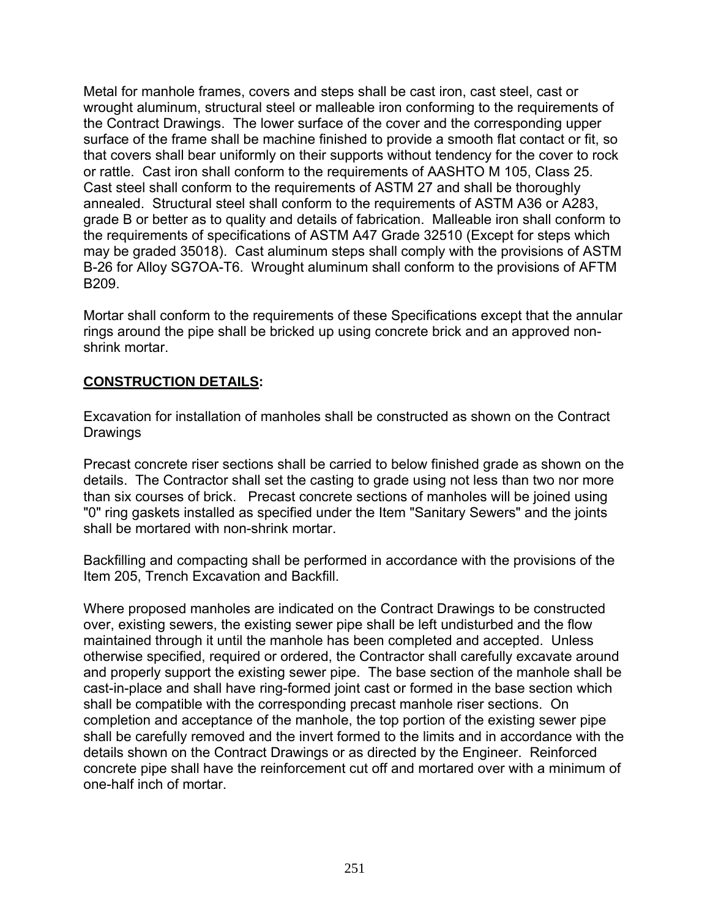Metal for manhole frames, covers and steps shall be cast iron, cast steel, cast or wrought aluminum, structural steel or malleable iron conforming to the requirements of the Contract Drawings. The lower surface of the cover and the corresponding upper surface of the frame shall be machine finished to provide a smooth flat contact or fit, so that covers shall bear uniformly on their supports without tendency for the cover to rock or rattle. Cast iron shall conform to the requirements of AASHTO M 105, Class 25. Cast steel shall conform to the requirements of ASTM 27 and shall be thoroughly annealed. Structural steel shall conform to the requirements of ASTM A36 or A283, grade B or better as to quality and details of fabrication. Malleable iron shall conform to the requirements of specifications of ASTM A47 Grade 32510 (Except for steps which may be graded 35018). Cast aluminum steps shall comply with the provisions of ASTM B-26 for Alloy SG7OA-T6. Wrought aluminum shall conform to the provisions of AFTM B209.

Mortar shall conform to the requirements of these Specifications except that the annular rings around the pipe shall be bricked up using concrete brick and an approved non-shrink mortar.

## **CONSTRUCTION DETAILS:**

Excavation for installation of manholes shall be constructed as shown on the Contract Drawings

Precast concrete riser sections shall be carried to below finished grade as shown on the details. The Contractor shall set the casting to grade using not less than two nor more than six courses of brick. Precast concrete sections of manholes will be joined using "0" ring gaskets installed as specified under the Item "Sanitary Sewers" and the joints shall be mortared with non-shrink mortar.

Backfilling and compacting shall be performed in accordance with the provisions of the Item 205, Trench Excavation and Backfill.

Where proposed manholes are indicated on the Contract Drawings to be constructed over, existing sewers, the existing sewer pipe shall be left undisturbed and the flow maintained through it until the manhole has been completed and accepted. Unless otherwise specified, required or ordered, the Contractor shall carefully excavate around and properly support the existing sewer pipe. The base section of the manhole shall be cast-in-place and shall have ring-formed joint cast or formed in the base section which shall be compatible with the corresponding precast manhole riser sections. On completion and acceptance of the manhole, the top portion of the existing sewer pipe shall be carefully removed and the invert formed to the limits and in accordance with the details shown on the Contract Drawings or as directed by the Engineer. Reinforced concrete pipe shall have the reinforcement cut off and mortared over with a minimum of one-half inch of mortar.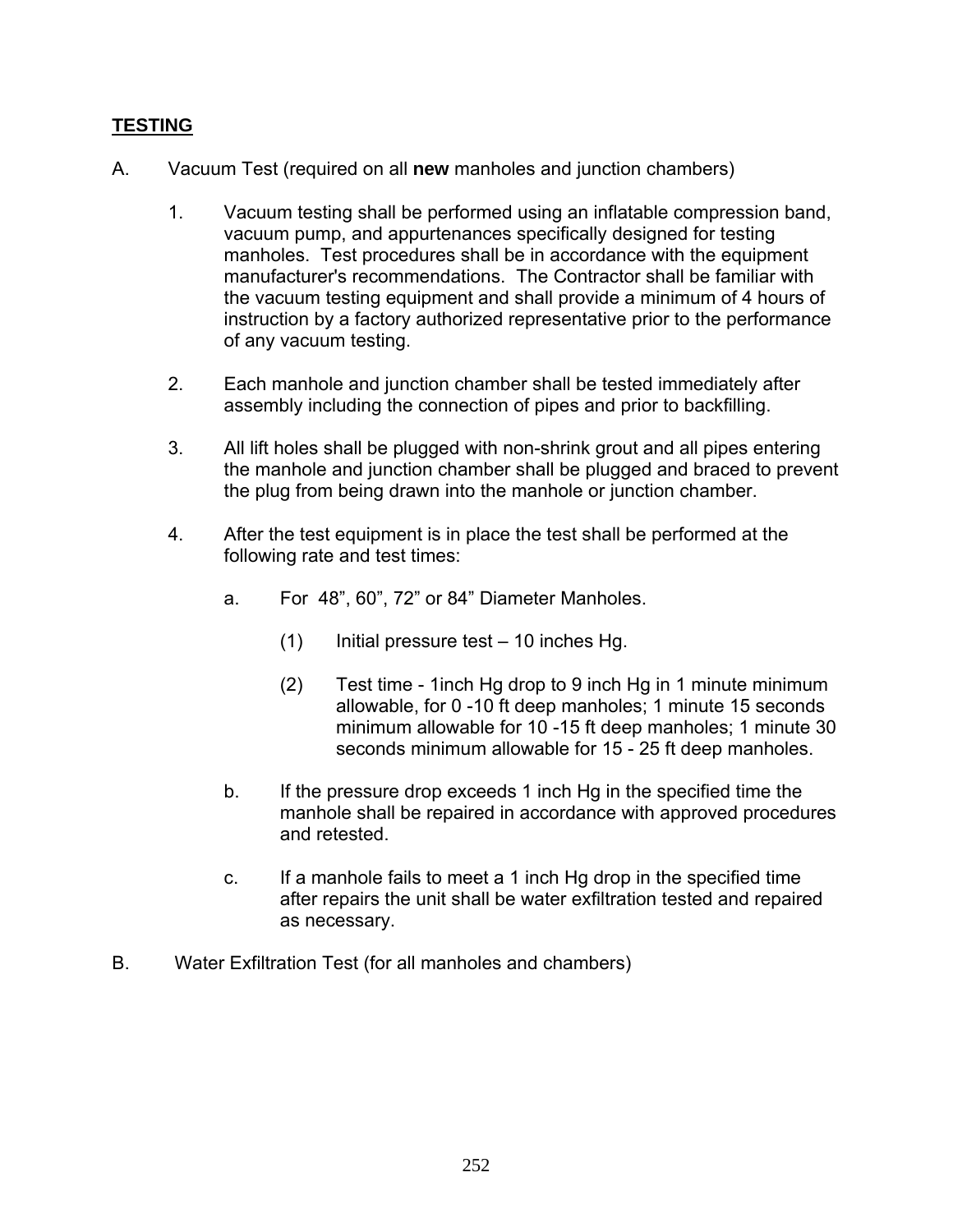## TESTING

A. Vacuum Test (required on all **new** manholes and junction chambers)

1. Vacuum testing shall be performed using an inflatable compression band, vacuum pump, and appurtenances specifically designed for testing manholes. Test procedures shall be in accordance with the equipment manufacturer's recommendations. The Contractor shall be familiar with the vacuum testing equipment and shall provide a minimum of 4 hours of instruction by a factory authorized representative prior to the performance of any vacuum testing.

2. Each manhole and junction chamber shall be tested immediately after assembly including the connection of pipes and prior to backfilling.

3. All lift holes shall be plugged with non-shrink grout and all pipes entering the manhole and junction chamber shall be plugged and braced to prevent the plug from being drawn into the manhole or junction chamber.

4. After the test equipment is in place the test shall be performed at the following rate and test times:

   a. For 48", 60", 72" or 84" Diameter Manholes.

      (1) Initial pressure test – 10 inches Hg.

      (2) Test time - 1inch Hg drop to 9 inch Hg in 1 minute minimum allowable, for 0 -10 ft deep manholes; 1 minute 15 seconds minimum allowable for 10 -15 ft deep manholes; 1 minute 30 seconds minimum allowable for 15 - 25 ft deep manholes.

   b. If the pressure drop exceeds 1 inch Hg in the specified time the manhole shall be repaired in accordance with approved procedures and retested.

   c. If a manhole fails to meet a 1 inch Hg drop in the specified time after repairs the unit shall be water exfiltration tested and repaired as necessary.

B. Water Exfiltration Test (for all manholes and chambers)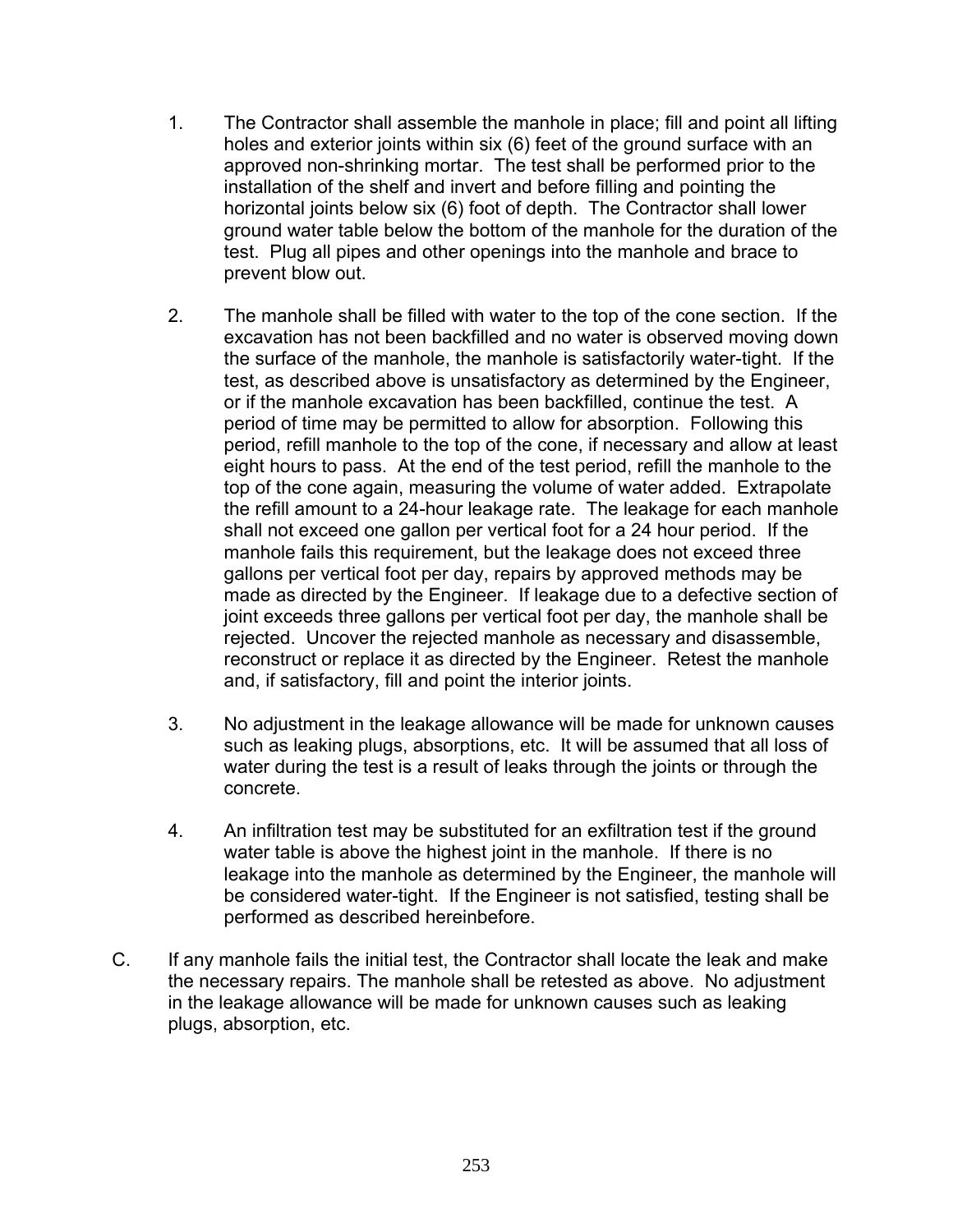1. The Contractor shall assemble the manhole in place; fill and point all lifting holes and exterior joints within six (6) feet of the ground surface with an approved non-shrinking mortar. The test shall be performed prior to the installation of the shelf and invert and before filling and pointing the horizontal joints below six (6) foot of depth. The Contractor shall lower ground water table below the bottom of the manhole for the duration of the test. Plug all pipes and other openings into the manhole and brace to prevent blow out.

2. The manhole shall be filled with water to the top of the cone section. If the excavation has not been backfilled and no water is observed moving down the surface of the manhole, the manhole is satisfactorily water-tight. If the test, as described above is unsatisfactory as determined by the Engineer, or if the manhole excavation has been backfilled, continue the test. A period of time may be permitted to allow for absorption. Following this period, refill manhole to the top of the cone, if necessary and allow at least eight hours to pass. At the end of the test period, refill the manhole to the top of the cone again, measuring the volume of water added. Extrapolate the refill amount to a 24-hour leakage rate. The leakage for each manhole shall not exceed one gallon per vertical foot for a 24 hour period. If the manhole fails this requirement, but the leakage does not exceed three gallons per vertical foot per day, repairs by approved methods may be made as directed by the Engineer. If leakage due to a defective section of joint exceeds three gallons per vertical foot per day, the manhole shall be rejected. Uncover the rejected manhole as necessary and disassemble, reconstruct or replace it as directed by the Engineer. Retest the manhole and, if satisfactory, fill and point the interior joints.

3. No adjustment in the leakage allowance will be made for unknown causes such as leaking plugs, absorptions, etc. It will be assumed that all loss of water during the test is a result of leaks through the joints or through the concrete.

4. An infiltration test may be substituted for an exfiltration test if the ground water table is above the highest joint in the manhole. If there is no leakage into the manhole as determined by the Engineer, the manhole will be considered water-tight. If the Engineer is not satisfied, testing shall be performed as described hereinbefore.

C. If any manhole fails the initial test, the Contractor shall locate the leak and make the necessary repairs. The manhole shall be retested as above. No adjustment in the leakage allowance will be made for unknown causes such as leaking plugs, absorption, etc.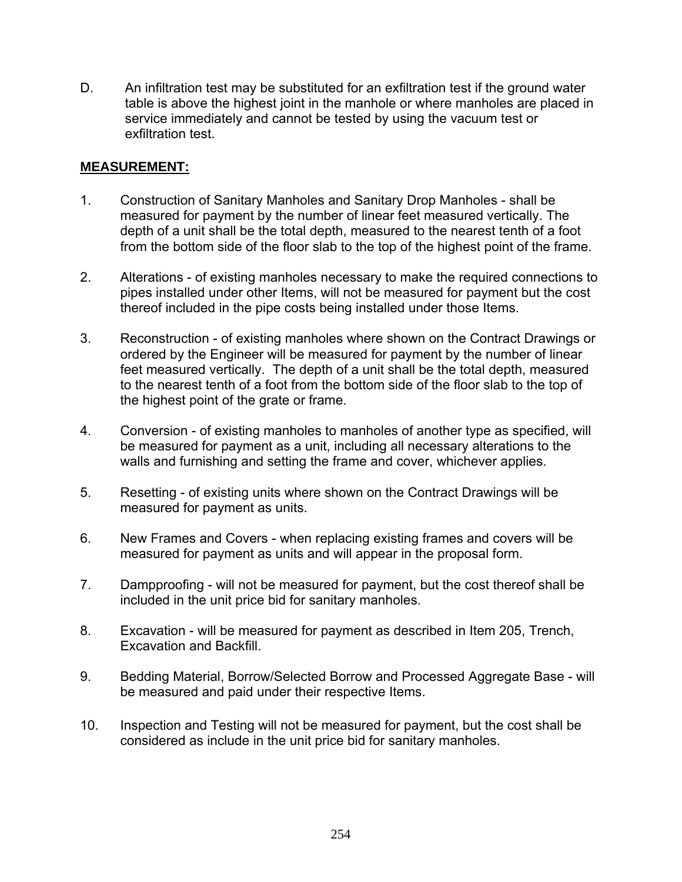D. An infiltration test may be substituted for an exfiltration test if the ground water table is above the highest joint in the manhole or where manholes are placed in service immediately and cannot be tested by using the vacuum test or exfiltration test.

**MEASUREMENT:**

1. Construction of Sanitary Manholes and Sanitary Drop Manholes - shall be measured for payment by the number of linear feet measured vertically. The depth of a unit shall be the total depth, measured to the nearest tenth of a foot from the bottom side of the floor slab to the top of the highest point of the frame.

2. Alterations - of existing manholes necessary to make the required connections to pipes installed under other Items, will not be measured for payment but the cost thereof included in the pipe costs being installed under those Items.

3. Reconstruction - of existing manholes where shown on the Contract Drawings or ordered by the Engineer will be measured for payment by the number of linear feet measured vertically. The depth of a unit shall be the total depth, measured to the nearest tenth of a foot from the bottom side of the floor slab to the top of the highest point of the grate or frame.

4. Conversion - of existing manholes to manholes of another type as specified, will be measured for payment as a unit, including all necessary alterations to the walls and furnishing and setting the frame and cover, whichever applies.

5. Resetting - of existing units where shown on the Contract Drawings will be measured for payment as units.

6. New Frames and Covers - when replacing existing frames and covers will be measured for payment as units and will appear in the proposal form.

7. Dampproofing - will not be measured for payment, but the cost thereof shall be included in the unit price bid for sanitary manholes.

8. Excavation - will be measured for payment as described in Item 205, Trench, Excavation and Backfill.

9. Bedding Material, Borrow/Selected Borrow and Processed Aggregate Base - will be measured and paid under their respective Items.

10. Inspection and Testing will not be measured for payment, but the cost shall be considered as include in the unit price bid for sanitary manholes.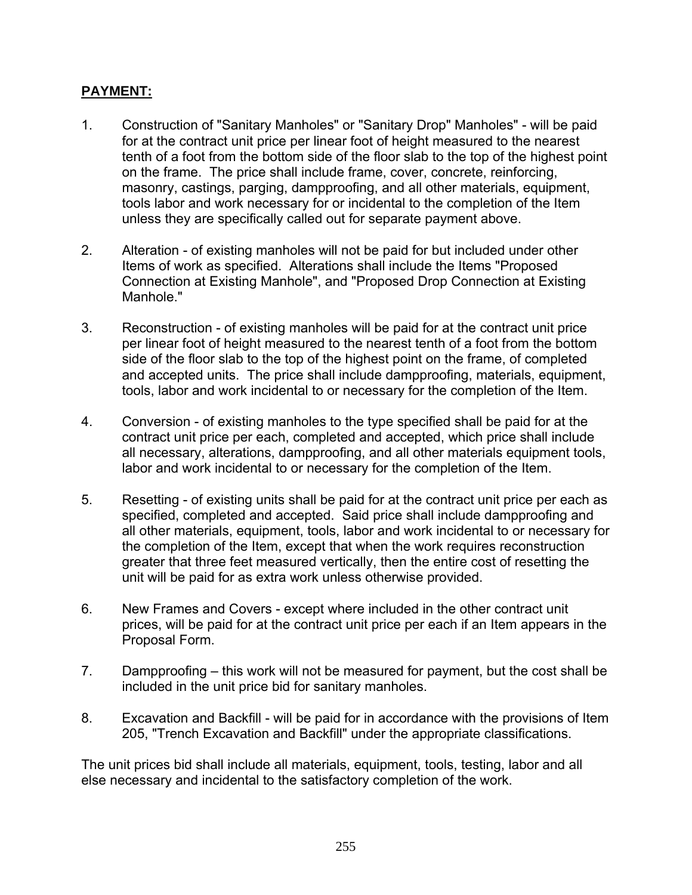**PAYMENT:**

1. Construction of "Sanitary Manholes" or "Sanitary Drop" Manholes" - will be paid for at the contract unit price per linear foot of height measured to the nearest tenth of a foot from the bottom side of the floor slab to the top of the highest point on the frame. The price shall include frame, cover, concrete, reinforcing, masonry, castings, parging, dampproofing, and all other materials, equipment, tools labor and work necessary for or incidental to the completion of the Item unless they are specifically called out for separate payment above.

2. Alteration - of existing manholes will not be paid for but included under other Items of work as specified. Alterations shall include the Items "Proposed Connection at Existing Manhole", and "Proposed Drop Connection at Existing Manhole."

3. Reconstruction - of existing manholes will be paid for at the contract unit price per linear foot of height measured to the nearest tenth of a foot from the bottom side of the floor slab to the top of the highest point on the frame, of completed and accepted units. The price shall include dampproofing, materials, equipment, tools, labor and work incidental to or necessary for the completion of the Item.

4. Conversion - of existing manholes to the type specified shall be paid for at the contract unit price per each, completed and accepted, which price shall include all necessary, alterations, dampproofing, and all other materials equipment tools, labor and work incidental to or necessary for the completion of the Item.

5. Resetting - of existing units shall be paid for at the contract unit price per each as specified, completed and accepted. Said price shall include dampproofing and all other materials, equipment, tools, labor and work incidental to or necessary for the completion of the Item, except that when the work requires reconstruction greater that three feet measured vertically, then the entire cost of resetting the unit will be paid for as extra work unless otherwise provided.

6. New Frames and Covers - except where included in the other contract unit prices, will be paid for at the contract unit price per each if an Item appears in the Proposal Form.

7. Dampproofing – this work will not be measured for payment, but the cost shall be included in the unit price bid for sanitary manholes.

8. Excavation and Backfill - will be paid for in accordance with the provisions of Item 205, "Trench Excavation and Backfill" under the appropriate classifications.

The unit prices bid shall include all materials, equipment, tools, testing, labor and all else necessary and incidental to the satisfactory completion of the work.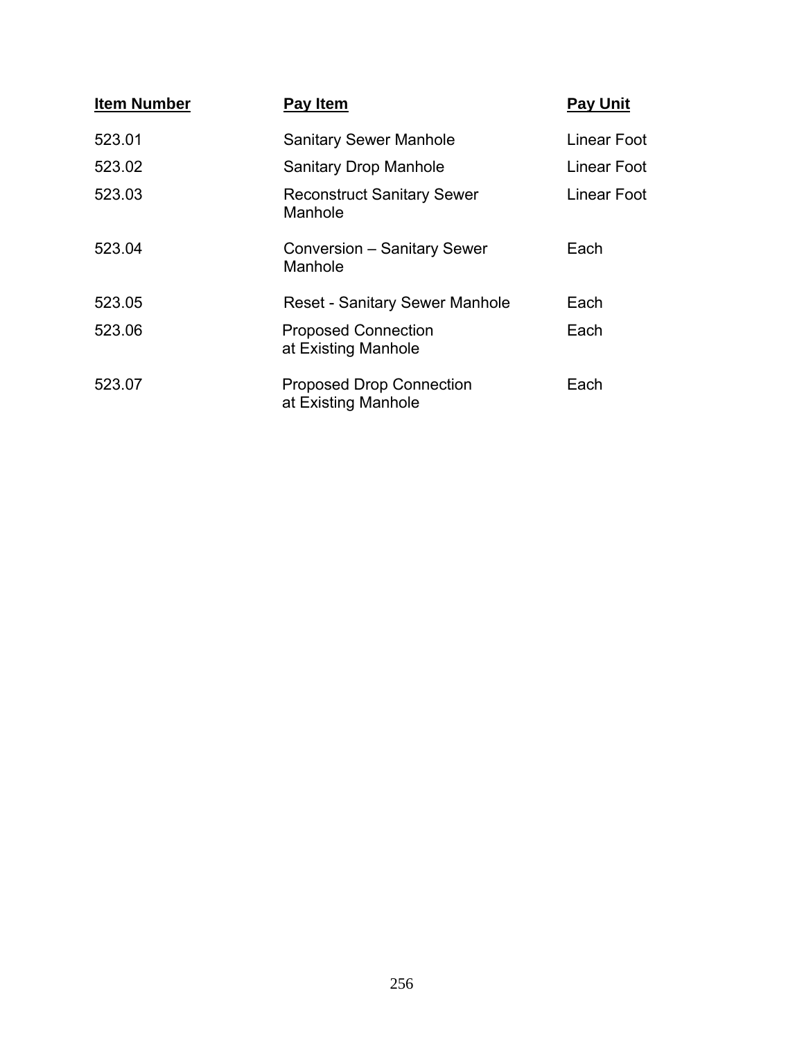| Item Number | Pay Item | Pay Unit |
| --- | --- | --- |
| 523.01 | Sanitary Sewer Manhole | Linear Foot |
| 523.02 | Sanitary Drop Manhole | Linear Foot |
| 523.03 | Reconstruct Sanitary Sewer Manhole | Linear Foot |
| 523.04 | Conversion – Sanitary Sewer Manhole | Each |
| 523.05 | Reset - Sanitary Sewer Manhole | Each |
| 523.06 | Proposed Connection at Existing Manhole | Each |
| 523.07 | Proposed Drop Connection at Existing Manhole | Each |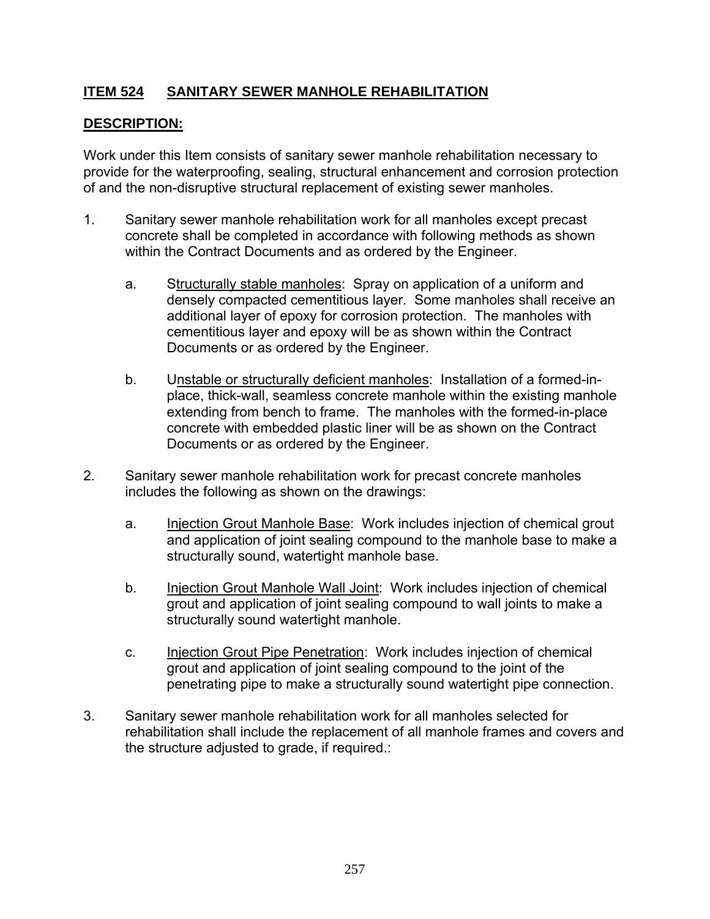## ITEM 524 SANITARY SEWER MANHOLE REHABILITATION

### DESCRIPTION:

Work under this Item consists of sanitary sewer manhole rehabilitation necessary to provide for the waterproofing, sealing, structural enhancement and corrosion protection of and the non-disruptive structural replacement of existing sewer manholes.

1. Sanitary sewer manhole rehabilitation work for all manholes except precast concrete shall be completed in accordance with following methods as shown within the Contract Documents and as ordered by the Engineer.

   a. Structurally stable manholes: Spray on application of a uniform and densely compacted cementitious layer. Some manholes shall receive an additional layer of epoxy for corrosion protection. The manholes with cementitious layer and epoxy will be as shown within the Contract Documents or as ordered by the Engineer.

   b. Unstable or structurally deficient manholes: Installation of a formed-in-place, thick-wall, seamless concrete manhole within the existing manhole extending from bench to frame. The manholes with the formed-in-place concrete with embedded plastic liner will be as shown on the Contract Documents or as ordered by the Engineer.

2. Sanitary sewer manhole rehabilitation work for precast concrete manholes includes the following as shown on the drawings:

   a. Injection Grout Manhole Base: Work includes injection of chemical grout and application of joint sealing compound to the manhole base to make a structurally sound, watertight manhole base.

   b. Injection Grout Manhole Wall Joint: Work includes injection of chemical grout and application of joint sealing compound to wall joints to make a structurally sound watertight manhole.

   c. Injection Grout Pipe Penetration: Work includes injection of chemical grout and application of joint sealing compound to the joint of the penetrating pipe to make a structurally sound watertight pipe connection.

3. Sanitary sewer manhole rehabilitation work for all manholes selected for rehabilitation shall include the replacement of all manhole frames and covers and the structure adjusted to grade, if required.: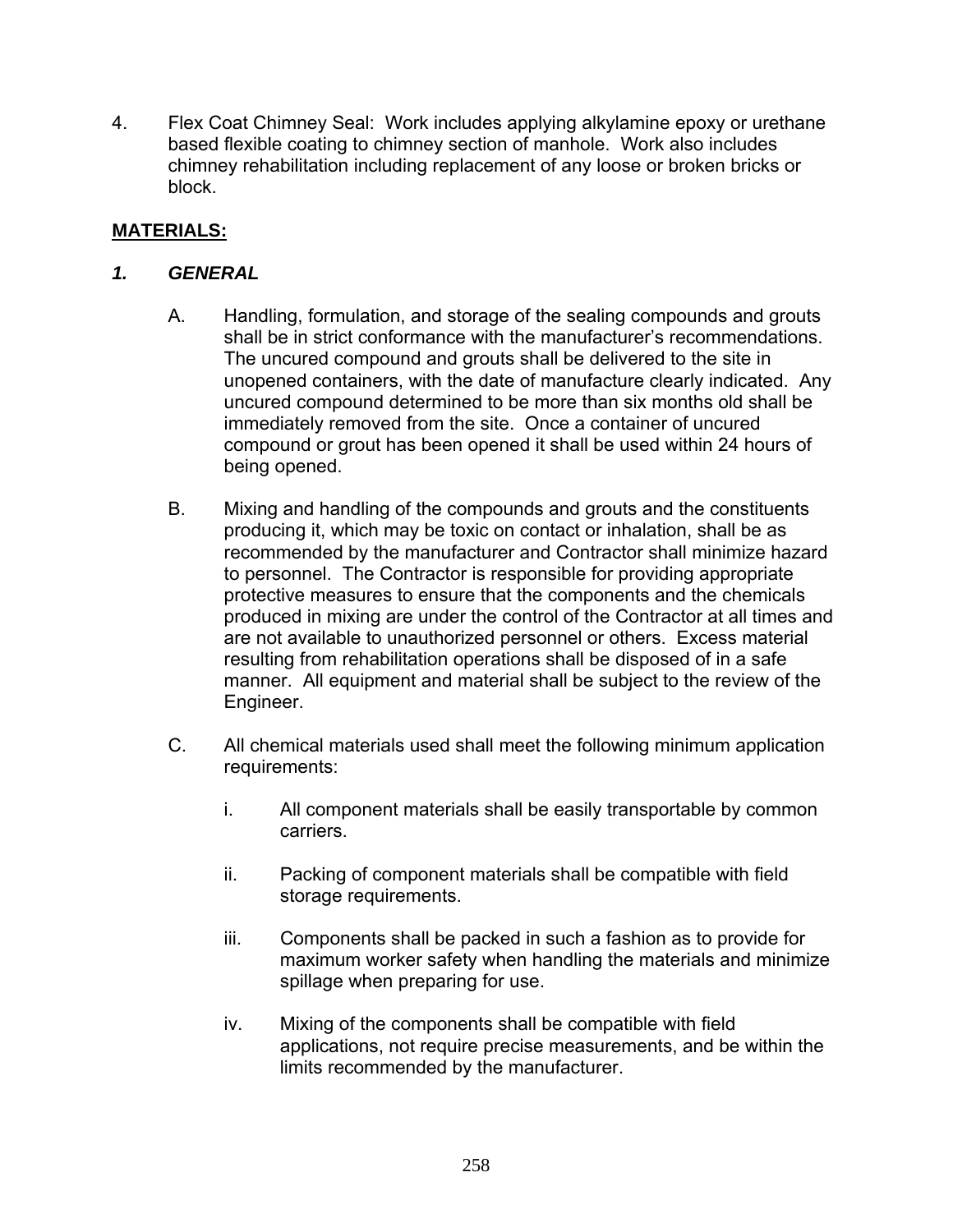4. Flex Coat Chimney Seal: Work includes applying alkylamine epoxy or urethane based flexible coating to chimney section of manhole. Work also includes chimney rehabilitation including replacement of any loose or broken bricks or block.

**MATERIALS:**

***1. GENERAL***

A. Handling, formulation, and storage of the sealing compounds and grouts shall be in strict conformance with the manufacturer's recommendations. The uncured compound and grouts shall be delivered to the site in unopened containers, with the date of manufacture clearly indicated. Any uncured compound determined to be more than six months old shall be immediately removed from the site. Once a container of uncured compound or grout has been opened it shall be used within 24 hours of being opened.

B. Mixing and handling of the compounds and grouts and the constituents producing it, which may be toxic on contact or inhalation, shall be as recommended by the manufacturer and Contractor shall minimize hazard to personnel. The Contractor is responsible for providing appropriate protective measures to ensure that the components and the chemicals produced in mixing are under the control of the Contractor at all times and are not available to unauthorized personnel or others. Excess material resulting from rehabilitation operations shall be disposed of in a safe manner. All equipment and material shall be subject to the review of the Engineer.

C. All chemical materials used shall meet the following minimum application requirements:

   i. All component materials shall be easily transportable by common carriers.

   ii. Packing of component materials shall be compatible with field storage requirements.

   iii. Components shall be packed in such a fashion as to provide for maximum worker safety when handling the materials and minimize spillage when preparing for use.

   iv. Mixing of the components shall be compatible with field applications, not require precise measurements, and be within the limits recommended by the manufacturer.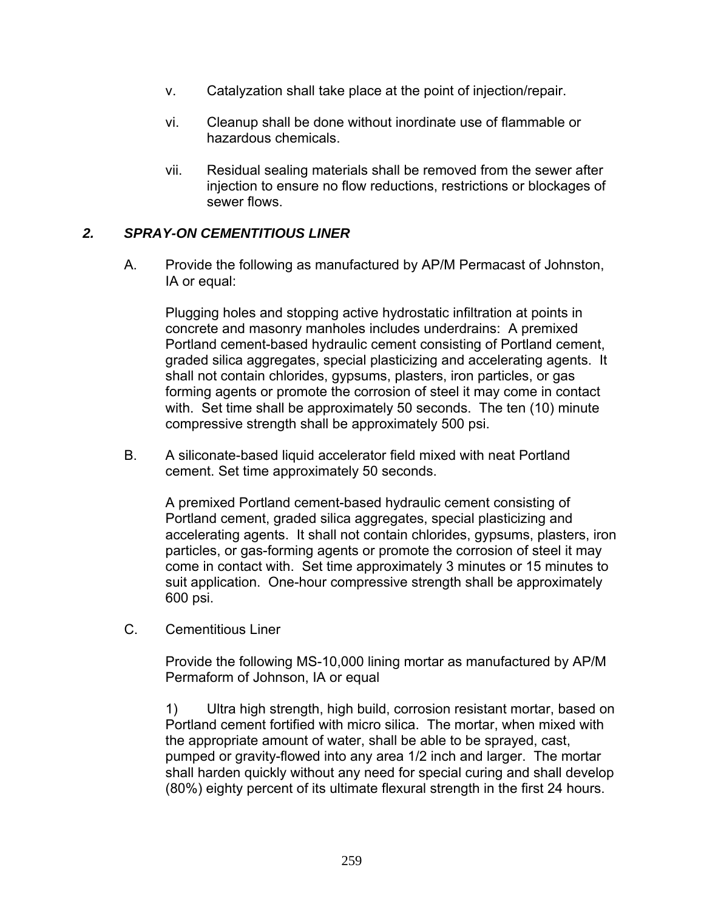v. Catalyzation shall take place at the point of injection/repair.

vi. Cleanup shall be done without inordinate use of flammable or hazardous chemicals.

vii. Residual sealing materials shall be removed from the sewer after injection to ensure no flow reductions, restrictions or blockages of sewer flows.

## *2. SPRAY-ON CEMENTITIOUS LINER*

A. Provide the following as manufactured by AP/M Permacast of Johnston, IA or equal:

Plugging holes and stopping active hydrostatic infiltration at points in concrete and masonry manholes includes underdrains: A premixed Portland cement-based hydraulic cement consisting of Portland cement, graded silica aggregates, special plasticizing and accelerating agents. It shall not contain chlorides, gypsums, plasters, iron particles, or gas forming agents or promote the corrosion of steel it may come in contact with. Set time shall be approximately 50 seconds. The ten (10) minute compressive strength shall be approximately 500 psi.

B. A siliconate-based liquid accelerator field mixed with neat Portland cement. Set time approximately 50 seconds.

A premixed Portland cement-based hydraulic cement consisting of Portland cement, graded silica aggregates, special plasticizing and accelerating agents. It shall not contain chlorides, gypsums, plasters, iron particles, or gas-forming agents or promote the corrosion of steel it may come in contact with. Set time approximately 3 minutes or 15 minutes to suit application. One-hour compressive strength shall be approximately 600 psi.

C. Cementitious Liner

Provide the following MS-10,000 lining mortar as manufactured by AP/M Permaform of Johnson, IA or equal

1) Ultra high strength, high build, corrosion resistant mortar, based on Portland cement fortified with micro silica. The mortar, when mixed with the appropriate amount of water, shall be able to be sprayed, cast, pumped or gravity-flowed into any area 1/2 inch and larger. The mortar shall harden quickly without any need for special curing and shall develop (80%) eighty percent of its ultimate flexural strength in the first 24 hours.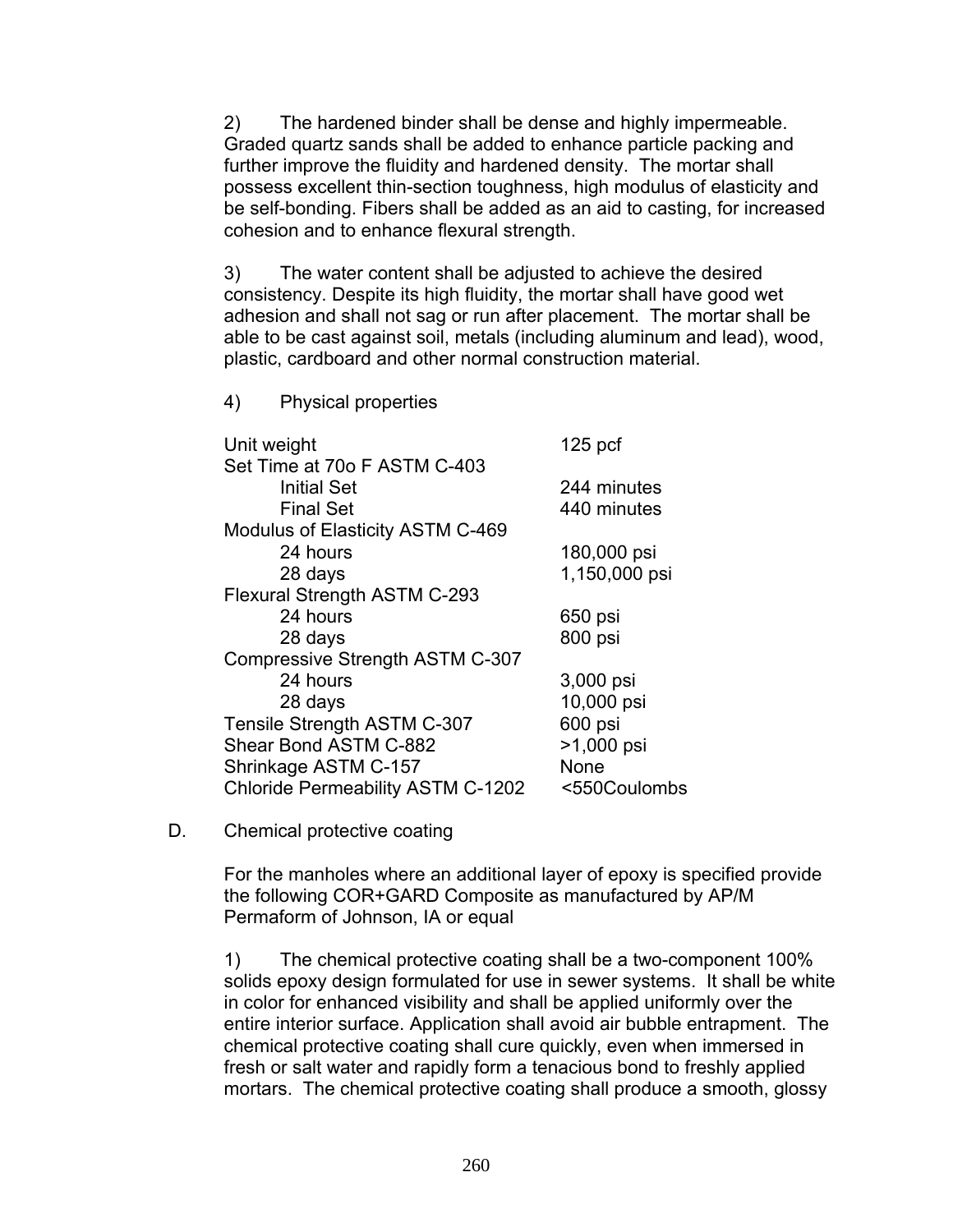2) The hardened binder shall be dense and highly impermeable. Graded quartz sands shall be added to enhance particle packing and further improve the fluidity and hardened density. The mortar shall possess excellent thin-section toughness, high modulus of elasticity and be self-bonding. Fibers shall be added as an aid to casting, for increased cohesion and to enhance flexural strength.

3) The water content shall be adjusted to achieve the desired consistency. Despite its high fluidity, the mortar shall have good wet adhesion and shall not sag or run after placement. The mortar shall be able to be cast against soil, metals (including aluminum and lead), wood, plastic, cardboard and other normal construction material.

4) Physical properties

| | |
|---|---|
| Unit weight | 125 pcf |
| Set Time at 70o F ASTM C-403 | |
| Initial Set | 244 minutes |
| Final Set | 440 minutes |
| Modulus of Elasticity ASTM C-469 | |
| 24 hours | 180,000 psi |
| 28 days | 1,150,000 psi |
| Flexural Strength ASTM C-293 | |
| 24 hours | 650 psi |
| 28 days | 800 psi |
| Compressive Strength ASTM C-307 | |
| 24 hours | 3,000 psi |
| 28 days | 10,000 psi |
| Tensile Strength ASTM C-307 | 600 psi |
| Shear Bond ASTM C-882 | >1,000 psi |
| Shrinkage ASTM C-157 | None |
| Chloride Permeability ASTM C-1202 | <550Coulombs |

D. Chemical protective coating

For the manholes where an additional layer of epoxy is specified provide the following COR+GARD Composite as manufactured by AP/M Permaform of Johnson, IA or equal

1) The chemical protective coating shall be a two-component 100% solids epoxy design formulated for use in sewer systems. It shall be white in color for enhanced visibility and shall be applied uniformly over the entire interior surface. Application shall avoid air bubble entrapment. The chemical protective coating shall cure quickly, even when immersed in fresh or salt water and rapidly form a tenacious bond to freshly applied mortars. The chemical protective coating shall produce a smooth, glossy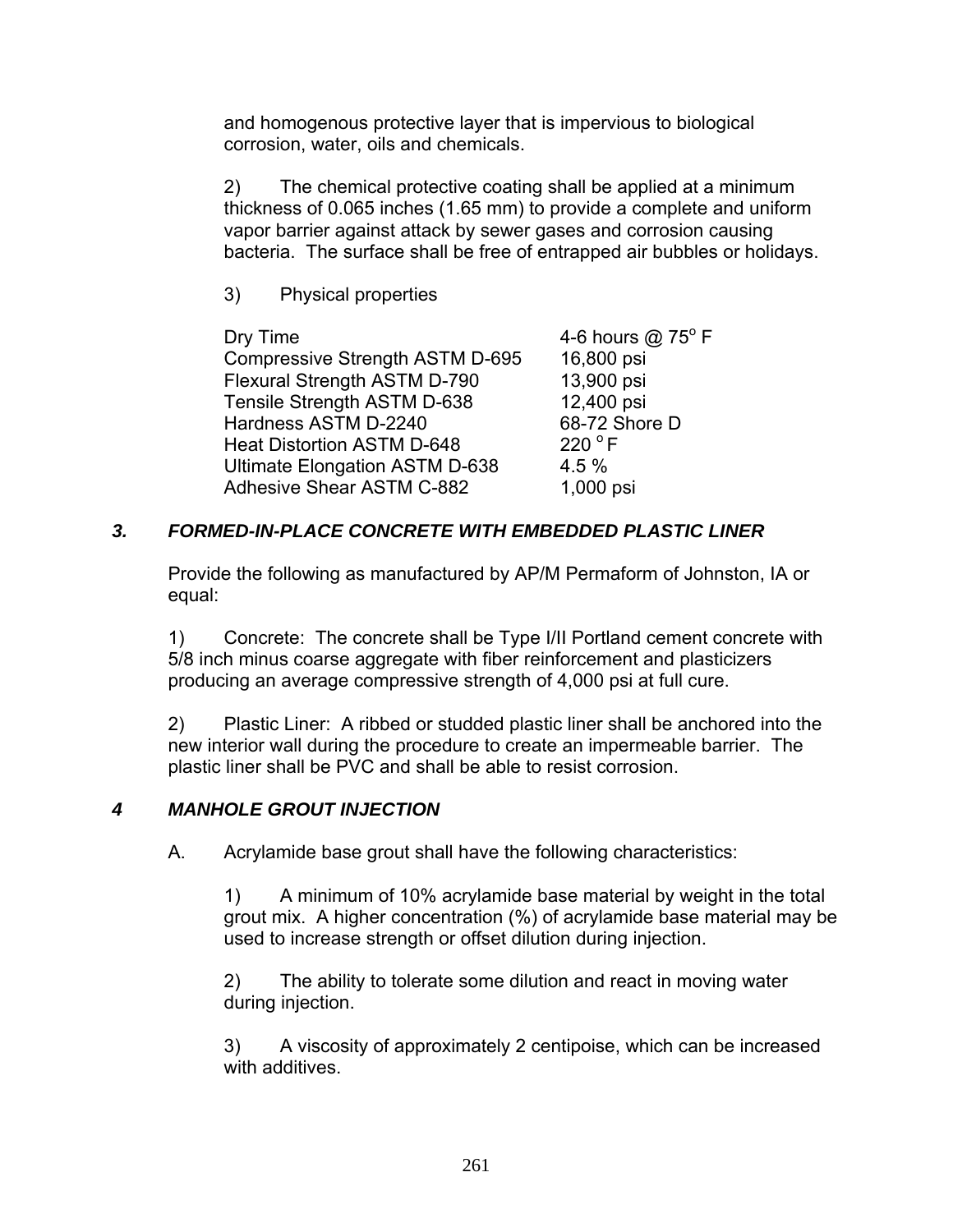and homogenous protective layer that is impervious to biological corrosion, water, oils and chemicals.

2) The chemical protective coating shall be applied at a minimum thickness of 0.065 inches (1.65 mm) to provide a complete and uniform vapor barrier against attack by sewer gases and corrosion causing bacteria. The surface shall be free of entrapped air bubbles or holidays.

3) Physical properties

| | |
|---|---|
| Dry Time | 4-6 hours @ 75° F |
| Compressive Strength ASTM D-695 | 16,800 psi |
| Flexural Strength ASTM D-790 | 13,900 psi |
| Tensile Strength ASTM D-638 | 12,400 psi |
| Hardness ASTM D-2240 | 68-72 Shore D |
| Heat Distortion ASTM D-648 | 220 °F |
| Ultimate Elongation ASTM D-638 | 4.5 % |
| Adhesive Shear ASTM C-882 | 1,000 psi |

### *3. FORMED-IN-PLACE CONCRETE WITH EMBEDDED PLASTIC LINER*

Provide the following as manufactured by AP/M Permaform of Johnston, IA or equal:

1) Concrete: The concrete shall be Type I/II Portland cement concrete with 5/8 inch minus coarse aggregate with fiber reinforcement and plasticizers producing an average compressive strength of 4,000 psi at full cure.

2) Plastic Liner: A ribbed or studded plastic liner shall be anchored into the new interior wall during the procedure to create an impermeable barrier. The plastic liner shall be PVC and shall be able to resist corrosion.

### *4 MANHOLE GROUT INJECTION*

A. Acrylamide base grout shall have the following characteristics:

1) A minimum of 10% acrylamide base material by weight in the total grout mix. A higher concentration (%) of acrylamide base material may be used to increase strength or offset dilution during injection.

2) The ability to tolerate some dilution and react in moving water during injection.

3) A viscosity of approximately 2 centipoise, which can be increased with additives.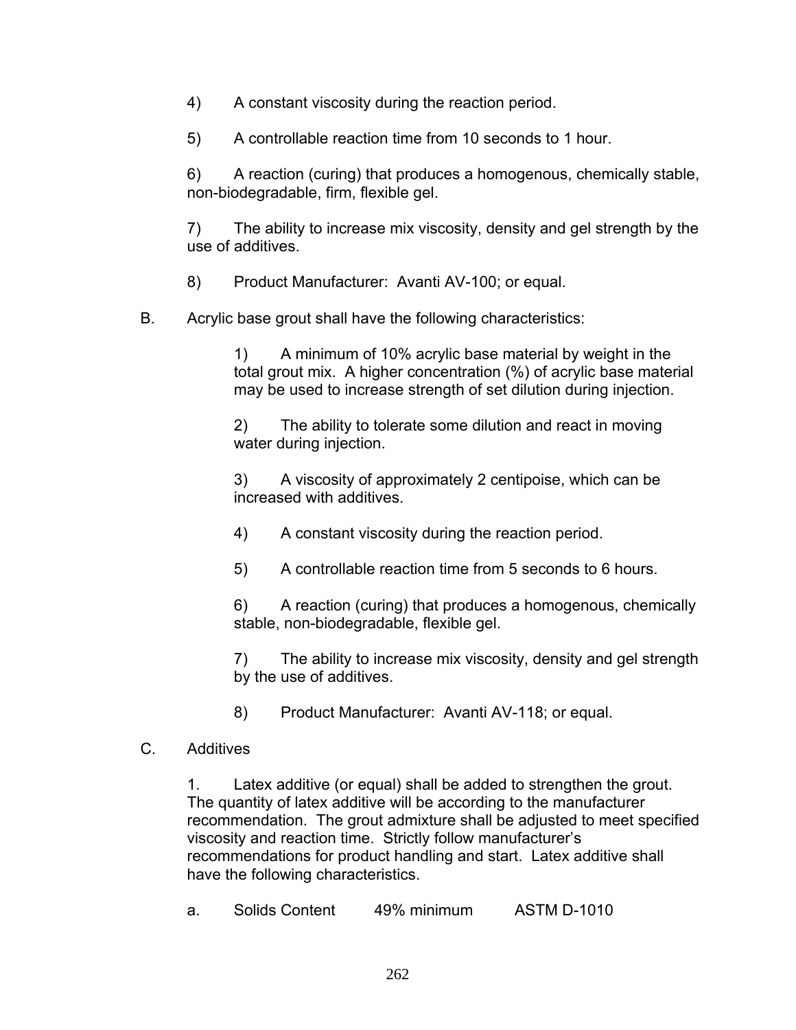4) A constant viscosity during the reaction period.

5) A controllable reaction time from 10 seconds to 1 hour.

6) A reaction (curing) that produces a homogenous, chemically stable, non-biodegradable, firm, flexible gel.

7) The ability to increase mix viscosity, density and gel strength by the use of additives.

8) Product Manufacturer: Avanti AV-100; or equal.

B. Acrylic base grout shall have the following characteristics:

1) A minimum of 10% acrylic base material by weight in the total grout mix. A higher concentration (%) of acrylic base material may be used to increase strength of set dilution during injection.

2) The ability to tolerate some dilution and react in moving water during injection.

3) A viscosity of approximately 2 centipoise, which can be increased with additives.

4) A constant viscosity during the reaction period.

5) A controllable reaction time from 5 seconds to 6 hours.

6) A reaction (curing) that produces a homogenous, chemically stable, non-biodegradable, flexible gel.

7) The ability to increase mix viscosity, density and gel strength by the use of additives.

8) Product Manufacturer: Avanti AV-118; or equal.

C. Additives

1. Latex additive (or equal) shall be added to strengthen the grout. The quantity of latex additive will be according to the manufacturer recommendation. The grout admixture shall be adjusted to meet specified viscosity and reaction time. Strictly follow manufacturer's recommendations for product handling and start. Latex additive shall have the following characteristics.

a. Solids Content 49% minimum ASTM D-1010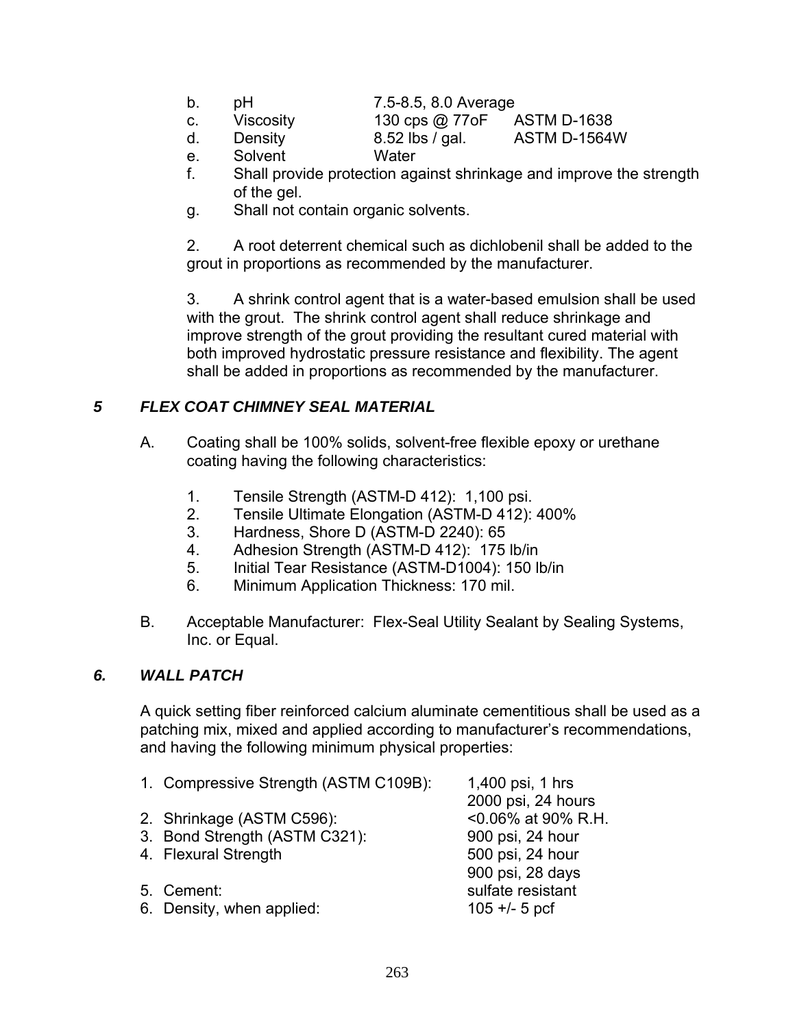b. pH 7.5-8.5, 8.0 Average

c. Viscosity 130 cps @ 77oF ASTM D-1638

d. Density 8.52 lbs / gal. ASTM D-1564W

e. Solvent Water

f. Shall provide protection against shrinkage and improve the strength of the gel.

g. Shall not contain organic solvents.

2. A root deterrent chemical such as dichlobenil shall be added to the grout in proportions as recommended by the manufacturer.

3. A shrink control agent that is a water-based emulsion shall be used with the grout. The shrink control agent shall reduce shrinkage and improve strength of the grout providing the resultant cured material with both improved hydrostatic pressure resistance and flexibility. The agent shall be added in proportions as recommended by the manufacturer.

### *5 FLEX COAT CHIMNEY SEAL MATERIAL*

A. Coating shall be 100% solids, solvent-free flexible epoxy or urethane coating having the following characteristics:

1. Tensile Strength (ASTM-D 412): 1,100 psi.
2. Tensile Ultimate Elongation (ASTM-D 412): 400%
3. Hardness, Shore D (ASTM-D 2240): 65
4. Adhesion Strength (ASTM-D 412): 175 lb/in
5. Initial Tear Resistance (ASTM-D1004): 150 lb/in
6. Minimum Application Thickness: 170 mil.

B. Acceptable Manufacturer: Flex-Seal Utility Sealant by Sealing Systems, Inc. or Equal.

### *6. WALL PATCH*

A quick setting fiber reinforced calcium aluminate cementitious shall be used as a patching mix, mixed and applied according to manufacturer's recommendations, and having the following minimum physical properties:

| | |
|---|---|
| 1. Compressive Strength (ASTM C109B): | 1,400 psi, 1 hrs<br>2000 psi, 24 hours |
| 2. Shrinkage (ASTM C596): | <0.06% at 90% R.H. |
| 3. Bond Strength (ASTM C321): | 900 psi, 24 hour |
| 4. Flexural Strength | 500 psi, 24 hour<br>900 psi, 28 days |
| 5. Cement: | sulfate resistant |
| 6. Density, when applied: | 105 +/- 5 pcf |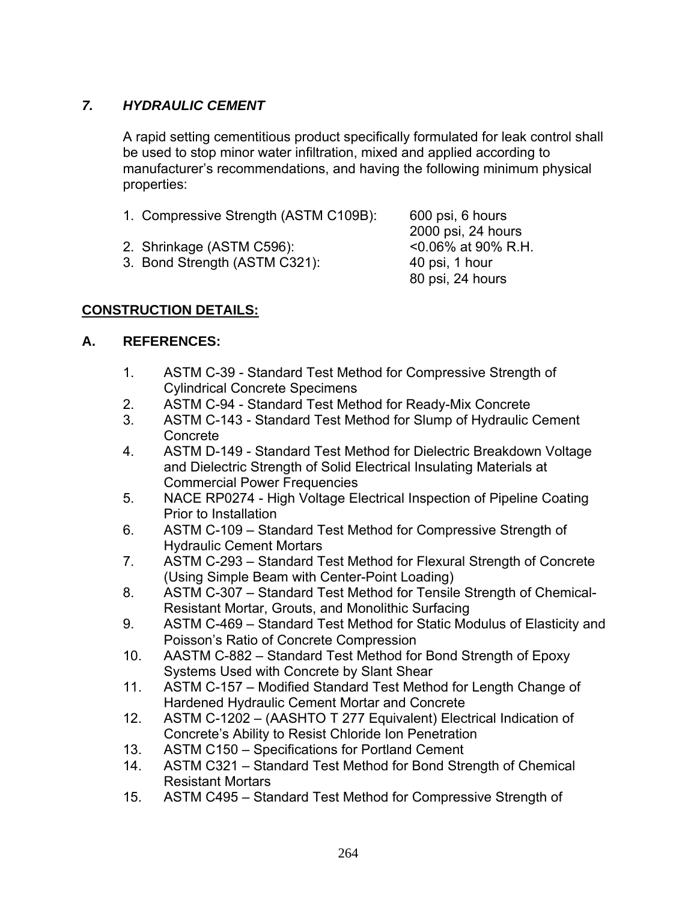### *7. HYDRAULIC CEMENT*

A rapid setting cementitious product specifically formulated for leak control shall be used to stop minor water infiltration, mixed and applied according to manufacturer's recommendations, and having the following minimum physical properties:

| | |
|---|---|
| 1. Compressive Strength (ASTM C109B): | 600 psi, 6 hours |
| | 2000 psi, 24 hours |
| 2. Shrinkage (ASTM C596): | <0.06% at 90% R.H. |
| 3. Bond Strength (ASTM C321): | 40 psi, 1 hour |
| | 80 psi, 24 hours |

## **CONSTRUCTION DETAILS:**

### A. REFERENCES:

1. ASTM C-39 - Standard Test Method for Compressive Strength of Cylindrical Concrete Specimens
2. ASTM C-94 - Standard Test Method for Ready-Mix Concrete
3. ASTM C-143 - Standard Test Method for Slump of Hydraulic Cement Concrete
4. ASTM D-149 - Standard Test Method for Dielectric Breakdown Voltage and Dielectric Strength of Solid Electrical Insulating Materials at Commercial Power Frequencies
5. NACE RP0274 - High Voltage Electrical Inspection of Pipeline Coating Prior to Installation
6. ASTM C-109 – Standard Test Method for Compressive Strength of Hydraulic Cement Mortars
7. ASTM C-293 – Standard Test Method for Flexural Strength of Concrete (Using Simple Beam with Center-Point Loading)
8. ASTM C-307 – Standard Test Method for Tensile Strength of Chemical-Resistant Mortar, Grouts, and Monolithic Surfacing
9. ASTM C-469 – Standard Test Method for Static Modulus of Elasticity and Poisson's Ratio of Concrete Compression
10. AASTM C-882 – Standard Test Method for Bond Strength of Epoxy Systems Used with Concrete by Slant Shear
11. ASTM C-157 – Modified Standard Test Method for Length Change of Hardened Hydraulic Cement Mortar and Concrete
12. ASTM C-1202 – (AASHTO T 277 Equivalent) Electrical Indication of Concrete's Ability to Resist Chloride Ion Penetration
13. ASTM C150 – Specifications for Portland Cement
14. ASTM C321 – Standard Test Method for Bond Strength of Chemical Resistant Mortars
15. ASTM C495 – Standard Test Method for Compressive Strength of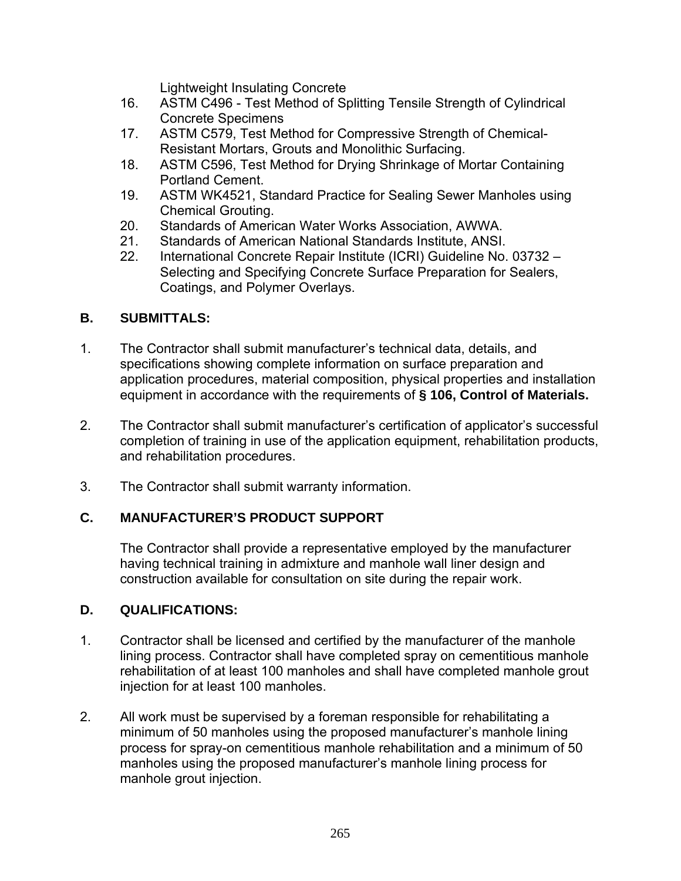Lightweight Insulating Concrete

16. ASTM C496 - Test Method of Splitting Tensile Strength of Cylindrical Concrete Specimens
17. ASTM C579, Test Method for Compressive Strength of Chemical-Resistant Mortars, Grouts and Monolithic Surfacing.
18. ASTM C596, Test Method for Drying Shrinkage of Mortar Containing Portland Cement.
19. ASTM WK4521, Standard Practice for Sealing Sewer Manholes using Chemical Grouting.
20. Standards of American Water Works Association, AWWA.
21. Standards of American National Standards Institute, ANSI.
22. International Concrete Repair Institute (ICRI) Guideline No. 03732 – Selecting and Specifying Concrete Surface Preparation for Sealers, Coatings, and Polymer Overlays.

### B. SUBMITTALS:

1. The Contractor shall submit manufacturer's technical data, details, and specifications showing complete information on surface preparation and application procedures, material composition, physical properties and installation equipment in accordance with the requirements of **§ 106, Control of Materials.**

2. The Contractor shall submit manufacturer's certification of applicator's successful completion of training in use of the application equipment, rehabilitation products, and rehabilitation procedures.

3. The Contractor shall submit warranty information.

### C. MANUFACTURER'S PRODUCT SUPPORT

The Contractor shall provide a representative employed by the manufacturer having technical training in admixture and manhole wall liner design and construction available for consultation on site during the repair work.

### D. QUALIFICATIONS:

1. Contractor shall be licensed and certified by the manufacturer of the manhole lining process. Contractor shall have completed spray on cementitious manhole rehabilitation of at least 100 manholes and shall have completed manhole grout injection for at least 100 manholes.

2. All work must be supervised by a foreman responsible for rehabilitating a minimum of 50 manholes using the proposed manufacturer's manhole lining process for spray-on cementitious manhole rehabilitation and a minimum of 50 manholes using the proposed manufacturer's manhole lining process for manhole grout injection.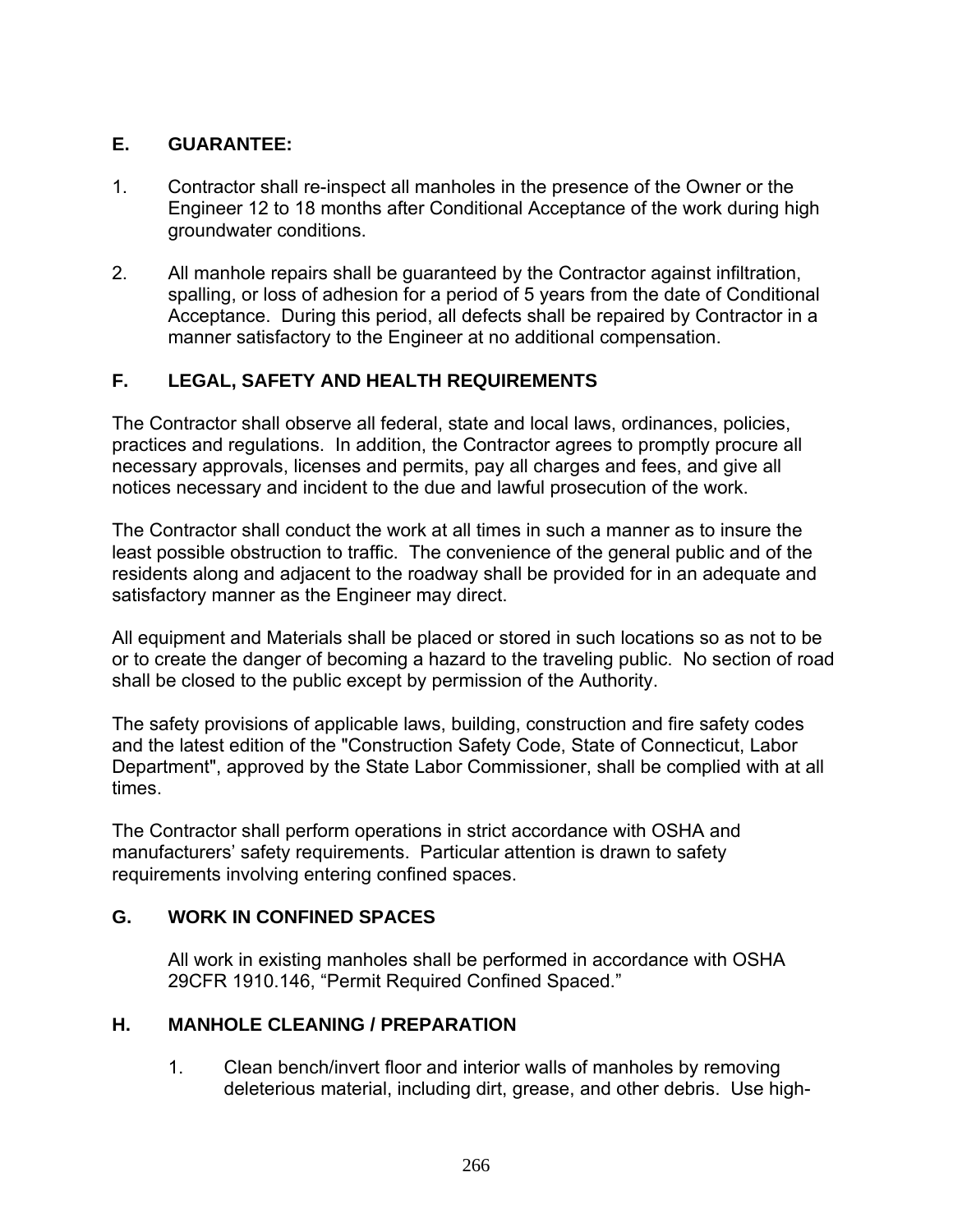## E. GUARANTEE:

1. Contractor shall re-inspect all manholes in the presence of the Owner or the Engineer 12 to 18 months after Conditional Acceptance of the work during high groundwater conditions.

2. All manhole repairs shall be guaranteed by the Contractor against infiltration, spalling, or loss of adhesion for a period of 5 years from the date of Conditional Acceptance. During this period, all defects shall be repaired by Contractor in a manner satisfactory to the Engineer at no additional compensation.

## F. LEGAL, SAFETY AND HEALTH REQUIREMENTS

The Contractor shall observe all federal, state and local laws, ordinances, policies, practices and regulations. In addition, the Contractor agrees to promptly procure all necessary approvals, licenses and permits, pay all charges and fees, and give all notices necessary and incident to the due and lawful prosecution of the work.

The Contractor shall conduct the work at all times in such a manner as to insure the least possible obstruction to traffic. The convenience of the general public and of the residents along and adjacent to the roadway shall be provided for in an adequate and satisfactory manner as the Engineer may direct.

All equipment and Materials shall be placed or stored in such locations so as not to be or to create the danger of becoming a hazard to the traveling public. No section of road shall be closed to the public except by permission of the Authority.

The safety provisions of applicable laws, building, construction and fire safety codes and the latest edition of the "Construction Safety Code, State of Connecticut, Labor Department", approved by the State Labor Commissioner, shall be complied with at all times.

The Contractor shall perform operations in strict accordance with OSHA and manufacturers' safety requirements. Particular attention is drawn to safety requirements involving entering confined spaces.

## G. WORK IN CONFINED SPACES

All work in existing manholes shall be performed in accordance with OSHA 29CFR 1910.146, "Permit Required Confined Spaced."

## H. MANHOLE CLEANING / PREPARATION

1. Clean bench/invert floor and interior walls of manholes by removing deleterious material, including dirt, grease, and other debris. Use high-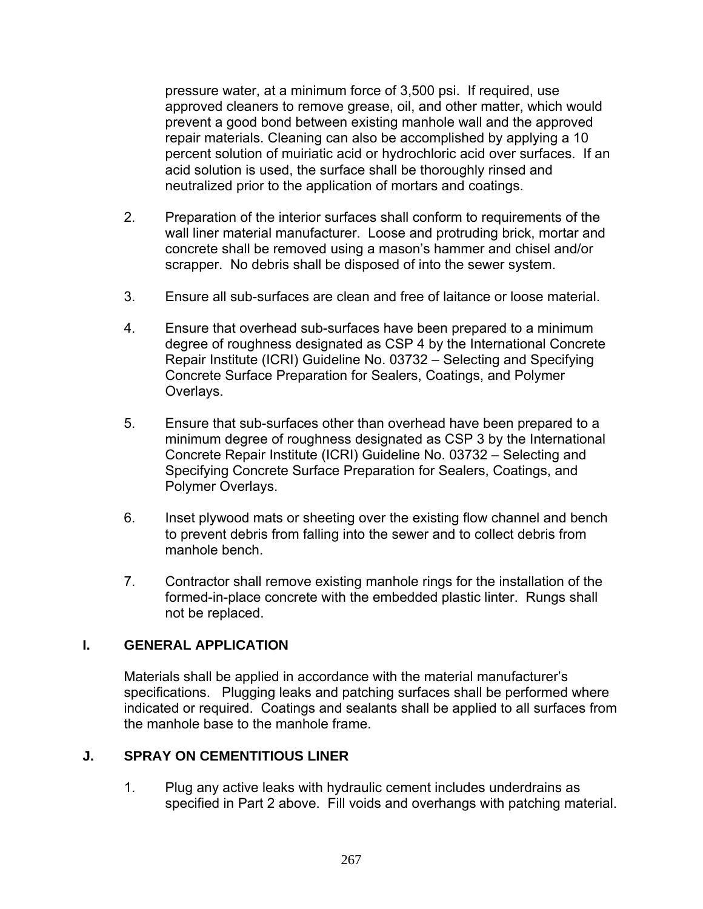pressure water, at a minimum force of 3,500 psi. If required, use approved cleaners to remove grease, oil, and other matter, which would prevent a good bond between existing manhole wall and the approved repair materials. Cleaning can also be accomplished by applying a 10 percent solution of muiriatic acid or hydrochloric acid over surfaces. If an acid solution is used, the surface shall be thoroughly rinsed and neutralized prior to the application of mortars and coatings.

2. Preparation of the interior surfaces shall conform to requirements of the wall liner material manufacturer. Loose and protruding brick, mortar and concrete shall be removed using a mason's hammer and chisel and/or scrapper. No debris shall be disposed of into the sewer system.

3. Ensure all sub-surfaces are clean and free of laitance or loose material.

4. Ensure that overhead sub-surfaces have been prepared to a minimum degree of roughness designated as CSP 4 by the International Concrete Repair Institute (ICRI) Guideline No. 03732 – Selecting and Specifying Concrete Surface Preparation for Sealers, Coatings, and Polymer Overlays.

5. Ensure that sub-surfaces other than overhead have been prepared to a minimum degree of roughness designated as CSP 3 by the International Concrete Repair Institute (ICRI) Guideline No. 03732 – Selecting and Specifying Concrete Surface Preparation for Sealers, Coatings, and Polymer Overlays.

6. Inset plywood mats or sheeting over the existing flow channel and bench to prevent debris from falling into the sewer and to collect debris from manhole bench.

7. Contractor shall remove existing manhole rings for the installation of the formed-in-place concrete with the embedded plastic linter. Rungs shall not be replaced.

## I. GENERAL APPLICATION

Materials shall be applied in accordance with the material manufacturer's specifications. Plugging leaks and patching surfaces shall be performed where indicated or required. Coatings and sealants shall be applied to all surfaces from the manhole base to the manhole frame.

## J. SPRAY ON CEMENTITIOUS LINER

1. Plug any active leaks with hydraulic cement includes underdrains as specified in Part 2 above. Fill voids and overhangs with patching material.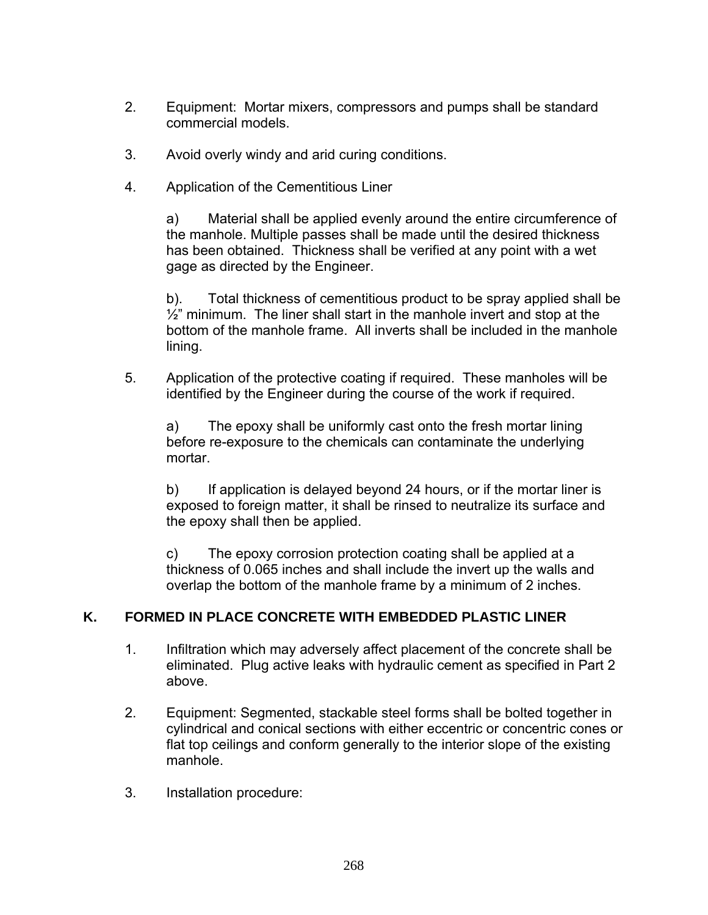2. Equipment: Mortar mixers, compressors and pumps shall be standard commercial models.

3. Avoid overly windy and arid curing conditions.

4. Application of the Cementitious Liner

   a) Material shall be applied evenly around the entire circumference of the manhole. Multiple passes shall be made until the desired thickness has been obtained. Thickness shall be verified at any point with a wet gage as directed by the Engineer.

   b). Total thickness of cementitious product to be spray applied shall be ½" minimum. The liner shall start in the manhole invert and stop at the bottom of the manhole frame. All inverts shall be included in the manhole lining.

5. Application of the protective coating if required. These manholes will be identified by the Engineer during the course of the work if required.

   a) The epoxy shall be uniformly cast onto the fresh mortar lining before re-exposure to the chemicals can contaminate the underlying mortar.

   b) If application is delayed beyond 24 hours, or if the mortar liner is exposed to foreign matter, it shall be rinsed to neutralize its surface and the epoxy shall then be applied.

   c) The epoxy corrosion protection coating shall be applied at a thickness of 0.065 inches and shall include the invert up the walls and overlap the bottom of the manhole frame by a minimum of 2 inches.

## K. FORMED IN PLACE CONCRETE WITH EMBEDDED PLASTIC LINER

1. Infiltration which may adversely affect placement of the concrete shall be eliminated. Plug active leaks with hydraulic cement as specified in Part 2 above.

2. Equipment: Segmented, stackable steel forms shall be bolted together in cylindrical and conical sections with either eccentric or concentric cones or flat top ceilings and conform generally to the interior slope of the existing manhole.

3. Installation procedure: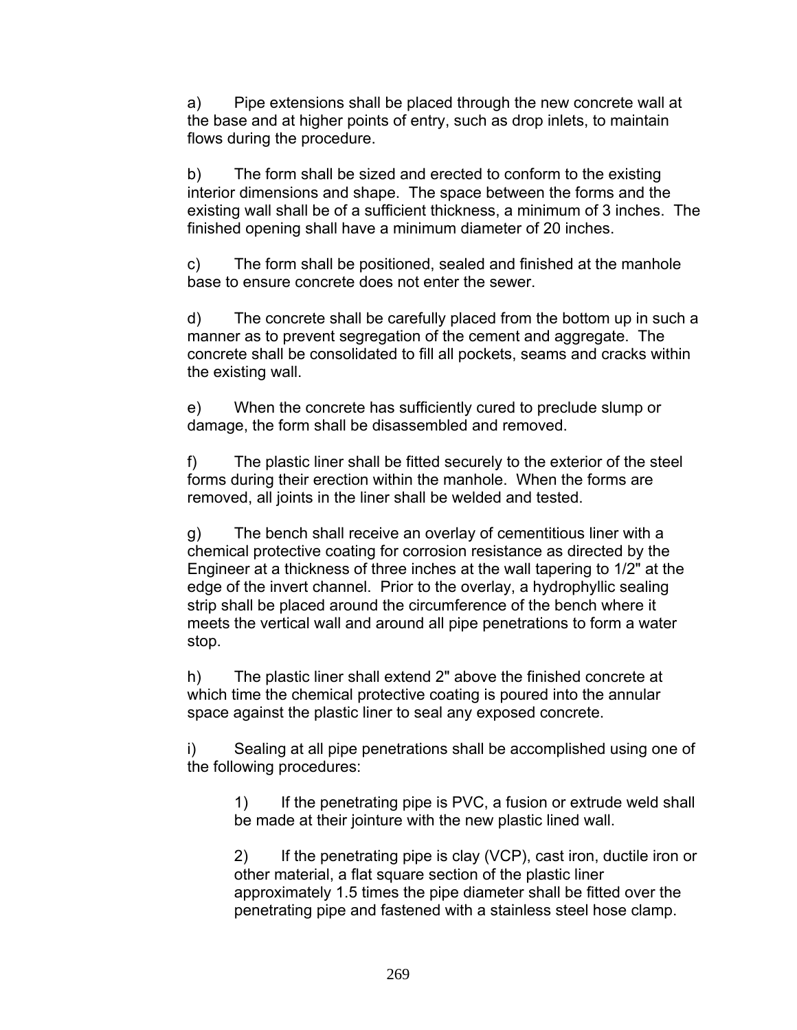a) Pipe extensions shall be placed through the new concrete wall at the base and at higher points of entry, such as drop inlets, to maintain flows during the procedure.

b) The form shall be sized and erected to conform to the existing interior dimensions and shape. The space between the forms and the existing wall shall be of a sufficient thickness, a minimum of 3 inches. The finished opening shall have a minimum diameter of 20 inches.

c) The form shall be positioned, sealed and finished at the manhole base to ensure concrete does not enter the sewer.

d) The concrete shall be carefully placed from the bottom up in such a manner as to prevent segregation of the cement and aggregate. The concrete shall be consolidated to fill all pockets, seams and cracks within the existing wall.

e) When the concrete has sufficiently cured to preclude slump or damage, the form shall be disassembled and removed.

f) The plastic liner shall be fitted securely to the exterior of the steel forms during their erection within the manhole. When the forms are removed, all joints in the liner shall be welded and tested.

g) The bench shall receive an overlay of cementitious liner with a chemical protective coating for corrosion resistance as directed by the Engineer at a thickness of three inches at the wall tapering to 1/2" at the edge of the invert channel. Prior to the overlay, a hydrophyllic sealing strip shall be placed around the circumference of the bench where it meets the vertical wall and around all pipe penetrations to form a water stop.

h) The plastic liner shall extend 2" above the finished concrete at which time the chemical protective coating is poured into the annular space against the plastic liner to seal any exposed concrete.

i) Sealing at all pipe penetrations shall be accomplished using one of the following procedures:

  1) If the penetrating pipe is PVC, a fusion or extrude weld shall be made at their jointure with the new plastic lined wall.

  2) If the penetrating pipe is clay (VCP), cast iron, ductile iron or other material, a flat square section of the plastic liner approximately 1.5 times the pipe diameter shall be fitted over the penetrating pipe and fastened with a stainless steel hose clamp.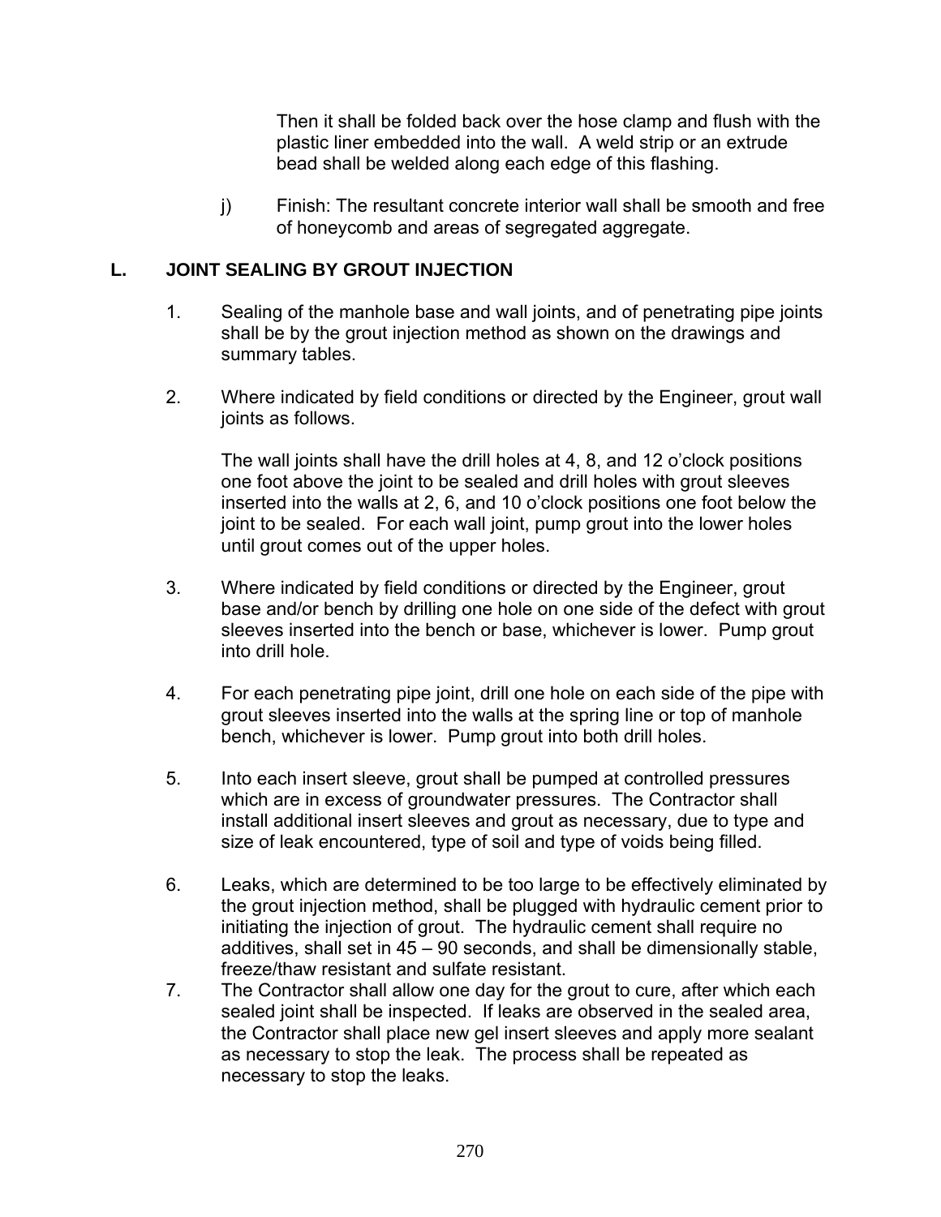Then it shall be folded back over the hose clamp and flush with the plastic liner embedded into the wall. A weld strip or an extrude bead shall be welded along each edge of this flashing.

j) Finish: The resultant concrete interior wall shall be smooth and free of honeycomb and areas of segregated aggregate.

## L. JOINT SEALING BY GROUT INJECTION

1. Sealing of the manhole base and wall joints, and of penetrating pipe joints shall be by the grout injection method as shown on the drawings and summary tables.

2. Where indicated by field conditions or directed by the Engineer, grout wall joints as follows.

   The wall joints shall have the drill holes at 4, 8, and 12 o'clock positions one foot above the joint to be sealed and drill holes with grout sleeves inserted into the walls at 2, 6, and 10 o'clock positions one foot below the joint to be sealed. For each wall joint, pump grout into the lower holes until grout comes out of the upper holes.

3. Where indicated by field conditions or directed by the Engineer, grout base and/or bench by drilling one hole on one side of the defect with grout sleeves inserted into the bench or base, whichever is lower. Pump grout into drill hole.

4. For each penetrating pipe joint, drill one hole on each side of the pipe with grout sleeves inserted into the walls at the spring line or top of manhole bench, whichever is lower. Pump grout into both drill holes.

5. Into each insert sleeve, grout shall be pumped at controlled pressures which are in excess of groundwater pressures. The Contractor shall install additional insert sleeves and grout as necessary, due to type and size of leak encountered, type of soil and type of voids being filled.

6. Leaks, which are determined to be too large to be effectively eliminated by the grout injection method, shall be plugged with hydraulic cement prior to initiating the injection of grout. The hydraulic cement shall require no additives, shall set in 45 – 90 seconds, and shall be dimensionally stable, freeze/thaw resistant and sulfate resistant.

7. The Contractor shall allow one day for the grout to cure, after which each sealed joint shall be inspected. If leaks are observed in the sealed area, the Contractor shall place new gel insert sleeves and apply more sealant as necessary to stop the leak. The process shall be repeated as necessary to stop the leaks.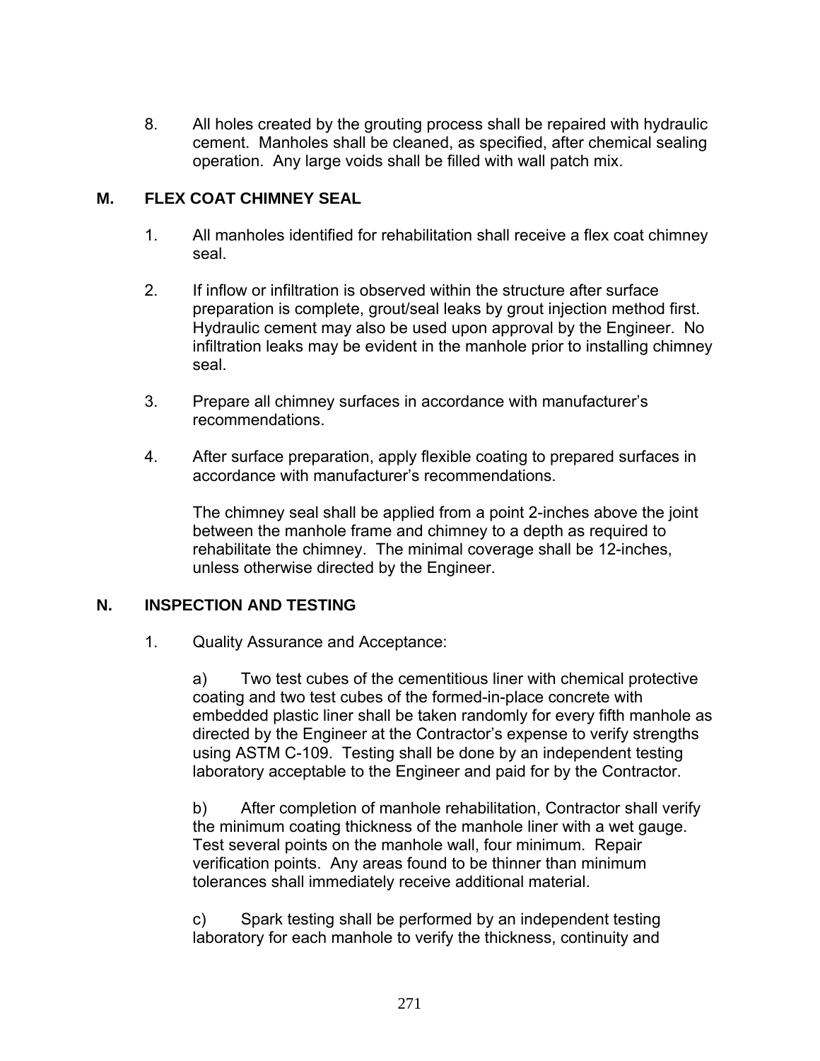8. All holes created by the grouting process shall be repaired with hydraulic cement. Manholes shall be cleaned, as specified, after chemical sealing operation. Any large voids shall be filled with wall patch mix.

## M. FLEX COAT CHIMNEY SEAL

1. All manholes identified for rehabilitation shall receive a flex coat chimney seal.

2. If inflow or infiltration is observed within the structure after surface preparation is complete, grout/seal leaks by grout injection method first. Hydraulic cement may also be used upon approval by the Engineer. No infiltration leaks may be evident in the manhole prior to installing chimney seal.

3. Prepare all chimney surfaces in accordance with manufacturer's recommendations.

4. After surface preparation, apply flexible coating to prepared surfaces in accordance with manufacturer's recommendations.

   The chimney seal shall be applied from a point 2-inches above the joint between the manhole frame and chimney to a depth as required to rehabilitate the chimney. The minimal coverage shall be 12-inches, unless otherwise directed by the Engineer.

## N. INSPECTION AND TESTING

1. Quality Assurance and Acceptance:

   a) Two test cubes of the cementitious liner with chemical protective coating and two test cubes of the formed-in-place concrete with embedded plastic liner shall be taken randomly for every fifth manhole as directed by the Engineer at the Contractor's expense to verify strengths using ASTM C-109. Testing shall be done by an independent testing laboratory acceptable to the Engineer and paid for by the Contractor.

   b) After completion of manhole rehabilitation, Contractor shall verify the minimum coating thickness of the manhole liner with a wet gauge. Test several points on the manhole wall, four minimum. Repair verification points. Any areas found to be thinner than minimum tolerances shall immediately receive additional material.

   c) Spark testing shall be performed by an independent testing laboratory for each manhole to verify the thickness, continuity and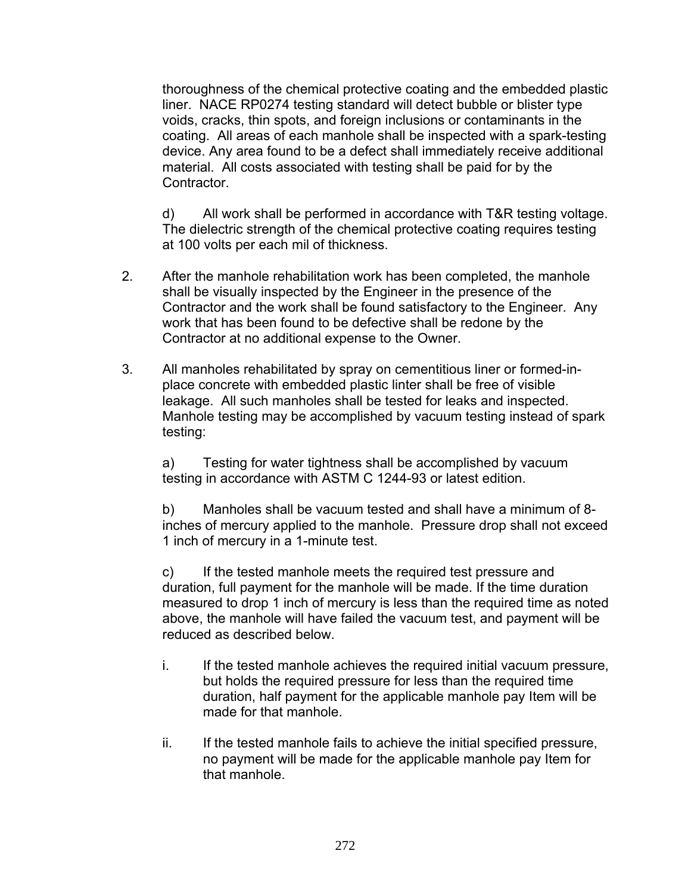thoroughness of the chemical protective coating and the embedded plastic liner. NACE RP0274 testing standard will detect bubble or blister type voids, cracks, thin spots, and foreign inclusions or contaminants in the coating. All areas of each manhole shall be inspected with a spark-testing device. Any area found to be a defect shall immediately receive additional material. All costs associated with testing shall be paid for by the Contractor.

d) All work shall be performed in accordance with T&R testing voltage. The dielectric strength of the chemical protective coating requires testing at 100 volts per each mil of thickness.

2. After the manhole rehabilitation work has been completed, the manhole shall be visually inspected by the Engineer in the presence of the Contractor and the work shall be found satisfactory to the Engineer. Any work that has been found to be defective shall be redone by the Contractor at no additional expense to the Owner.

3. All manholes rehabilitated by spray on cementitious liner or formed-in-place concrete with embedded plastic linter shall be free of visible leakage. All such manholes shall be tested for leaks and inspected. Manhole testing may be accomplished by vacuum testing instead of spark testing:

   a) Testing for water tightness shall be accomplished by vacuum testing in accordance with ASTM C 1244-93 or latest edition.

   b) Manholes shall be vacuum tested and shall have a minimum of 8-inches of mercury applied to the manhole. Pressure drop shall not exceed 1 inch of mercury in a 1-minute test.

   c) If the tested manhole meets the required test pressure and duration, full payment for the manhole will be made. If the time duration measured to drop 1 inch of mercury is less than the required time as noted above, the manhole will have failed the vacuum test, and payment will be reduced as described below.

   i. If the tested manhole achieves the required initial vacuum pressure, but holds the required pressure for less than the required time duration, half payment for the applicable manhole pay Item will be made for that manhole.

   ii. If the tested manhole fails to achieve the initial specified pressure, no payment will be made for the applicable manhole pay Item for that manhole.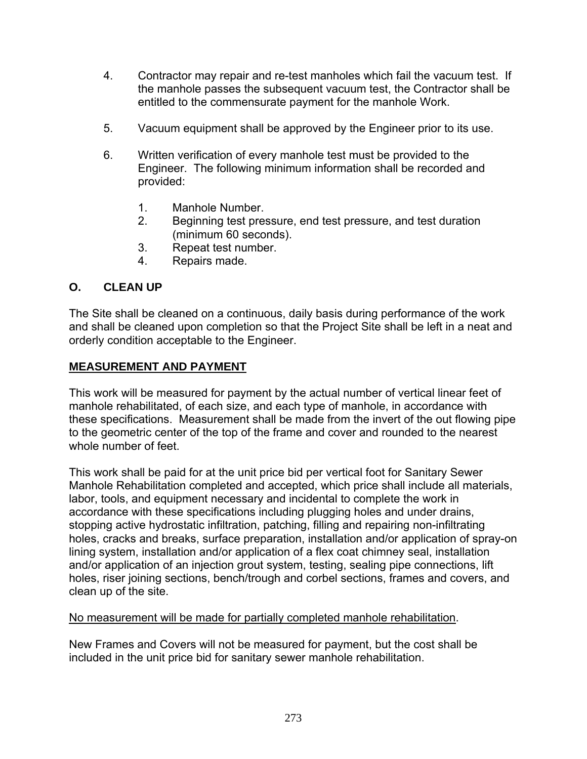4. Contractor may repair and re-test manholes which fail the vacuum test. If the manhole passes the subsequent vacuum test, the Contractor shall be entitled to the commensurate payment for the manhole Work.

5. Vacuum equipment shall be approved by the Engineer prior to its use.

6. Written verification of every manhole test must be provided to the Engineer. The following minimum information shall be recorded and provided:

    1. Manhole Number.
    2. Beginning test pressure, end test pressure, and test duration (minimum 60 seconds).
    3. Repeat test number.
    4. Repairs made.

### O. CLEAN UP

The Site shall be cleaned on a continuous, daily basis during performance of the work and shall be cleaned upon completion so that the Project Site shall be left in a neat and orderly condition acceptable to the Engineer.

## MEASUREMENT AND PAYMENT

This work will be measured for payment by the actual number of vertical linear feet of manhole rehabilitated, of each size, and each type of manhole, in accordance with these specifications. Measurement shall be made from the invert of the out flowing pipe to the geometric center of the top of the frame and cover and rounded to the nearest whole number of feet.

This work shall be paid for at the unit price bid per vertical foot for Sanitary Sewer Manhole Rehabilitation completed and accepted, which price shall include all materials, labor, tools, and equipment necessary and incidental to complete the work in accordance with these specifications including plugging holes and under drains, stopping active hydrostatic infiltration, patching, filling and repairing non-infiltrating holes, cracks and breaks, surface preparation, installation and/or application of spray-on lining system, installation and/or application of a flex coat chimney seal, installation and/or application of an injection grout system, testing, sealing pipe connections, lift holes, riser joining sections, bench/trough and corbel sections, frames and covers, and clean up of the site.

No measurement will be made for partially completed manhole rehabilitation.

New Frames and Covers will not be measured for payment, but the cost shall be included in the unit price bid for sanitary sewer manhole rehabilitation.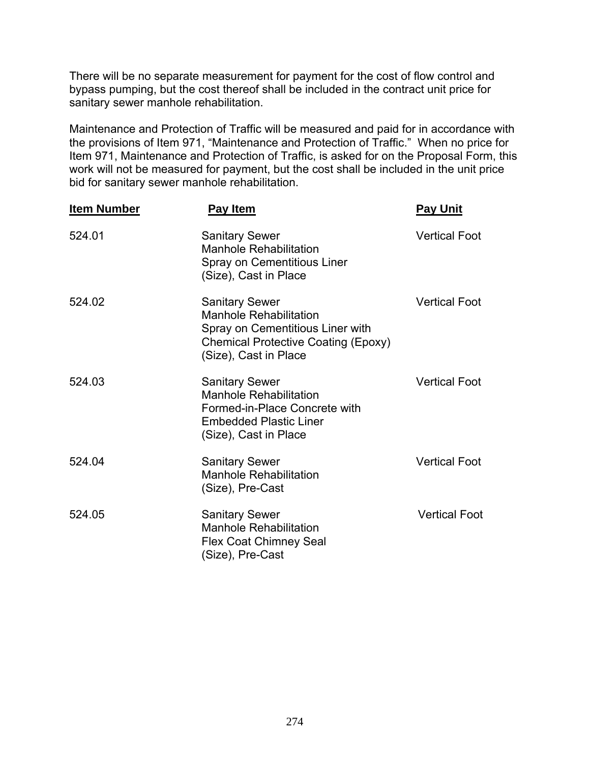There will be no separate measurement for payment for the cost of flow control and bypass pumping, but the cost thereof shall be included in the contract unit price for sanitary sewer manhole rehabilitation.

Maintenance and Protection of Traffic will be measured and paid for in accordance with the provisions of Item 971, "Maintenance and Protection of Traffic." When no price for Item 971, Maintenance and Protection of Traffic, is asked for on the Proposal Form, this work will not be measured for payment, but the cost shall be included in the unit price bid for sanitary sewer manhole rehabilitation.

| Item Number | Pay Item | Pay Unit |
|---|---|---|
| 524.01 | Sanitary Sewer Manhole Rehabilitation Spray on Cementitious Liner (Size), Cast in Place | Vertical Foot |
| 524.02 | Sanitary Sewer Manhole Rehabilitation Spray on Cementitious Liner with Chemical Protective Coating (Epoxy) (Size), Cast in Place | Vertical Foot |
| 524.03 | Sanitary Sewer Manhole Rehabilitation Formed-in-Place Concrete with Embedded Plastic Liner (Size), Cast in Place | Vertical Foot |
| 524.04 | Sanitary Sewer Manhole Rehabilitation (Size), Pre-Cast | Vertical Foot |
| 524.05 | Sanitary Sewer Manhole Rehabilitation Flex Coat Chimney Seal (Size), Pre-Cast | Vertical Foot |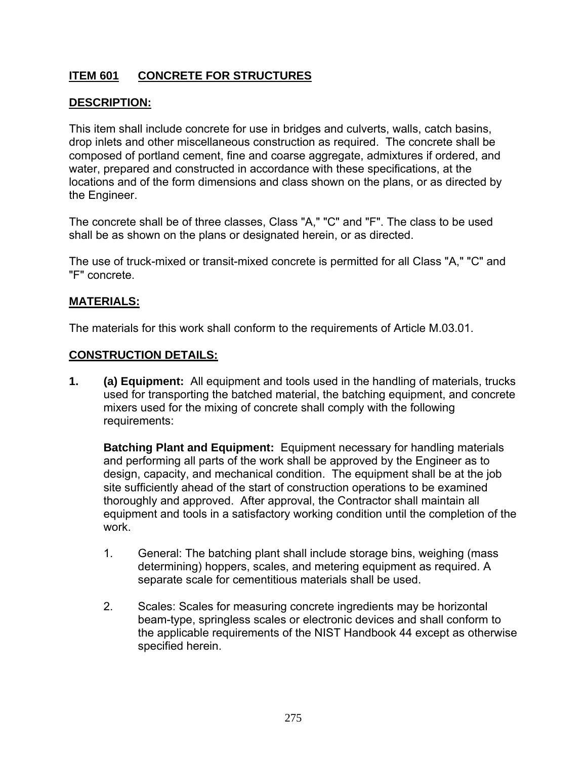## ITEM 601 CONCRETE FOR STRUCTURES

### DESCRIPTION:

This item shall include concrete for use in bridges and culverts, walls, catch basins, drop inlets and other miscellaneous construction as required. The concrete shall be composed of portland cement, fine and coarse aggregate, admixtures if ordered, and water, prepared and constructed in accordance with these specifications, at the locations and of the form dimensions and class shown on the plans, or as directed by the Engineer.

The concrete shall be of three classes, Class "A," "C" and "F". The class to be used shall be as shown on the plans or designated herein, or as directed.

The use of truck-mixed or transit-mixed concrete is permitted for all Class "A," "C" and "F" concrete.

### MATERIALS:

The materials for this work shall conform to the requirements of Article M.03.01.

### CONSTRUCTION DETAILS:

**1. (a) Equipment:** All equipment and tools used in the handling of materials, trucks used for transporting the batched material, the batching equipment, and concrete mixers used for the mixing of concrete shall comply with the following requirements:

**Batching Plant and Equipment:** Equipment necessary for handling materials and performing all parts of the work shall be approved by the Engineer as to design, capacity, and mechanical condition. The equipment shall be at the job site sufficiently ahead of the start of construction operations to be examined thoroughly and approved. After approval, the Contractor shall maintain all equipment and tools in a satisfactory working condition until the completion of the work.

1. General: The batching plant shall include storage bins, weighing (mass determining) hoppers, scales, and metering equipment as required. A separate scale for cementitious materials shall be used.

2. Scales: Scales for measuring concrete ingredients may be horizontal beam-type, springless scales or electronic devices and shall conform to the applicable requirements of the NIST Handbook 44 except as otherwise specified herein.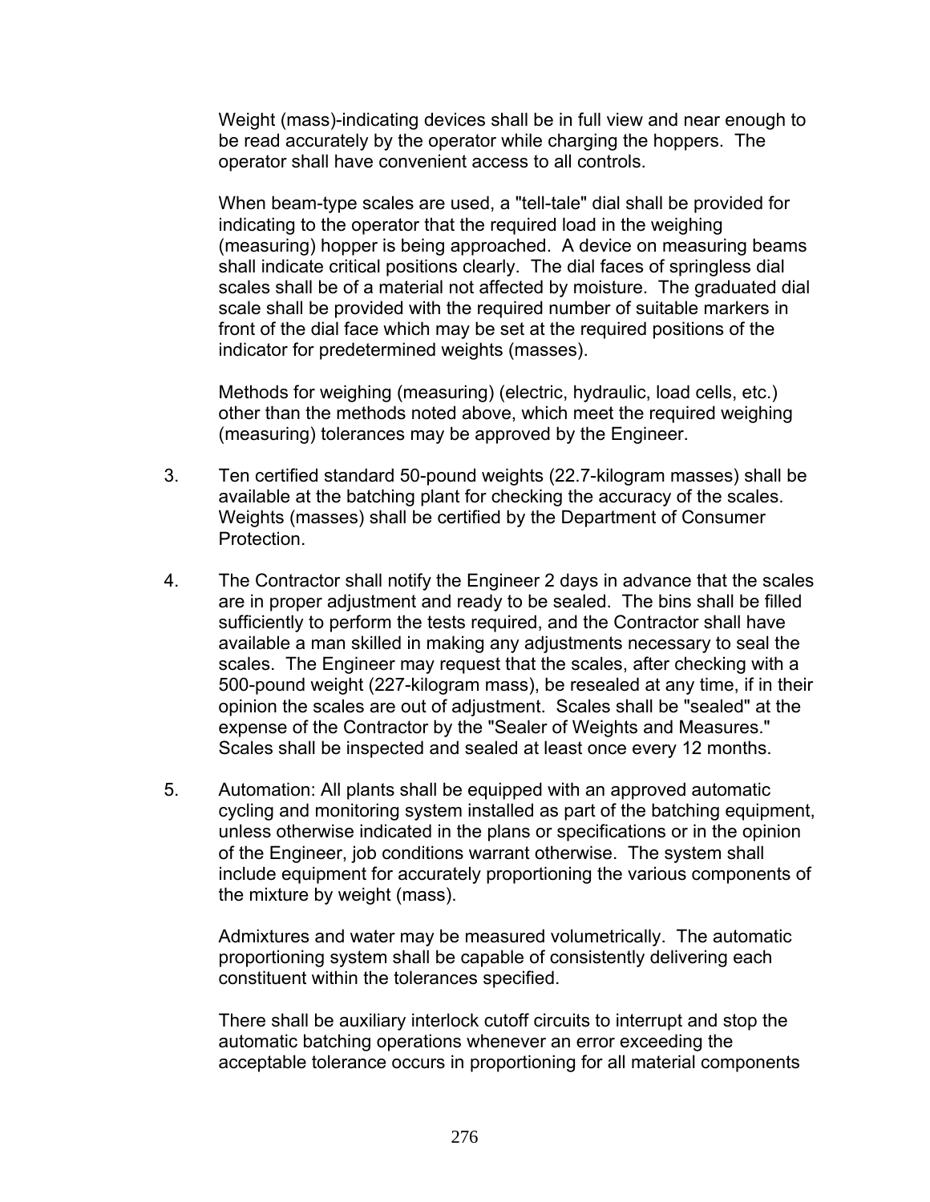Weight (mass)-indicating devices shall be in full view and near enough to be read accurately by the operator while charging the hoppers. The operator shall have convenient access to all controls.

When beam-type scales are used, a "tell-tale" dial shall be provided for indicating to the operator that the required load in the weighing (measuring) hopper is being approached. A device on measuring beams shall indicate critical positions clearly. The dial faces of springless dial scales shall be of a material not affected by moisture. The graduated dial scale shall be provided with the required number of suitable markers in front of the dial face which may be set at the required positions of the indicator for predetermined weights (masses).

Methods for weighing (measuring) (electric, hydraulic, load cells, etc.) other than the methods noted above, which meet the required weighing (measuring) tolerances may be approved by the Engineer.

3. Ten certified standard 50-pound weights (22.7-kilogram masses) shall be available at the batching plant for checking the accuracy of the scales. Weights (masses) shall be certified by the Department of Consumer Protection.

4. The Contractor shall notify the Engineer 2 days in advance that the scales are in proper adjustment and ready to be sealed. The bins shall be filled sufficiently to perform the tests required, and the Contractor shall have available a man skilled in making any adjustments necessary to seal the scales. The Engineer may request that the scales, after checking with a 500-pound weight (227-kilogram mass), be resealed at any time, if in their opinion the scales are out of adjustment. Scales shall be "sealed" at the expense of the Contractor by the "Sealer of Weights and Measures." Scales shall be inspected and sealed at least once every 12 months.

5. Automation: All plants shall be equipped with an approved automatic cycling and monitoring system installed as part of the batching equipment, unless otherwise indicated in the plans or specifications or in the opinion of the Engineer, job conditions warrant otherwise. The system shall include equipment for accurately proportioning the various components of the mixture by weight (mass).

   Admixtures and water may be measured volumetrically. The automatic proportioning system shall be capable of consistently delivering each constituent within the tolerances specified.

   There shall be auxiliary interlock cutoff circuits to interrupt and stop the automatic batching operations whenever an error exceeding the acceptable tolerance occurs in proportioning for all material components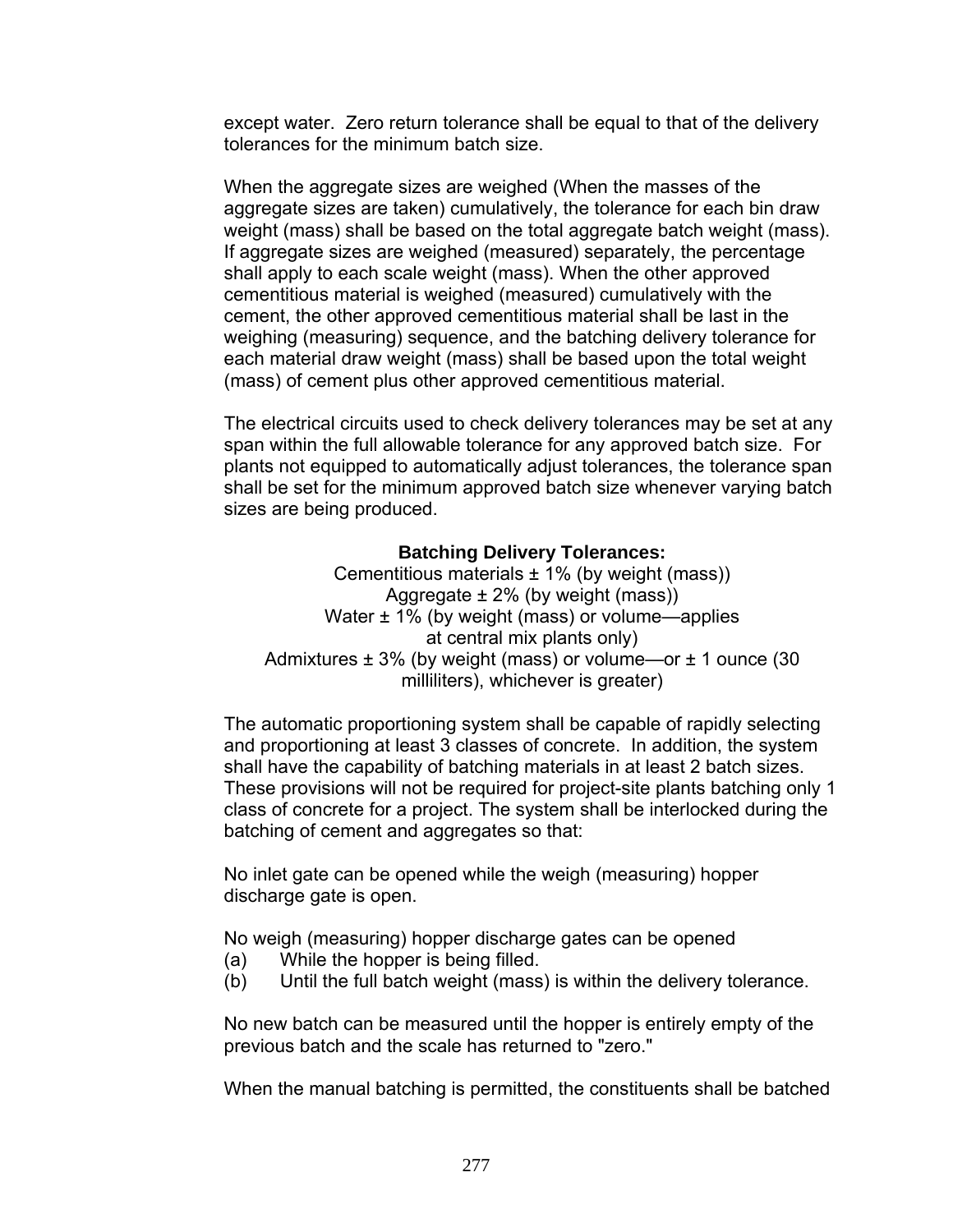except water. Zero return tolerance shall be equal to that of the delivery tolerances for the minimum batch size.

When the aggregate sizes are weighed (When the masses of the aggregate sizes are taken) cumulatively, the tolerance for each bin draw weight (mass) shall be based on the total aggregate batch weight (mass). If aggregate sizes are weighed (measured) separately, the percentage shall apply to each scale weight (mass). When the other approved cementitious material is weighed (measured) cumulatively with the cement, the other approved cementitious material shall be last in the weighing (measuring) sequence, and the batching delivery tolerance for each material draw weight (mass) shall be based upon the total weight (mass) of cement plus other approved cementitious material.

The electrical circuits used to check delivery tolerances may be set at any span within the full allowable tolerance for any approved batch size. For plants not equipped to automatically adjust tolerances, the tolerance span shall be set for the minimum approved batch size whenever varying batch sizes are being produced.

**Batching Delivery Tolerances:**

Cementitious materials ± 1% (by weight (mass))
Aggregate ± 2% (by weight (mass))
Water ± 1% (by weight (mass) or volume—applies at central mix plants only)
Admixtures ± 3% (by weight (mass) or volume—or ± 1 ounce (30 milliliters), whichever is greater)

The automatic proportioning system shall be capable of rapidly selecting and proportioning at least 3 classes of concrete. In addition, the system shall have the capability of batching materials in at least 2 batch sizes. These provisions will not be required for project-site plants batching only 1 class of concrete for a project. The system shall be interlocked during the batching of cement and aggregates so that:

No inlet gate can be opened while the weigh (measuring) hopper discharge gate is open.

No weigh (measuring) hopper discharge gates can be opened
(a) While the hopper is being filled.
(b) Until the full batch weight (mass) is within the delivery tolerance.

No new batch can be measured until the hopper is entirely empty of the previous batch and the scale has returned to "zero."

When the manual batching is permitted, the constituents shall be batched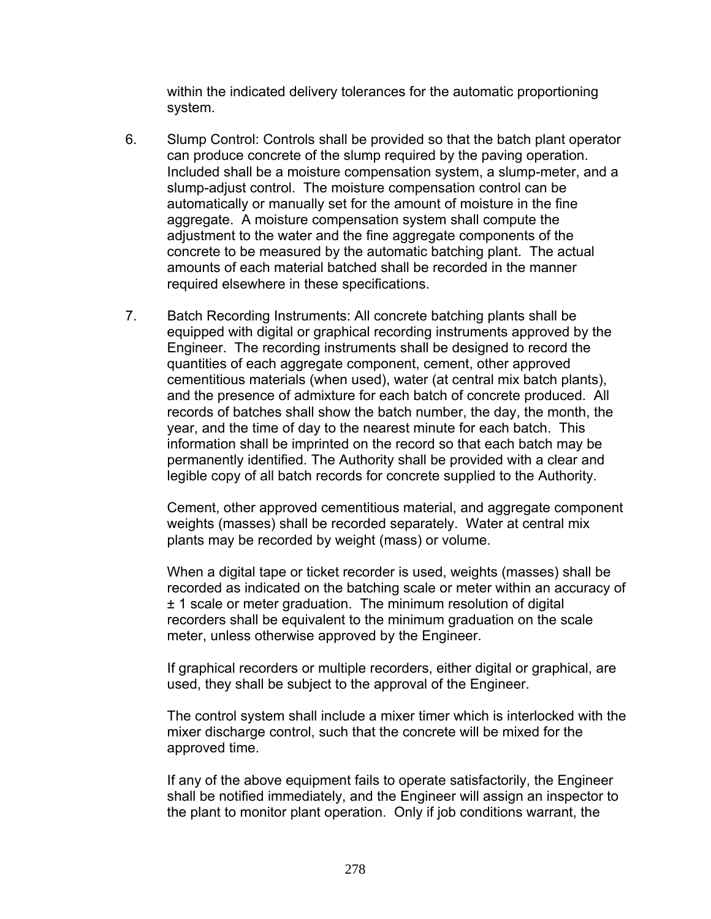within the indicated delivery tolerances for the automatic proportioning system.

6. Slump Control: Controls shall be provided so that the batch plant operator can produce concrete of the slump required by the paving operation. Included shall be a moisture compensation system, a slump-meter, and a slump-adjust control. The moisture compensation control can be automatically or manually set for the amount of moisture in the fine aggregate. A moisture compensation system shall compute the adjustment to the water and the fine aggregate components of the concrete to be measured by the automatic batching plant. The actual amounts of each material batched shall be recorded in the manner required elsewhere in these specifications.

7. Batch Recording Instruments: All concrete batching plants shall be equipped with digital or graphical recording instruments approved by the Engineer. The recording instruments shall be designed to record the quantities of each aggregate component, cement, other approved cementitious materials (when used), water (at central mix batch plants), and the presence of admixture for each batch of concrete produced. All records of batches shall show the batch number, the day, the month, the year, and the time of day to the nearest minute for each batch. This information shall be imprinted on the record so that each batch may be permanently identified. The Authority shall be provided with a clear and legible copy of all batch records for concrete supplied to the Authority.

   Cement, other approved cementitious material, and aggregate component weights (masses) shall be recorded separately. Water at central mix plants may be recorded by weight (mass) or volume.

   When a digital tape or ticket recorder is used, weights (masses) shall be recorded as indicated on the batching scale or meter within an accuracy of ± 1 scale or meter graduation. The minimum resolution of digital recorders shall be equivalent to the minimum graduation on the scale meter, unless otherwise approved by the Engineer.

   If graphical recorders or multiple recorders, either digital or graphical, are used, they shall be subject to the approval of the Engineer.

   The control system shall include a mixer timer which is interlocked with the mixer discharge control, such that the concrete will be mixed for the approved time.

   If any of the above equipment fails to operate satisfactorily, the Engineer shall be notified immediately, and the Engineer will assign an inspector to the plant to monitor plant operation. Only if job conditions warrant, the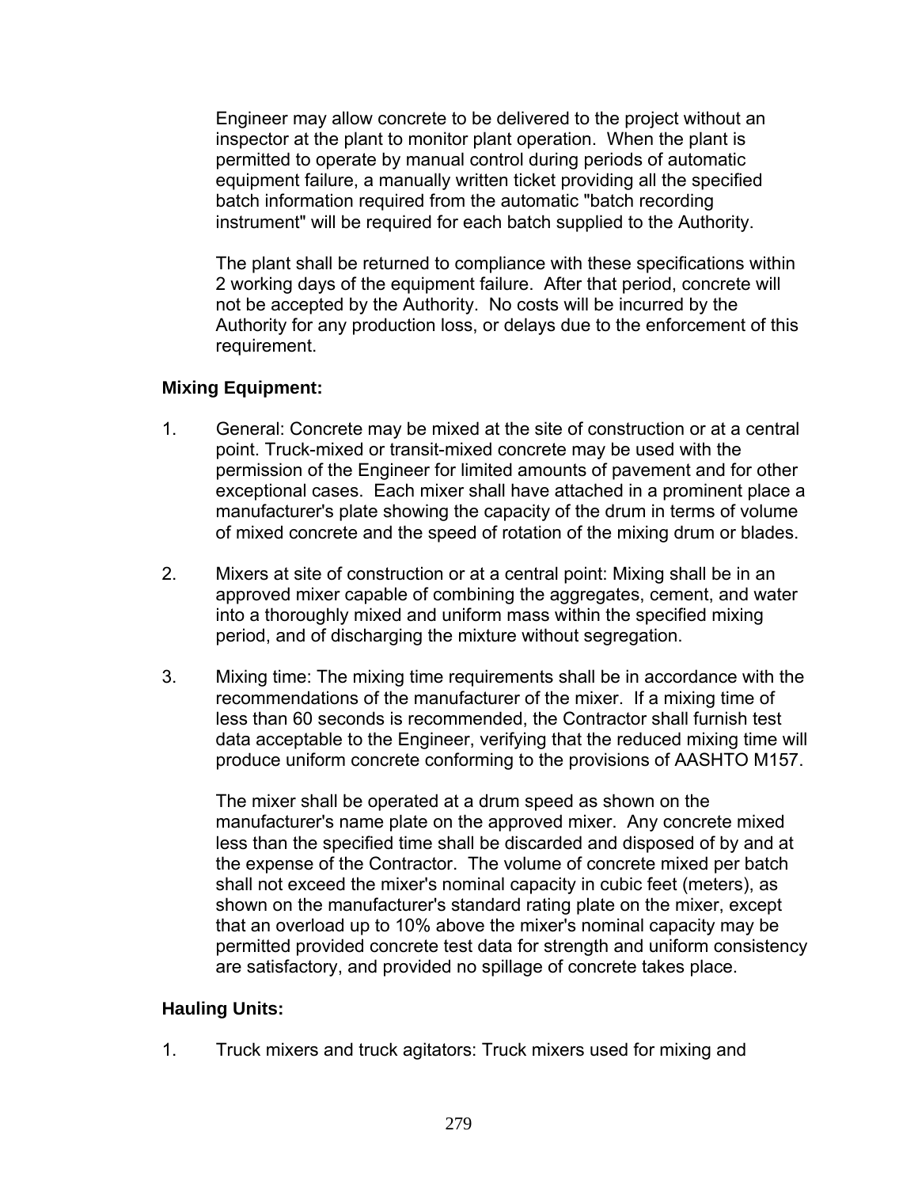Engineer may allow concrete to be delivered to the project without an inspector at the plant to monitor plant operation. When the plant is permitted to operate by manual control during periods of automatic equipment failure, a manually written ticket providing all the specified batch information required from the automatic "batch recording instrument" will be required for each batch supplied to the Authority.

The plant shall be returned to compliance with these specifications within 2 working days of the equipment failure. After that period, concrete will not be accepted by the Authority. No costs will be incurred by the Authority for any production loss, or delays due to the enforcement of this requirement.

**Mixing Equipment:**

1. General: Concrete may be mixed at the site of construction or at a central point. Truck-mixed or transit-mixed concrete may be used with the permission of the Engineer for limited amounts of pavement and for other exceptional cases. Each mixer shall have attached in a prominent place a manufacturer's plate showing the capacity of the drum in terms of volume of mixed concrete and the speed of rotation of the mixing drum or blades.

2. Mixers at site of construction or at a central point: Mixing shall be in an approved mixer capable of combining the aggregates, cement, and water into a thoroughly mixed and uniform mass within the specified mixing period, and of discharging the mixture without segregation.

3. Mixing time: The mixing time requirements shall be in accordance with the recommendations of the manufacturer of the mixer. If a mixing time of less than 60 seconds is recommended, the Contractor shall furnish test data acceptable to the Engineer, verifying that the reduced mixing time will produce uniform concrete conforming to the provisions of AASHTO M157.

   The mixer shall be operated at a drum speed as shown on the manufacturer's name plate on the approved mixer. Any concrete mixed less than the specified time shall be discarded and disposed of by and at the expense of the Contractor. The volume of concrete mixed per batch shall not exceed the mixer's nominal capacity in cubic feet (meters), as shown on the manufacturer's standard rating plate on the mixer, except that an overload up to 10% above the mixer's nominal capacity may be permitted provided concrete test data for strength and uniform consistency are satisfactory, and provided no spillage of concrete takes place.

**Hauling Units:**

1. Truck mixers and truck agitators: Truck mixers used for mixing and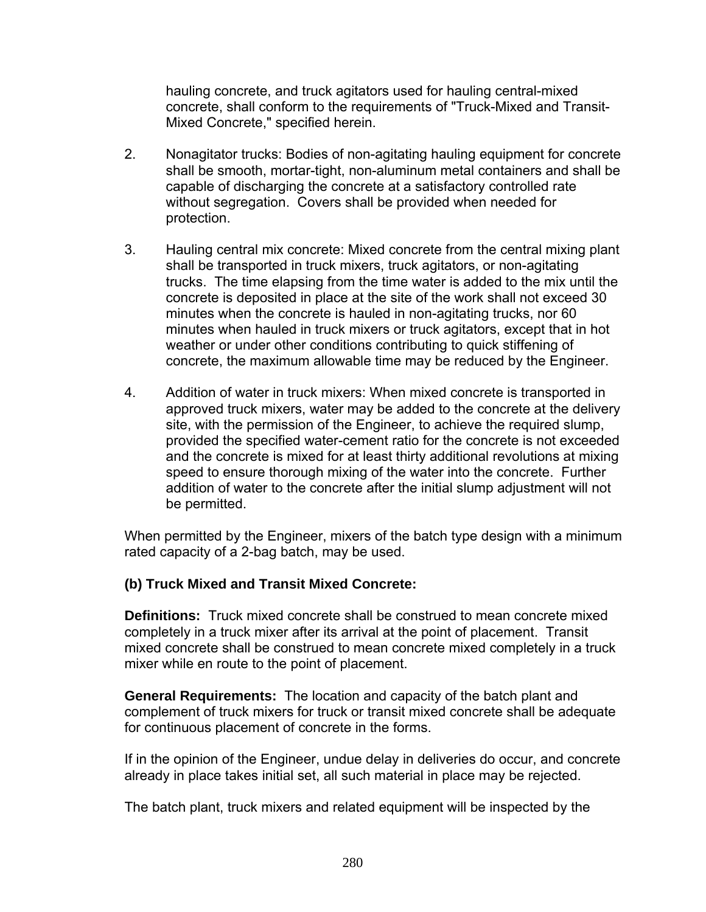hauling concrete, and truck agitators used for hauling central-mixed concrete, shall conform to the requirements of "Truck-Mixed and Transit-Mixed Concrete," specified herein.

2. Nonagitator trucks: Bodies of non-agitating hauling equipment for concrete shall be smooth, mortar-tight, non-aluminum metal containers and shall be capable of discharging the concrete at a satisfactory controlled rate without segregation. Covers shall be provided when needed for protection.

3. Hauling central mix concrete: Mixed concrete from the central mixing plant shall be transported in truck mixers, truck agitators, or non-agitating trucks. The time elapsing from the time water is added to the mix until the concrete is deposited in place at the site of the work shall not exceed 30 minutes when the concrete is hauled in non-agitating trucks, nor 60 minutes when hauled in truck mixers or truck agitators, except that in hot weather or under other conditions contributing to quick stiffening of concrete, the maximum allowable time may be reduced by the Engineer.

4. Addition of water in truck mixers: When mixed concrete is transported in approved truck mixers, water may be added to the concrete at the delivery site, with the permission of the Engineer, to achieve the required slump, provided the specified water-cement ratio for the concrete is not exceeded and the concrete is mixed for at least thirty additional revolutions at mixing speed to ensure thorough mixing of the water into the concrete. Further addition of water to the concrete after the initial slump adjustment will not be permitted.

When permitted by the Engineer, mixers of the batch type design with a minimum rated capacity of a 2-bag batch, may be used.

**(b) Truck Mixed and Transit Mixed Concrete:**

**Definitions:** Truck mixed concrete shall be construed to mean concrete mixed completely in a truck mixer after its arrival at the point of placement. Transit mixed concrete shall be construed to mean concrete mixed completely in a truck mixer while en route to the point of placement.

**General Requirements:** The location and capacity of the batch plant and complement of truck mixers for truck or transit mixed concrete shall be adequate for continuous placement of concrete in the forms.

If in the opinion of the Engineer, undue delay in deliveries do occur, and concrete already in place takes initial set, all such material in place may be rejected.

The batch plant, truck mixers and related equipment will be inspected by the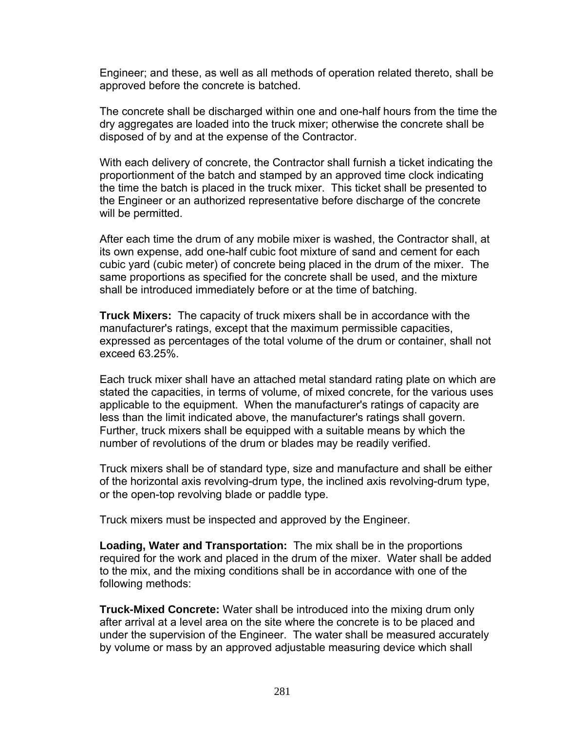Engineer; and these, as well as all methods of operation related thereto, shall be approved before the concrete is batched.

The concrete shall be discharged within one and one-half hours from the time the dry aggregates are loaded into the truck mixer; otherwise the concrete shall be disposed of by and at the expense of the Contractor.

With each delivery of concrete, the Contractor shall furnish a ticket indicating the proportionment of the batch and stamped by an approved time clock indicating the time the batch is placed in the truck mixer. This ticket shall be presented to the Engineer or an authorized representative before discharge of the concrete will be permitted.

After each time the drum of any mobile mixer is washed, the Contractor shall, at its own expense, add one-half cubic foot mixture of sand and cement for each cubic yard (cubic meter) of concrete being placed in the drum of the mixer. The same proportions as specified for the concrete shall be used, and the mixture shall be introduced immediately before or at the time of batching.

**Truck Mixers:** The capacity of truck mixers shall be in accordance with the manufacturer's ratings, except that the maximum permissible capacities, expressed as percentages of the total volume of the drum or container, shall not exceed 63.25%.

Each truck mixer shall have an attached metal standard rating plate on which are stated the capacities, in terms of volume, of mixed concrete, for the various uses applicable to the equipment. When the manufacturer's ratings of capacity are less than the limit indicated above, the manufacturer's ratings shall govern. Further, truck mixers shall be equipped with a suitable means by which the number of revolutions of the drum or blades may be readily verified.

Truck mixers shall be of standard type, size and manufacture and shall be either of the horizontal axis revolving-drum type, the inclined axis revolving-drum type, or the open-top revolving blade or paddle type.

Truck mixers must be inspected and approved by the Engineer.

**Loading, Water and Transportation:** The mix shall be in the proportions required for the work and placed in the drum of the mixer. Water shall be added to the mix, and the mixing conditions shall be in accordance with one of the following methods:

**Truck-Mixed Concrete:** Water shall be introduced into the mixing drum only after arrival at a level area on the site where the concrete is to be placed and under the supervision of the Engineer. The water shall be measured accurately by volume or mass by an approved adjustable measuring device which shall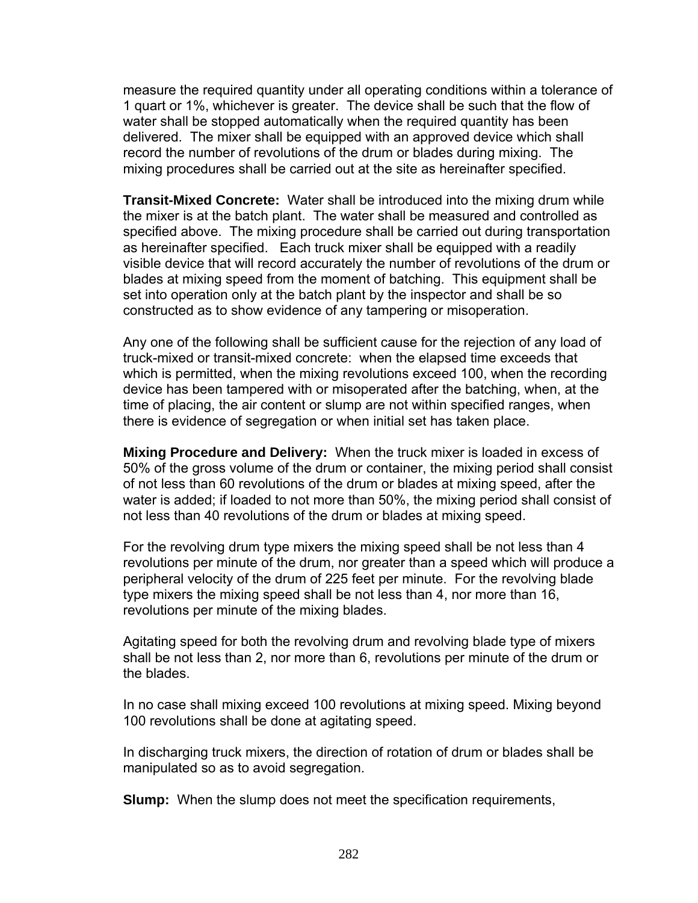measure the required quantity under all operating conditions within a tolerance of 1 quart or 1%, whichever is greater. The device shall be such that the flow of water shall be stopped automatically when the required quantity has been delivered. The mixer shall be equipped with an approved device which shall record the number of revolutions of the drum or blades during mixing. The mixing procedures shall be carried out at the site as hereinafter specified.

**Transit-Mixed Concrete:** Water shall be introduced into the mixing drum while the mixer is at the batch plant. The water shall be measured and controlled as specified above. The mixing procedure shall be carried out during transportation as hereinafter specified. Each truck mixer shall be equipped with a readily visible device that will record accurately the number of revolutions of the drum or blades at mixing speed from the moment of batching. This equipment shall be set into operation only at the batch plant by the inspector and shall be so constructed as to show evidence of any tampering or misoperation.

Any one of the following shall be sufficient cause for the rejection of any load of truck-mixed or transit-mixed concrete: when the elapsed time exceeds that which is permitted, when the mixing revolutions exceed 100, when the recording device has been tampered with or misoperated after the batching, when, at the time of placing, the air content or slump are not within specified ranges, when there is evidence of segregation or when initial set has taken place.

**Mixing Procedure and Delivery:** When the truck mixer is loaded in excess of 50% of the gross volume of the drum or container, the mixing period shall consist of not less than 60 revolutions of the drum or blades at mixing speed, after the water is added; if loaded to not more than 50%, the mixing period shall consist of not less than 40 revolutions of the drum or blades at mixing speed.

For the revolving drum type mixers the mixing speed shall be not less than 4 revolutions per minute of the drum, nor greater than a speed which will produce a peripheral velocity of the drum of 225 feet per minute. For the revolving blade type mixers the mixing speed shall be not less than 4, nor more than 16, revolutions per minute of the mixing blades.

Agitating speed for both the revolving drum and revolving blade type of mixers shall be not less than 2, nor more than 6, revolutions per minute of the drum or the blades.

In no case shall mixing exceed 100 revolutions at mixing speed. Mixing beyond 100 revolutions shall be done at agitating speed.

In discharging truck mixers, the direction of rotation of drum or blades shall be manipulated so as to avoid segregation.

**Slump:** When the slump does not meet the specification requirements,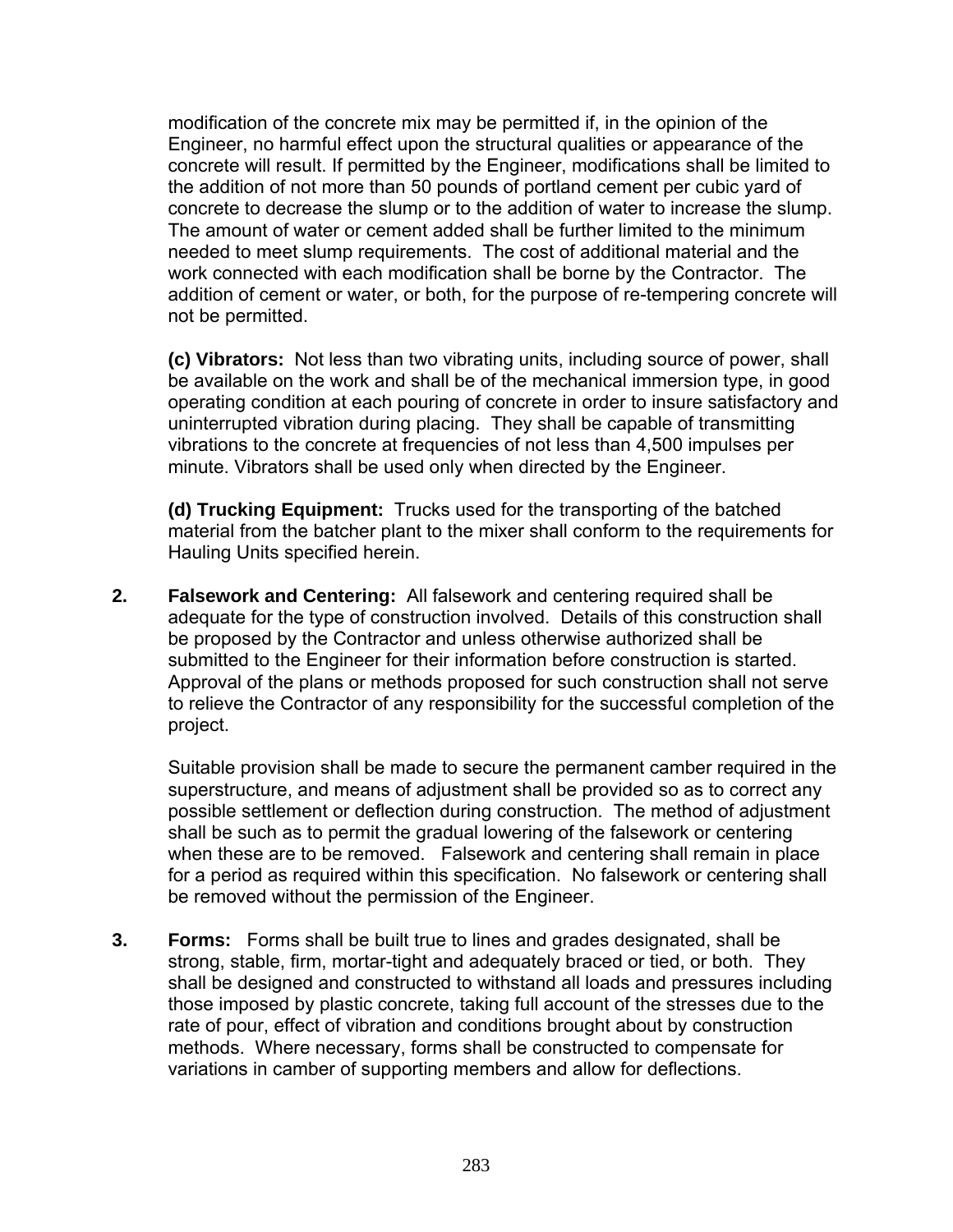modification of the concrete mix may be permitted if, in the opinion of the Engineer, no harmful effect upon the structural qualities or appearance of the concrete will result. If permitted by the Engineer, modifications shall be limited to the addition of not more than 50 pounds of portland cement per cubic yard of concrete to decrease the slump or to the addition of water to increase the slump. The amount of water or cement added shall be further limited to the minimum needed to meet slump requirements. The cost of additional material and the work connected with each modification shall be borne by the Contractor. The addition of cement or water, or both, for the purpose of re-tempering concrete will not be permitted.

**(c) Vibrators:** Not less than two vibrating units, including source of power, shall be available on the work and shall be of the mechanical immersion type, in good operating condition at each pouring of concrete in order to insure satisfactory and uninterrupted vibration during placing. They shall be capable of transmitting vibrations to the concrete at frequencies of not less than 4,500 impulses per minute. Vibrators shall be used only when directed by the Engineer.

**(d) Trucking Equipment:** Trucks used for the transporting of the batched material from the batcher plant to the mixer shall conform to the requirements for Hauling Units specified herein.

**2. Falsework and Centering:** All falsework and centering required shall be adequate for the type of construction involved. Details of this construction shall be proposed by the Contractor and unless otherwise authorized shall be submitted to the Engineer for their information before construction is started. Approval of the plans or methods proposed for such construction shall not serve to relieve the Contractor of any responsibility for the successful completion of the project.

Suitable provision shall be made to secure the permanent camber required in the superstructure, and means of adjustment shall be provided so as to correct any possible settlement or deflection during construction. The method of adjustment shall be such as to permit the gradual lowering of the falsework or centering when these are to be removed. Falsework and centering shall remain in place for a period as required within this specification. No falsework or centering shall be removed without the permission of the Engineer.

**3. Forms:** Forms shall be built true to lines and grades designated, shall be strong, stable, firm, mortar-tight and adequately braced or tied, or both. They shall be designed and constructed to withstand all loads and pressures including those imposed by plastic concrete, taking full account of the stresses due to the rate of pour, effect of vibration and conditions brought about by construction methods. Where necessary, forms shall be constructed to compensate for variations in camber of supporting members and allow for deflections.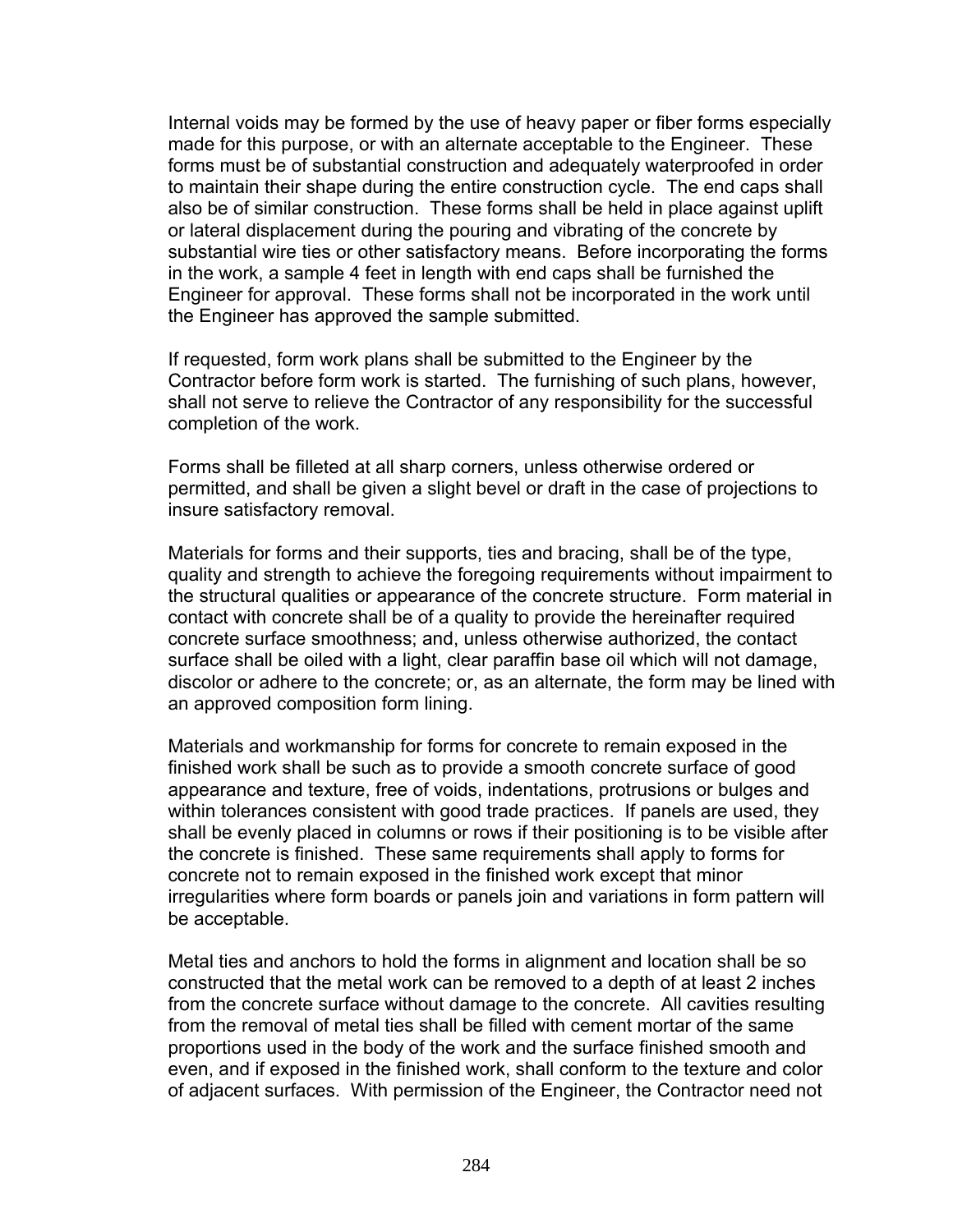Internal voids may be formed by the use of heavy paper or fiber forms especially made for this purpose, or with an alternate acceptable to the Engineer. These forms must be of substantial construction and adequately waterproofed in order to maintain their shape during the entire construction cycle. The end caps shall also be of similar construction. These forms shall be held in place against uplift or lateral displacement during the pouring and vibrating of the concrete by substantial wire ties or other satisfactory means. Before incorporating the forms in the work, a sample 4 feet in length with end caps shall be furnished the Engineer for approval. These forms shall not be incorporated in the work until the Engineer has approved the sample submitted.

If requested, form work plans shall be submitted to the Engineer by the Contractor before form work is started. The furnishing of such plans, however, shall not serve to relieve the Contractor of any responsibility for the successful completion of the work.

Forms shall be filleted at all sharp corners, unless otherwise ordered or permitted, and shall be given a slight bevel or draft in the case of projections to insure satisfactory removal.

Materials for forms and their supports, ties and bracing, shall be of the type, quality and strength to achieve the foregoing requirements without impairment to the structural qualities or appearance of the concrete structure. Form material in contact with concrete shall be of a quality to provide the hereinafter required concrete surface smoothness; and, unless otherwise authorized, the contact surface shall be oiled with a light, clear paraffin base oil which will not damage, discolor or adhere to the concrete; or, as an alternate, the form may be lined with an approved composition form lining.

Materials and workmanship for forms for concrete to remain exposed in the finished work shall be such as to provide a smooth concrete surface of good appearance and texture, free of voids, indentations, protrusions or bulges and within tolerances consistent with good trade practices. If panels are used, they shall be evenly placed in columns or rows if their positioning is to be visible after the concrete is finished. These same requirements shall apply to forms for concrete not to remain exposed in the finished work except that minor irregularities where form boards or panels join and variations in form pattern will be acceptable.

Metal ties and anchors to hold the forms in alignment and location shall be so constructed that the metal work can be removed to a depth of at least 2 inches from the concrete surface without damage to the concrete. All cavities resulting from the removal of metal ties shall be filled with cement mortar of the same proportions used in the body of the work and the surface finished smooth and even, and if exposed in the finished work, shall conform to the texture and color of adjacent surfaces. With permission of the Engineer, the Contractor need not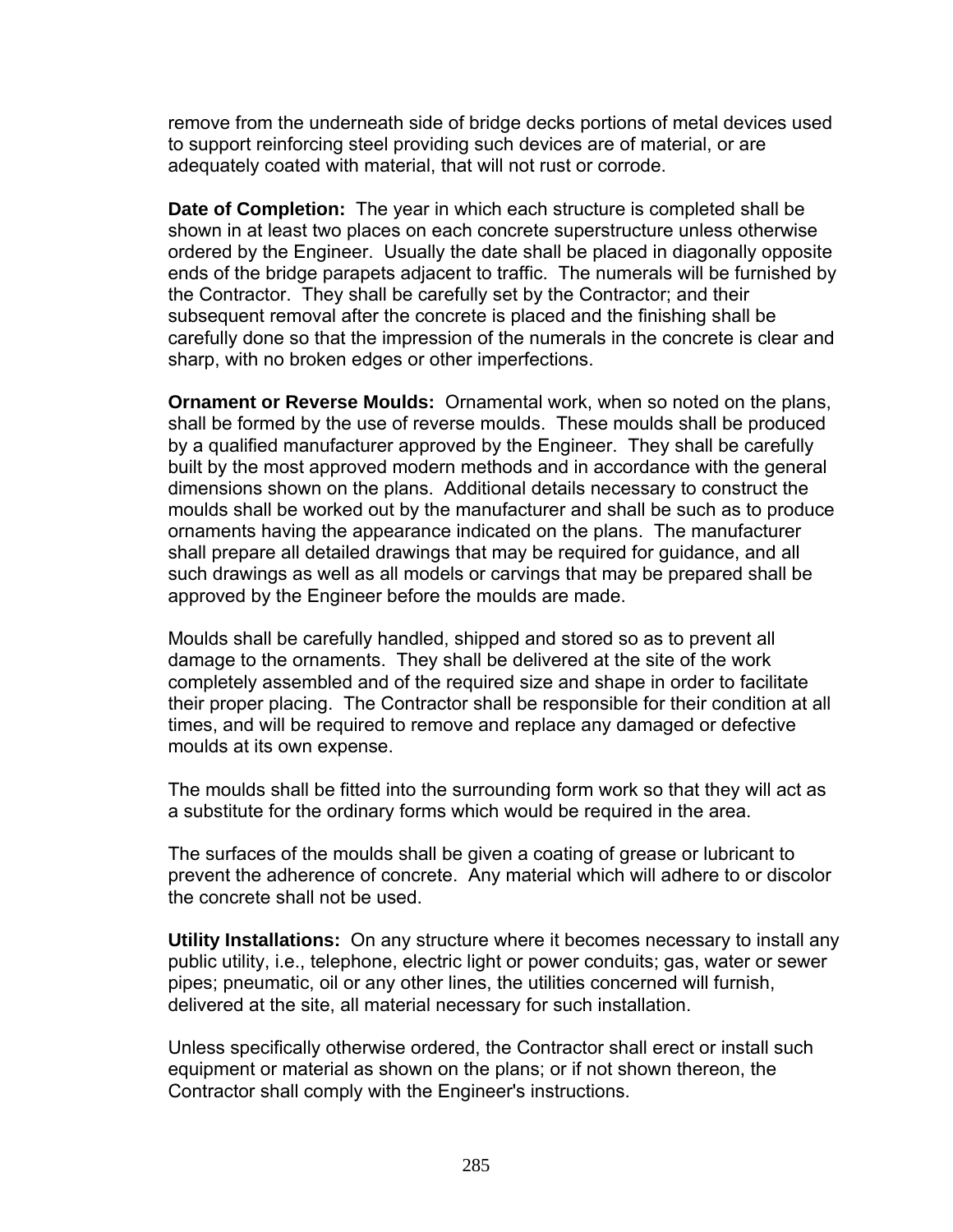remove from the underneath side of bridge decks portions of metal devices used to support reinforcing steel providing such devices are of material, or are adequately coated with material, that will not rust or corrode.

**Date of Completion:** The year in which each structure is completed shall be shown in at least two places on each concrete superstructure unless otherwise ordered by the Engineer. Usually the date shall be placed in diagonally opposite ends of the bridge parapets adjacent to traffic. The numerals will be furnished by the Contractor. They shall be carefully set by the Contractor; and their subsequent removal after the concrete is placed and the finishing shall be carefully done so that the impression of the numerals in the concrete is clear and sharp, with no broken edges or other imperfections.

**Ornament or Reverse Moulds:** Ornamental work, when so noted on the plans, shall be formed by the use of reverse moulds. These moulds shall be produced by a qualified manufacturer approved by the Engineer. They shall be carefully built by the most approved modern methods and in accordance with the general dimensions shown on the plans. Additional details necessary to construct the moulds shall be worked out by the manufacturer and shall be such as to produce ornaments having the appearance indicated on the plans. The manufacturer shall prepare all detailed drawings that may be required for guidance, and all such drawings as well as all models or carvings that may be prepared shall be approved by the Engineer before the moulds are made.

Moulds shall be carefully handled, shipped and stored so as to prevent all damage to the ornaments. They shall be delivered at the site of the work completely assembled and of the required size and shape in order to facilitate their proper placing. The Contractor shall be responsible for their condition at all times, and will be required to remove and replace any damaged or defective moulds at its own expense.

The moulds shall be fitted into the surrounding form work so that they will act as a substitute for the ordinary forms which would be required in the area.

The surfaces of the moulds shall be given a coating of grease or lubricant to prevent the adherence of concrete. Any material which will adhere to or discolor the concrete shall not be used.

**Utility Installations:** On any structure where it becomes necessary to install any public utility, i.e., telephone, electric light or power conduits; gas, water or sewer pipes; pneumatic, oil or any other lines, the utilities concerned will furnish, delivered at the site, all material necessary for such installation.

Unless specifically otherwise ordered, the Contractor shall erect or install such equipment or material as shown on the plans; or if not shown thereon, the Contractor shall comply with the Engineer's instructions.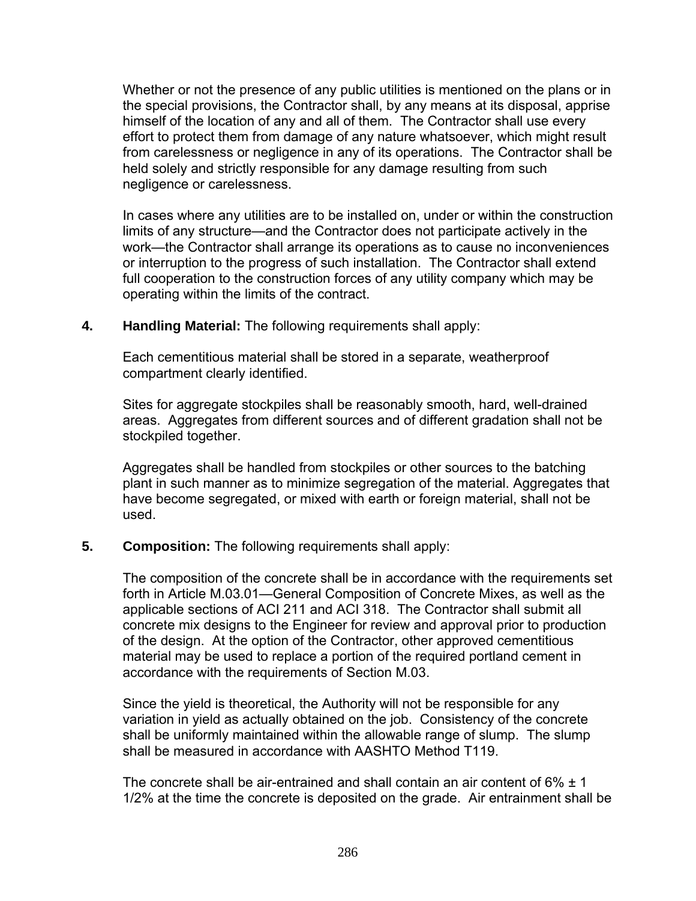Whether or not the presence of any public utilities is mentioned on the plans or in the special provisions, the Contractor shall, by any means at its disposal, apprise himself of the location of any and all of them. The Contractor shall use every effort to protect them from damage of any nature whatsoever, which might result from carelessness or negligence in any of its operations. The Contractor shall be held solely and strictly responsible for any damage resulting from such negligence or carelessness.

In cases where any utilities are to be installed on, under or within the construction limits of any structure—and the Contractor does not participate actively in the work—the Contractor shall arrange its operations as to cause no inconveniences or interruption to the progress of such installation. The Contractor shall extend full cooperation to the construction forces of any utility company which may be operating within the limits of the contract.

**4. Handling Material:** The following requirements shall apply:

Each cementitious material shall be stored in a separate, weatherproof compartment clearly identified.

Sites for aggregate stockpiles shall be reasonably smooth, hard, well-drained areas. Aggregates from different sources and of different gradation shall not be stockpiled together.

Aggregates shall be handled from stockpiles or other sources to the batching plant in such manner as to minimize segregation of the material. Aggregates that have become segregated, or mixed with earth or foreign material, shall not be used.

**5. Composition:** The following requirements shall apply:

The composition of the concrete shall be in accordance with the requirements set forth in Article M.03.01—General Composition of Concrete Mixes, as well as the applicable sections of ACI 211 and ACI 318. The Contractor shall submit all concrete mix designs to the Engineer for review and approval prior to production of the design. At the option of the Contractor, other approved cementitious material may be used to replace a portion of the required portland cement in accordance with the requirements of Section M.03.

Since the yield is theoretical, the Authority will not be responsible for any variation in yield as actually obtained on the job. Consistency of the concrete shall be uniformly maintained within the allowable range of slump. The slump shall be measured in accordance with AASHTO Method T119.

The concrete shall be air-entrained and shall contain an air content of 6% ± 1 1/2% at the time the concrete is deposited on the grade. Air entrainment shall be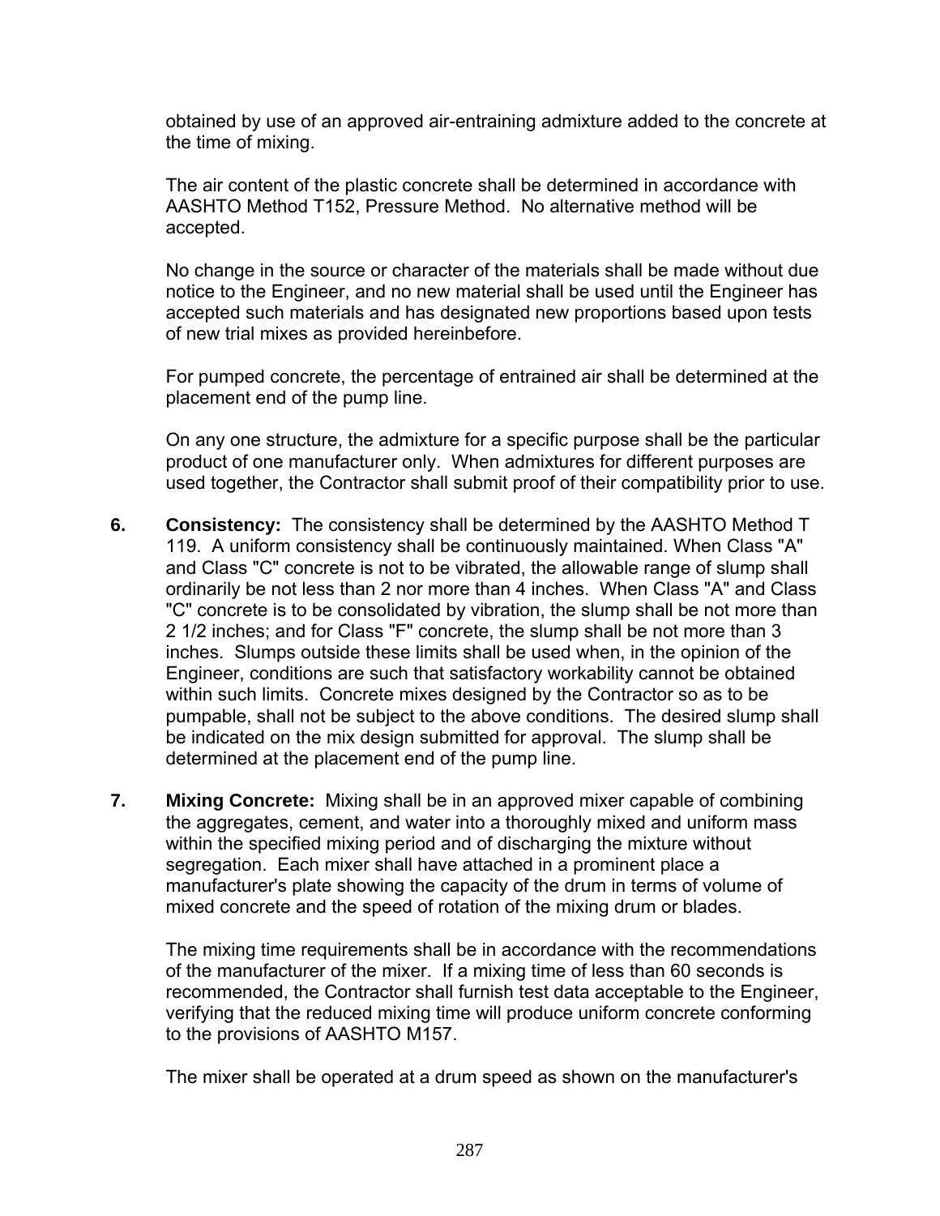obtained by use of an approved air-entraining admixture added to the concrete at the time of mixing.

The air content of the plastic concrete shall be determined in accordance with AASHTO Method T152, Pressure Method. No alternative method will be accepted.

No change in the source or character of the materials shall be made without due notice to the Engineer, and no new material shall be used until the Engineer has accepted such materials and has designated new proportions based upon tests of new trial mixes as provided hereinbefore.

For pumped concrete, the percentage of entrained air shall be determined at the placement end of the pump line.

On any one structure, the admixture for a specific purpose shall be the particular product of one manufacturer only. When admixtures for different purposes are used together, the Contractor shall submit proof of their compatibility prior to use.

6. **Consistency:** The consistency shall be determined by the AASHTO Method T 119. A uniform consistency shall be continuously maintained. When Class "A" and Class "C" concrete is not to be vibrated, the allowable range of slump shall ordinarily be not less than 2 nor more than 4 inches. When Class "A" and Class "C" concrete is to be consolidated by vibration, the slump shall be not more than 2 1/2 inches; and for Class "F" concrete, the slump shall be not more than 3 inches. Slumps outside these limits shall be used when, in the opinion of the Engineer, conditions are such that satisfactory workability cannot be obtained within such limits. Concrete mixes designed by the Contractor so as to be pumpable, shall not be subject to the above conditions. The desired slump shall be indicated on the mix design submitted for approval. The slump shall be determined at the placement end of the pump line.

7. **Mixing Concrete:** Mixing shall be in an approved mixer capable of combining the aggregates, cement, and water into a thoroughly mixed and uniform mass within the specified mixing period and of discharging the mixture without segregation. Each mixer shall have attached in a prominent place a manufacturer's plate showing the capacity of the drum in terms of volume of mixed concrete and the speed of rotation of the mixing drum or blades.

   The mixing time requirements shall be in accordance with the recommendations of the manufacturer of the mixer. If a mixing time of less than 60 seconds is recommended, the Contractor shall furnish test data acceptable to the Engineer, verifying that the reduced mixing time will produce uniform concrete conforming to the provisions of AASHTO M157.

   The mixer shall be operated at a drum speed as shown on the manufacturer's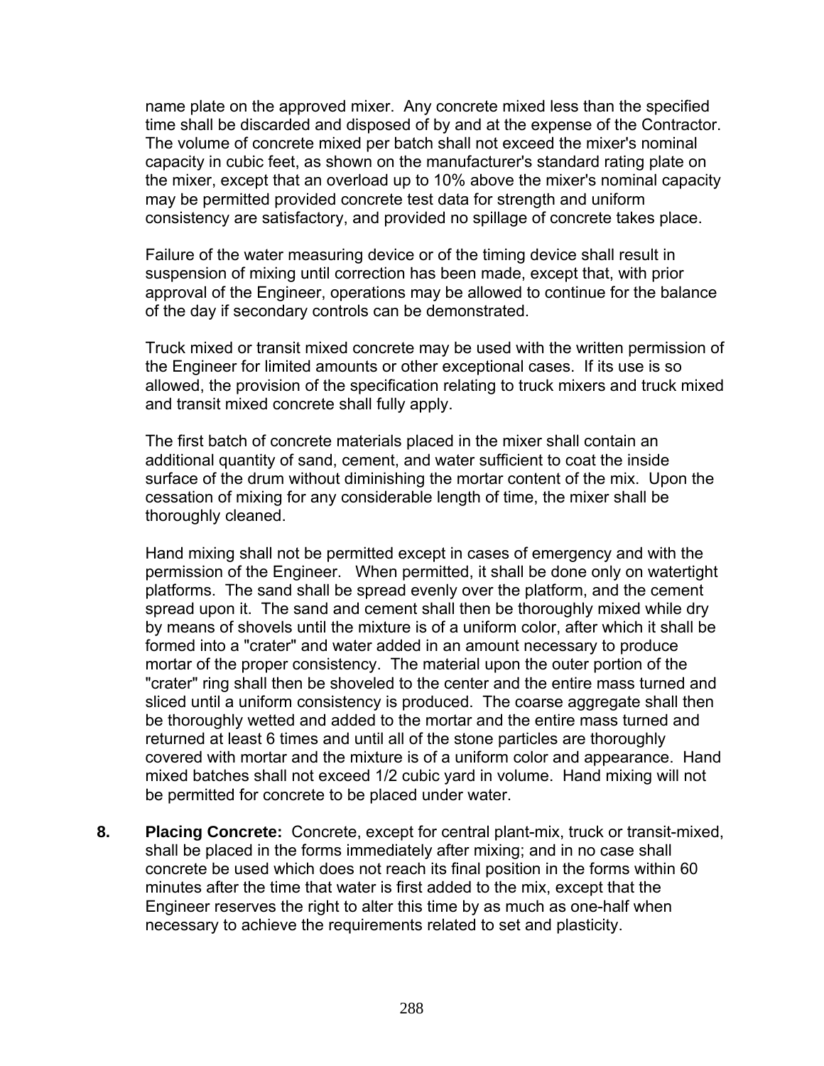name plate on the approved mixer. Any concrete mixed less than the specified time shall be discarded and disposed of by and at the expense of the Contractor. The volume of concrete mixed per batch shall not exceed the mixer's nominal capacity in cubic feet, as shown on the manufacturer's standard rating plate on the mixer, except that an overload up to 10% above the mixer's nominal capacity may be permitted provided concrete test data for strength and uniform consistency are satisfactory, and provided no spillage of concrete takes place.

Failure of the water measuring device or of the timing device shall result in suspension of mixing until correction has been made, except that, with prior approval of the Engineer, operations may be allowed to continue for the balance of the day if secondary controls can be demonstrated.

Truck mixed or transit mixed concrete may be used with the written permission of the Engineer for limited amounts or other exceptional cases. If its use is so allowed, the provision of the specification relating to truck mixers and truck mixed and transit mixed concrete shall fully apply.

The first batch of concrete materials placed in the mixer shall contain an additional quantity of sand, cement, and water sufficient to coat the inside surface of the drum without diminishing the mortar content of the mix. Upon the cessation of mixing for any considerable length of time, the mixer shall be thoroughly cleaned.

Hand mixing shall not be permitted except in cases of emergency and with the permission of the Engineer. When permitted, it shall be done only on watertight platforms. The sand shall be spread evenly over the platform, and the cement spread upon it. The sand and cement shall then be thoroughly mixed while dry by means of shovels until the mixture is of a uniform color, after which it shall be formed into a "crater" and water added in an amount necessary to produce mortar of the proper consistency. The material upon the outer portion of the "crater" ring shall then be shoveled to the center and the entire mass turned and sliced until a uniform consistency is produced. The coarse aggregate shall then be thoroughly wetted and added to the mortar and the entire mass turned and returned at least 6 times and until all of the stone particles are thoroughly covered with mortar and the mixture is of a uniform color and appearance. Hand mixed batches shall not exceed 1/2 cubic yard in volume. Hand mixing will not be permitted for concrete to be placed under water.

**8. Placing Concrete:** Concrete, except for central plant-mix, truck or transit-mixed, shall be placed in the forms immediately after mixing; and in no case shall concrete be used which does not reach its final position in the forms within 60 minutes after the time that water is first added to the mix, except that the Engineer reserves the right to alter this time by as much as one-half when necessary to achieve the requirements related to set and plasticity.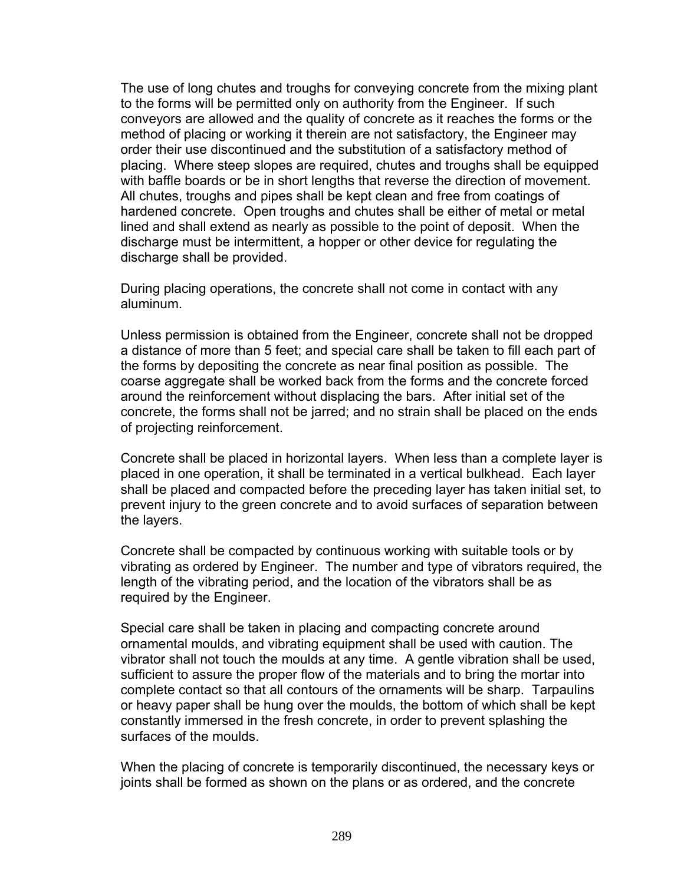The use of long chutes and troughs for conveying concrete from the mixing plant to the forms will be permitted only on authority from the Engineer. If such conveyors are allowed and the quality of concrete as it reaches the forms or the method of placing or working it therein are not satisfactory, the Engineer may order their use discontinued and the substitution of a satisfactory method of placing. Where steep slopes are required, chutes and troughs shall be equipped with baffle boards or be in short lengths that reverse the direction of movement. All chutes, troughs and pipes shall be kept clean and free from coatings of hardened concrete. Open troughs and chutes shall be either of metal or metal lined and shall extend as nearly as possible to the point of deposit. When the discharge must be intermittent, a hopper or other device for regulating the discharge shall be provided.

During placing operations, the concrete shall not come in contact with any aluminum.

Unless permission is obtained from the Engineer, concrete shall not be dropped a distance of more than 5 feet; and special care shall be taken to fill each part of the forms by depositing the concrete as near final position as possible. The coarse aggregate shall be worked back from the forms and the concrete forced around the reinforcement without displacing the bars. After initial set of the concrete, the forms shall not be jarred; and no strain shall be placed on the ends of projecting reinforcement.

Concrete shall be placed in horizontal layers. When less than a complete layer is placed in one operation, it shall be terminated in a vertical bulkhead. Each layer shall be placed and compacted before the preceding layer has taken initial set, to prevent injury to the green concrete and to avoid surfaces of separation between the layers.

Concrete shall be compacted by continuous working with suitable tools or by vibrating as ordered by Engineer. The number and type of vibrators required, the length of the vibrating period, and the location of the vibrators shall be as required by the Engineer.

Special care shall be taken in placing and compacting concrete around ornamental moulds, and vibrating equipment shall be used with caution. The vibrator shall not touch the moulds at any time. A gentle vibration shall be used, sufficient to assure the proper flow of the materials and to bring the mortar into complete contact so that all contours of the ornaments will be sharp. Tarpaulins or heavy paper shall be hung over the moulds, the bottom of which shall be kept constantly immersed in the fresh concrete, in order to prevent splashing the surfaces of the moulds.

When the placing of concrete is temporarily discontinued, the necessary keys or joints shall be formed as shown on the plans or as ordered, and the concrete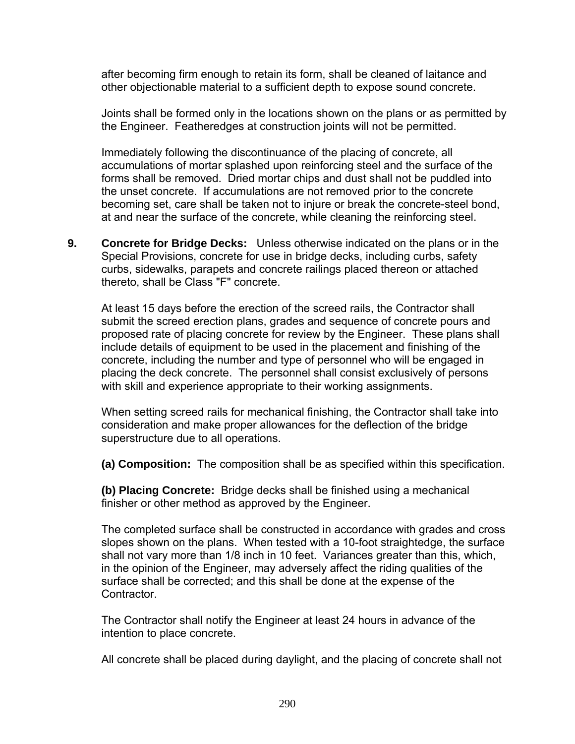after becoming firm enough to retain its form, shall be cleaned of laitance and other objectionable material to a sufficient depth to expose sound concrete.

Joints shall be formed only in the locations shown on the plans or as permitted by the Engineer. Featheredges at construction joints will not be permitted.

Immediately following the discontinuance of the placing of concrete, all accumulations of mortar splashed upon reinforcing steel and the surface of the forms shall be removed. Dried mortar chips and dust shall not be puddled into the unset concrete. If accumulations are not removed prior to the concrete becoming set, care shall be taken not to injure or break the concrete-steel bond, at and near the surface of the concrete, while cleaning the reinforcing steel.

**9. Concrete for Bridge Decks:** Unless otherwise indicated on the plans or in the Special Provisions, concrete for use in bridge decks, including curbs, safety curbs, sidewalks, parapets and concrete railings placed thereon or attached thereto, shall be Class "F" concrete.

At least 15 days before the erection of the screed rails, the Contractor shall submit the screed erection plans, grades and sequence of concrete pours and proposed rate of placing concrete for review by the Engineer. These plans shall include details of equipment to be used in the placement and finishing of the concrete, including the number and type of personnel who will be engaged in placing the deck concrete. The personnel shall consist exclusively of persons with skill and experience appropriate to their working assignments.

When setting screed rails for mechanical finishing, the Contractor shall take into consideration and make proper allowances for the deflection of the bridge superstructure due to all operations.

**(a) Composition:** The composition shall be as specified within this specification.

**(b) Placing Concrete:** Bridge decks shall be finished using a mechanical finisher or other method as approved by the Engineer.

The completed surface shall be constructed in accordance with grades and cross slopes shown on the plans. When tested with a 10-foot straightedge, the surface shall not vary more than 1/8 inch in 10 feet. Variances greater than this, which, in the opinion of the Engineer, may adversely affect the riding qualities of the surface shall be corrected; and this shall be done at the expense of the Contractor.

The Contractor shall notify the Engineer at least 24 hours in advance of the intention to place concrete.

All concrete shall be placed during daylight, and the placing of concrete shall not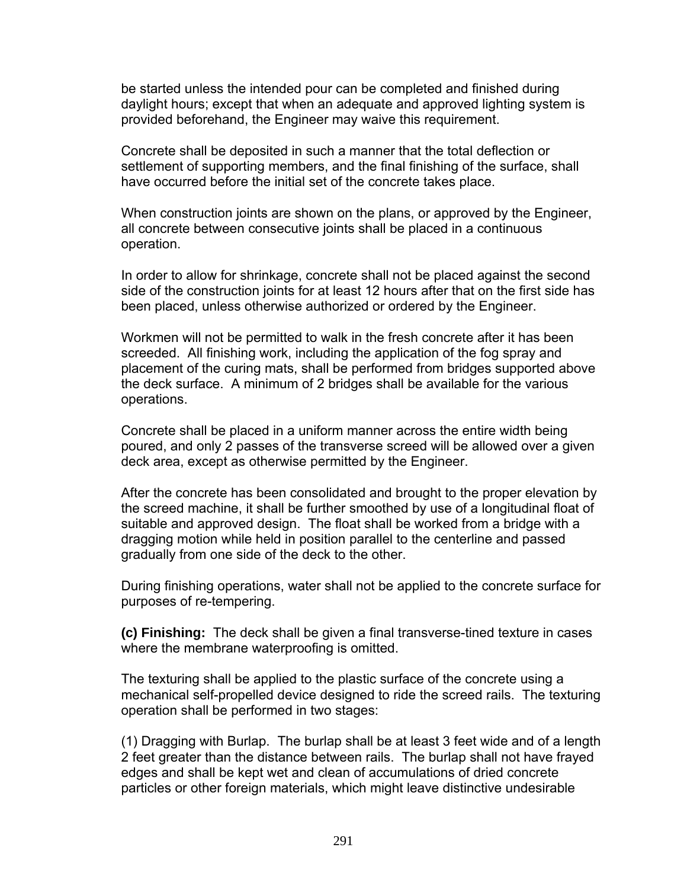be started unless the intended pour can be completed and finished during daylight hours; except that when an adequate and approved lighting system is provided beforehand, the Engineer may waive this requirement.

Concrete shall be deposited in such a manner that the total deflection or settlement of supporting members, and the final finishing of the surface, shall have occurred before the initial set of the concrete takes place.

When construction joints are shown on the plans, or approved by the Engineer, all concrete between consecutive joints shall be placed in a continuous operation.

In order to allow for shrinkage, concrete shall not be placed against the second side of the construction joints for at least 12 hours after that on the first side has been placed, unless otherwise authorized or ordered by the Engineer.

Workmen will not be permitted to walk in the fresh concrete after it has been screeded. All finishing work, including the application of the fog spray and placement of the curing mats, shall be performed from bridges supported above the deck surface. A minimum of 2 bridges shall be available for the various operations.

Concrete shall be placed in a uniform manner across the entire width being poured, and only 2 passes of the transverse screed will be allowed over a given deck area, except as otherwise permitted by the Engineer.

After the concrete has been consolidated and brought to the proper elevation by the screed machine, it shall be further smoothed by use of a longitudinal float of suitable and approved design. The float shall be worked from a bridge with a dragging motion while held in position parallel to the centerline and passed gradually from one side of the deck to the other.

During finishing operations, water shall not be applied to the concrete surface for purposes of re-tempering.

**(c) Finishing:** The deck shall be given a final transverse-tined texture in cases where the membrane waterproofing is omitted.

The texturing shall be applied to the plastic surface of the concrete using a mechanical self-propelled device designed to ride the screed rails. The texturing operation shall be performed in two stages:

(1) Dragging with Burlap. The burlap shall be at least 3 feet wide and of a length 2 feet greater than the distance between rails. The burlap shall not have frayed edges and shall be kept wet and clean of accumulations of dried concrete particles or other foreign materials, which might leave distinctive undesirable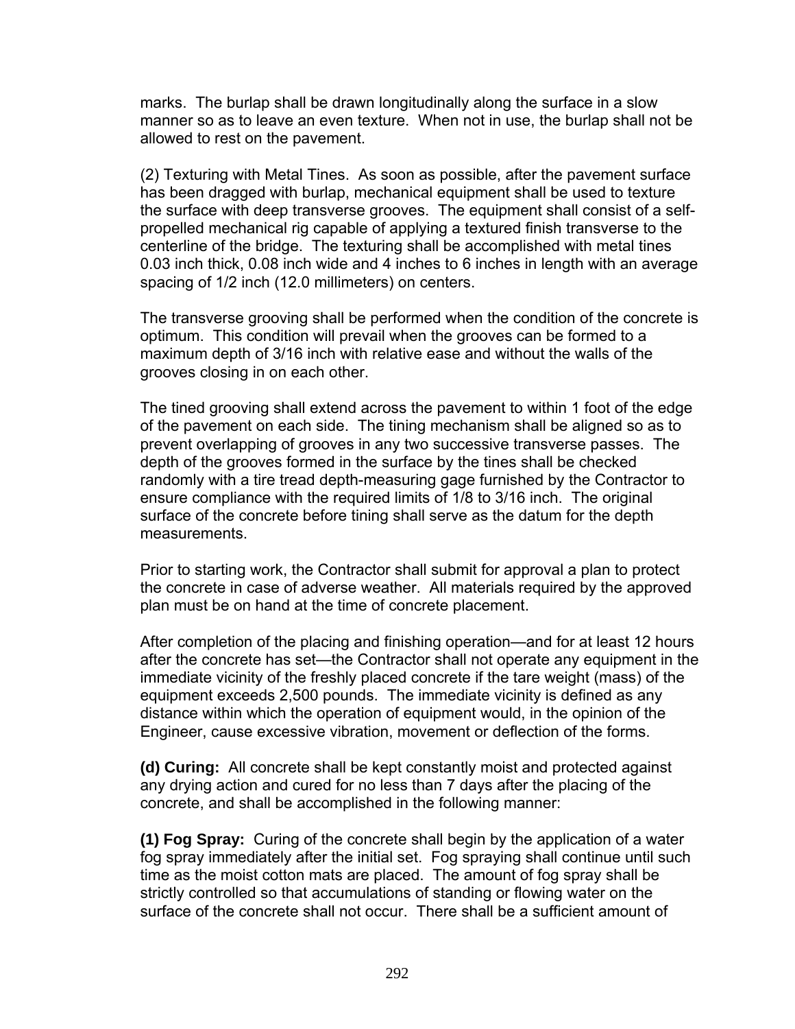marks. The burlap shall be drawn longitudinally along the surface in a slow manner so as to leave an even texture. When not in use, the burlap shall not be allowed to rest on the pavement.

(2) Texturing with Metal Tines. As soon as possible, after the pavement surface has been dragged with burlap, mechanical equipment shall be used to texture the surface with deep transverse grooves. The equipment shall consist of a self-propelled mechanical rig capable of applying a textured finish transverse to the centerline of the bridge. The texturing shall be accomplished with metal tines 0.03 inch thick, 0.08 inch wide and 4 inches to 6 inches in length with an average spacing of 1/2 inch (12.0 millimeters) on centers.

The transverse grooving shall be performed when the condition of the concrete is optimum. This condition will prevail when the grooves can be formed to a maximum depth of 3/16 inch with relative ease and without the walls of the grooves closing in on each other.

The tined grooving shall extend across the pavement to within 1 foot of the edge of the pavement on each side. The tining mechanism shall be aligned so as to prevent overlapping of grooves in any two successive transverse passes. The depth of the grooves formed in the surface by the tines shall be checked randomly with a tire tread depth-measuring gage furnished by the Contractor to ensure compliance with the required limits of 1/8 to 3/16 inch. The original surface of the concrete before tining shall serve as the datum for the depth measurements.

Prior to starting work, the Contractor shall submit for approval a plan to protect the concrete in case of adverse weather. All materials required by the approved plan must be on hand at the time of concrete placement.

After completion of the placing and finishing operation—and for at least 12 hours after the concrete has set—the Contractor shall not operate any equipment in the immediate vicinity of the freshly placed concrete if the tare weight (mass) of the equipment exceeds 2,500 pounds. The immediate vicinity is defined as any distance within which the operation of equipment would, in the opinion of the Engineer, cause excessive vibration, movement or deflection of the forms.

**(d) Curing:** All concrete shall be kept constantly moist and protected against any drying action and cured for no less than 7 days after the placing of the concrete, and shall be accomplished in the following manner:

**(1) Fog Spray:** Curing of the concrete shall begin by the application of a water fog spray immediately after the initial set. Fog spraying shall continue until such time as the moist cotton mats are placed. The amount of fog spray shall be strictly controlled so that accumulations of standing or flowing water on the surface of the concrete shall not occur. There shall be a sufficient amount of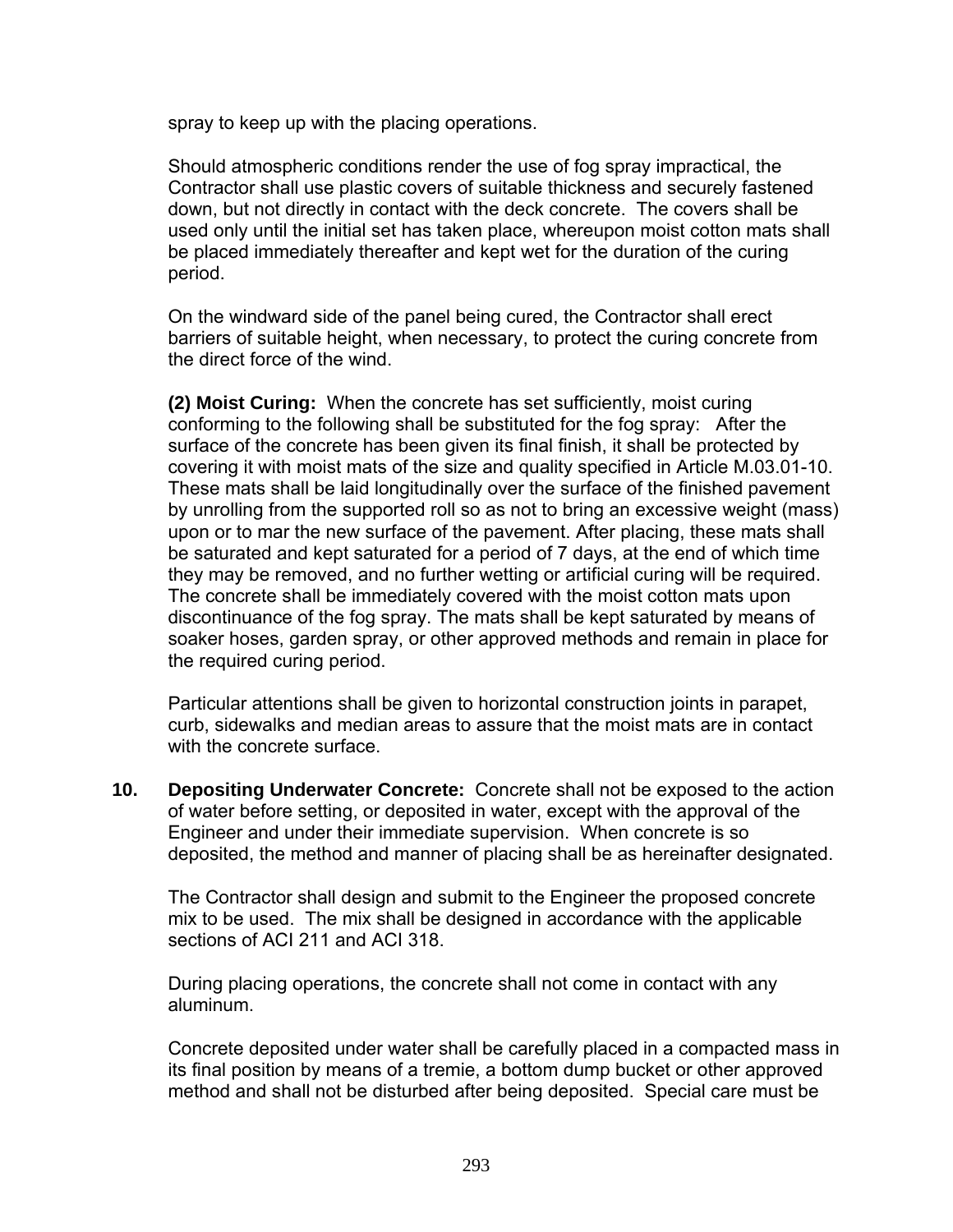spray to keep up with the placing operations.

Should atmospheric conditions render the use of fog spray impractical, the Contractor shall use plastic covers of suitable thickness and securely fastened down, but not directly in contact with the deck concrete. The covers shall be used only until the initial set has taken place, whereupon moist cotton mats shall be placed immediately thereafter and kept wet for the duration of the curing period.

On the windward side of the panel being cured, the Contractor shall erect barriers of suitable height, when necessary, to protect the curing concrete from the direct force of the wind.

**(2) Moist Curing:** When the concrete has set sufficiently, moist curing conforming to the following shall be substituted for the fog spray: After the surface of the concrete has been given its final finish, it shall be protected by covering it with moist mats of the size and quality specified in Article M.03.01-10. These mats shall be laid longitudinally over the surface of the finished pavement by unrolling from the supported roll so as not to bring an excessive weight (mass) upon or to mar the new surface of the pavement. After placing, these mats shall be saturated and kept saturated for a period of 7 days, at the end of which time they may be removed, and no further wetting or artificial curing will be required. The concrete shall be immediately covered with the moist cotton mats upon discontinuance of the fog spray. The mats shall be kept saturated by means of soaker hoses, garden spray, or other approved methods and remain in place for the required curing period.

Particular attentions shall be given to horizontal construction joints in parapet, curb, sidewalks and median areas to assure that the moist mats are in contact with the concrete surface.

**10. Depositing Underwater Concrete:** Concrete shall not be exposed to the action of water before setting, or deposited in water, except with the approval of the Engineer and under their immediate supervision. When concrete is so deposited, the method and manner of placing shall be as hereinafter designated.

The Contractor shall design and submit to the Engineer the proposed concrete mix to be used. The mix shall be designed in accordance with the applicable sections of ACI 211 and ACI 318.

During placing operations, the concrete shall not come in contact with any aluminum.

Concrete deposited under water shall be carefully placed in a compacted mass in its final position by means of a tremie, a bottom dump bucket or other approved method and shall not be disturbed after being deposited. Special care must be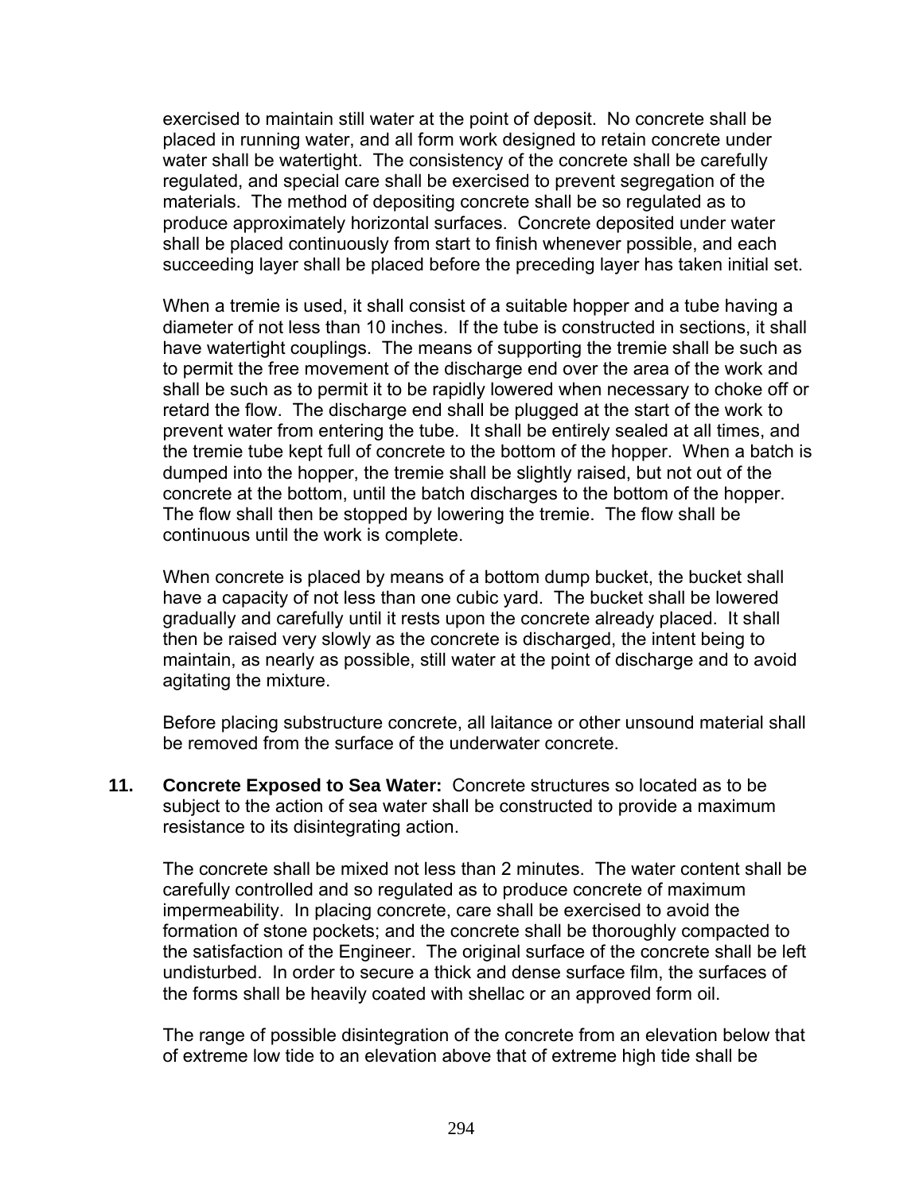exercised to maintain still water at the point of deposit. No concrete shall be placed in running water, and all form work designed to retain concrete under water shall be watertight. The consistency of the concrete shall be carefully regulated, and special care shall be exercised to prevent segregation of the materials. The method of depositing concrete shall be so regulated as to produce approximately horizontal surfaces. Concrete deposited under water shall be placed continuously from start to finish whenever possible, and each succeeding layer shall be placed before the preceding layer has taken initial set.

When a tremie is used, it shall consist of a suitable hopper and a tube having a diameter of not less than 10 inches. If the tube is constructed in sections, it shall have watertight couplings. The means of supporting the tremie shall be such as to permit the free movement of the discharge end over the area of the work and shall be such as to permit it to be rapidly lowered when necessary to choke off or retard the flow. The discharge end shall be plugged at the start of the work to prevent water from entering the tube. It shall be entirely sealed at all times, and the tremie tube kept full of concrete to the bottom of the hopper. When a batch is dumped into the hopper, the tremie shall be slightly raised, but not out of the concrete at the bottom, until the batch discharges to the bottom of the hopper. The flow shall then be stopped by lowering the tremie. The flow shall be continuous until the work is complete.

When concrete is placed by means of a bottom dump bucket, the bucket shall have a capacity of not less than one cubic yard. The bucket shall be lowered gradually and carefully until it rests upon the concrete already placed. It shall then be raised very slowly as the concrete is discharged, the intent being to maintain, as nearly as possible, still water at the point of discharge and to avoid agitating the mixture.

Before placing substructure concrete, all laitance or other unsound material shall be removed from the surface of the underwater concrete.

**11. Concrete Exposed to Sea Water:** Concrete structures so located as to be subject to the action of sea water shall be constructed to provide a maximum resistance to its disintegrating action.

The concrete shall be mixed not less than 2 minutes. The water content shall be carefully controlled and so regulated as to produce concrete of maximum impermeability. In placing concrete, care shall be exercised to avoid the formation of stone pockets; and the concrete shall be thoroughly compacted to the satisfaction of the Engineer. The original surface of the concrete shall be left undisturbed. In order to secure a thick and dense surface film, the surfaces of the forms shall be heavily coated with shellac or an approved form oil.

The range of possible disintegration of the concrete from an elevation below that of extreme low tide to an elevation above that of extreme high tide shall be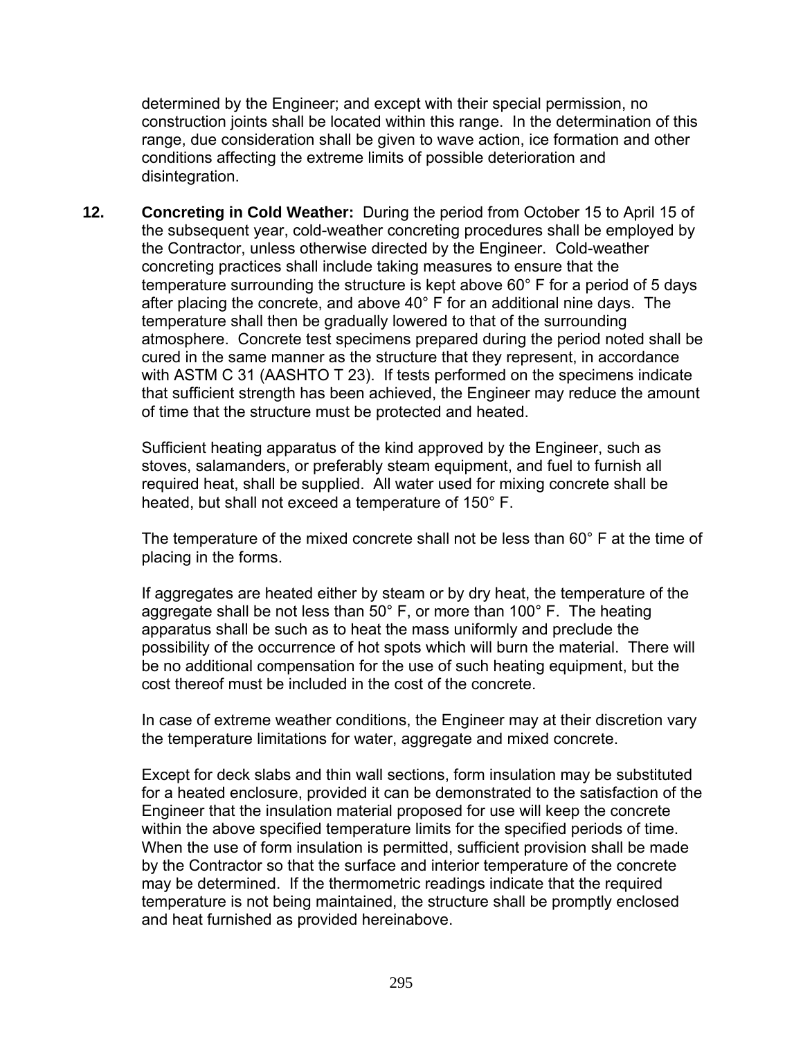determined by the Engineer; and except with their special permission, no construction joints shall be located within this range. In the determination of this range, due consideration shall be given to wave action, ice formation and other conditions affecting the extreme limits of possible deterioration and disintegration.

**12. Concreting in Cold Weather:** During the period from October 15 to April 15 of the subsequent year, cold-weather concreting procedures shall be employed by the Contractor, unless otherwise directed by the Engineer. Cold-weather concreting practices shall include taking measures to ensure that the temperature surrounding the structure is kept above 60° F for a period of 5 days after placing the concrete, and above 40° F for an additional nine days. The temperature shall then be gradually lowered to that of the surrounding atmosphere. Concrete test specimens prepared during the period noted shall be cured in the same manner as the structure that they represent, in accordance with ASTM C 31 (AASHTO T 23). If tests performed on the specimens indicate that sufficient strength has been achieved, the Engineer may reduce the amount of time that the structure must be protected and heated.

Sufficient heating apparatus of the kind approved by the Engineer, such as stoves, salamanders, or preferably steam equipment, and fuel to furnish all required heat, shall be supplied. All water used for mixing concrete shall be heated, but shall not exceed a temperature of 150° F.

The temperature of the mixed concrete shall not be less than 60° F at the time of placing in the forms.

If aggregates are heated either by steam or by dry heat, the temperature of the aggregate shall be not less than 50° F, or more than 100° F. The heating apparatus shall be such as to heat the mass uniformly and preclude the possibility of the occurrence of hot spots which will burn the material. There will be no additional compensation for the use of such heating equipment, but the cost thereof must be included in the cost of the concrete.

In case of extreme weather conditions, the Engineer may at their discretion vary the temperature limitations for water, aggregate and mixed concrete.

Except for deck slabs and thin wall sections, form insulation may be substituted for a heated enclosure, provided it can be demonstrated to the satisfaction of the Engineer that the insulation material proposed for use will keep the concrete within the above specified temperature limits for the specified periods of time. When the use of form insulation is permitted, sufficient provision shall be made by the Contractor so that the surface and interior temperature of the concrete may be determined. If the thermometric readings indicate that the required temperature is not being maintained, the structure shall be promptly enclosed and heat furnished as provided hereinabove.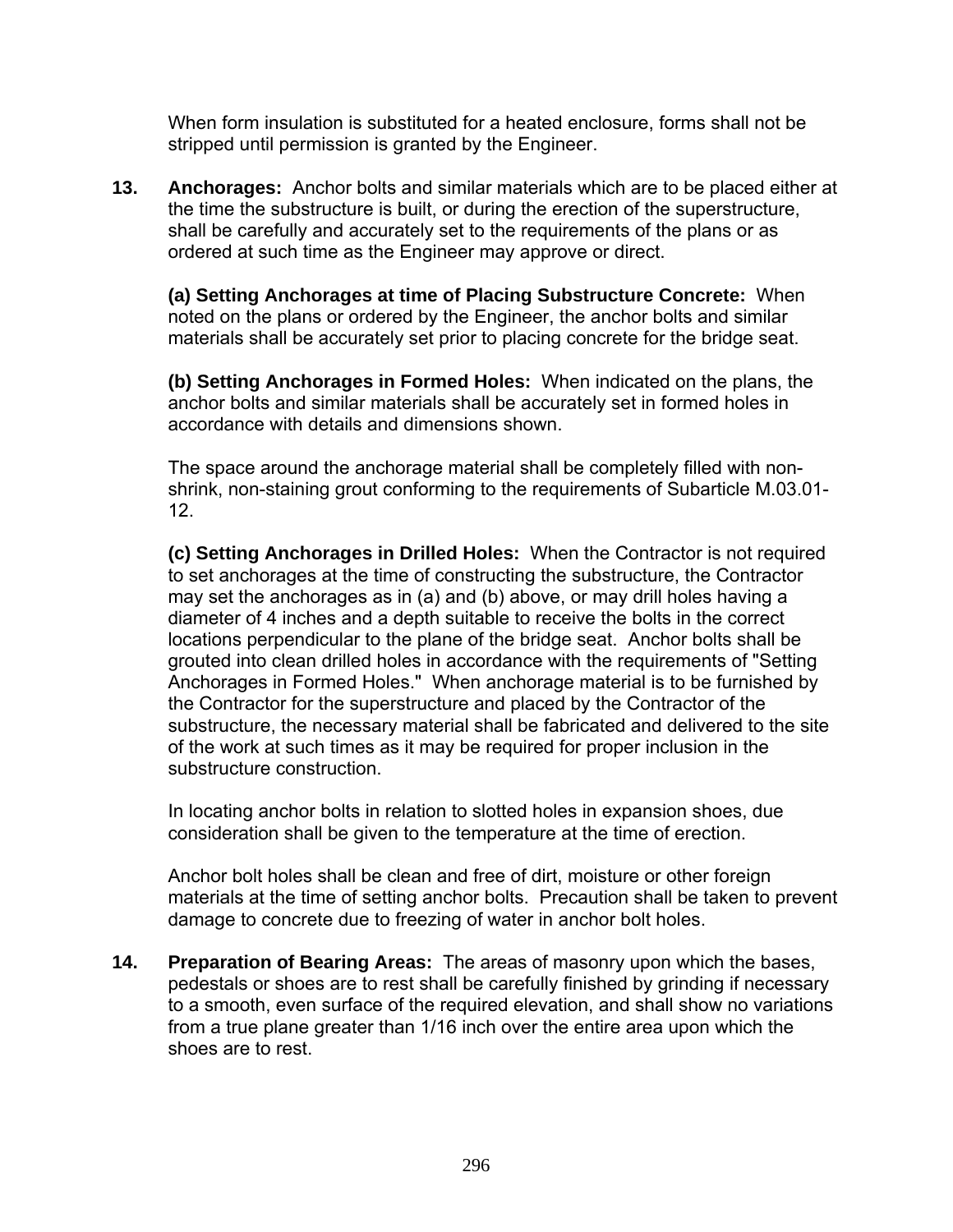When form insulation is substituted for a heated enclosure, forms shall not be stripped until permission is granted by the Engineer.

**13. Anchorages:** Anchor bolts and similar materials which are to be placed either at the time the substructure is built, or during the erection of the superstructure, shall be carefully and accurately set to the requirements of the plans or as ordered at such time as the Engineer may approve or direct.

**(a) Setting Anchorages at time of Placing Substructure Concrete:** When noted on the plans or ordered by the Engineer, the anchor bolts and similar materials shall be accurately set prior to placing concrete for the bridge seat.

**(b) Setting Anchorages in Formed Holes:** When indicated on the plans, the anchor bolts and similar materials shall be accurately set in formed holes in accordance with details and dimensions shown.

The space around the anchorage material shall be completely filled with non-shrink, non-staining grout conforming to the requirements of Subarticle M.03.01-12.

**(c) Setting Anchorages in Drilled Holes:** When the Contractor is not required to set anchorages at the time of constructing the substructure, the Contractor may set the anchorages as in (a) and (b) above, or may drill holes having a diameter of 4 inches and a depth suitable to receive the bolts in the correct locations perpendicular to the plane of the bridge seat. Anchor bolts shall be grouted into clean drilled holes in accordance with the requirements of "Setting Anchorages in Formed Holes." When anchorage material is to be furnished by the Contractor for the superstructure and placed by the Contractor of the substructure, the necessary material shall be fabricated and delivered to the site of the work at such times as it may be required for proper inclusion in the substructure construction.

In locating anchor bolts in relation to slotted holes in expansion shoes, due consideration shall be given to the temperature at the time of erection.

Anchor bolt holes shall be clean and free of dirt, moisture or other foreign materials at the time of setting anchor bolts. Precaution shall be taken to prevent damage to concrete due to freezing of water in anchor bolt holes.

**14. Preparation of Bearing Areas:** The areas of masonry upon which the bases, pedestals or shoes are to rest shall be carefully finished by grinding if necessary to a smooth, even surface of the required elevation, and shall show no variations from a true plane greater than 1/16 inch over the entire area upon which the shoes are to rest.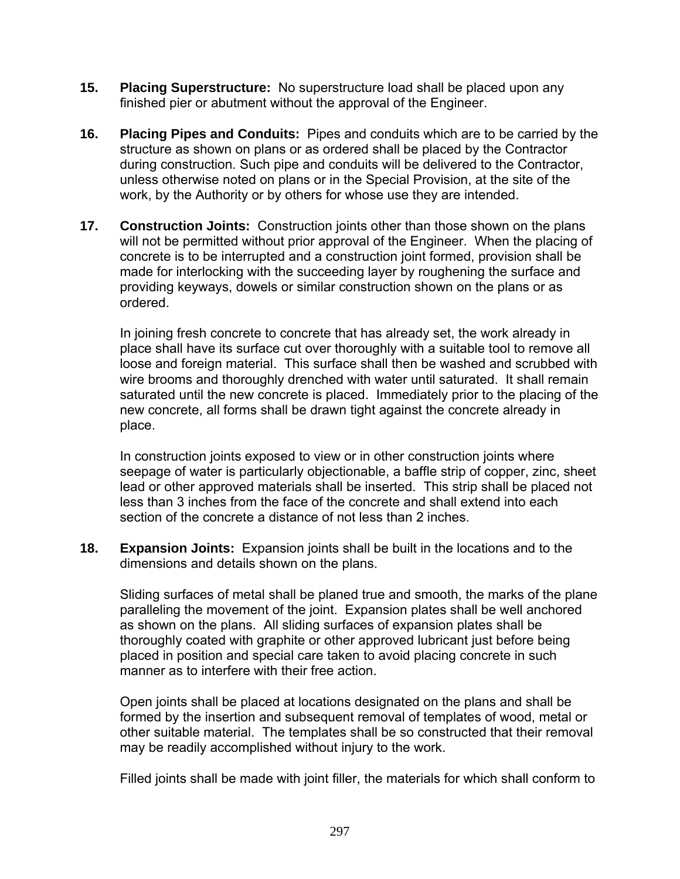**15. Placing Superstructure:** No superstructure load shall be placed upon any finished pier or abutment without the approval of the Engineer.

**16. Placing Pipes and Conduits:** Pipes and conduits which are to be carried by the structure as shown on plans or as ordered shall be placed by the Contractor during construction. Such pipe and conduits will be delivered to the Contractor, unless otherwise noted on plans or in the Special Provision, at the site of the work, by the Authority or by others for whose use they are intended.

**17. Construction Joints:** Construction joints other than those shown on the plans will not be permitted without prior approval of the Engineer. When the placing of concrete is to be interrupted and a construction joint formed, provision shall be made for interlocking with the succeeding layer by roughening the surface and providing keyways, dowels or similar construction shown on the plans or as ordered.

In joining fresh concrete to concrete that has already set, the work already in place shall have its surface cut over thoroughly with a suitable tool to remove all loose and foreign material. This surface shall then be washed and scrubbed with wire brooms and thoroughly drenched with water until saturated. It shall remain saturated until the new concrete is placed. Immediately prior to the placing of the new concrete, all forms shall be drawn tight against the concrete already in place.

In construction joints exposed to view or in other construction joints where seepage of water is particularly objectionable, a baffle strip of copper, zinc, sheet lead or other approved materials shall be inserted. This strip shall be placed not less than 3 inches from the face of the concrete and shall extend into each section of the concrete a distance of not less than 2 inches.

**18. Expansion Joints:** Expansion joints shall be built in the locations and to the dimensions and details shown on the plans.

Sliding surfaces of metal shall be planed true and smooth, the marks of the plane paralleling the movement of the joint. Expansion plates shall be well anchored as shown on the plans. All sliding surfaces of expansion plates shall be thoroughly coated with graphite or other approved lubricant just before being placed in position and special care taken to avoid placing concrete in such manner as to interfere with their free action.

Open joints shall be placed at locations designated on the plans and shall be formed by the insertion and subsequent removal of templates of wood, metal or other suitable material. The templates shall be so constructed that their removal may be readily accomplished without injury to the work.

Filled joints shall be made with joint filler, the materials for which shall conform to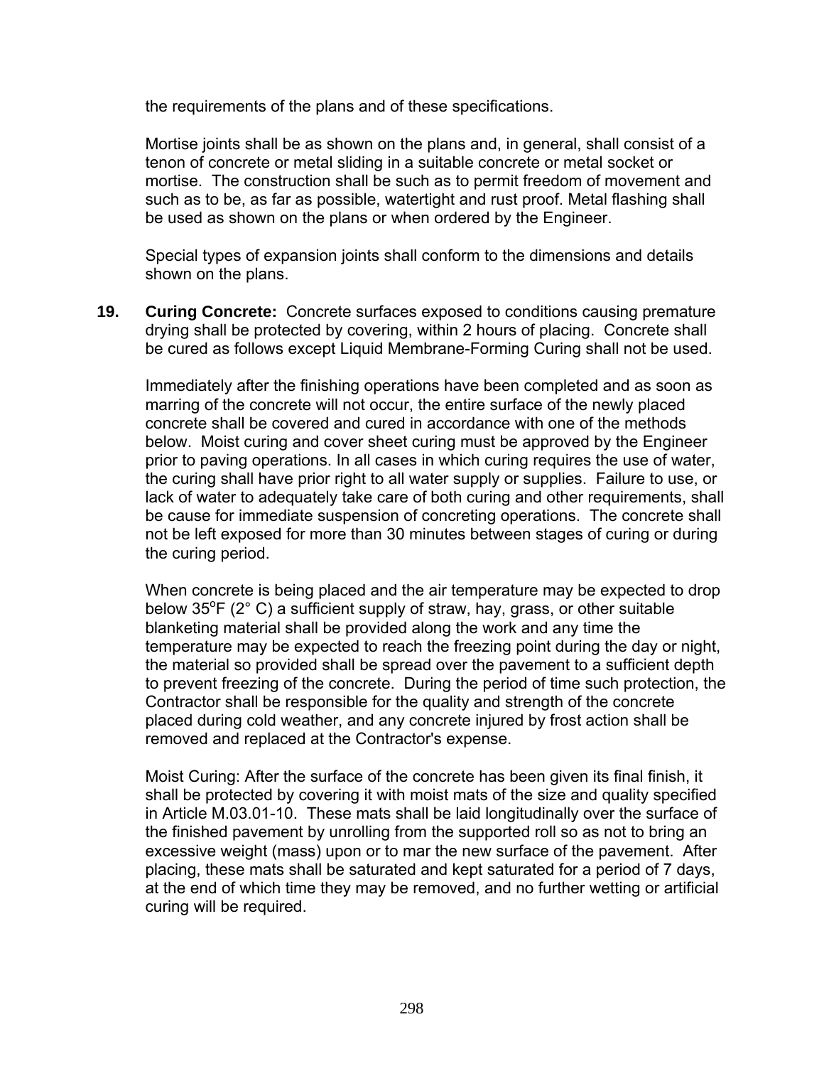the requirements of the plans and of these specifications.

Mortise joints shall be as shown on the plans and, in general, shall consist of a tenon of concrete or metal sliding in a suitable concrete or metal socket or mortise. The construction shall be such as to permit freedom of movement and such as to be, as far as possible, watertight and rust proof. Metal flashing shall be used as shown on the plans or when ordered by the Engineer.

Special types of expansion joints shall conform to the dimensions and details shown on the plans.

**19. Curing Concrete:** Concrete surfaces exposed to conditions causing premature drying shall be protected by covering, within 2 hours of placing. Concrete shall be cured as follows except Liquid Membrane-Forming Curing shall not be used.

Immediately after the finishing operations have been completed and as soon as marring of the concrete will not occur, the entire surface of the newly placed concrete shall be covered and cured in accordance with one of the methods below. Moist curing and cover sheet curing must be approved by the Engineer prior to paving operations. In all cases in which curing requires the use of water, the curing shall have prior right to all water supply or supplies. Failure to use, or lack of water to adequately take care of both curing and other requirements, shall be cause for immediate suspension of concreting operations. The concrete shall not be left exposed for more than 30 minutes between stages of curing or during the curing period.

When concrete is being placed and the air temperature may be expected to drop below 35°F (2° C) a sufficient supply of straw, hay, grass, or other suitable blanketing material shall be provided along the work and any time the temperature may be expected to reach the freezing point during the day or night, the material so provided shall be spread over the pavement to a sufficient depth to prevent freezing of the concrete. During the period of time such protection, the Contractor shall be responsible for the quality and strength of the concrete placed during cold weather, and any concrete injured by frost action shall be removed and replaced at the Contractor's expense.

Moist Curing: After the surface of the concrete has been given its final finish, it shall be protected by covering it with moist mats of the size and quality specified in Article M.03.01-10. These mats shall be laid longitudinally over the surface of the finished pavement by unrolling from the supported roll so as not to bring an excessive weight (mass) upon or to mar the new surface of the pavement. After placing, these mats shall be saturated and kept saturated for a period of 7 days, at the end of which time they may be removed, and no further wetting or artificial curing will be required.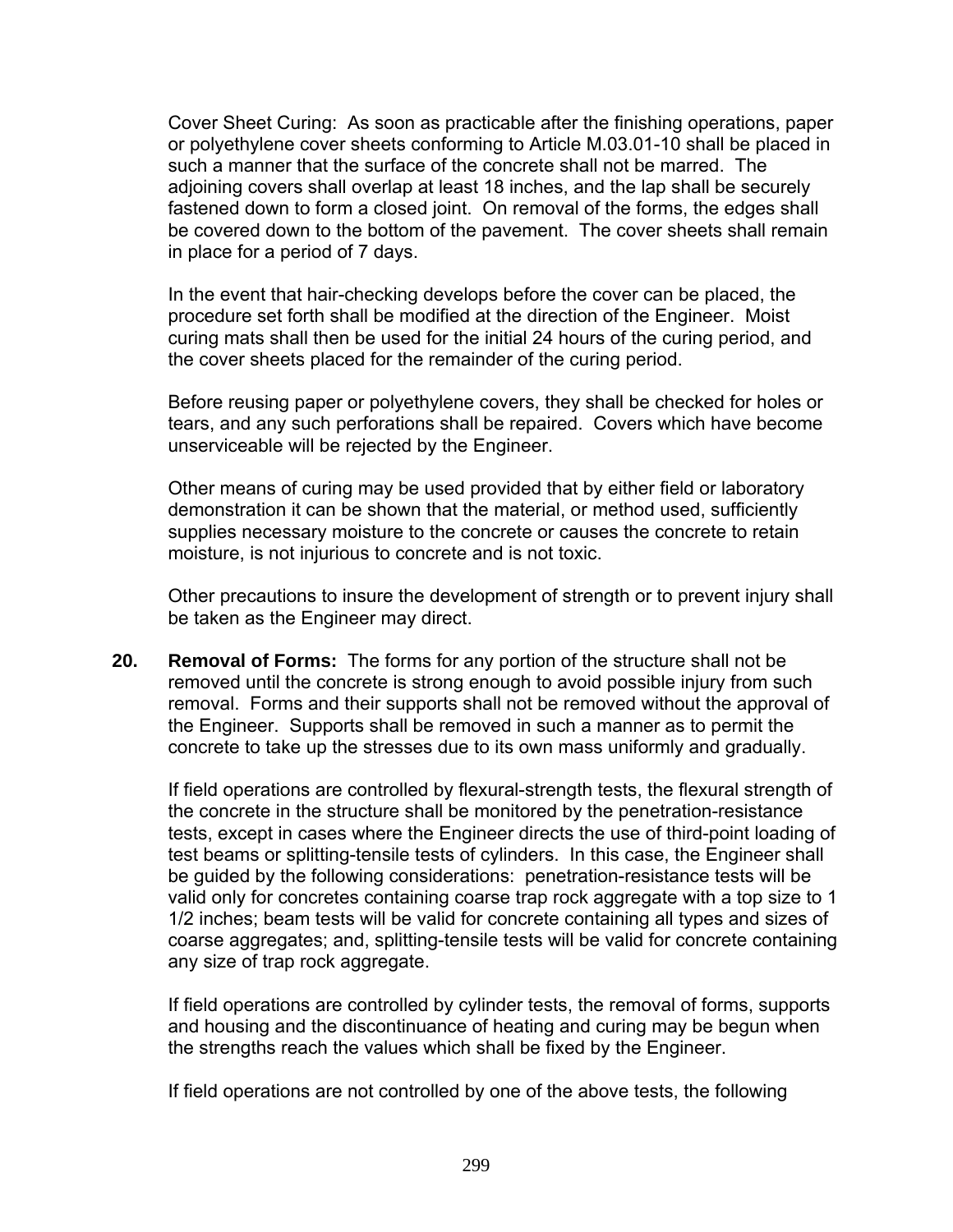Cover Sheet Curing: As soon as practicable after the finishing operations, paper or polyethylene cover sheets conforming to Article M.03.01-10 shall be placed in such a manner that the surface of the concrete shall not be marred. The adjoining covers shall overlap at least 18 inches, and the lap shall be securely fastened down to form a closed joint. On removal of the forms, the edges shall be covered down to the bottom of the pavement. The cover sheets shall remain in place for a period of 7 days.

In the event that hair-checking develops before the cover can be placed, the procedure set forth shall be modified at the direction of the Engineer. Moist curing mats shall then be used for the initial 24 hours of the curing period, and the cover sheets placed for the remainder of the curing period.

Before reusing paper or polyethylene covers, they shall be checked for holes or tears, and any such perforations shall be repaired. Covers which have become unserviceable will be rejected by the Engineer.

Other means of curing may be used provided that by either field or laboratory demonstration it can be shown that the material, or method used, sufficiently supplies necessary moisture to the concrete or causes the concrete to retain moisture, is not injurious to concrete and is not toxic.

Other precautions to insure the development of strength or to prevent injury shall be taken as the Engineer may direct.

**20. Removal of Forms:** The forms for any portion of the structure shall not be removed until the concrete is strong enough to avoid possible injury from such removal. Forms and their supports shall not be removed without the approval of the Engineer. Supports shall be removed in such a manner as to permit the concrete to take up the stresses due to its own mass uniformly and gradually.

If field operations are controlled by flexural-strength tests, the flexural strength of the concrete in the structure shall be monitored by the penetration-resistance tests, except in cases where the Engineer directs the use of third-point loading of test beams or splitting-tensile tests of cylinders. In this case, the Engineer shall be guided by the following considerations: penetration-resistance tests will be valid only for concretes containing coarse trap rock aggregate with a top size to 1 1/2 inches; beam tests will be valid for concrete containing all types and sizes of coarse aggregates; and, splitting-tensile tests will be valid for concrete containing any size of trap rock aggregate.

If field operations are controlled by cylinder tests, the removal of forms, supports and housing and the discontinuance of heating and curing may be begun when the strengths reach the values which shall be fixed by the Engineer.

If field operations are not controlled by one of the above tests, the following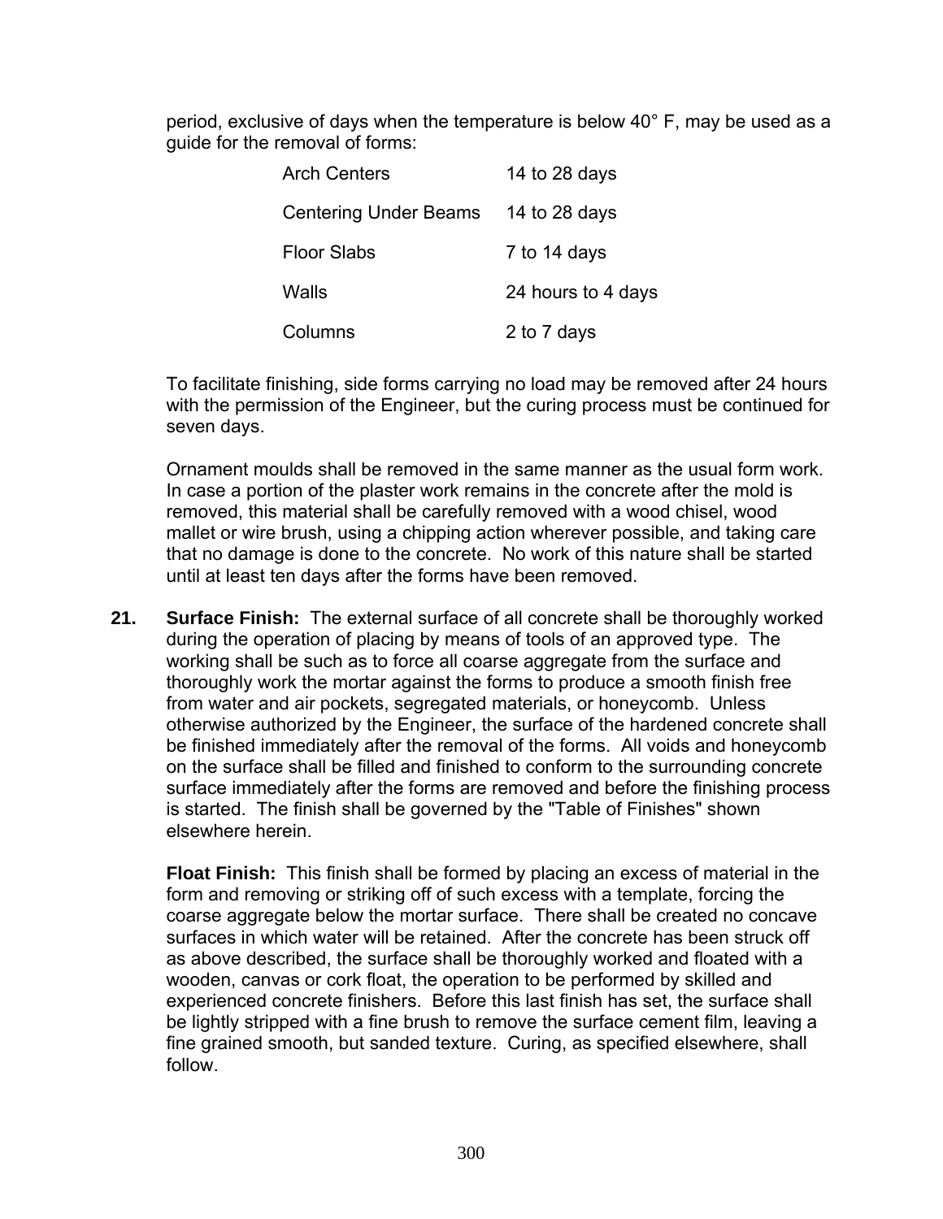period, exclusive of days when the temperature is below 40° F, may be used as a guide for the removal of forms:

| | |
|---|---|
| Arch Centers | 14 to 28 days |
| Centering Under Beams | 14 to 28 days |
| Floor Slabs | 7 to 14 days |
| Walls | 24 hours to 4 days |
| Columns | 2 to 7 days |

To facilitate finishing, side forms carrying no load may be removed after 24 hours with the permission of the Engineer, but the curing process must be continued for seven days.

Ornament moulds shall be removed in the same manner as the usual form work. In case a portion of the plaster work remains in the concrete after the mold is removed, this material shall be carefully removed with a wood chisel, wood mallet or wire brush, using a chipping action wherever possible, and taking care that no damage is done to the concrete. No work of this nature shall be started until at least ten days after the forms have been removed.

**21. Surface Finish:** The external surface of all concrete shall be thoroughly worked during the operation of placing by means of tools of an approved type. The working shall be such as to force all coarse aggregate from the surface and thoroughly work the mortar against the forms to produce a smooth finish free from water and air pockets, segregated materials, or honeycomb. Unless otherwise authorized by the Engineer, the surface of the hardened concrete shall be finished immediately after the removal of the forms. All voids and honeycomb on the surface shall be filled and finished to conform to the surrounding concrete surface immediately after the forms are removed and before the finishing process is started. The finish shall be governed by the "Table of Finishes" shown elsewhere herein.

**Float Finish:** This finish shall be formed by placing an excess of material in the form and removing or striking off of such excess with a template, forcing the coarse aggregate below the mortar surface. There shall be created no concave surfaces in which water will be retained. After the concrete has been struck off as above described, the surface shall be thoroughly worked and floated with a wooden, canvas or cork float, the operation to be performed by skilled and experienced concrete finishers. Before this last finish has set, the surface shall be lightly stripped with a fine brush to remove the surface cement film, leaving a fine grained smooth, but sanded texture. Curing, as specified elsewhere, shall follow.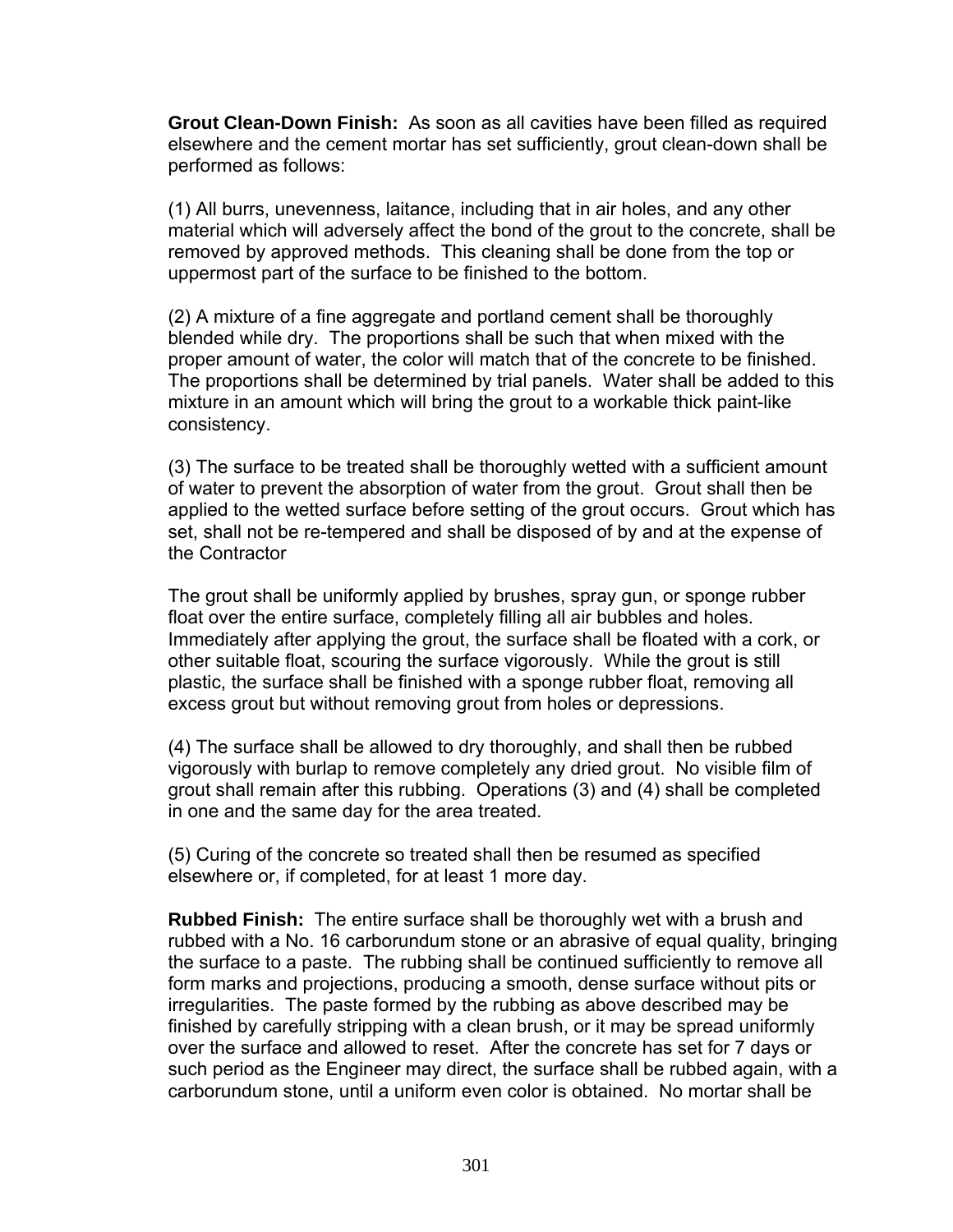**Grout Clean-Down Finish:** As soon as all cavities have been filled as required elsewhere and the cement mortar has set sufficiently, grout clean-down shall be performed as follows:

(1) All burrs, unevenness, laitance, including that in air holes, and any other material which will adversely affect the bond of the grout to the concrete, shall be removed by approved methods. This cleaning shall be done from the top or uppermost part of the surface to be finished to the bottom.

(2) A mixture of a fine aggregate and portland cement shall be thoroughly blended while dry. The proportions shall be such that when mixed with the proper amount of water, the color will match that of the concrete to be finished. The proportions shall be determined by trial panels. Water shall be added to this mixture in an amount which will bring the grout to a workable thick paint-like consistency.

(3) The surface to be treated shall be thoroughly wetted with a sufficient amount of water to prevent the absorption of water from the grout. Grout shall then be applied to the wetted surface before setting of the grout occurs. Grout which has set, shall not be re-tempered and shall be disposed of by and at the expense of the Contractor

The grout shall be uniformly applied by brushes, spray gun, or sponge rubber float over the entire surface, completely filling all air bubbles and holes. Immediately after applying the grout, the surface shall be floated with a cork, or other suitable float, scouring the surface vigorously. While the grout is still plastic, the surface shall be finished with a sponge rubber float, removing all excess grout but without removing grout from holes or depressions.

(4) The surface shall be allowed to dry thoroughly, and shall then be rubbed vigorously with burlap to remove completely any dried grout. No visible film of grout shall remain after this rubbing. Operations (3) and (4) shall be completed in one and the same day for the area treated.

(5) Curing of the concrete so treated shall then be resumed as specified elsewhere or, if completed, for at least 1 more day.

**Rubbed Finish:** The entire surface shall be thoroughly wet with a brush and rubbed with a No. 16 carborundum stone or an abrasive of equal quality, bringing the surface to a paste. The rubbing shall be continued sufficiently to remove all form marks and projections, producing a smooth, dense surface without pits or irregularities. The paste formed by the rubbing as above described may be finished by carefully stripping with a clean brush, or it may be spread uniformly over the surface and allowed to reset. After the concrete has set for 7 days or such period as the Engineer may direct, the surface shall be rubbed again, with a carborundum stone, until a uniform even color is obtained. No mortar shall be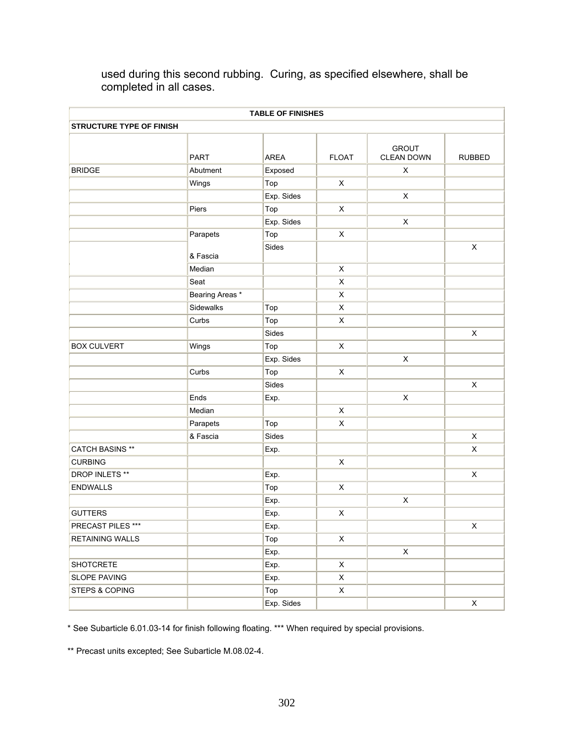used during this second rubbing. Curing, as specified elsewhere, shall be completed in all cases.

| TABLE OF FINISHES | | | | | |
|---|---|---|---|---|---|
| **STRUCTURE TYPE OF FINISH** | | | | | |
| | PART | AREA | FLOAT | GROUT CLEAN DOWN | RUBBED |
| BRIDGE | Abutment | Exposed | | X | |
| | Wings | Top | X | | |
| | | Exp. Sides | | X | |
| | Piers | Top | X | | |
| | | Exp. Sides | | X | |
| | Parapets | Top | X | | |
| | & Fascia | Sides | | | X |
| | Median | | X | | |
| | Seat | | X | | |
| | Bearing Areas * | | X | | |
| | Sidewalks | Top | X | | |
| | Curbs | Top | X | | |
| | | Sides | | | X |
| BOX CULVERT | Wings | Top | X | | |
| | | Exp. Sides | | X | |
| | Curbs | Top | X | | |
| | | Sides | | | X |
| | Ends | Exp. | | X | |
| | Median | | X | | |
| | Parapets | Top | X | | |
| | & Fascia | Sides | | | X |
| CATCH BASINS ** | | Exp. | | | X |
| CURBING | | | X | | |
| DROP INLETS ** | | Exp. | | | X |
| ENDWALLS | | Top | X | | |
| | | Exp. | | X | |
| GUTTERS | | Exp. | X | | |
| PRECAST PILES *** | | Exp. | | | X |
| RETAINING WALLS | | Top | X | | |
| | | Exp. | | X | |
| SHOTCRETE | | Exp. | X | | |
| SLOPE PAVING | | Exp. | X | | |
| STEPS & COPING | | Top | X | | |
| | | Exp. Sides | | | X |

* See Subarticle 6.01.03-14 for finish following floating. *** When required by special provisions.

** Precast units excepted; See Subarticle M.08.02-4.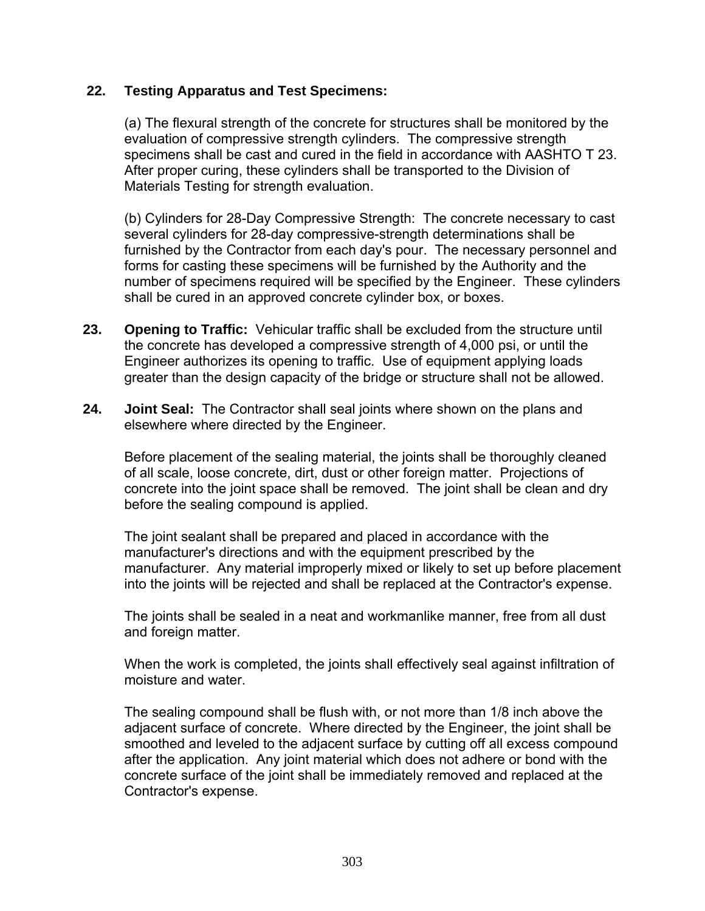**22. Testing Apparatus and Test Specimens:**

(a) The flexural strength of the concrete for structures shall be monitored by the evaluation of compressive strength cylinders. The compressive strength specimens shall be cast and cured in the field in accordance with AASHTO T 23. After proper curing, these cylinders shall be transported to the Division of Materials Testing for strength evaluation.

(b) Cylinders for 28-Day Compressive Strength: The concrete necessary to cast several cylinders for 28-day compressive-strength determinations shall be furnished by the Contractor from each day's pour. The necessary personnel and forms for casting these specimens will be furnished by the Authority and the number of specimens required will be specified by the Engineer. These cylinders shall be cured in an approved concrete cylinder box, or boxes.

**23. Opening to Traffic:** Vehicular traffic shall be excluded from the structure until the concrete has developed a compressive strength of 4,000 psi, or until the Engineer authorizes its opening to traffic. Use of equipment applying loads greater than the design capacity of the bridge or structure shall not be allowed.

**24. Joint Seal:** The Contractor shall seal joints where shown on the plans and elsewhere where directed by the Engineer.

Before placement of the sealing material, the joints shall be thoroughly cleaned of all scale, loose concrete, dirt, dust or other foreign matter. Projections of concrete into the joint space shall be removed. The joint shall be clean and dry before the sealing compound is applied.

The joint sealant shall be prepared and placed in accordance with the manufacturer's directions and with the equipment prescribed by the manufacturer. Any material improperly mixed or likely to set up before placement into the joints will be rejected and shall be replaced at the Contractor's expense.

The joints shall be sealed in a neat and workmanlike manner, free from all dust and foreign matter.

When the work is completed, the joints shall effectively seal against infiltration of moisture and water.

The sealing compound shall be flush with, or not more than 1/8 inch above the adjacent surface of concrete. Where directed by the Engineer, the joint shall be smoothed and leveled to the adjacent surface by cutting off all excess compound after the application. Any joint material which does not adhere or bond with the concrete surface of the joint shall be immediately removed and replaced at the Contractor's expense.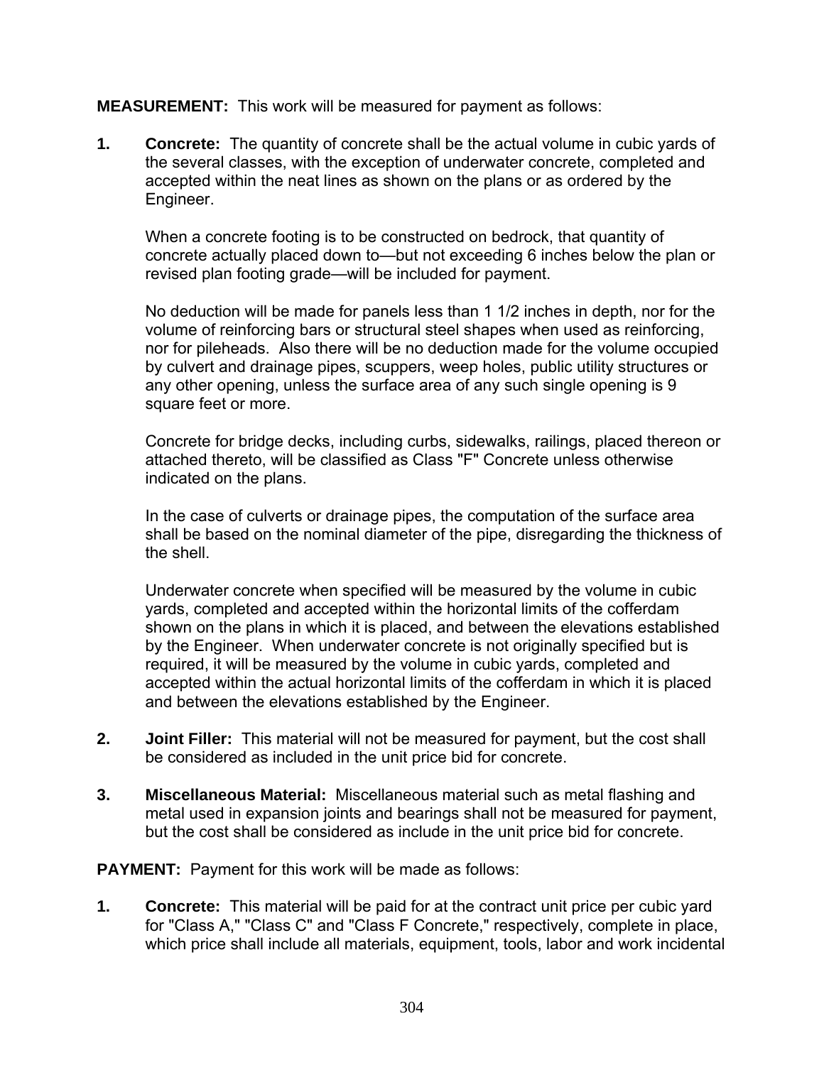**MEASUREMENT:** This work will be measured for payment as follows:

1. **Concrete:** The quantity of concrete shall be the actual volume in cubic yards of the several classes, with the exception of underwater concrete, completed and accepted within the neat lines as shown on the plans or as ordered by the Engineer.

   When a concrete footing is to be constructed on bedrock, that quantity of concrete actually placed down to—but not exceeding 6 inches below the plan or revised plan footing grade—will be included for payment.

   No deduction will be made for panels less than 1 1/2 inches in depth, nor for the volume of reinforcing bars or structural steel shapes when used as reinforcing, nor for pileheads. Also there will be no deduction made for the volume occupied by culvert and drainage pipes, scuppers, weep holes, public utility structures or any other opening, unless the surface area of any such single opening is 9 square feet or more.

   Concrete for bridge decks, including curbs, sidewalks, railings, placed thereon or attached thereto, will be classified as Class "F" Concrete unless otherwise indicated on the plans.

   In the case of culverts or drainage pipes, the computation of the surface area shall be based on the nominal diameter of the pipe, disregarding the thickness of the shell.

   Underwater concrete when specified will be measured by the volume in cubic yards, completed and accepted within the horizontal limits of the cofferdam shown on the plans in which it is placed, and between the elevations established by the Engineer. When underwater concrete is not originally specified but is required, it will be measured by the volume in cubic yards, completed and accepted within the actual horizontal limits of the cofferdam in which it is placed and between the elevations established by the Engineer.

2. **Joint Filler:** This material will not be measured for payment, but the cost shall be considered as included in the unit price bid for concrete.

3. **Miscellaneous Material:** Miscellaneous material such as metal flashing and metal used in expansion joints and bearings shall not be measured for payment, but the cost shall be considered as include in the unit price bid for concrete.

**PAYMENT:** Payment for this work will be made as follows:

1. **Concrete:** This material will be paid for at the contract unit price per cubic yard for "Class A," "Class C" and "Class F Concrete," respectively, complete in place, which price shall include all materials, equipment, tools, labor and work incidental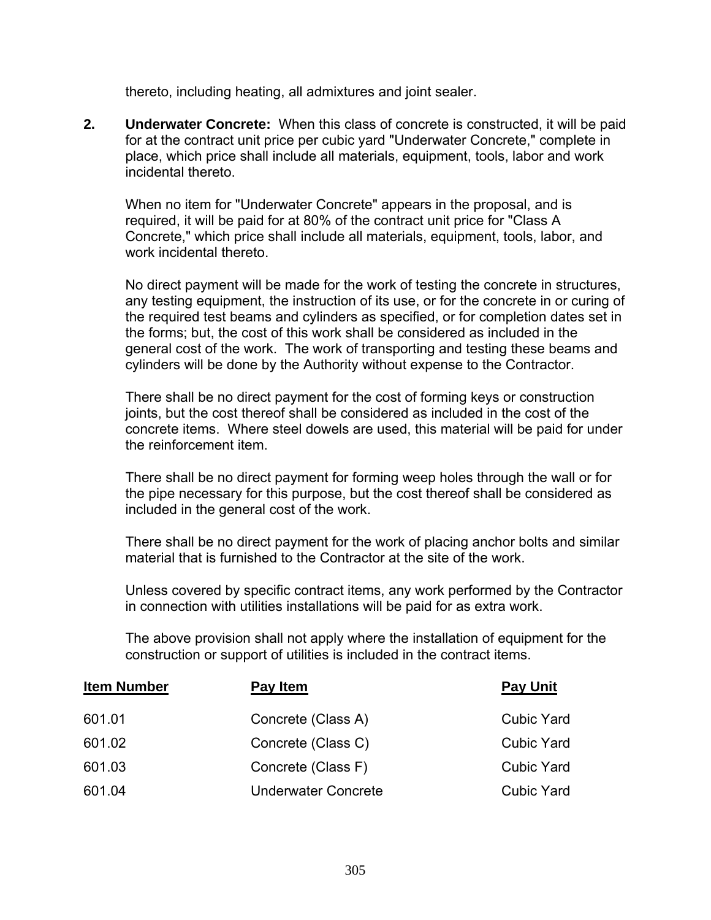thereto, including heating, all admixtures and joint sealer.

2. **Underwater Concrete:** When this class of concrete is constructed, it will be paid for at the contract unit price per cubic yard "Underwater Concrete," complete in place, which price shall include all materials, equipment, tools, labor and work incidental thereto.

   When no item for "Underwater Concrete" appears in the proposal, and is required, it will be paid for at 80% of the contract unit price for "Class A Concrete," which price shall include all materials, equipment, tools, labor, and work incidental thereto.

   No direct payment will be made for the work of testing the concrete in structures, any testing equipment, the instruction of its use, or for the concrete in or curing of the required test beams and cylinders as specified, or for completion dates set in the forms; but, the cost of this work shall be considered as included in the general cost of the work. The work of transporting and testing these beams and cylinders will be done by the Authority without expense to the Contractor.

   There shall be no direct payment for the cost of forming keys or construction joints, but the cost thereof shall be considered as included in the cost of the concrete items. Where steel dowels are used, this material will be paid for under the reinforcement item.

   There shall be no direct payment for forming weep holes through the wall or for the pipe necessary for this purpose, but the cost thereof shall be considered as included in the general cost of the work.

   There shall be no direct payment for the work of placing anchor bolts and similar material that is furnished to the Contractor at the site of the work.

   Unless covered by specific contract items, any work performed by the Contractor in connection with utilities installations will be paid for as extra work.

   The above provision shall not apply where the installation of equipment for the construction or support of utilities is included in the contract items.

| Item Number | Pay Item | Pay Unit |
|---|---|---|
| 601.01 | Concrete (Class A) | Cubic Yard |
| 601.02 | Concrete (Class C) | Cubic Yard |
| 601.03 | Concrete (Class F) | Cubic Yard |
| 601.04 | Underwater Concrete | Cubic Yard |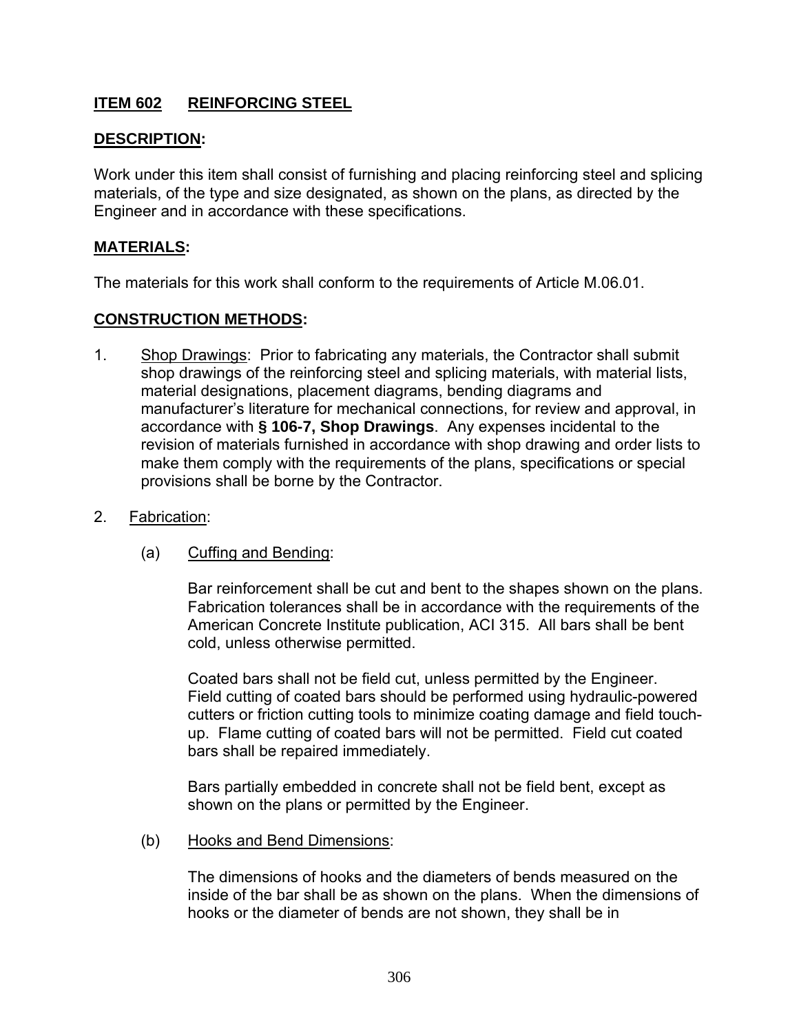## ITEM 602 REINFORCING STEEL

### DESCRIPTION:

Work under this item shall consist of furnishing and placing reinforcing steel and splicing materials, of the type and size designated, as shown on the plans, as directed by the Engineer and in accordance with these specifications.

### MATERIALS:

The materials for this work shall conform to the requirements of Article M.06.01.

### CONSTRUCTION METHODS:

1. Shop Drawings: Prior to fabricating any materials, the Contractor shall submit shop drawings of the reinforcing steel and splicing materials, with material lists, material designations, placement diagrams, bending diagrams and manufacturer's literature for mechanical connections, for review and approval, in accordance with **§ 106-7, Shop Drawings**. Any expenses incidental to the revision of materials furnished in accordance with shop drawing and order lists to make them comply with the requirements of the plans, specifications or special provisions shall be borne by the Contractor.

2. Fabrication:

   (a) Cuffing and Bending:

   Bar reinforcement shall be cut and bent to the shapes shown on the plans. Fabrication tolerances shall be in accordance with the requirements of the American Concrete Institute publication, ACI 315. All bars shall be bent cold, unless otherwise permitted.

   Coated bars shall not be field cut, unless permitted by the Engineer. Field cutting of coated bars should be performed using hydraulic-powered cutters or friction cutting tools to minimize coating damage and field touch-up. Flame cutting of coated bars will not be permitted. Field cut coated bars shall be repaired immediately.

   Bars partially embedded in concrete shall not be field bent, except as shown on the plans or permitted by the Engineer.

   (b) Hooks and Bend Dimensions:

   The dimensions of hooks and the diameters of bends measured on the inside of the bar shall be as shown on the plans. When the dimensions of hooks or the diameter of bends are not shown, they shall be in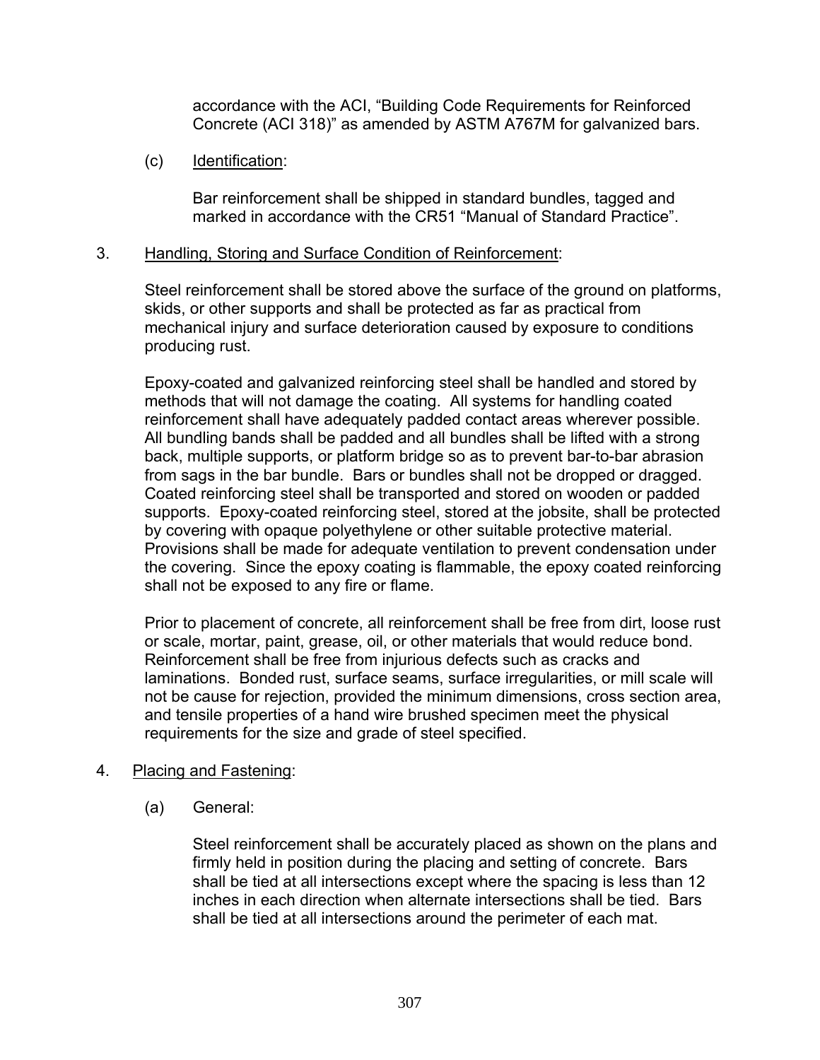accordance with the ACI, "Building Code Requirements for Reinforced Concrete (ACI 318)" as amended by ASTM A767M for galvanized bars.

(c) Identification:

Bar reinforcement shall be shipped in standard bundles, tagged and marked in accordance with the CR51 "Manual of Standard Practice".

3. Handling, Storing and Surface Condition of Reinforcement:

Steel reinforcement shall be stored above the surface of the ground on platforms, skids, or other supports and shall be protected as far as practical from mechanical injury and surface deterioration caused by exposure to conditions producing rust.

Epoxy-coated and galvanized reinforcing steel shall be handled and stored by methods that will not damage the coating. All systems for handling coated reinforcement shall have adequately padded contact areas wherever possible. All bundling bands shall be padded and all bundles shall be lifted with a strong back, multiple supports, or platform bridge so as to prevent bar-to-bar abrasion from sags in the bar bundle. Bars or bundles shall not be dropped or dragged. Coated reinforcing steel shall be transported and stored on wooden or padded supports. Epoxy-coated reinforcing steel, stored at the jobsite, shall be protected by covering with opaque polyethylene or other suitable protective material. Provisions shall be made for adequate ventilation to prevent condensation under the covering. Since the epoxy coating is flammable, the epoxy coated reinforcing shall not be exposed to any fire or flame.

Prior to placement of concrete, all reinforcement shall be free from dirt, loose rust or scale, mortar, paint, grease, oil, or other materials that would reduce bond. Reinforcement shall be free from injurious defects such as cracks and laminations. Bonded rust, surface seams, surface irregularities, or mill scale will not be cause for rejection, provided the minimum dimensions, cross section area, and tensile properties of a hand wire brushed specimen meet the physical requirements for the size and grade of steel specified.

4. Placing and Fastening:

(a) General:

Steel reinforcement shall be accurately placed as shown on the plans and firmly held in position during the placing and setting of concrete. Bars shall be tied at all intersections except where the spacing is less than 12 inches in each direction when alternate intersections shall be tied. Bars shall be tied at all intersections around the perimeter of each mat.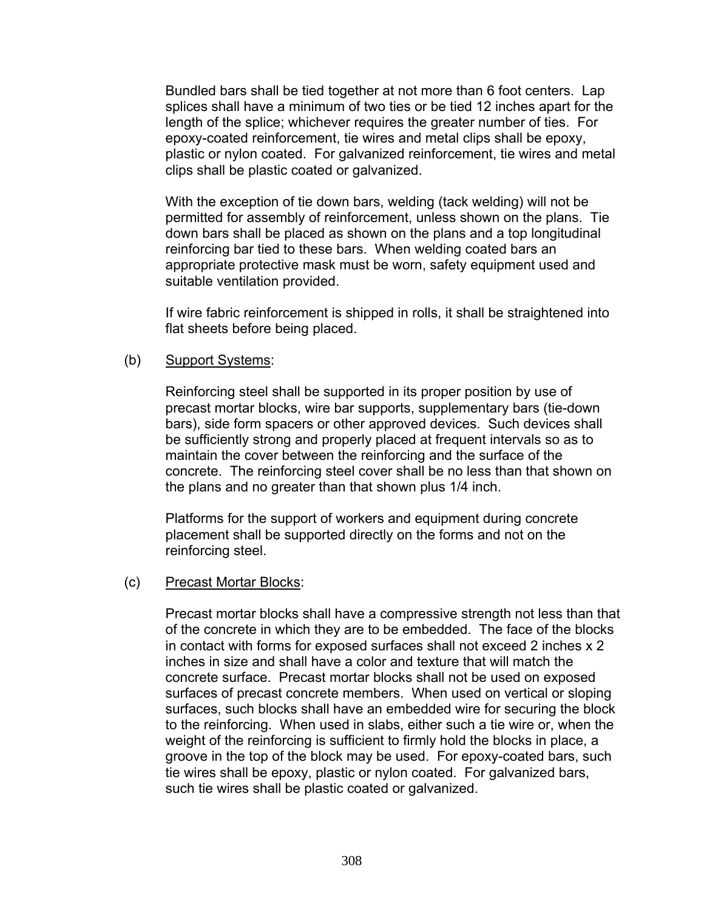Bundled bars shall be tied together at not more than 6 foot centers. Lap splices shall have a minimum of two ties or be tied 12 inches apart for the length of the splice; whichever requires the greater number of ties. For epoxy-coated reinforcement, tie wires and metal clips shall be epoxy, plastic or nylon coated. For galvanized reinforcement, tie wires and metal clips shall be plastic coated or galvanized.

With the exception of tie down bars, welding (tack welding) will not be permitted for assembly of reinforcement, unless shown on the plans. Tie down bars shall be placed as shown on the plans and a top longitudinal reinforcing bar tied to these bars. When welding coated bars an appropriate protective mask must be worn, safety equipment used and suitable ventilation provided.

If wire fabric reinforcement is shipped in rolls, it shall be straightened into flat sheets before being placed.

(b) Support Systems:

Reinforcing steel shall be supported in its proper position by use of precast mortar blocks, wire bar supports, supplementary bars (tie-down bars), side form spacers or other approved devices. Such devices shall be sufficiently strong and properly placed at frequent intervals so as to maintain the cover between the reinforcing and the surface of the concrete. The reinforcing steel cover shall be no less than that shown on the plans and no greater than that shown plus 1/4 inch.

Platforms for the support of workers and equipment during concrete placement shall be supported directly on the forms and not on the reinforcing steel.

(c) Precast Mortar Blocks:

Precast mortar blocks shall have a compressive strength not less than that of the concrete in which they are to be embedded. The face of the blocks in contact with forms for exposed surfaces shall not exceed 2 inches x 2 inches in size and shall have a color and texture that will match the concrete surface. Precast mortar blocks shall not be used on exposed surfaces of precast concrete members. When used on vertical or sloping surfaces, such blocks shall have an embedded wire for securing the block to the reinforcing. When used in slabs, either such a tie wire or, when the weight of the reinforcing is sufficient to firmly hold the blocks in place, a groove in the top of the block may be used. For epoxy-coated bars, such tie wires shall be epoxy, plastic or nylon coated. For galvanized bars, such tie wires shall be plastic coated or galvanized.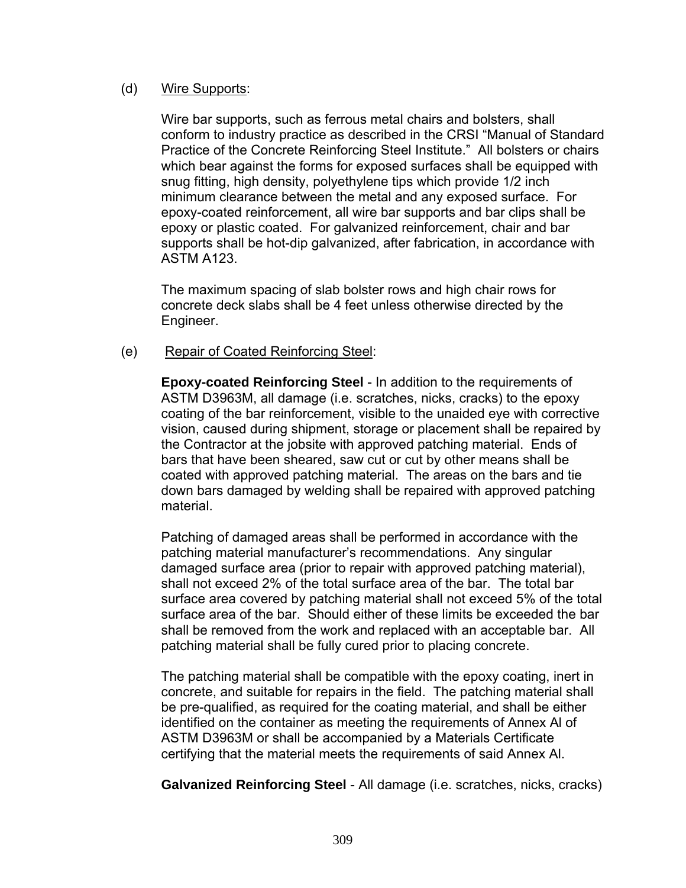(d) Wire Supports:

Wire bar supports, such as ferrous metal chairs and bolsters, shall conform to industry practice as described in the CRSI "Manual of Standard Practice of the Concrete Reinforcing Steel Institute." All bolsters or chairs which bear against the forms for exposed surfaces shall be equipped with snug fitting, high density, polyethylene tips which provide 1/2 inch minimum clearance between the metal and any exposed surface. For epoxy-coated reinforcement, all wire bar supports and bar clips shall be epoxy or plastic coated. For galvanized reinforcement, chair and bar supports shall be hot-dip galvanized, after fabrication, in accordance with ASTM A123.

The maximum spacing of slab bolster rows and high chair rows for concrete deck slabs shall be 4 feet unless otherwise directed by the Engineer.

(e) Repair of Coated Reinforcing Steel:

**Epoxy-coated Reinforcing Steel** - In addition to the requirements of ASTM D3963M, all damage (i.e. scratches, nicks, cracks) to the epoxy coating of the bar reinforcement, visible to the unaided eye with corrective vision, caused during shipment, storage or placement shall be repaired by the Contractor at the jobsite with approved patching material. Ends of bars that have been sheared, saw cut or cut by other means shall be coated with approved patching material. The areas on the bars and tie down bars damaged by welding shall be repaired with approved patching material.

Patching of damaged areas shall be performed in accordance with the patching material manufacturer's recommendations. Any singular damaged surface area (prior to repair with approved patching material), shall not exceed 2% of the total surface area of the bar. The total bar surface area covered by patching material shall not exceed 5% of the total surface area of the bar. Should either of these limits be exceeded the bar shall be removed from the work and replaced with an acceptable bar. All patching material shall be fully cured prior to placing concrete.

The patching material shall be compatible with the epoxy coating, inert in concrete, and suitable for repairs in the field. The patching material shall be pre-qualified, as required for the coating material, and shall be either identified on the container as meeting the requirements of Annex Al of ASTM D3963M or shall be accompanied by a Materials Certificate certifying that the material meets the requirements of said Annex Al.

**Galvanized Reinforcing Steel** - All damage (i.e. scratches, nicks, cracks)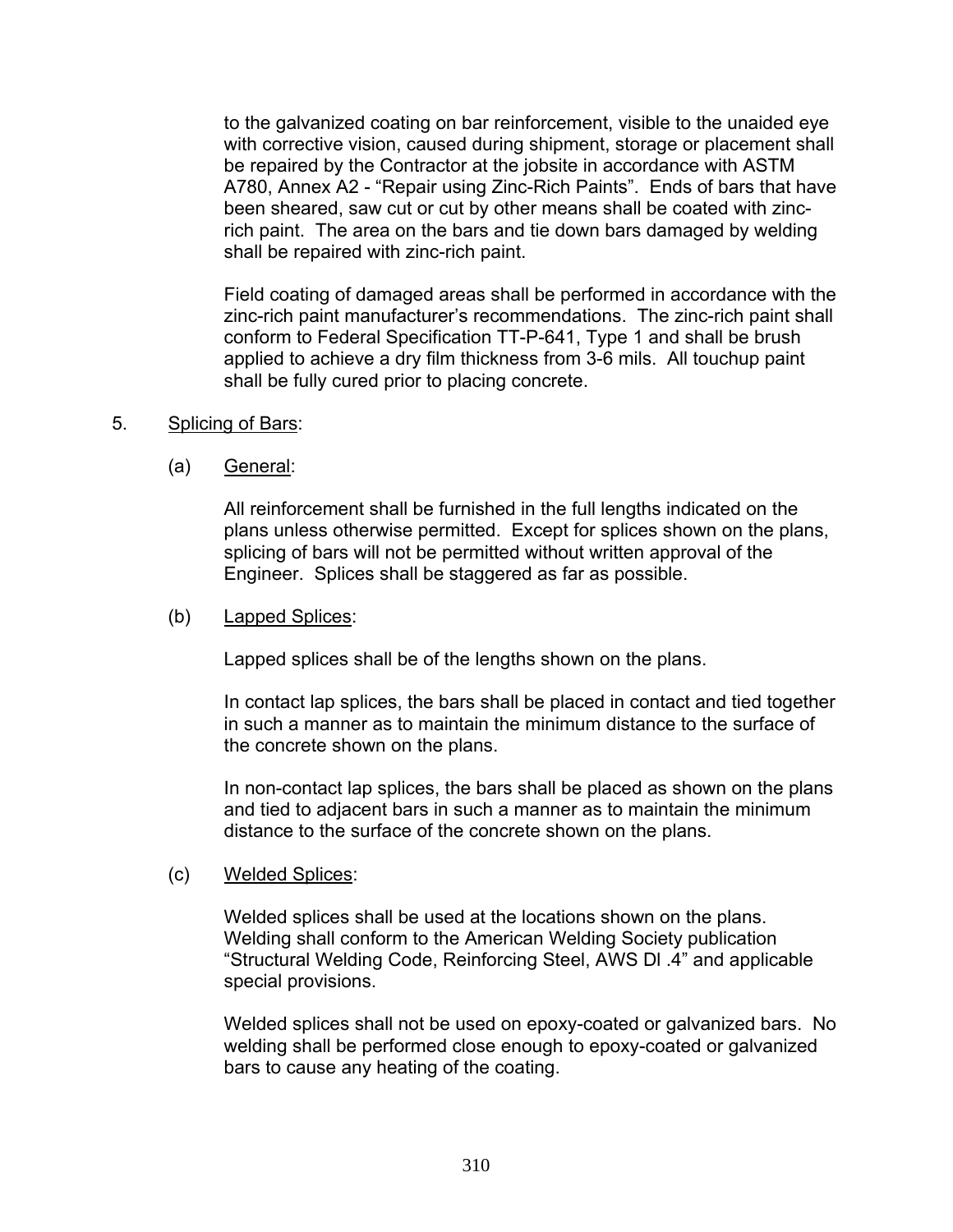to the galvanized coating on bar reinforcement, visible to the unaided eye with corrective vision, caused during shipment, storage or placement shall be repaired by the Contractor at the jobsite in accordance with ASTM A780, Annex A2 - "Repair using Zinc-Rich Paints". Ends of bars that have been sheared, saw cut or cut by other means shall be coated with zinc-rich paint. The area on the bars and tie down bars damaged by welding shall be repaired with zinc-rich paint.

Field coating of damaged areas shall be performed in accordance with the zinc-rich paint manufacturer's recommendations. The zinc-rich paint shall conform to Federal Specification TT-P-641, Type 1 and shall be brush applied to achieve a dry film thickness from 3-6 mils. All touchup paint shall be fully cured prior to placing concrete.

5. Splicing of Bars:

(a) General:

All reinforcement shall be furnished in the full lengths indicated on the plans unless otherwise permitted. Except for splices shown on the plans, splicing of bars will not be permitted without written approval of the Engineer. Splices shall be staggered as far as possible.

(b) Lapped Splices:

Lapped splices shall be of the lengths shown on the plans.

In contact lap splices, the bars shall be placed in contact and tied together in such a manner as to maintain the minimum distance to the surface of the concrete shown on the plans.

In non-contact lap splices, the bars shall be placed as shown on the plans and tied to adjacent bars in such a manner as to maintain the minimum distance to the surface of the concrete shown on the plans.

(c) Welded Splices:

Welded splices shall be used at the locations shown on the plans. Welding shall conform to the American Welding Society publication "Structural Welding Code, Reinforcing Steel, AWS Dl .4" and applicable special provisions.

Welded splices shall not be used on epoxy-coated or galvanized bars. No welding shall be performed close enough to epoxy-coated or galvanized bars to cause any heating of the coating.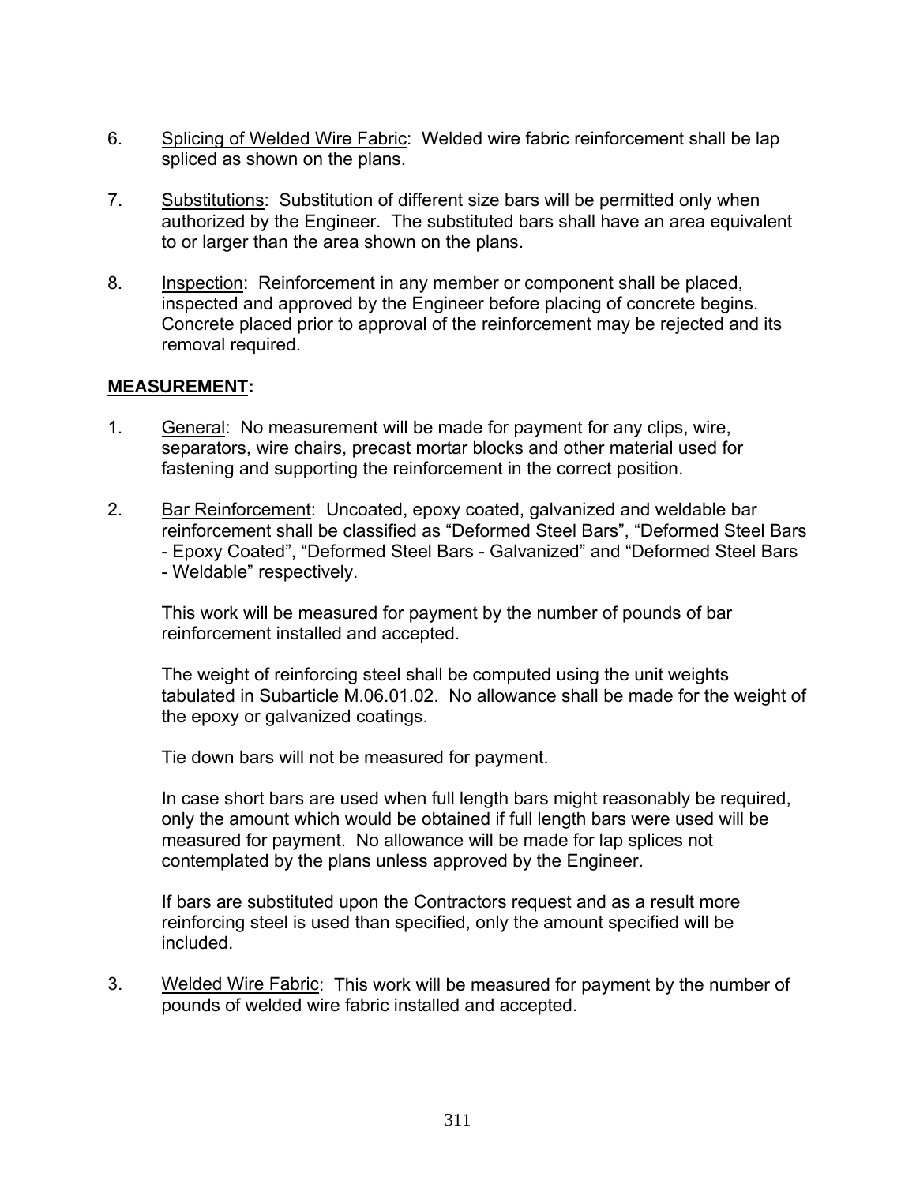6. Splicing of Welded Wire Fabric: Welded wire fabric reinforcement shall be lap spliced as shown on the plans.

7. Substitutions: Substitution of different size bars will be permitted only when authorized by the Engineer. The substituted bars shall have an area equivalent to or larger than the area shown on the plans.

8. Inspection: Reinforcement in any member or component shall be placed, inspected and approved by the Engineer before placing of concrete begins. Concrete placed prior to approval of the reinforcement may be rejected and its removal required.

**MEASUREMENT:**

1. General: No measurement will be made for payment for any clips, wire, separators, wire chairs, precast mortar blocks and other material used for fastening and supporting the reinforcement in the correct position.

2. Bar Reinforcement: Uncoated, epoxy coated, galvanized and weldable bar reinforcement shall be classified as "Deformed Steel Bars", "Deformed Steel Bars - Epoxy Coated", "Deformed Steel Bars - Galvanized" and "Deformed Steel Bars - Weldable" respectively.

   This work will be measured for payment by the number of pounds of bar reinforcement installed and accepted.

   The weight of reinforcing steel shall be computed using the unit weights tabulated in Subarticle M.06.01.02. No allowance shall be made for the weight of the epoxy or galvanized coatings.

   Tie down bars will not be measured for payment.

   In case short bars are used when full length bars might reasonably be required, only the amount which would be obtained if full length bars were used will be measured for payment. No allowance will be made for lap splices not contemplated by the plans unless approved by the Engineer.

   If bars are substituted upon the Contractors request and as a result more reinforcing steel is used than specified, only the amount specified will be included.

3. Welded Wire Fabric: This work will be measured for payment by the number of pounds of welded wire fabric installed and accepted.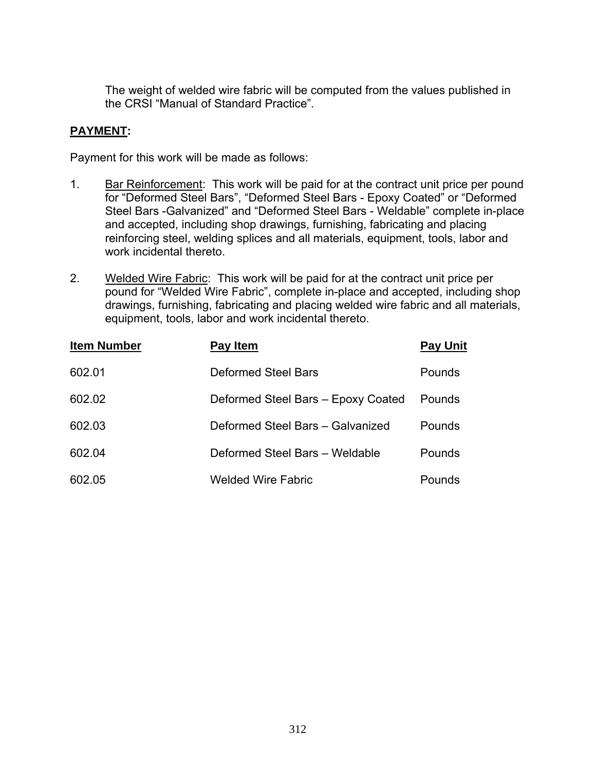The weight of welded wire fabric will be computed from the values published in the CRSI “Manual of Standard Practice”.

**PAYMENT:**

Payment for this work will be made as follows:

1. Bar Reinforcement: This work will be paid for at the contract unit price per pound for “Deformed Steel Bars”, “Deformed Steel Bars - Epoxy Coated” or “Deformed Steel Bars -Galvanized” and “Deformed Steel Bars - Weldable” complete in-place and accepted, including shop drawings, furnishing, fabricating and placing reinforcing steel, welding splices and all materials, equipment, tools, labor and work incidental thereto.

2. Welded Wire Fabric: This work will be paid for at the contract unit price per pound for “Welded Wire Fabric”, complete in-place and accepted, including shop drawings, furnishing, fabricating and placing welded wire fabric and all materials, equipment, tools, labor and work incidental thereto.

| Item Number | Pay Item | Pay Unit |
|---|---|---|
| 602.01 | Deformed Steel Bars | Pounds |
| 602.02 | Deformed Steel Bars – Epoxy Coated | Pounds |
| 602.03 | Deformed Steel Bars – Galvanized | Pounds |
| 602.04 | Deformed Steel Bars – Weldable | Pounds |
| 602.05 | Welded Wire Fabric | Pounds |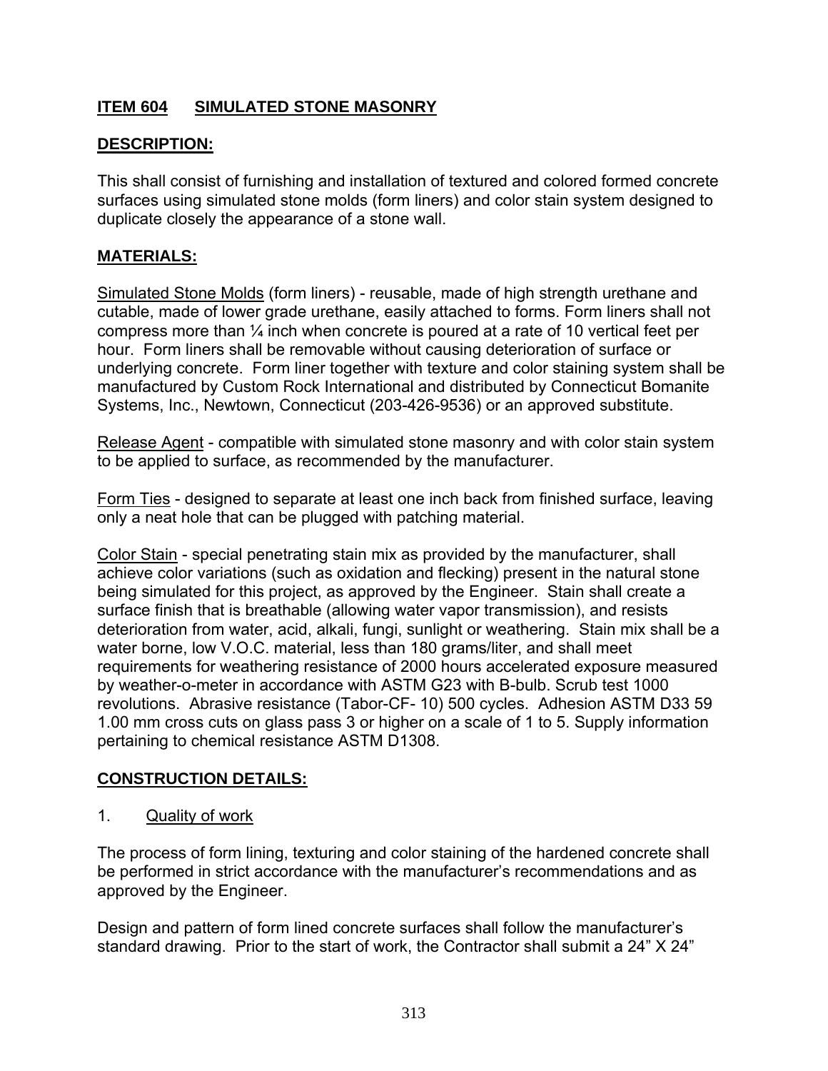## **ITEM 604 SIMULATED STONE MASONRY**

### **DESCRIPTION:**

This shall consist of furnishing and installation of textured and colored formed concrete surfaces using simulated stone molds (form liners) and color stain system designed to duplicate closely the appearance of a stone wall.

### **MATERIALS:**

<u>Simulated Stone Molds</u> (form liners) - reusable, made of high strength urethane and cutable, made of lower grade urethane, easily attached to forms. Form liners shall not compress more than ¼ inch when concrete is poured at a rate of 10 vertical feet per hour. Form liners shall be removable without causing deterioration of surface or underlying concrete. Form liner together with texture and color staining system shall be manufactured by Custom Rock International and distributed by Connecticut Bomanite Systems, Inc., Newtown, Connecticut (203-426-9536) or an approved substitute.

<u>Release Agent</u> - compatible with simulated stone masonry and with color stain system to be applied to surface, as recommended by the manufacturer.

<u>Form Ties</u> - designed to separate at least one inch back from finished surface, leaving only a neat hole that can be plugged with patching material.

<u>Color Stain</u> - special penetrating stain mix as provided by the manufacturer, shall achieve color variations (such as oxidation and flecking) present in the natural stone being simulated for this project, as approved by the Engineer. Stain shall create a surface finish that is breathable (allowing water vapor transmission), and resists deterioration from water, acid, alkali, fungi, sunlight or weathering. Stain mix shall be a water borne, low V.O.C. material, less than 180 grams/liter, and shall meet requirements for weathering resistance of 2000 hours accelerated exposure measured by weather-o-meter in accordance with ASTM G23 with B-bulb. Scrub test 1000 revolutions. Abrasive resistance (Tabor-CF- 10) 500 cycles. Adhesion ASTM D33 59 1.00 mm cross cuts on glass pass 3 or higher on a scale of 1 to 5. Supply information pertaining to chemical resistance ASTM D1308.

### **CONSTRUCTION DETAILS:**

1. <u>Quality of work</u>

The process of form lining, texturing and color staining of the hardened concrete shall be performed in strict accordance with the manufacturer's recommendations and as approved by the Engineer.

Design and pattern of form lined concrete surfaces shall follow the manufacturer's standard drawing. Prior to the start of work, the Contractor shall submit a 24" X 24"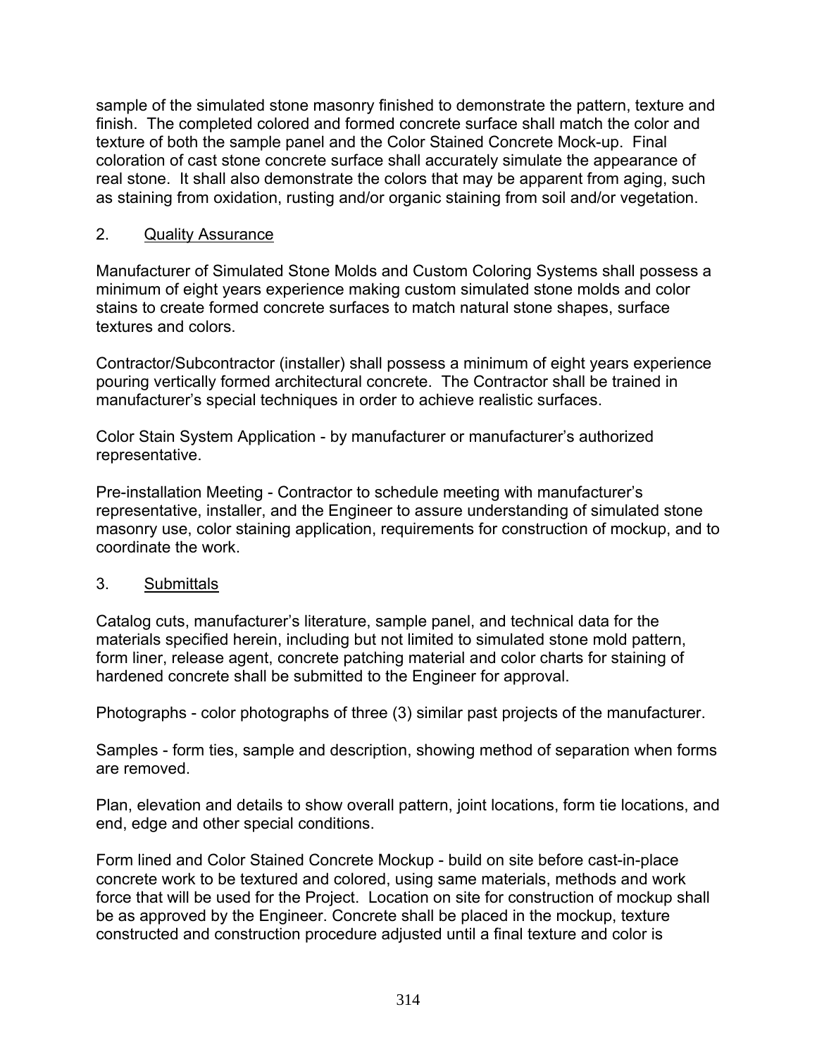sample of the simulated stone masonry finished to demonstrate the pattern, texture and finish. The completed colored and formed concrete surface shall match the color and texture of both the sample panel and the Color Stained Concrete Mock-up. Final coloration of cast stone concrete surface shall accurately simulate the appearance of real stone. It shall also demonstrate the colors that may be apparent from aging, such as staining from oxidation, rusting and/or organic staining from soil and/or vegetation.

2. Quality Assurance

Manufacturer of Simulated Stone Molds and Custom Coloring Systems shall possess a minimum of eight years experience making custom simulated stone molds and color stains to create formed concrete surfaces to match natural stone shapes, surface textures and colors.

Contractor/Subcontractor (installer) shall possess a minimum of eight years experience pouring vertically formed architectural concrete. The Contractor shall be trained in manufacturer's special techniques in order to achieve realistic surfaces.

Color Stain System Application - by manufacturer or manufacturer's authorized representative.

Pre-installation Meeting - Contractor to schedule meeting with manufacturer's representative, installer, and the Engineer to assure understanding of simulated stone masonry use, color staining application, requirements for construction of mockup, and to coordinate the work.

3. Submittals

Catalog cuts, manufacturer's literature, sample panel, and technical data for the materials specified herein, including but not limited to simulated stone mold pattern, form liner, release agent, concrete patching material and color charts for staining of hardened concrete shall be submitted to the Engineer for approval.

Photographs - color photographs of three (3) similar past projects of the manufacturer.

Samples - form ties, sample and description, showing method of separation when forms are removed.

Plan, elevation and details to show overall pattern, joint locations, form tie locations, and end, edge and other special conditions.

Form lined and Color Stained Concrete Mockup - build on site before cast-in-place concrete work to be textured and colored, using same materials, methods and work force that will be used for the Project. Location on site for construction of mockup shall be as approved by the Engineer. Concrete shall be placed in the mockup, texture constructed and construction procedure adjusted until a final texture and color is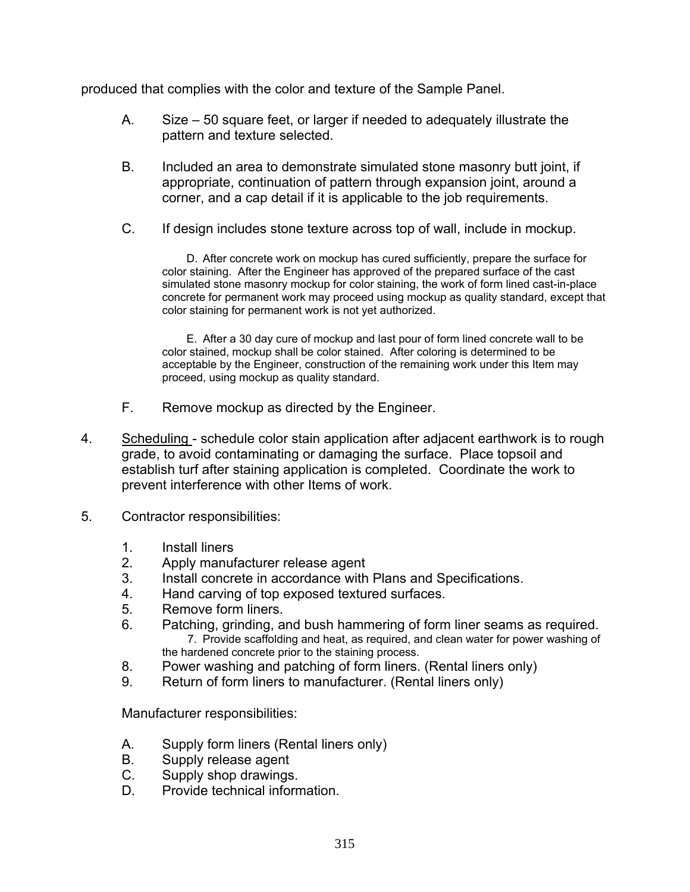produced that complies with the color and texture of the Sample Panel.

A. Size – 50 square feet, or larger if needed to adequately illustrate the pattern and texture selected.

B. Included an area to demonstrate simulated stone masonry butt joint, if appropriate, continuation of pattern through expansion joint, around a corner, and a cap detail if it is applicable to the job requirements.

C. If design includes stone texture across top of wall, include in mockup.

D. After concrete work on mockup has cured sufficiently, prepare the surface for color staining. After the Engineer has approved of the prepared surface of the cast simulated stone masonry mockup for color staining, the work of form lined cast-in-place concrete for permanent work may proceed using mockup as quality standard, except that color staining for permanent work is not yet authorized.

E. After a 30 day cure of mockup and last pour of form lined concrete wall to be color stained, mockup shall be color stained. After coloring is determined to be acceptable by the Engineer, construction of the remaining work under this Item may proceed, using mockup as quality standard.

F. Remove mockup as directed by the Engineer.

4. Scheduling - schedule color stain application after adjacent earthwork is to rough grade, to avoid contaminating or damaging the surface. Place topsoil and establish turf after staining application is completed. Coordinate the work to prevent interference with other Items of work.

5. Contractor responsibilities:

   1. Install liners
   2. Apply manufacturer release agent
   3. Install concrete in accordance with Plans and Specifications.
   4. Hand carving of top exposed textured surfaces.
   5. Remove form liners.
   6. Patching, grinding, and bush hammering of form liner seams as required.
   7. Provide scaffolding and heat, as required, and clean water for power washing of the hardened concrete prior to the staining process.
   8. Power washing and patching of form liners. (Rental liners only)
   9. Return of form liners to manufacturer. (Rental liners only)

   Manufacturer responsibilities:

   A. Supply form liners (Rental liners only)
   B. Supply release agent
   C. Supply shop drawings.
   D. Provide technical information.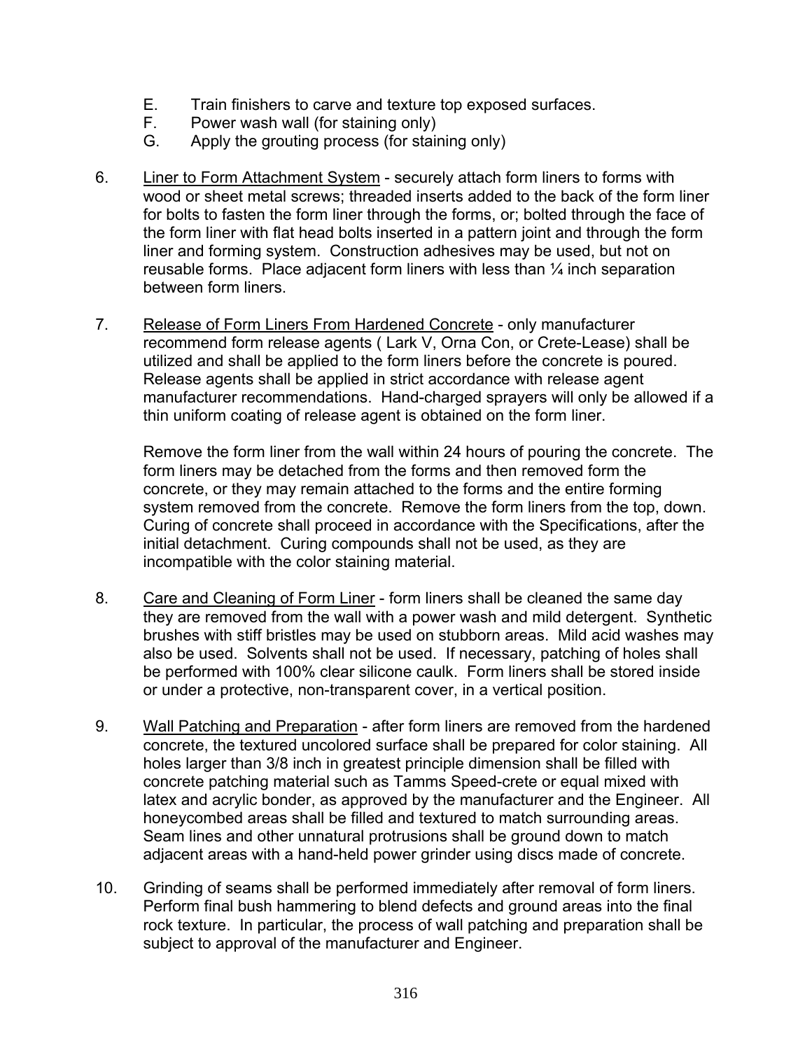E. Train finishers to carve and texture top exposed surfaces.
F. Power wash wall (for staining only)
G. Apply the grouting process (for staining only)

6. Liner to Form Attachment System - securely attach form liners to forms with wood or sheet metal screws; threaded inserts added to the back of the form liner for bolts to fasten the form liner through the forms, or; bolted through the face of the form liner with flat head bolts inserted in a pattern joint and through the form liner and forming system. Construction adhesives may be used, but not on reusable forms. Place adjacent form liners with less than ¼ inch separation between form liners.

7. Release of Form Liners From Hardened Concrete - only manufacturer recommend form release agents ( Lark V, Orna Con, or Crete-Lease) shall be utilized and shall be applied to the form liners before the concrete is poured. Release agents shall be applied in strict accordance with release agent manufacturer recommendations. Hand-charged sprayers will only be allowed if a thin uniform coating of release agent is obtained on the form liner.

   Remove the form liner from the wall within 24 hours of pouring the concrete. The form liners may be detached from the forms and then removed form the concrete, or they may remain attached to the forms and the entire forming system removed from the concrete. Remove the form liners from the top, down. Curing of concrete shall proceed in accordance with the Specifications, after the initial detachment. Curing compounds shall not be used, as they are incompatible with the color staining material.

8. Care and Cleaning of Form Liner - form liners shall be cleaned the same day they are removed from the wall with a power wash and mild detergent. Synthetic brushes with stiff bristles may be used on stubborn areas. Mild acid washes may also be used. Solvents shall not be used. If necessary, patching of holes shall be performed with 100% clear silicone caulk. Form liners shall be stored inside or under a protective, non-transparent cover, in a vertical position.

9. Wall Patching and Preparation - after form liners are removed from the hardened concrete, the textured uncolored surface shall be prepared for color staining. All holes larger than 3/8 inch in greatest principle dimension shall be filled with concrete patching material such as Tamms Speed-crete or equal mixed with latex and acrylic bonder, as approved by the manufacturer and the Engineer. All honeycombed areas shall be filled and textured to match surrounding areas. Seam lines and other unnatural protrusions shall be ground down to match adjacent areas with a hand-held power grinder using discs made of concrete.

10. Grinding of seams shall be performed immediately after removal of form liners. Perform final bush hammering to blend defects and ground areas into the final rock texture. In particular, the process of wall patching and preparation shall be subject to approval of the manufacturer and Engineer.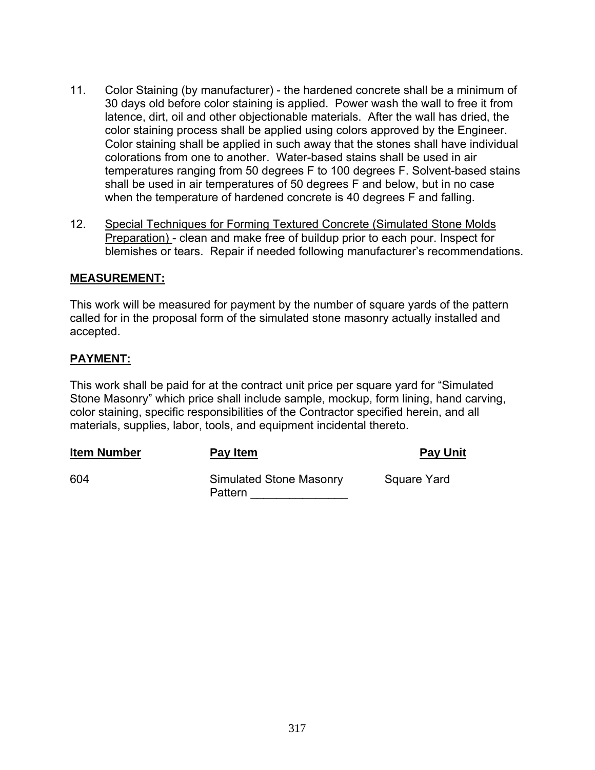11. Color Staining (by manufacturer) - the hardened concrete shall be a minimum of 30 days old before color staining is applied. Power wash the wall to free it from latence, dirt, oil and other objectionable materials. After the wall has dried, the color staining process shall be applied using colors approved by the Engineer. Color staining shall be applied in such away that the stones shall have individual colorations from one to another. Water-based stains shall be used in air temperatures ranging from 50 degrees F to 100 degrees F. Solvent-based stains shall be used in air temperatures of 50 degrees F and below, but in no case when the temperature of hardened concrete is 40 degrees F and falling.

12. Special Techniques for Forming Textured Concrete (Simulated Stone Molds Preparation) - clean and make free of buildup prior to each pour. Inspect for blemishes or tears. Repair if needed following manufacturer's recommendations.

**MEASUREMENT:**

This work will be measured for payment by the number of square yards of the pattern called for in the proposal form of the simulated stone masonry actually installed and accepted.

**PAYMENT:**

This work shall be paid for at the contract unit price per square yard for "Simulated Stone Masonry" which price shall include sample, mockup, form lining, hand carving, color staining, specific responsibilities of the Contractor specified herein, and all materials, supplies, labor, tools, and equipment incidental thereto.

| Item Number | Pay Item | Pay Unit |
|---|---|---|
| 604 | Simulated Stone Masonry Pattern _______________ | Square Yard |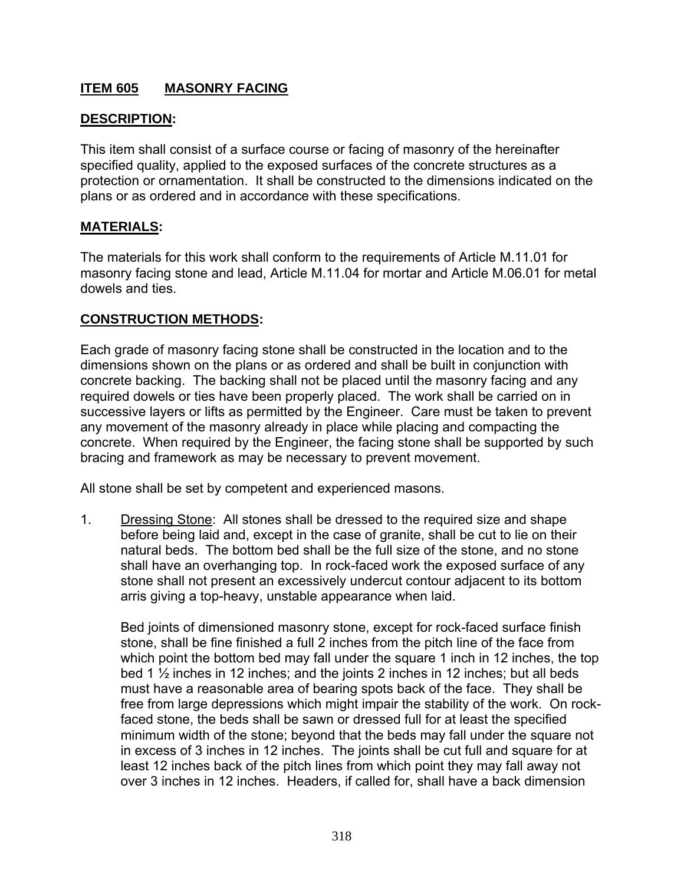## ITEM 605 MASONRY FACING

### DESCRIPTION:

This item shall consist of a surface course or facing of masonry of the hereinafter specified quality, applied to the exposed surfaces of the concrete structures as a protection or ornamentation. It shall be constructed to the dimensions indicated on the plans or as ordered and in accordance with these specifications.

### MATERIALS:

The materials for this work shall conform to the requirements of Article M.11.01 for masonry facing stone and lead, Article M.11.04 for mortar and Article M.06.01 for metal dowels and ties.

### CONSTRUCTION METHODS:

Each grade of masonry facing stone shall be constructed in the location and to the dimensions shown on the plans or as ordered and shall be built in conjunction with concrete backing. The backing shall not be placed until the masonry facing and any required dowels or ties have been properly placed. The work shall be carried on in successive layers or lifts as permitted by the Engineer. Care must be taken to prevent any movement of the masonry already in place while placing and compacting the concrete. When required by the Engineer, the facing stone shall be supported by such bracing and framework as may be necessary to prevent movement.

All stone shall be set by competent and experienced masons.

1. Dressing Stone: All stones shall be dressed to the required size and shape before being laid and, except in the case of granite, shall be cut to lie on their natural beds. The bottom bed shall be the full size of the stone, and no stone shall have an overhanging top. In rock-faced work the exposed surface of any stone shall not present an excessively undercut contour adjacent to its bottom arris giving a top-heavy, unstable appearance when laid.

   Bed joints of dimensioned masonry stone, except for rock-faced surface finish stone, shall be fine finished a full 2 inches from the pitch line of the face from which point the bottom bed may fall under the square 1 inch in 12 inches, the top bed 1 ½ inches in 12 inches; and the joints 2 inches in 12 inches; but all beds must have a reasonable area of bearing spots back of the face. They shall be free from large depressions which might impair the stability of the work. On rock-faced stone, the beds shall be sawn or dressed full for at least the specified minimum width of the stone; beyond that the beds may fall under the square not in excess of 3 inches in 12 inches. The joints shall be cut full and square for at least 12 inches back of the pitch lines from which point they may fall away not over 3 inches in 12 inches. Headers, if called for, shall have a back dimension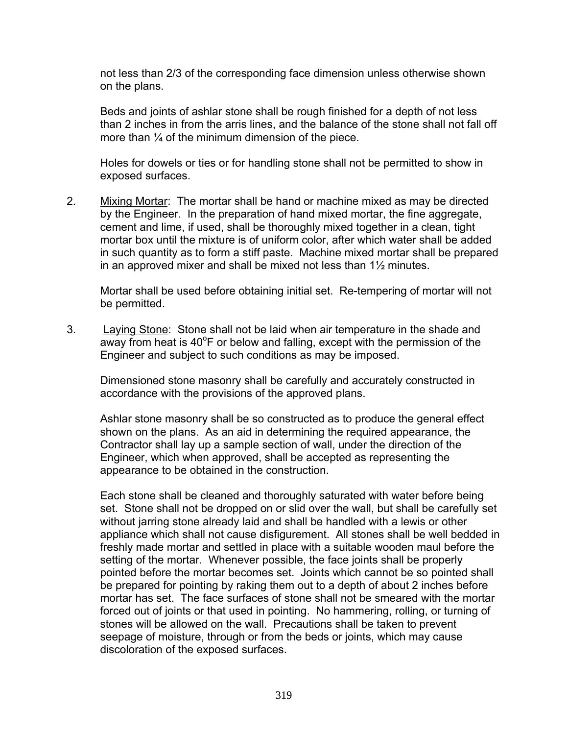not less than 2/3 of the corresponding face dimension unless otherwise shown on the plans.

Beds and joints of ashlar stone shall be rough finished for a depth of not less than 2 inches in from the arris lines, and the balance of the stone shall not fall off more than ¼ of the minimum dimension of the piece.

Holes for dowels or ties or for handling stone shall not be permitted to show in exposed surfaces.

2. Mixing Mortar: The mortar shall be hand or machine mixed as may be directed by the Engineer. In the preparation of hand mixed mortar, the fine aggregate, cement and lime, if used, shall be thoroughly mixed together in a clean, tight mortar box until the mixture is of uniform color, after which water shall be added in such quantity as to form a stiff paste. Machine mixed mortar shall be prepared in an approved mixer and shall be mixed not less than 1½ minutes.

   Mortar shall be used before obtaining initial set. Re-tempering of mortar will not be permitted.

3. Laying Stone: Stone shall not be laid when air temperature in the shade and away from heat is 40°F or below and falling, except with the permission of the Engineer and subject to such conditions as may be imposed.

   Dimensioned stone masonry shall be carefully and accurately constructed in accordance with the provisions of the approved plans.

   Ashlar stone masonry shall be so constructed as to produce the general effect shown on the plans. As an aid in determining the required appearance, the Contractor shall lay up a sample section of wall, under the direction of the Engineer, which when approved, shall be accepted as representing the appearance to be obtained in the construction.

   Each stone shall be cleaned and thoroughly saturated with water before being set. Stone shall not be dropped on or slid over the wall, but shall be carefully set without jarring stone already laid and shall be handled with a lewis or other appliance which shall not cause disfigurement. All stones shall be well bedded in freshly made mortar and settled in place with a suitable wooden maul before the setting of the mortar. Whenever possible, the face joints shall be properly pointed before the mortar becomes set. Joints which cannot be so pointed shall be prepared for pointing by raking them out to a depth of about 2 inches before mortar has set. The face surfaces of stone shall not be smeared with the mortar forced out of joints or that used in pointing. No hammering, rolling, or turning of stones will be allowed on the wall. Precautions shall be taken to prevent seepage of moisture, through or from the beds or joints, which may cause discoloration of the exposed surfaces.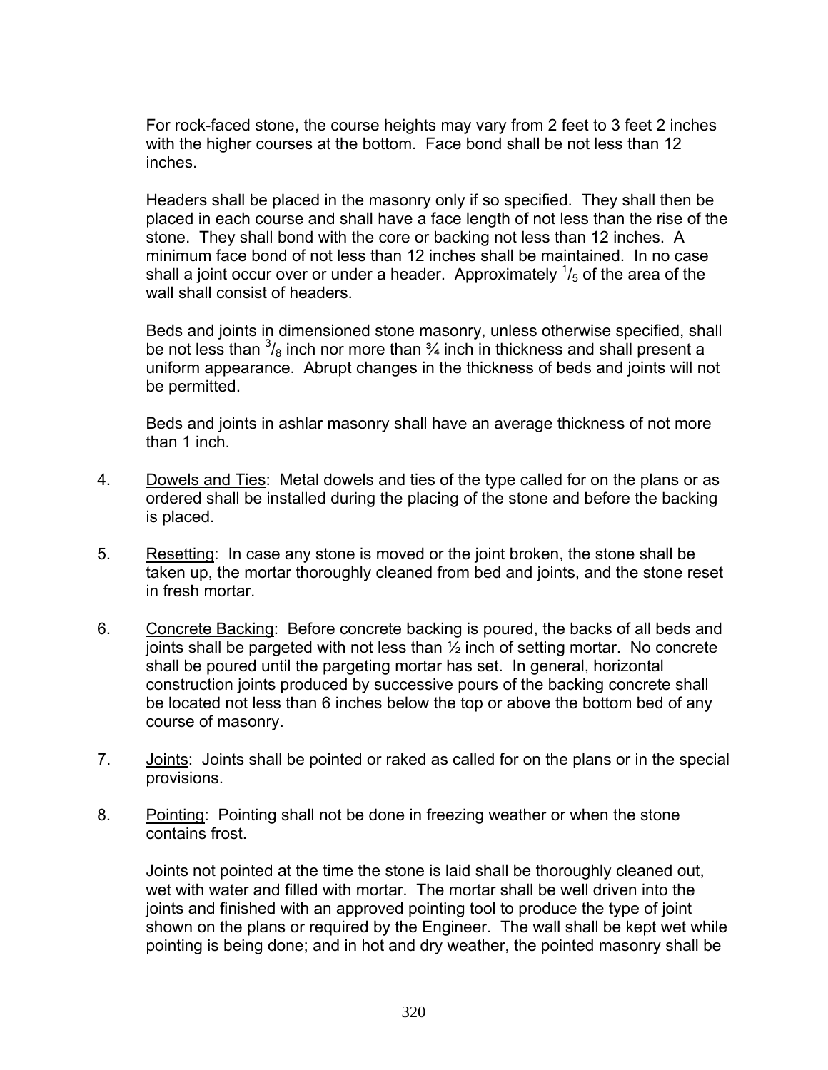For rock-faced stone, the course heights may vary from 2 feet to 3 feet 2 inches with the higher courses at the bottom. Face bond shall be not less than 12 inches.

Headers shall be placed in the masonry only if so specified. They shall then be placed in each course and shall have a face length of not less than the rise of the stone. They shall bond with the core or backing not less than 12 inches. A minimum face bond of not less than 12 inches shall be maintained. In no case shall a joint occur over or under a header. Approximately $^{1}/_{5}$ of the area of the wall shall consist of headers.

Beds and joints in dimensioned stone masonry, unless otherwise specified, shall be not less than $^{3}/_{8}$ inch nor more than ¾ inch in thickness and shall present a uniform appearance. Abrupt changes in the thickness of beds and joints will not be permitted.

Beds and joints in ashlar masonry shall have an average thickness of not more than 1 inch.

4. Dowels and Ties: Metal dowels and ties of the type called for on the plans or as ordered shall be installed during the placing of the stone and before the backing is placed.

5. Resetting: In case any stone is moved or the joint broken, the stone shall be taken up, the mortar thoroughly cleaned from bed and joints, and the stone reset in fresh mortar.

6. Concrete Backing: Before concrete backing is poured, the backs of all beds and joints shall be pargeted with not less than ½ inch of setting mortar. No concrete shall be poured until the pargeting mortar has set. In general, horizontal construction joints produced by successive pours of the backing concrete shall be located not less than 6 inches below the top or above the bottom bed of any course of masonry.

7. Joints: Joints shall be pointed or raked as called for on the plans or in the special provisions.

8. Pointing: Pointing shall not be done in freezing weather or when the stone contains frost.

   Joints not pointed at the time the stone is laid shall be thoroughly cleaned out, wet with water and filled with mortar. The mortar shall be well driven into the joints and finished with an approved pointing tool to produce the type of joint shown on the plans or required by the Engineer. The wall shall be kept wet while pointing is being done; and in hot and dry weather, the pointed masonry shall be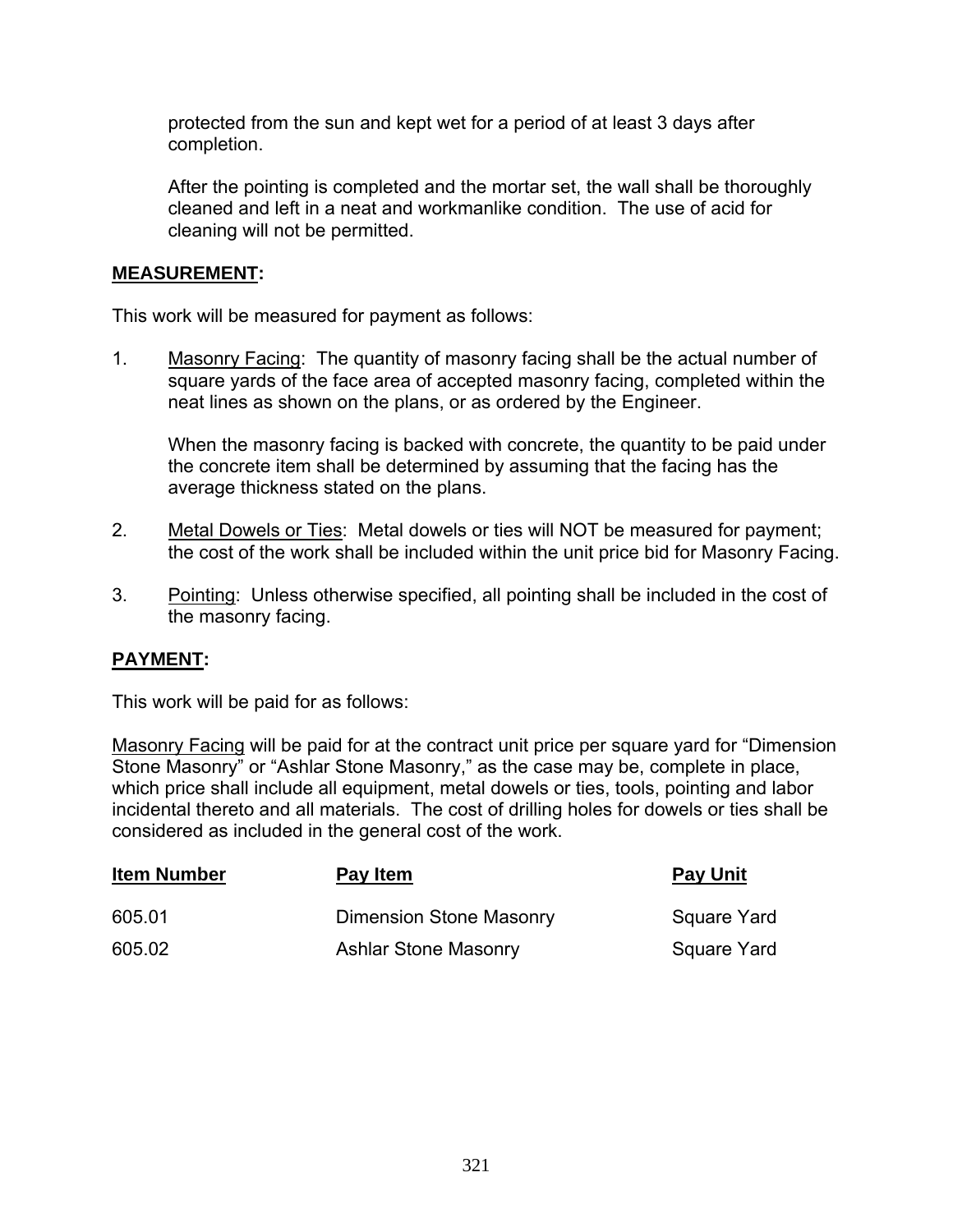protected from the sun and kept wet for a period of at least 3 days after completion.

After the pointing is completed and the mortar set, the wall shall be thoroughly cleaned and left in a neat and workmanlike condition. The use of acid for cleaning will not be permitted.

**MEASUREMENT:**

This work will be measured for payment as follows:

1. Masonry Facing: The quantity of masonry facing shall be the actual number of square yards of the face area of accepted masonry facing, completed within the neat lines as shown on the plans, or as ordered by the Engineer.

   When the masonry facing is backed with concrete, the quantity to be paid under the concrete item shall be determined by assuming that the facing has the average thickness stated on the plans.

2. Metal Dowels or Ties: Metal dowels or ties will NOT be measured for payment; the cost of the work shall be included within the unit price bid for Masonry Facing.

3. Pointing: Unless otherwise specified, all pointing shall be included in the cost of the masonry facing.

**PAYMENT:**

This work will be paid for as follows:

Masonry Facing will be paid for at the contract unit price per square yard for "Dimension Stone Masonry" or "Ashlar Stone Masonry," as the case may be, complete in place, which price shall include all equipment, metal dowels or ties, tools, pointing and labor incidental thereto and all materials. The cost of drilling holes for dowels or ties shall be considered as included in the general cost of the work.

| Item Number | Pay Item | Pay Unit |
|---|---|---|
| 605.01 | Dimension Stone Masonry | Square Yard |
| 605.02 | Ashlar Stone Masonry | Square Yard |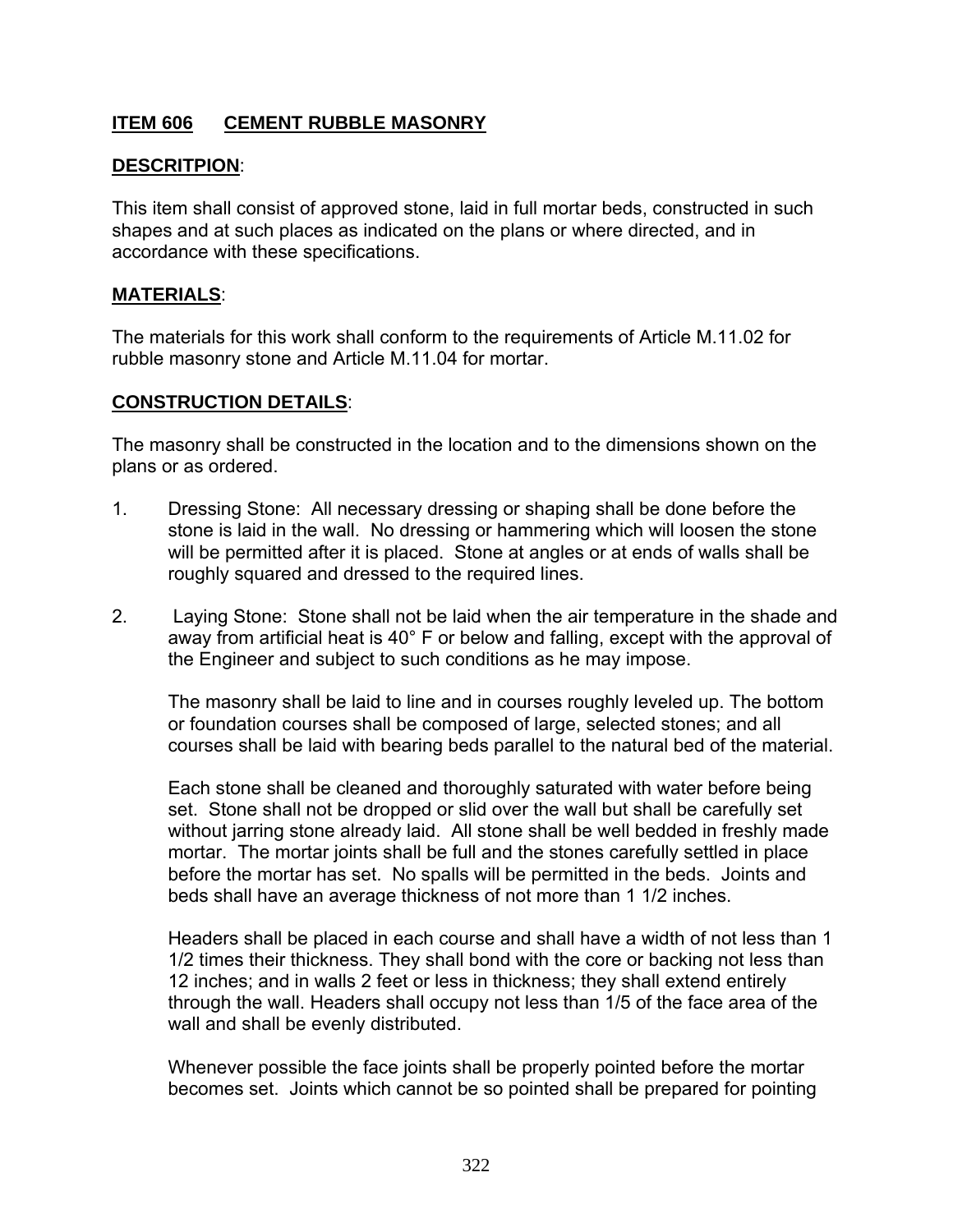## ITEM 606 CEMENT RUBBLE MASONRY

**DESCRITPION**:

This item shall consist of approved stone, laid in full mortar beds, constructed in such shapes and at such places as indicated on the plans or where directed, and in accordance with these specifications.

**MATERIALS**:

The materials for this work shall conform to the requirements of Article M.11.02 for rubble masonry stone and Article M.11.04 for mortar.

**CONSTRUCTION DETAILS**:

The masonry shall be constructed in the location and to the dimensions shown on the plans or as ordered.

1. Dressing Stone: All necessary dressing or shaping shall be done before the stone is laid in the wall. No dressing or hammering which will loosen the stone will be permitted after it is placed. Stone at angles or at ends of walls shall be roughly squared and dressed to the required lines.

2. Laying Stone: Stone shall not be laid when the air temperature in the shade and away from artificial heat is 40° F or below and falling, except with the approval of the Engineer and subject to such conditions as he may impose.

   The masonry shall be laid to line and in courses roughly leveled up. The bottom or foundation courses shall be composed of large, selected stones; and all courses shall be laid with bearing beds parallel to the natural bed of the material.

   Each stone shall be cleaned and thoroughly saturated with water before being set. Stone shall not be dropped or slid over the wall but shall be carefully set without jarring stone already laid. All stone shall be well bedded in freshly made mortar. The mortar joints shall be full and the stones carefully settled in place before the mortar has set. No spalls will be permitted in the beds. Joints and beds shall have an average thickness of not more than 1 1/2 inches.

   Headers shall be placed in each course and shall have a width of not less than 1 1/2 times their thickness. They shall bond with the core or backing not less than 12 inches; and in walls 2 feet or less in thickness; they shall extend entirely through the wall. Headers shall occupy not less than 1/5 of the face area of the wall and shall be evenly distributed.

   Whenever possible the face joints shall be properly pointed before the mortar becomes set. Joints which cannot be so pointed shall be prepared for pointing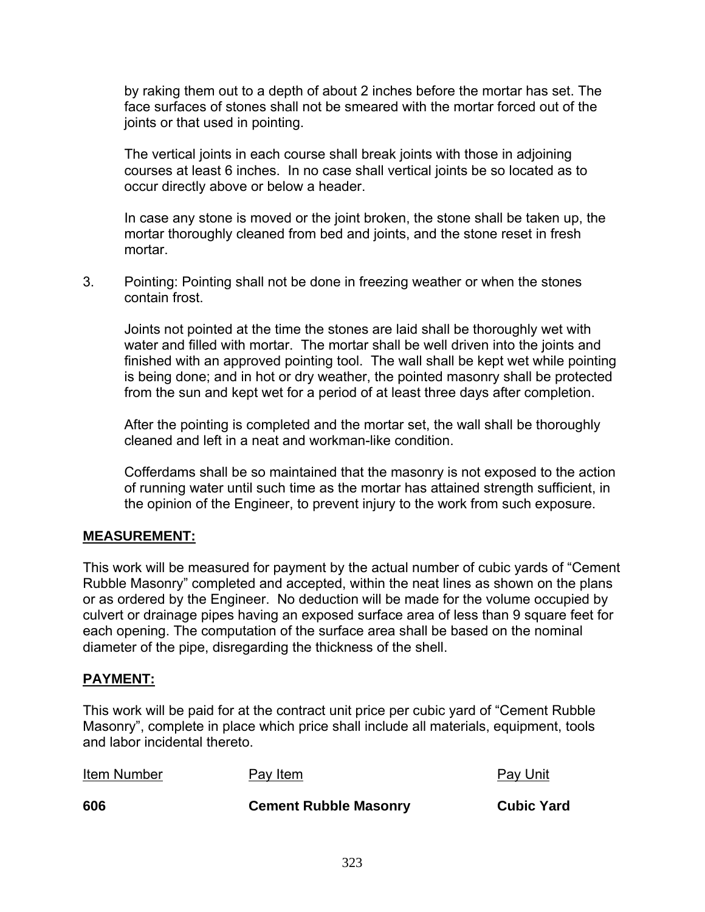by raking them out to a depth of about 2 inches before the mortar has set. The face surfaces of stones shall not be smeared with the mortar forced out of the joints or that used in pointing.

The vertical joints in each course shall break joints with those in adjoining courses at least 6 inches. In no case shall vertical joints be so located as to occur directly above or below a header.

In case any stone is moved or the joint broken, the stone shall be taken up, the mortar thoroughly cleaned from bed and joints, and the stone reset in fresh mortar.

3. Pointing: Pointing shall not be done in freezing weather or when the stones contain frost.

   Joints not pointed at the time the stones are laid shall be thoroughly wet with water and filled with mortar. The mortar shall be well driven into the joints and finished with an approved pointing tool. The wall shall be kept wet while pointing is being done; and in hot or dry weather, the pointed masonry shall be protected from the sun and kept wet for a period of at least three days after completion.

   After the pointing is completed and the mortar set, the wall shall be thoroughly cleaned and left in a neat and workman-like condition.

   Cofferdams shall be so maintained that the masonry is not exposed to the action of running water until such time as the mortar has attained strength sufficient, in the opinion of the Engineer, to prevent injury to the work from such exposure.

## MEASUREMENT:

This work will be measured for payment by the actual number of cubic yards of "Cement Rubble Masonry" completed and accepted, within the neat lines as shown on the plans or as ordered by the Engineer. No deduction will be made for the volume occupied by culvert or drainage pipes having an exposed surface area of less than 9 square feet for each opening. The computation of the surface area shall be based on the nominal diameter of the pipe, disregarding the thickness of the shell.

## PAYMENT:

This work will be paid for at the contract unit price per cubic yard of "Cement Rubble Masonry", complete in place which price shall include all materials, equipment, tools and labor incidental thereto.

| Item Number | Pay Item | Pay Unit |
|---|---|---|
| **606** | **Cement Rubble Masonry** | **Cubic Yard** |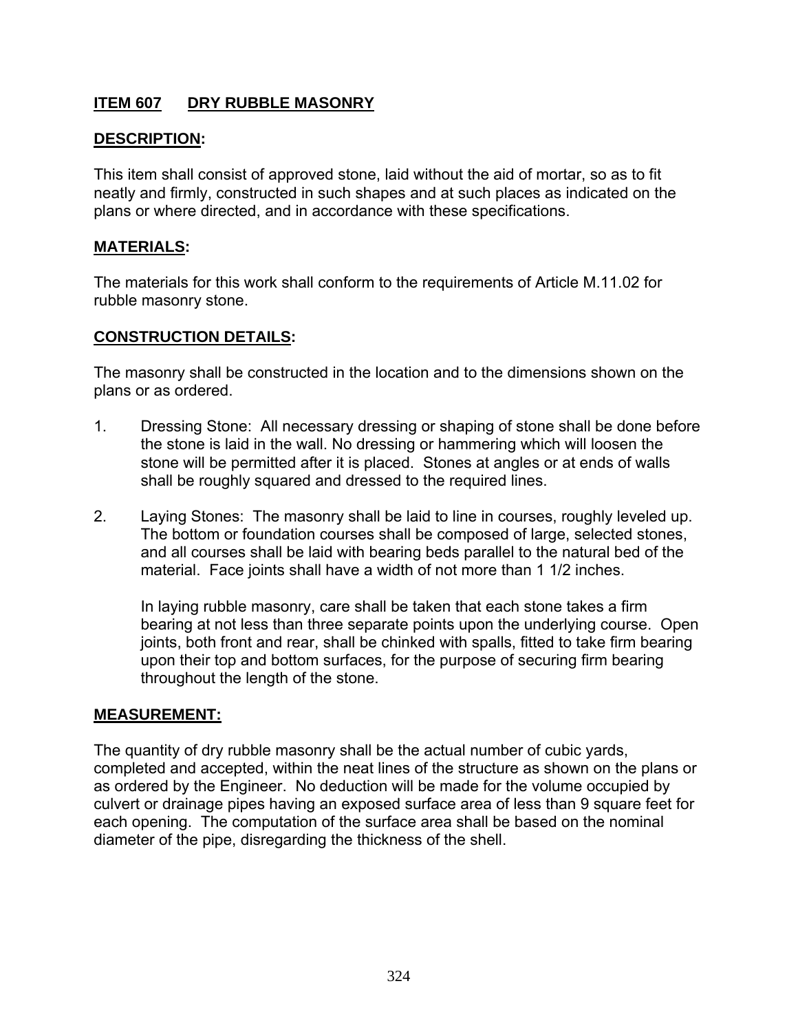## ITEM 607 DRY RUBBLE MASONRY

### DESCRIPTION:

This item shall consist of approved stone, laid without the aid of mortar, so as to fit neatly and firmly, constructed in such shapes and at such places as indicated on the plans or where directed, and in accordance with these specifications.

### MATERIALS:

The materials for this work shall conform to the requirements of Article M.11.02 for rubble masonry stone.

### CONSTRUCTION DETAILS:

The masonry shall be constructed in the location and to the dimensions shown on the plans or as ordered.

1. Dressing Stone: All necessary dressing or shaping of stone shall be done before the stone is laid in the wall. No dressing or hammering which will loosen the stone will be permitted after it is placed. Stones at angles or at ends of walls shall be roughly squared and dressed to the required lines.

2. Laying Stones: The masonry shall be laid to line in courses, roughly leveled up. The bottom or foundation courses shall be composed of large, selected stones, and all courses shall be laid with bearing beds parallel to the natural bed of the material. Face joints shall have a width of not more than 1 1/2 inches.

   In laying rubble masonry, care shall be taken that each stone takes a firm bearing at not less than three separate points upon the underlying course. Open joints, both front and rear, shall be chinked with spalls, fitted to take firm bearing upon their top and bottom surfaces, for the purpose of securing firm bearing throughout the length of the stone.

### MEASUREMENT:

The quantity of dry rubble masonry shall be the actual number of cubic yards, completed and accepted, within the neat lines of the structure as shown on the plans or as ordered by the Engineer. No deduction will be made for the volume occupied by culvert or drainage pipes having an exposed surface area of less than 9 square feet for each opening. The computation of the surface area shall be based on the nominal diameter of the pipe, disregarding the thickness of the shell.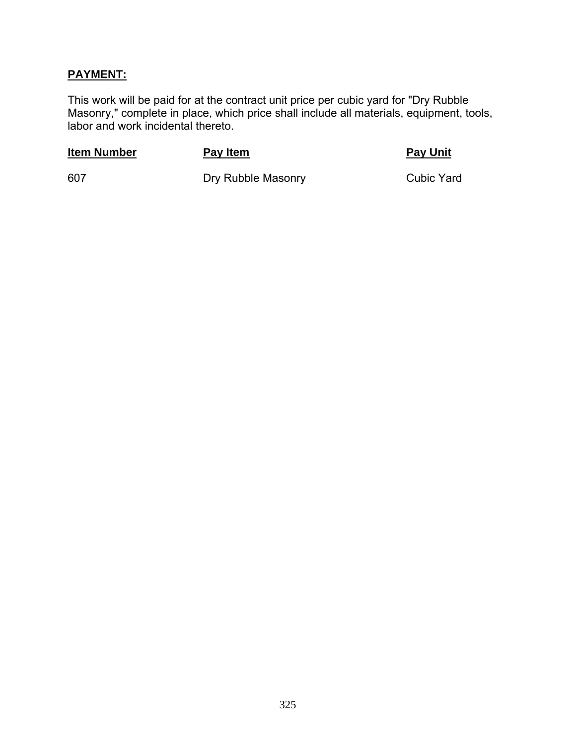## PAYMENT:

This work will be paid for at the contract unit price per cubic yard for "Dry Rubble Masonry," complete in place, which price shall include all materials, equipment, tools, labor and work incidental thereto.

| Item Number | Pay Item | Pay Unit |
|---|---|---|
| 607 | Dry Rubble Masonry | Cubic Yard |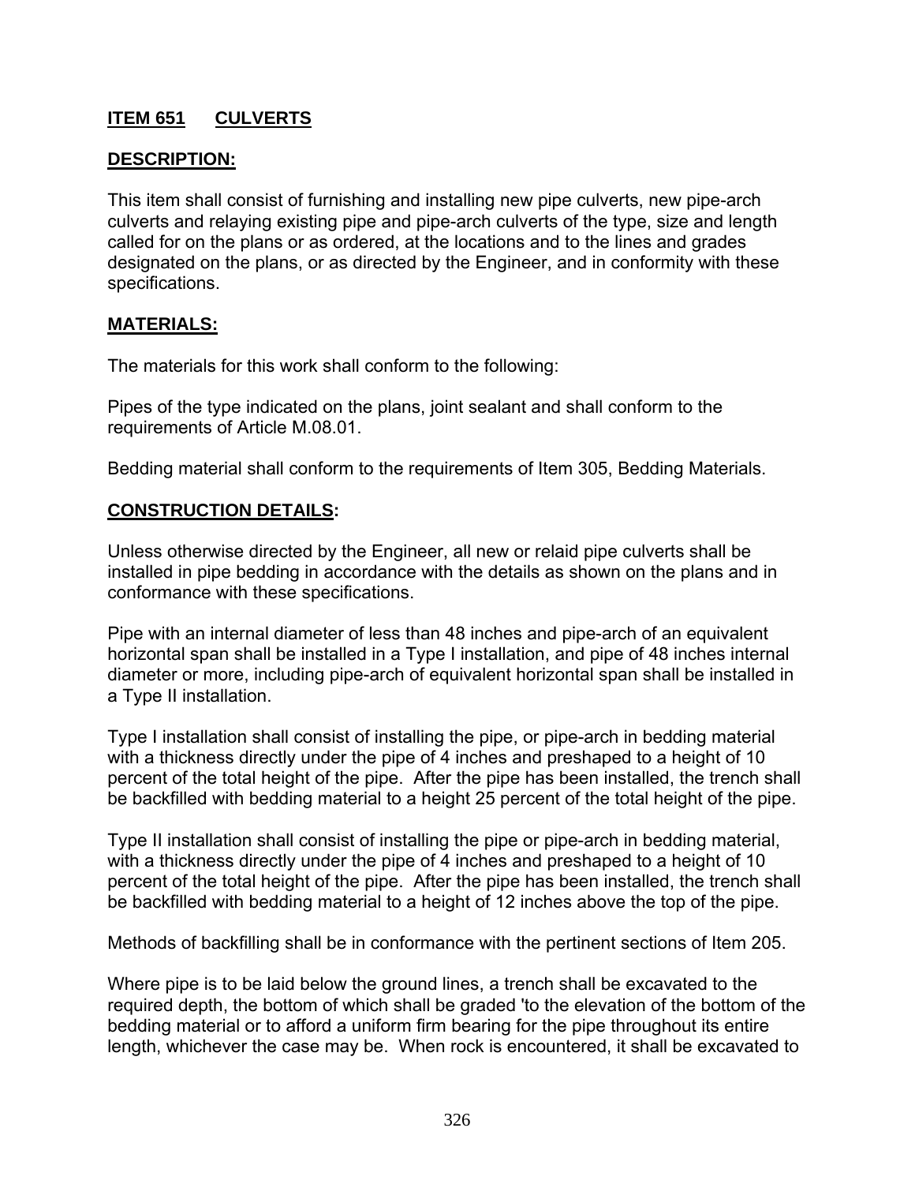## ITEM 651 CULVERTS

### DESCRIPTION:

This item shall consist of furnishing and installing new pipe culverts, new pipe-arch culverts and relaying existing pipe and pipe-arch culverts of the type, size and length called for on the plans or as ordered, at the locations and to the lines and grades designated on the plans, or as directed by the Engineer, and in conformity with these specifications.

### MATERIALS:

The materials for this work shall conform to the following:

Pipes of the type indicated on the plans, joint sealant and shall conform to the requirements of Article M.08.01.

Bedding material shall conform to the requirements of Item 305, Bedding Materials.

### CONSTRUCTION DETAILS:

Unless otherwise directed by the Engineer, all new or relaid pipe culverts shall be installed in pipe bedding in accordance with the details as shown on the plans and in conformance with these specifications.

Pipe with an internal diameter of less than 48 inches and pipe-arch of an equivalent horizontal span shall be installed in a Type I installation, and pipe of 48 inches internal diameter or more, including pipe-arch of equivalent horizontal span shall be installed in a Type II installation.

Type I installation shall consist of installing the pipe, or pipe-arch in bedding material with a thickness directly under the pipe of 4 inches and preshaped to a height of 10 percent of the total height of the pipe. After the pipe has been installed, the trench shall be backfilled with bedding material to a height 25 percent of the total height of the pipe.

Type II installation shall consist of installing the pipe or pipe-arch in bedding material, with a thickness directly under the pipe of 4 inches and preshaped to a height of 10 percent of the total height of the pipe. After the pipe has been installed, the trench shall be backfilled with bedding material to a height of 12 inches above the top of the pipe.

Methods of backfilling shall be in conformance with the pertinent sections of Item 205.

Where pipe is to be laid below the ground lines, a trench shall be excavated to the required depth, the bottom of which shall be graded 'to the elevation of the bottom of the bedding material or to afford a uniform firm bearing for the pipe throughout its entire length, whichever the case may be. When rock is encountered, it shall be excavated to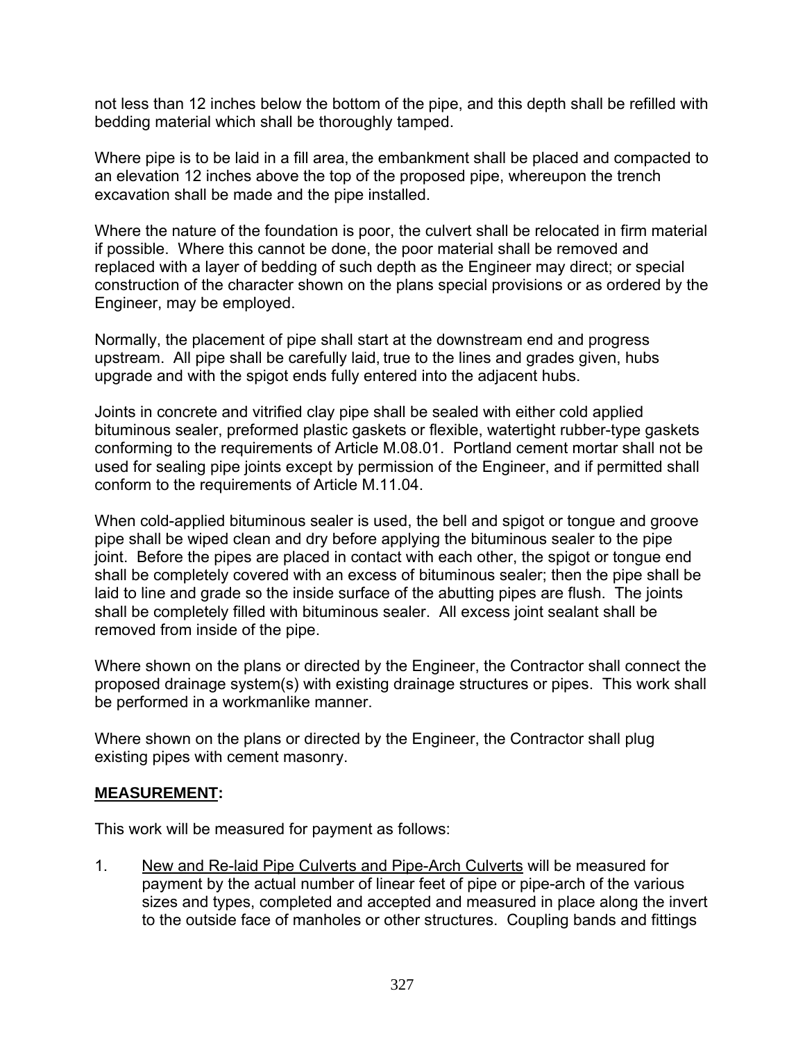not less than 12 inches below the bottom of the pipe, and this depth shall be refilled with bedding material which shall be thoroughly tamped.

Where pipe is to be laid in a fill area, the embankment shall be placed and compacted to an elevation 12 inches above the top of the proposed pipe, whereupon the trench excavation shall be made and the pipe installed.

Where the nature of the foundation is poor, the culvert shall be relocated in firm material if possible. Where this cannot be done, the poor material shall be removed and replaced with a layer of bedding of such depth as the Engineer may direct; or special construction of the character shown on the plans special provisions or as ordered by the Engineer, may be employed.

Normally, the placement of pipe shall start at the downstream end and progress upstream. All pipe shall be carefully laid, true to the lines and grades given, hubs upgrade and with the spigot ends fully entered into the adjacent hubs.

Joints in concrete and vitrified clay pipe shall be sealed with either cold applied bituminous sealer, preformed plastic gaskets or flexible, watertight rubber-type gaskets conforming to the requirements of Article M.08.01. Portland cement mortar shall not be used for sealing pipe joints except by permission of the Engineer, and if permitted shall conform to the requirements of Article M.11.04.

When cold-applied bituminous sealer is used, the bell and spigot or tongue and groove pipe shall be wiped clean and dry before applying the bituminous sealer to the pipe joint. Before the pipes are placed in contact with each other, the spigot or tongue end shall be completely covered with an excess of bituminous sealer; then the pipe shall be laid to line and grade so the inside surface of the abutting pipes are flush. The joints shall be completely filled with bituminous sealer. All excess joint sealant shall be removed from inside of the pipe.

Where shown on the plans or directed by the Engineer, the Contractor shall connect the proposed drainage system(s) with existing drainage structures or pipes. This work shall be performed in a workmanlike manner.

Where shown on the plans or directed by the Engineer, the Contractor shall plug existing pipes with cement masonry.

**MEASUREMENT:**

This work will be measured for payment as follows:

1. New and Re-laid Pipe Culverts and Pipe-Arch Culverts will be measured for payment by the actual number of linear feet of pipe or pipe-arch of the various sizes and types, completed and accepted and measured in place along the invert to the outside face of manholes or other structures. Coupling bands and fittings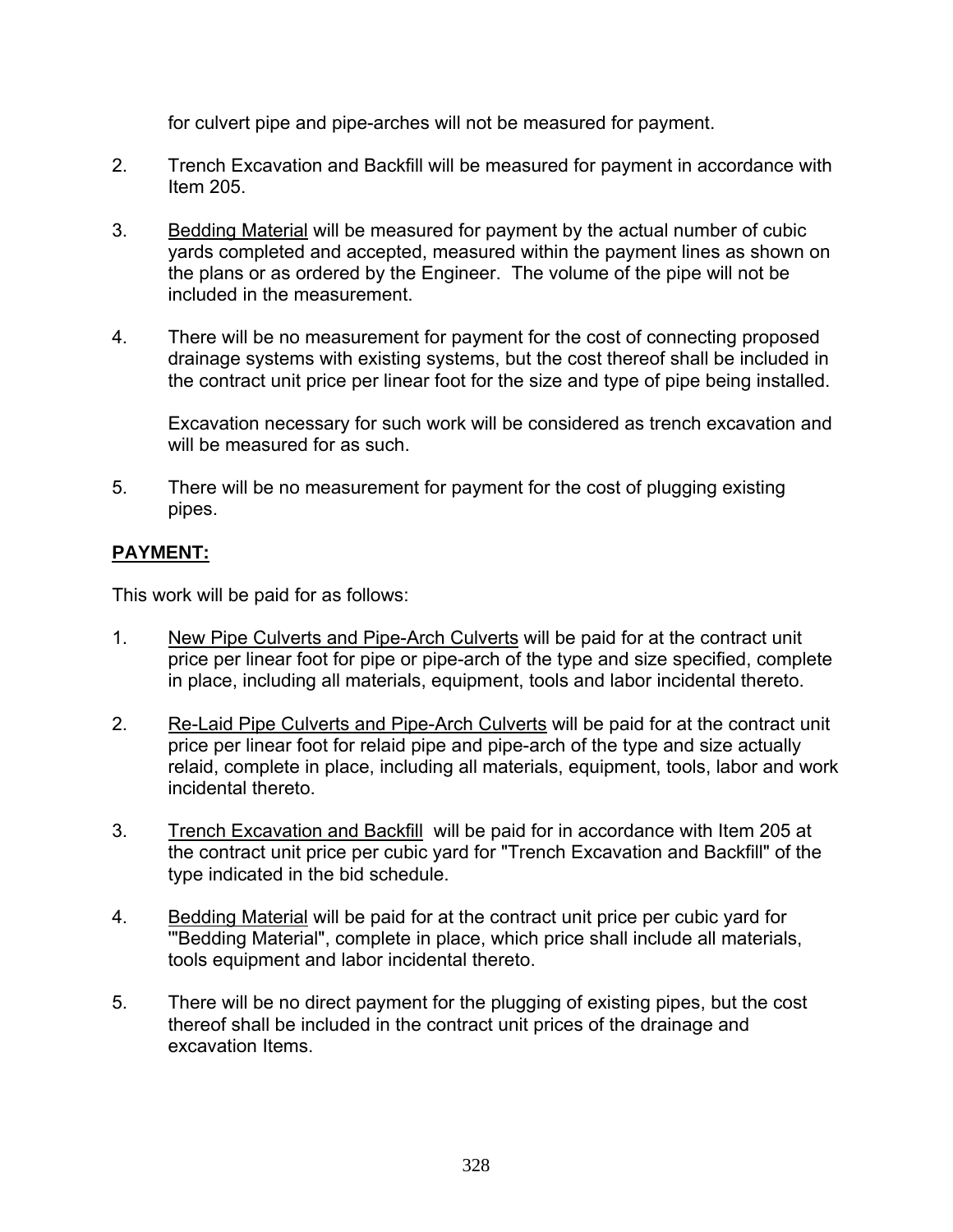for culvert pipe and pipe-arches will not be measured for payment.

2. Trench Excavation and Backfill will be measured for payment in accordance with Item 205.

3. Bedding Material will be measured for payment by the actual number of cubic yards completed and accepted, measured within the payment lines as shown on the plans or as ordered by the Engineer. The volume of the pipe will not be included in the measurement.

4. There will be no measurement for payment for the cost of connecting proposed drainage systems with existing systems, but the cost thereof shall be included in the contract unit price per linear foot for the size and type of pipe being installed.

   Excavation necessary for such work will be considered as trench excavation and will be measured for as such.

5. There will be no measurement for payment for the cost of plugging existing pipes.

**PAYMENT:**

This work will be paid for as follows:

1. New Pipe Culverts and Pipe-Arch Culverts will be paid for at the contract unit price per linear foot for pipe or pipe-arch of the type and size specified, complete in place, including all materials, equipment, tools and labor incidental thereto.

2. Re-Laid Pipe Culverts and Pipe-Arch Culverts will be paid for at the contract unit price per linear foot for relaid pipe and pipe-arch of the type and size actually relaid, complete in place, including all materials, equipment, tools, labor and work incidental thereto.

3. Trench Excavation and Backfill will be paid for in accordance with Item 205 at the contract unit price per cubic yard for "Trench Excavation and Backfill" of the type indicated in the bid schedule.

4. Bedding Material will be paid for at the contract unit price per cubic yard for '"Bedding Material", complete in place, which price shall include all materials, tools equipment and labor incidental thereto.

5. There will be no direct payment for the plugging of existing pipes, but the cost thereof shall be included in the contract unit prices of the drainage and excavation Items.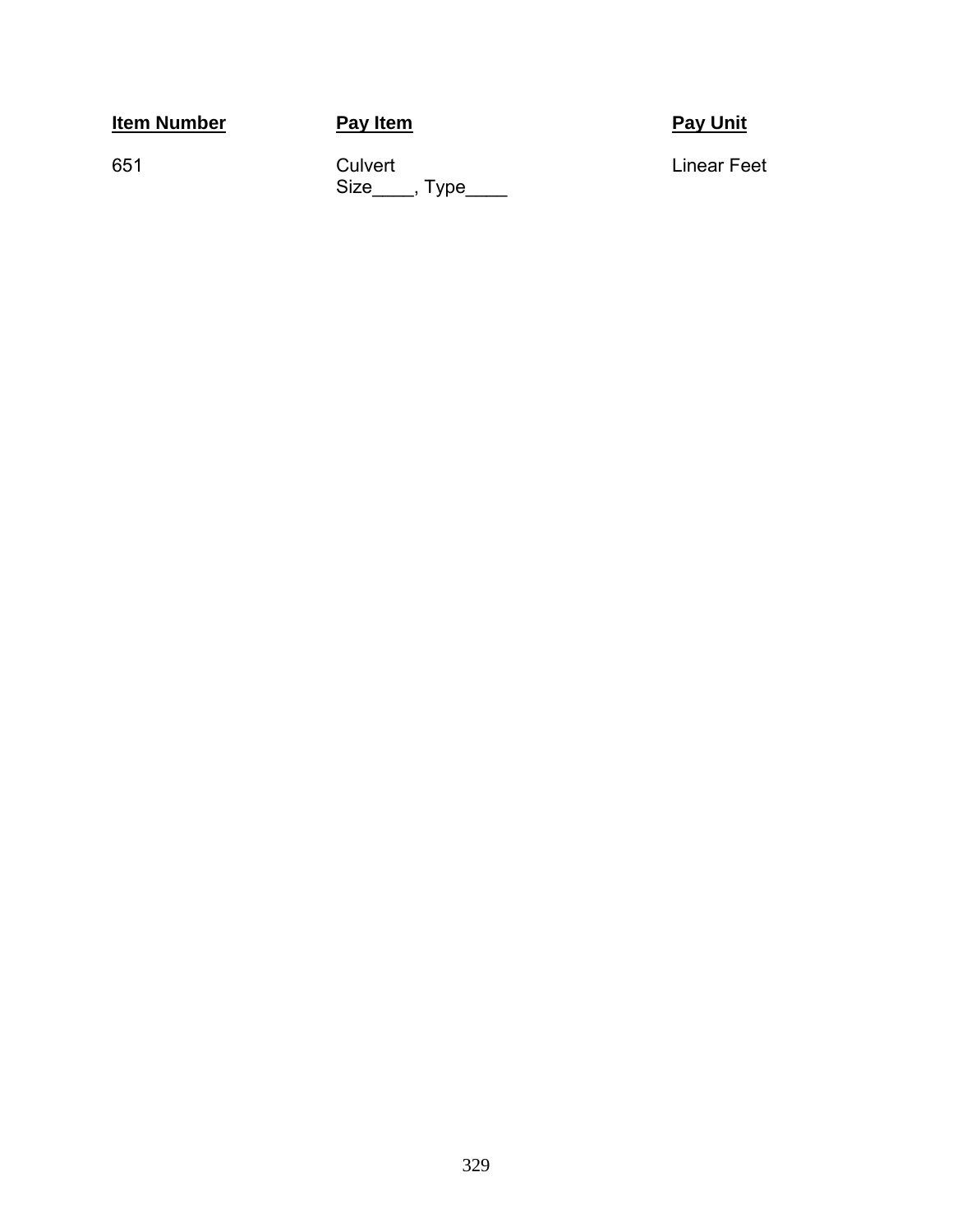| Item Number | Pay Item | Pay Unit |
|---|---|---|
| 651 | Culvert<br>Size____, Type____ | Linear Feet |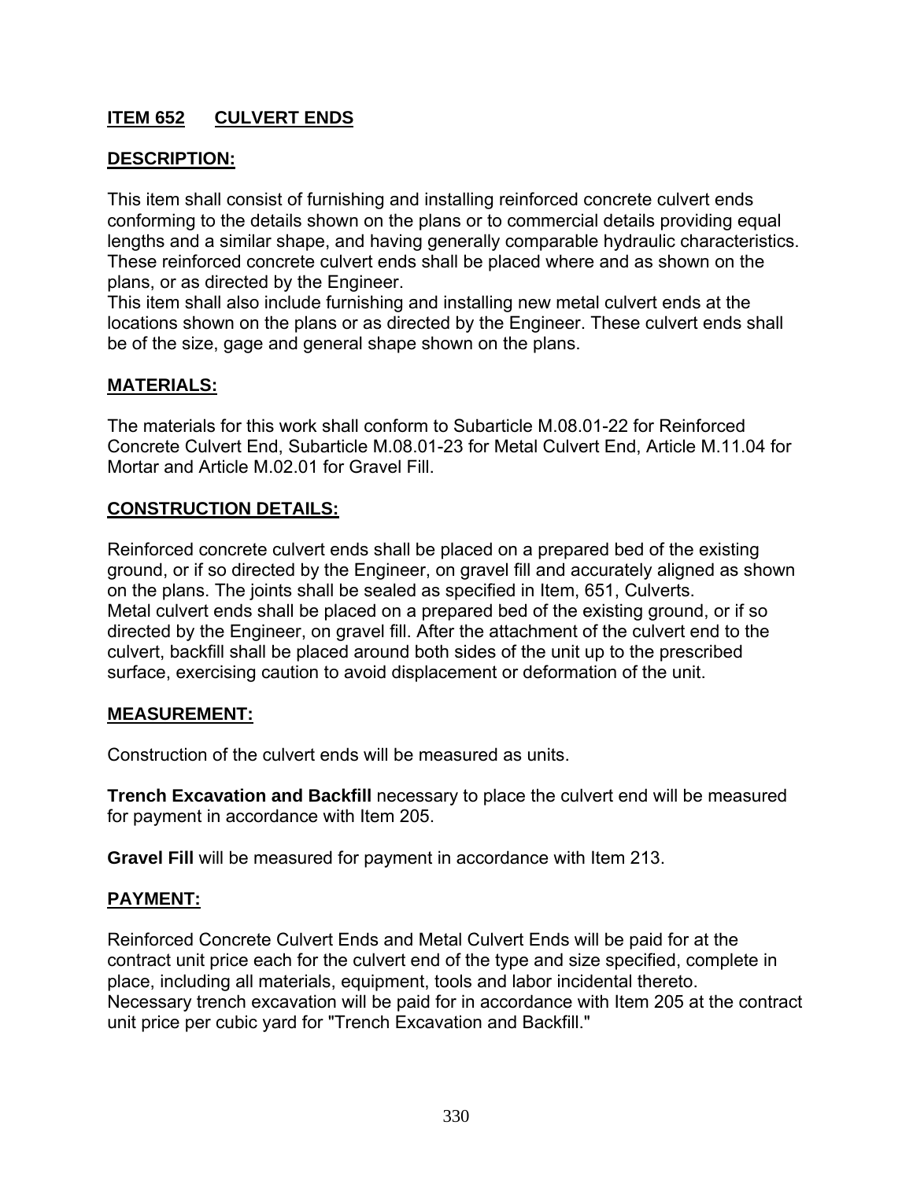## ITEM 652 CULVERT ENDS

### DESCRIPTION:

This item shall consist of furnishing and installing reinforced concrete culvert ends conforming to the details shown on the plans or to commercial details providing equal lengths and a similar shape, and having generally comparable hydraulic characteristics. These reinforced concrete culvert ends shall be placed where and as shown on the plans, or as directed by the Engineer.
This item shall also include furnishing and installing new metal culvert ends at the locations shown on the plans or as directed by the Engineer. These culvert ends shall be of the size, gage and general shape shown on the plans.

### MATERIALS:

The materials for this work shall conform to Subarticle M.08.01-22 for Reinforced Concrete Culvert End, Subarticle M.08.01-23 for Metal Culvert End, Article M.11.04 for Mortar and Article M.02.01 for Gravel Fill.

### CONSTRUCTION DETAILS:

Reinforced concrete culvert ends shall be placed on a prepared bed of the existing ground, or if so directed by the Engineer, on gravel fill and accurately aligned as shown on the plans. The joints shall be sealed as specified in Item, 651, Culverts.
Metal culvert ends shall be placed on a prepared bed of the existing ground, or if so directed by the Engineer, on gravel fill. After the attachment of the culvert end to the culvert, backfill shall be placed around both sides of the unit up to the prescribed surface, exercising caution to avoid displacement or deformation of the unit.

### MEASUREMENT:

Construction of the culvert ends will be measured as units.

**Trench Excavation and Backfill** necessary to place the culvert end will be measured for payment in accordance with Item 205.

**Gravel Fill** will be measured for payment in accordance with Item 213.

### PAYMENT:

Reinforced Concrete Culvert Ends and Metal Culvert Ends will be paid for at the contract unit price each for the culvert end of the type and size specified, complete in place, including all materials, equipment, tools and labor incidental thereto.
Necessary trench excavation will be paid for in accordance with Item 205 at the contract unit price per cubic yard for "Trench Excavation and Backfill."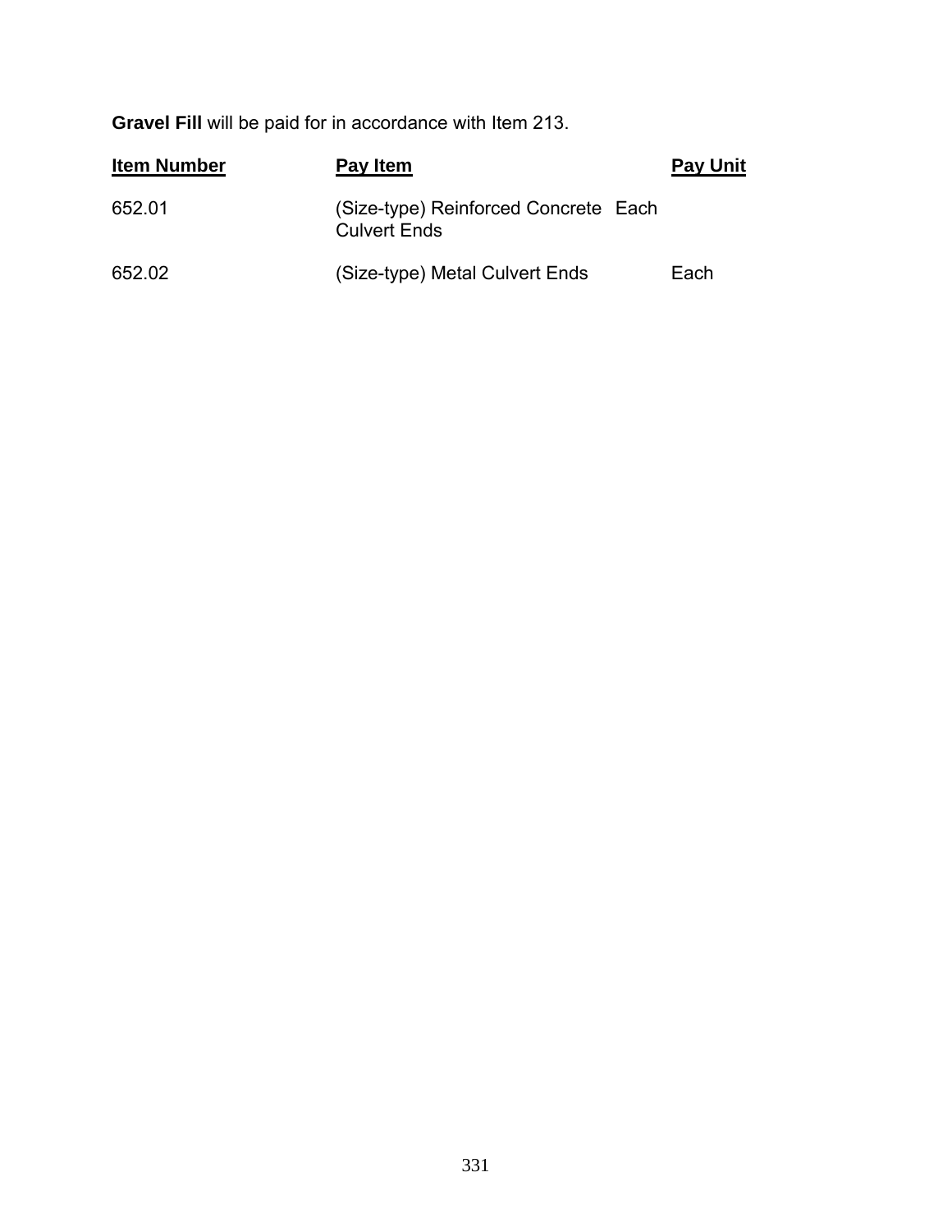**Gravel Fill** will be paid for in accordance with Item 213.

| Item Number | Pay Item | Pay Unit |
|---|---|---|
| 652.01 | (Size-type) Reinforced Concrete Culvert Ends | Each |
| 652.02 | (Size-type) Metal Culvert Ends | Each |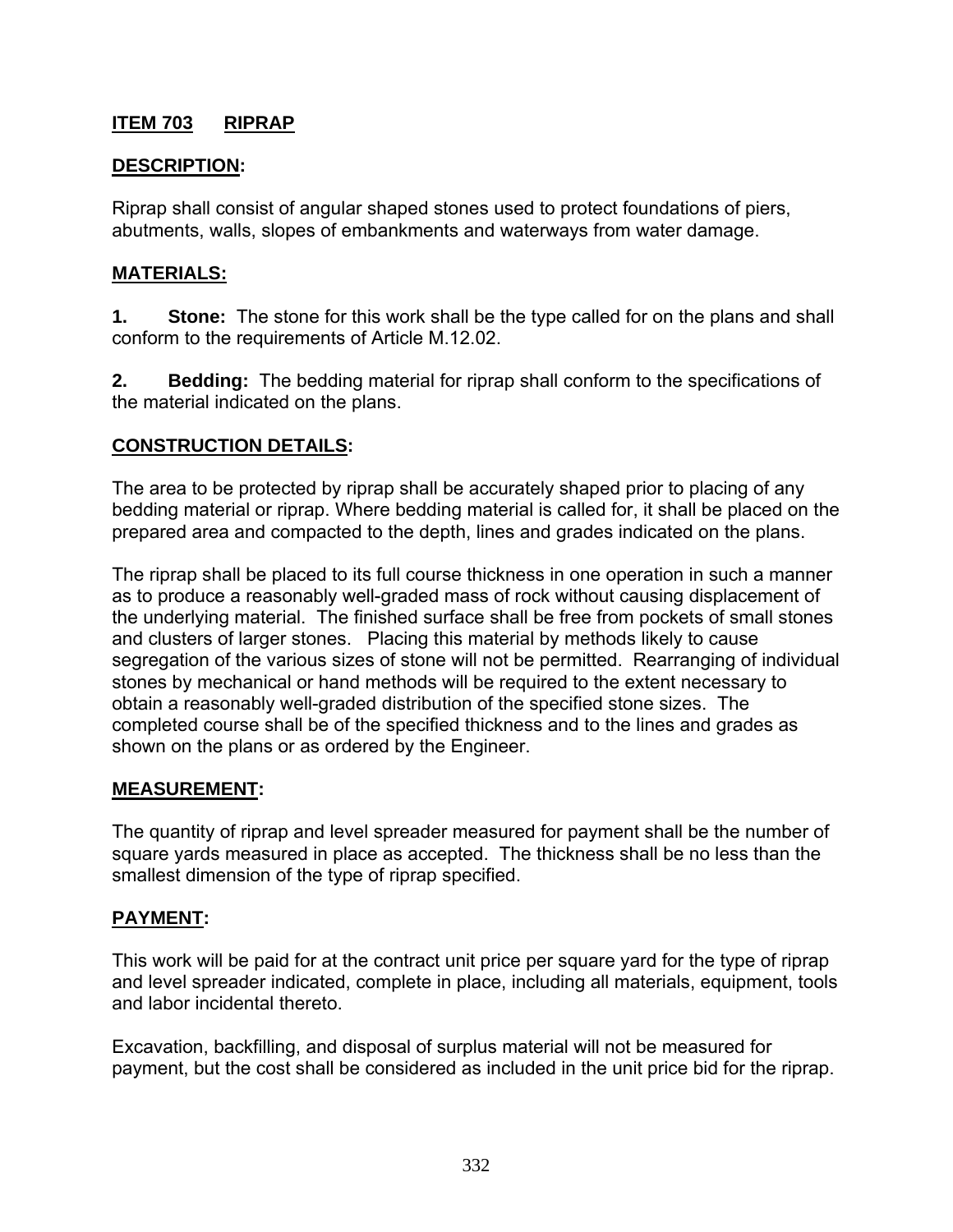## ITEM 703 RIPRAP

### DESCRIPTION:

Riprap shall consist of angular shaped stones used to protect foundations of piers, abutments, walls, slopes of embankments and waterways from water damage.

### MATERIALS:

**1. Stone:** The stone for this work shall be the type called for on the plans and shall conform to the requirements of Article M.12.02.

**2. Bedding:** The bedding material for riprap shall conform to the specifications of the material indicated on the plans.

### CONSTRUCTION DETAILS:

The area to be protected by riprap shall be accurately shaped prior to placing of any bedding material or riprap. Where bedding material is called for, it shall be placed on the prepared area and compacted to the depth, lines and grades indicated on the plans.

The riprap shall be placed to its full course thickness in one operation in such a manner as to produce a reasonably well-graded mass of rock without causing displacement of the underlying material. The finished surface shall be free from pockets of small stones and clusters of larger stones. Placing this material by methods likely to cause segregation of the various sizes of stone will not be permitted. Rearranging of individual stones by mechanical or hand methods will be required to the extent necessary to obtain a reasonably well-graded distribution of the specified stone sizes. The completed course shall be of the specified thickness and to the lines and grades as shown on the plans or as ordered by the Engineer.

### MEASUREMENT:

The quantity of riprap and level spreader measured for payment shall be the number of square yards measured in place as accepted. The thickness shall be no less than the smallest dimension of the type of riprap specified.

### PAYMENT:

This work will be paid for at the contract unit price per square yard for the type of riprap and level spreader indicated, complete in place, including all materials, equipment, tools and labor incidental thereto.

Excavation, backfilling, and disposal of surplus material will not be measured for payment, but the cost shall be considered as included in the unit price bid for the riprap.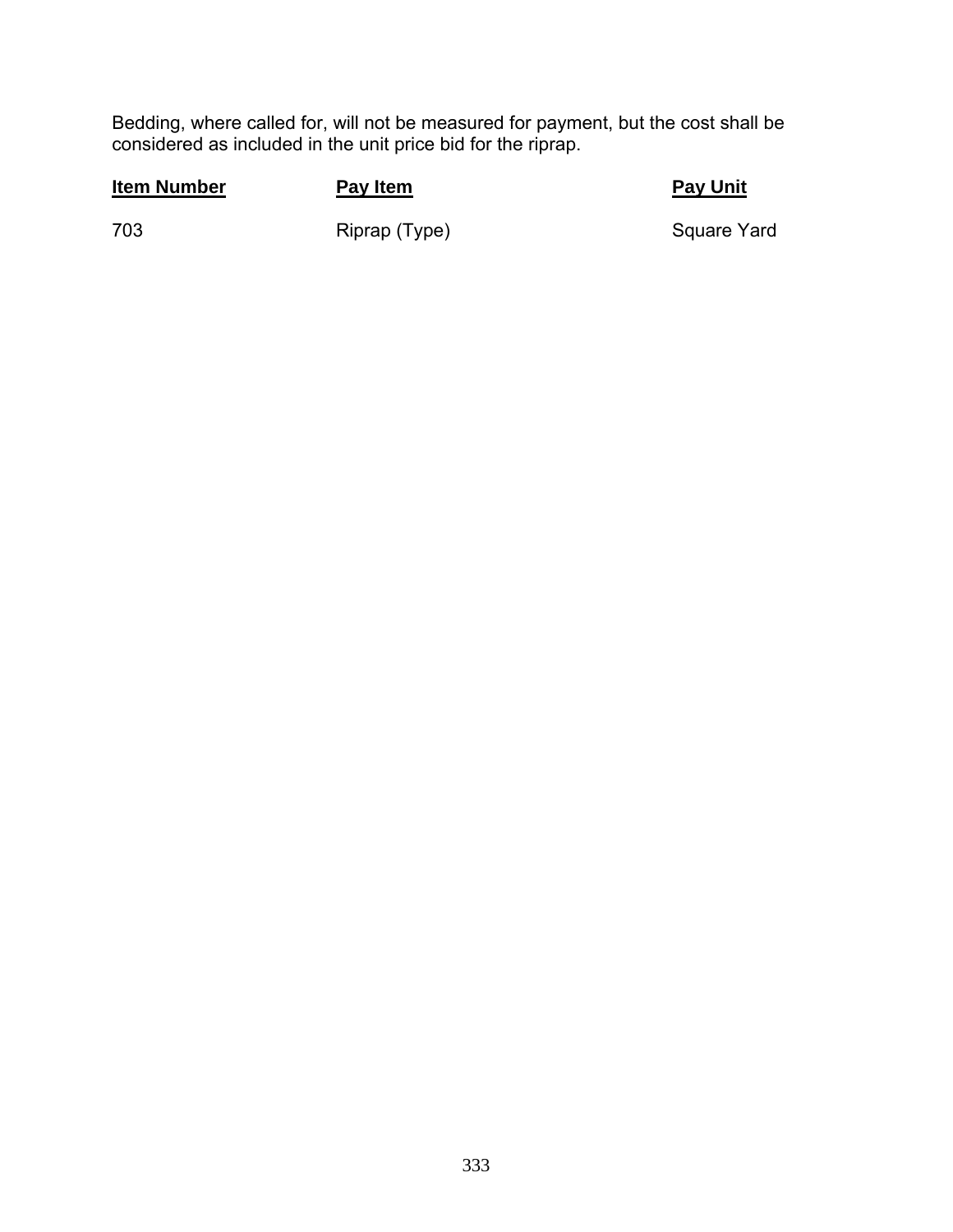Bedding, where called for, will not be measured for payment, but the cost shall be considered as included in the unit price bid for the riprap.

| **Item Number** | **Pay Item** | **Pay Unit** |
| --- | --- | --- |
| 703 | Riprap (Type) | Square Yard |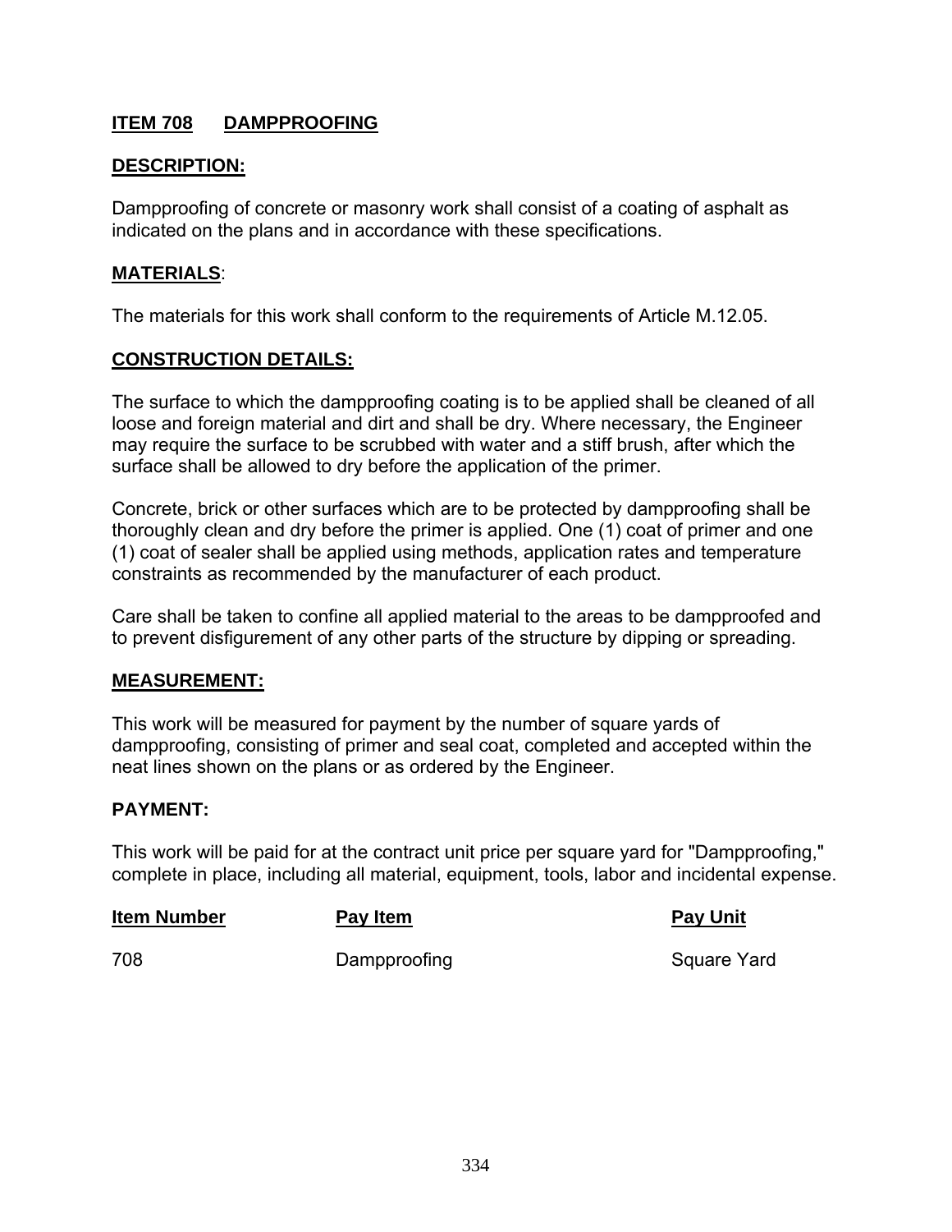## ITEM 708 DAMPPROOFING

### DESCRIPTION:

Dampproofing of concrete or masonry work shall consist of a coating of asphalt as indicated on the plans and in accordance with these specifications.

### MATERIALS:

The materials for this work shall conform to the requirements of Article M.12.05.

### CONSTRUCTION DETAILS:

The surface to which the dampproofing coating is to be applied shall be cleaned of all loose and foreign material and dirt and shall be dry. Where necessary, the Engineer may require the surface to be scrubbed with water and a stiff brush, after which the surface shall be allowed to dry before the application of the primer.

Concrete, brick or other surfaces which are to be protected by dampproofing shall be thoroughly clean and dry before the primer is applied. One (1) coat of primer and one (1) coat of sealer shall be applied using methods, application rates and temperature constraints as recommended by the manufacturer of each product.

Care shall be taken to confine all applied material to the areas to be dampproofed and to prevent disfigurement of any other parts of the structure by dipping or spreading.

### MEASUREMENT:

This work will be measured for payment by the number of square yards of dampproofing, consisting of primer and seal coat, completed and accepted within the neat lines shown on the plans or as ordered by the Engineer.

### PAYMENT:

This work will be paid for at the contract unit price per square yard for "Dampproofing," complete in place, including all material, equipment, tools, labor and incidental expense.

| Item Number | Pay Item | Pay Unit |
|---|---|---|
| 708 | Dampproofing | Square Yard |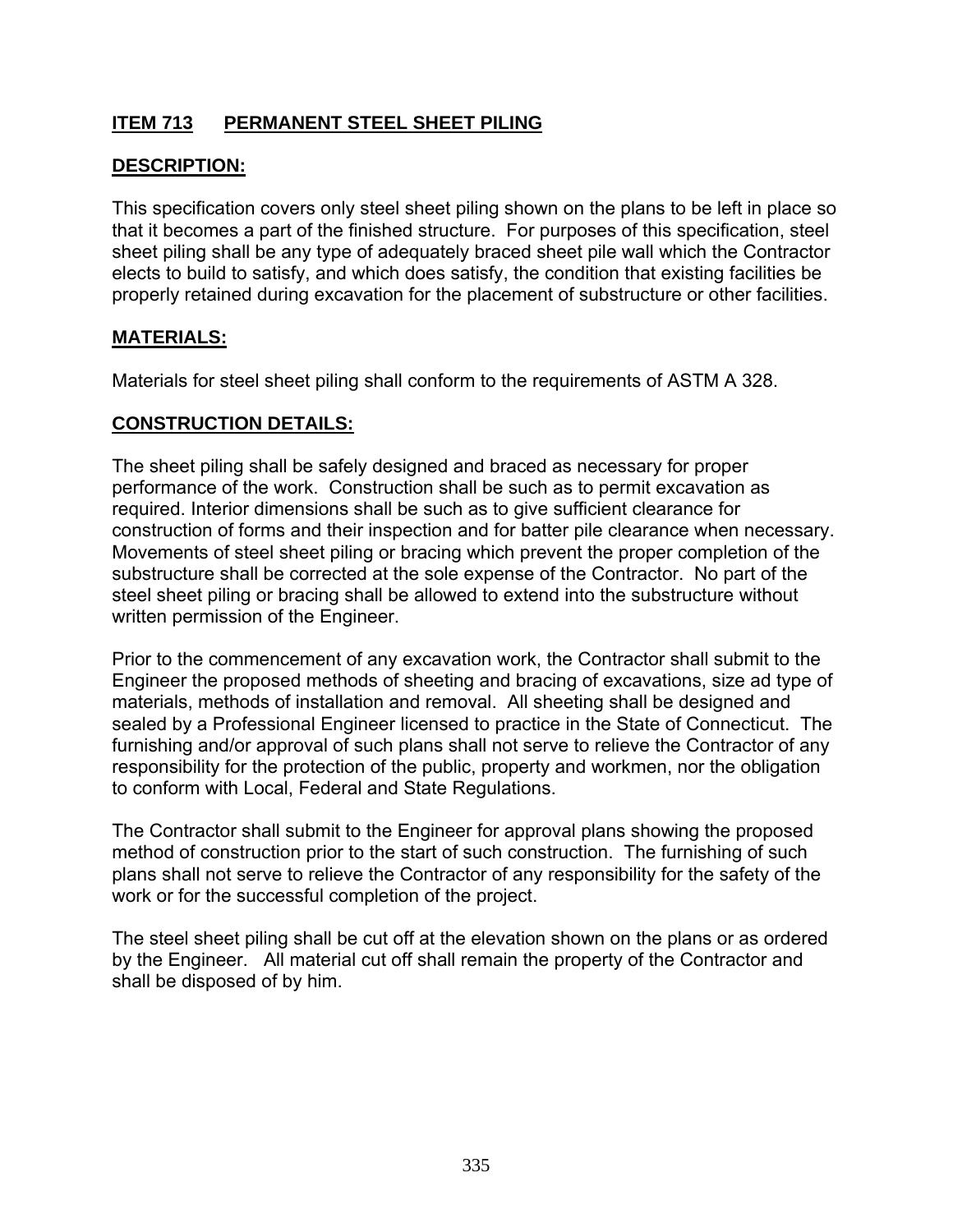## ITEM 713 PERMANENT STEEL SHEET PILING

### DESCRIPTION:

This specification covers only steel sheet piling shown on the plans to be left in place so that it becomes a part of the finished structure. For purposes of this specification, steel sheet piling shall be any type of adequately braced sheet pile wall which the Contractor elects to build to satisfy, and which does satisfy, the condition that existing facilities be properly retained during excavation for the placement of substructure or other facilities.

### MATERIALS:

Materials for steel sheet piling shall conform to the requirements of ASTM A 328.

### CONSTRUCTION DETAILS:

The sheet piling shall be safely designed and braced as necessary for proper performance of the work. Construction shall be such as to permit excavation as required. Interior dimensions shall be such as to give sufficient clearance for construction of forms and their inspection and for batter pile clearance when necessary. Movements of steel sheet piling or bracing which prevent the proper completion of the substructure shall be corrected at the sole expense of the Contractor. No part of the steel sheet piling or bracing shall be allowed to extend into the substructure without written permission of the Engineer.

Prior to the commencement of any excavation work, the Contractor shall submit to the Engineer the proposed methods of sheeting and bracing of excavations, size ad type of materials, methods of installation and removal. All sheeting shall be designed and sealed by a Professional Engineer licensed to practice in the State of Connecticut. The furnishing and/or approval of such plans shall not serve to relieve the Contractor of any responsibility for the protection of the public, property and workmen, nor the obligation to conform with Local, Federal and State Regulations.

The Contractor shall submit to the Engineer for approval plans showing the proposed method of construction prior to the start of such construction. The furnishing of such plans shall not serve to relieve the Contractor of any responsibility for the safety of the work or for the successful completion of the project.

The steel sheet piling shall be cut off at the elevation shown on the plans or as ordered by the Engineer. All material cut off shall remain the property of the Contractor and shall be disposed of by him.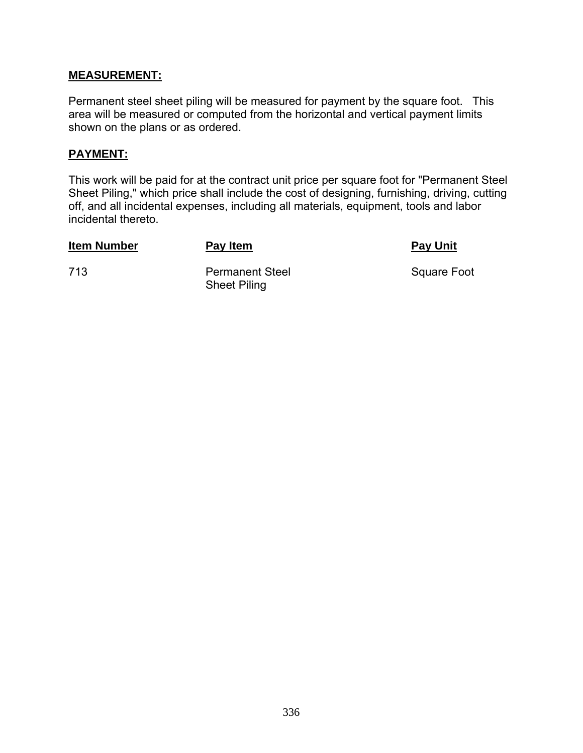**MEASUREMENT:**

Permanent steel sheet piling will be measured for payment by the square foot. This area will be measured or computed from the horizontal and vertical payment limits shown on the plans or as ordered.

**PAYMENT:**

This work will be paid for at the contract unit price per square foot for "Permanent Steel Sheet Piling," which price shall include the cost of designing, furnishing, driving, cutting off, and all incidental expenses, including all materials, equipment, tools and labor incidental thereto.

| Item Number | Pay Item | Pay Unit |
|---|---|---|
| 713 | Permanent Steel Sheet Piling | Square Foot |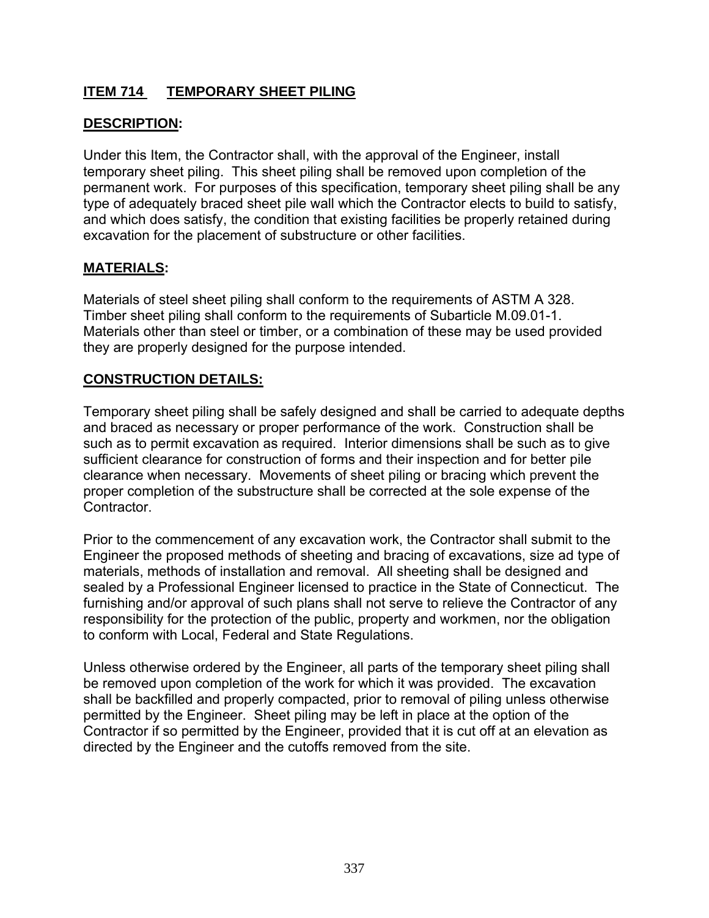## ITEM 714 TEMPORARY SHEET PILING

### DESCRIPTION:

Under this Item, the Contractor shall, with the approval of the Engineer, install temporary sheet piling. This sheet piling shall be removed upon completion of the permanent work. For purposes of this specification, temporary sheet piling shall be any type of adequately braced sheet pile wall which the Contractor elects to build to satisfy, and which does satisfy, the condition that existing facilities be properly retained during excavation for the placement of substructure or other facilities.

### MATERIALS:

Materials of steel sheet piling shall conform to the requirements of ASTM A 328. Timber sheet piling shall conform to the requirements of Subarticle M.09.01-1. Materials other than steel or timber, or a combination of these may be used provided they are properly designed for the purpose intended.

### CONSTRUCTION DETAILS:

Temporary sheet piling shall be safely designed and shall be carried to adequate depths and braced as necessary or proper performance of the work. Construction shall be such as to permit excavation as required. Interior dimensions shall be such as to give sufficient clearance for construction of forms and their inspection and for better pile clearance when necessary. Movements of sheet piling or bracing which prevent the proper completion of the substructure shall be corrected at the sole expense of the Contractor.

Prior to the commencement of any excavation work, the Contractor shall submit to the Engineer the proposed methods of sheeting and bracing of excavations, size ad type of materials, methods of installation and removal. All sheeting shall be designed and sealed by a Professional Engineer licensed to practice in the State of Connecticut. The furnishing and/or approval of such plans shall not serve to relieve the Contractor of any responsibility for the protection of the public, property and workmen, nor the obligation to conform with Local, Federal and State Regulations.

Unless otherwise ordered by the Engineer, all parts of the temporary sheet piling shall be removed upon completion of the work for which it was provided. The excavation shall be backfilled and properly compacted, prior to removal of piling unless otherwise permitted by the Engineer. Sheet piling may be left in place at the option of the Contractor if so permitted by the Engineer, provided that it is cut off at an elevation as directed by the Engineer and the cutoffs removed from the site.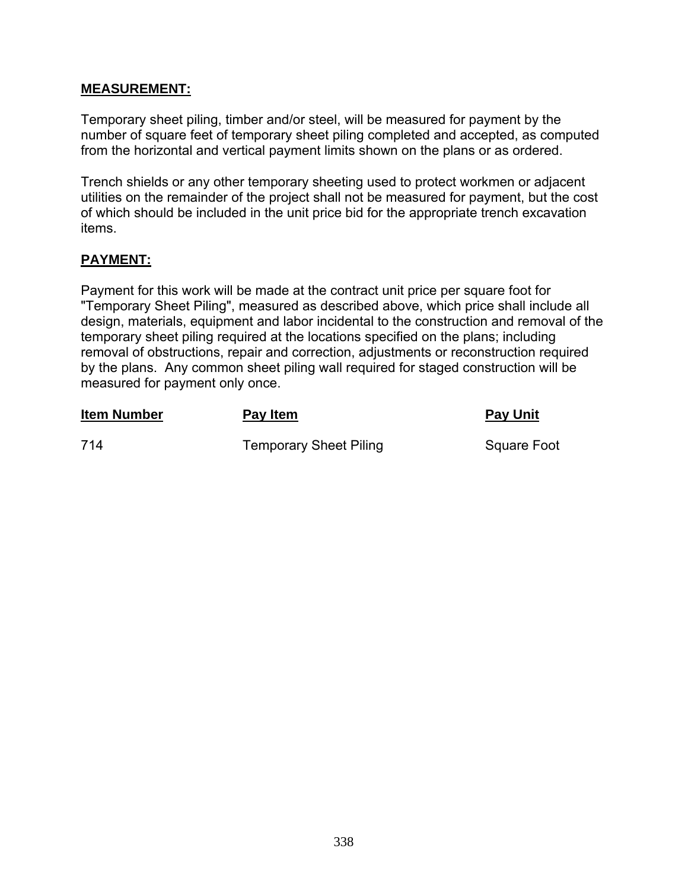**MEASUREMENT:**

Temporary sheet piling, timber and/or steel, will be measured for payment by the number of square feet of temporary sheet piling completed and accepted, as computed from the horizontal and vertical payment limits shown on the plans or as ordered.

Trench shields or any other temporary sheeting used to protect workmen or adjacent utilities on the remainder of the project shall not be measured for payment, but the cost of which should be included in the unit price bid for the appropriate trench excavation items.

**PAYMENT:**

Payment for this work will be made at the contract unit price per square foot for "Temporary Sheet Piling", measured as described above, which price shall include all design, materials, equipment and labor incidental to the construction and removal of the temporary sheet piling required at the locations specified on the plans; including removal of obstructions, repair and correction, adjustments or reconstruction required by the plans. Any common sheet piling wall required for staged construction will be measured for payment only once.

| Item Number | Pay Item | Pay Unit |
|---|---|---|
| 714 | Temporary Sheet Piling | Square Foot |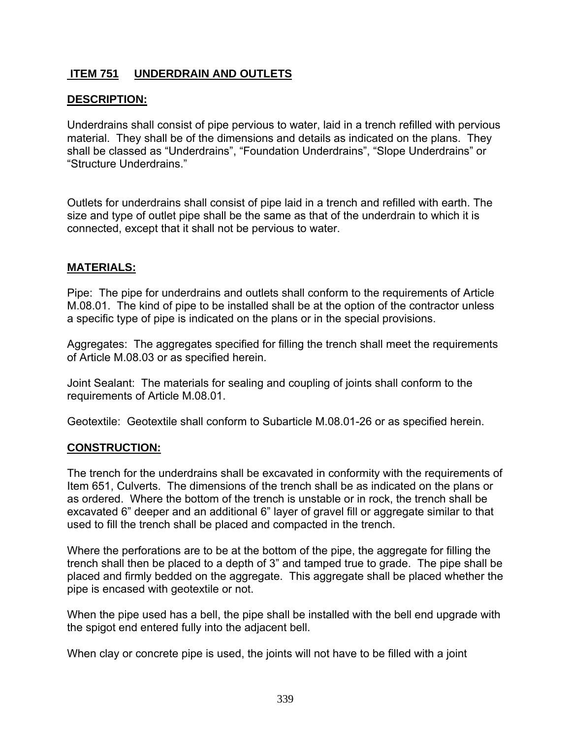## ITEM 751 UNDERDRAIN AND OUTLETS

### DESCRIPTION:

Underdrains shall consist of pipe pervious to water, laid in a trench refilled with pervious material. They shall be of the dimensions and details as indicated on the plans. They shall be classed as "Underdrains", "Foundation Underdrains", "Slope Underdrains" or "Structure Underdrains."

Outlets for underdrains shall consist of pipe laid in a trench and refilled with earth. The size and type of outlet pipe shall be the same as that of the underdrain to which it is connected, except that it shall not be pervious to water.

### MATERIALS:

Pipe: The pipe for underdrains and outlets shall conform to the requirements of Article M.08.01. The kind of pipe to be installed shall be at the option of the contractor unless a specific type of pipe is indicated on the plans or in the special provisions.

Aggregates: The aggregates specified for filling the trench shall meet the requirements of Article M.08.03 or as specified herein.

Joint Sealant: The materials for sealing and coupling of joints shall conform to the requirements of Article M.08.01.

Geotextile: Geotextile shall conform to Subarticle M.08.01-26 or as specified herein.

### CONSTRUCTION:

The trench for the underdrains shall be excavated in conformity with the requirements of Item 651, Culverts. The dimensions of the trench shall be as indicated on the plans or as ordered. Where the bottom of the trench is unstable or in rock, the trench shall be excavated 6" deeper and an additional 6" layer of gravel fill or aggregate similar to that used to fill the trench shall be placed and compacted in the trench.

Where the perforations are to be at the bottom of the pipe, the aggregate for filling the trench shall then be placed to a depth of 3" and tamped true to grade. The pipe shall be placed and firmly bedded on the aggregate. This aggregate shall be placed whether the pipe is encased with geotextile or not.

When the pipe used has a bell, the pipe shall be installed with the bell end upgrade with the spigot end entered fully into the adjacent bell.

When clay or concrete pipe is used, the joints will not have to be filled with a joint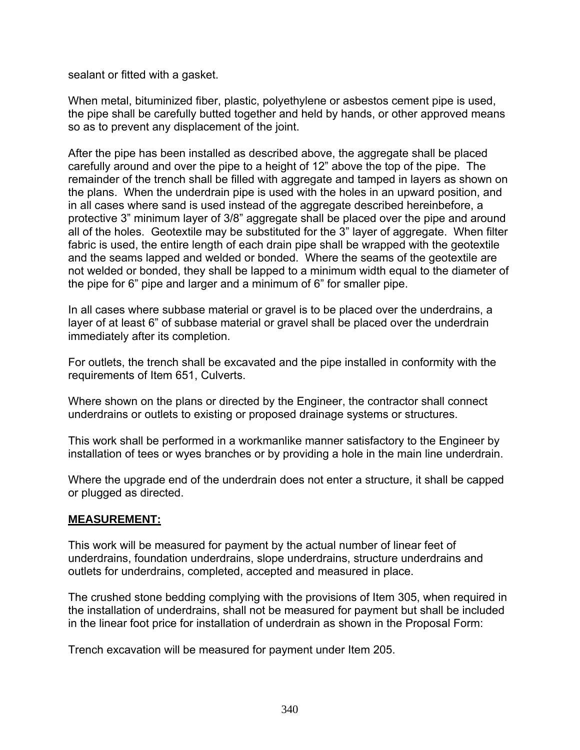sealant or fitted with a gasket.

When metal, bituminized fiber, plastic, polyethylene or asbestos cement pipe is used, the pipe shall be carefully butted together and held by hands, or other approved means so as to prevent any displacement of the joint.

After the pipe has been installed as described above, the aggregate shall be placed carefully around and over the pipe to a height of 12" above the top of the pipe. The remainder of the trench shall be filled with aggregate and tamped in layers as shown on the plans. When the underdrain pipe is used with the holes in an upward position, and in all cases where sand is used instead of the aggregate described hereinbefore, a protective 3" minimum layer of 3/8" aggregate shall be placed over the pipe and around all of the holes. Geotextile may be substituted for the 3" layer of aggregate. When filter fabric is used, the entire length of each drain pipe shall be wrapped with the geotextile and the seams lapped and welded or bonded. Where the seams of the geotextile are not welded or bonded, they shall be lapped to a minimum width equal to the diameter of the pipe for 6" pipe and larger and a minimum of 6" for smaller pipe.

In all cases where subbase material or gravel is to be placed over the underdrains, a layer of at least 6" of subbase material or gravel shall be placed over the underdrain immediately after its completion.

For outlets, the trench shall be excavated and the pipe installed in conformity with the requirements of Item 651, Culverts.

Where shown on the plans or directed by the Engineer, the contractor shall connect underdrains or outlets to existing or proposed drainage systems or structures.

This work shall be performed in a workmanlike manner satisfactory to the Engineer by installation of tees or wyes branches or by providing a hole in the main line underdrain.

Where the upgrade end of the underdrain does not enter a structure, it shall be capped or plugged as directed.

## MEASUREMENT:

This work will be measured for payment by the actual number of linear feet of underdrains, foundation underdrains, slope underdrains, structure underdrains and outlets for underdrains, completed, accepted and measured in place.

The crushed stone bedding complying with the provisions of Item 305, when required in the installation of underdrains, shall not be measured for payment but shall be included in the linear foot price for installation of underdrain as shown in the Proposal Form:

Trench excavation will be measured for payment under Item 205.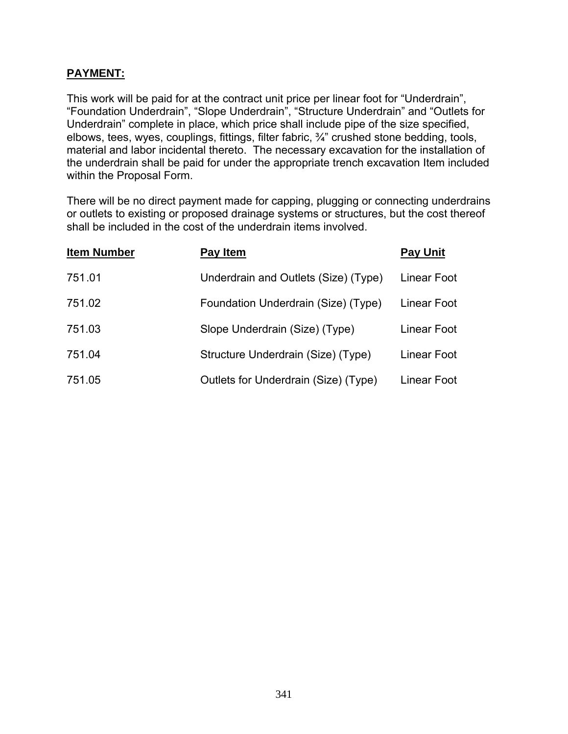**PAYMENT:**

This work will be paid for at the contract unit price per linear foot for “Underdrain”, “Foundation Underdrain”, “Slope Underdrain”, “Structure Underdrain” and “Outlets for Underdrain” complete in place, which price shall include pipe of the size specified, elbows, tees, wyes, couplings, fittings, filter fabric, ¾” crushed stone bedding, tools, material and labor incidental thereto. The necessary excavation for the installation of the underdrain shall be paid for under the appropriate trench excavation Item included within the Proposal Form.

There will be no direct payment made for capping, plugging or connecting underdrains or outlets to existing or proposed drainage systems or structures, but the cost thereof shall be included in the cost of the underdrain items involved.

| Item Number | Pay Item | Pay Unit |
|---|---|---|
| 751.01 | Underdrain and Outlets (Size) (Type) | Linear Foot |
| 751.02 | Foundation Underdrain (Size) (Type) | Linear Foot |
| 751.03 | Slope Underdrain (Size) (Type) | Linear Foot |
| 751.04 | Structure Underdrain (Size) (Type) | Linear Foot |
| 751.05 | Outlets for Underdrain (Size) (Type) | Linear Foot |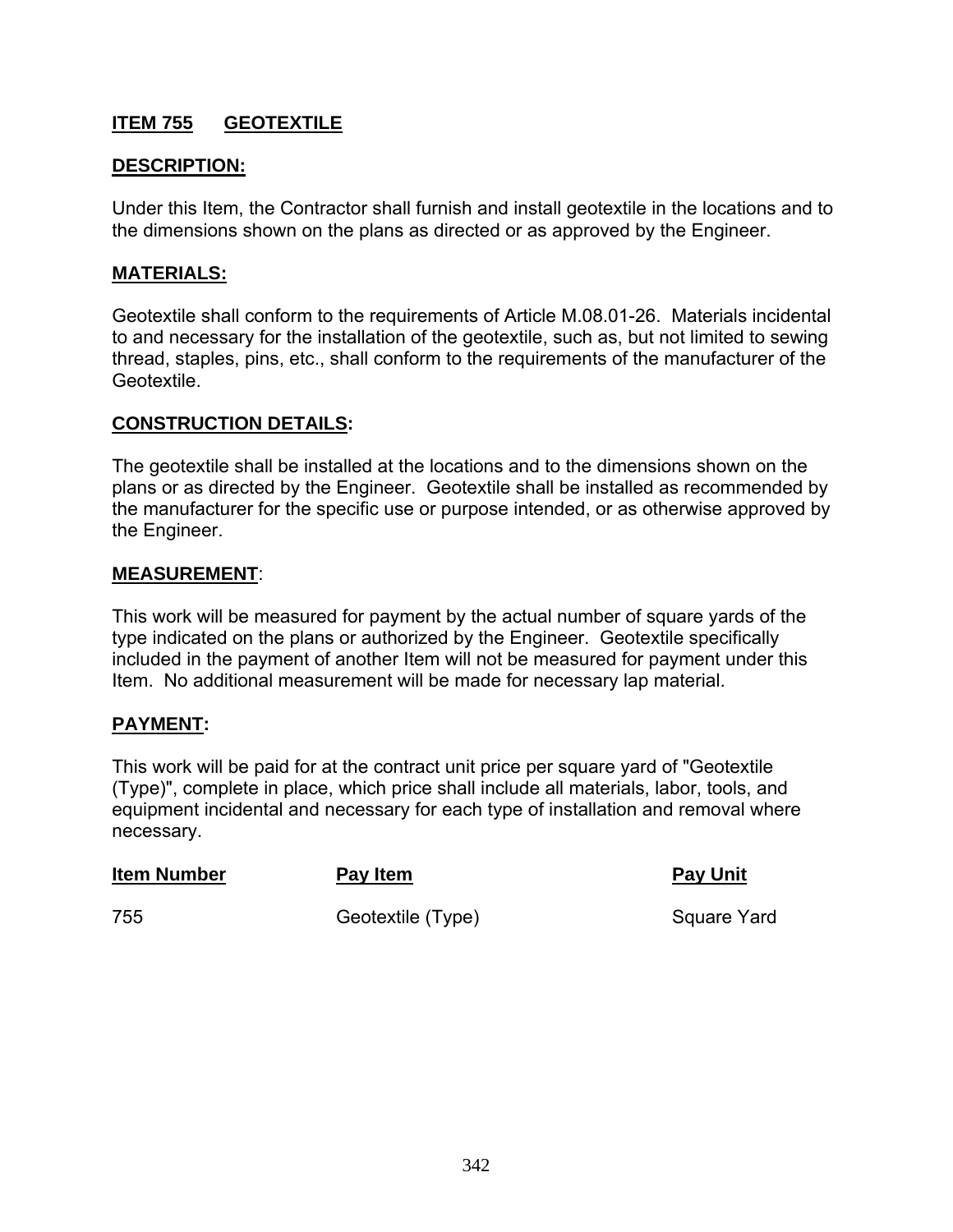## ITEM 755 GEOTEXTILE

### DESCRIPTION:

Under this Item, the Contractor shall furnish and install geotextile in the locations and to the dimensions shown on the plans as directed or as approved by the Engineer.

### MATERIALS:

Geotextile shall conform to the requirements of Article M.08.01-26. Materials incidental to and necessary for the installation of the geotextile, such as, but not limited to sewing thread, staples, pins, etc., shall conform to the requirements of the manufacturer of the Geotextile.

### CONSTRUCTION DETAILS:

The geotextile shall be installed at the locations and to the dimensions shown on the plans or as directed by the Engineer. Geotextile shall be installed as recommended by the manufacturer for the specific use or purpose intended, or as otherwise approved by the Engineer.

### MEASUREMENT:

This work will be measured for payment by the actual number of square yards of the type indicated on the plans or authorized by the Engineer. Geotextile specifically included in the payment of another Item will not be measured for payment under this Item. No additional measurement will be made for necessary lap material.

### PAYMENT:

This work will be paid for at the contract unit price per square yard of "Geotextile (Type)", complete in place, which price shall include all materials, labor, tools, and equipment incidental and necessary for each type of installation and removal where necessary.

| Item Number | Pay Item | Pay Unit |
| --- | --- | --- |
| 755 | Geotextile (Type) | Square Yard |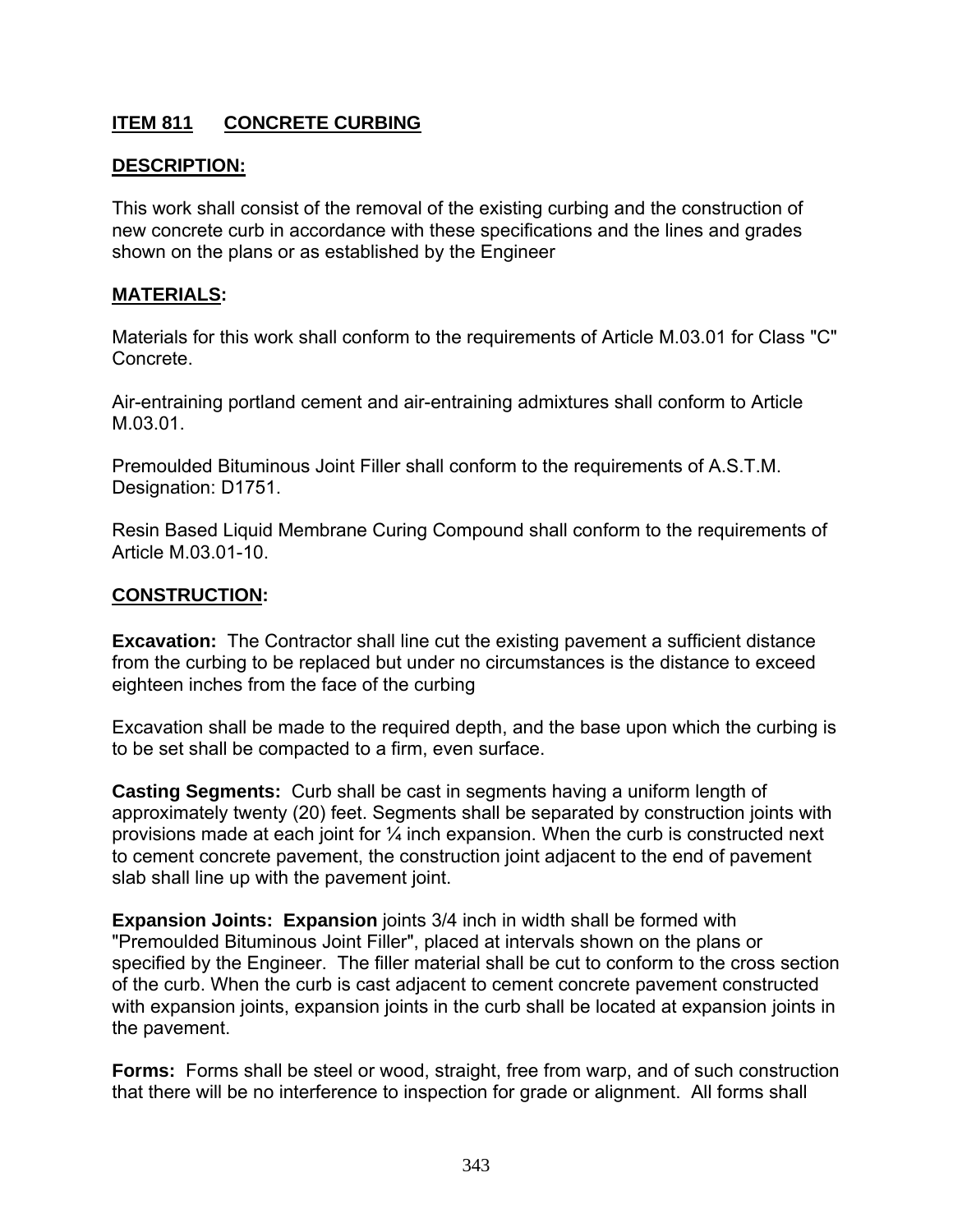## ITEM 811 CONCRETE CURBING

### DESCRIPTION:

This work shall consist of the removal of the existing curbing and the construction of new concrete curb in accordance with these specifications and the lines and grades shown on the plans or as established by the Engineer

### MATERIALS:

Materials for this work shall conform to the requirements of Article M.03.01 for Class "C" Concrete.

Air-entraining portland cement and air-entraining admixtures shall conform to Article M.03.01.

Premoulded Bituminous Joint Filler shall conform to the requirements of A.S.T.M. Designation: D1751.

Resin Based Liquid Membrane Curing Compound shall conform to the requirements of Article M.03.01-10.

### CONSTRUCTION:

**Excavation:** The Contractor shall line cut the existing pavement a sufficient distance from the curbing to be replaced but under no circumstances is the distance to exceed eighteen inches from the face of the curbing

Excavation shall be made to the required depth, and the base upon which the curbing is to be set shall be compacted to a firm, even surface.

**Casting Segments:** Curb shall be cast in segments having a uniform length of approximately twenty (20) feet. Segments shall be separated by construction joints with provisions made at each joint for ¼ inch expansion. When the curb is constructed next to cement concrete pavement, the construction joint adjacent to the end of pavement slab shall line up with the pavement joint.

**Expansion Joints: Expansion** joints 3/4 inch in width shall be formed with "Premoulded Bituminous Joint Filler", placed at intervals shown on the plans or specified by the Engineer. The filler material shall be cut to conform to the cross section of the curb. When the curb is cast adjacent to cement concrete pavement constructed with expansion joints, expansion joints in the curb shall be located at expansion joints in the pavement.

**Forms:** Forms shall be steel or wood, straight, free from warp, and of such construction that there will be no interference to inspection for grade or alignment. All forms shall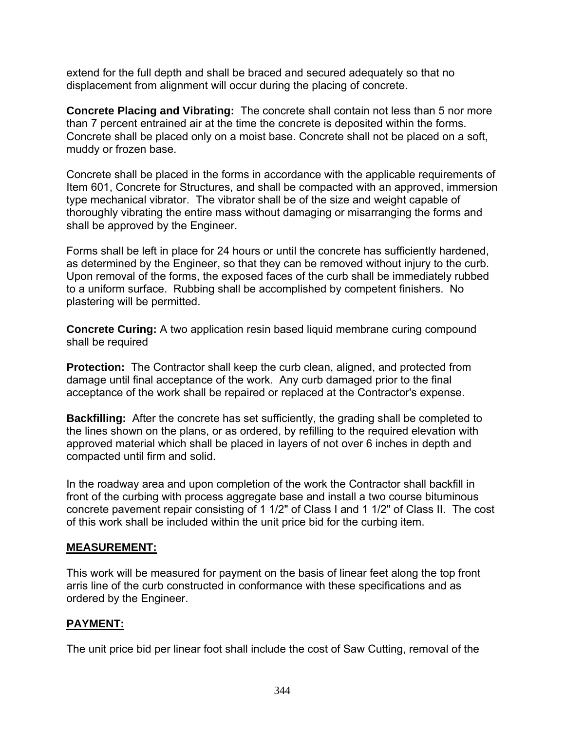extend for the full depth and shall be braced and secured adequately so that no displacement from alignment will occur during the placing of concrete.

**Concrete Placing and Vibrating:** The concrete shall contain not less than 5 nor more than 7 percent entrained air at the time the concrete is deposited within the forms. Concrete shall be placed only on a moist base. Concrete shall not be placed on a soft, muddy or frozen base.

Concrete shall be placed in the forms in accordance with the applicable requirements of Item 601, Concrete for Structures, and shall be compacted with an approved, immersion type mechanical vibrator. The vibrator shall be of the size and weight capable of thoroughly vibrating the entire mass without damaging or misarranging the forms and shall be approved by the Engineer.

Forms shall be left in place for 24 hours or until the concrete has sufficiently hardened, as determined by the Engineer, so that they can be removed without injury to the curb. Upon removal of the forms, the exposed faces of the curb shall be immediately rubbed to a uniform surface. Rubbing shall be accomplished by competent finishers. No plastering will be permitted.

**Concrete Curing:** A two application resin based liquid membrane curing compound shall be required

**Protection:** The Contractor shall keep the curb clean, aligned, and protected from damage until final acceptance of the work. Any curb damaged prior to the final acceptance of the work shall be repaired or replaced at the Contractor's expense.

**Backfilling:** After the concrete has set sufficiently, the grading shall be completed to the lines shown on the plans, or as ordered, by refilling to the required elevation with approved material which shall be placed in layers of not over 6 inches in depth and compacted until firm and solid.

In the roadway area and upon completion of the work the Contractor shall backfill in front of the curbing with process aggregate base and install a two course bituminous concrete pavement repair consisting of 1 1/2" of Class I and 1 1/2" of Class II. The cost of this work shall be included within the unit price bid for the curbing item.

## MEASUREMENT:

This work will be measured for payment on the basis of linear feet along the top front arris line of the curb constructed in conformance with these specifications and as ordered by the Engineer.

## PAYMENT:

The unit price bid per linear foot shall include the cost of Saw Cutting, removal of the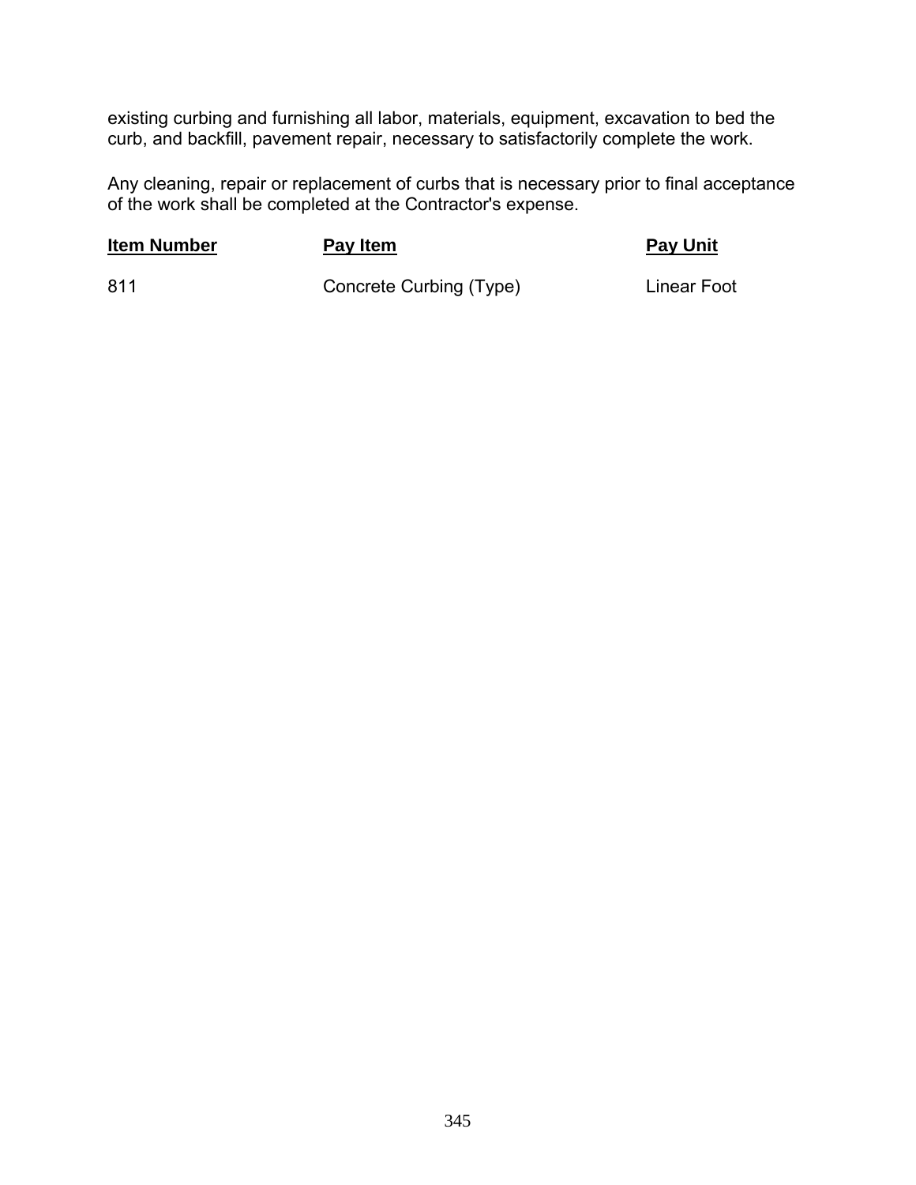existing curbing and furnishing all labor, materials, equipment, excavation to bed the curb, and backfill, pavement repair, necessary to satisfactorily complete the work.

Any cleaning, repair or replacement of curbs that is necessary prior to final acceptance of the work shall be completed at the Contractor's expense.

| Item Number | Pay Item | Pay Unit |
|---|---|---|
| 811 | Concrete Curbing (Type) | Linear Foot |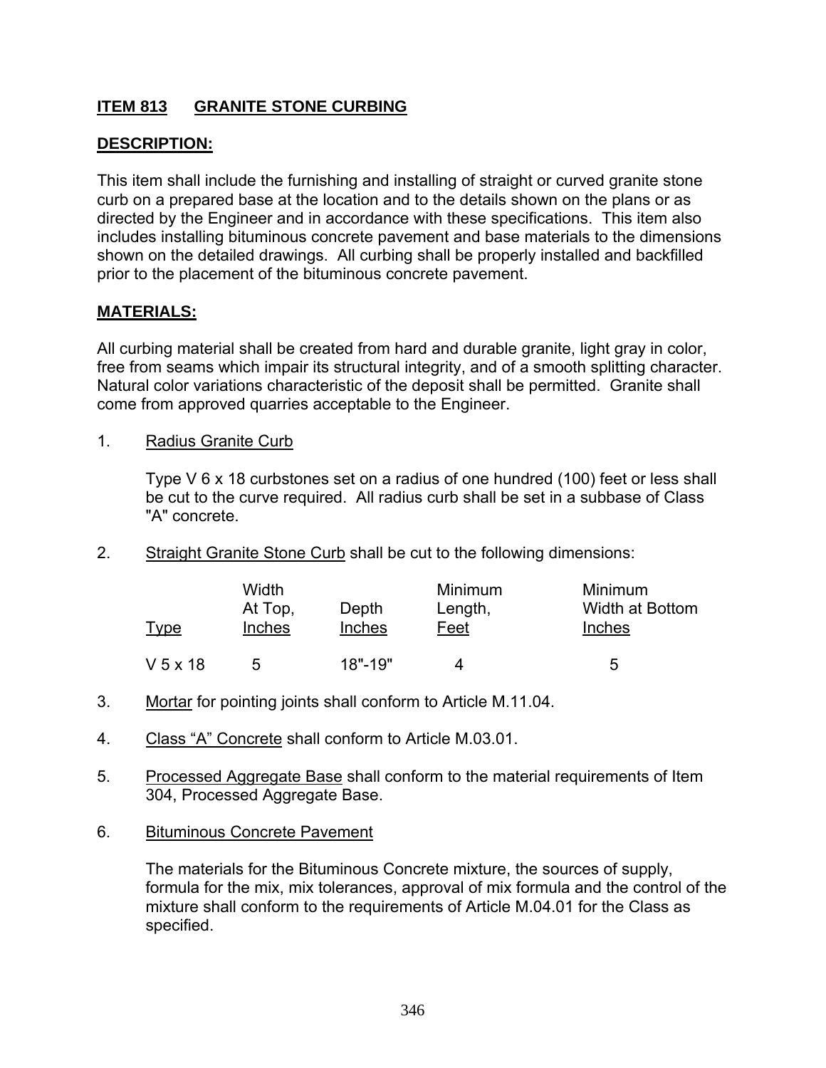## **ITEM 813 GRANITE STONE CURBING**

### **DESCRIPTION:**

This item shall include the furnishing and installing of straight or curved granite stone curb on a prepared base at the location and to the details shown on the plans or as directed by the Engineer and in accordance with these specifications. This item also includes installing bituminous concrete pavement and base materials to the dimensions shown on the detailed drawings. All curbing shall be properly installed and backfilled prior to the placement of the bituminous concrete pavement.

### **MATERIALS:**

All curbing material shall be created from hard and durable granite, light gray in color, free from seams which impair its structural integrity, and of a smooth splitting character. Natural color variations characteristic of the deposit shall be permitted. Granite shall come from approved quarries acceptable to the Engineer.

1. Radius Granite Curb

   Type V 6 x 18 curbstones set on a radius of one hundred (100) feet or less shall be cut to the curve required. All radius curb shall be set in a subbase of Class "A" concrete.

2. Straight Granite Stone Curb shall be cut to the following dimensions:

| Type | Width At Top, Inches | Depth Inches | Minimum Length, Feet | Minimum Width at Bottom Inches |
|---|---|---|---|---|
| V 5 x 18 | 5 | 18"-19" | 4 | 5 |

3. Mortar for pointing joints shall conform to Article M.11.04.

4. Class "A" Concrete shall conform to Article M.03.01.

5. Processed Aggregate Base shall conform to the material requirements of Item 304, Processed Aggregate Base.

6. Bituminous Concrete Pavement

   The materials for the Bituminous Concrete mixture, the sources of supply, formula for the mix, mix tolerances, approval of mix formula and the control of the mixture shall conform to the requirements of Article M.04.01 for the Class as specified.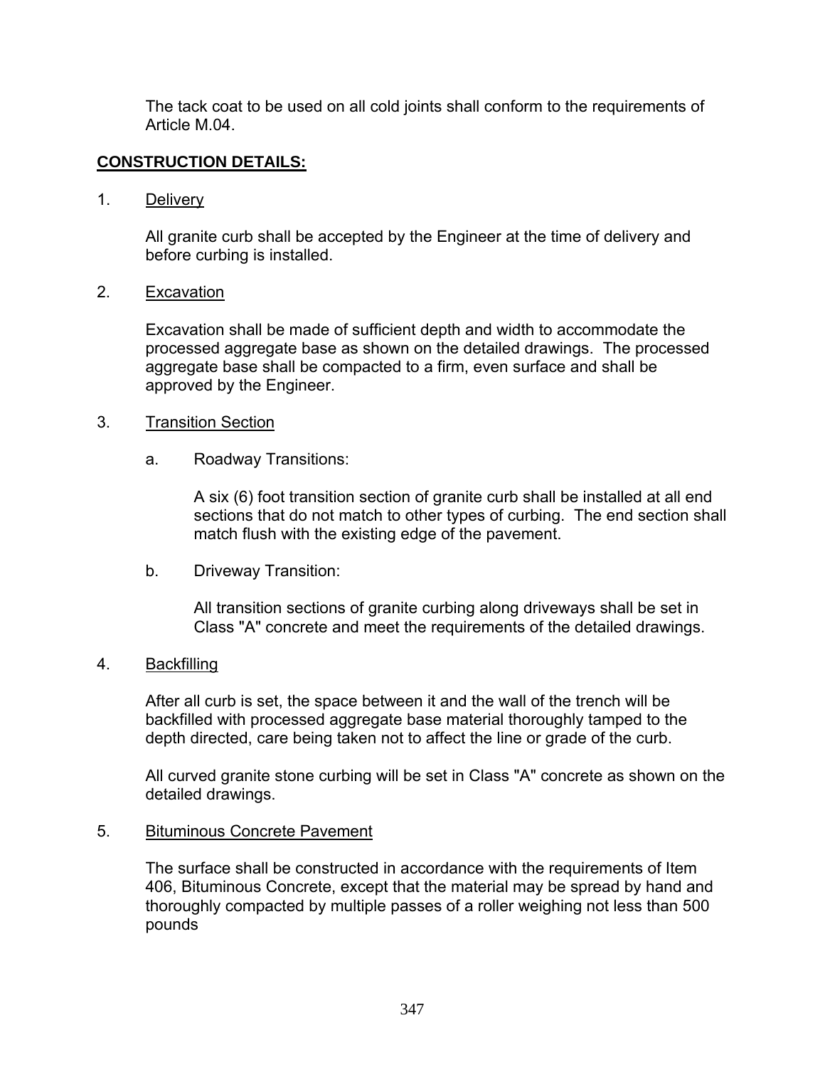The tack coat to be used on all cold joints shall conform to the requirements of Article M.04.

## CONSTRUCTION DETAILS:

1. Delivery

   All granite curb shall be accepted by the Engineer at the time of delivery and before curbing is installed.

2. Excavation

   Excavation shall be made of sufficient depth and width to accommodate the processed aggregate base as shown on the detailed drawings. The processed aggregate base shall be compacted to a firm, even surface and shall be approved by the Engineer.

3. Transition Section

   a. Roadway Transitions:

      A six (6) foot transition section of granite curb shall be installed at all end sections that do not match to other types of curbing. The end section shall match flush with the existing edge of the pavement.

   b. Driveway Transition:

      All transition sections of granite curbing along driveways shall be set in Class "A" concrete and meet the requirements of the detailed drawings.

4. Backfilling

   After all curb is set, the space between it and the wall of the trench will be backfilled with processed aggregate base material thoroughly tamped to the depth directed, care being taken not to affect the line or grade of the curb.

   All curved granite stone curbing will be set in Class "A" concrete as shown on the detailed drawings.

5. Bituminous Concrete Pavement

   The surface shall be constructed in accordance with the requirements of Item 406, Bituminous Concrete, except that the material may be spread by hand and thoroughly compacted by multiple passes of a roller weighing not less than 500 pounds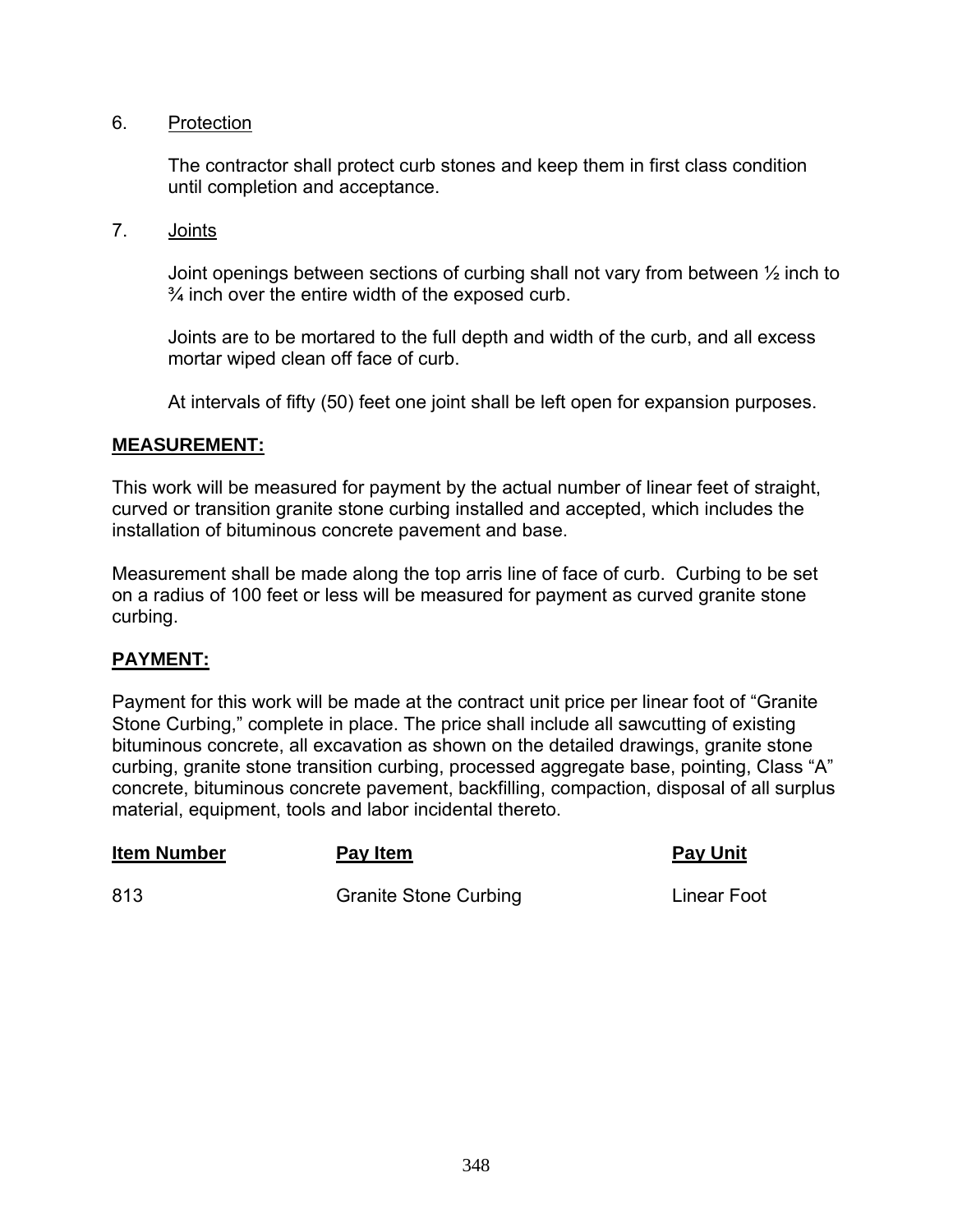6. Protection

   The contractor shall protect curb stones and keep them in first class condition until completion and acceptance.

7. Joints

   Joint openings between sections of curbing shall not vary from between ½ inch to ¾ inch over the entire width of the exposed curb.

   Joints are to be mortared to the full depth and width of the curb, and all excess mortar wiped clean off face of curb.

   At intervals of fifty (50) feet one joint shall be left open for expansion purposes.

**MEASUREMENT:**

This work will be measured for payment by the actual number of linear feet of straight, curved or transition granite stone curbing installed and accepted, which includes the installation of bituminous concrete pavement and base.

Measurement shall be made along the top arris line of face of curb. Curbing to be set on a radius of 100 feet or less will be measured for payment as curved granite stone curbing.

**PAYMENT:**

Payment for this work will be made at the contract unit price per linear foot of "Granite Stone Curbing," complete in place. The price shall include all sawcutting of existing bituminous concrete, all excavation as shown on the detailed drawings, granite stone curbing, granite stone transition curbing, processed aggregate base, pointing, Class "A" concrete, bituminous concrete pavement, backfilling, compaction, disposal of all surplus material, equipment, tools and labor incidental thereto.

| Item Number | Pay Item | Pay Unit |
|---|---|---|
| 813 | Granite Stone Curbing | Linear Foot |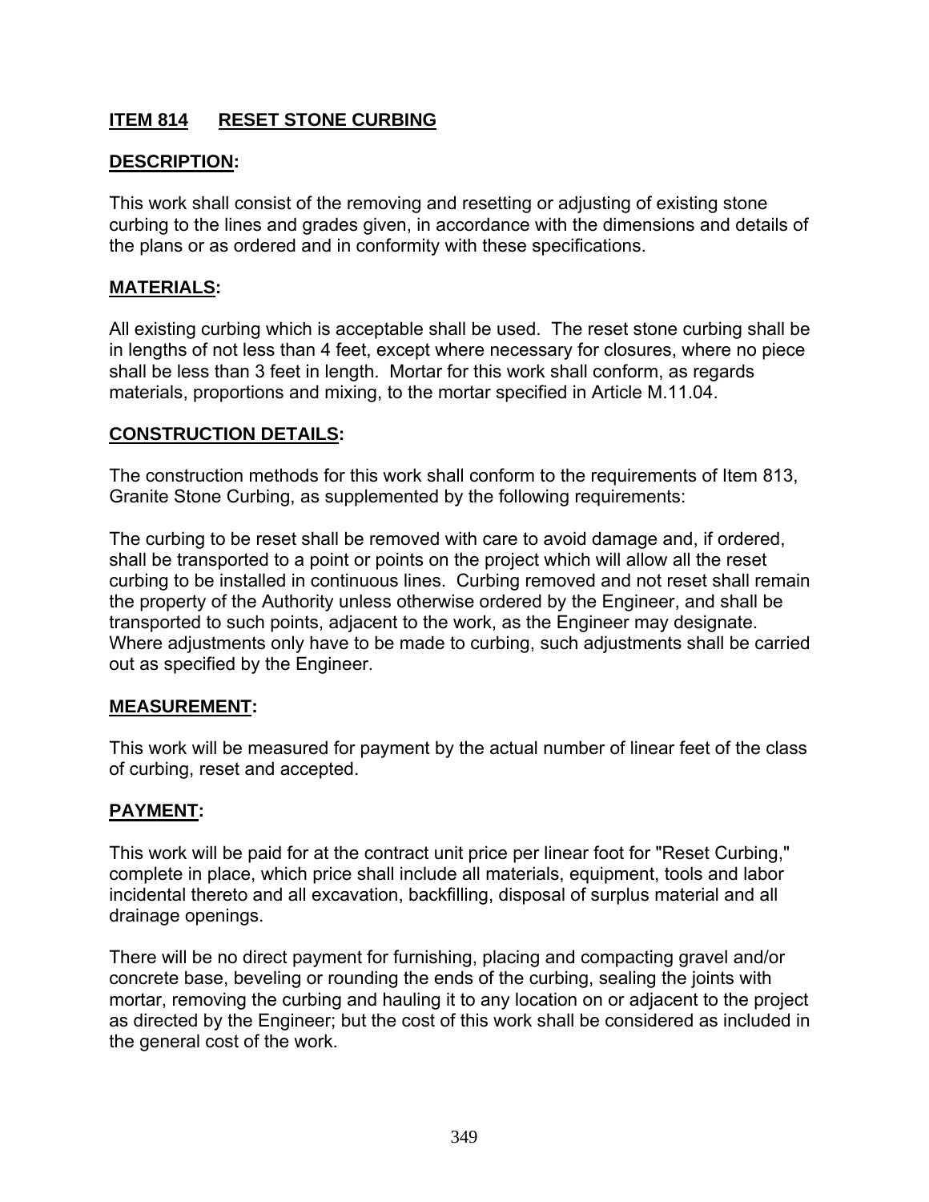## ITEM 814 RESET STONE CURBING

### DESCRIPTION:

This work shall consist of the removing and resetting or adjusting of existing stone curbing to the lines and grades given, in accordance with the dimensions and details of the plans or as ordered and in conformity with these specifications.

### MATERIALS:

All existing curbing which is acceptable shall be used. The reset stone curbing shall be in lengths of not less than 4 feet, except where necessary for closures, where no piece shall be less than 3 feet in length. Mortar for this work shall conform, as regards materials, proportions and mixing, to the mortar specified in Article M.11.04.

### CONSTRUCTION DETAILS:

The construction methods for this work shall conform to the requirements of Item 813, Granite Stone Curbing, as supplemented by the following requirements:

The curbing to be reset shall be removed with care to avoid damage and, if ordered, shall be transported to a point or points on the project which will allow all the reset curbing to be installed in continuous lines. Curbing removed and not reset shall remain the property of the Authority unless otherwise ordered by the Engineer, and shall be transported to such points, adjacent to the work, as the Engineer may designate. Where adjustments only have to be made to curbing, such adjustments shall be carried out as specified by the Engineer.

### MEASUREMENT:

This work will be measured for payment by the actual number of linear feet of the class of curbing, reset and accepted.

### PAYMENT:

This work will be paid for at the contract unit price per linear foot for "Reset Curbing," complete in place, which price shall include all materials, equipment, tools and labor incidental thereto and all excavation, backfilling, disposal of surplus material and all drainage openings.

There will be no direct payment for furnishing, placing and compacting gravel and/or concrete base, beveling or rounding the ends of the curbing, sealing the joints with mortar, removing the curbing and hauling it to any location on or adjacent to the project as directed by the Engineer; but the cost of this work shall be considered as included in the general cost of the work.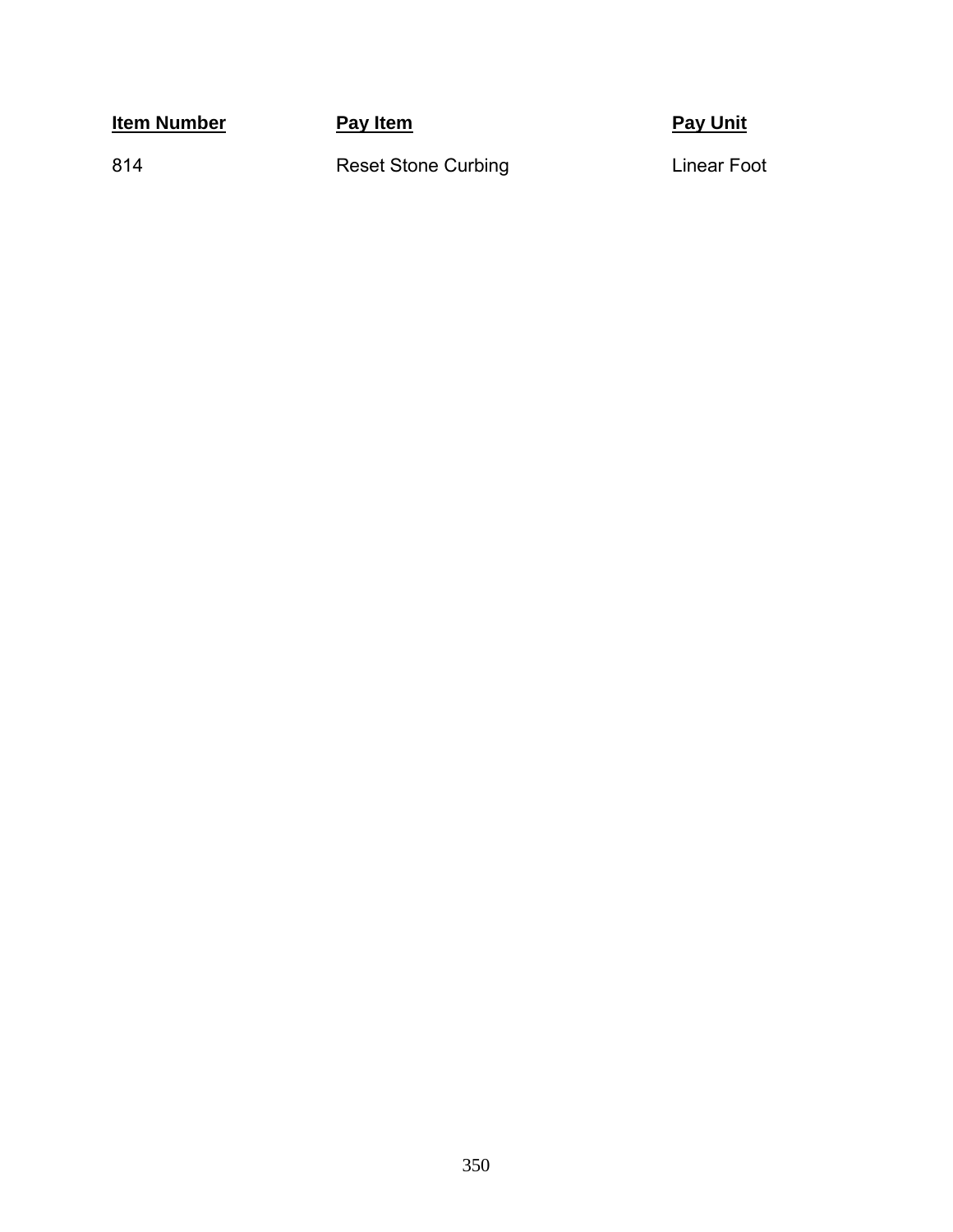| Item Number | Pay Item | Pay Unit |
| --- | --- | --- |
| 814 | Reset Stone Curbing | Linear Foot |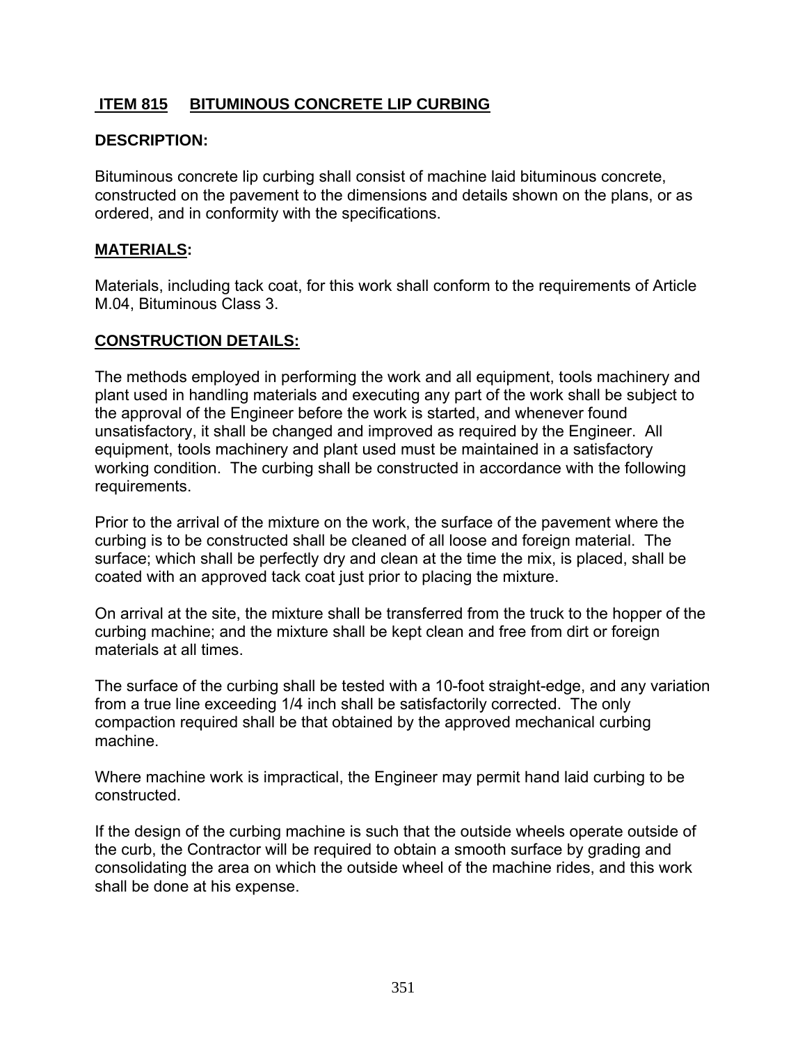## ITEM 815 BITUMINOUS CONCRETE LIP CURBING

### DESCRIPTION:

Bituminous concrete lip curbing shall consist of machine laid bituminous concrete, constructed on the pavement to the dimensions and details shown on the plans, or as ordered, and in conformity with the specifications.

### MATERIALS:

Materials, including tack coat, for this work shall conform to the requirements of Article M.04, Bituminous Class 3.

### CONSTRUCTION DETAILS:

The methods employed in performing the work and all equipment, tools machinery and plant used in handling materials and executing any part of the work shall be subject to the approval of the Engineer before the work is started, and whenever found unsatisfactory, it shall be changed and improved as required by the Engineer. All equipment, tools machinery and plant used must be maintained in a satisfactory working condition. The curbing shall be constructed in accordance with the following requirements.

Prior to the arrival of the mixture on the work, the surface of the pavement where the curbing is to be constructed shall be cleaned of all loose and foreign material. The surface; which shall be perfectly dry and clean at the time the mix, is placed, shall be coated with an approved tack coat just prior to placing the mixture.

On arrival at the site, the mixture shall be transferred from the truck to the hopper of the curbing machine; and the mixture shall be kept clean and free from dirt or foreign materials at all times.

The surface of the curbing shall be tested with a 10-foot straight-edge, and any variation from a true line exceeding 1/4 inch shall be satisfactorily corrected. The only compaction required shall be that obtained by the approved mechanical curbing machine.

Where machine work is impractical, the Engineer may permit hand laid curbing to be constructed.

If the design of the curbing machine is such that the outside wheels operate outside of the curb, the Contractor will be required to obtain a smooth surface by grading and consolidating the area on which the outside wheel of the machine rides, and this work shall be done at his expense.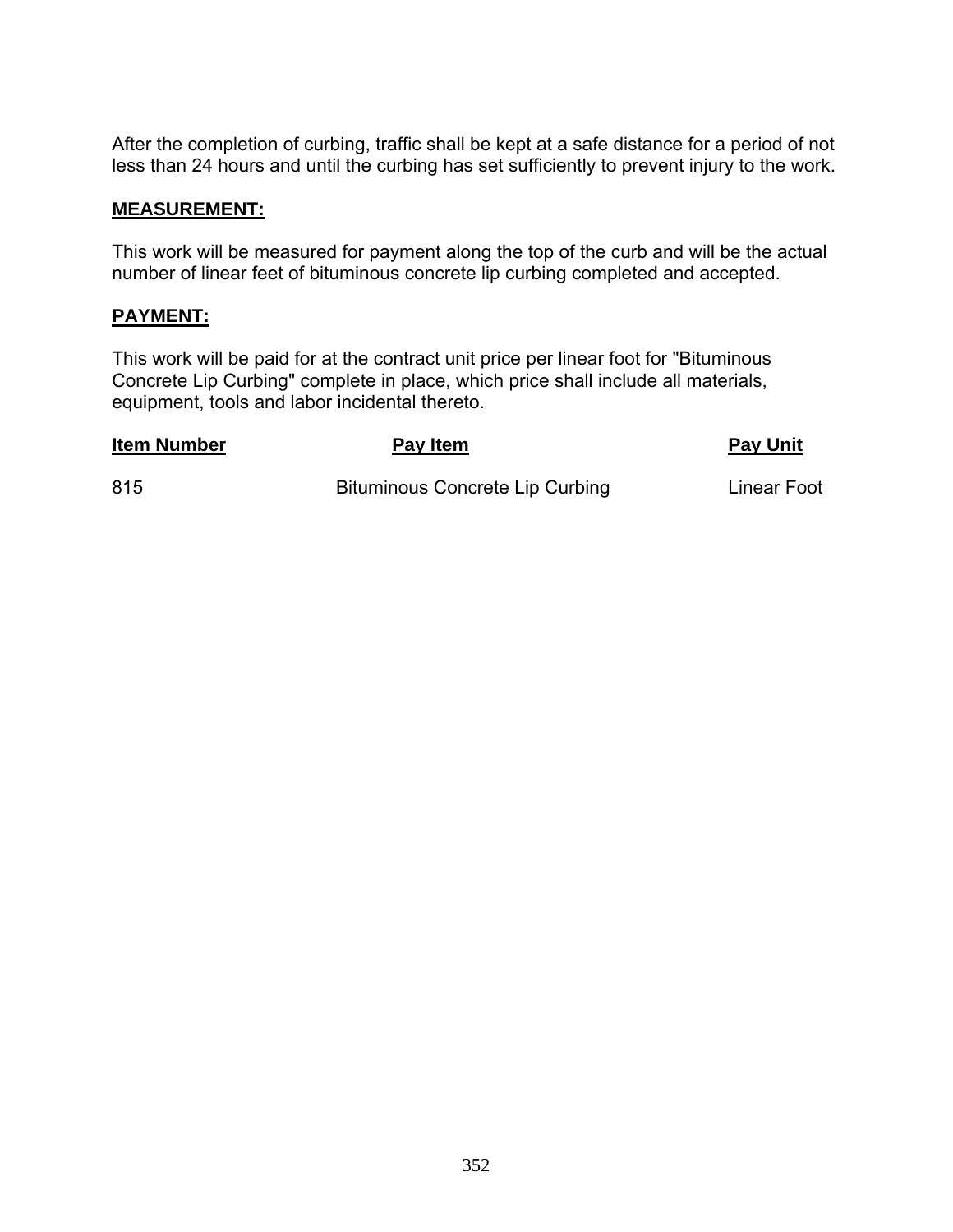After the completion of curbing, traffic shall be kept at a safe distance for a period of not less than 24 hours and until the curbing has set sufficiently to prevent injury to the work.

## MEASUREMENT:

This work will be measured for payment along the top of the curb and will be the actual number of linear feet of bituminous concrete lip curbing completed and accepted.

## PAYMENT:

This work will be paid for at the contract unit price per linear foot for "Bituminous Concrete Lip Curbing" complete in place, which price shall include all materials, equipment, tools and labor incidental thereto.

| Item Number | Pay Item | Pay Unit |
|---|---|---|
| 815 | Bituminous Concrete Lip Curbing | Linear Foot |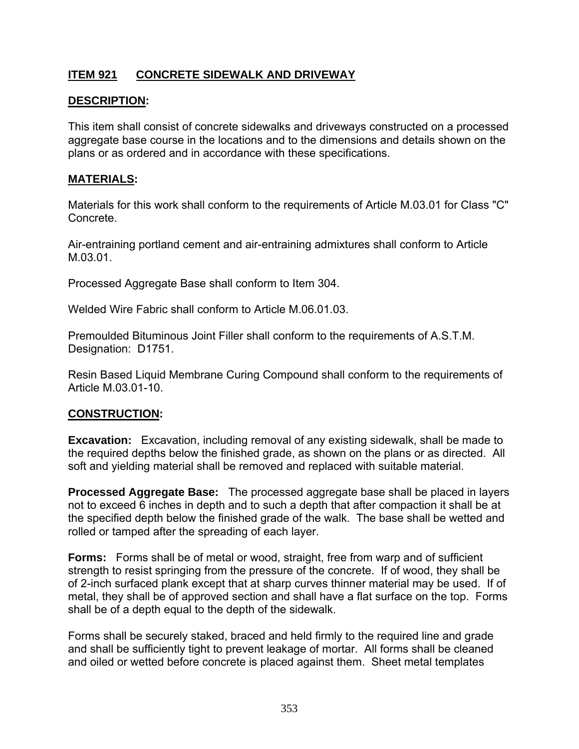## ITEM 921 CONCRETE SIDEWALK AND DRIVEWAY

### DESCRIPTION:

This item shall consist of concrete sidewalks and driveways constructed on a processed aggregate base course in the locations and to the dimensions and details shown on the plans or as ordered and in accordance with these specifications.

### MATERIALS:

Materials for this work shall conform to the requirements of Article M.03.01 for Class "C" Concrete.

Air-entraining portland cement and air-entraining admixtures shall conform to Article M.03.01.

Processed Aggregate Base shall conform to Item 304.

Welded Wire Fabric shall conform to Article M.06.01.03.

Premoulded Bituminous Joint Filler shall conform to the requirements of A.S.T.M. Designation: D1751.

Resin Based Liquid Membrane Curing Compound shall conform to the requirements of Article M.03.01-10.

### CONSTRUCTION:

**Excavation:** Excavation, including removal of any existing sidewalk, shall be made to the required depths below the finished grade, as shown on the plans or as directed. All soft and yielding material shall be removed and replaced with suitable material.

**Processed Aggregate Base:** The processed aggregate base shall be placed in layers not to exceed 6 inches in depth and to such a depth that after compaction it shall be at the specified depth below the finished grade of the walk. The base shall be wetted and rolled or tamped after the spreading of each layer.

**Forms:** Forms shall be of metal or wood, straight, free from warp and of sufficient strength to resist springing from the pressure of the concrete. If of wood, they shall be of 2-inch surfaced plank except that at sharp curves thinner material may be used. If of metal, they shall be of approved section and shall have a flat surface on the top. Forms shall be of a depth equal to the depth of the sidewalk.

Forms shall be securely staked, braced and held firmly to the required line and grade and shall be sufficiently tight to prevent leakage of mortar. All forms shall be cleaned and oiled or wetted before concrete is placed against them. Sheet metal templates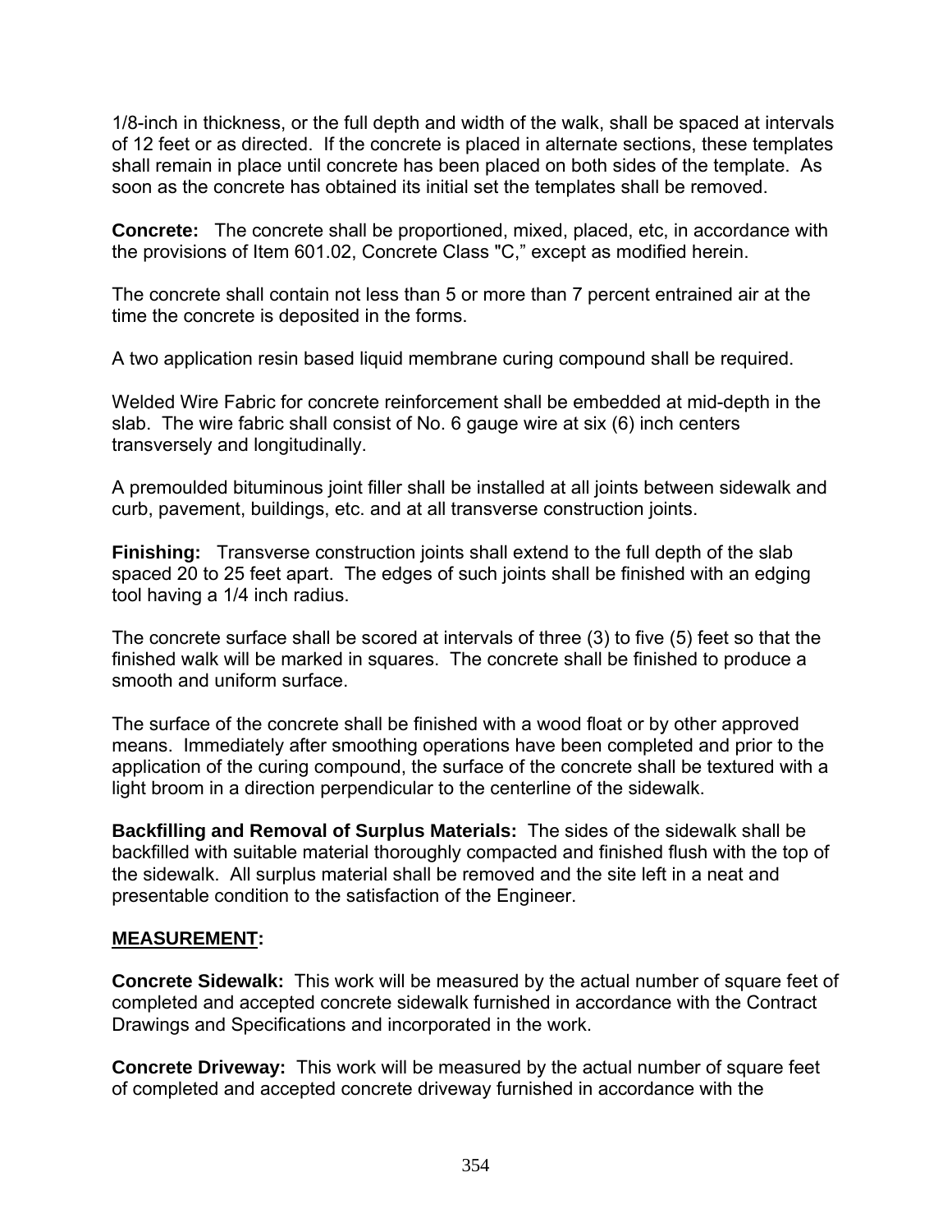1/8-inch in thickness, or the full depth and width of the walk, shall be spaced at intervals of 12 feet or as directed. If the concrete is placed in alternate sections, these templates shall remain in place until concrete has been placed on both sides of the template. As soon as the concrete has obtained its initial set the templates shall be removed.

**Concrete:** The concrete shall be proportioned, mixed, placed, etc, in accordance with the provisions of Item 601.02, Concrete Class "C," except as modified herein.

The concrete shall contain not less than 5 or more than 7 percent entrained air at the time the concrete is deposited in the forms.

A two application resin based liquid membrane curing compound shall be required.

Welded Wire Fabric for concrete reinforcement shall be embedded at mid-depth in the slab. The wire fabric shall consist of No. 6 gauge wire at six (6) inch centers transversely and longitudinally.

A premoulded bituminous joint filler shall be installed at all joints between sidewalk and curb, pavement, buildings, etc. and at all transverse construction joints.

**Finishing:** Transverse construction joints shall extend to the full depth of the slab spaced 20 to 25 feet apart. The edges of such joints shall be finished with an edging tool having a 1/4 inch radius.

The concrete surface shall be scored at intervals of three (3) to five (5) feet so that the finished walk will be marked in squares. The concrete shall be finished to produce a smooth and uniform surface.

The surface of the concrete shall be finished with a wood float or by other approved means. Immediately after smoothing operations have been completed and prior to the application of the curing compound, the surface of the concrete shall be textured with a light broom in a direction perpendicular to the centerline of the sidewalk.

**Backfilling and Removal of Surplus Materials:** The sides of the sidewalk shall be backfilled with suitable material thoroughly compacted and finished flush with the top of the sidewalk. All surplus material shall be removed and the site left in a neat and presentable condition to the satisfaction of the Engineer.

## **MEASUREMENT:**

**Concrete Sidewalk:** This work will be measured by the actual number of square feet of completed and accepted concrete sidewalk furnished in accordance with the Contract Drawings and Specifications and incorporated in the work.

**Concrete Driveway:** This work will be measured by the actual number of square feet of completed and accepted concrete driveway furnished in accordance with the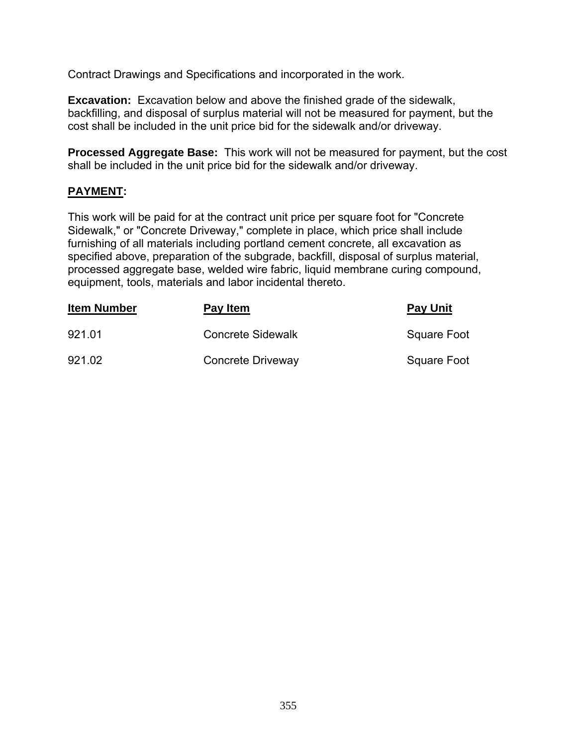Contract Drawings and Specifications and incorporated in the work.

**Excavation:** Excavation below and above the finished grade of the sidewalk, backfilling, and disposal of surplus material will not be measured for payment, but the cost shall be included in the unit price bid for the sidewalk and/or driveway.

**Processed Aggregate Base:** This work will not be measured for payment, but the cost shall be included in the unit price bid for the sidewalk and/or driveway.

**PAYMENT:**

This work will be paid for at the contract unit price per square foot for "Concrete Sidewalk," or "Concrete Driveway," complete in place, which price shall include furnishing of all materials including portland cement concrete, all excavation as specified above, preparation of the subgrade, backfill, disposal of surplus material, processed aggregate base, welded wire fabric, liquid membrane curing compound, equipment, tools, materials and labor incidental thereto.

| Item Number | Pay Item | Pay Unit |
|---|---|---|
| 921.01 | Concrete Sidewalk | Square Foot |
| 921.02 | Concrete Driveway | Square Foot |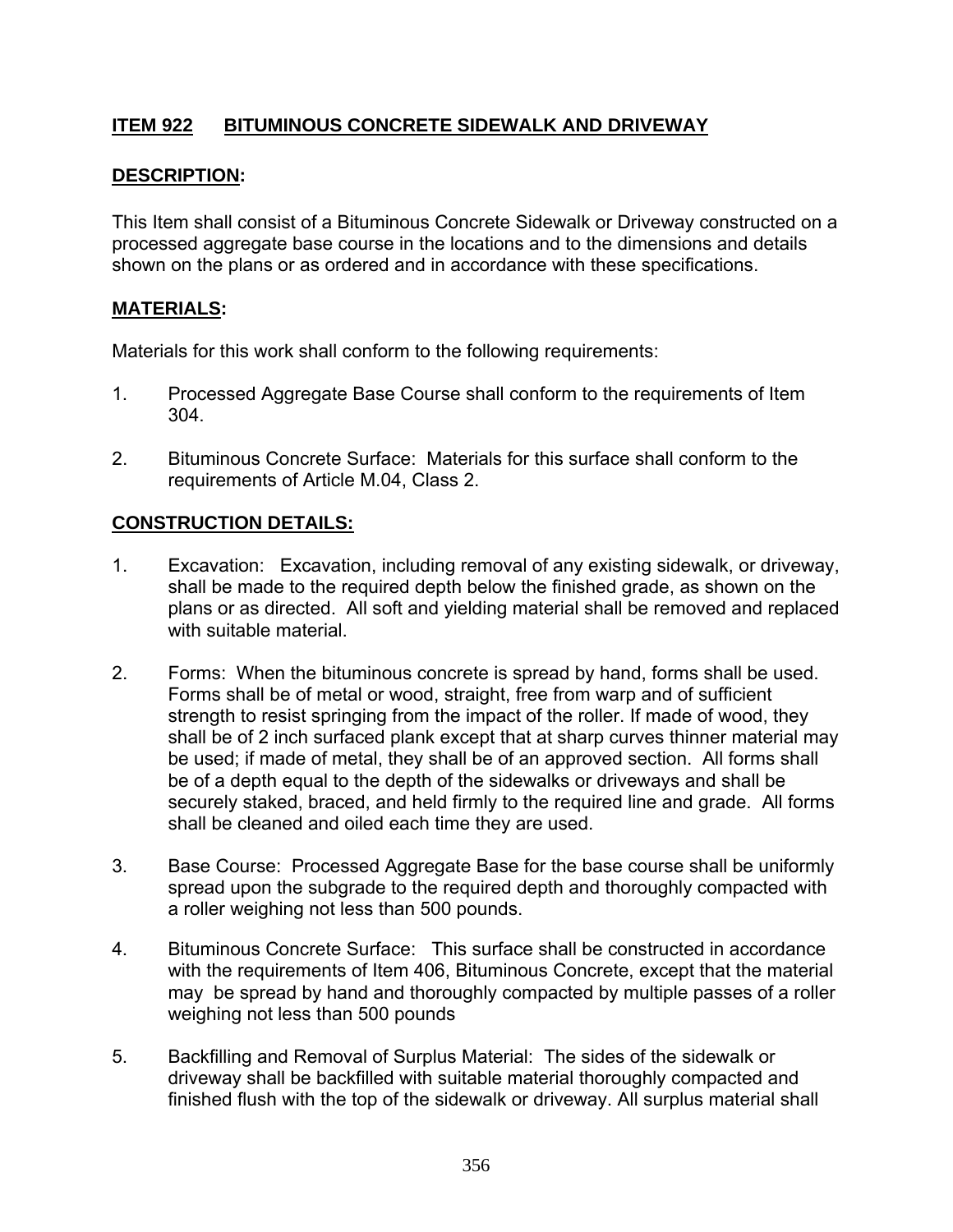## ITEM 922 BITUMINOUS CONCRETE SIDEWALK AND DRIVEWAY

### DESCRIPTION:

This Item shall consist of a Bituminous Concrete Sidewalk or Driveway constructed on a processed aggregate base course in the locations and to the dimensions and details shown on the plans or as ordered and in accordance with these specifications.

### MATERIALS:

Materials for this work shall conform to the following requirements:

1. Processed Aggregate Base Course shall conform to the requirements of Item 304.

2. Bituminous Concrete Surface: Materials for this surface shall conform to the requirements of Article M.04, Class 2.

### CONSTRUCTION DETAILS:

1. Excavation: Excavation, including removal of any existing sidewalk, or driveway, shall be made to the required depth below the finished grade, as shown on the plans or as directed. All soft and yielding material shall be removed and replaced with suitable material.

2. Forms: When the bituminous concrete is spread by hand, forms shall be used. Forms shall be of metal or wood, straight, free from warp and of sufficient strength to resist springing from the impact of the roller. If made of wood, they shall be of 2 inch surfaced plank except that at sharp curves thinner material may be used; if made of metal, they shall be of an approved section. All forms shall be of a depth equal to the depth of the sidewalks or driveways and shall be securely staked, braced, and held firmly to the required line and grade. All forms shall be cleaned and oiled each time they are used.

3. Base Course: Processed Aggregate Base for the base course shall be uniformly spread upon the subgrade to the required depth and thoroughly compacted with a roller weighing not less than 500 pounds.

4. Bituminous Concrete Surface: This surface shall be constructed in accordance with the requirements of Item 406, Bituminous Concrete, except that the material may be spread by hand and thoroughly compacted by multiple passes of a roller weighing not less than 500 pounds

5. Backfilling and Removal of Surplus Material: The sides of the sidewalk or driveway shall be backfilled with suitable material thoroughly compacted and finished flush with the top of the sidewalk or driveway. All surplus material shall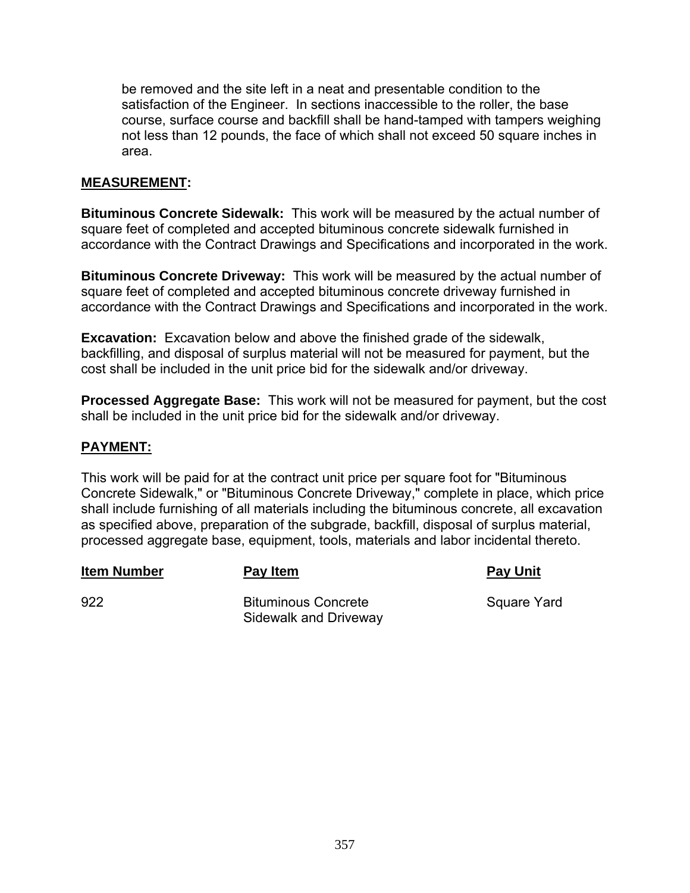be removed and the site left in a neat and presentable condition to the satisfaction of the Engineer. In sections inaccessible to the roller, the base course, surface course and backfill shall be hand-tamped with tampers weighing not less than 12 pounds, the face of which shall not exceed 50 square inches in area.

**MEASUREMENT:**

**Bituminous Concrete Sidewalk:** This work will be measured by the actual number of square feet of completed and accepted bituminous concrete sidewalk furnished in accordance with the Contract Drawings and Specifications and incorporated in the work.

**Bituminous Concrete Driveway:** This work will be measured by the actual number of square feet of completed and accepted bituminous concrete driveway furnished in accordance with the Contract Drawings and Specifications and incorporated in the work.

**Excavation:** Excavation below and above the finished grade of the sidewalk, backfilling, and disposal of surplus material will not be measured for payment, but the cost shall be included in the unit price bid for the sidewalk and/or driveway.

**Processed Aggregate Base:** This work will not be measured for payment, but the cost shall be included in the unit price bid for the sidewalk and/or driveway.

**PAYMENT:**

This work will be paid for at the contract unit price per square foot for "Bituminous Concrete Sidewalk," or "Bituminous Concrete Driveway," complete in place, which price shall include furnishing of all materials including the bituminous concrete, all excavation as specified above, preparation of the subgrade, backfill, disposal of surplus material, processed aggregate base, equipment, tools, materials and labor incidental thereto.

| Item Number | Pay Item | Pay Unit |
| --- | --- | --- |
| 922 | Bituminous Concrete Sidewalk and Driveway | Square Yard |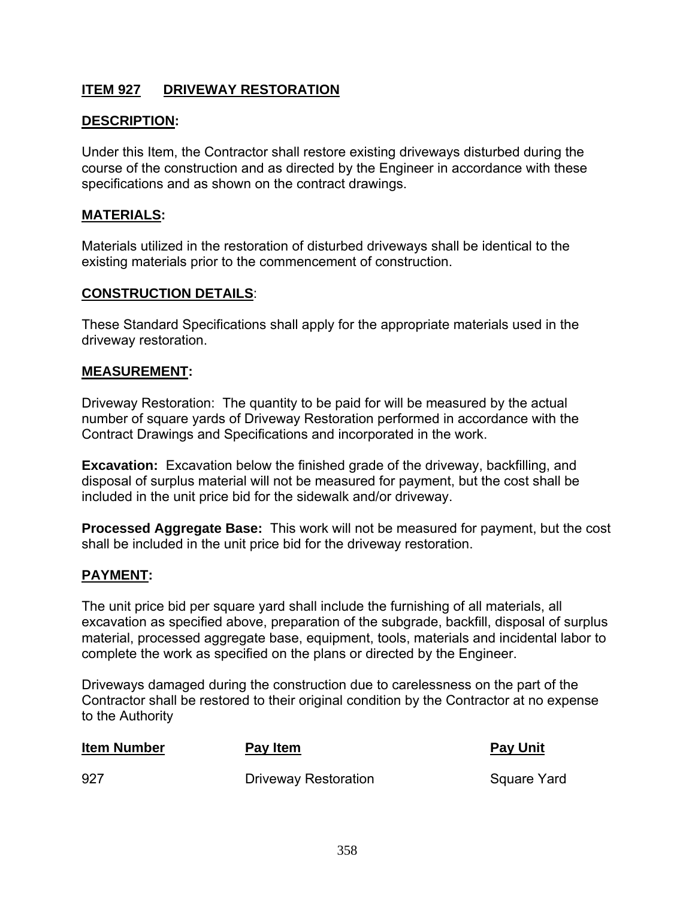## ITEM 927 DRIVEWAY RESTORATION

### DESCRIPTION:

Under this Item, the Contractor shall restore existing driveways disturbed during the course of the construction and as directed by the Engineer in accordance with these specifications and as shown on the contract drawings.

### MATERIALS:

Materials utilized in the restoration of disturbed driveways shall be identical to the existing materials prior to the commencement of construction.

### CONSTRUCTION DETAILS:

These Standard Specifications shall apply for the appropriate materials used in the driveway restoration.

### MEASUREMENT:

Driveway Restoration: The quantity to be paid for will be measured by the actual number of square yards of Driveway Restoration performed in accordance with the Contract Drawings and Specifications and incorporated in the work.

**Excavation:** Excavation below the finished grade of the driveway, backfilling, and disposal of surplus material will not be measured for payment, but the cost shall be included in the unit price bid for the sidewalk and/or driveway.

**Processed Aggregate Base:** This work will not be measured for payment, but the cost shall be included in the unit price bid for the driveway restoration.

### PAYMENT:

The unit price bid per square yard shall include the furnishing of all materials, all excavation as specified above, preparation of the subgrade, backfill, disposal of surplus material, processed aggregate base, equipment, tools, materials and incidental labor to complete the work as specified on the plans or directed by the Engineer.

Driveways damaged during the construction due to carelessness on the part of the Contractor shall be restored to their original condition by the Contractor at no expense to the Authority

| Item Number | Pay Item | Pay Unit |
|---|---|---|
| 927 | Driveway Restoration | Square Yard |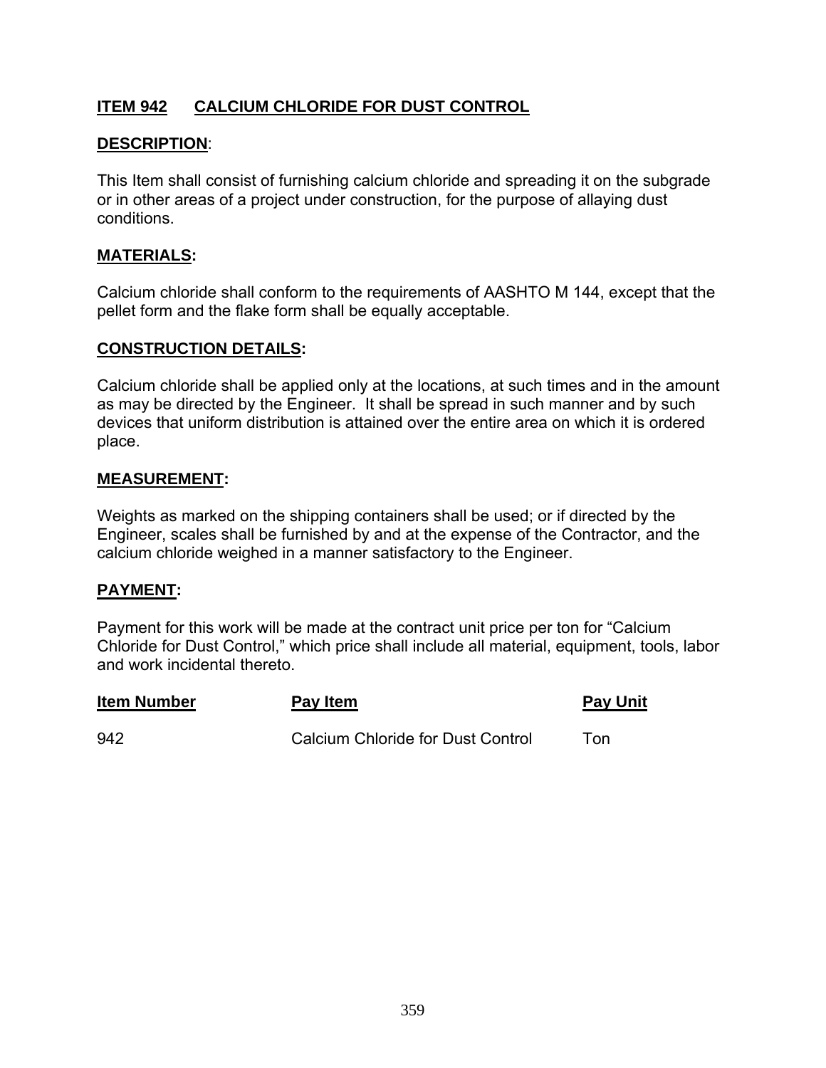## ITEM 942 CALCIUM CHLORIDE FOR DUST CONTROL

### DESCRIPTION:

This Item shall consist of furnishing calcium chloride and spreading it on the subgrade or in other areas of a project under construction, for the purpose of allaying dust conditions.

### MATERIALS:

Calcium chloride shall conform to the requirements of AASHTO M 144, except that the pellet form and the flake form shall be equally acceptable.

### CONSTRUCTION DETAILS:

Calcium chloride shall be applied only at the locations, at such times and in the amount as may be directed by the Engineer. It shall be spread in such manner and by such devices that uniform distribution is attained over the entire area on which it is ordered place.

### MEASUREMENT:

Weights as marked on the shipping containers shall be used; or if directed by the Engineer, scales shall be furnished by and at the expense of the Contractor, and the calcium chloride weighed in a manner satisfactory to the Engineer.

### PAYMENT:

Payment for this work will be made at the contract unit price per ton for "Calcium Chloride for Dust Control," which price shall include all material, equipment, tools, labor and work incidental thereto.

| Item Number | Pay Item | Pay Unit |
|---|---|---|
| 942 | Calcium Chloride for Dust Control | Ton |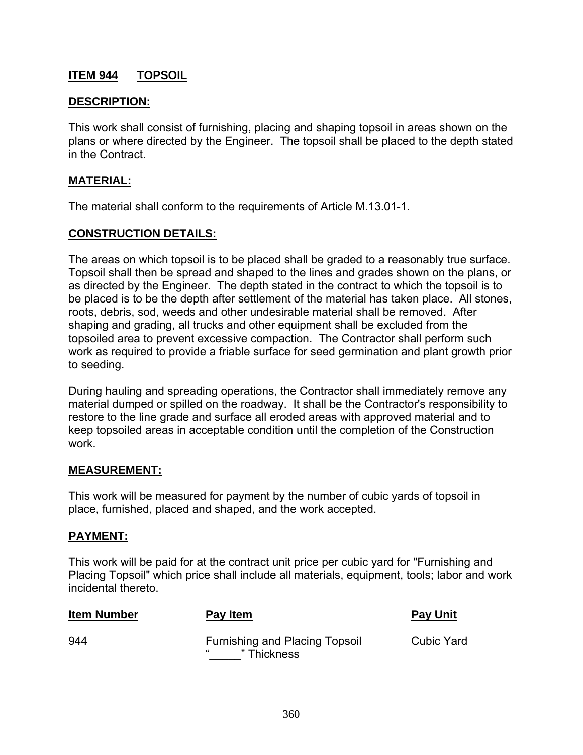## ITEM 944    TOPSOIL

### DESCRIPTION:

This work shall consist of furnishing, placing and shaping topsoil in areas shown on the plans or where directed by the Engineer. The topsoil shall be placed to the depth stated in the Contract.

### MATERIAL:

The material shall conform to the requirements of Article M.13.01-1.

### CONSTRUCTION DETAILS:

The areas on which topsoil is to be placed shall be graded to a reasonably true surface. Topsoil shall then be spread and shaped to the lines and grades shown on the plans, or as directed by the Engineer. The depth stated in the contract to which the topsoil is to be placed is to be the depth after settlement of the material has taken place. All stones, roots, debris, sod, weeds and other undesirable material shall be removed. After shaping and grading, all trucks and other equipment shall be excluded from the topsoiled area to prevent excessive compaction. The Contractor shall perform such work as required to provide a friable surface for seed germination and plant growth prior to seeding.

During hauling and spreading operations, the Contractor shall immediately remove any material dumped or spilled on the roadway. It shall be the Contractor's responsibility to restore to the line grade and surface all eroded areas with approved material and to keep topsoiled areas in acceptable condition until the completion of the Construction work.

### MEASUREMENT:

This work will be measured for payment by the number of cubic yards of topsoil in place, furnished, placed and shaped, and the work accepted.

### PAYMENT:

This work will be paid for at the contract unit price per cubic yard for "Furnishing and Placing Topsoil" which price shall include all materials, equipment, tools; labor and work incidental thereto.

| Item Number | Pay Item | Pay Unit |
|---|---|---|
| 944 | Furnishing and Placing Topsoil "_____" Thickness | Cubic Yard |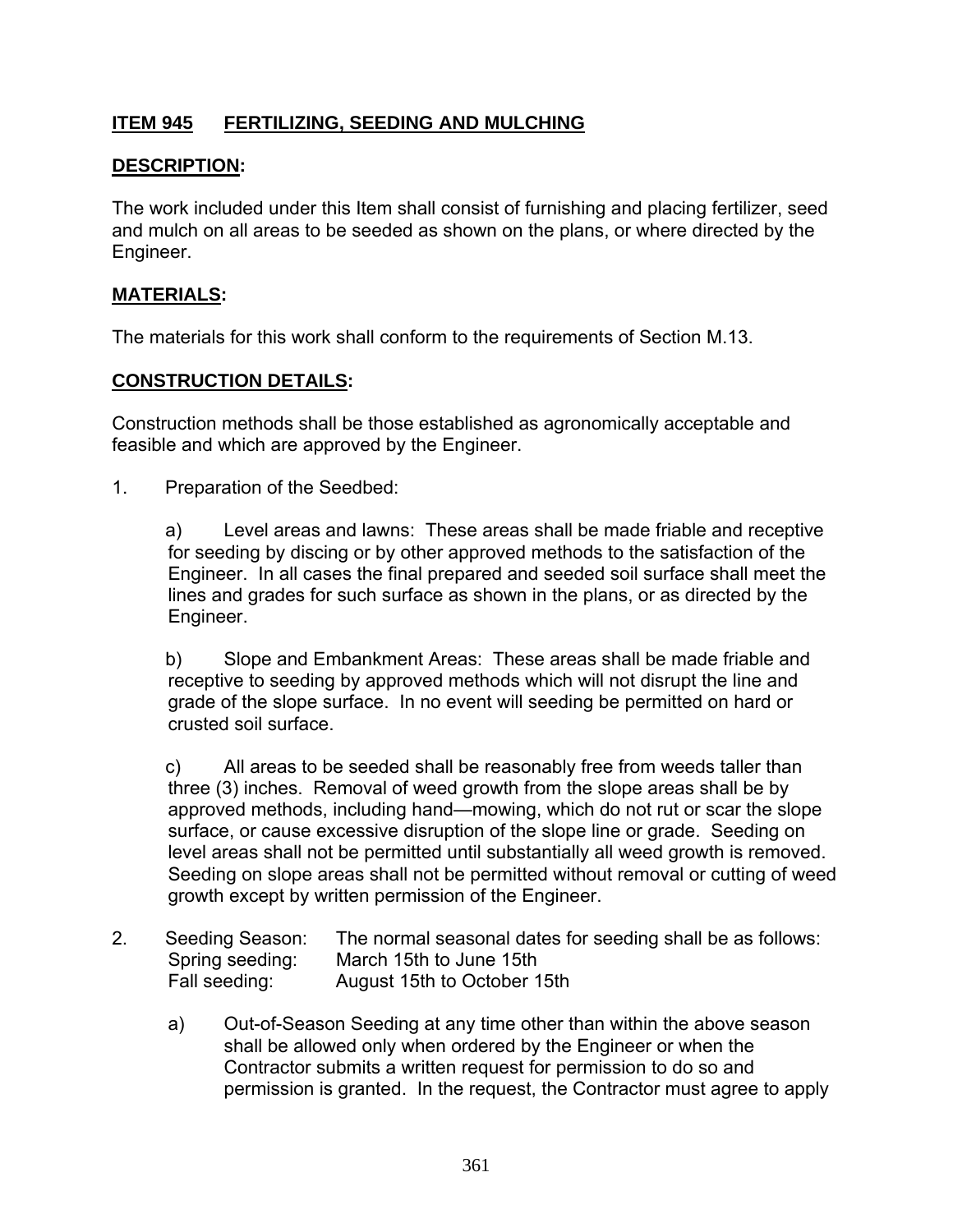## **ITEM 945 FERTILIZING, SEEDING AND MULCHING**

**DESCRIPTION:**

The work included under this Item shall consist of furnishing and placing fertilizer, seed and mulch on all areas to be seeded as shown on the plans, or where directed by the Engineer.

**MATERIALS:**

The materials for this work shall conform to the requirements of Section M.13.

**CONSTRUCTION DETAILS:**

Construction methods shall be those established as agronomically acceptable and feasible and which are approved by the Engineer.

1. Preparation of the Seedbed:

   a) Level areas and lawns: These areas shall be made friable and receptive for seeding by discing or by other approved methods to the satisfaction of the Engineer. In all cases the final prepared and seeded soil surface shall meet the lines and grades for such surface as shown in the plans, or as directed by the Engineer.

   b) Slope and Embankment Areas: These areas shall be made friable and receptive to seeding by approved methods which will not disrupt the line and grade of the slope surface. In no event will seeding be permitted on hard or crusted soil surface.

   c) All areas to be seeded shall be reasonably free from weeds taller than three (3) inches. Removal of weed growth from the slope areas shall be by approved methods, including hand—mowing, which do not rut or scar the slope surface, or cause excessive disruption of the slope line or grade. Seeding on level areas shall not be permitted until substantially all weed growth is removed. Seeding on slope areas shall not be permitted without removal or cutting of weed growth except by written permission of the Engineer.

2. Seeding Season: The normal seasonal dates for seeding shall be as follows:
   Spring seeding: March 15th to June 15th
   Fall seeding: August 15th to October 15th

   a) Out-of-Season Seeding at any time other than within the above season shall be allowed only when ordered by the Engineer or when the Contractor submits a written request for permission to do so and permission is granted. In the request, the Contractor must agree to apply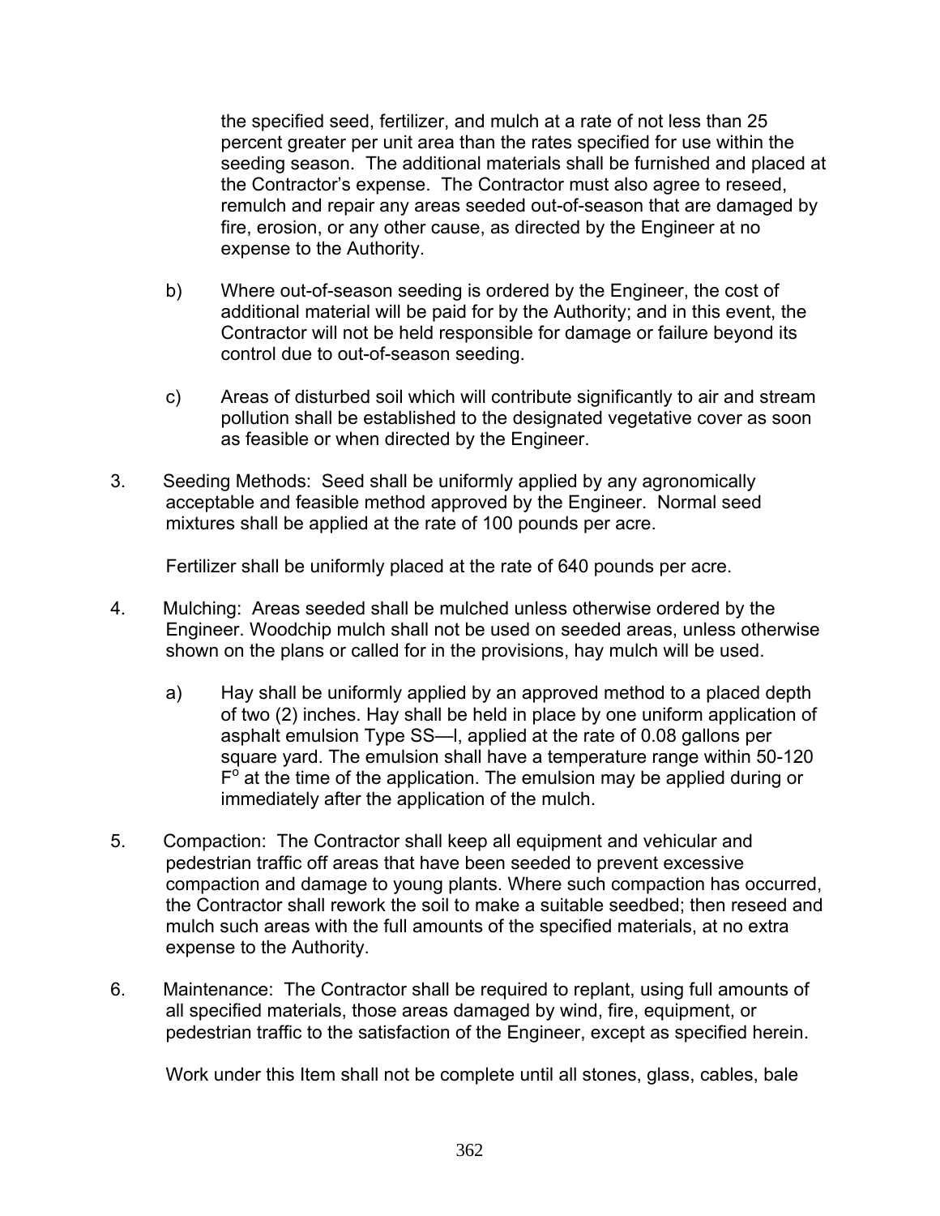the specified seed, fertilizer, and mulch at a rate of not less than 25 percent greater per unit area than the rates specified for use within the seeding season. The additional materials shall be furnished and placed at the Contractor's expense. The Contractor must also agree to reseed, remulch and repair any areas seeded out-of-season that are damaged by fire, erosion, or any other cause, as directed by the Engineer at no expense to the Authority.

b) Where out-of-season seeding is ordered by the Engineer, the cost of additional material will be paid for by the Authority; and in this event, the Contractor will not be held responsible for damage or failure beyond its control due to out-of-season seeding.

c) Areas of disturbed soil which will contribute significantly to air and stream pollution shall be established to the designated vegetative cover as soon as feasible or when directed by the Engineer.

3. Seeding Methods: Seed shall be uniformly applied by any agronomically acceptable and feasible method approved by the Engineer. Normal seed mixtures shall be applied at the rate of 100 pounds per acre.

   Fertilizer shall be uniformly placed at the rate of 640 pounds per acre.

4. Mulching: Areas seeded shall be mulched unless otherwise ordered by the Engineer. Woodchip mulch shall not be used on seeded areas, unless otherwise shown on the plans or called for in the provisions, hay mulch will be used.

   a) Hay shall be uniformly applied by an approved method to a placed depth of two (2) inches. Hay shall be held in place by one uniform application of asphalt emulsion Type SS—l, applied at the rate of 0.08 gallons per square yard. The emulsion shall have a temperature range within 50-120 $F^o$ at the time of the application. The emulsion may be applied during or immediately after the application of the mulch.

5. Compaction: The Contractor shall keep all equipment and vehicular and pedestrian traffic off areas that have been seeded to prevent excessive compaction and damage to young plants. Where such compaction has occurred, the Contractor shall rework the soil to make a suitable seedbed; then reseed and mulch such areas with the full amounts of the specified materials, at no extra expense to the Authority.

6. Maintenance: The Contractor shall be required to replant, using full amounts of all specified materials, those areas damaged by wind, fire, equipment, or pedestrian traffic to the satisfaction of the Engineer, except as specified herein.

   Work under this Item shall not be complete until all stones, glass, cables, bale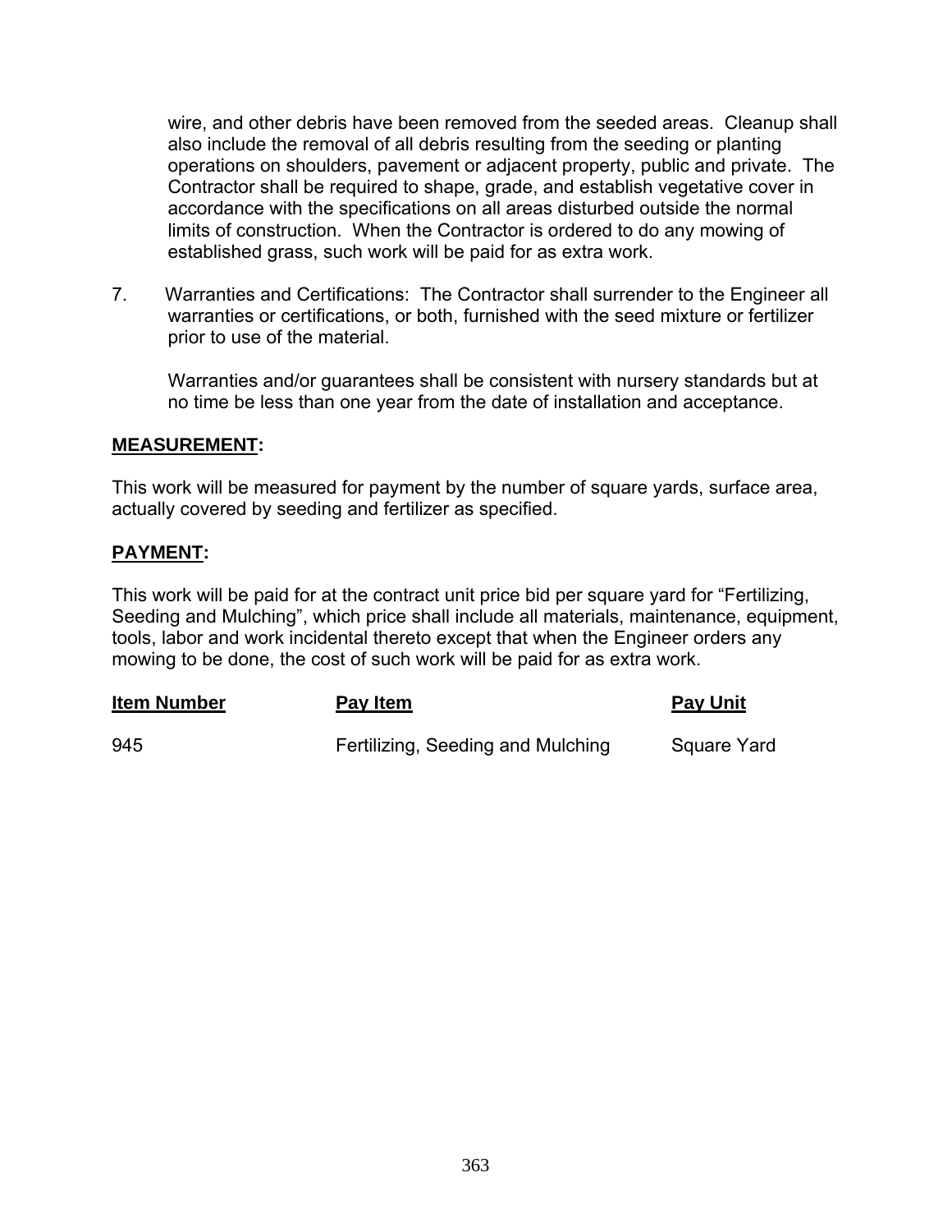wire, and other debris have been removed from the seeded areas. Cleanup shall also include the removal of all debris resulting from the seeding or planting operations on shoulders, pavement or adjacent property, public and private. The Contractor shall be required to shape, grade, and establish vegetative cover in accordance with the specifications on all areas disturbed outside the normal limits of construction. When the Contractor is ordered to do any mowing of established grass, such work will be paid for as extra work.

7. Warranties and Certifications: The Contractor shall surrender to the Engineer all warranties or certifications, or both, furnished with the seed mixture or fertilizer prior to use of the material.

   Warranties and/or guarantees shall be consistent with nursery standards but at no time be less than one year from the date of installation and acceptance.

**MEASUREMENT:**

This work will be measured for payment by the number of square yards, surface area, actually covered by seeding and fertilizer as specified.

**PAYMENT:**

This work will be paid for at the contract unit price bid per square yard for "Fertilizing, Seeding and Mulching", which price shall include all materials, maintenance, equipment, tools, labor and work incidental thereto except that when the Engineer orders any mowing to be done, the cost of such work will be paid for as extra work.

| Item Number | Pay Item | Pay Unit |
|---|---|---|
| 945 | Fertilizing, Seeding and Mulching | Square Yard |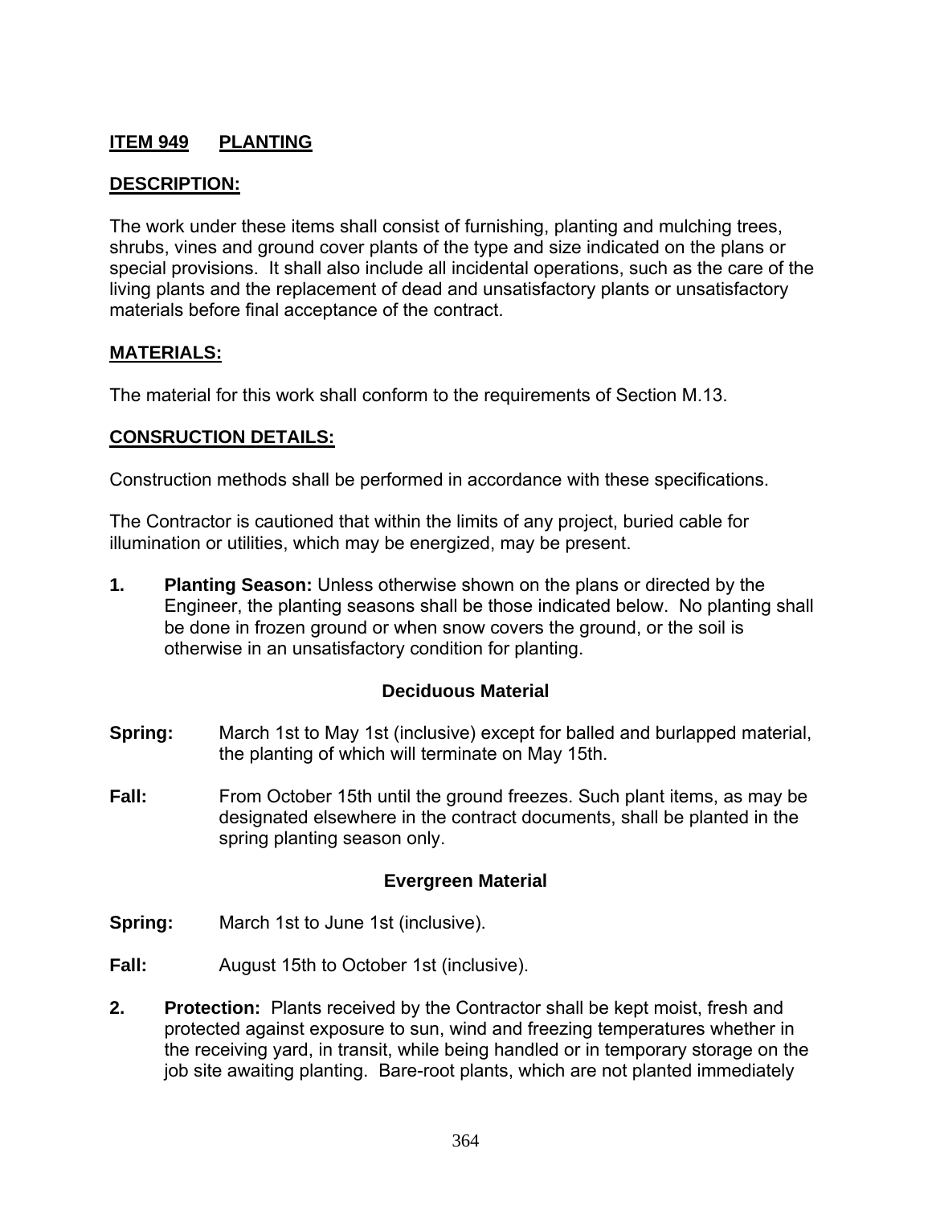**ITEM 949 PLANTING**

**DESCRIPTION:**

The work under these items shall consist of furnishing, planting and mulching trees, shrubs, vines and ground cover plants of the type and size indicated on the plans or special provisions. It shall also include all incidental operations, such as the care of the living plants and the replacement of dead and unsatisfactory plants or unsatisfactory materials before final acceptance of the contract.

**MATERIALS:**

The material for this work shall conform to the requirements of Section M.13.

**CONSRUCTION DETAILS:**

Construction methods shall be performed in accordance with these specifications.

The Contractor is cautioned that within the limits of any project, buried cable for illumination or utilities, which may be energized, may be present.

**1. Planting Season:** Unless otherwise shown on the plans or directed by the Engineer, the planting seasons shall be those indicated below. No planting shall be done in frozen ground or when snow covers the ground, or the soil is otherwise in an unsatisfactory condition for planting.

**Deciduous Material**

**Spring:** March 1st to May 1st (inclusive) except for balled and burlapped material, the planting of which will terminate on May 15th.

**Fall:** From October 15th until the ground freezes. Such plant items, as may be designated elsewhere in the contract documents, shall be planted in the spring planting season only.

**Evergreen Material**

**Spring:** March 1st to June 1st (inclusive).

**Fall:** August 15th to October 1st (inclusive).

**2. Protection:** Plants received by the Contractor shall be kept moist, fresh and protected against exposure to sun, wind and freezing temperatures whether in the receiving yard, in transit, while being handled or in temporary storage on the job site awaiting planting. Bare-root plants, which are not planted immediately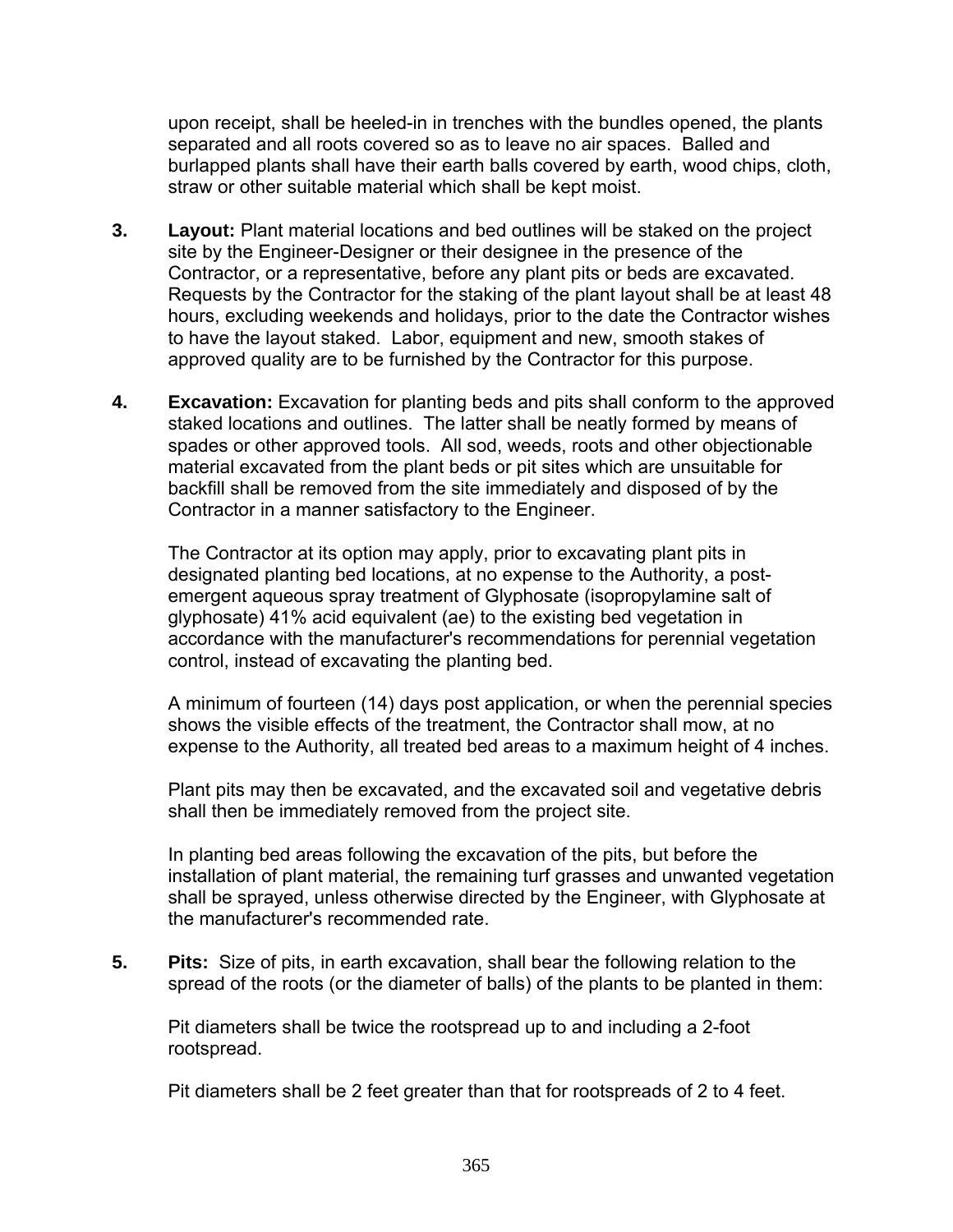upon receipt, shall be heeled-in in trenches with the bundles opened, the plants separated and all roots covered so as to leave no air spaces. Balled and burlapped plants shall have their earth balls covered by earth, wood chips, cloth, straw or other suitable material which shall be kept moist.

**3.** **Layout:** Plant material locations and bed outlines will be staked on the project site by the Engineer-Designer or their designee in the presence of the Contractor, or a representative, before any plant pits or beds are excavated. Requests by the Contractor for the staking of the plant layout shall be at least 48 hours, excluding weekends and holidays, prior to the date the Contractor wishes to have the layout staked. Labor, equipment and new, smooth stakes of approved quality are to be furnished by the Contractor for this purpose.

**4.** **Excavation:** Excavation for planting beds and pits shall conform to the approved staked locations and outlines. The latter shall be neatly formed by means of spades or other approved tools. All sod, weeds, roots and other objectionable material excavated from the plant beds or pit sites which are unsuitable for backfill shall be removed from the site immediately and disposed of by the Contractor in a manner satisfactory to the Engineer.

The Contractor at its option may apply, prior to excavating plant pits in designated planting bed locations, at no expense to the Authority, a post-emergent aqueous spray treatment of Glyphosate (isopropylamine salt of glyphosate) 41% acid equivalent (ae) to the existing bed vegetation in accordance with the manufacturer's recommendations for perennial vegetation control, instead of excavating the planting bed.

A minimum of fourteen (14) days post application, or when the perennial species shows the visible effects of the treatment, the Contractor shall mow, at no expense to the Authority, all treated bed areas to a maximum height of 4 inches.

Plant pits may then be excavated, and the excavated soil and vegetative debris shall then be immediately removed from the project site.

In planting bed areas following the excavation of the pits, but before the installation of plant material, the remaining turf grasses and unwanted vegetation shall be sprayed, unless otherwise directed by the Engineer, with Glyphosate at the manufacturer's recommended rate.

**5.** **Pits:** Size of pits, in earth excavation, shall bear the following relation to the spread of the roots (or the diameter of balls) of the plants to be planted in them:

Pit diameters shall be twice the rootspread up to and including a 2-foot rootspread.

Pit diameters shall be 2 feet greater than that for rootspreads of 2 to 4 feet.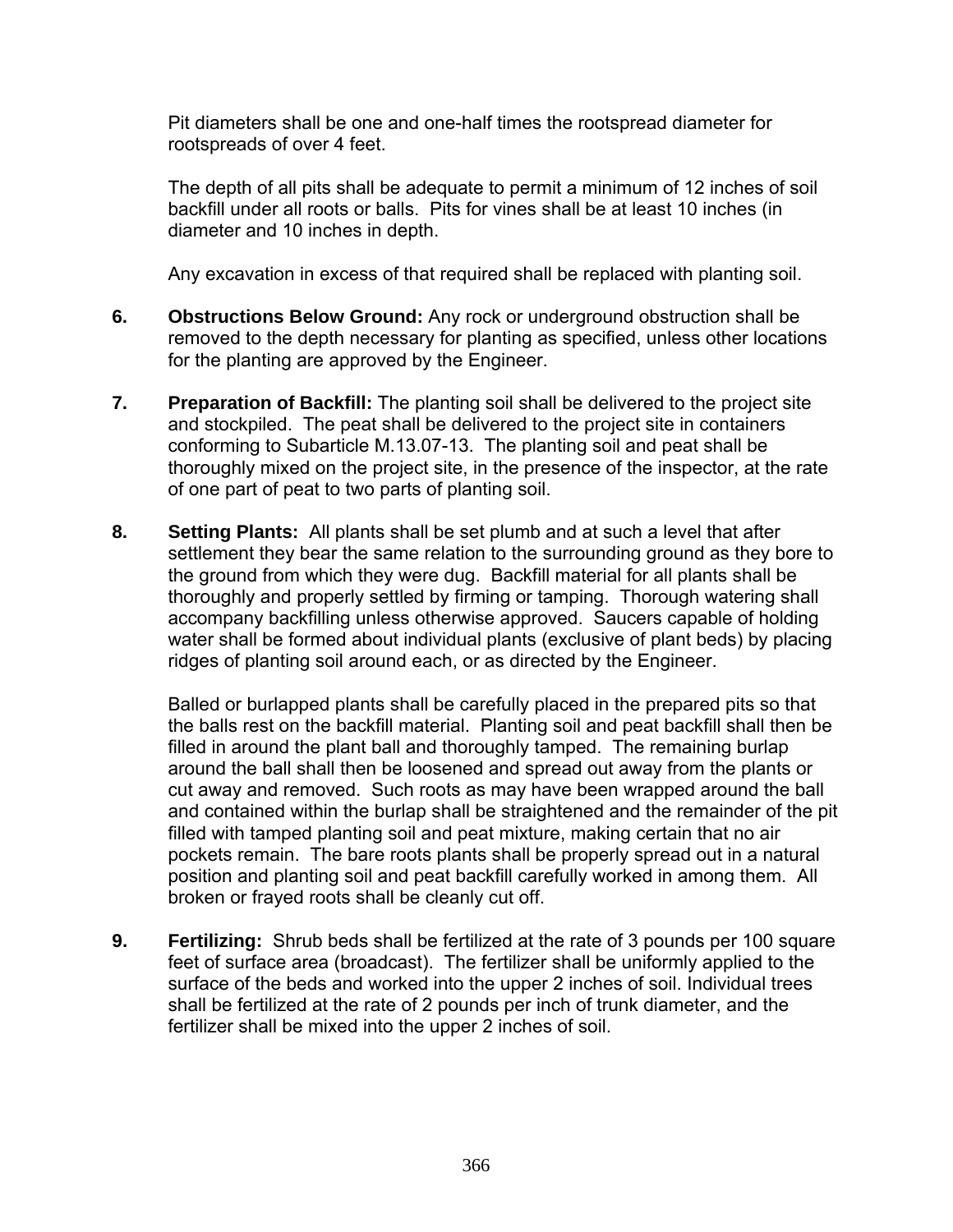Pit diameters shall be one and one-half times the rootspread diameter for rootspreads of over 4 feet.

The depth of all pits shall be adequate to permit a minimum of 12 inches of soil backfill under all roots or balls. Pits for vines shall be at least 10 inches (in diameter and 10 inches in depth.

Any excavation in excess of that required shall be replaced with planting soil.

**6. Obstructions Below Ground:** Any rock or underground obstruction shall be removed to the depth necessary for planting as specified, unless other locations for the planting are approved by the Engineer.

**7. Preparation of Backfill:** The planting soil shall be delivered to the project site and stockpiled. The peat shall be delivered to the project site in containers conforming to Subarticle M.13.07-13. The planting soil and peat shall be thoroughly mixed on the project site, in the presence of the inspector, at the rate of one part of peat to two parts of planting soil.

**8. Setting Plants:** All plants shall be set plumb and at such a level that after settlement they bear the same relation to the surrounding ground as they bore to the ground from which they were dug. Backfill material for all plants shall be thoroughly and properly settled by firming or tamping. Thorough watering shall accompany backfilling unless otherwise approved. Saucers capable of holding water shall be formed about individual plants (exclusive of plant beds) by placing ridges of planting soil around each, or as directed by the Engineer.

Balled or burlapped plants shall be carefully placed in the prepared pits so that the balls rest on the backfill material. Planting soil and peat backfill shall then be filled in around the plant ball and thoroughly tamped. The remaining burlap around the ball shall then be loosened and spread out away from the plants or cut away and removed. Such roots as may have been wrapped around the ball and contained within the burlap shall be straightened and the remainder of the pit filled with tamped planting soil and peat mixture, making certain that no air pockets remain. The bare roots plants shall be properly spread out in a natural position and planting soil and peat backfill carefully worked in among them. All broken or frayed roots shall be cleanly cut off.

**9. Fertilizing:** Shrub beds shall be fertilized at the rate of 3 pounds per 100 square feet of surface area (broadcast). The fertilizer shall be uniformly applied to the surface of the beds and worked into the upper 2 inches of soil. Individual trees shall be fertilized at the rate of 2 pounds per inch of trunk diameter, and the fertilizer shall be mixed into the upper 2 inches of soil.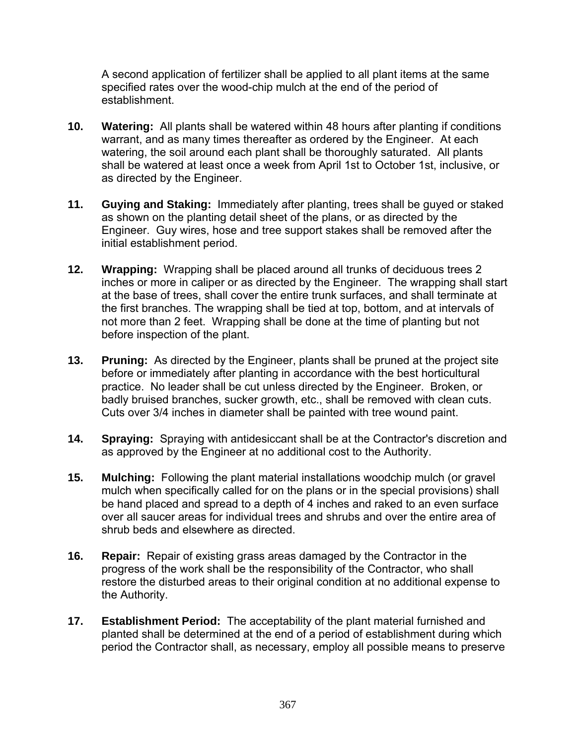A second application of fertilizer shall be applied to all plant items at the same specified rates over the wood-chip mulch at the end of the period of establishment.

**10.** **Watering:** All plants shall be watered within 48 hours after planting if conditions warrant, and as many times thereafter as ordered by the Engineer. At each watering, the soil around each plant shall be thoroughly saturated. All plants shall be watered at least once a week from April 1st to October 1st, inclusive, or as directed by the Engineer.

**11.** **Guying and Staking:** Immediately after planting, trees shall be guyed or staked as shown on the planting detail sheet of the plans, or as directed by the Engineer. Guy wires, hose and tree support stakes shall be removed after the initial establishment period.

**12.** **Wrapping:** Wrapping shall be placed around all trunks of deciduous trees 2 inches or more in caliper or as directed by the Engineer. The wrapping shall start at the base of trees, shall cover the entire trunk surfaces, and shall terminate at the first branches. The wrapping shall be tied at top, bottom, and at intervals of not more than 2 feet. Wrapping shall be done at the time of planting but not before inspection of the plant.

**13.** **Pruning:** As directed by the Engineer, plants shall be pruned at the project site before or immediately after planting in accordance with the best horticultural practice. No leader shall be cut unless directed by the Engineer. Broken, or badly bruised branches, sucker growth, etc., shall be removed with clean cuts. Cuts over 3/4 inches in diameter shall be painted with tree wound paint.

**14.** **Spraying:** Spraying with antidesiccant shall be at the Contractor's discretion and as approved by the Engineer at no additional cost to the Authority.

**15.** **Mulching:** Following the plant material installations woodchip mulch (or gravel mulch when specifically called for on the plans or in the special provisions) shall be hand placed and spread to a depth of 4 inches and raked to an even surface over all saucer areas for individual trees and shrubs and over the entire area of shrub beds and elsewhere as directed.

**16.** **Repair:** Repair of existing grass areas damaged by the Contractor in the progress of the work shall be the responsibility of the Contractor, who shall restore the disturbed areas to their original condition at no additional expense to the Authority.

**17.** **Establishment Period:** The acceptability of the plant material furnished and planted shall be determined at the end of a period of establishment during which period the Contractor shall, as necessary, employ all possible means to preserve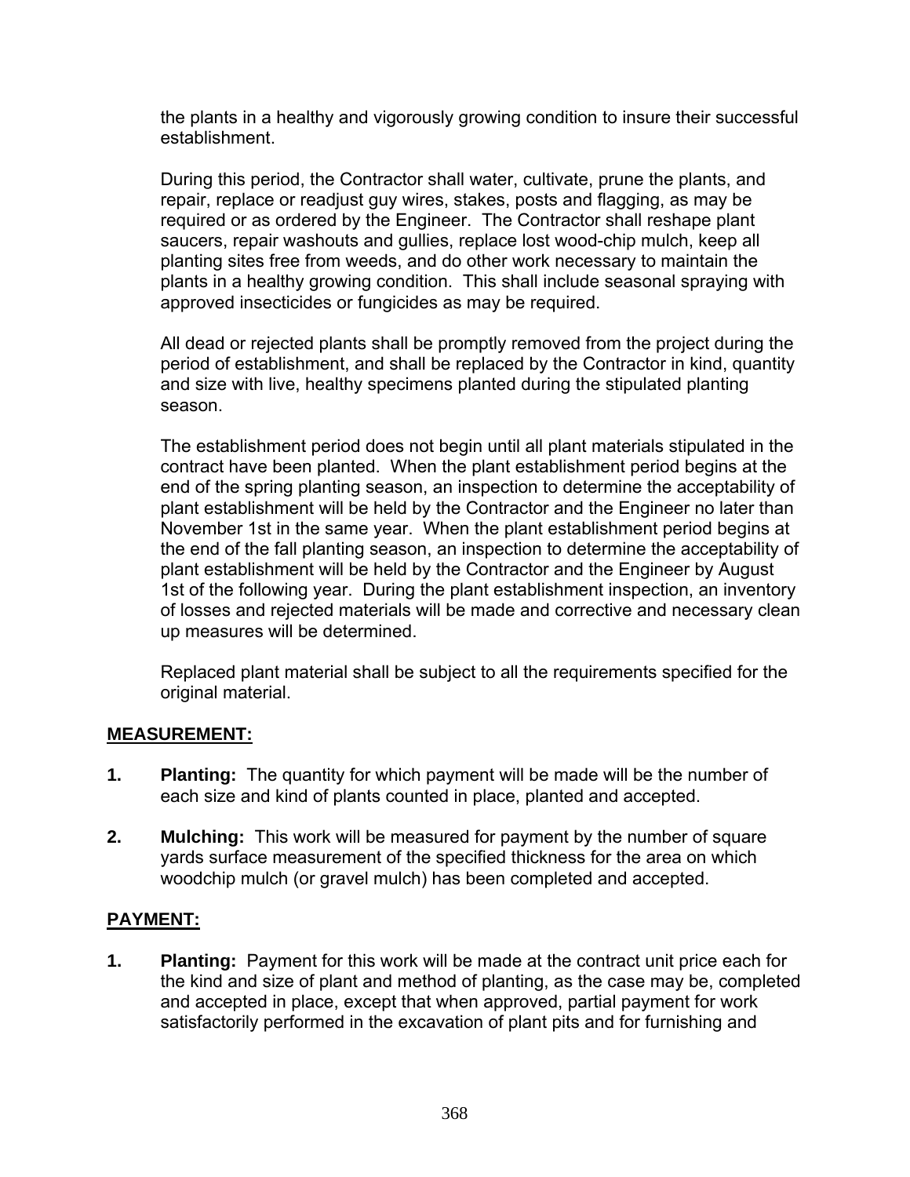the plants in a healthy and vigorously growing condition to insure their successful establishment.

During this period, the Contractor shall water, cultivate, prune the plants, and repair, replace or readjust guy wires, stakes, posts and flagging, as may be required or as ordered by the Engineer. The Contractor shall reshape plant saucers, repair washouts and gullies, replace lost wood-chip mulch, keep all planting sites free from weeds, and do other work necessary to maintain the plants in a healthy growing condition. This shall include seasonal spraying with approved insecticides or fungicides as may be required.

All dead or rejected plants shall be promptly removed from the project during the period of establishment, and shall be replaced by the Contractor in kind, quantity and size with live, healthy specimens planted during the stipulated planting season.

The establishment period does not begin until all plant materials stipulated in the contract have been planted. When the plant establishment period begins at the end of the spring planting season, an inspection to determine the acceptability of plant establishment will be held by the Contractor and the Engineer no later than November 1st in the same year. When the plant establishment period begins at the end of the fall planting season, an inspection to determine the acceptability of plant establishment will be held by the Contractor and the Engineer by August 1st of the following year. During the plant establishment inspection, an inventory of losses and rejected materials will be made and corrective and necessary clean up measures will be determined.

Replaced plant material shall be subject to all the requirements specified for the original material.

## MEASUREMENT:

1. **Planting:** The quantity for which payment will be made will be the number of each size and kind of plants counted in place, planted and accepted.

2. **Mulching:** This work will be measured for payment by the number of square yards surface measurement of the specified thickness for the area on which woodchip mulch (or gravel mulch) has been completed and accepted.

## PAYMENT:

1. **Planting:** Payment for this work will be made at the contract unit price each for the kind and size of plant and method of planting, as the case may be, completed and accepted in place, except that when approved, partial payment for work satisfactorily performed in the excavation of plant pits and for furnishing and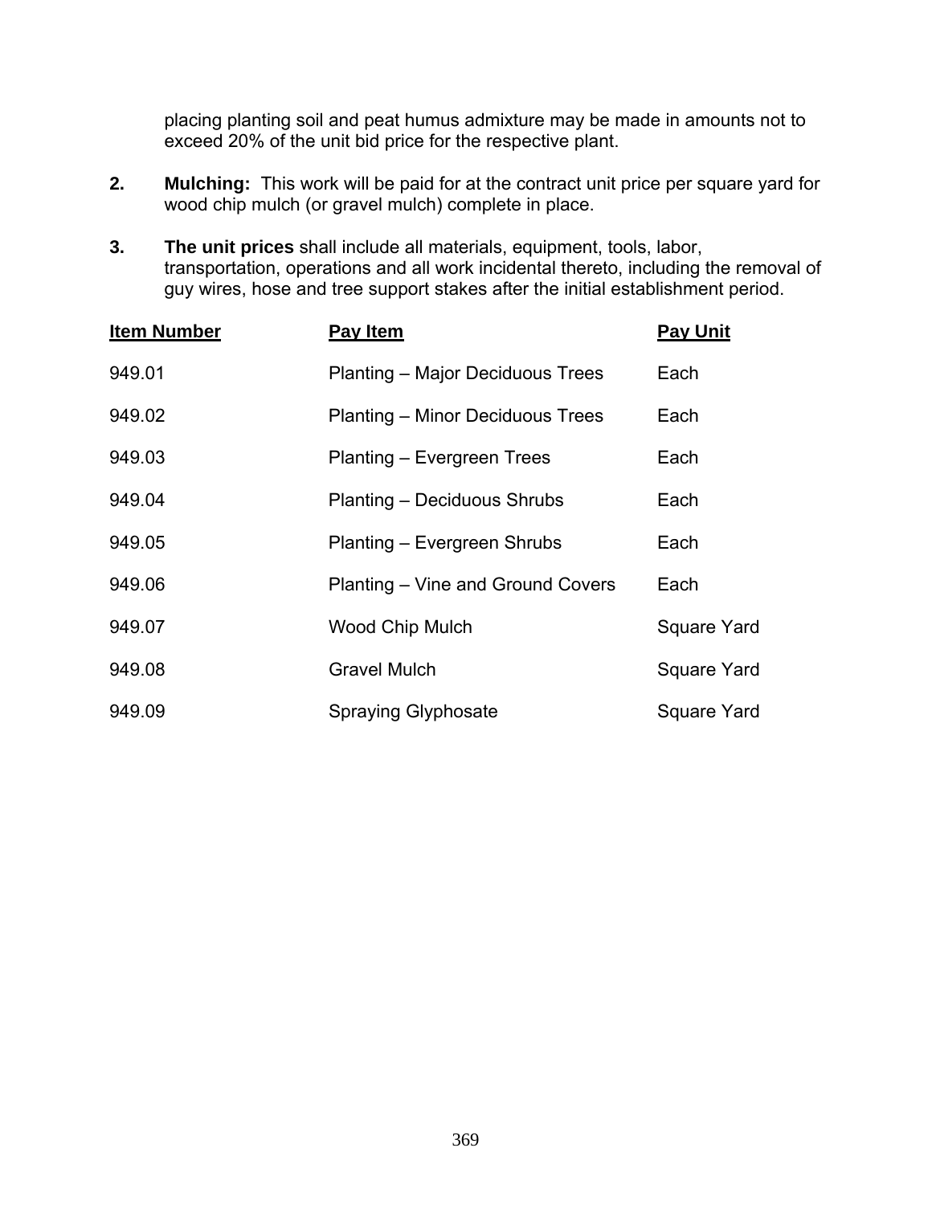placing planting soil and peat humus admixture may be made in amounts not to exceed 20% of the unit bid price for the respective plant.

2. **Mulching:** This work will be paid for at the contract unit price per square yard for wood chip mulch (or gravel mulch) complete in place.

3. **The unit prices** shall include all materials, equipment, tools, labor, transportation, operations and all work incidental thereto, including the removal of guy wires, hose and tree support stakes after the initial establishment period.

| Item Number | Pay Item | Pay Unit |
|---|---|---|
| 949.01 | Planting – Major Deciduous Trees | Each |
| 949.02 | Planting – Minor Deciduous Trees | Each |
| 949.03 | Planting – Evergreen Trees | Each |
| 949.04 | Planting – Deciduous Shrubs | Each |
| 949.05 | Planting – Evergreen Shrubs | Each |
| 949.06 | Planting – Vine and Ground Covers | Each |
| 949.07 | Wood Chip Mulch | Square Yard |
| 949.08 | Gravel Mulch | Square Yard |
| 949.09 | Spraying Glyphosate | Square Yard |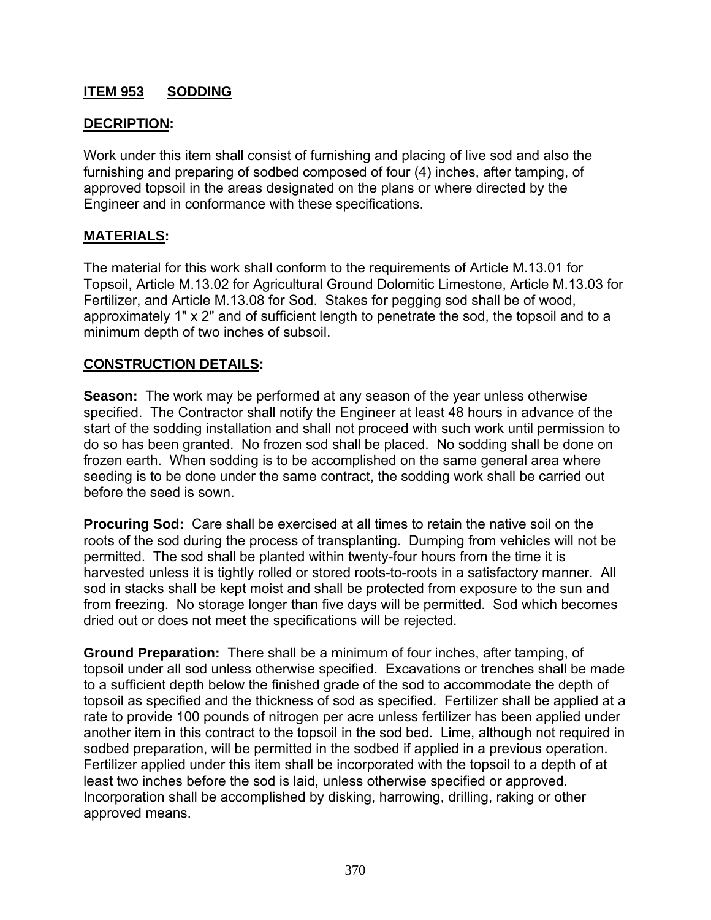## ITEM 953 SODDING

### DECRIPTION:

Work under this item shall consist of furnishing and placing of live sod and also the furnishing and preparing of sodbed composed of four (4) inches, after tamping, of approved topsoil in the areas designated on the plans or where directed by the Engineer and in conformance with these specifications.

### MATERIALS:

The material for this work shall conform to the requirements of Article M.13.01 for Topsoil, Article M.13.02 for Agricultural Ground Dolomitic Limestone, Article M.13.03 for Fertilizer, and Article M.13.08 for Sod. Stakes for pegging sod shall be of wood, approximately 1" x 2" and of sufficient length to penetrate the sod, the topsoil and to a minimum depth of two inches of subsoil.

### CONSTRUCTION DETAILS:

**Season:** The work may be performed at any season of the year unless otherwise specified. The Contractor shall notify the Engineer at least 48 hours in advance of the start of the sodding installation and shall not proceed with such work until permission to do so has been granted. No frozen sod shall be placed. No sodding shall be done on frozen earth. When sodding is to be accomplished on the same general area where seeding is to be done under the same contract, the sodding work shall be carried out before the seed is sown.

**Procuring Sod:** Care shall be exercised at all times to retain the native soil on the roots of the sod during the process of transplanting. Dumping from vehicles will not be permitted. The sod shall be planted within twenty-four hours from the time it is harvested unless it is tightly rolled or stored roots-to-roots in a satisfactory manner. All sod in stacks shall be kept moist and shall be protected from exposure to the sun and from freezing. No storage longer than five days will be permitted. Sod which becomes dried out or does not meet the specifications will be rejected.

**Ground Preparation:** There shall be a minimum of four inches, after tamping, of topsoil under all sod unless otherwise specified. Excavations or trenches shall be made to a sufficient depth below the finished grade of the sod to accommodate the depth of topsoil as specified and the thickness of sod as specified. Fertilizer shall be applied at a rate to provide 100 pounds of nitrogen per acre unless fertilizer has been applied under another item in this contract to the topsoil in the sod bed. Lime, although not required in sodbed preparation, will be permitted in the sodbed if applied in a previous operation. Fertilizer applied under this item shall be incorporated with the topsoil to a depth of at least two inches before the sod is laid, unless otherwise specified or approved. Incorporation shall be accomplished by disking, harrowing, drilling, raking or other approved means.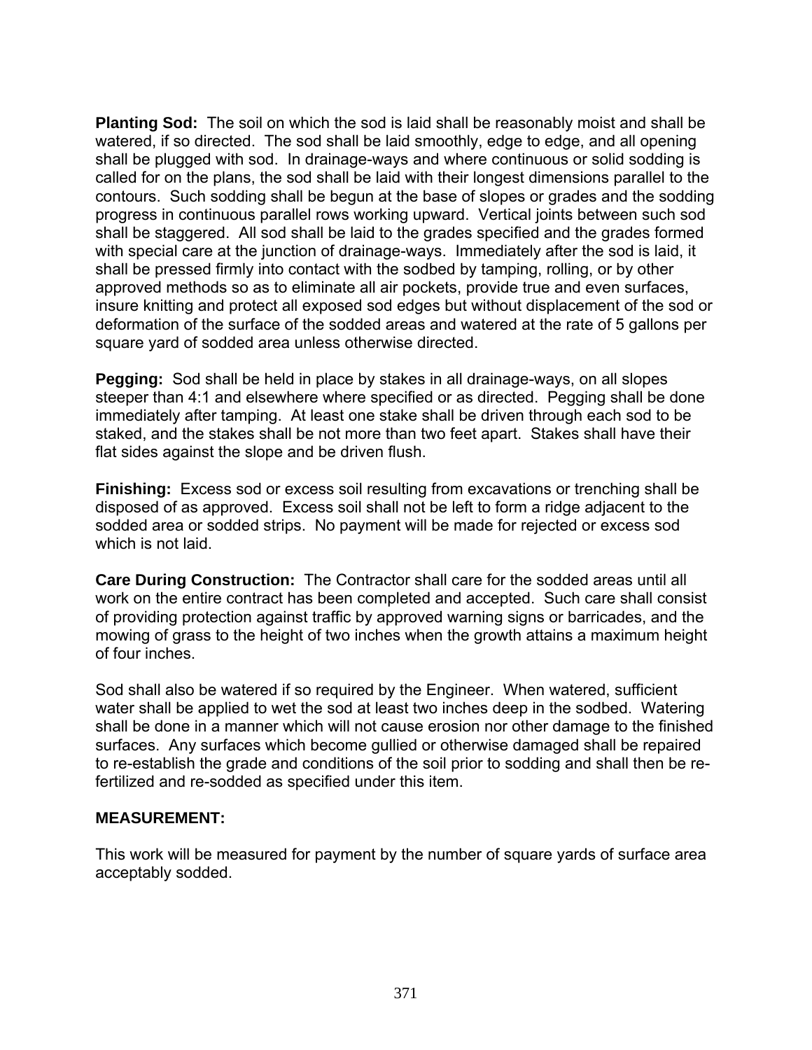**Planting Sod:** The soil on which the sod is laid shall be reasonably moist and shall be watered, if so directed. The sod shall be laid smoothly, edge to edge, and all opening shall be plugged with sod. In drainage-ways and where continuous or solid sodding is called for on the plans, the sod shall be laid with their longest dimensions parallel to the contours. Such sodding shall be begun at the base of slopes or grades and the sodding progress in continuous parallel rows working upward. Vertical joints between such sod shall be staggered. All sod shall be laid to the grades specified and the grades formed with special care at the junction of drainage-ways. Immediately after the sod is laid, it shall be pressed firmly into contact with the sodbed by tamping, rolling, or by other approved methods so as to eliminate all air pockets, provide true and even surfaces, insure knitting and protect all exposed sod edges but without displacement of the sod or deformation of the surface of the sodded areas and watered at the rate of 5 gallons per square yard of sodded area unless otherwise directed.

**Pegging:** Sod shall be held in place by stakes in all drainage-ways, on all slopes steeper than 4:1 and elsewhere where specified or as directed. Pegging shall be done immediately after tamping. At least one stake shall be driven through each sod to be staked, and the stakes shall be not more than two feet apart. Stakes shall have their flat sides against the slope and be driven flush.

**Finishing:** Excess sod or excess soil resulting from excavations or trenching shall be disposed of as approved. Excess soil shall not be left to form a ridge adjacent to the sodded area or sodded strips. No payment will be made for rejected or excess sod which is not laid.

**Care During Construction:** The Contractor shall care for the sodded areas until all work on the entire contract has been completed and accepted. Such care shall consist of providing protection against traffic by approved warning signs or barricades, and the mowing of grass to the height of two inches when the growth attains a maximum height of four inches.

Sod shall also be watered if so required by the Engineer. When watered, sufficient water shall be applied to wet the sod at least two inches deep in the sodbed. Watering shall be done in a manner which will not cause erosion nor other damage to the finished surfaces. Any surfaces which become gullied or otherwise damaged shall be repaired to re-establish the grade and conditions of the soil prior to sodding and shall then be re-fertilized and re-sodded as specified under this item.

**MEASUREMENT:**

This work will be measured for payment by the number of square yards of surface area acceptably sodded.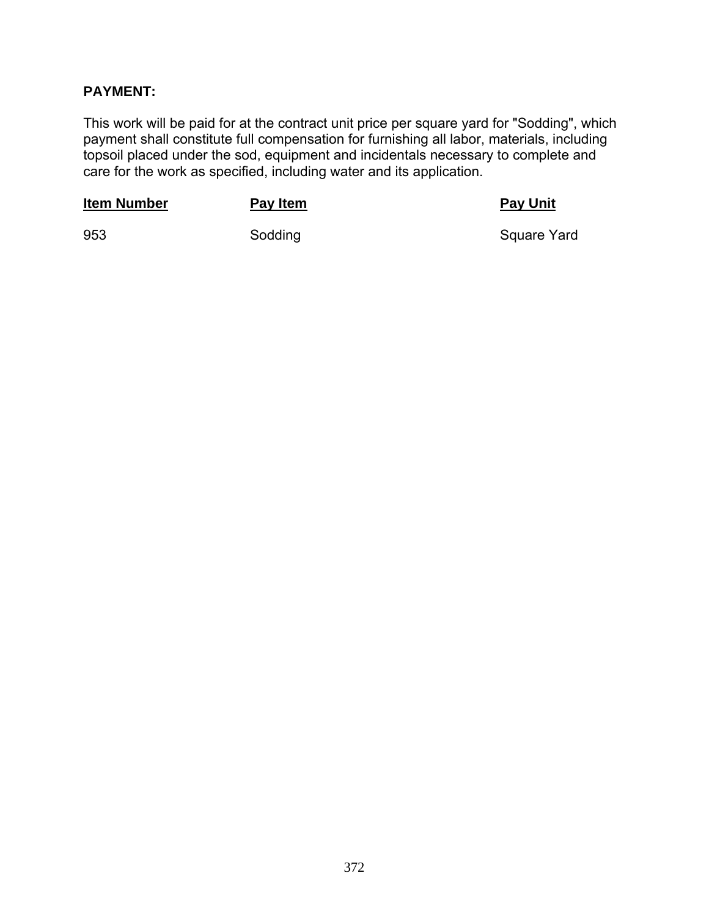**PAYMENT:**

This work will be paid for at the contract unit price per square yard for "Sodding", which payment shall constitute full compensation for furnishing all labor, materials, including topsoil placed under the sod, equipment and incidentals necessary to complete and care for the work as specified, including water and its application.

| Item Number | Pay Item | Pay Unit |
|---|---|---|
| 953 | Sodding | Square Yard |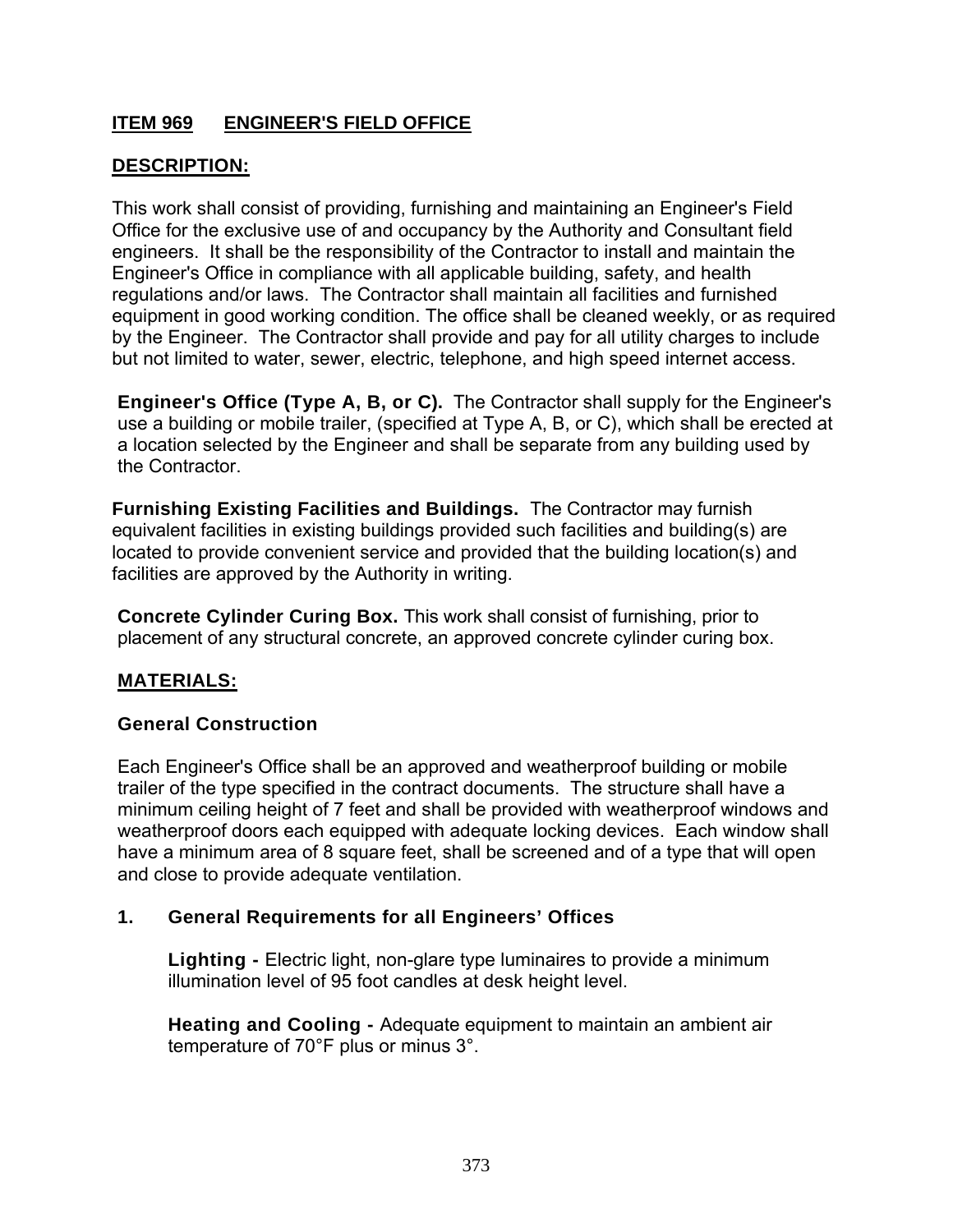## ITEM 969 ENGINEER'S FIELD OFFICE

### DESCRIPTION:

This work shall consist of providing, furnishing and maintaining an Engineer's Field Office for the exclusive use of and occupancy by the Authority and Consultant field engineers. It shall be the responsibility of the Contractor to install and maintain the Engineer's Office in compliance with all applicable building, safety, and health regulations and/or laws. The Contractor shall maintain all facilities and furnished equipment in good working condition. The office shall be cleaned weekly, or as required by the Engineer. The Contractor shall provide and pay for all utility charges to include but not limited to water, sewer, electric, telephone, and high speed internet access.

**Engineer's Office (Type A, B, or C).** The Contractor shall supply for the Engineer's use a building or mobile trailer, (specified at Type A, B, or C), which shall be erected at a location selected by the Engineer and shall be separate from any building used by the Contractor.

**Furnishing Existing Facilities and Buildings.** The Contractor may furnish equivalent facilities in existing buildings provided such facilities and building(s) are located to provide convenient service and provided that the building location(s) and facilities are approved by the Authority in writing.

**Concrete Cylinder Curing Box.** This work shall consist of furnishing, prior to placement of any structural concrete, an approved concrete cylinder curing box.

### MATERIALS:

#### General Construction

Each Engineer's Office shall be an approved and weatherproof building or mobile trailer of the type specified in the contract documents. The structure shall have a minimum ceiling height of 7 feet and shall be provided with weatherproof windows and weatherproof doors each equipped with adequate locking devices. Each window shall have a minimum area of 8 square feet, shall be screened and of a type that will open and close to provide adequate ventilation.

#### 1. General Requirements for all Engineers' Offices

**Lighting -** Electric light, non-glare type luminaires to provide a minimum illumination level of 95 foot candles at desk height level.

**Heating and Cooling -** Adequate equipment to maintain an ambient air temperature of 70°F plus or minus 3°.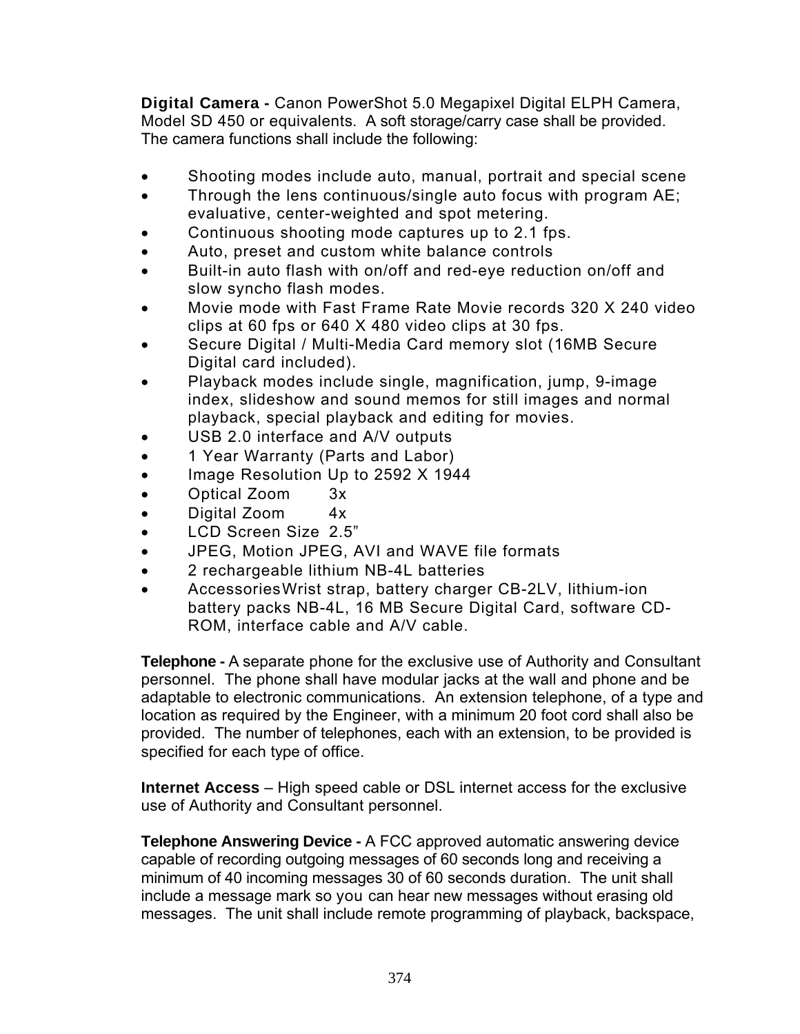**Digital Camera -** Canon PowerShot 5.0 Megapixel Digital ELPH Camera, Model SD 450 or equivalents. A soft storage/carry case shall be provided. The camera functions shall include the following:

- Shooting modes include auto, manual, portrait and special scene
- Through the lens continuous/single auto focus with program AE; evaluative, center-weighted and spot metering.
- Continuous shooting mode captures up to 2.1 fps.
- Auto, preset and custom white balance controls
- Built-in auto flash with on/off and red-eye reduction on/off and slow syncho flash modes.
- Movie mode with Fast Frame Rate Movie records 320 X 240 video clips at 60 fps or 640 X 480 video clips at 30 fps.
- Secure Digital / Multi-Media Card memory slot (16MB Secure Digital card included).
- Playback modes include single, magnification, jump, 9-image index, slideshow and sound memos for still images and normal playback, special playback and editing for movies.
- USB 2.0 interface and A/V outputs
- 1 Year Warranty (Parts and Labor)
- Image Resolution Up to 2592 X 1944
- Optical Zoom 3x
- Digital Zoom 4x
- LCD Screen Size 2.5"
- JPEG, Motion JPEG, AVI and WAVE file formats
- 2 rechargeable lithium NB-4L batteries
- AccessoriesWrist strap, battery charger CB-2LV, lithium-ion battery packs NB-4L, 16 MB Secure Digital Card, software CD-ROM, interface cable and A/V cable.

**Telephone -** A separate phone for the exclusive use of Authority and Consultant personnel. The phone shall have modular jacks at the wall and phone and be adaptable to electronic communications. An extension telephone, of a type and location as required by the Engineer, with a minimum 20 foot cord shall also be provided. The number of telephones, each with an extension, to be provided is specified for each type of office.

**Internet Access** – High speed cable or DSL internet access for the exclusive use of Authority and Consultant personnel.

**Telephone Answering Device -** A FCC approved automatic answering device capable of recording outgoing messages of 60 seconds long and receiving a minimum of 40 incoming messages 30 of 60 seconds duration. The unit shall include a message mark so you can hear new messages without erasing old messages. The unit shall include remote programming of playback, backspace,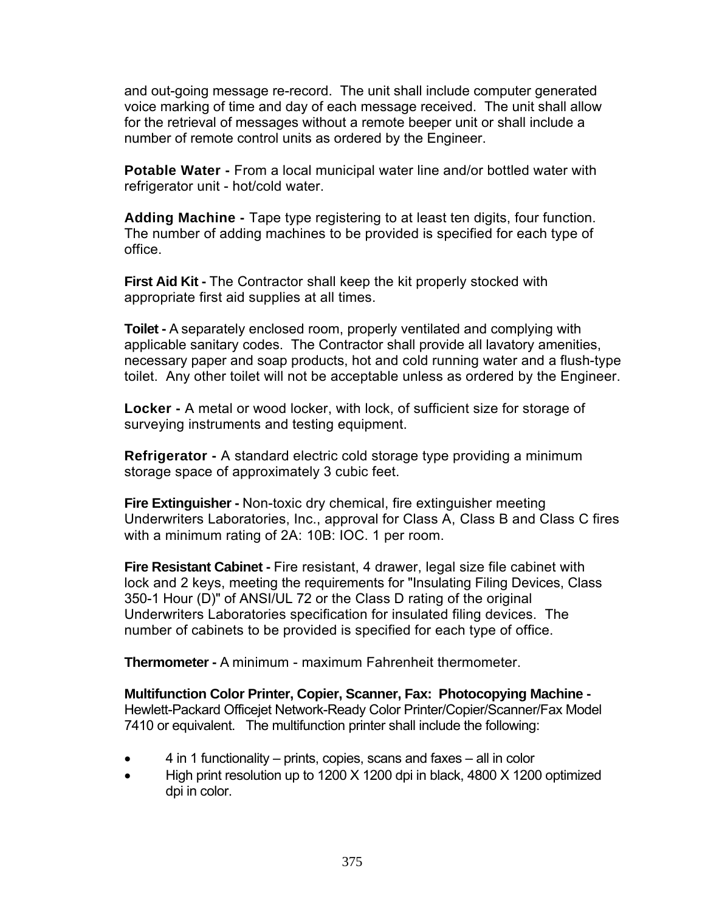and out-going message re-record. The unit shall include computer generated voice marking of time and day of each message received. The unit shall allow for the retrieval of messages without a remote beeper unit or shall include a number of remote control units as ordered by the Engineer.

**Potable Water -** From a local municipal water line and/or bottled water with refrigerator unit - hot/cold water.

**Adding Machine -** Tape type registering to at least ten digits, four function. The number of adding machines to be provided is specified for each type of office.

**First Aid Kit -** The Contractor shall keep the kit properly stocked with appropriate first aid supplies at all times.

**Toilet -** A separately enclosed room, properly ventilated and complying with applicable sanitary codes. The Contractor shall provide all lavatory amenities, necessary paper and soap products, hot and cold running water and a flush-type toilet. Any other toilet will not be acceptable unless as ordered by the Engineer.

**Locker -** A metal or wood locker, with lock, of sufficient size for storage of surveying instruments and testing equipment.

**Refrigerator -** A standard electric cold storage type providing a minimum storage space of approximately 3 cubic feet.

**Fire Extinguisher -** Non-toxic dry chemical, fire extinguisher meeting Underwriters Laboratories, Inc., approval for Class A, Class B and Class C fires with a minimum rating of 2A: 10B: IOC. 1 per room.

**Fire Resistant Cabinet -** Fire resistant, 4 drawer, legal size file cabinet with lock and 2 keys, meeting the requirements for "Insulating Filing Devices, Class 350-1 Hour (D)" of ANSI/UL 72 or the Class D rating of the original Underwriters Laboratories specification for insulated filing devices. The number of cabinets to be provided is specified for each type of office.

**Thermometer -** A minimum - maximum Fahrenheit thermometer.

**Multifunction Color Printer, Copier, Scanner, Fax: Photocopying Machine -** Hewlett-Packard Officejet Network-Ready Color Printer/Copier/Scanner/Fax Model 7410 or equivalent. The multifunction printer shall include the following:

- 4 in 1 functionality – prints, copies, scans and faxes – all in color
- High print resolution up to 1200 X 1200 dpi in black, 4800 X 1200 optimized dpi in color.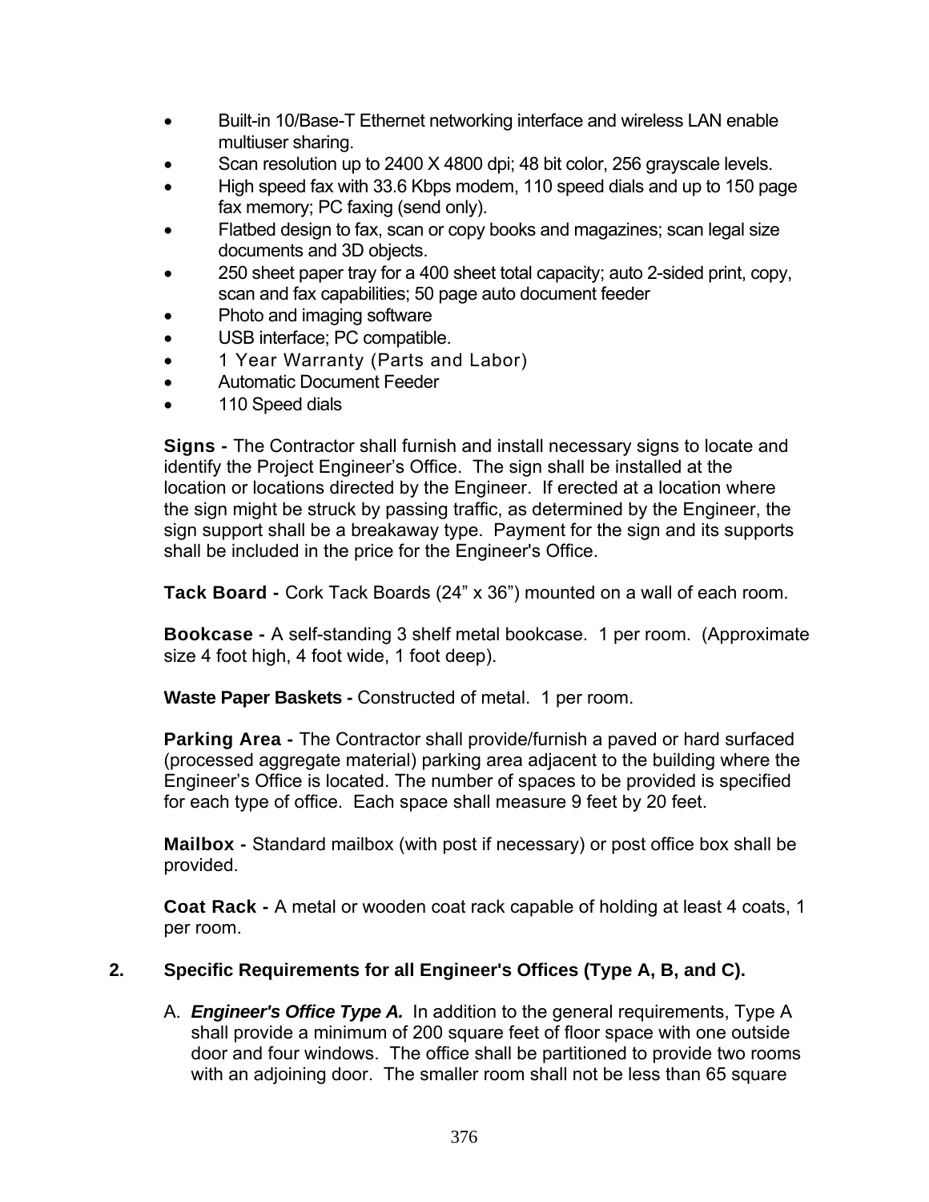- Built-in 10/Base-T Ethernet networking interface and wireless LAN enable multiuser sharing.
- Scan resolution up to 2400 X 4800 dpi; 48 bit color, 256 grayscale levels.
- High speed fax with 33.6 Kbps modem, 110 speed dials and up to 150 page fax memory; PC faxing (send only).
- Flatbed design to fax, scan or copy books and magazines; scan legal size documents and 3D objects.
- 250 sheet paper tray for a 400 sheet total capacity; auto 2-sided print, copy, scan and fax capabilities; 50 page auto document feeder
- Photo and imaging software
- USB interface; PC compatible.
- 1 Year Warranty (Parts and Labor)
- Automatic Document Feeder
- 110 Speed dials

**Signs -** The Contractor shall furnish and install necessary signs to locate and identify the Project Engineer's Office. The sign shall be installed at the location or locations directed by the Engineer. If erected at a location where the sign might be struck by passing traffic, as determined by the Engineer, the sign support shall be a breakaway type. Payment for the sign and its supports shall be included in the price for the Engineer's Office.

**Tack Board -** Cork Tack Boards (24" x 36") mounted on a wall of each room.

**Bookcase -** A self-standing 3 shelf metal bookcase. 1 per room. (Approximate size 4 foot high, 4 foot wide, 1 foot deep).

**Waste Paper Baskets -** Constructed of metal. 1 per room.

**Parking Area -** The Contractor shall provide/furnish a paved or hard surfaced (processed aggregate material) parking area adjacent to the building where the Engineer's Office is located. The number of spaces to be provided is specified for each type of office. Each space shall measure 9 feet by 20 feet.

**Mailbox -** Standard mailbox (with post if necessary) or post office box shall be provided.

**Coat Rack -** A metal or wooden coat rack capable of holding at least 4 coats, 1 per room.

**2. Specific Requirements for all Engineer's Offices (Type A, B, and C).**

A. ***Engineer's Office Type A.*** In addition to the general requirements, Type A shall provide a minimum of 200 square feet of floor space with one outside door and four windows. The office shall be partitioned to provide two rooms with an adjoining door. The smaller room shall not be less than 65 square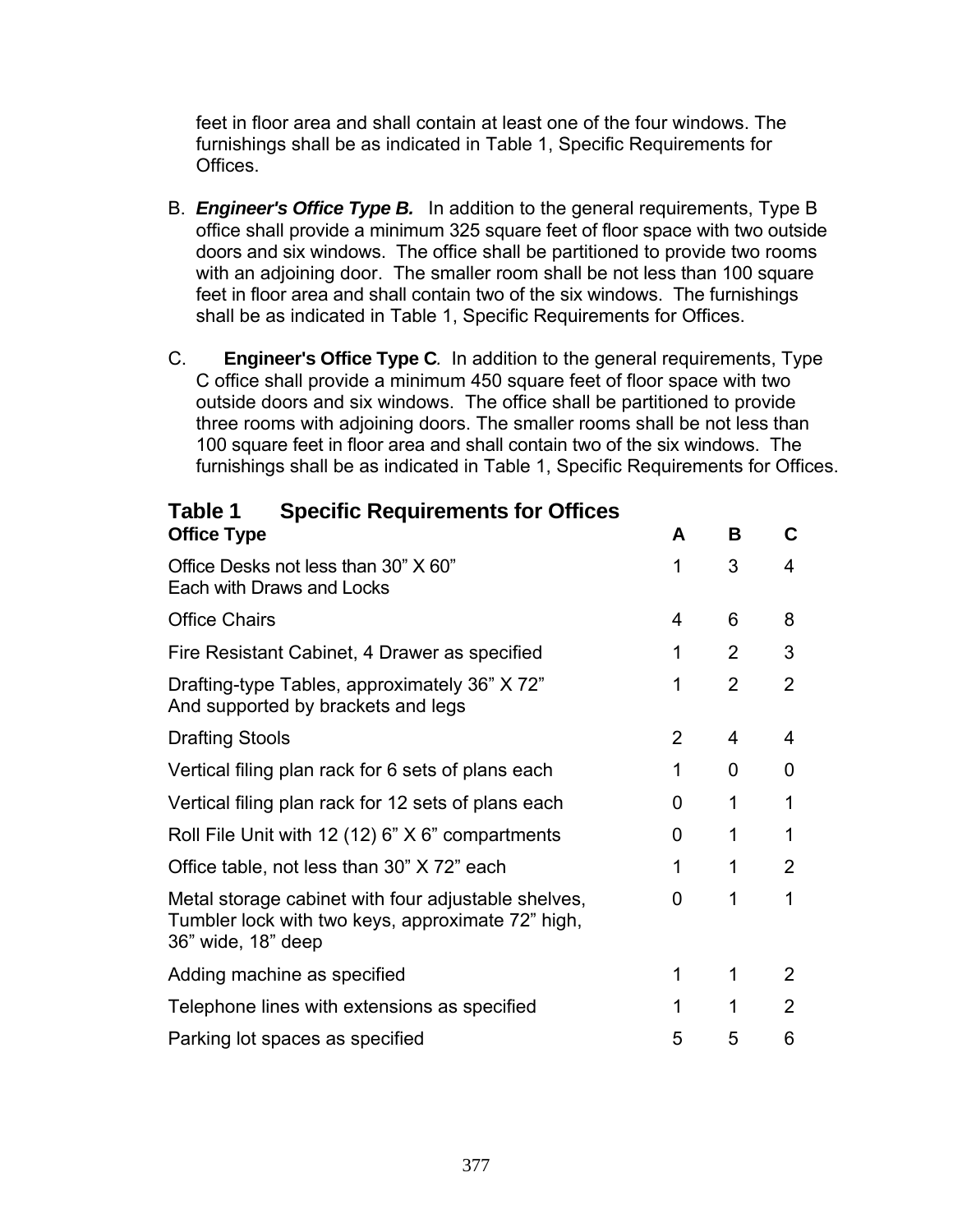feet in floor area and shall contain at least one of the four windows. The furnishings shall be as indicated in Table 1, Specific Requirements for Offices.

B. ***Engineer's Office Type B.*** In addition to the general requirements, Type B office shall provide a minimum 325 square feet of floor space with two outside doors and six windows. The office shall be partitioned to provide two rooms with an adjoining door. The smaller room shall be not less than 100 square feet in floor area and shall contain two of the six windows. The furnishings shall be as indicated in Table 1, Specific Requirements for Offices.

C. **Engineer's Office Type C***.* In addition to the general requirements, Type C office shall provide a minimum 450 square feet of floor space with two outside doors and six windows. The office shall be partitioned to provide three rooms with adjoining doors. The smaller rooms shall be not less than 100 square feet in floor area and shall contain two of the six windows. The furnishings shall be as indicated in Table 1, Specific Requirements for Offices.

## Table 1 Specific Requirements for Offices

| Office Type | A | B | C |
|---|---|---|---|
| Office Desks not less than 30" X 60" Each with Draws and Locks | 1 | 3 | 4 |
| Office Chairs | 4 | 6 | 8 |
| Fire Resistant Cabinet, 4 Drawer as specified | 1 | 2 | 3 |
| Drafting-type Tables, approximately 36" X 72" And supported by brackets and legs | 1 | 2 | 2 |
| Drafting Stools | 2 | 4 | 4 |
| Vertical filing plan rack for 6 sets of plans each | 1 | 0 | 0 |
| Vertical filing plan rack for 12 sets of plans each | 0 | 1 | 1 |
| Roll File Unit with 12 (12) 6" X 6" compartments | 0 | 1 | 1 |
| Office table, not less than 30" X 72" each | 1 | 1 | 2 |
| Metal storage cabinet with four adjustable shelves, Tumbler lock with two keys, approximate 72" high, 36" wide, 18" deep | 0 | 1 | 1 |
| Adding machine as specified | 1 | 1 | 2 |
| Telephone lines with extensions as specified | 1 | 1 | 2 |
| Parking lot spaces as specified | 5 | 5 | 6 |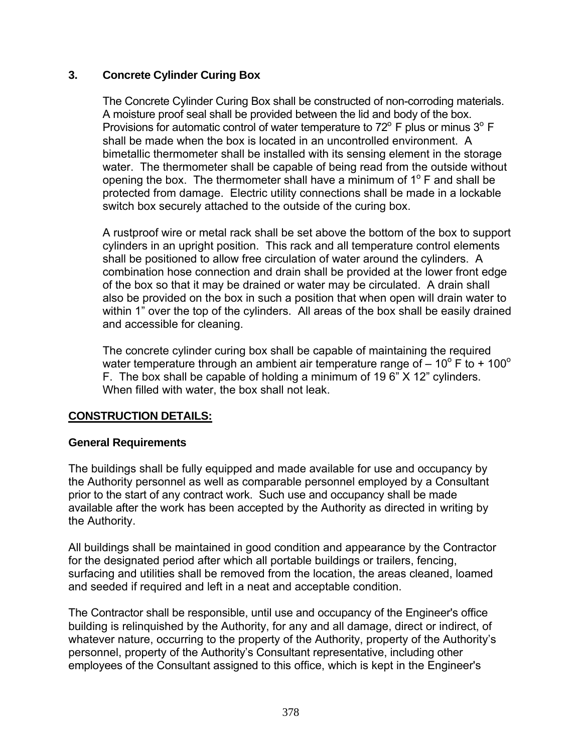### 3. Concrete Cylinder Curing Box

The Concrete Cylinder Curing Box shall be constructed of non-corroding materials. A moisture proof seal shall be provided between the lid and body of the box. Provisions for automatic control of water temperature to 72$^o$ F plus or minus 3$^o$ F shall be made when the box is located in an uncontrolled environment. A bimetallic thermometer shall be installed with its sensing element in the storage water. The thermometer shall be capable of being read from the outside without opening the box. The thermometer shall have a minimum of 1$^o$ F and shall be protected from damage. Electric utility connections shall be made in a lockable switch box securely attached to the outside of the curing box.

A rustproof wire or metal rack shall be set above the bottom of the box to support cylinders in an upright position. This rack and all temperature control elements shall be positioned to allow free circulation of water around the cylinders. A combination hose connection and drain shall be provided at the lower front edge of the box so that it may be drained or water may be circulated. A drain shall also be provided on the box in such a position that when open will drain water to within 1" over the top of the cylinders. All areas of the box shall be easily drained and accessible for cleaning.

The concrete cylinder curing box shall be capable of maintaining the required water temperature through an ambient air temperature range of – 10$^o$ F to + 100$^o$ F. The box shall be capable of holding a minimum of 19 6" X 12" cylinders. When filled with water, the box shall not leak.

## CONSTRUCTION DETAILS:

### General Requirements

The buildings shall be fully equipped and made available for use and occupancy by the Authority personnel as well as comparable personnel employed by a Consultant prior to the start of any contract work. Such use and occupancy shall be made available after the work has been accepted by the Authority as directed in writing by the Authority.

All buildings shall be maintained in good condition and appearance by the Contractor for the designated period after which all portable buildings or trailers, fencing, surfacing and utilities shall be removed from the location, the areas cleaned, loamed and seeded if required and left in a neat and acceptable condition.

The Contractor shall be responsible, until use and occupancy of the Engineer's office building is relinquished by the Authority, for any and all damage, direct or indirect, of whatever nature, occurring to the property of the Authority, property of the Authority's personnel, property of the Authority's Consultant representative, including other employees of the Consultant assigned to this office, which is kept in the Engineer's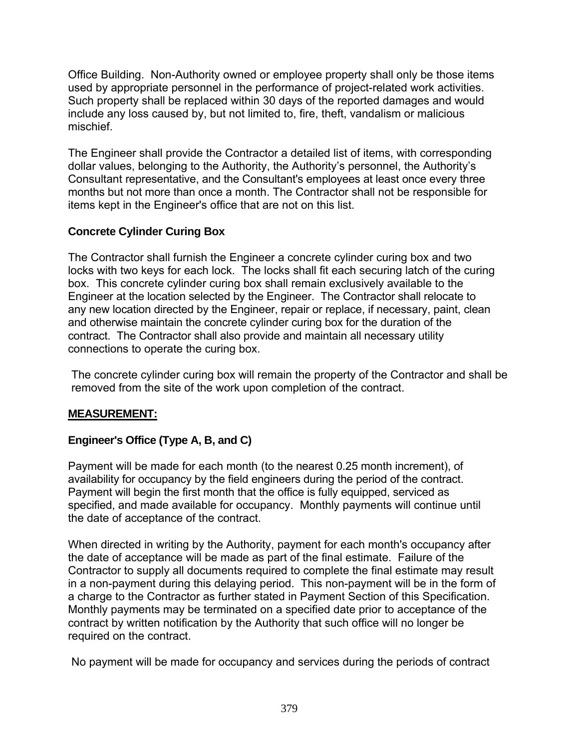Office Building. Non-Authority owned or employee property shall only be those items used by appropriate personnel in the performance of project-related work activities. Such property shall be replaced within 30 days of the reported damages and would include any loss caused by, but not limited to, fire, theft, vandalism or malicious mischief.

The Engineer shall provide the Contractor a detailed list of items, with corresponding dollar values, belonging to the Authority, the Authority's personnel, the Authority's Consultant representative, and the Consultant's employees at least once every three months but not more than once a month. The Contractor shall not be responsible for items kept in the Engineer's office that are not on this list.

**Concrete Cylinder Curing Box**

The Contractor shall furnish the Engineer a concrete cylinder curing box and two locks with two keys for each lock. The locks shall fit each securing latch of the curing box. This concrete cylinder curing box shall remain exclusively available to the Engineer at the location selected by the Engineer. The Contractor shall relocate to any new location directed by the Engineer, repair or replace, if necessary, paint, clean and otherwise maintain the concrete cylinder curing box for the duration of the contract. The Contractor shall also provide and maintain all necessary utility connections to operate the curing box.

The concrete cylinder curing box will remain the property of the Contractor and shall be removed from the site of the work upon completion of the contract.

**MEASUREMENT:**

**Engineer's Office (Type A, B, and C)**

Payment will be made for each month (to the nearest 0.25 month increment), of availability for occupancy by the field engineers during the period of the contract. Payment will begin the first month that the office is fully equipped, serviced as specified, and made available for occupancy. Monthly payments will continue until the date of acceptance of the contract.

When directed in writing by the Authority, payment for each month's occupancy after the date of acceptance will be made as part of the final estimate. Failure of the Contractor to supply all documents required to complete the final estimate may result in a non-payment during this delaying period. This non-payment will be in the form of a charge to the Contractor as further stated in Payment Section of this Specification. Monthly payments may be terminated on a specified date prior to acceptance of the contract by written notification by the Authority that such office will no longer be required on the contract.

No payment will be made for occupancy and services during the periods of contract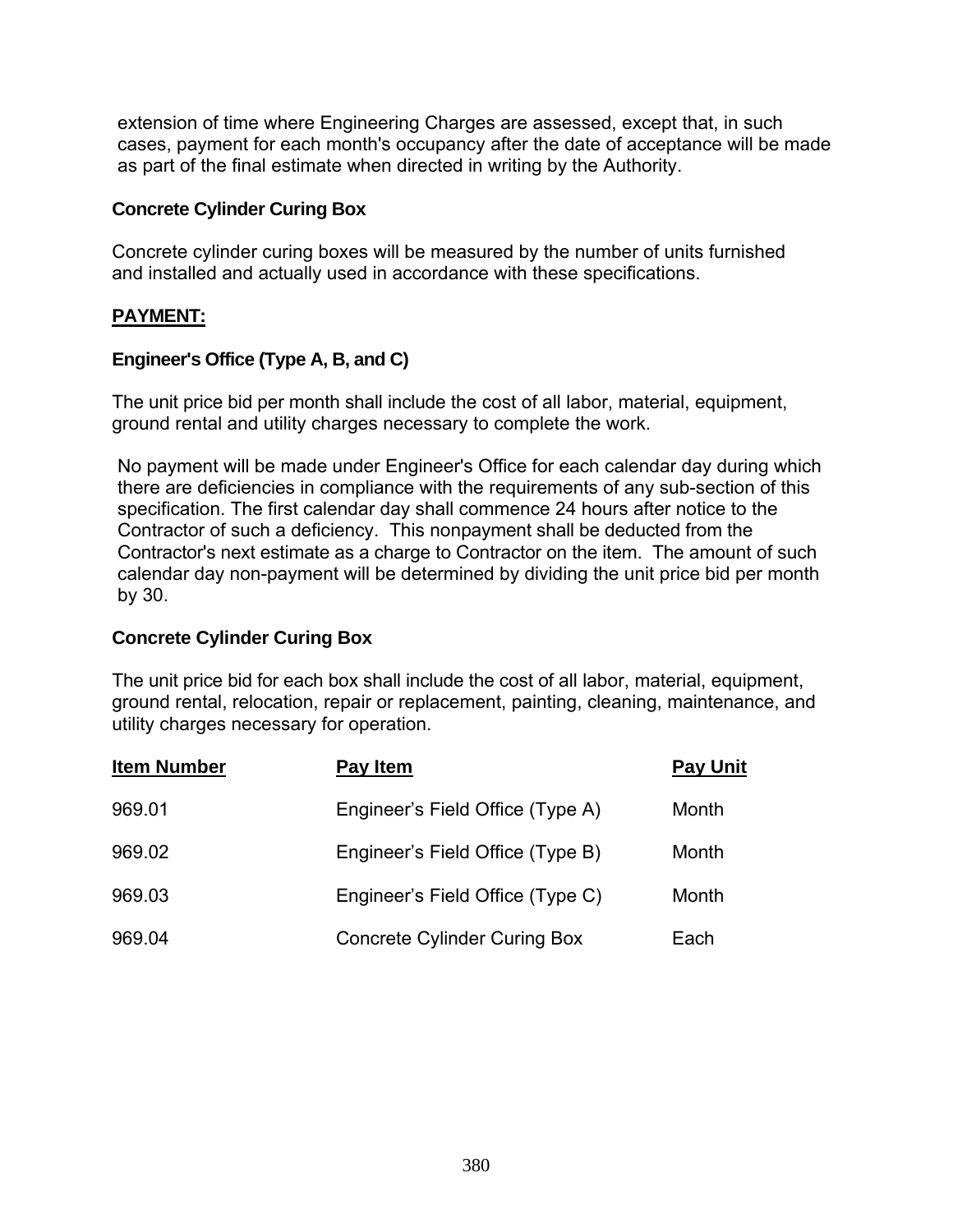extension of time where Engineering Charges are assessed, except that, in such cases, payment for each month's occupancy after the date of acceptance will be made as part of the final estimate when directed in writing by the Authority.

**Concrete Cylinder Curing Box**

Concrete cylinder curing boxes will be measured by the number of units furnished and installed and actually used in accordance with these specifications.

**PAYMENT:**

**Engineer's Office (Type A, B, and C)**

The unit price bid per month shall include the cost of all labor, material, equipment, ground rental and utility charges necessary to complete the work.

No payment will be made under Engineer's Office for each calendar day during which there are deficiencies in compliance with the requirements of any sub-section of this specification. The first calendar day shall commence 24 hours after notice to the Contractor of such a deficiency. This nonpayment shall be deducted from the Contractor's next estimate as a charge to Contractor on the item. The amount of such calendar day non-payment will be determined by dividing the unit price bid per month by 30.

**Concrete Cylinder Curing Box**

The unit price bid for each box shall include the cost of all labor, material, equipment, ground rental, relocation, repair or replacement, painting, cleaning, maintenance, and utility charges necessary for operation.

| Item Number | Pay Item | Pay Unit |
|---|---|---|
| 969.01 | Engineer's Field Office (Type A) | Month |
| 969.02 | Engineer's Field Office (Type B) | Month |
| 969.03 | Engineer's Field Office (Type C) | Month |
| 969.04 | Concrete Cylinder Curing Box | Each |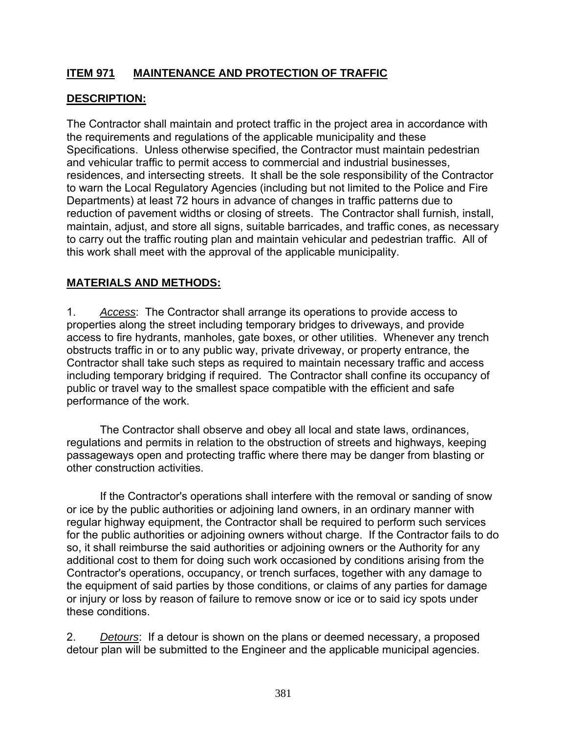## ITEM 971 MAINTENANCE AND PROTECTION OF TRAFFIC

### DESCRIPTION:

The Contractor shall maintain and protect traffic in the project area in accordance with the requirements and regulations of the applicable municipality and these Specifications. Unless otherwise specified, the Contractor must maintain pedestrian and vehicular traffic to permit access to commercial and industrial businesses, residences, and intersecting streets. It shall be the sole responsibility of the Contractor to warn the Local Regulatory Agencies (including but not limited to the Police and Fire Departments) at least 72 hours in advance of changes in traffic patterns due to reduction of pavement widths or closing of streets. The Contractor shall furnish, install, maintain, adjust, and store all signs, suitable barricades, and traffic cones, as necessary to carry out the traffic routing plan and maintain vehicular and pedestrian traffic. All of this work shall meet with the approval of the applicable municipality.

### MATERIALS AND METHODS:

1. *Access*: The Contractor shall arrange its operations to provide access to properties along the street including temporary bridges to driveways, and provide access to fire hydrants, manholes, gate boxes, or other utilities. Whenever any trench obstructs traffic in or to any public way, private driveway, or property entrance, the Contractor shall take such steps as required to maintain necessary traffic and access including temporary bridging if required. The Contractor shall confine its occupancy of public or travel way to the smallest space compatible with the efficient and safe performance of the work.

   The Contractor shall observe and obey all local and state laws, ordinances, regulations and permits in relation to the obstruction of streets and highways, keeping passageways open and protecting traffic where there may be danger from blasting or other construction activities.

   If the Contractor's operations shall interfere with the removal or sanding of snow or ice by the public authorities or adjoining land owners, in an ordinary manner with regular highway equipment, the Contractor shall be required to perform such services for the public authorities or adjoining owners without charge. If the Contractor fails to do so, it shall reimburse the said authorities or adjoining owners or the Authority for any additional cost to them for doing such work occasioned by conditions arising from the Contractor's operations, occupancy, or trench surfaces, together with any damage to the equipment of said parties by those conditions, or claims of any parties for damage or injury or loss by reason of failure to remove snow or ice or to said icy spots under these conditions.

2. *Detours*: If a detour is shown on the plans or deemed necessary, a proposed detour plan will be submitted to the Engineer and the applicable municipal agencies.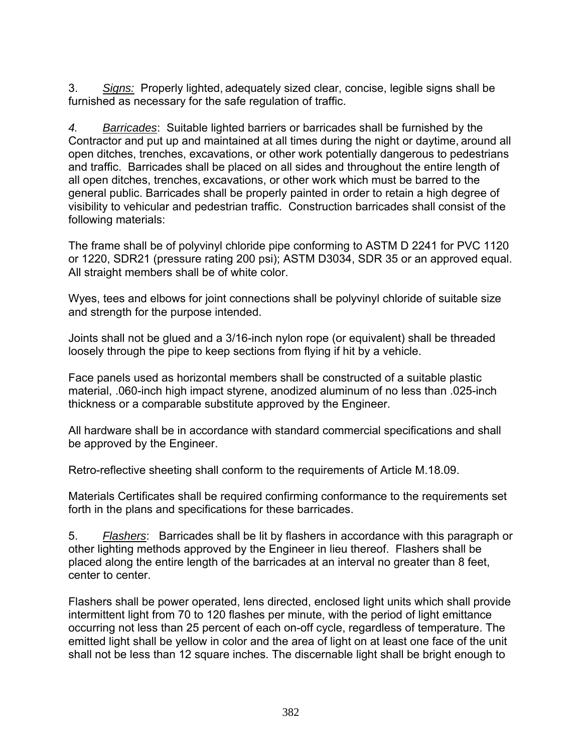3. *Signs:* Properly lighted, adequately sized clear, concise, legible signs shall be furnished as necessary for the safe regulation of traffic.

*4. Barricades*: Suitable lighted barriers or barricades shall be furnished by the Contractor and put up and maintained at all times during the night or daytime, around all open ditches, trenches, excavations, or other work potentially dangerous to pedestrians and traffic. Barricades shall be placed on all sides and throughout the entire length of all open ditches, trenches, excavations, or other work which must be barred to the general public. Barricades shall be properly painted in order to retain a high degree of visibility to vehicular and pedestrian traffic. Construction barricades shall consist of the following materials:

The frame shall be of polyvinyl chloride pipe conforming to ASTM D 2241 for PVC 1120 or 1220, SDR21 (pressure rating 200 psi); ASTM D3034, SDR 35 or an approved equal. All straight members shall be of white color.

Wyes, tees and elbows for joint connections shall be polyvinyl chloride of suitable size and strength for the purpose intended.

Joints shall not be glued and a 3/16-inch nylon rope (or equivalent) shall be threaded loosely through the pipe to keep sections from flying if hit by a vehicle.

Face panels used as horizontal members shall be constructed of a suitable plastic material, .060-inch high impact styrene, anodized aluminum of no less than .025-inch thickness or a comparable substitute approved by the Engineer.

All hardware shall be in accordance with standard commercial specifications and shall be approved by the Engineer.

Retro-reflective sheeting shall conform to the requirements of Article M.18.09.

Materials Certificates shall be required confirming conformance to the requirements set forth in the plans and specifications for these barricades.

5. *Flashers*: Barricades shall be lit by flashers in accordance with this paragraph or other lighting methods approved by the Engineer in lieu thereof. Flashers shall be placed along the entire length of the barricades at an interval no greater than 8 feet, center to center.

Flashers shall be power operated, lens directed, enclosed light units which shall provide intermittent light from 70 to 120 flashes per minute, with the period of light emittance occurring not less than 25 percent of each on-off cycle, regardless of temperature. The emitted light shall be yellow in color and the area of light on at least one face of the unit shall not be less than 12 square inches. The discernable light shall be bright enough to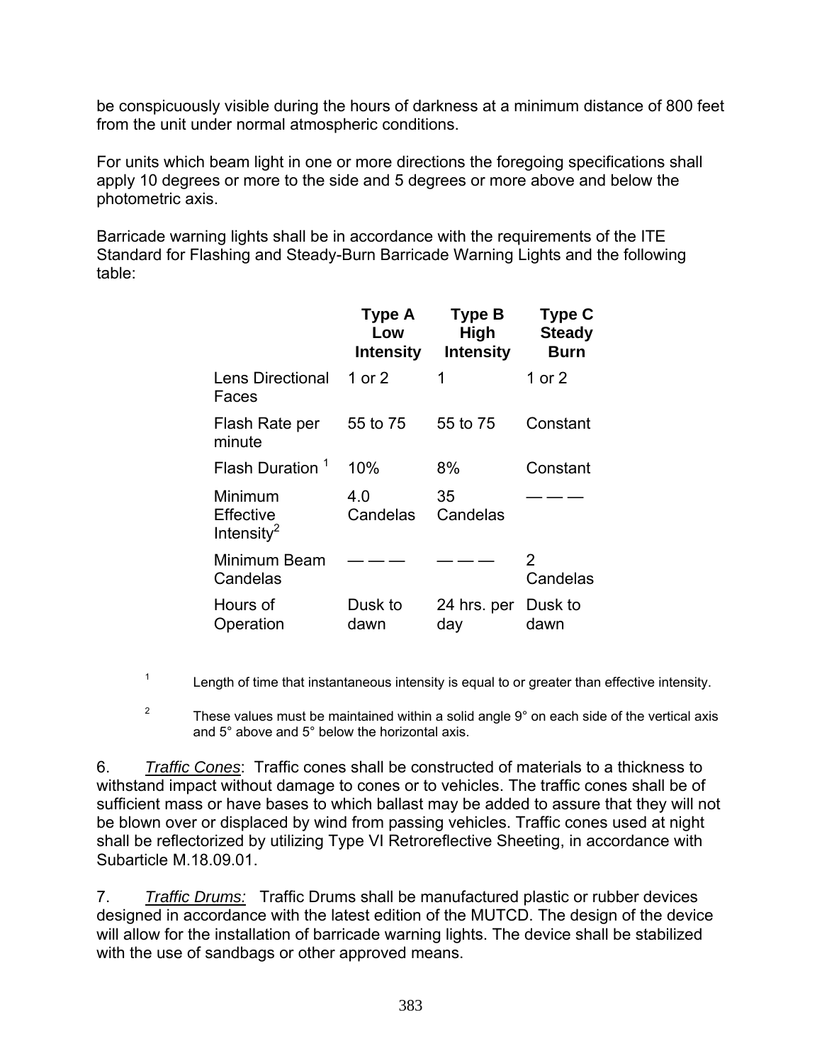be conspicuously visible during the hours of darkness at a minimum distance of 800 feet from the unit under normal atmospheric conditions.

For units which beam light in one or more directions the foregoing specifications shall apply 10 degrees or more to the side and 5 degrees or more above and below the photometric axis.

Barricade warning lights shall be in accordance with the requirements of the ITE Standard for Flashing and Steady-Burn Barricade Warning Lights and the following table:

| | **Type A Low Intensity** | **Type B High Intensity** | **Type C Steady Burn** |
|---|---|---|---|
| Lens Directional Faces | 1 or 2 | 1 | 1 or 2 |
| Flash Rate per minute | 55 to 75 | 55 to 75 | Constant |
| Flash Duration [1] | 10% | 8% | Constant |
| Minimum Effective Intensity[2] | 4.0 Candelas | 35 Candelas | — — — |
| Minimum Beam Candelas | — — — | — — — | 2 Candelas |
| Hours of Operation | Dusk to dawn | 24 hrs. per day | Dusk to dawn |

[1] Length of time that instantaneous intensity is equal to or greater than effective intensity.

[2] These values must be maintained within a solid angle 9° on each side of the vertical axis and 5° above and 5° below the horizontal axis.

6. *Traffic Cones*: Traffic cones shall be constructed of materials to a thickness to withstand impact without damage to cones or to vehicles. The traffic cones shall be of sufficient mass or have bases to which ballast may be added to assure that they will not be blown over or displaced by wind from passing vehicles. Traffic cones used at night shall be reflectorized by utilizing Type VI Retroreflective Sheeting, in accordance with Subarticle M.18.09.01.

7. *Traffic Drums:* Traffic Drums shall be manufactured plastic or rubber devices designed in accordance with the latest edition of the MUTCD. The design of the device will allow for the installation of barricade warning lights. The device shall be stabilized with the use of sandbags or other approved means.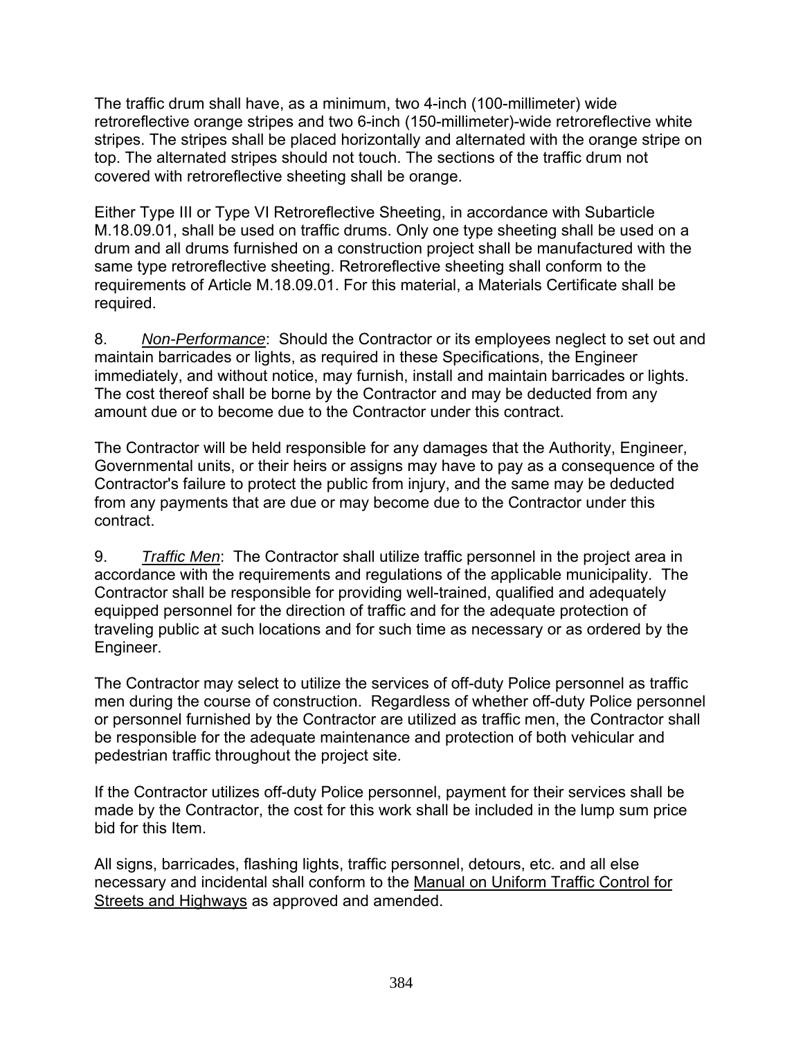The traffic drum shall have, as a minimum, two 4-inch (100-millimeter) wide retroreflective orange stripes and two 6-inch (150-millimeter)-wide retroreflective white stripes. The stripes shall be placed horizontally and alternated with the orange stripe on top. The alternated stripes should not touch. The sections of the traffic drum not covered with retroreflective sheeting shall be orange.

Either Type III or Type VI Retroreflective Sheeting, in accordance with Subarticle M.18.09.01, shall be used on traffic drums. Only one type sheeting shall be used on a drum and all drums furnished on a construction project shall be manufactured with the same type retroreflective sheeting. Retroreflective sheeting shall conform to the requirements of Article M.18.09.01. For this material, a Materials Certificate shall be required.

8. *Non-Performance*: Should the Contractor or its employees neglect to set out and maintain barricades or lights, as required in these Specifications, the Engineer immediately, and without notice, may furnish, install and maintain barricades or lights. The cost thereof shall be borne by the Contractor and may be deducted from any amount due or to become due to the Contractor under this contract.

The Contractor will be held responsible for any damages that the Authority, Engineer, Governmental units, or their heirs or assigns may have to pay as a consequence of the Contractor's failure to protect the public from injury, and the same may be deducted from any payments that are due or may become due to the Contractor under this contract.

9. *Traffic Men*: The Contractor shall utilize traffic personnel in the project area in accordance with the requirements and regulations of the applicable municipality. The Contractor shall be responsible for providing well-trained, qualified and adequately equipped personnel for the direction of traffic and for the adequate protection of traveling public at such locations and for such time as necessary or as ordered by the Engineer.

The Contractor may select to utilize the services of off-duty Police personnel as traffic men during the course of construction. Regardless of whether off-duty Police personnel or personnel furnished by the Contractor are utilized as traffic men, the Contractor shall be responsible for the adequate maintenance and protection of both vehicular and pedestrian traffic throughout the project site.

If the Contractor utilizes off-duty Police personnel, payment for their services shall be made by the Contractor, the cost for this work shall be included in the lump sum price bid for this Item.

All signs, barricades, flashing lights, traffic personnel, detours, etc. and all else necessary and incidental shall conform to the Manual on Uniform Traffic Control for Streets and Highways as approved and amended.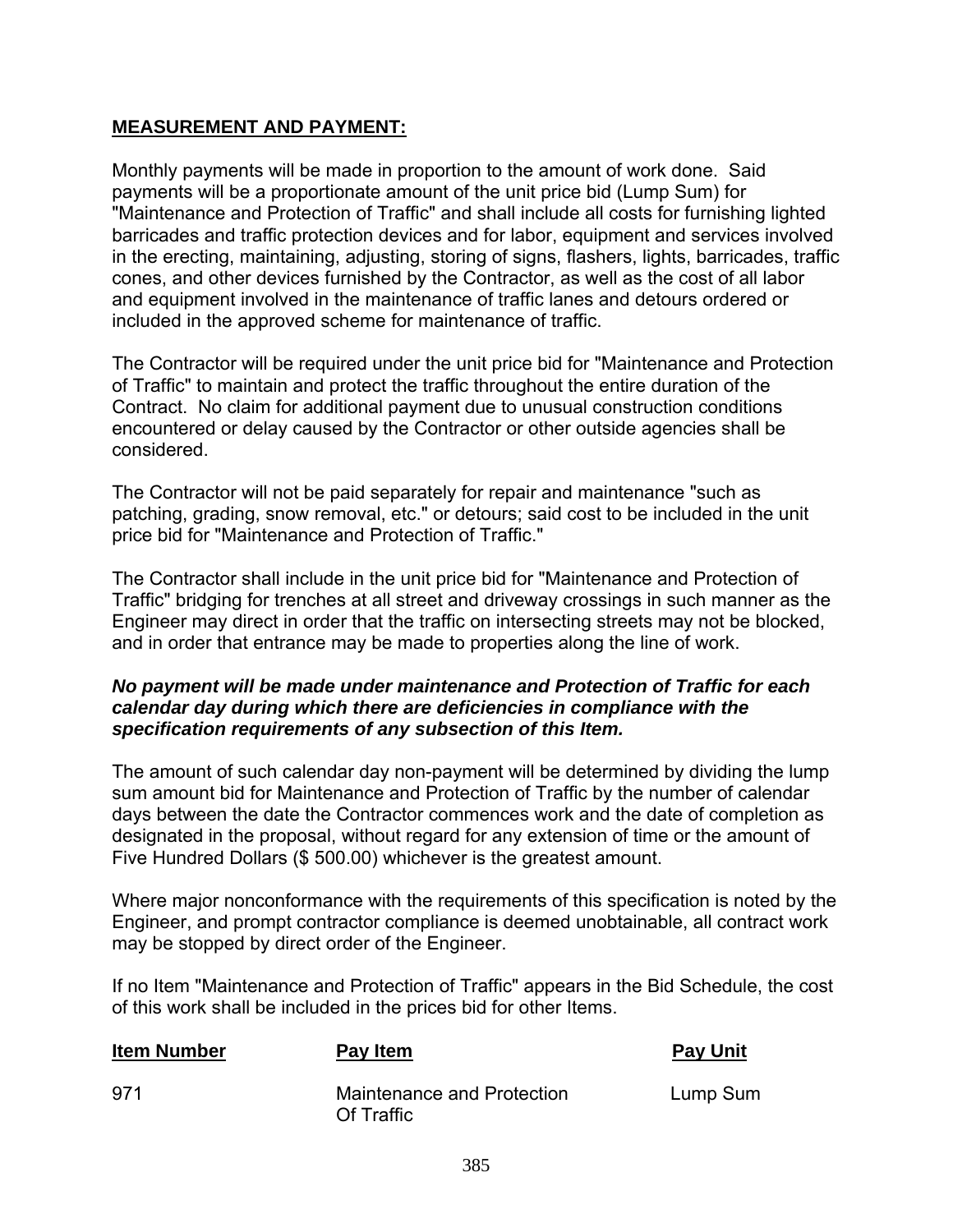**MEASUREMENT AND PAYMENT:**

Monthly payments will be made in proportion to the amount of work done. Said payments will be a proportionate amount of the unit price bid (Lump Sum) for "Maintenance and Protection of Traffic" and shall include all costs for furnishing lighted barricades and traffic protection devices and for labor, equipment and services involved in the erecting, maintaining, adjusting, storing of signs, flashers, lights, barricades, traffic cones, and other devices furnished by the Contractor, as well as the cost of all labor and equipment involved in the maintenance of traffic lanes and detours ordered or included in the approved scheme for maintenance of traffic.

The Contractor will be required under the unit price bid for "Maintenance and Protection of Traffic" to maintain and protect the traffic throughout the entire duration of the Contract. No claim for additional payment due to unusual construction conditions encountered or delay caused by the Contractor or other outside agencies shall be considered.

The Contractor will not be paid separately for repair and maintenance "such as patching, grading, snow removal, etc." or detours; said cost to be included in the unit price bid for "Maintenance and Protection of Traffic."

The Contractor shall include in the unit price bid for "Maintenance and Protection of Traffic" bridging for trenches at all street and driveway crossings in such manner as the Engineer may direct in order that the traffic on intersecting streets may not be blocked, and in order that entrance may be made to properties along the line of work.

***No payment will be made under maintenance and Protection of Traffic for each calendar day during which there are deficiencies in compliance with the specification requirements of any subsection of this Item.***

The amount of such calendar day non-payment will be determined by dividing the lump sum amount bid for Maintenance and Protection of Traffic by the number of calendar days between the date the Contractor commences work and the date of completion as designated in the proposal, without regard for any extension of time or the amount of Five Hundred Dollars ($ 500.00) whichever is the greatest amount.

Where major nonconformance with the requirements of this specification is noted by the Engineer, and prompt contractor compliance is deemed unobtainable, all contract work may be stopped by direct order of the Engineer.

If no Item "Maintenance and Protection of Traffic" appears in the Bid Schedule, the cost of this work shall be included in the prices bid for other Items.

| Item Number | Pay Item | Pay Unit |
|---|---|---|
| 971 | Maintenance and Protection Of Traffic | Lump Sum |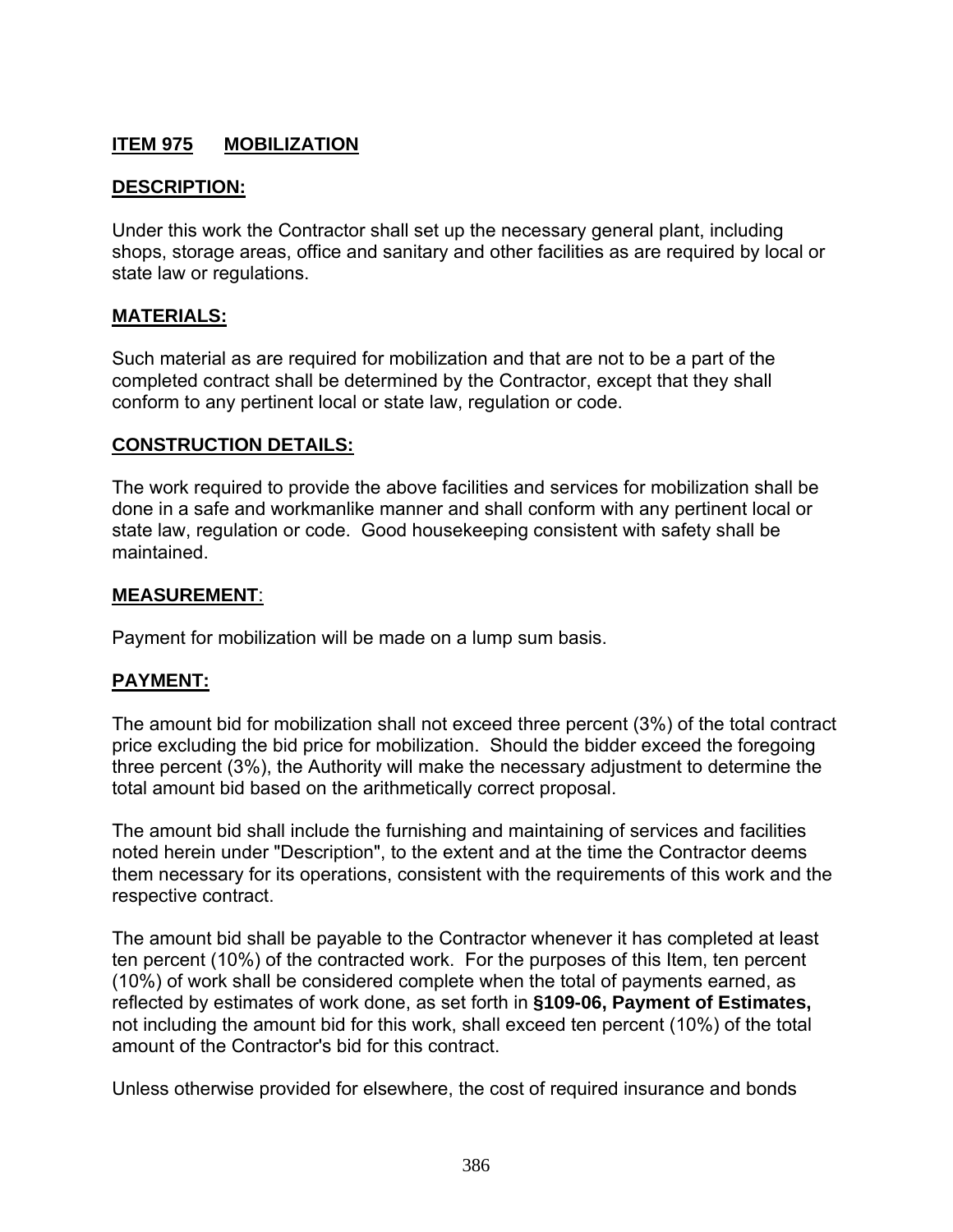## ITEM 975 MOBILIZATION

### DESCRIPTION:

Under this work the Contractor shall set up the necessary general plant, including shops, storage areas, office and sanitary and other facilities as are required by local or state law or regulations.

### MATERIALS:

Such material as are required for mobilization and that are not to be a part of the completed contract shall be determined by the Contractor, except that they shall conform to any pertinent local or state law, regulation or code.

### CONSTRUCTION DETAILS:

The work required to provide the above facilities and services for mobilization shall be done in a safe and workmanlike manner and shall conform with any pertinent local or state law, regulation or code. Good housekeeping consistent with safety shall be maintained.

### MEASUREMENT:

Payment for mobilization will be made on a lump sum basis.

### PAYMENT:

The amount bid for mobilization shall not exceed three percent (3%) of the total contract price excluding the bid price for mobilization. Should the bidder exceed the foregoing three percent (3%), the Authority will make the necessary adjustment to determine the total amount bid based on the arithmetically correct proposal.

The amount bid shall include the furnishing and maintaining of services and facilities noted herein under "Description", to the extent and at the time the Contractor deems them necessary for its operations, consistent with the requirements of this work and the respective contract.

The amount bid shall be payable to the Contractor whenever it has completed at least ten percent (10%) of the contracted work. For the purposes of this Item, ten percent (10%) of work shall be considered complete when the total of payments earned, as reflected by estimates of work done, as set forth in **§109-06, Payment of Estimates,** not including the amount bid for this work, shall exceed ten percent (10%) of the total amount of the Contractor's bid for this contract.

Unless otherwise provided for elsewhere, the cost of required insurance and bonds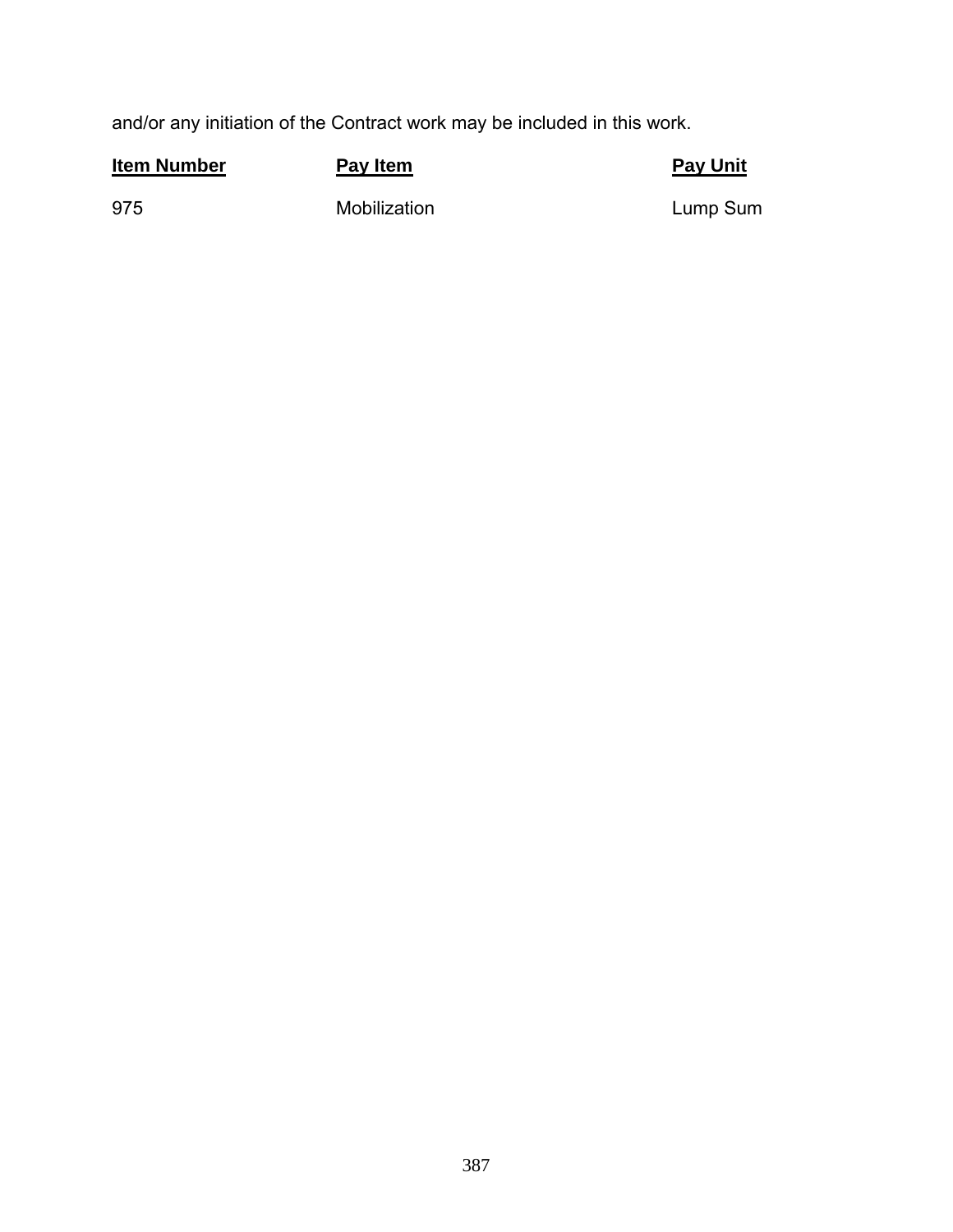and/or any initiation of the Contract work may be included in this work.

| **Item Number** | **Pay Item** | **Pay Unit** |
| --- | --- | --- |
| 975 | Mobilization | Lump Sum |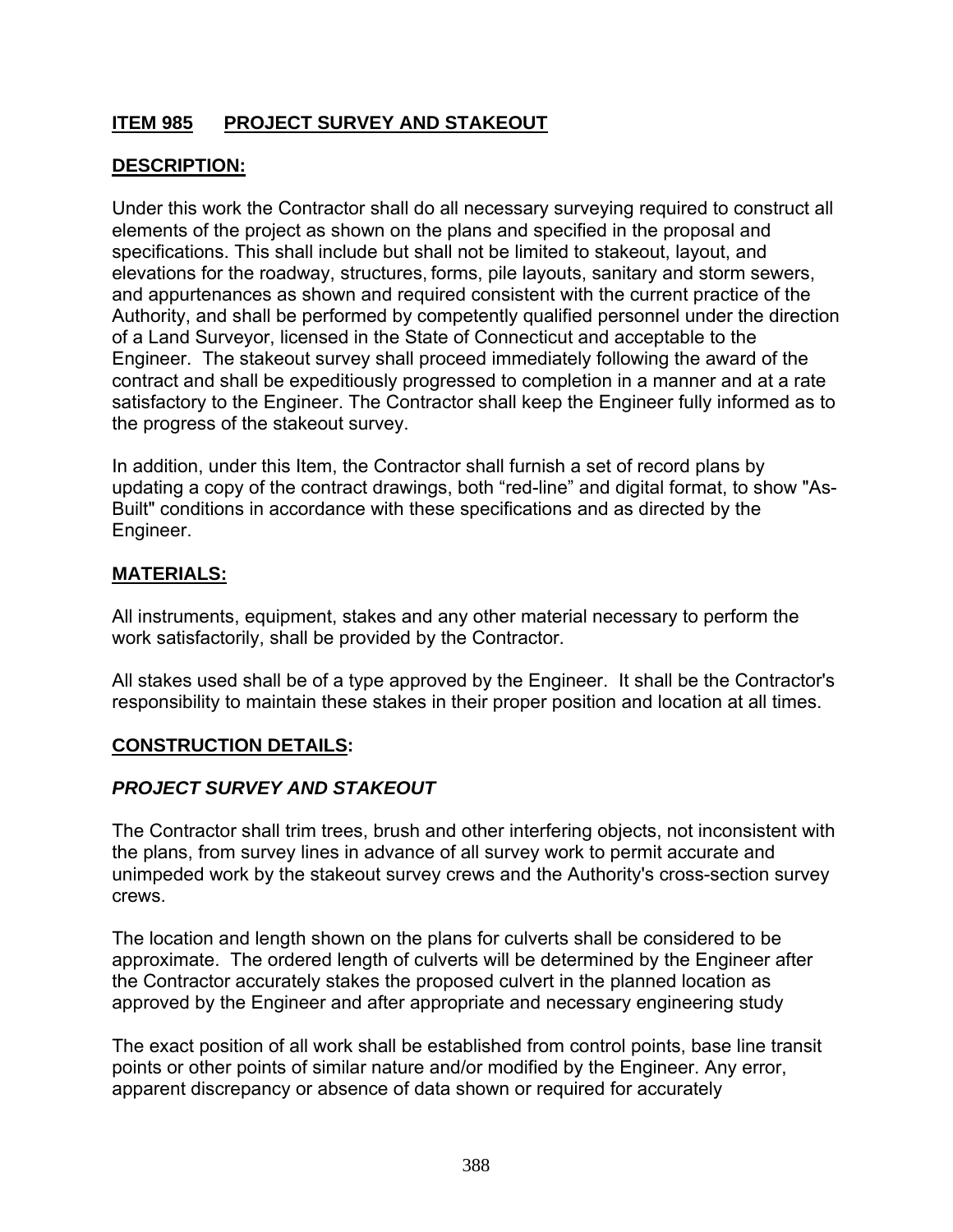## **ITEM 985 PROJECT SURVEY AND STAKEOUT**

**DESCRIPTION:**

Under this work the Contractor shall do all necessary surveying required to construct all elements of the project as shown on the plans and specified in the proposal and specifications. This shall include but shall not be limited to stakeout, layout, and elevations for the roadway, structures, forms, pile layouts, sanitary and storm sewers, and appurtenances as shown and required consistent with the current practice of the Authority, and shall be performed by competently qualified personnel under the direction of a Land Surveyor, licensed in the State of Connecticut and acceptable to the Engineer. The stakeout survey shall proceed immediately following the award of the contract and shall be expeditiously progressed to completion in a manner and at a rate satisfactory to the Engineer. The Contractor shall keep the Engineer fully informed as to the progress of the stakeout survey.

In addition, under this Item, the Contractor shall furnish a set of record plans by updating a copy of the contract drawings, both “red-line” and digital format, to show "As-Built" conditions in accordance with these specifications and as directed by the Engineer.

**MATERIALS:**

All instruments, equipment, stakes and any other material necessary to perform the work satisfactorily, shall be provided by the Contractor.

All stakes used shall be of a type approved by the Engineer. It shall be the Contractor's responsibility to maintain these stakes in their proper position and location at all times.

**CONSTRUCTION DETAILS:**

***PROJECT SURVEY AND STAKEOUT***

The Contractor shall trim trees, brush and other interfering objects, not inconsistent with the plans, from survey lines in advance of all survey work to permit accurate and unimpeded work by the stakeout survey crews and the Authority's cross-section survey crews.

The location and length shown on the plans for culverts shall be considered to be approximate. The ordered length of culverts will be determined by the Engineer after the Contractor accurately stakes the proposed culvert in the planned location as approved by the Engineer and after appropriate and necessary engineering study

The exact position of all work shall be established from control points, base line transit points or other points of similar nature and/or modified by the Engineer. Any error, apparent discrepancy or absence of data shown or required for accurately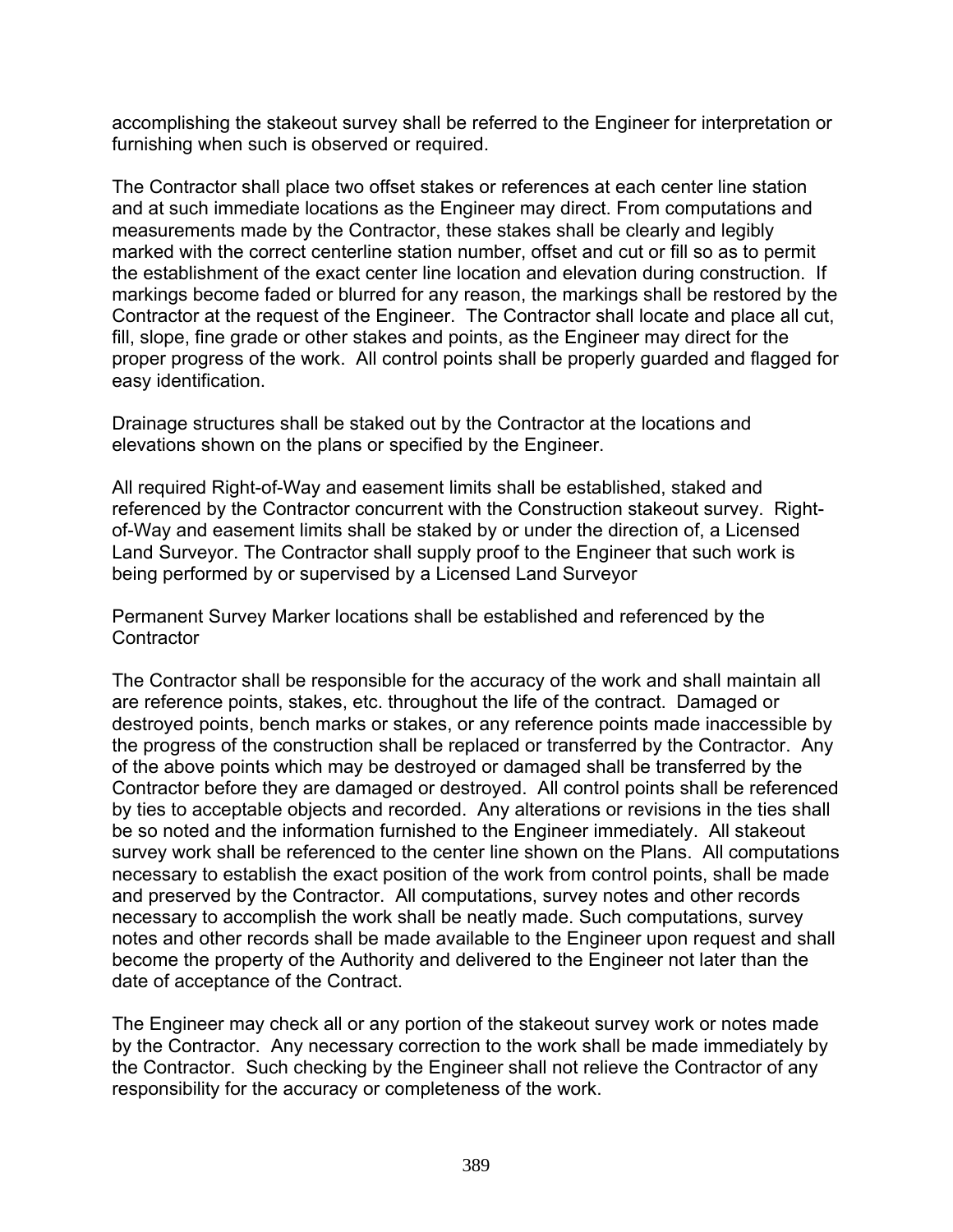accomplishing the stakeout survey shall be referred to the Engineer for interpretation or furnishing when such is observed or required.

The Contractor shall place two offset stakes or references at each center line station and at such immediate locations as the Engineer may direct. From computations and measurements made by the Contractor, these stakes shall be clearly and legibly marked with the correct centerline station number, offset and cut or fill so as to permit the establishment of the exact center line location and elevation during construction. If markings become faded or blurred for any reason, the markings shall be restored by the Contractor at the request of the Engineer. The Contractor shall locate and place all cut, fill, slope, fine grade or other stakes and points, as the Engineer may direct for the proper progress of the work. All control points shall be properly guarded and flagged for easy identification.

Drainage structures shall be staked out by the Contractor at the locations and elevations shown on the plans or specified by the Engineer.

All required Right-of-Way and easement limits shall be established, staked and referenced by the Contractor concurrent with the Construction stakeout survey. Right-of-Way and easement limits shall be staked by or under the direction of, a Licensed Land Surveyor. The Contractor shall supply proof to the Engineer that such work is being performed by or supervised by a Licensed Land Surveyor

Permanent Survey Marker locations shall be established and referenced by the Contractor

The Contractor shall be responsible for the accuracy of the work and shall maintain all are reference points, stakes, etc. throughout the life of the contract. Damaged or destroyed points, bench marks or stakes, or any reference points made inaccessible by the progress of the construction shall be replaced or transferred by the Contractor. Any of the above points which may be destroyed or damaged shall be transferred by the Contractor before they are damaged or destroyed. All control points shall be referenced by ties to acceptable objects and recorded. Any alterations or revisions in the ties shall be so noted and the information furnished to the Engineer immediately. All stakeout survey work shall be referenced to the center line shown on the Plans. All computations necessary to establish the exact position of the work from control points, shall be made and preserved by the Contractor. All computations, survey notes and other records necessary to accomplish the work shall be neatly made. Such computations, survey notes and other records shall be made available to the Engineer upon request and shall become the property of the Authority and delivered to the Engineer not later than the date of acceptance of the Contract.

The Engineer may check all or any portion of the stakeout survey work or notes made by the Contractor. Any necessary correction to the work shall be made immediately by the Contractor. Such checking by the Engineer shall not relieve the Contractor of any responsibility for the accuracy or completeness of the work.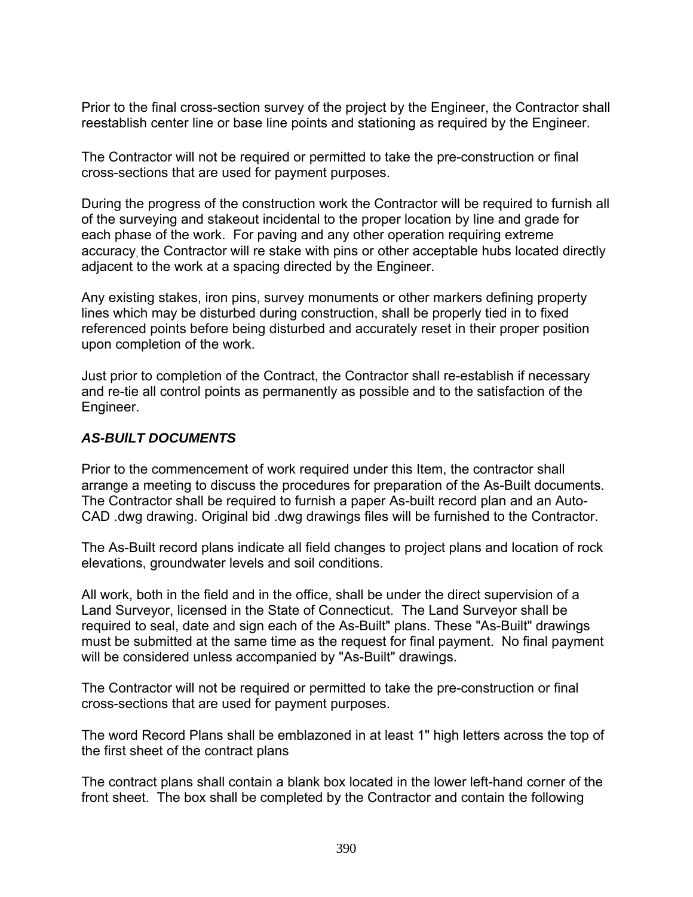Prior to the final cross-section survey of the project by the Engineer, the Contractor shall reestablish center line or base line points and stationing as required by the Engineer.

The Contractor will not be required or permitted to take the pre-construction or final cross-sections that are used for payment purposes.

During the progress of the construction work the Contractor will be required to furnish all of the surveying and stakeout incidental to the proper location by line and grade for each phase of the work. For paving and any other operation requiring extreme accuracy, the Contractor will re stake with pins or other acceptable hubs located directly adjacent to the work at a spacing directed by the Engineer.

Any existing stakes, iron pins, survey monuments or other markers defining property lines which may be disturbed during construction, shall be properly tied in to fixed referenced points before being disturbed and accurately reset in their proper position upon completion of the work.

Just prior to completion of the Contract, the Contractor shall re-establish if necessary and re-tie all control points as permanently as possible and to the satisfaction of the Engineer.

***AS-BUILT DOCUMENTS***

Prior to the commencement of work required under this Item, the contractor shall arrange a meeting to discuss the procedures for preparation of the As-Built documents. The Contractor shall be required to furnish a paper As-built record plan and an Auto-CAD .dwg drawing. Original bid .dwg drawings files will be furnished to the Contractor.

The As-Built record plans indicate all field changes to project plans and location of rock elevations, groundwater levels and soil conditions.

All work, both in the field and in the office, shall be under the direct supervision of a Land Surveyor, licensed in the State of Connecticut. The Land Surveyor shall be required to seal, date and sign each of the As-Built" plans. These "As-Built" drawings must be submitted at the same time as the request for final payment. No final payment will be considered unless accompanied by "As-Built" drawings.

The Contractor will not be required or permitted to take the pre-construction or final cross-sections that are used for payment purposes.

The word Record Plans shall be emblazoned in at least 1" high letters across the top of the first sheet of the contract plans

The contract plans shall contain a blank box located in the lower left-hand corner of the front sheet. The box shall be completed by the Contractor and contain the following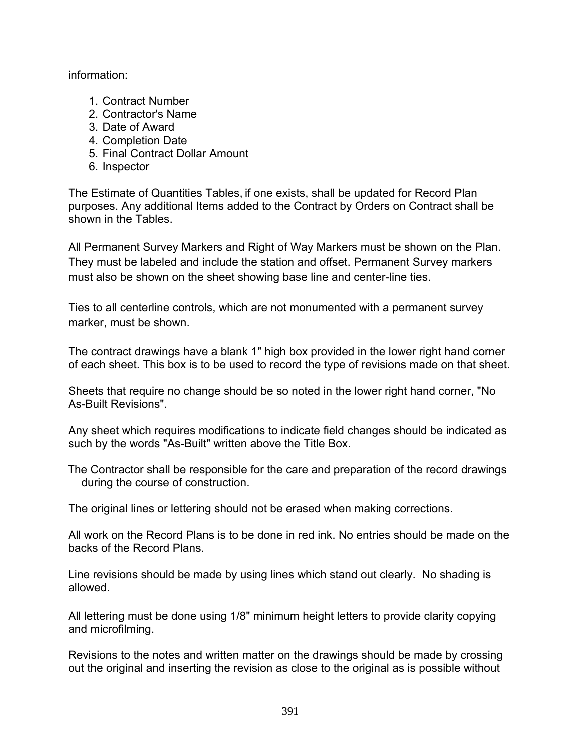information:

1. Contract Number
2. Contractor's Name
3. Date of Award
4. Completion Date
5. Final Contract Dollar Amount
6. Inspector

The Estimate of Quantities Tables, if one exists, shall be updated for Record Plan purposes. Any additional Items added to the Contract by Orders on Contract shall be shown in the Tables.

All Permanent Survey Markers and Right of Way Markers must be shown on the Plan. They must be labeled and include the station and offset. Permanent Survey markers must also be shown on the sheet showing base line and center-line ties.

Ties to all centerline controls, which are not monumented with a permanent survey marker, must be shown.

The contract drawings have a blank 1" high box provided in the lower right hand corner of each sheet. This box is to be used to record the type of revisions made on that sheet.

Sheets that require no change should be so noted in the lower right hand corner, "No As-Built Revisions".

Any sheet which requires modifications to indicate field changes should be indicated as such by the words "As-Built" written above the Title Box.

The Contractor shall be responsible for the care and preparation of the record drawings during the course of construction.

The original lines or lettering should not be erased when making corrections.

All work on the Record Plans is to be done in red ink. No entries should be made on the backs of the Record Plans.

Line revisions should be made by using lines which stand out clearly. No shading is allowed.

All lettering must be done using 1/8" minimum height letters to provide clarity copying and microfilming.

Revisions to the notes and written matter on the drawings should be made by crossing out the original and inserting the revision as close to the original as is possible without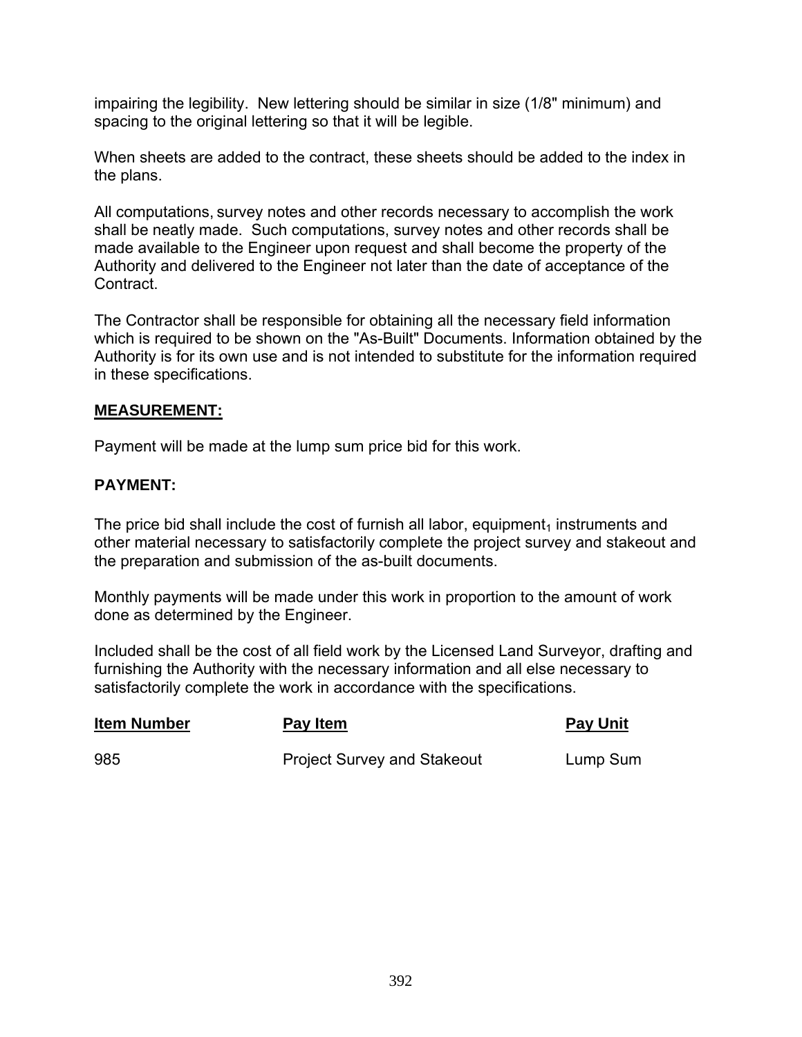impairing the legibility. New lettering should be similar in size (1/8" minimum) and spacing to the original lettering so that it will be legible.

When sheets are added to the contract, these sheets should be added to the index in the plans.

All computations, survey notes and other records necessary to accomplish the work shall be neatly made. Such computations, survey notes and other records shall be made available to the Engineer upon request and shall become the property of the Authority and delivered to the Engineer not later than the date of acceptance of the Contract.

The Contractor shall be responsible for obtaining all the necessary field information which is required to be shown on the "As-Built" Documents. Information obtained by the Authority is for its own use and is not intended to substitute for the information required in these specifications.

**MEASUREMENT:**

Payment will be made at the lump sum price bid for this work.

**PAYMENT:**

The price bid shall include the cost of furnish all labor, equipment$_1$ instruments and other material necessary to satisfactorily complete the project survey and stakeout and the preparation and submission of the as-built documents.

Monthly payments will be made under this work in proportion to the amount of work done as determined by the Engineer.

Included shall be the cost of all field work by the Licensed Land Surveyor, drafting and furnishing the Authority with the necessary information and all else necessary to satisfactorily complete the work in accordance with the specifications.

| Item Number | Pay Item | Pay Unit |
|---|---|---|
| 985 | Project Survey and Stakeout | Lump Sum |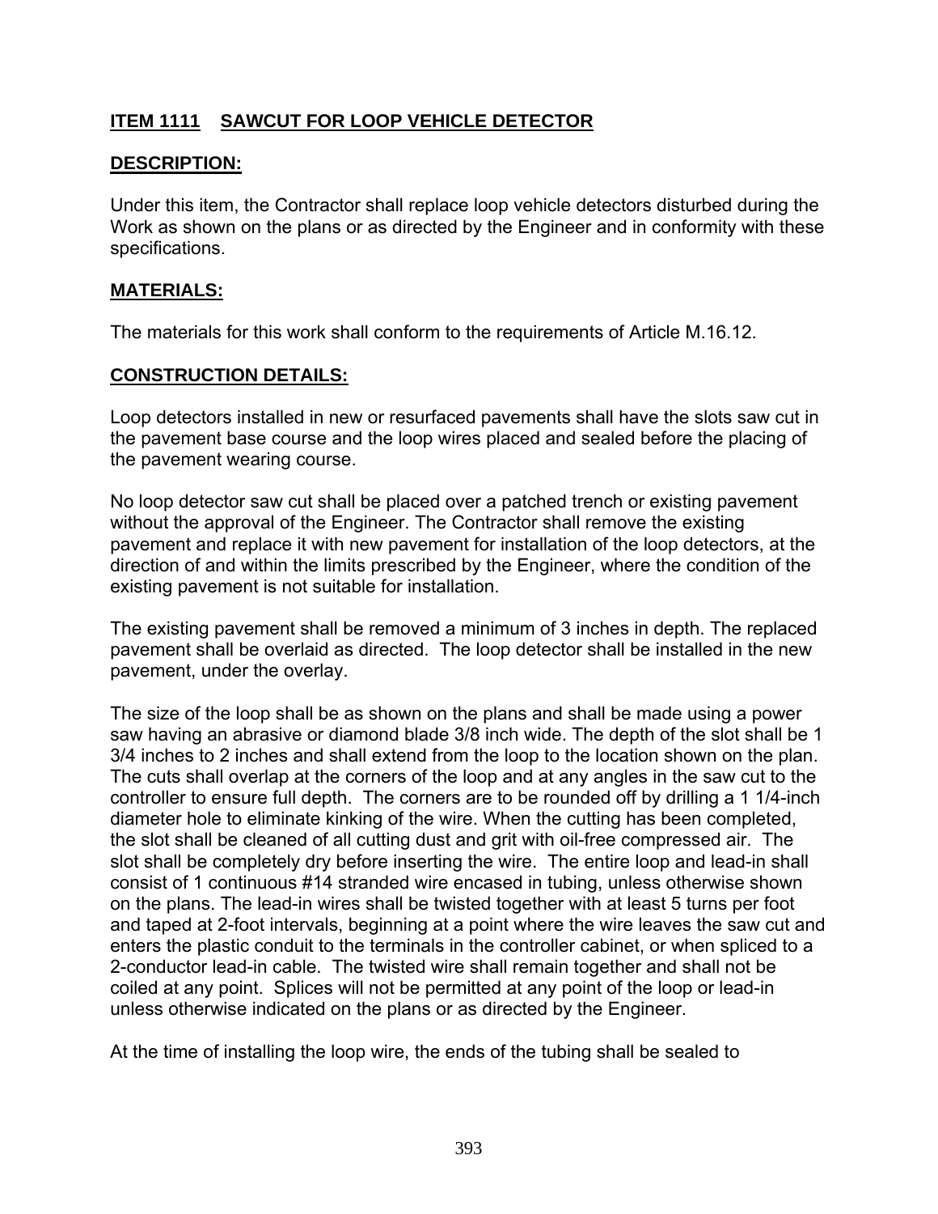## ITEM 1111 SAWCUT FOR LOOP VEHICLE DETECTOR

### DESCRIPTION:

Under this item, the Contractor shall replace loop vehicle detectors disturbed during the Work as shown on the plans or as directed by the Engineer and in conformity with these specifications.

### MATERIALS:

The materials for this work shall conform to the requirements of Article M.16.12.

### CONSTRUCTION DETAILS:

Loop detectors installed in new or resurfaced pavements shall have the slots saw cut in the pavement base course and the loop wires placed and sealed before the placing of the pavement wearing course.

No loop detector saw cut shall be placed over a patched trench or existing pavement without the approval of the Engineer. The Contractor shall remove the existing pavement and replace it with new pavement for installation of the loop detectors, at the direction of and within the limits prescribed by the Engineer, where the condition of the existing pavement is not suitable for installation.

The existing pavement shall be removed a minimum of 3 inches in depth. The replaced pavement shall be overlaid as directed. The loop detector shall be installed in the new pavement, under the overlay.

The size of the loop shall be as shown on the plans and shall be made using a power saw having an abrasive or diamond blade 3/8 inch wide. The depth of the slot shall be 1 3/4 inches to 2 inches and shall extend from the loop to the location shown on the plan. The cuts shall overlap at the corners of the loop and at any angles in the saw cut to the controller to ensure full depth. The corners are to be rounded off by drilling a 1 1/4-inch diameter hole to eliminate kinking of the wire. When the cutting has been completed, the slot shall be cleaned of all cutting dust and grit with oil-free compressed air. The slot shall be completely dry before inserting the wire. The entire loop and lead-in shall consist of 1 continuous #14 stranded wire encased in tubing, unless otherwise shown on the plans. The lead-in wires shall be twisted together with at least 5 turns per foot and taped at 2-foot intervals, beginning at a point where the wire leaves the saw cut and enters the plastic conduit to the terminals in the controller cabinet, or when spliced to a 2-conductor lead-in cable. The twisted wire shall remain together and shall not be coiled at any point. Splices will not be permitted at any point of the loop or lead-in unless otherwise indicated on the plans or as directed by the Engineer.

At the time of installing the loop wire, the ends of the tubing shall be sealed to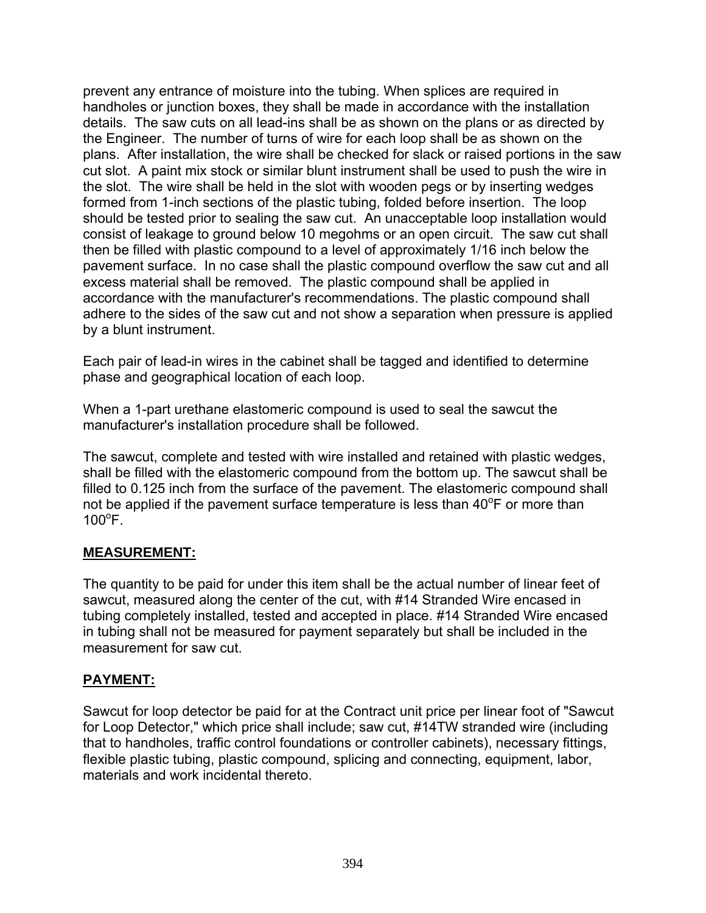prevent any entrance of moisture into the tubing. When splices are required in handholes or junction boxes, they shall be made in accordance with the installation details. The saw cuts on all lead-ins shall be as shown on the plans or as directed by the Engineer. The number of turns of wire for each loop shall be as shown on the plans. After installation, the wire shall be checked for slack or raised portions in the saw cut slot. A paint mix stock or similar blunt instrument shall be used to push the wire in the slot. The wire shall be held in the slot with wooden pegs or by inserting wedges formed from 1-inch sections of the plastic tubing, folded before insertion. The loop should be tested prior to sealing the saw cut. An unacceptable loop installation would consist of leakage to ground below 10 megohms or an open circuit. The saw cut shall then be filled with plastic compound to a level of approximately 1/16 inch below the pavement surface. In no case shall the plastic compound overflow the saw cut and all excess material shall be removed. The plastic compound shall be applied in accordance with the manufacturer's recommendations. The plastic compound shall adhere to the sides of the saw cut and not show a separation when pressure is applied by a blunt instrument.

Each pair of lead-in wires in the cabinet shall be tagged and identified to determine phase and geographical location of each loop.

When a 1-part urethane elastomeric compound is used to seal the sawcut the manufacturer's installation procedure shall be followed.

The sawcut, complete and tested with wire installed and retained with plastic wedges, shall be filled with the elastomeric compound from the bottom up. The sawcut shall be filled to 0.125 inch from the surface of the pavement. The elastomeric compound shall not be applied if the pavement surface temperature is less than 40°F or more than 100°F.

## MEASUREMENT:

The quantity to be paid for under this item shall be the actual number of linear feet of sawcut, measured along the center of the cut, with #14 Stranded Wire encased in tubing completely installed, tested and accepted in place. #14 Stranded Wire encased in tubing shall not be measured for payment separately but shall be included in the measurement for saw cut.

## PAYMENT:

Sawcut for loop detector be paid for at the Contract unit price per linear foot of "Sawcut for Loop Detector," which price shall include; saw cut, #14TW stranded wire (including that to handholes, traffic control foundations or controller cabinets), necessary fittings, flexible plastic tubing, plastic compound, splicing and connecting, equipment, labor, materials and work incidental thereto.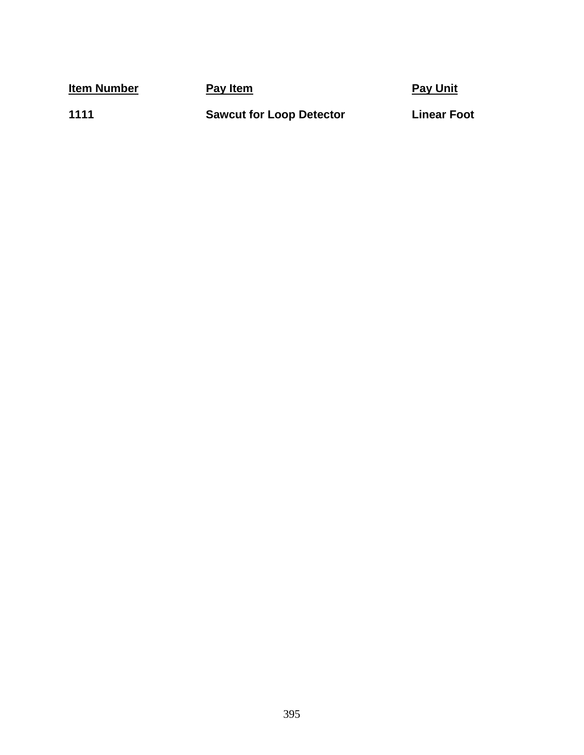| Item Number | Pay Item | Pay Unit |
| --- | --- | --- |
| **1111** | **Sawcut for Loop Detector** | **Linear Foot** |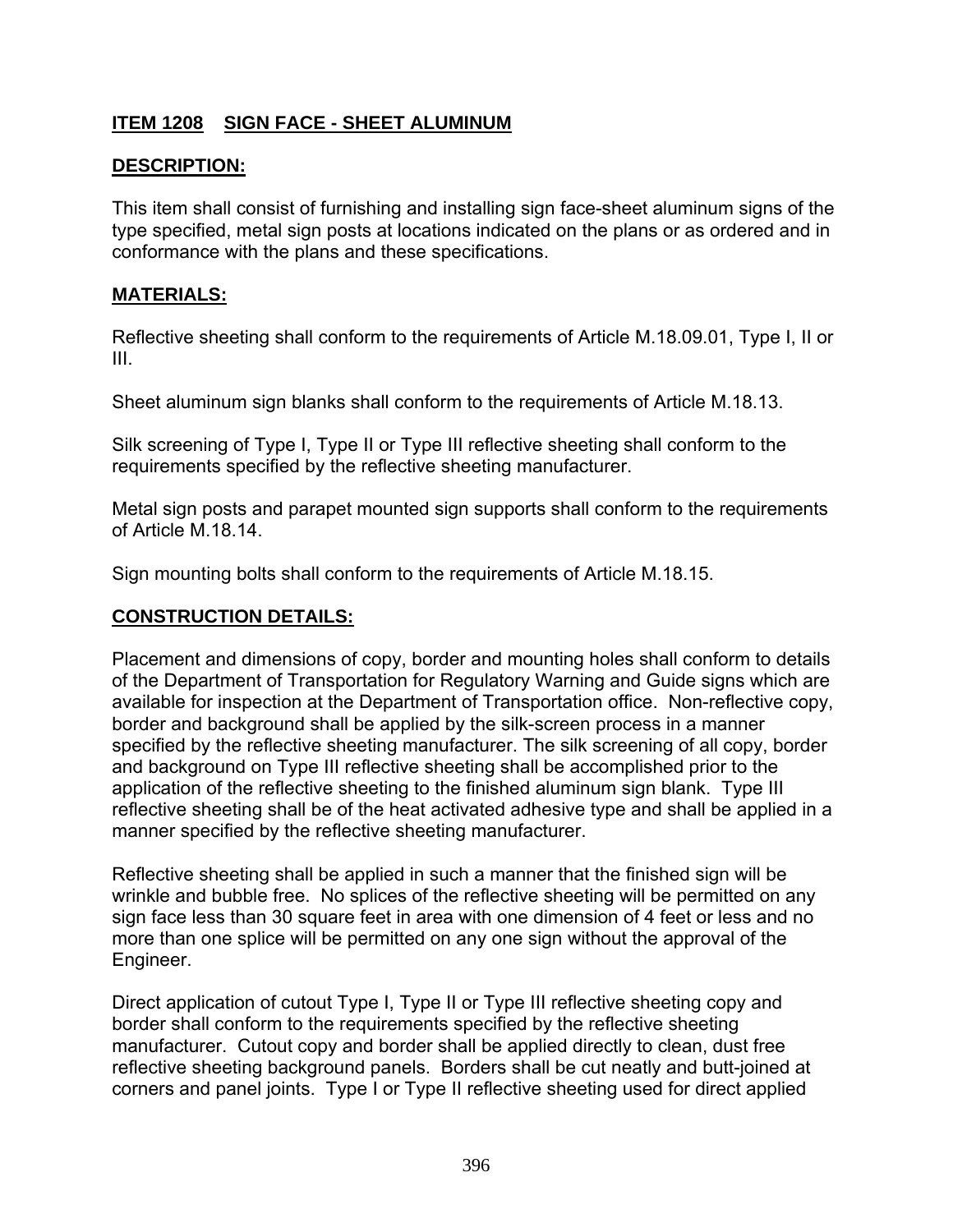## ITEM 1208 SIGN FACE - SHEET ALUMINUM

### DESCRIPTION:

This item shall consist of furnishing and installing sign face-sheet aluminum signs of the type specified, metal sign posts at locations indicated on the plans or as ordered and in conformance with the plans and these specifications.

### MATERIALS:

Reflective sheeting shall conform to the requirements of Article M.18.09.01, Type I, II or III.

Sheet aluminum sign blanks shall conform to the requirements of Article M.18.13.

Silk screening of Type I, Type II or Type III reflective sheeting shall conform to the requirements specified by the reflective sheeting manufacturer.

Metal sign posts and parapet mounted sign supports shall conform to the requirements of Article M.18.14.

Sign mounting bolts shall conform to the requirements of Article M.18.15.

### CONSTRUCTION DETAILS:

Placement and dimensions of copy, border and mounting holes shall conform to details of the Department of Transportation for Regulatory Warning and Guide signs which are available for inspection at the Department of Transportation office. Non-reflective copy, border and background shall be applied by the silk-screen process in a manner specified by the reflective sheeting manufacturer. The silk screening of all copy, border and background on Type III reflective sheeting shall be accomplished prior to the application of the reflective sheeting to the finished aluminum sign blank. Type III reflective sheeting shall be of the heat activated adhesive type and shall be applied in a manner specified by the reflective sheeting manufacturer.

Reflective sheeting shall be applied in such a manner that the finished sign will be wrinkle and bubble free. No splices of the reflective sheeting will be permitted on any sign face less than 30 square feet in area with one dimension of 4 feet or less and no more than one splice will be permitted on any one sign without the approval of the Engineer.

Direct application of cutout Type I, Type II or Type III reflective sheeting copy and border shall conform to the requirements specified by the reflective sheeting manufacturer. Cutout copy and border shall be applied directly to clean, dust free reflective sheeting background panels. Borders shall be cut neatly and butt-joined at corners and panel joints. Type I or Type II reflective sheeting used for direct applied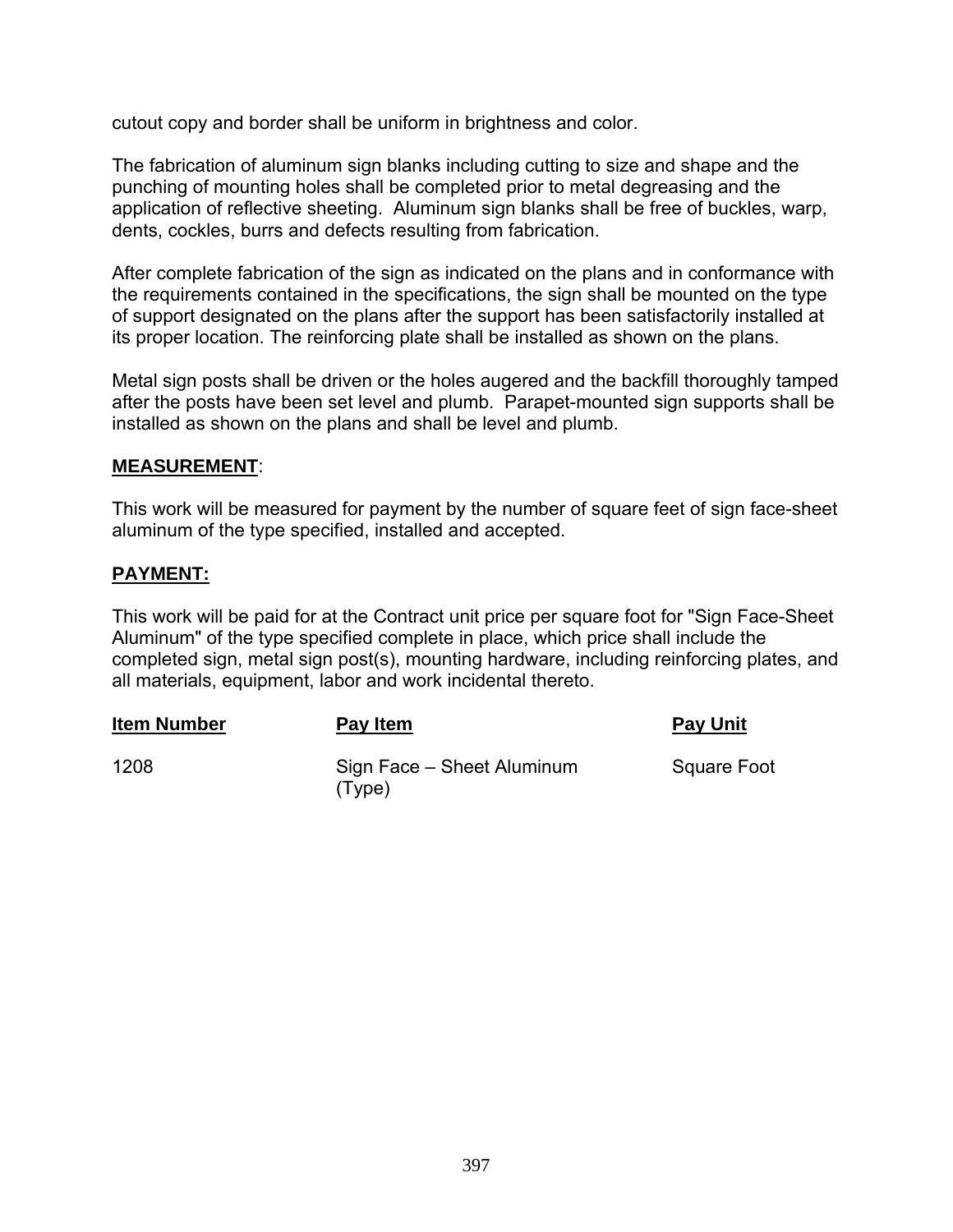cutout copy and border shall be uniform in brightness and color.

The fabrication of aluminum sign blanks including cutting to size and shape and the punching of mounting holes shall be completed prior to metal degreasing and the application of reflective sheeting. Aluminum sign blanks shall be free of buckles, warp, dents, cockles, burrs and defects resulting from fabrication.

After complete fabrication of the sign as indicated on the plans and in conformance with the requirements contained in the specifications, the sign shall be mounted on the type of support designated on the plans after the support has been satisfactorily installed at its proper location. The reinforcing plate shall be installed as shown on the plans.

Metal sign posts shall be driven or the holes augered and the backfill thoroughly tamped after the posts have been set level and plumb. Parapet-mounted sign supports shall be installed as shown on the plans and shall be level and plumb.

**MEASUREMENT**:

This work will be measured for payment by the number of square feet of sign face-sheet aluminum of the type specified, installed and accepted.

**PAYMENT:**

This work will be paid for at the Contract unit price per square foot for "Sign Face-Sheet Aluminum" of the type specified complete in place, which price shall include the completed sign, metal sign post(s), mounting hardware, including reinforcing plates, and all materials, equipment, labor and work incidental thereto.

| Item Number | Pay Item | Pay Unit |
| --- | --- | --- |
| 1208 | Sign Face – Sheet Aluminum (Type) | Square Foot |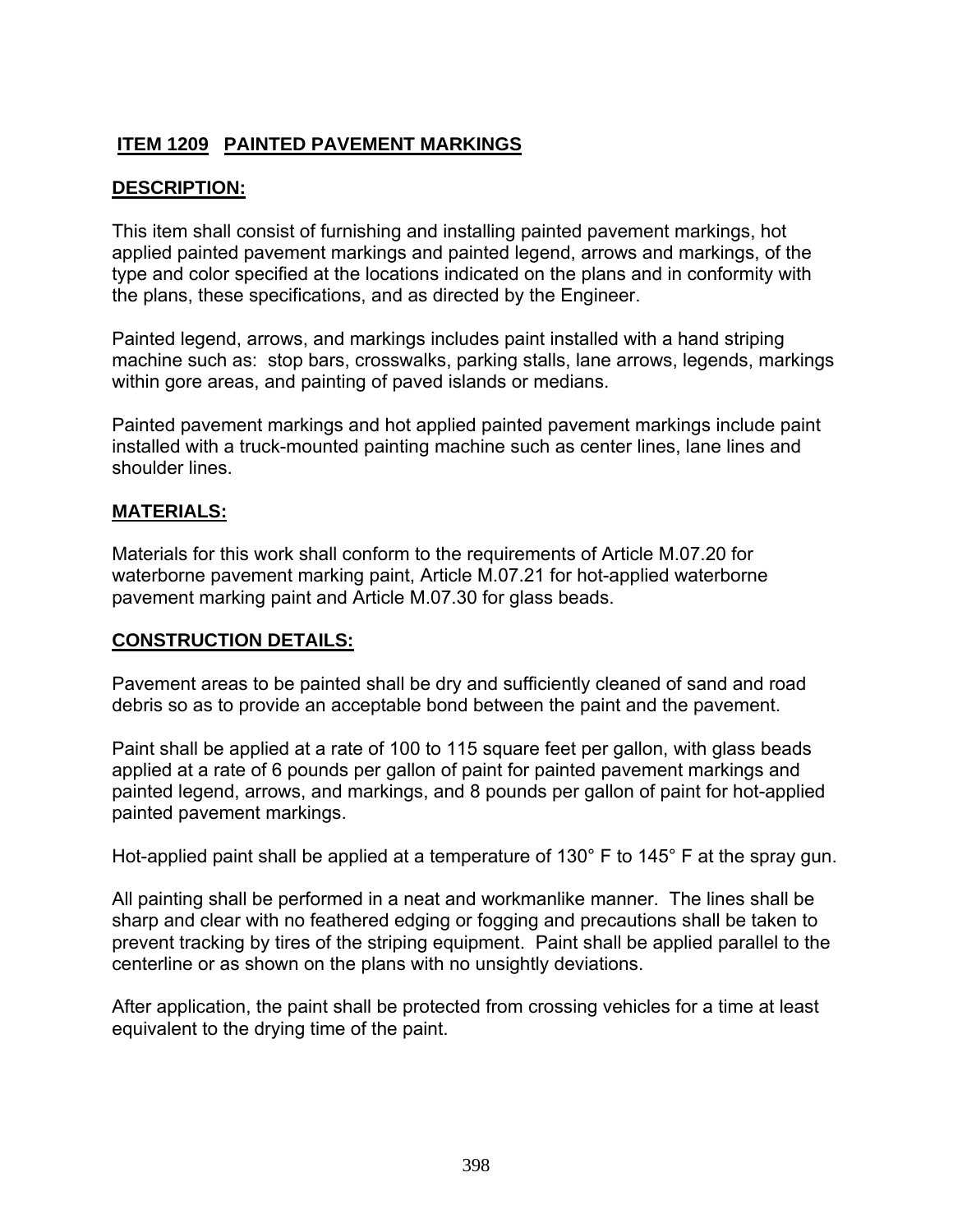## ITEM 1209 PAINTED PAVEMENT MARKINGS

### DESCRIPTION:

This item shall consist of furnishing and installing painted pavement markings, hot applied painted pavement markings and painted legend, arrows and markings, of the type and color specified at the locations indicated on the plans and in conformity with the plans, these specifications, and as directed by the Engineer.

Painted legend, arrows, and markings includes paint installed with a hand striping machine such as: stop bars, crosswalks, parking stalls, lane arrows, legends, markings within gore areas, and painting of paved islands or medians.

Painted pavement markings and hot applied painted pavement markings include paint installed with a truck-mounted painting machine such as center lines, lane lines and shoulder lines.

### MATERIALS:

Materials for this work shall conform to the requirements of Article M.07.20 for waterborne pavement marking paint, Article M.07.21 for hot-applied waterborne pavement marking paint and Article M.07.30 for glass beads.

### CONSTRUCTION DETAILS:

Pavement areas to be painted shall be dry and sufficiently cleaned of sand and road debris so as to provide an acceptable bond between the paint and the pavement.

Paint shall be applied at a rate of 100 to 115 square feet per gallon, with glass beads applied at a rate of 6 pounds per gallon of paint for painted pavement markings and painted legend, arrows, and markings, and 8 pounds per gallon of paint for hot-applied painted pavement markings.

Hot-applied paint shall be applied at a temperature of 130° F to 145° F at the spray gun.

All painting shall be performed in a neat and workmanlike manner. The lines shall be sharp and clear with no feathered edging or fogging and precautions shall be taken to prevent tracking by tires of the striping equipment. Paint shall be applied parallel to the centerline or as shown on the plans with no unsightly deviations.

After application, the paint shall be protected from crossing vehicles for a time at least equivalent to the drying time of the paint.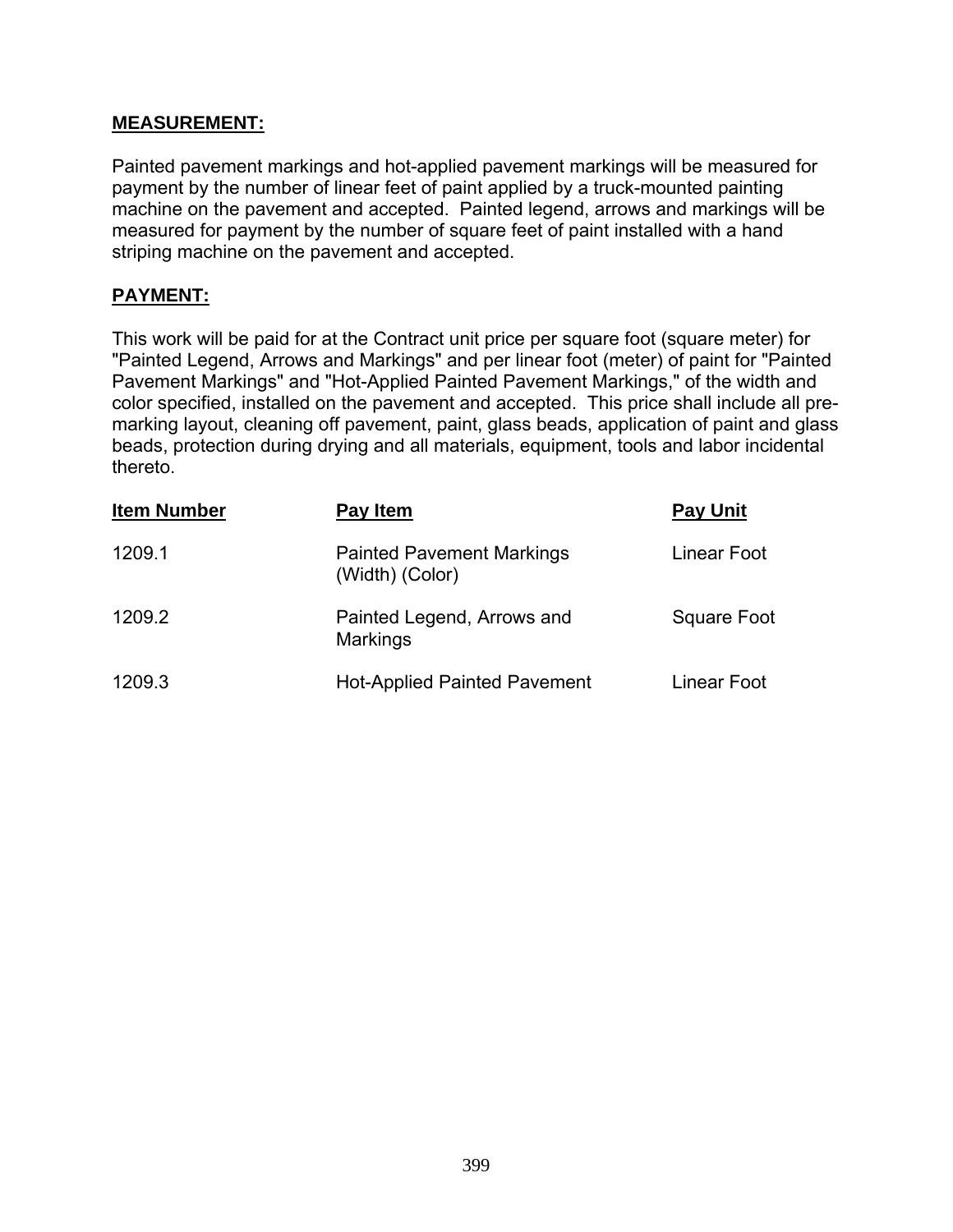**MEASUREMENT:**

Painted pavement markings and hot-applied pavement markings will be measured for payment by the number of linear feet of paint applied by a truck-mounted painting machine on the pavement and accepted. Painted legend, arrows and markings will be measured for payment by the number of square feet of paint installed with a hand striping machine on the pavement and accepted.

**PAYMENT:**

This work will be paid for at the Contract unit price per square foot (square meter) for "Painted Legend, Arrows and Markings" and per linear foot (meter) of paint for "Painted Pavement Markings" and "Hot-Applied Painted Pavement Markings," of the width and color specified, installed on the pavement and accepted. This price shall include all pre-marking layout, cleaning off pavement, paint, glass beads, application of paint and glass beads, protection during drying and all materials, equipment, tools and labor incidental thereto.

| Item Number | Pay Item | Pay Unit |
|---|---|---|
| 1209.1 | Painted Pavement Markings (Width) (Color) | Linear Foot |
| 1209.2 | Painted Legend, Arrows and Markings | Square Foot |
| 1209.3 | Hot-Applied Painted Pavement | Linear Foot |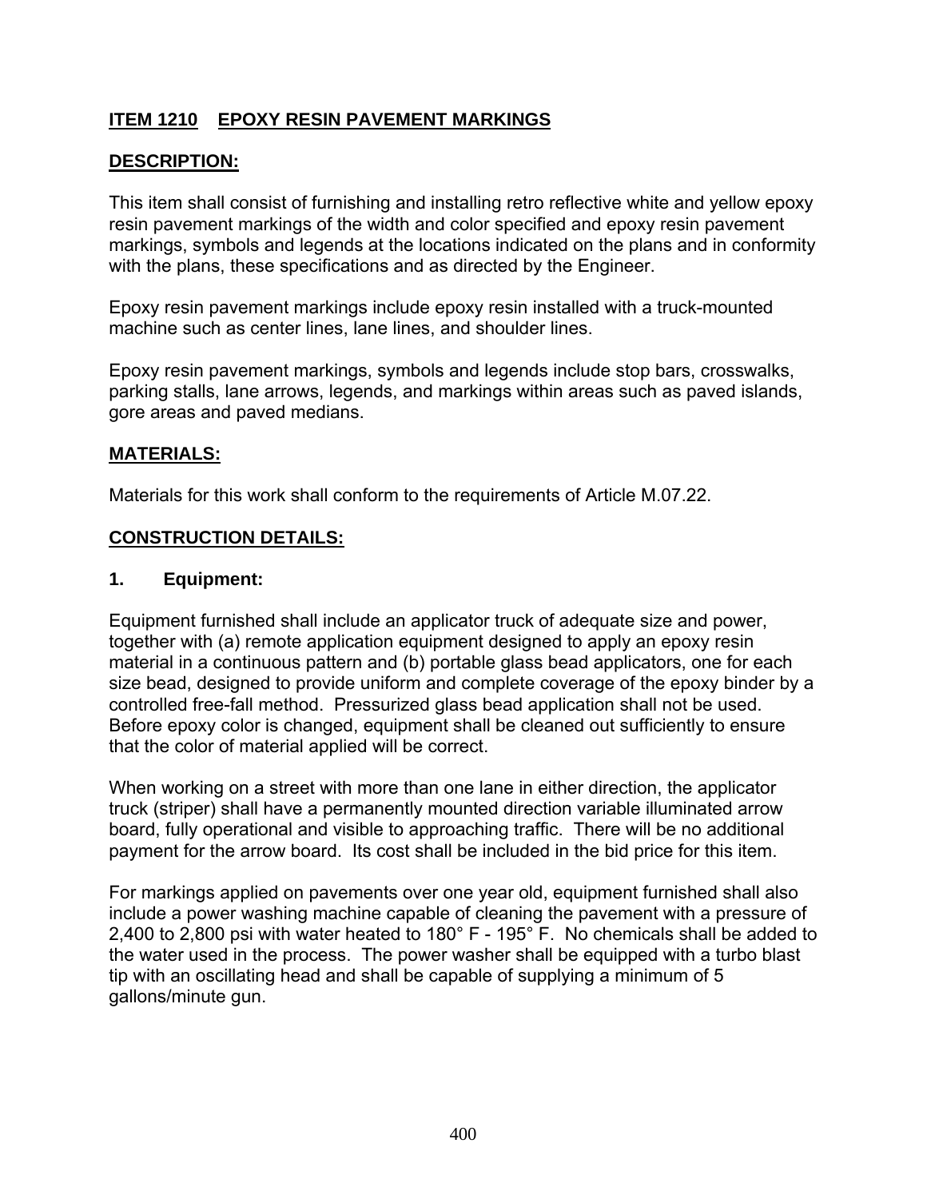## ITEM 1210 EPOXY RESIN PAVEMENT MARKINGS

### DESCRIPTION:

This item shall consist of furnishing and installing retro reflective white and yellow epoxy resin pavement markings of the width and color specified and epoxy resin pavement markings, symbols and legends at the locations indicated on the plans and in conformity with the plans, these specifications and as directed by the Engineer.

Epoxy resin pavement markings include epoxy resin installed with a truck-mounted machine such as center lines, lane lines, and shoulder lines.

Epoxy resin pavement markings, symbols and legends include stop bars, crosswalks, parking stalls, lane arrows, legends, and markings within areas such as paved islands, gore areas and paved medians.

### MATERIALS:

Materials for this work shall conform to the requirements of Article M.07.22.

### CONSTRUCTION DETAILS:

**1. Equipment:**

Equipment furnished shall include an applicator truck of adequate size and power, together with (a) remote application equipment designed to apply an epoxy resin material in a continuous pattern and (b) portable glass bead applicators, one for each size bead, designed to provide uniform and complete coverage of the epoxy binder by a controlled free-fall method. Pressurized glass bead application shall not be used. Before epoxy color is changed, equipment shall be cleaned out sufficiently to ensure that the color of material applied will be correct.

When working on a street with more than one lane in either direction, the applicator truck (striper) shall have a permanently mounted direction variable illuminated arrow board, fully operational and visible to approaching traffic. There will be no additional payment for the arrow board. Its cost shall be included in the bid price for this item.

For markings applied on pavements over one year old, equipment furnished shall also include a power washing machine capable of cleaning the pavement with a pressure of 2,400 to 2,800 psi with water heated to 180° F - 195° F. No chemicals shall be added to the water used in the process. The power washer shall be equipped with a turbo blast tip with an oscillating head and shall be capable of supplying a minimum of 5 gallons/minute gun.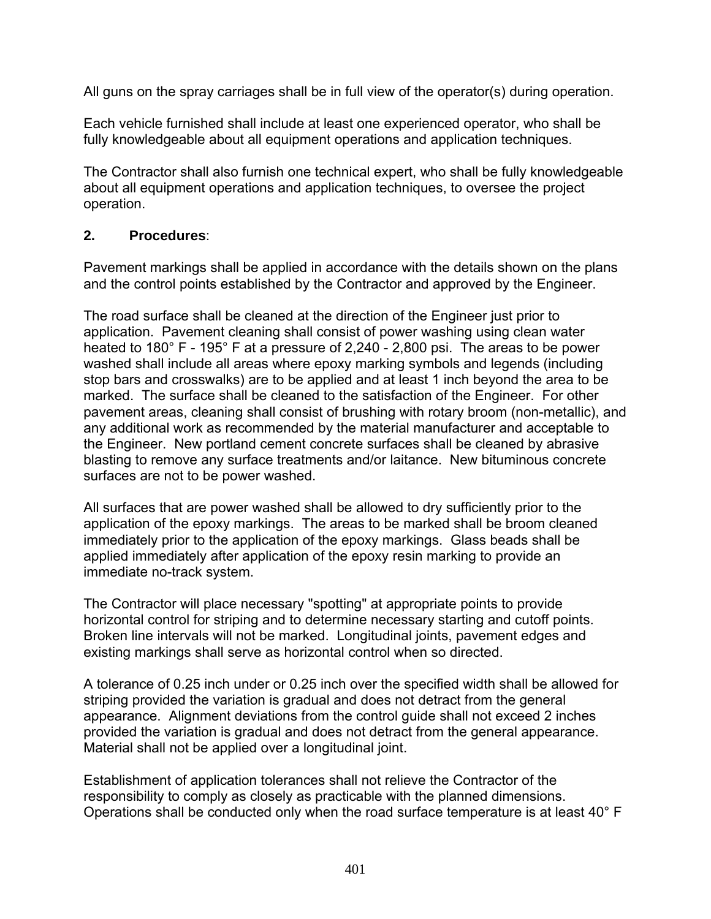All guns on the spray carriages shall be in full view of the operator(s) during operation.

Each vehicle furnished shall include at least one experienced operator, who shall be fully knowledgeable about all equipment operations and application techniques.

The Contractor shall also furnish one technical expert, who shall be fully knowledgeable about all equipment operations and application techniques, to oversee the project operation.

**2. Procedures**:

Pavement markings shall be applied in accordance with the details shown on the plans and the control points established by the Contractor and approved by the Engineer.

The road surface shall be cleaned at the direction of the Engineer just prior to application. Pavement cleaning shall consist of power washing using clean water heated to 180° F - 195° F at a pressure of 2,240 - 2,800 psi. The areas to be power washed shall include all areas where epoxy marking symbols and legends (including stop bars and crosswalks) are to be applied and at least 1 inch beyond the area to be marked. The surface shall be cleaned to the satisfaction of the Engineer. For other pavement areas, cleaning shall consist of brushing with rotary broom (non-metallic), and any additional work as recommended by the material manufacturer and acceptable to the Engineer. New portland cement concrete surfaces shall be cleaned by abrasive blasting to remove any surface treatments and/or laitance. New bituminous concrete surfaces are not to be power washed.

All surfaces that are power washed shall be allowed to dry sufficiently prior to the application of the epoxy markings. The areas to be marked shall be broom cleaned immediately prior to the application of the epoxy markings. Glass beads shall be applied immediately after application of the epoxy resin marking to provide an immediate no-track system.

The Contractor will place necessary "spotting" at appropriate points to provide horizontal control for striping and to determine necessary starting and cutoff points. Broken line intervals will not be marked. Longitudinal joints, pavement edges and existing markings shall serve as horizontal control when so directed.

A tolerance of 0.25 inch under or 0.25 inch over the specified width shall be allowed for striping provided the variation is gradual and does not detract from the general appearance. Alignment deviations from the control guide shall not exceed 2 inches provided the variation is gradual and does not detract from the general appearance. Material shall not be applied over a longitudinal joint.

Establishment of application tolerances shall not relieve the Contractor of the responsibility to comply as closely as practicable with the planned dimensions. Operations shall be conducted only when the road surface temperature is at least 40° F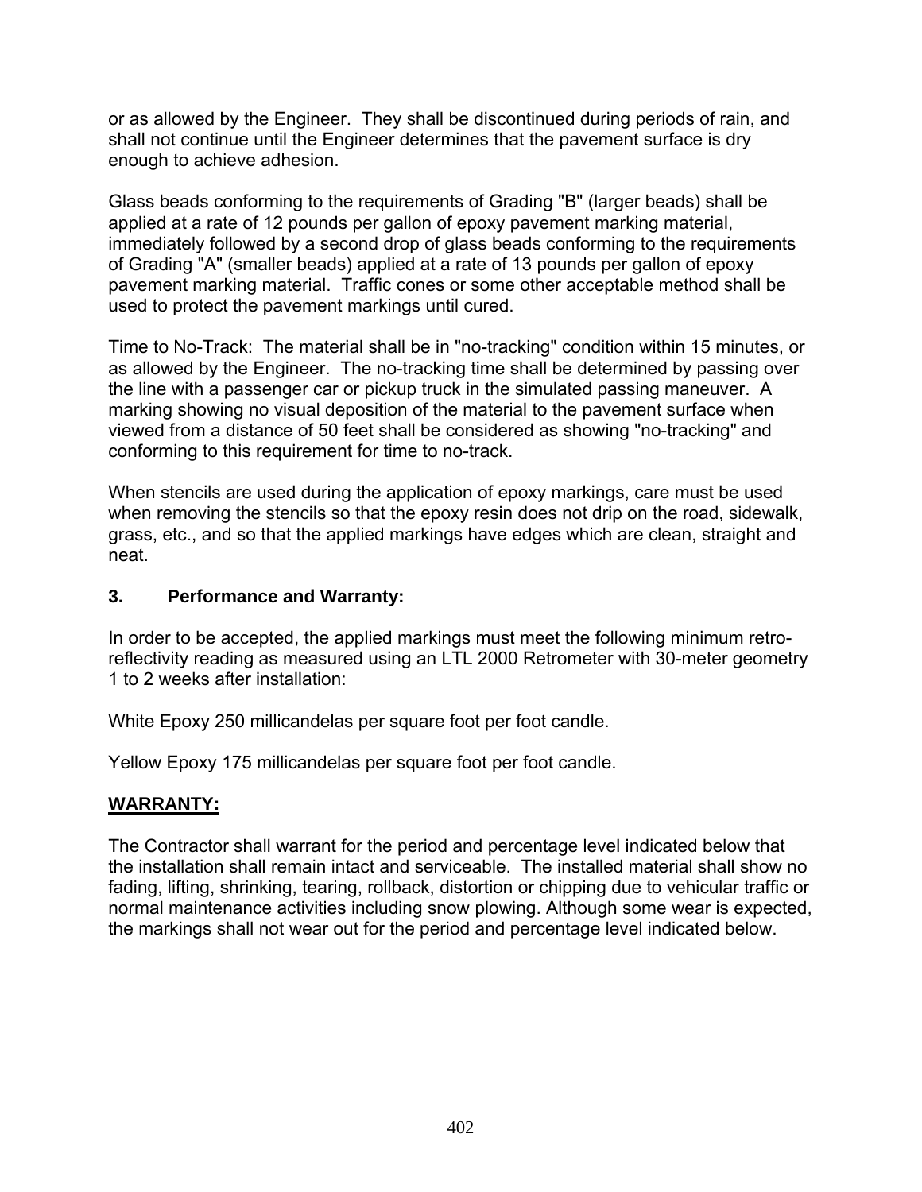or as allowed by the Engineer. They shall be discontinued during periods of rain, and shall not continue until the Engineer determines that the pavement surface is dry enough to achieve adhesion.

Glass beads conforming to the requirements of Grading "B" (larger beads) shall be applied at a rate of 12 pounds per gallon of epoxy pavement marking material, immediately followed by a second drop of glass beads conforming to the requirements of Grading "A" (smaller beads) applied at a rate of 13 pounds per gallon of epoxy pavement marking material. Traffic cones or some other acceptable method shall be used to protect the pavement markings until cured.

Time to No-Track: The material shall be in "no-tracking" condition within 15 minutes, or as allowed by the Engineer. The no-tracking time shall be determined by passing over the line with a passenger car or pickup truck in the simulated passing maneuver. A marking showing no visual deposition of the material to the pavement surface when viewed from a distance of 50 feet shall be considered as showing "no-tracking" and conforming to this requirement for time to no-track.

When stencils are used during the application of epoxy markings, care must be used when removing the stencils so that the epoxy resin does not drip on the road, sidewalk, grass, etc., and so that the applied markings have edges which are clean, straight and neat.

**3. Performance and Warranty:**

In order to be accepted, the applied markings must meet the following minimum retro-reflectivity reading as measured using an LTL 2000 Retrometer with 30-meter geometry 1 to 2 weeks after installation:

White Epoxy 250 millicandelas per square foot per foot candle.

Yellow Epoxy 175 millicandelas per square foot per foot candle.

**WARRANTY:**

The Contractor shall warrant for the period and percentage level indicated below that the installation shall remain intact and serviceable. The installed material shall show no fading, lifting, shrinking, tearing, rollback, distortion or chipping due to vehicular traffic or normal maintenance activities including snow plowing. Although some wear is expected, the markings shall not wear out for the period and percentage level indicated below.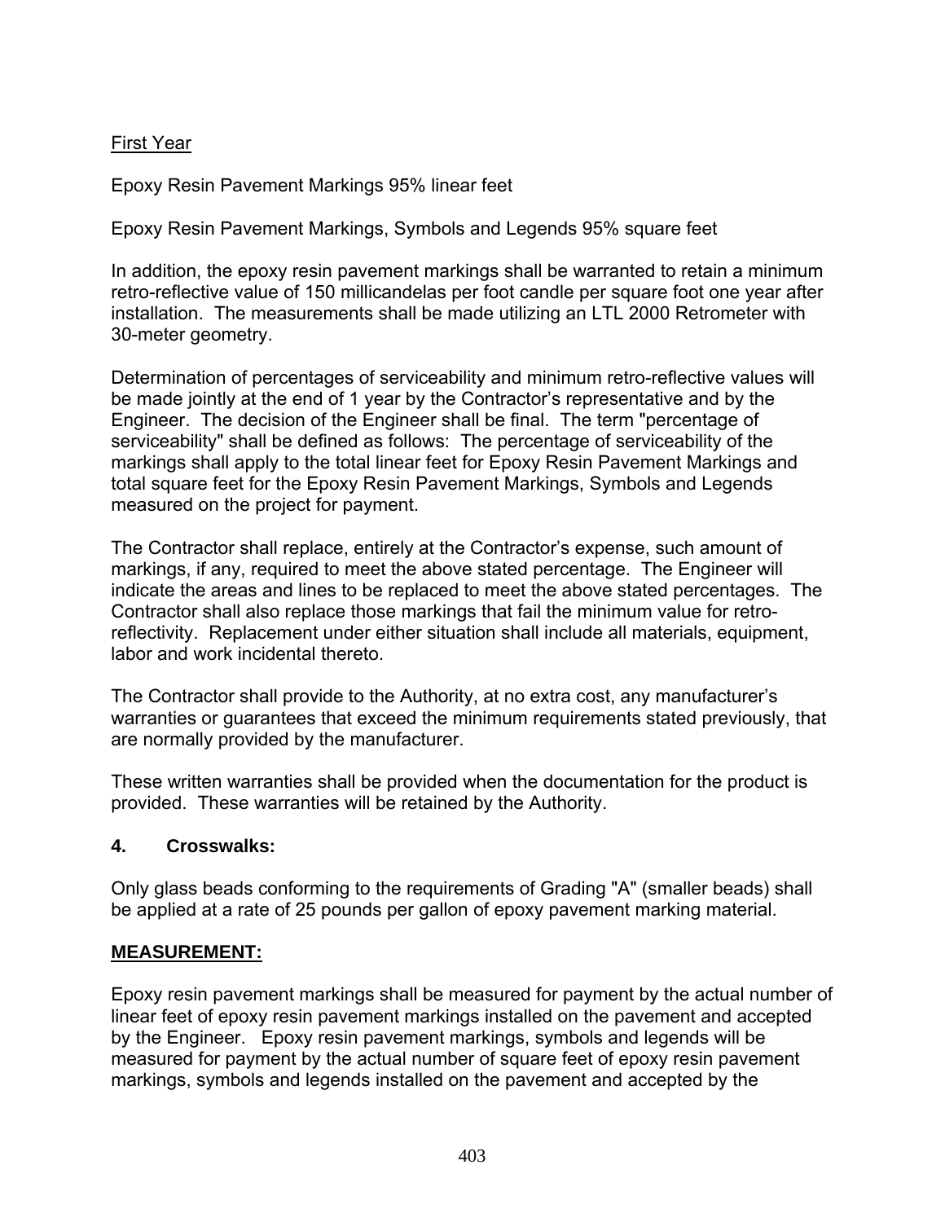First Year

Epoxy Resin Pavement Markings 95% linear feet

Epoxy Resin Pavement Markings, Symbols and Legends 95% square feet

In addition, the epoxy resin pavement markings shall be warranted to retain a minimum retro-reflective value of 150 millicandelas per foot candle per square foot one year after installation. The measurements shall be made utilizing an LTL 2000 Retrometer with 30-meter geometry.

Determination of percentages of serviceability and minimum retro-reflective values will be made jointly at the end of 1 year by the Contractor's representative and by the Engineer. The decision of the Engineer shall be final. The term "percentage of serviceability" shall be defined as follows: The percentage of serviceability of the markings shall apply to the total linear feet for Epoxy Resin Pavement Markings and total square feet for the Epoxy Resin Pavement Markings, Symbols and Legends measured on the project for payment.

The Contractor shall replace, entirely at the Contractor's expense, such amount of markings, if any, required to meet the above stated percentage. The Engineer will indicate the areas and lines to be replaced to meet the above stated percentages. The Contractor shall also replace those markings that fail the minimum value for retro-reflectivity. Replacement under either situation shall include all materials, equipment, labor and work incidental thereto.

The Contractor shall provide to the Authority, at no extra cost, any manufacturer's warranties or guarantees that exceed the minimum requirements stated previously, that are normally provided by the manufacturer.

These written warranties shall be provided when the documentation for the product is provided. These warranties will be retained by the Authority.

**4. Crosswalks:**

Only glass beads conforming to the requirements of Grading "A" (smaller beads) shall be applied at a rate of 25 pounds per gallon of epoxy pavement marking material.

**MEASUREMENT:**

Epoxy resin pavement markings shall be measured for payment by the actual number of linear feet of epoxy resin pavement markings installed on the pavement and accepted by the Engineer. Epoxy resin pavement markings, symbols and legends will be measured for payment by the actual number of square feet of epoxy resin pavement markings, symbols and legends installed on the pavement and accepted by the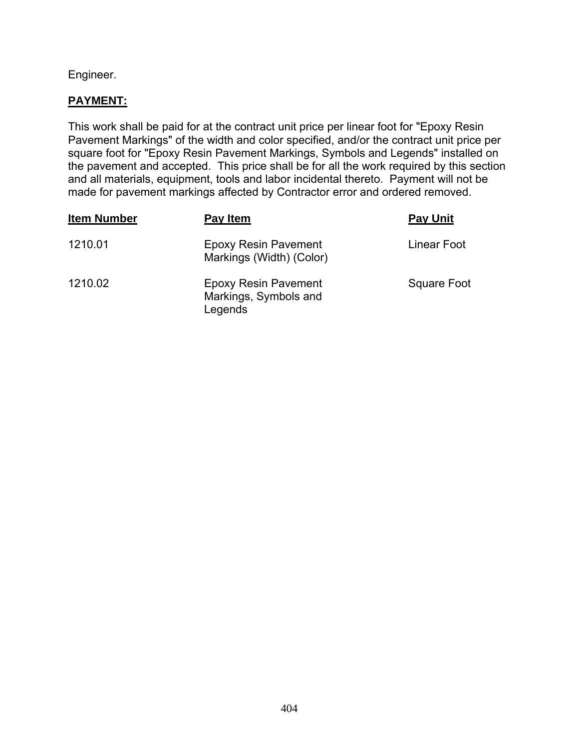Engineer.

**PAYMENT:**

This work shall be paid for at the contract unit price per linear foot for "Epoxy Resin Pavement Markings" of the width and color specified, and/or the contract unit price per square foot for "Epoxy Resin Pavement Markings, Symbols and Legends" installed on the pavement and accepted. This price shall be for all the work required by this section and all materials, equipment, tools and labor incidental thereto. Payment will not be made for pavement markings affected by Contractor error and ordered removed.

| Item Number | Pay Item | Pay Unit |
|---|---|---|
| 1210.01 | Epoxy Resin Pavement Markings (Width) (Color) | Linear Foot |
| 1210.02 | Epoxy Resin Pavement Markings, Symbols and Legends | Square Foot |